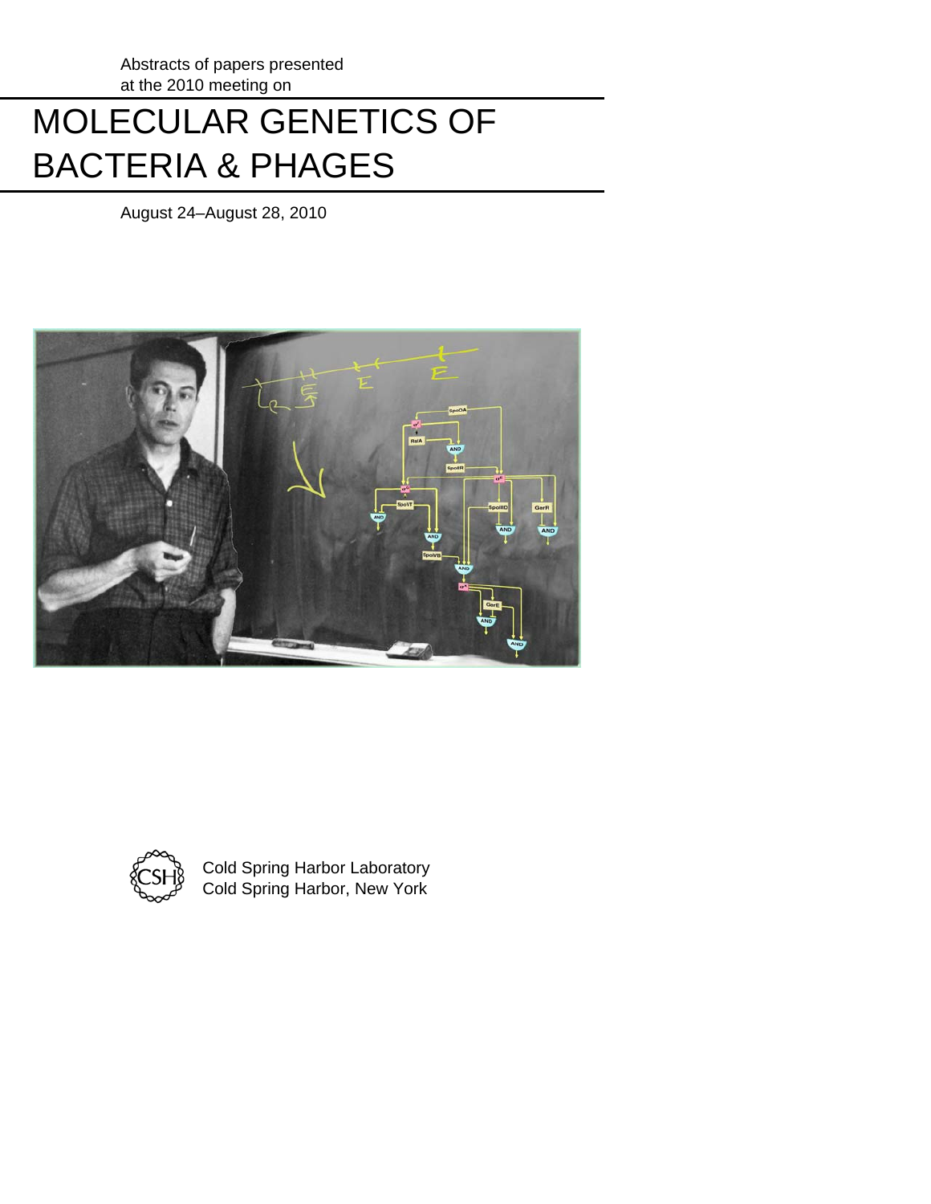Abstracts of papers presented
at the 2010 meeting on

# MOLECULAR GENETICS OF BACTERIA & PHAGES

August 24–August 28, 2010

Cold Spring Harbor Laboratory
Cold Spring Harbor, New York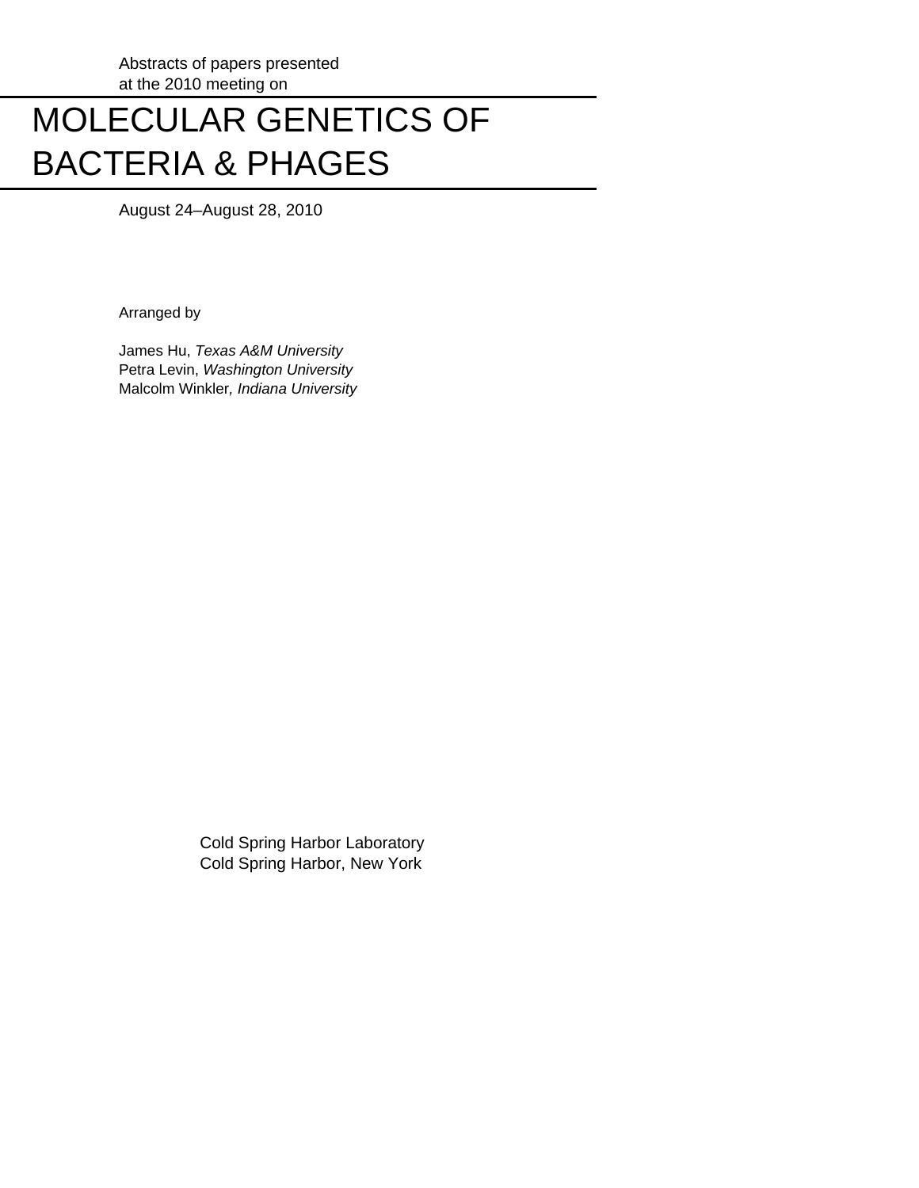Abstracts of papers presented
at the 2010 meeting on

# MOLECULAR GENETICS OF BACTERIA & PHAGES

August 24–August 28, 2010

Arranged by

James Hu, *Texas A&M University*
Petra Levin, *Washington University*
Malcolm Winkler*, Indiana University*

Cold Spring Harbor Laboratory
Cold Spring Harbor, New York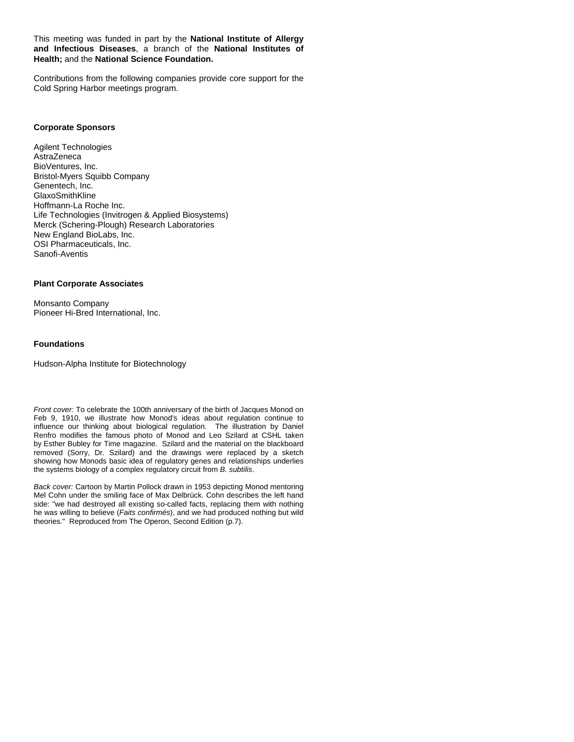This meeting was funded in part by the **National Institute of Allergy and Infectious Diseases**, a branch of the **National Institutes of Health;** and the **National Science Foundation.**

Contributions from the following companies provide core support for the Cold Spring Harbor meetings program.

**Corporate Sponsors**

Agilent Technologies
AstraZeneca
BioVentures, Inc.
Bristol-Myers Squibb Company
Genentech, Inc.
GlaxoSmithKline
Hoffmann-La Roche Inc.
Life Technologies (Invitrogen & Applied Biosystems)
Merck (Schering-Plough) Research Laboratories
New England BioLabs, Inc.
OSI Pharmaceuticals, Inc.
Sanofi-Aventis

**Plant Corporate Associates**

Monsanto Company
Pioneer Hi-Bred International, Inc.

**Foundations**

Hudson-Alpha Institute for Biotechnology

*Front cover:* To celebrate the 100th anniversary of the birth of Jacques Monod on Feb 9, 1910, we illustrate how Monod's ideas about regulation continue to influence our thinking about biological regulation. The illustration by Daniel Renfro modifies the famous photo of Monod and Leo Szilard at CSHL taken by Esther Bubley for Time magazine. Szilard and the material on the blackboard removed (Sorry, Dr. Szilard) and the drawings were replaced by a sketch showing how Monods basic idea of regulatory genes and relationships underlies the systems biology of a complex regulatory circuit from *B. subtilis*.

*Back cover:* Cartoon by Martin Pollock drawn in 1953 depicting Monod mentoring Mel Cohn under the smiling face of Max Delbrück. Cohn describes the left hand side: "we had destroyed all existing so-called facts, replacing them with nothing he was willing to believe (*Faits confirmés*), and we had produced nothing but wild theories." Reproduced from The Operon, Second Edition (p.7).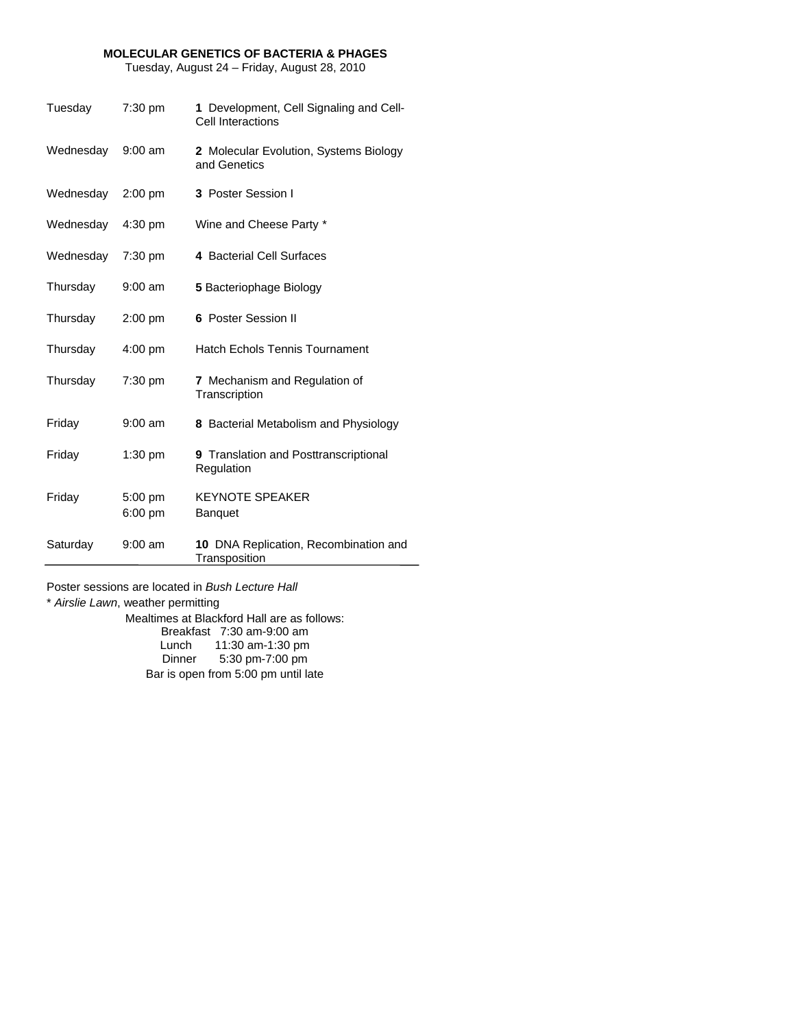**MOLECULAR GENETICS OF BACTERIA & PHAGES**

Tuesday, August 24 – Friday, August 28, 2010

| | | |
|---|---|---|
| Tuesday | 7:30 pm | **1** Development, Cell Signaling and Cell-Cell Interactions |
| Wednesday | 9:00 am | **2** Molecular Evolution, Systems Biology and Genetics |
| Wednesday | 2:00 pm | **3** Poster Session I |
| Wednesday | 4:30 pm | Wine and Cheese Party * |
| Wednesday | 7:30 pm | **4** Bacterial Cell Surfaces |
| Thursday | 9:00 am | **5** Bacteriophage Biology |
| Thursday | 2:00 pm | **6** Poster Session II |
| Thursday | 4:00 pm | Hatch Echols Tennis Tournament |
| Thursday | 7:30 pm | **7** Mechanism and Regulation of Transcription |
| Friday | 9:00 am | **8** Bacterial Metabolism and Physiology |
| Friday | 1:30 pm | **9** Translation and Posttranscriptional Regulation |
| Friday | 5:00 pm<br>6:00 pm | KEYNOTE SPEAKER<br>Banquet |
| Saturday | 9:00 am | **10** DNA Replication, Recombination and Transposition |

Poster sessions are located in *Bush Lecture Hall*

\* *Airslie Lawn*, weather permitting

Mealtimes at Blackford Hall are as follows:

Breakfast 7:30 am-9:00 am
Lunch 11:30 am-1:30 pm
Dinner 5:30 pm-7:00 pm

Bar is open from 5:00 pm until late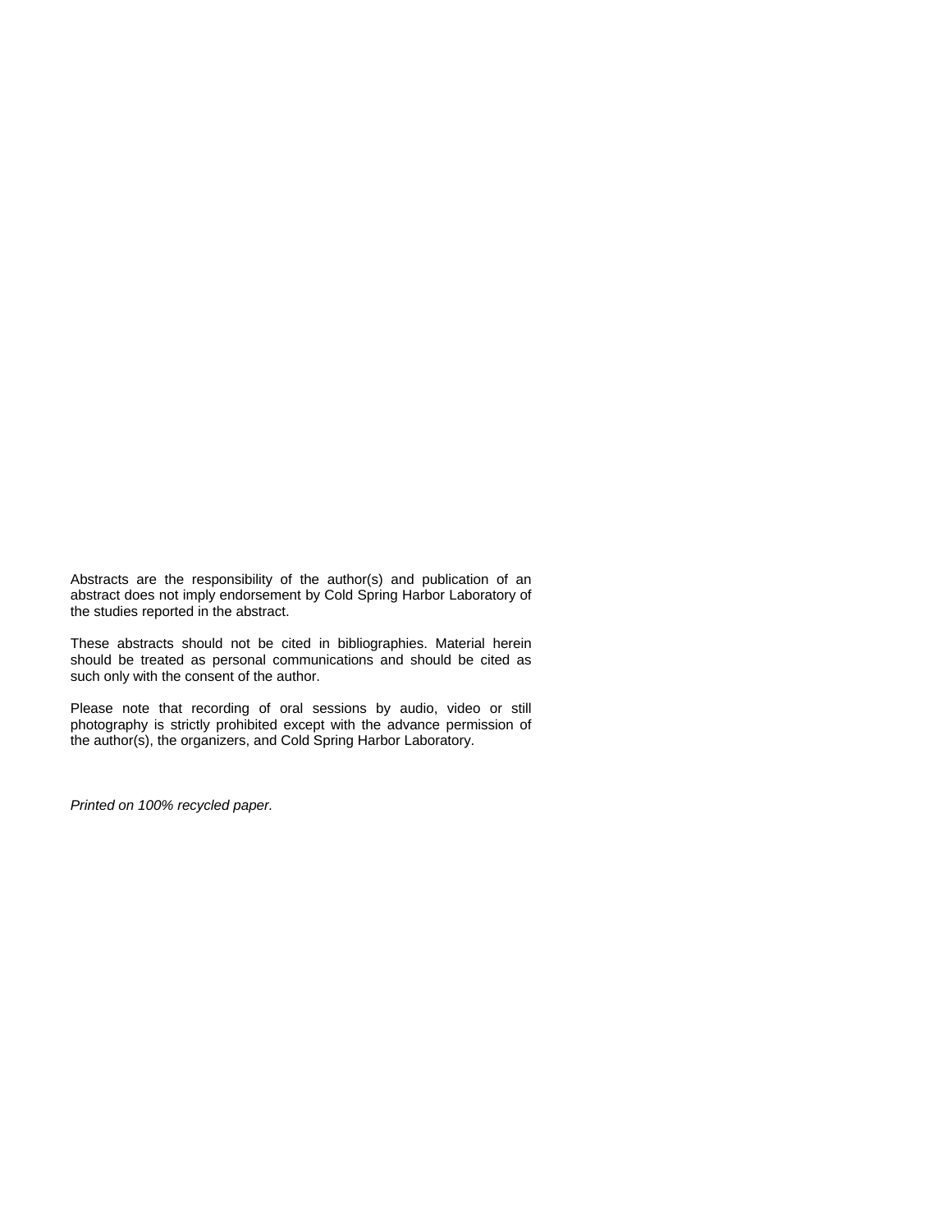Abstracts are the responsibility of the author(s) and publication of an abstract does not imply endorsement by Cold Spring Harbor Laboratory of the studies reported in the abstract.

These abstracts should not be cited in bibliographies. Material herein should be treated as personal communications and should be cited as such only with the consent of the author.

Please note that recording of oral sessions by audio, video or still photography is strictly prohibited except with the advance permission of the author(s), the organizers, and Cold Spring Harbor Laboratory.

*Printed on 100% recycled paper.*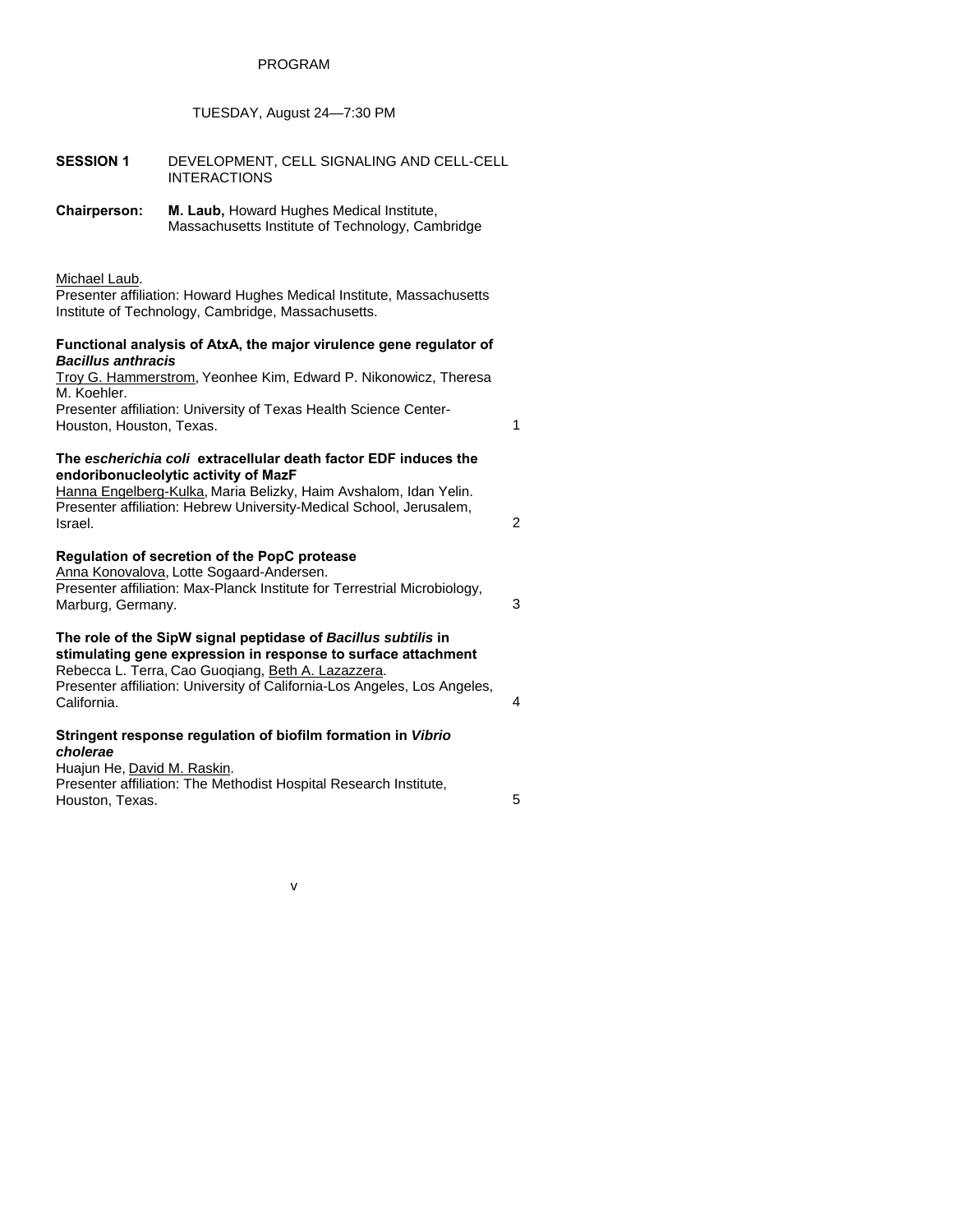# PROGRAM

## TUESDAY, August 24—7:30 PM

**SESSION 1** DEVELOPMENT, CELL SIGNALING AND CELL-CELL INTERACTIONS

**Chairperson:** **M. Laub,** Howard Hughes Medical Institute, Massachusetts Institute of Technology, Cambridge

Michael Laub.
Presenter affiliation: Howard Hughes Medical Institute, Massachusetts Institute of Technology, Cambridge, Massachusetts.

**Functional analysis of AtxA, the major virulence gene regulator of *Bacillus anthracis***
Troy G. Hammerstrom, Yeonhee Kim, Edward P. Nikonowicz, Theresa M. Koehler.
Presenter affiliation: University of Texas Health Science Center-Houston, Houston, Texas. 1

**The *escherichia coli* extracellular death factor EDF induces the endoribonucleolytic activity of MazF**
Hanna Engelberg-Kulka, Maria Belizky, Haim Avshalom, Idan Yelin.
Presenter affiliation: Hebrew University-Medical School, Jerusalem, Israel. 2

**Regulation of secretion of the PopC protease**
Anna Konovalova, Lotte Sogaard-Andersen.
Presenter affiliation: Max-Planck Institute for Terrestrial Microbiology, Marburg, Germany. 3

**The role of the SipW signal peptidase of *Bacillus subtilis* in stimulating gene expression in response to surface attachment**
Rebecca L. Terra, Cao Guoqiang, Beth A. Lazazzera.
Presenter affiliation: University of California-Los Angeles, Los Angeles, California. 4

**Stringent response regulation of biofilm formation in *Vibrio cholerae***
Huajun He, David M. Raskin.
Presenter affiliation: The Methodist Hospital Research Institute, Houston, Texas. 5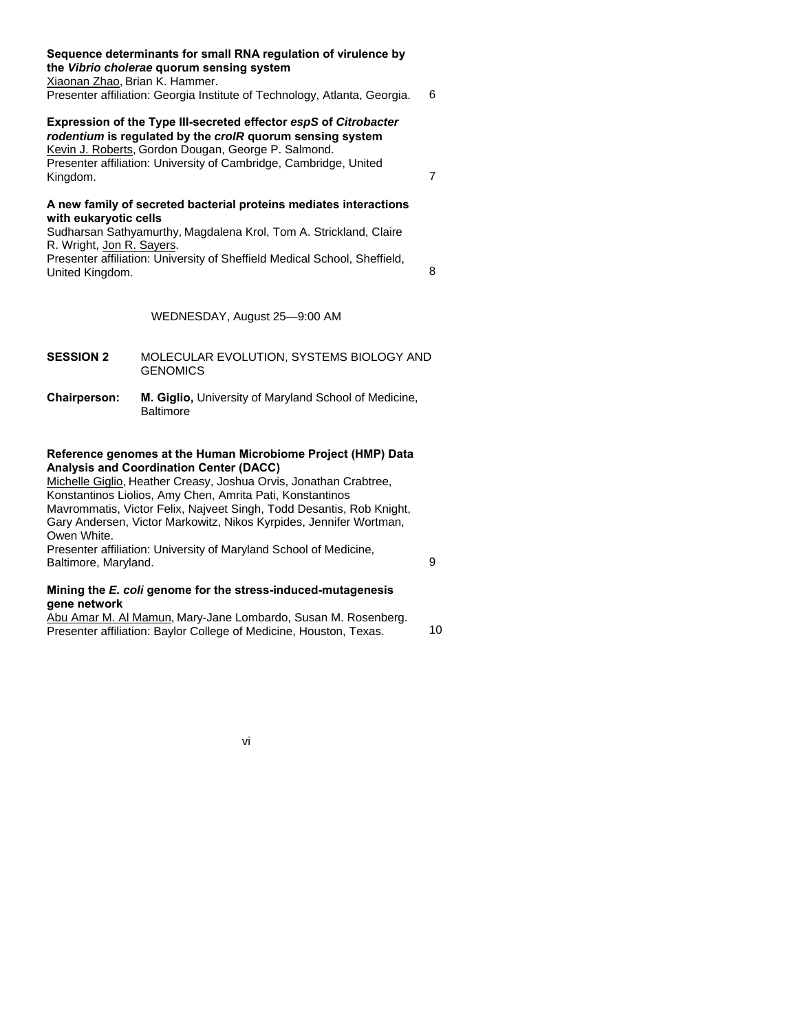**Sequence determinants for small RNA regulation of virulence by the *Vibrio cholerae* quorum sensing system**
Xiaonan Zhao, Brian K. Hammer.
Presenter affiliation: Georgia Institute of Technology, Atlanta, Georgia. 6

**Expression of the Type III-secreted effector *espS* of *Citrobacter rodentium* is regulated by the *croIR* quorum sensing system**
Kevin J. Roberts, Gordon Dougan, George P. Salmond.
Presenter affiliation: University of Cambridge, Cambridge, United Kingdom. 7

**A new family of secreted bacterial proteins mediates interactions with eukaryotic cells**
Sudharsan Sathyamurthy, Magdalena Krol, Tom A. Strickland, Claire R. Wright, Jon R. Sayers.
Presenter affiliation: University of Sheffield Medical School, Sheffield, United Kingdom. 8

WEDNESDAY, August 25—9:00 AM

**SESSION 2** MOLECULAR EVOLUTION, SYSTEMS BIOLOGY AND GENOMICS

**Chairperson:** **M. Giglio,** University of Maryland School of Medicine, Baltimore

**Reference genomes at the Human Microbiome Project (HMP) Data Analysis and Coordination Center (DACC)**
Michelle Giglio, Heather Creasy, Joshua Orvis, Jonathan Crabtree, Konstantinos Liolios, Amy Chen, Amrita Pati, Konstantinos Mavrommatis, Victor Felix, Najveet Singh, Todd Desantis, Rob Knight, Gary Andersen, Victor Markowitz, Nikos Kyrpides, Jennifer Wortman, Owen White.
Presenter affiliation: University of Maryland School of Medicine, Baltimore, Maryland. 9

**Mining the *E. coli* genome for the stress-induced-mutagenesis gene network**
Abu Amar M. Al Mamun, Mary-Jane Lombardo, Susan M. Rosenberg.
Presenter affiliation: Baylor College of Medicine, Houston, Texas. 10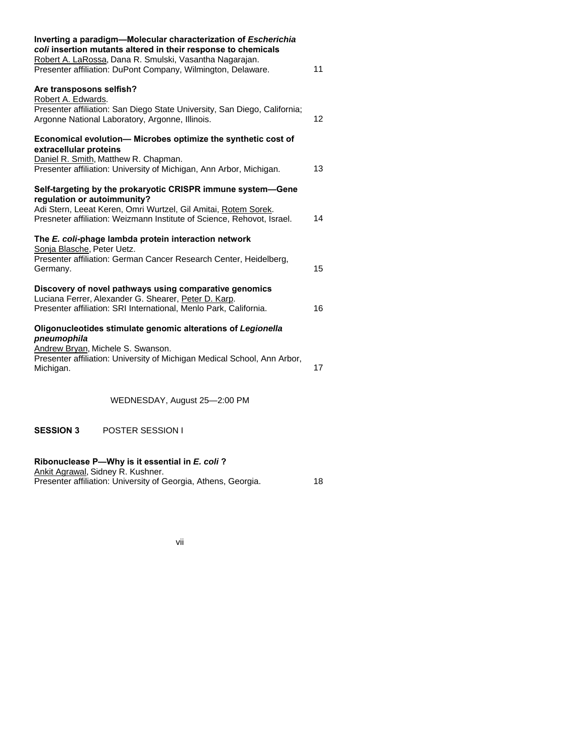**Inverting a paradigm—Molecular characterization of *Escherichia coli* insertion mutants altered in their response to chemicals**
Robert A. LaRossa, Dana R. Smulski, Vasantha Nagarajan.
Presenter affiliation: DuPont Company, Wilmington, Delaware. 11

**Are transposons selfish?**
Robert A. Edwards.
Presenter affiliation: San Diego State University, San Diego, California; Argonne National Laboratory, Argonne, Illinois. 12

**Economical evolution— Microbes optimize the synthetic cost of extracellular proteins**
Daniel R. Smith, Matthew R. Chapman.
Presenter affiliation: University of Michigan, Ann Arbor, Michigan. 13

**Self-targeting by the prokaryotic CRISPR immune system—Gene regulation or autoimmunity?**
Adi Stern, Leeat Keren, Omri Wurtzel, Gil Amitai, Rotem Sorek.
Presneter affiliation: Weizmann Institute of Science, Rehovot, Israel. 14

**The *E. coli*-phage lambda protein interaction network**
Sonja Blasche, Peter Uetz.
Presenter affiliation: German Cancer Research Center, Heidelberg, Germany. 15

**Discovery of novel pathways using comparative genomics**
Luciana Ferrer, Alexander G. Shearer, Peter D. Karp.
Presenter affiliation: SRI International, Menlo Park, California. 16

**Oligonucleotides stimulate genomic alterations of *Legionella pneumophila***
Andrew Bryan, Michele S. Swanson.
Presenter affiliation: University of Michigan Medical School, Ann Arbor, Michigan. 17

WEDNESDAY, August 25—2:00 PM

**SESSION 3** POSTER SESSION I

**Ribonuclease P—Why is it essential in *E. coli* ?**
Ankit Agrawal, Sidney R. Kushner.
Presenter affiliation: University of Georgia, Athens, Georgia. 18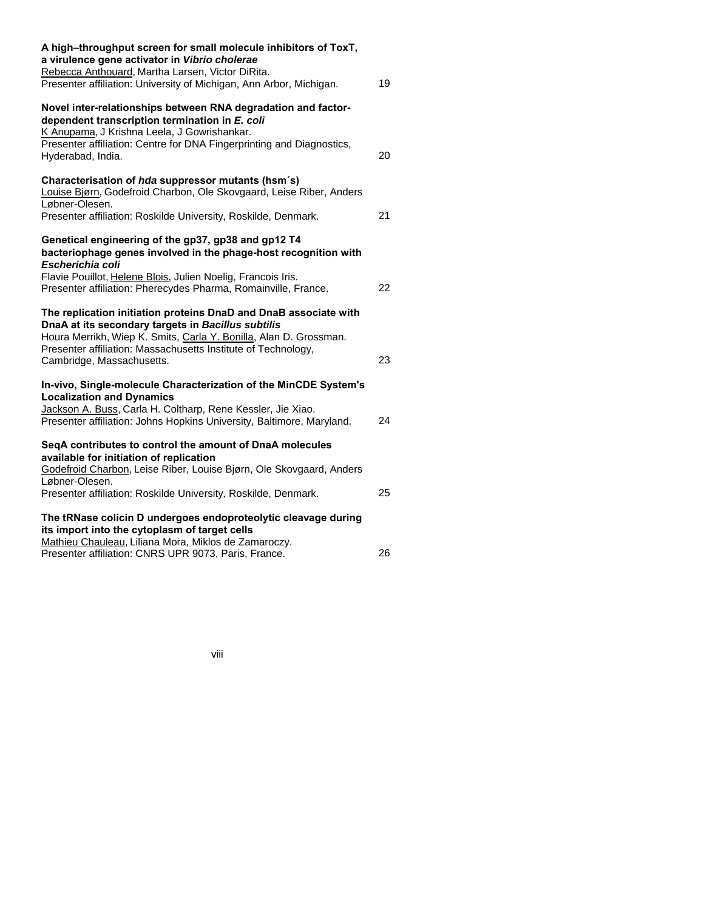**A high–throughput screen for small molecule inhibitors of ToxT, a virulence gene activator in *Vibrio cholerae***
Rebecca Anthouard, Martha Larsen, Victor DiRita.
Presenter affiliation: University of Michigan, Ann Arbor, Michigan. 19

**Novel inter-relationships between RNA degradation and factor-dependent transcription termination in *E. coli***
K Anupama, J Krishna Leela, J Gowrishankar.
Presenter affiliation: Centre for DNA Fingerprinting and Diagnostics, Hyderabad, India. 20

**Characterisation of *hda* suppressor mutants (hsm´s)**
Louise Bjørn, Godefroid Charbon, Ole Skovgaard, Leise Riber, Anders Løbner-Olesen.
Presenter affiliation: Roskilde University, Roskilde, Denmark. 21

**Genetical engineering of the gp37, gp38 and gp12 T4 bacteriophage genes involved in the phage-host recognition with *Escherichia coli***
Flavie Pouillot, Helene Blois, Julien Noelig, Francois Iris.
Presenter affiliation: Pherecydes Pharma, Romainville, France. 22

**The replication initiation proteins DnaD and DnaB associate with DnaA at its secondary targets in *Bacillus subtilis***
Houra Merrikh, Wiep K. Smits, Carla Y. Bonilla, Alan D. Grossman.
Presenter affiliation: Massachusetts Institute of Technology, Cambridge, Massachusetts. 23

**In-vivo, Single-molecule Characterization of the MinCDE System's Localization and Dynamics**
Jackson A. Buss, Carla H. Coltharp, Rene Kessler, Jie Xiao.
Presenter affiliation: Johns Hopkins University, Baltimore, Maryland. 24

**SeqA contributes to control the amount of DnaA molecules available for initiation of replication**
Godefroid Charbon, Leise Riber, Louise Bjørn, Ole Skovgaard, Anders Løbner-Olesen.
Presenter affiliation: Roskilde University, Roskilde, Denmark. 25

**The tRNase colicin D undergoes endoproteolytic cleavage during its import into the cytoplasm of target cells**
Mathieu Chauleau, Liliana Mora, Miklos de Zamaroczy.
Presenter affiliation: CNRS UPR 9073, Paris, France. 26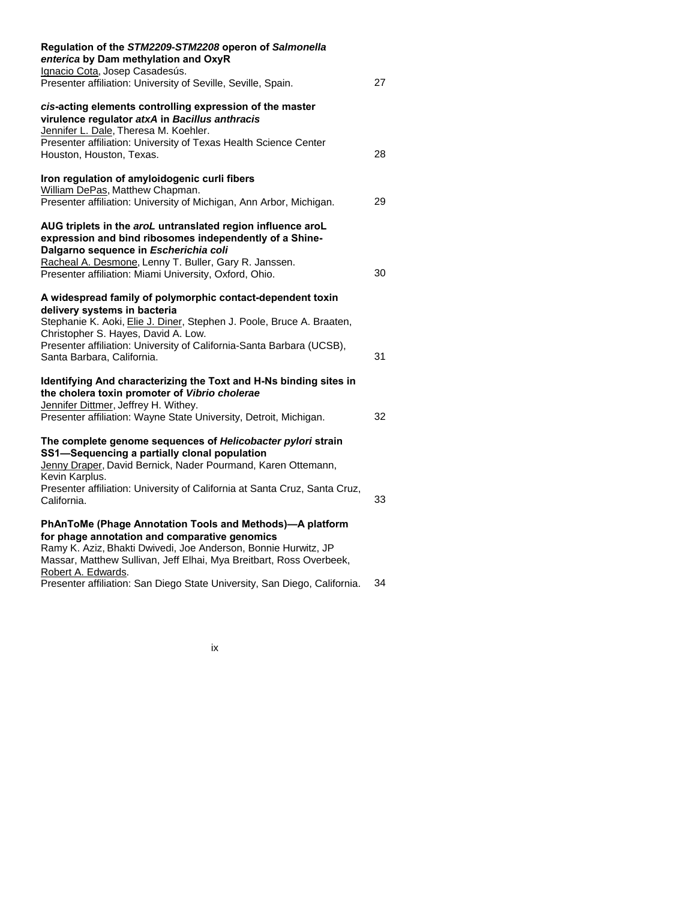**Regulation of the *STM2209-STM2208* operon of *Salmonella enterica* by Dam methylation and OxyR**
Ignacio Cota, Josep Casadesús.
Presenter affiliation: University of Seville, Seville, Spain. 27

***cis*-acting elements controlling expression of the master virulence regulator *atxA* in *Bacillus anthracis***
Jennifer L. Dale, Theresa M. Koehler.
Presenter affiliation: University of Texas Health Science Center Houston, Houston, Texas. 28

**Iron regulation of amyloidogenic curli fibers**
William DePas, Matthew Chapman.
Presenter affiliation: University of Michigan, Ann Arbor, Michigan. 29

**AUG triplets in the *aroL* untranslated region influence aroL expression and bind ribosomes independently of a Shine-Dalgarno sequence in *Escherichia coli***
Racheal A. Desmone, Lenny T. Buller, Gary R. Janssen.
Presenter affiliation: Miami University, Oxford, Ohio. 30

**A widespread family of polymorphic contact-dependent toxin delivery systems in bacteria**
Stephanie K. Aoki, Elie J. Diner, Stephen J. Poole, Bruce A. Braaten, Christopher S. Hayes, David A. Low.
Presenter affiliation: University of California-Santa Barbara (UCSB), Santa Barbara, California. 31

**Identifying And characterizing the Toxt and H-Ns binding sites in the cholera toxin promoter of *Vibrio cholerae***
Jennifer Dittmer, Jeffrey H. Withey.
Presenter affiliation: Wayne State University, Detroit, Michigan. 32

**The complete genome sequences of *Helicobacter pylori* strain SS1—Sequencing a partially clonal population**
Jenny Draper, David Bernick, Nader Pourmand, Karen Ottemann, Kevin Karplus.
Presenter affiliation: University of California at Santa Cruz, Santa Cruz, California. 33

**PhAnToMe (Phage Annotation Tools and Methods)—A platform for phage annotation and comparative genomics**
Ramy K. Aziz, Bhakti Dwivedi, Joe Anderson, Bonnie Hurwitz, JP Massar, Matthew Sullivan, Jeff Elhai, Mya Breitbart, Ross Overbeek, Robert A. Edwards.
Presenter affiliation: San Diego State University, San Diego, California. 34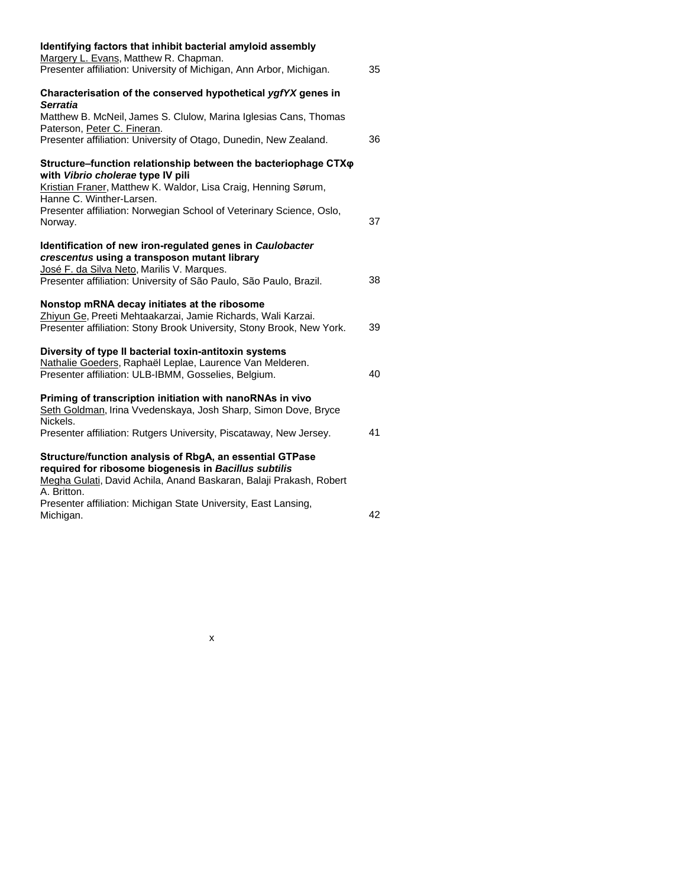**Identifying factors that inhibit bacterial amyloid assembly**
Margery L. Evans, Matthew R. Chapman.
Presenter affiliation: University of Michigan, Ann Arbor, Michigan. 35

**Characterisation of the conserved hypothetical *ygfYX* genes in *Serratia***
Matthew B. McNeil, James S. Clulow, Marina Iglesias Cans, Thomas Paterson, Peter C. Fineran.
Presenter affiliation: University of Otago, Dunedin, New Zealand. 36

**Structure–function relationship between the bacteriophage CTXφ with *Vibrio cholerae* type IV pili**
Kristian Franer, Matthew K. Waldor, Lisa Craig, Henning Sørum, Hanne C. Winther-Larsen.
Presenter affiliation: Norwegian School of Veterinary Science, Oslo, Norway. 37

**Identification of new iron-regulated genes in *Caulobacter crescentus* using a transposon mutant library**
José F. da Silva Neto, Marilis V. Marques.
Presenter affiliation: University of São Paulo, São Paulo, Brazil. 38

**Nonstop mRNA decay initiates at the ribosome**
Zhiyun Ge, Preeti Mehtaakarzai, Jamie Richards, Wali Karzai.
Presenter affiliation: Stony Brook University, Stony Brook, New York. 39

**Diversity of type II bacterial toxin-antitoxin systems**
Nathalie Goeders, Raphaël Leplae, Laurence Van Melderen.
Presenter affiliation: ULB-IBMM, Gosselies, Belgium. 40

**Priming of transcription initiation with nanoRNAs in vivo**
Seth Goldman, Irina Vvedenskaya, Josh Sharp, Simon Dove, Bryce Nickels.
Presenter affiliation: Rutgers University, Piscataway, New Jersey. 41

**Structure/function analysis of RbgA, an essential GTPase required for ribosome biogenesis in *Bacillus subtilis***
Megha Gulati, David Achila, Anand Baskaran, Balaji Prakash, Robert A. Britton.
Presenter affiliation: Michigan State University, East Lansing, Michigan. 42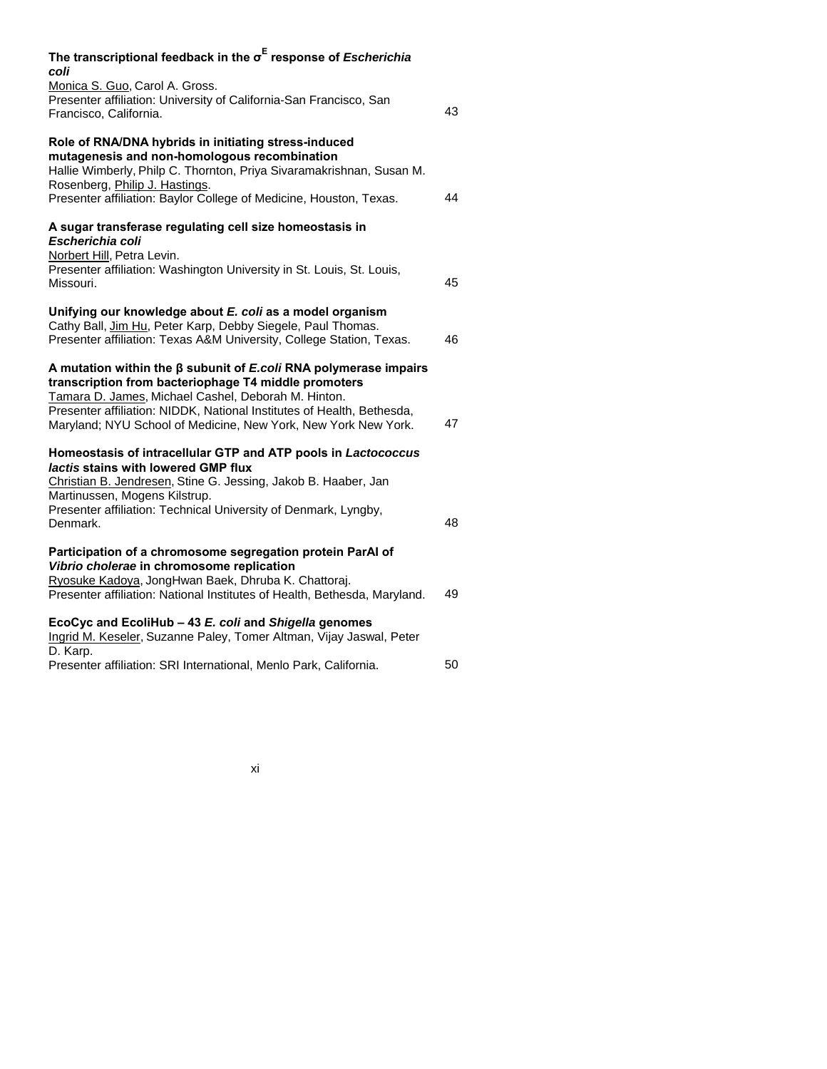**The transcriptional feedback in the $\sigma^E$ response of *Escherichia coli***
Monica S. Guo, Carol A. Gross.
Presenter affiliation: University of California-San Francisco, San Francisco, California. 43

**Role of RNA/DNA hybrids in initiating stress-induced mutagenesis and non-homologous recombination**
Hallie Wimberly, Philp C. Thornton, Priya Sivaramakrishnan, Susan M. Rosenberg, Philip J. Hastings.
Presenter affiliation: Baylor College of Medicine, Houston, Texas. 44

**A sugar transferase regulating cell size homeostasis in *Escherichia coli***
Norbert Hill, Petra Levin.
Presenter affiliation: Washington University in St. Louis, St. Louis, Missouri. 45

**Unifying our knowledge about *E. coli* as a model organism**
Cathy Ball, Jim Hu, Peter Karp, Debby Siegele, Paul Thomas.
Presenter affiliation: Texas A&M University, College Station, Texas. 46

**A mutation within the β subunit of *E.coli* RNA polymerase impairs transcription from bacteriophage T4 middle promoters**
Tamara D. James, Michael Cashel, Deborah M. Hinton.
Presenter affiliation: NIDDK, National Institutes of Health, Bethesda, Maryland; NYU School of Medicine, New York, New York New York. 47

**Homeostasis of intracellular GTP and ATP pools in *Lactococcus lactis* stains with lowered GMP flux**
Christian B. Jendresen, Stine G. Jessing, Jakob B. Haaber, Jan Martinussen, Mogens Kilstrup.
Presenter affiliation: Technical University of Denmark, Lyngby, Denmark. 48

**Participation of a chromosome segregation protein ParAI of *Vibrio cholerae* in chromosome replication**
Ryosuke Kadoya, JongHwan Baek, Dhruba K. Chattoraj.
Presenter affiliation: National Institutes of Health, Bethesda, Maryland. 49

**EcoCyc and EcoliHub – 43 *E. coli* and *Shigella* genomes**
Ingrid M. Keseler, Suzanne Paley, Tomer Altman, Vijay Jaswal, Peter D. Karp.
Presenter affiliation: SRI International, Menlo Park, California. 50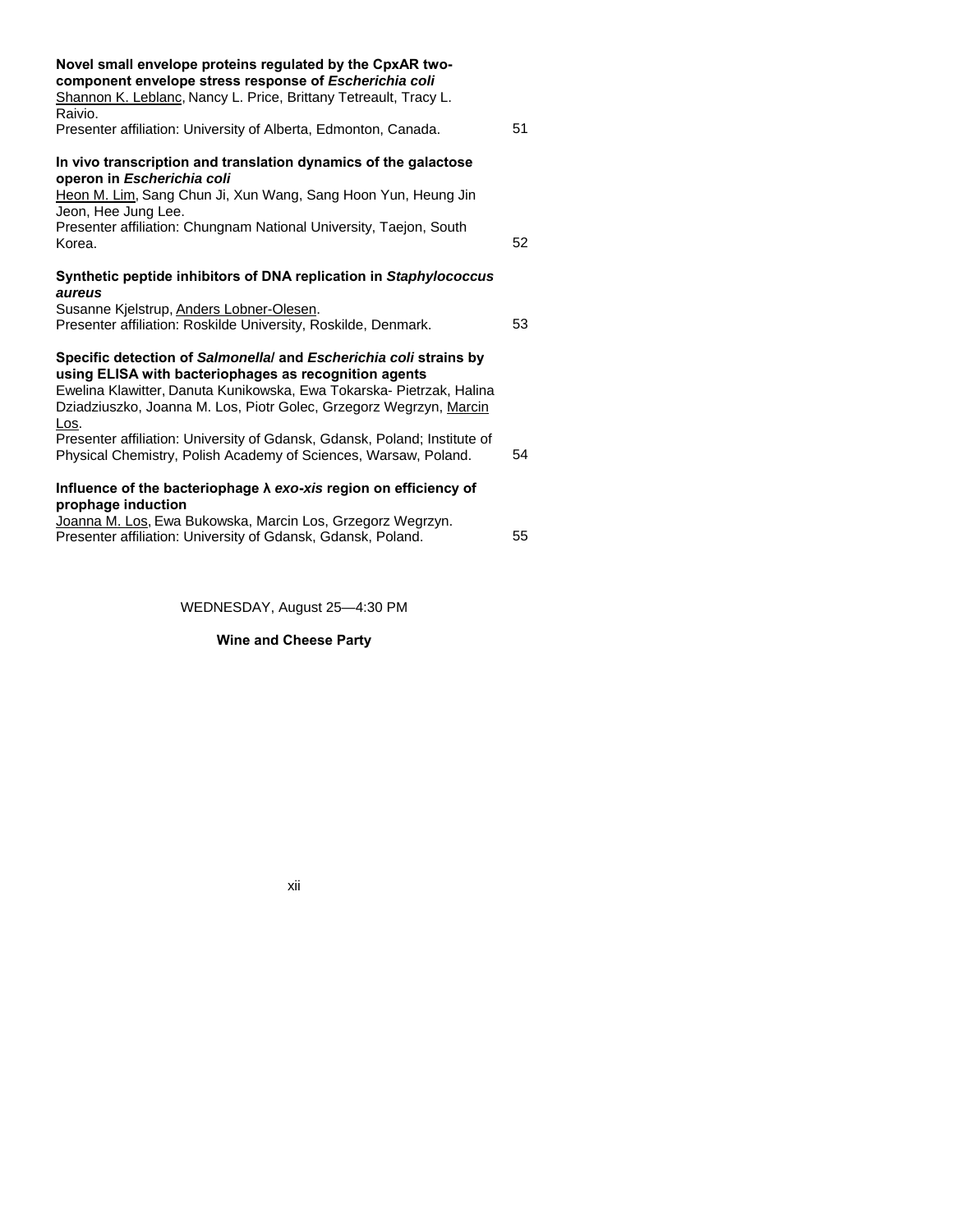**Novel small envelope proteins regulated by the CpxAR two-component envelope stress response of *Escherichia coli***
Shannon K. Leblanc, Nancy L. Price, Brittany Tetreault, Tracy L. Raivio.
Presenter affiliation: University of Alberta, Edmonton, Canada. 51

**In vivo transcription and translation dynamics of the galactose operon in *Escherichia coli***
Heon M. Lim, Sang Chun Ji, Xun Wang, Sang Hoon Yun, Heung Jin Jeon, Hee Jung Lee.
Presenter affiliation: Chungnam National University, Taejon, South Korea. 52

**Synthetic peptide inhibitors of DNA replication in *Staphylococcus aureus***
Susanne Kjelstrup, Anders Lobner-Olesen.
Presenter affiliation: Roskilde University, Roskilde, Denmark. 53

**Specific detection of *Salmonella*/ and *Escherichia coli* strains by using ELISA with bacteriophages as recognition agents**
Ewelina Klawitter, Danuta Kunikowska, Ewa Tokarska- Pietrzak, Halina Dziadziuszko, Joanna M. Los, Piotr Golec, Grzegorz Wegrzyn, Marcin Los.
Presenter affiliation: University of Gdansk, Gdansk, Poland; Institute of Physical Chemistry, Polish Academy of Sciences, Warsaw, Poland. 54

**Influence of the bacteriophage λ *exo-xis* region on efficiency of prophage induction**
Joanna M. Los, Ewa Bukowska, Marcin Los, Grzegorz Wegrzyn.
Presenter affiliation: University of Gdansk, Gdansk, Poland. 55

WEDNESDAY, August 25—4:30 PM

**Wine and Cheese Party**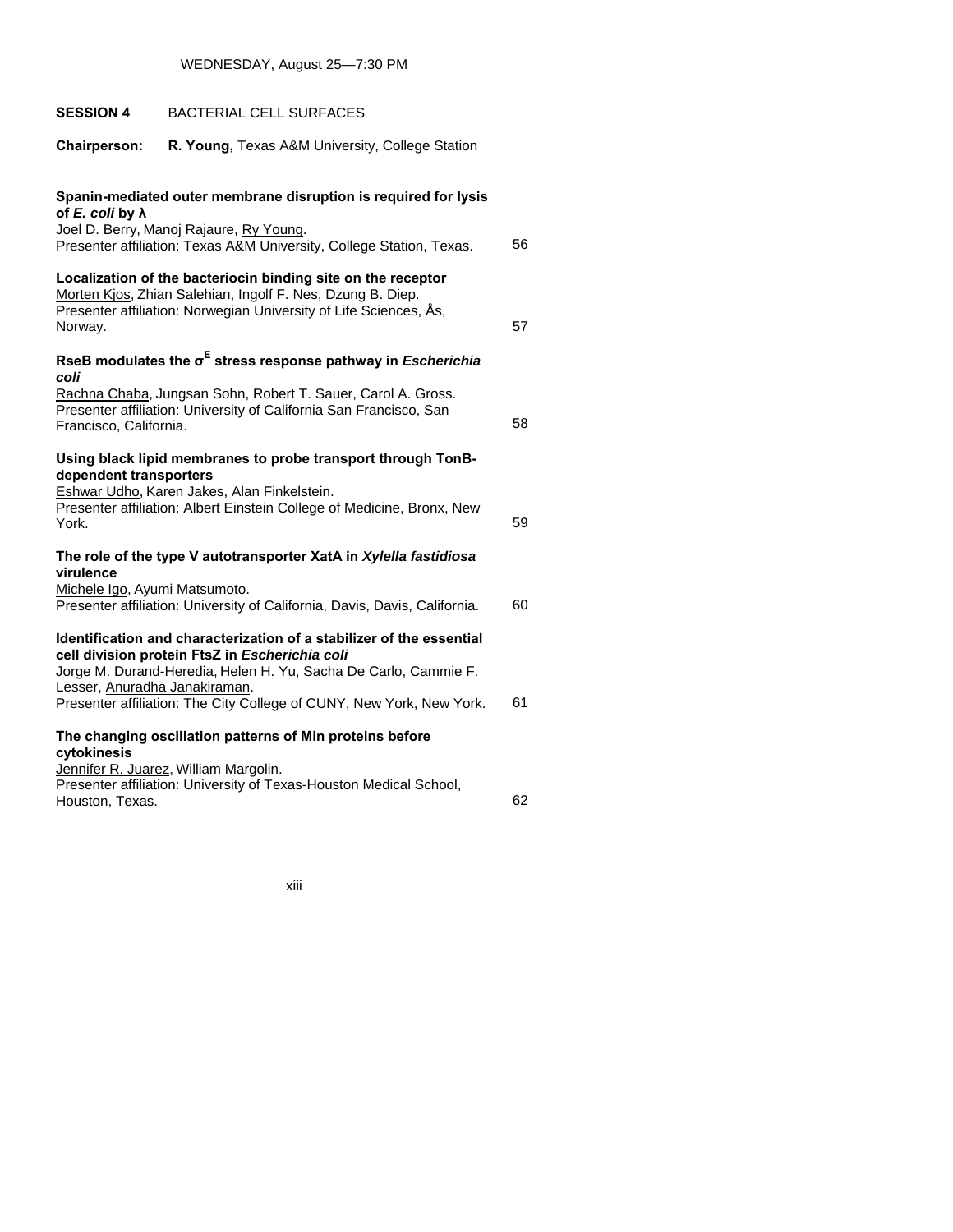WEDNESDAY, August 25—7:30 PM

**SESSION 4** BACTERIAL CELL SURFACES

**Chairperson:** **R. Young,** Texas A&M University, College Station

**Spanin-mediated outer membrane disruption is required for lysis of *E. coli* by λ**
Joel D. Berry, Manoj Rajaure, Ry Young.
Presenter affiliation: Texas A&M University, College Station, Texas. 56

**Localization of the bacteriocin binding site on the receptor**
Morten Kjos, Zhian Salehian, Ingolf F. Nes, Dzung B. Diep.
Presenter affiliation: Norwegian University of Life Sciences, Ås, Norway. 57

**RseB modulates the $\sigma^E$ stress response pathway in *Escherichia coli***
Rachna Chaba, Jungsan Sohn, Robert T. Sauer, Carol A. Gross.
Presenter affiliation: University of California San Francisco, San Francisco, California. 58

**Using black lipid membranes to probe transport through TonB-dependent transporters**
Eshwar Udho, Karen Jakes, Alan Finkelstein.
Presenter affiliation: Albert Einstein College of Medicine, Bronx, New York. 59

**The role of the type V autotransporter XatA in *Xylella fastidiosa* virulence**
Michele Igo, Ayumi Matsumoto.
Presenter affiliation: University of California, Davis, Davis, California. 60

**Identification and characterization of a stabilizer of the essential cell division protein FtsZ in *Escherichia coli***
Jorge M. Durand-Heredia, Helen H. Yu, Sacha De Carlo, Cammie F. Lesser, Anuradha Janakiraman.
Presenter affiliation: The City College of CUNY, New York, New York. 61

**The changing oscillation patterns of Min proteins before cytokinesis**
Jennifer R. Juarez, William Margolin.
Presenter affiliation: University of Texas-Houston Medical School, Houston, Texas. 62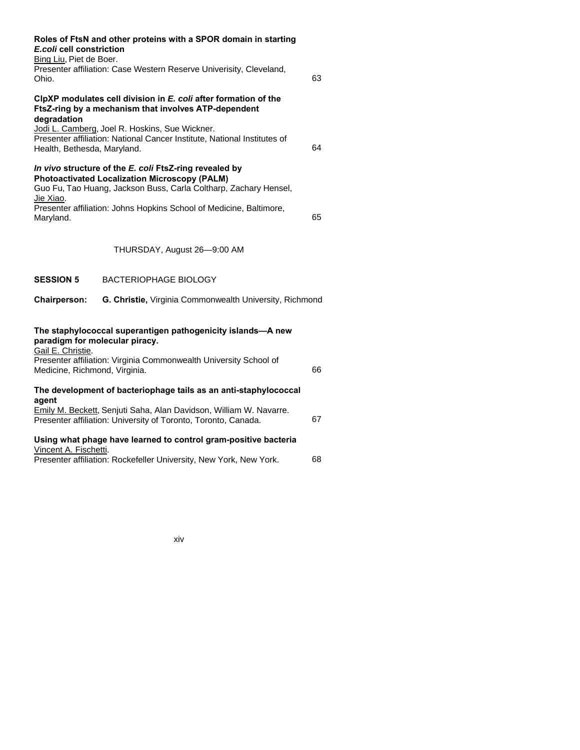**Roles of FtsN and other proteins with a SPOR domain in starting *E.coli* cell constriction**
Bing Liu, Piet de Boer.
Presenter affiliation: Case Western Reserve Univerisity, Cleveland, Ohio. 63

**ClpXP modulates cell division in *E. coli* after formation of the FtsZ-ring by a mechanism that involves ATP-dependent degradation**
Jodi L. Camberg, Joel R. Hoskins, Sue Wickner.
Presenter affiliation: National Cancer Institute, National Institutes of Health, Bethesda, Maryland. 64

***In vivo* structure of the *E. coli* FtsZ-ring revealed by Photoactivated Localization Microscopy (PALM)**
Guo Fu, Tao Huang, Jackson Buss, Carla Coltharp, Zachary Hensel, Jie Xiao.
Presenter affiliation: Johns Hopkins School of Medicine, Baltimore, Maryland. 65

THURSDAY, August 26—9:00 AM

**SESSION 5** BACTERIOPHAGE BIOLOGY

**Chairperson:** **G. Christie,** Virginia Commonwealth University, Richmond

**The staphylococcal superantigen pathogenicity islands—A new paradigm for molecular piracy.**
Gail E. Christie.
Presenter affiliation: Virginia Commonwealth University School of Medicine, Richmond, Virginia. 66

**The development of bacteriophage tails as an anti-staphylococcal agent**
Emily M. Beckett, Senjuti Saha, Alan Davidson, William W. Navarre.
Presenter affiliation: University of Toronto, Toronto, Canada. 67

**Using what phage have learned to control gram-positive bacteria**
Vincent A. Fischetti.
Presenter affiliation: Rockefeller University, New York, New York. 68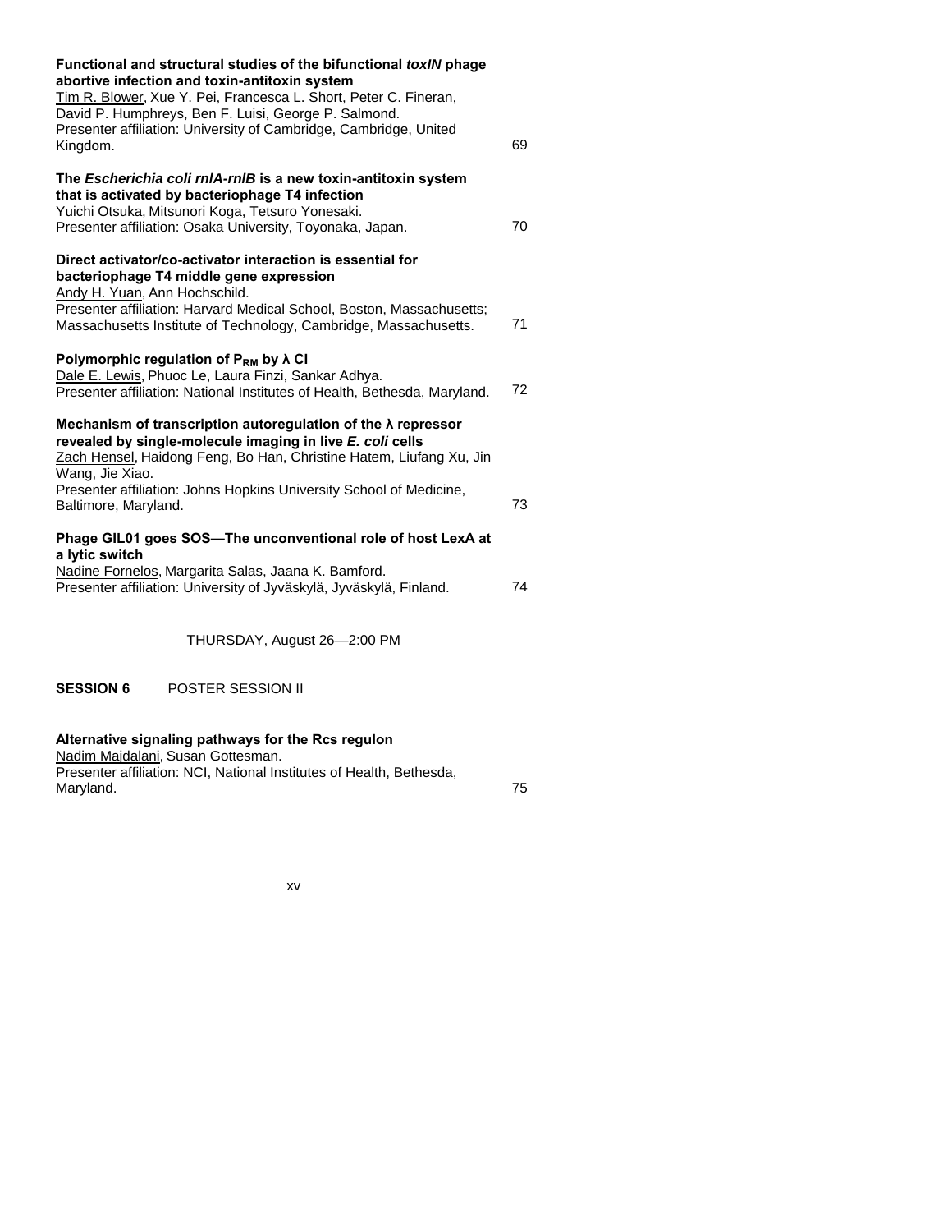**Functional and structural studies of the bifunctional *toxIN* phage abortive infection and toxin-antitoxin system**
Tim R. Blower, Xue Y. Pei, Francesca L. Short, Peter C. Fineran, David P. Humphreys, Ben F. Luisi, George P. Salmond.
Presenter affiliation: University of Cambridge, Cambridge, United Kingdom. 69

**The *Escherichia coli rnlA-rnlB* is a new toxin-antitoxin system that is activated by bacteriophage T4 infection**
Yuichi Otsuka, Mitsunori Koga, Tetsuro Yonesaki.
Presenter affiliation: Osaka University, Toyonaka, Japan. 70

**Direct activator/co-activator interaction is essential for bacteriophage T4 middle gene expression**
Andy H. Yuan, Ann Hochschild.
Presenter affiliation: Harvard Medical School, Boston, Massachusetts; Massachusetts Institute of Technology, Cambridge, Massachusetts. 71

**Polymorphic regulation of $P_{RM}$ by λ CI**
Dale E. Lewis, Phuoc Le, Laura Finzi, Sankar Adhya.
Presenter affiliation: National Institutes of Health, Bethesda, Maryland. 72

**Mechanism of transcription autoregulation of the λ repressor revealed by single-molecule imaging in live *E. coli* cells**
Zach Hensel, Haidong Feng, Bo Han, Christine Hatem, Liufang Xu, Jin Wang, Jie Xiao.
Presenter affiliation: Johns Hopkins University School of Medicine, Baltimore, Maryland. 73

**Phage GIL01 goes SOS—The unconventional role of host LexA at a lytic switch**
Nadine Fornelos, Margarita Salas, Jaana K. Bamford.
Presenter affiliation: University of Jyväskylä, Jyväskylä, Finland. 74

THURSDAY, August 26—2:00 PM

**SESSION 6** POSTER SESSION II

**Alternative signaling pathways for the Rcs regulon**
Nadim Majdalani, Susan Gottesman.
Presenter affiliation: NCI, National Institutes of Health, Bethesda, Maryland. 75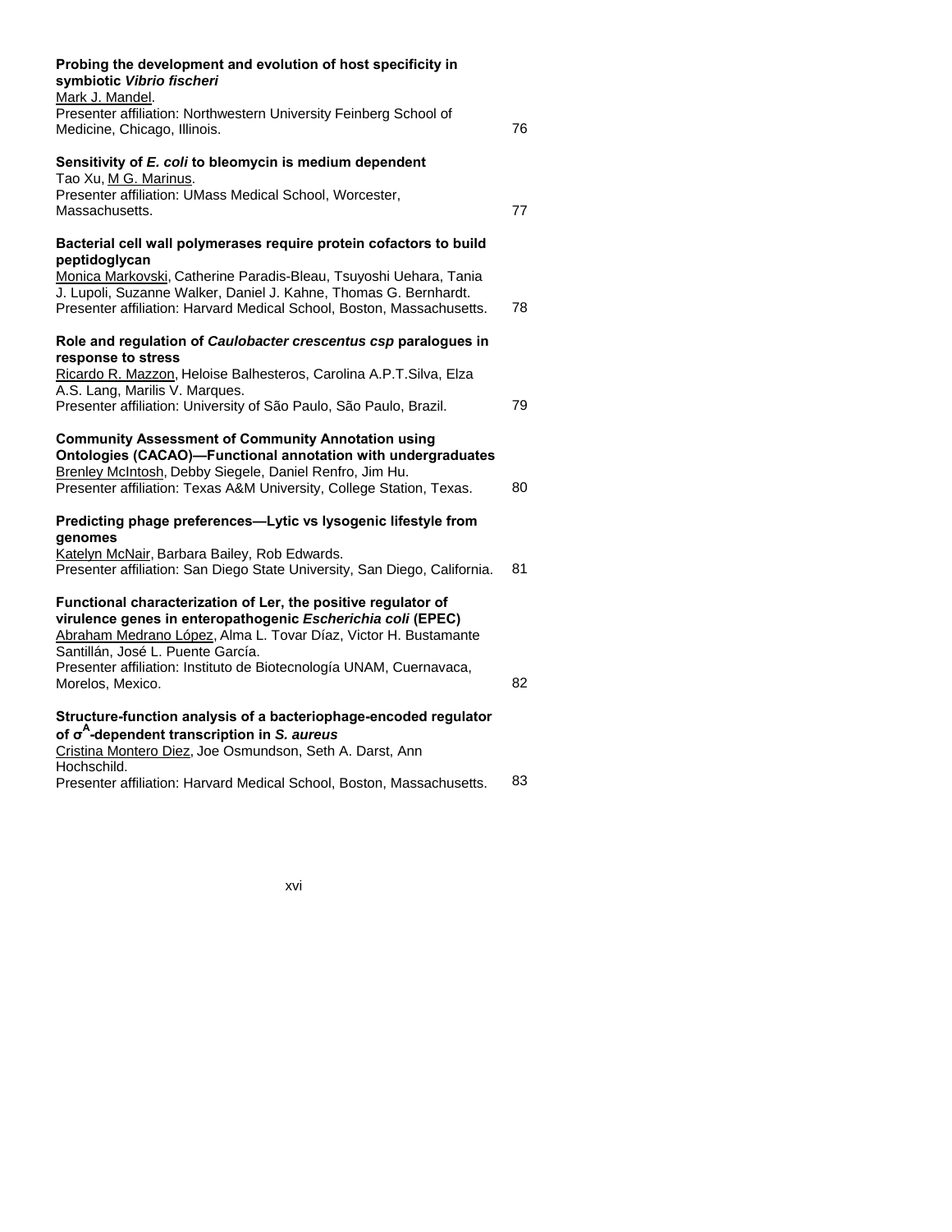**Probing the development and evolution of host specificity in symbiotic *Vibrio fischeri***
Mark J. Mandel.
Presenter affiliation: Northwestern University Feinberg School of Medicine, Chicago, Illinois. 76

**Sensitivity of *E. coli* to bleomycin is medium dependent**
Tao Xu, M G. Marinus.
Presenter affiliation: UMass Medical School, Worcester, Massachusetts. 77

**Bacterial cell wall polymerases require protein cofactors to build peptidoglycan**
Monica Markovski, Catherine Paradis-Bleau, Tsuyoshi Uehara, Tania J. Lupoli, Suzanne Walker, Daniel J. Kahne, Thomas G. Bernhardt.
Presenter affiliation: Harvard Medical School, Boston, Massachusetts. 78

**Role and regulation of *Caulobacter crescentus csp* paralogues in response to stress**
Ricardo R. Mazzon, Heloise Balhesteros, Carolina A.P.T.Silva, Elza A.S. Lang, Marilis V. Marques.
Presenter affiliation: University of São Paulo, São Paulo, Brazil. 79

**Community Assessment of Community Annotation using Ontologies (CACAO)—Functional annotation with undergraduates**
Brenley McIntosh, Debby Siegele, Daniel Renfro, Jim Hu.
Presenter affiliation: Texas A&M University, College Station, Texas. 80

**Predicting phage preferences—Lytic vs lysogenic lifestyle from genomes**
Katelyn McNair, Barbara Bailey, Rob Edwards.
Presenter affiliation: San Diego State University, San Diego, California. 81

**Functional characterization of Ler, the positive regulator of virulence genes in enteropathogenic *Escherichia coli* (EPEC)**
Abraham Medrano López, Alma L. Tovar Díaz, Victor H. Bustamante Santillán, José L. Puente García.
Presenter affiliation: Instituto de Biotecnología UNAM, Cuernavaca, Morelos, Mexico. 82

**Structure-function analysis of a bacteriophage-encoded regulator of $\sigma^A$-dependent transcription in *S. aureus***
Cristina Montero Diez, Joe Osmundson, Seth A. Darst, Ann Hochschild.
Presenter affiliation: Harvard Medical School, Boston, Massachusetts. 83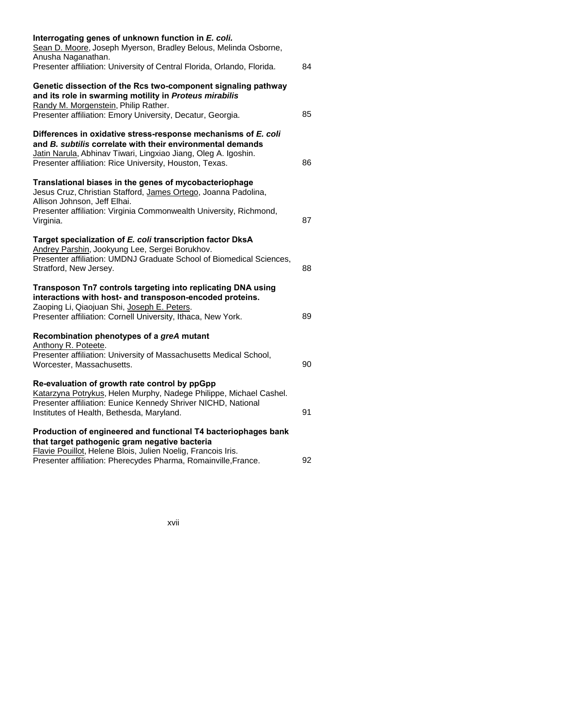**Interrogating genes of unknown function in *E. coli.***
Sean D. Moore, Joseph Myerson, Bradley Belous, Melinda Osborne, Anusha Naganathan.
Presenter affiliation: University of Central Florida, Orlando, Florida. 84

**Genetic dissection of the Rcs two-component signaling pathway and its role in swarming motility in *Proteus mirabilis***
Randy M. Morgenstein, Philip Rather.
Presenter affiliation: Emory University, Decatur, Georgia. 85

**Differences in oxidative stress-response mechanisms of *E. coli* and *B. subtilis* correlate with their environmental demands**
Jatin Narula, Abhinav Tiwari, Lingxiao Jiang, Oleg A. Igoshin.
Presenter affiliation: Rice University, Houston, Texas. 86

**Translational biases in the genes of mycobacteriophage**
Jesus Cruz, Christian Stafford, James Ortego, Joanna Padolina, Allison Johnson, Jeff Elhai.
Presenter affiliation: Virginia Commonwealth University, Richmond, Virginia. 87

**Target specialization of *E. coli* transcription factor DksA**
Andrey Parshin, Jookyung Lee, Sergei Borukhov.
Presenter affiliation: UMDNJ Graduate School of Biomedical Sciences, Stratford, New Jersey. 88

**Transposon Tn7 controls targeting into replicating DNA using interactions with host- and transposon-encoded proteins.**
Zaoping Li, Qiaojuan Shi, Joseph E. Peters.
Presenter affiliation: Cornell University, Ithaca, New York. 89

**Recombination phenotypes of a *greA* mutant**
Anthony R. Poteete.
Presenter affiliation: University of Massachusetts Medical School, Worcester, Massachusetts. 90

**Re-evaluation of growth rate control by ppGpp**
Katarzyna Potrykus, Helen Murphy, Nadege Philippe, Michael Cashel.
Presenter affiliation: Eunice Kennedy Shriver NICHD, National Institutes of Health, Bethesda, Maryland. 91

**Production of engineered and functional T4 bacteriophages bank that target pathogenic gram negative bacteria**
Flavie Pouillot, Helene Blois, Julien Noelig, Francois Iris.
Presenter affiliation: Pherecydes Pharma, Romainville,France. 92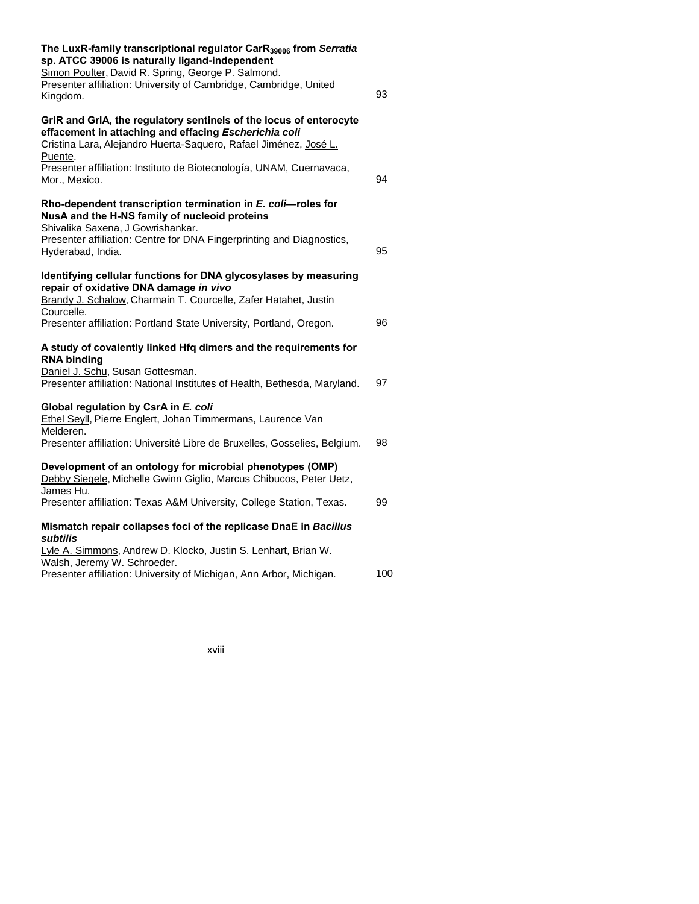**The LuxR-family transcriptional regulator $CarR_{39006}$ from *Serratia* sp. ATCC 39006 is naturally ligand-independent**
Simon Poulter, David R. Spring, George P. Salmond.
Presenter affiliation: University of Cambridge, Cambridge, United Kingdom. 93

**GrlR and GrlA, the regulatory sentinels of the locus of enterocyte effacement in attaching and effacing *Escherichia coli***
Cristina Lara, Alejandro Huerta-Saquero, Rafael Jiménez, José L. Puente.
Presenter affiliation: Instituto de Biotecnología, UNAM, Cuernavaca, Mor., Mexico. 94

**Rho-dependent transcription termination in *E. coli*—roles for NusA and the H-NS family of nucleoid proteins**
Shivalika Saxena, J Gowrishankar.
Presenter affiliation: Centre for DNA Fingerprinting and Diagnostics, Hyderabad, India. 95

**Identifying cellular functions for DNA glycosylases by measuring repair of oxidative DNA damage *in vivo***
Brandy J. Schalow, Charmain T. Courcelle, Zafer Hatahet, Justin Courcelle.
Presenter affiliation: Portland State University, Portland, Oregon. 96

**A study of covalently linked Hfq dimers and the requirements for RNA binding**
Daniel J. Schu, Susan Gottesman.
Presenter affiliation: National Institutes of Health, Bethesda, Maryland. 97

**Global regulation by CsrA in *E. coli***
Ethel Seyll, Pierre Englert, Johan Timmermans, Laurence Van Melderen.
Presenter affiliation: Université Libre de Bruxelles, Gosselies, Belgium. 98

**Development of an ontology for microbial phenotypes (OMP)**
Debby Siegele, Michelle Gwinn Giglio, Marcus Chibucos, Peter Uetz, James Hu.
Presenter affiliation: Texas A&M University, College Station, Texas. 99

**Mismatch repair collapses foci of the replicase DnaE in *Bacillus subtilis***
Lyle A. Simmons, Andrew D. Klocko, Justin S. Lenhart, Brian W. Walsh, Jeremy W. Schroeder.
Presenter affiliation: University of Michigan, Ann Arbor, Michigan. 100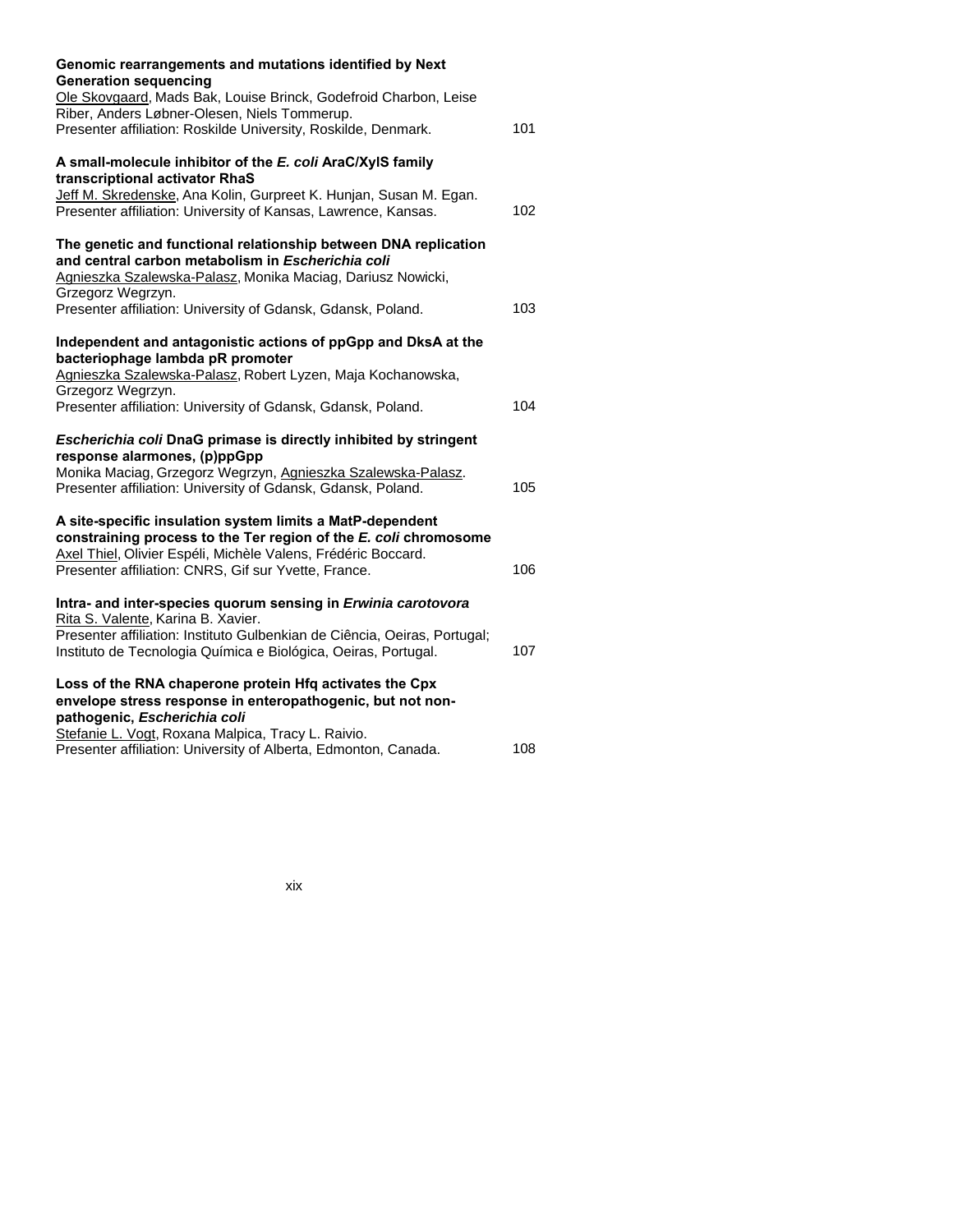**Genomic rearrangements and mutations identified by Next Generation sequencing**
Ole Skovgaard, Mads Bak, Louise Brinck, Godefroid Charbon, Leise Riber, Anders Løbner-Olesen, Niels Tommerup.
Presenter affiliation: Roskilde University, Roskilde, Denmark. 101

**A small-molecule inhibitor of the *E. coli* AraC/XylS family transcriptional activator RhaS**
Jeff M. Skredenske, Ana Kolin, Gurpreet K. Hunjan, Susan M. Egan.
Presenter affiliation: University of Kansas, Lawrence, Kansas. 102

**The genetic and functional relationship between DNA replication and central carbon metabolism in *Escherichia coli***
Agnieszka Szalewska-Palasz, Monika Maciag, Dariusz Nowicki, Grzegorz Wegrzyn.
Presenter affiliation: University of Gdansk, Gdansk, Poland. 103

**Independent and antagonistic actions of ppGpp and DksA at the bacteriophage lambda pR promoter**
Agnieszka Szalewska-Palasz, Robert Lyzen, Maja Kochanowska, Grzegorz Wegrzyn.
Presenter affiliation: University of Gdansk, Gdansk, Poland. 104

***Escherichia coli* DnaG primase is directly inhibited by stringent response alarmones, (p)ppGpp**
Monika Maciag, Grzegorz Wegrzyn, Agnieszka Szalewska-Palasz.
Presenter affiliation: University of Gdansk, Gdansk, Poland. 105

**A site-specific insulation system limits a MatP-dependent constraining process to the Ter region of the *E. coli* chromosome**
Axel Thiel, Olivier Espéli, Michèle Valens, Frédéric Boccard.
Presenter affiliation: CNRS, Gif sur Yvette, France. 106

**Intra- and inter-species quorum sensing in *Erwinia carotovora***
Rita S. Valente, Karina B. Xavier.
Presenter affiliation: Instituto Gulbenkian de Ciência, Oeiras, Portugal; Instituto de Tecnologia Química e Biológica, Oeiras, Portugal. 107

**Loss of the RNA chaperone protein Hfq activates the Cpx envelope stress response in enteropathogenic, but not non-pathogenic, *Escherichia coli***
Stefanie L. Vogt, Roxana Malpica, Tracy L. Raivio.
Presenter affiliation: University of Alberta, Edmonton, Canada. 108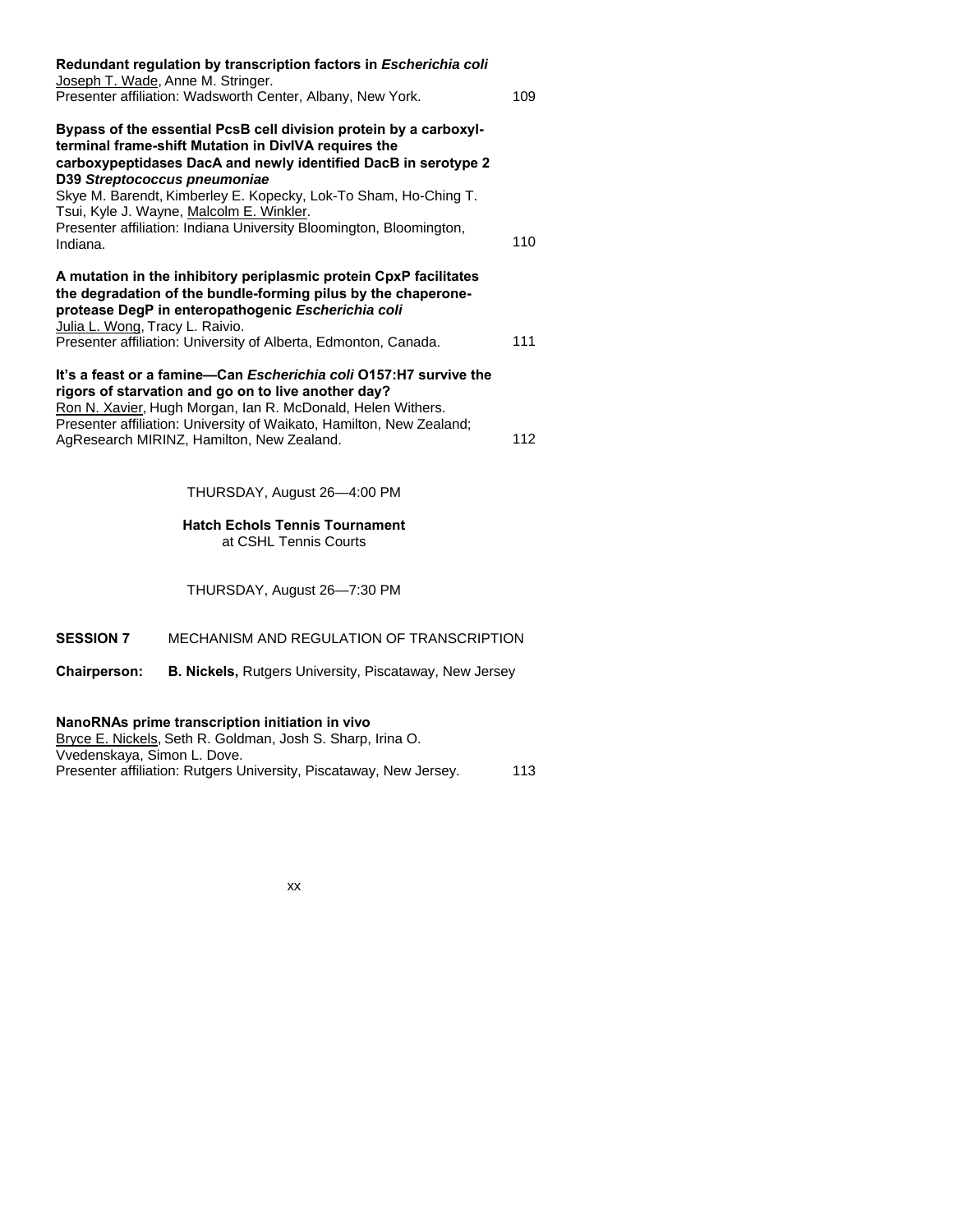**Redundant regulation by transcription factors in *Escherichia coli***
Joseph T. Wade, Anne M. Stringer.
Presenter affiliation: Wadsworth Center, Albany, New York. 109

**Bypass of the essential PcsB cell division protein by a carboxyl-terminal frame-shift Mutation in DivIVA requires the carboxypeptidases DacA and newly identified DacB in serotype 2 D39 *Streptococcus pneumoniae***
Skye M. Barendt, Kimberley E. Kopecky, Lok-To Sham, Ho-Ching T. Tsui, Kyle J. Wayne, Malcolm E. Winkler.
Presenter affiliation: Indiana University Bloomington, Bloomington, Indiana. 110

**A mutation in the inhibitory periplasmic protein CpxP facilitates the degradation of the bundle-forming pilus by the chaperone-protease DegP in enteropathogenic *Escherichia coli***
Julia L. Wong, Tracy L. Raivio.
Presenter affiliation: University of Alberta, Edmonton, Canada. 111

**It's a feast or a famine—Can *Escherichia coli* O157:H7 survive the rigors of starvation and go on to live another day?**
Ron N. Xavier, Hugh Morgan, Ian R. McDonald, Helen Withers.
Presenter affiliation: University of Waikato, Hamilton, New Zealand; AgResearch MIRINZ, Hamilton, New Zealand. 112

THURSDAY, August 26—4:00 PM

**Hatch Echols Tennis Tournament**
at CSHL Tennis Courts

THURSDAY, August 26—7:30 PM

**SESSION 7** MECHANISM AND REGULATION OF TRANSCRIPTION

**Chairperson:** **B. Nickels,** Rutgers University, Piscataway, New Jersey

**NanoRNAs prime transcription initiation in vivo**
Bryce E. Nickels, Seth R. Goldman, Josh S. Sharp, Irina O. Vvedenskaya, Simon L. Dove.
Presenter affiliation: Rutgers University, Piscataway, New Jersey. 113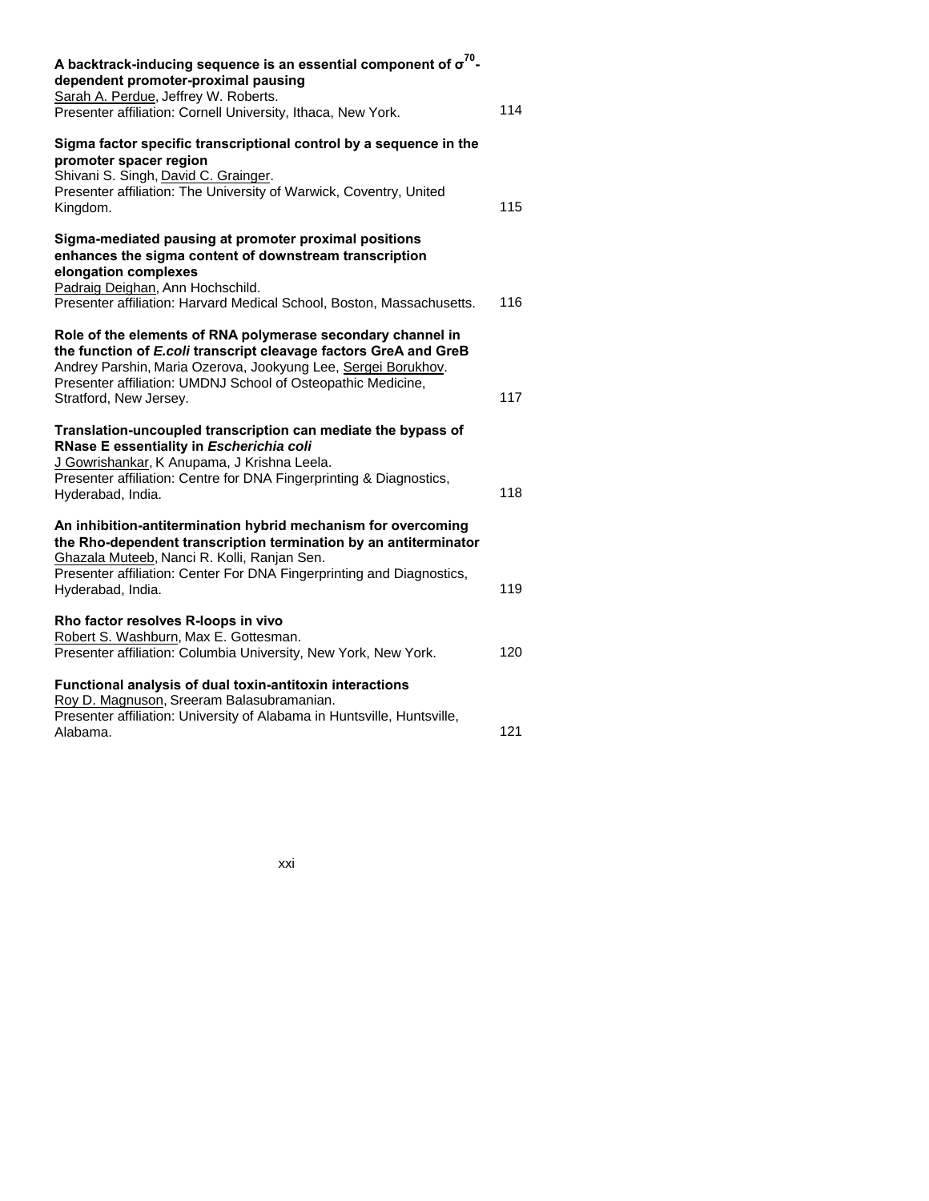**A backtrack-inducing sequence is an essential component of $\sigma^{70}$-dependent promoter-proximal pausing**
Sarah A. Perdue, Jeffrey W. Roberts.
Presenter affiliation: Cornell University, Ithaca, New York. 114

**Sigma factor specific transcriptional control by a sequence in the promoter spacer region**
Shivani S. Singh, David C. Grainger.
Presenter affiliation: The University of Warwick, Coventry, United Kingdom. 115

**Sigma-mediated pausing at promoter proximal positions enhances the sigma content of downstream transcription elongation complexes**
Padraig Deighan, Ann Hochschild.
Presenter affiliation: Harvard Medical School, Boston, Massachusetts. 116

**Role of the elements of RNA polymerase secondary channel in the function of *E.coli* transcript cleavage factors GreA and GreB**
Andrey Parshin, Maria Ozerova, Jookyung Lee, Sergei Borukhov.
Presenter affiliation: UMDNJ School of Osteopathic Medicine, Stratford, New Jersey. 117

**Translation-uncoupled transcription can mediate the bypass of RNase E essentiality in *Escherichia coli***
J Gowrishankar, K Anupama, J Krishna Leela.
Presenter affiliation: Centre for DNA Fingerprinting & Diagnostics, Hyderabad, India. 118

**An inhibition-antitermination hybrid mechanism for overcoming the Rho-dependent transcription termination by an antiterminator**
Ghazala Muteeb, Nanci R. Kolli, Ranjan Sen.
Presenter affiliation: Center For DNA Fingerprinting and Diagnostics, Hyderabad, India. 119

**Rho factor resolves R-loops in vivo**
Robert S. Washburn, Max E. Gottesman.
Presenter affiliation: Columbia University, New York, New York. 120

**Functional analysis of dual toxin-antitoxin interactions**
Roy D. Magnuson, Sreeram Balasubramanian.
Presenter affiliation: University of Alabama in Huntsville, Huntsville, Alabama. 121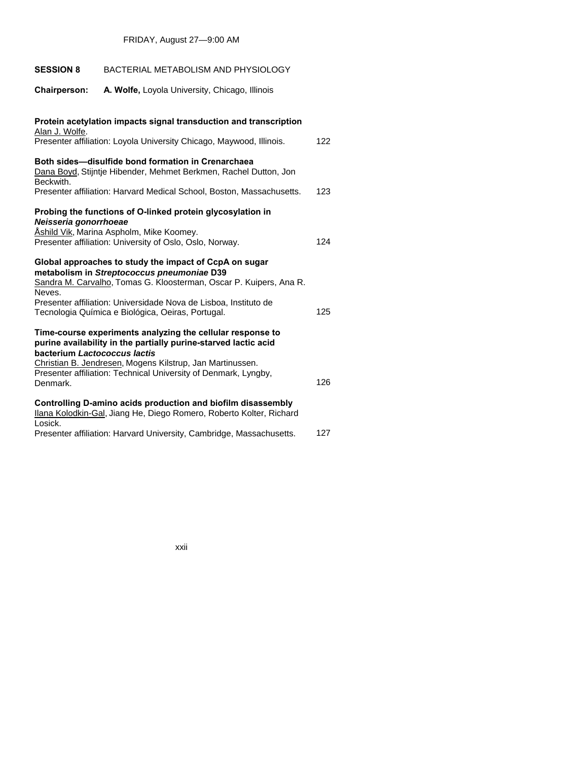FRIDAY, August 27—9:00 AM

**SESSION 8** BACTERIAL METABOLISM AND PHYSIOLOGY

**Chairperson:** **A. Wolfe,** Loyola University, Chicago, Illinois

**Protein acetylation impacts signal transduction and transcription**
Alan J. Wolfe.
Presenter affiliation: Loyola University Chicago, Maywood, Illinois. 122

**Both sides—disulfide bond formation in Crenarchaea**
Dana Boyd, Stijntje Hibender, Mehmet Berkmen, Rachel Dutton, Jon Beckwith.
Presenter affiliation: Harvard Medical School, Boston, Massachusetts. 123

**Probing the functions of O-linked protein glycosylation in *Neisseria gonorrhoeae***
Åshild Vik, Marina Aspholm, Mike Koomey.
Presenter affiliation: University of Oslo, Oslo, Norway. 124

**Global approaches to study the impact of CcpA on sugar metabolism in *Streptococcus pneumoniae* D39**
Sandra M. Carvalho, Tomas G. Kloosterman, Oscar P. Kuipers, Ana R. Neves.
Presenter affiliation: Universidade Nova de Lisboa, Instituto de Tecnologia Química e Biológica, Oeiras, Portugal. 125

**Time-course experiments analyzing the cellular response to purine availability in the partially purine-starved lactic acid bacterium *Lactococcus lactis***
Christian B. Jendresen, Mogens Kilstrup, Jan Martinussen.
Presenter affiliation: Technical University of Denmark, Lyngby, Denmark. 126

**Controlling D-amino acids production and biofilm disassembly**
Ilana Kolodkin-Gal, Jiang He, Diego Romero, Roberto Kolter, Richard Losick.
Presenter affiliation: Harvard University, Cambridge, Massachusetts. 127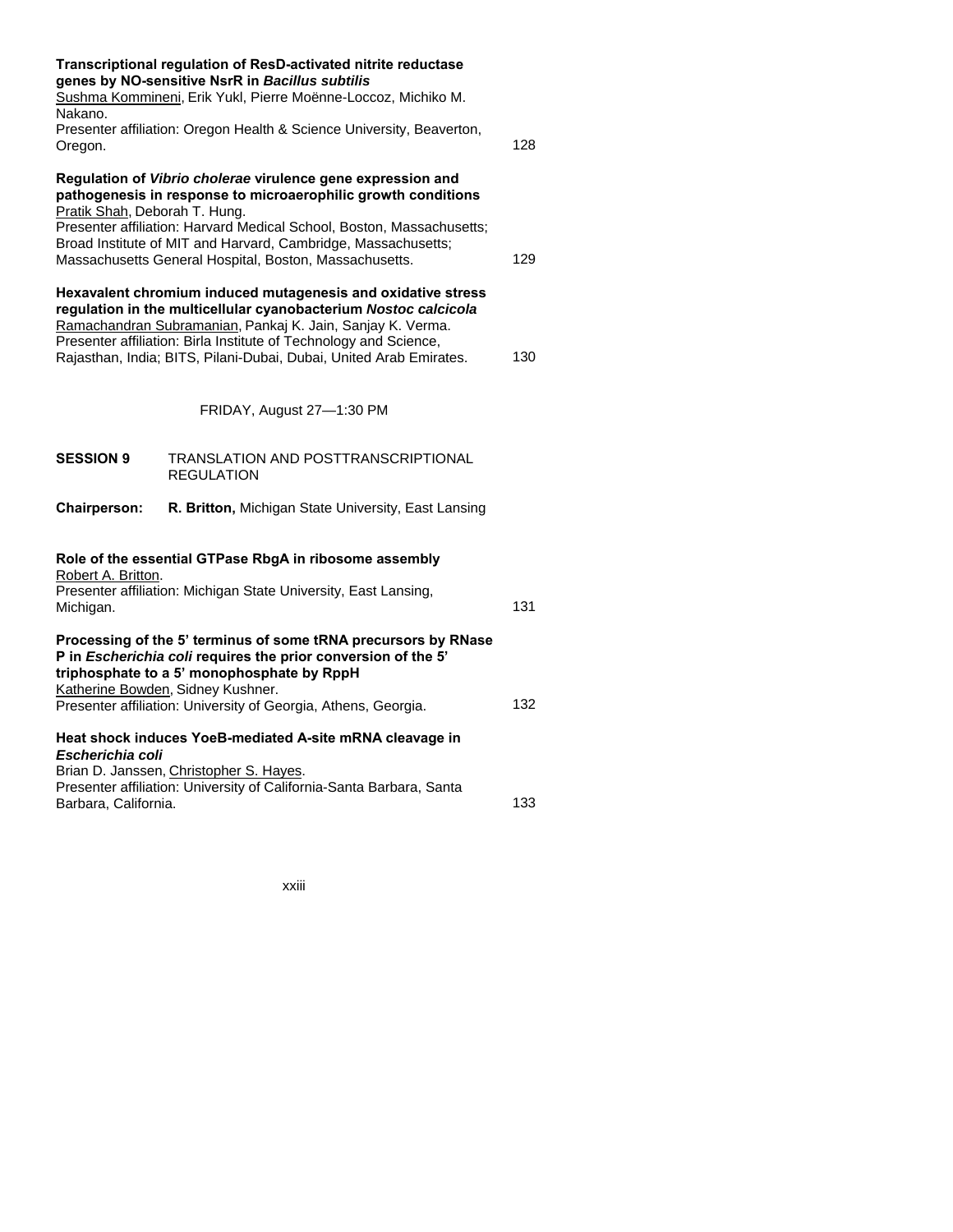**Transcriptional regulation of ResD-activated nitrite reductase genes by NO-sensitive NsrR in *Bacillus subtilis***
Sushma Kommineni, Erik Yukl, Pierre Moënne-Loccoz, Michiko M. Nakano.
Presenter affiliation: Oregon Health & Science University, Beaverton, Oregon. 128

**Regulation of *Vibrio cholerae* virulence gene expression and pathogenesis in response to microaerophilic growth conditions**
Pratik Shah, Deborah T. Hung.
Presenter affiliation: Harvard Medical School, Boston, Massachusetts; Broad Institute of MIT and Harvard, Cambridge, Massachusetts; Massachusetts General Hospital, Boston, Massachusetts. 129

**Hexavalent chromium induced mutagenesis and oxidative stress regulation in the multicellular cyanobacterium *Nostoc calcicola***
Ramachandran Subramanian, Pankaj K. Jain, Sanjay K. Verma.
Presenter affiliation: Birla Institute of Technology and Science, Rajasthan, India; BITS, Pilani-Dubai, Dubai, United Arab Emirates. 130

FRIDAY, August 27—1:30 PM

**SESSION 9** TRANSLATION AND POSTTRANSCRIPTIONAL REGULATION

**Chairperson:** **R. Britton,** Michigan State University, East Lansing

**Role of the essential GTPase RbgA in ribosome assembly**
Robert A. Britton.
Presenter affiliation: Michigan State University, East Lansing, Michigan. 131

**Processing of the 5' terminus of some tRNA precursors by RNase P in *Escherichia coli* requires the prior conversion of the 5' triphosphate to a 5' monophosphate by RppH**
Katherine Bowden, Sidney Kushner.
Presenter affiliation: University of Georgia, Athens, Georgia. 132

**Heat shock induces YoeB-mediated A-site mRNA cleavage in *Escherichia coli***
Brian D. Janssen, Christopher S. Hayes.
Presenter affiliation: University of California-Santa Barbara, Santa Barbara, California. 133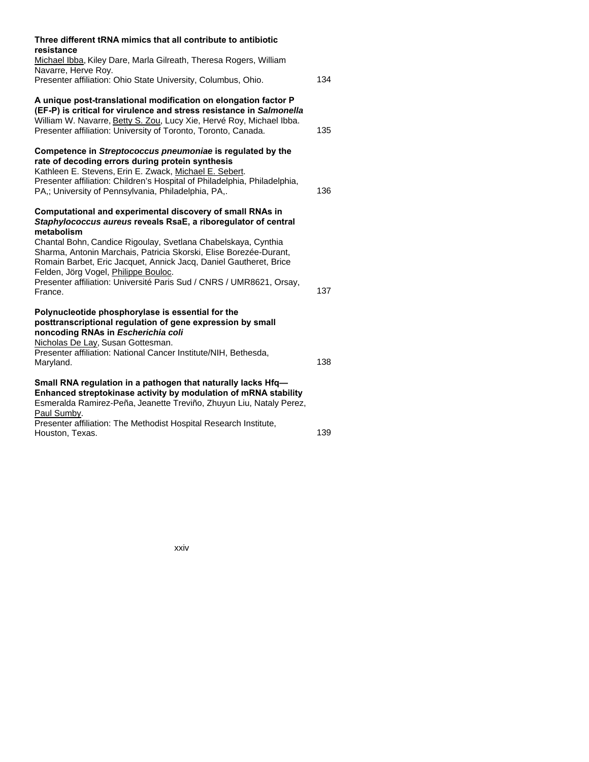**Three different tRNA mimics that all contribute to antibiotic resistance**
Michael Ibba, Kiley Dare, Marla Gilreath, Theresa Rogers, William Navarre, Herve Roy.
Presenter affiliation: Ohio State University, Columbus, Ohio. 134

**A unique post-translational modification on elongation factor P (EF-P) is critical for virulence and stress resistance in *Salmonella***
William W. Navarre, Betty S. Zou, Lucy Xie, Hervé Roy, Michael Ibba.
Presenter affiliation: University of Toronto, Toronto, Canada. 135

**Competence in *Streptococcus pneumoniae* is regulated by the rate of decoding errors during protein synthesis**
Kathleen E. Stevens, Erin E. Zwack, Michael E. Sebert.
Presenter affiliation: Children's Hospital of Philadelphia, Philadelphia, PA,; University of Pennsylvania, Philadelphia, PA,. 136

**Computational and experimental discovery of small RNAs in *Staphylococcus aureus* reveals RsaE, a riboregulator of central metabolism**
Chantal Bohn, Candice Rigoulay, Svetlana Chabelskaya, Cynthia Sharma, Antonin Marchais, Patricia Skorski, Elise Borezée-Durant, Romain Barbet, Eric Jacquet, Annick Jacq, Daniel Gautheret, Brice Felden, Jörg Vogel, Philippe Bouloc.
Presenter affiliation: Université Paris Sud / CNRS / UMR8621, Orsay, France. 137

**Polynucleotide phosphorylase is essential for the posttranscriptional regulation of gene expression by small noncoding RNAs in *Escherichia coli***
Nicholas De Lay, Susan Gottesman.
Presenter affiliation: National Cancer Institute/NIH, Bethesda, Maryland. 138

**Small RNA regulation in a pathogen that naturally lacks Hfq—Enhanced streptokinase activity by modulation of mRNA stability**
Esmeralda Ramirez-Peña, Jeanette Treviño, Zhuyun Liu, Nataly Perez, Paul Sumby.
Presenter affiliation: The Methodist Hospital Research Institute, Houston, Texas. 139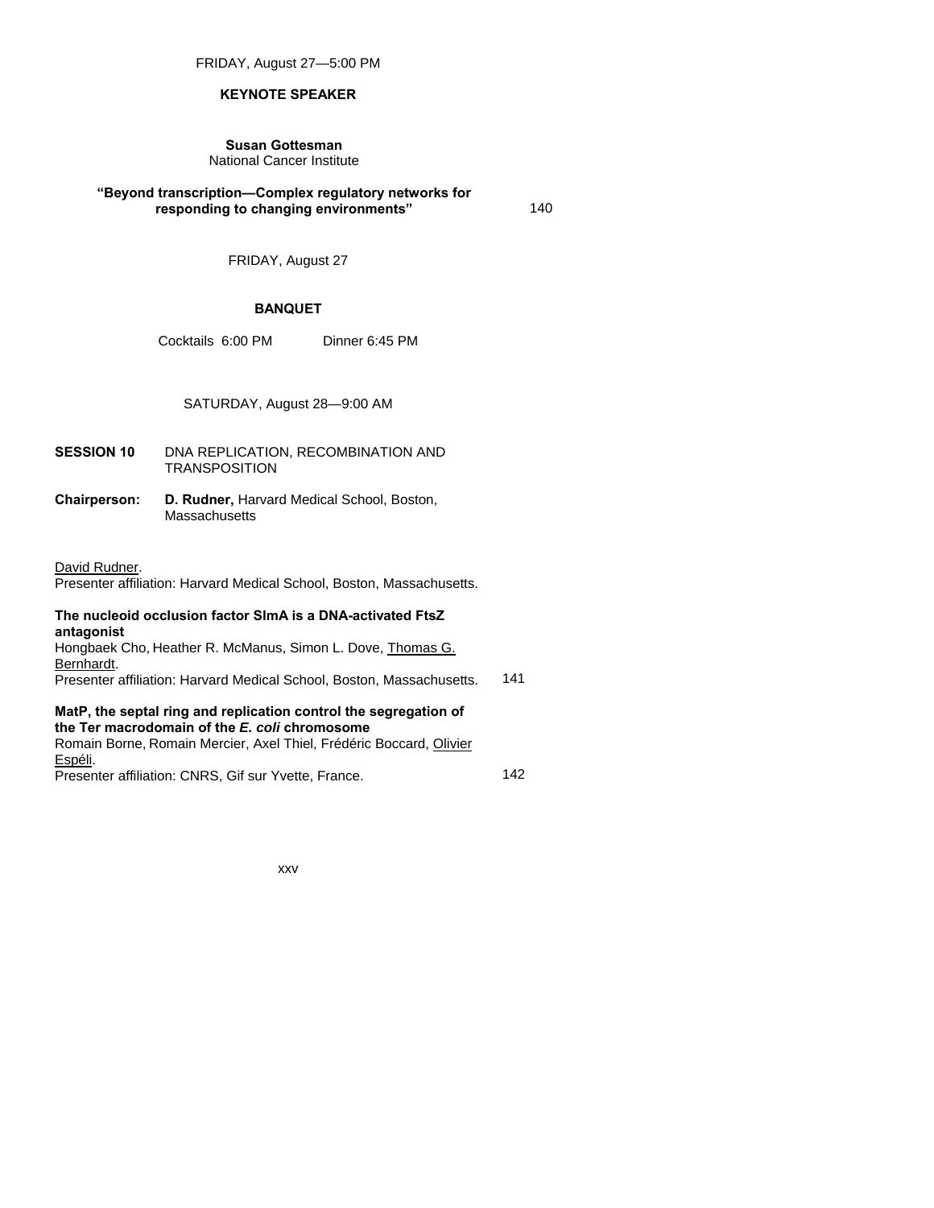FRIDAY, August 27—5:00 PM

**KEYNOTE SPEAKER**

**Susan Gottesman**
National Cancer Institute

**"Beyond transcription—Complex regulatory networks for responding to changing environments"** 140

FRIDAY, August 27

**BANQUET**

Cocktails 6:00 PM Dinner 6:45 PM

SATURDAY, August 28—9:00 AM

**SESSION 10** DNA REPLICATION, RECOMBINATION AND TRANSPOSITION

**Chairperson:** **D. Rudner,** Harvard Medical School, Boston, Massachusetts

David Rudner.
Presenter affiliation: Harvard Medical School, Boston, Massachusetts.

**The nucleoid occlusion factor SlmA is a DNA-activated FtsZ antagonist**
Hongbaek Cho, Heather R. McManus, Simon L. Dove, Thomas G. Bernhardt.
Presenter affiliation: Harvard Medical School, Boston, Massachusetts. 141

**MatP, the septal ring and replication control the segregation of the Ter macrodomain of the *E. coli* chromosome**
Romain Borne, Romain Mercier, Axel Thiel, Frédéric Boccard, Olivier Espéli.
Presenter affiliation: CNRS, Gif sur Yvette, France. 142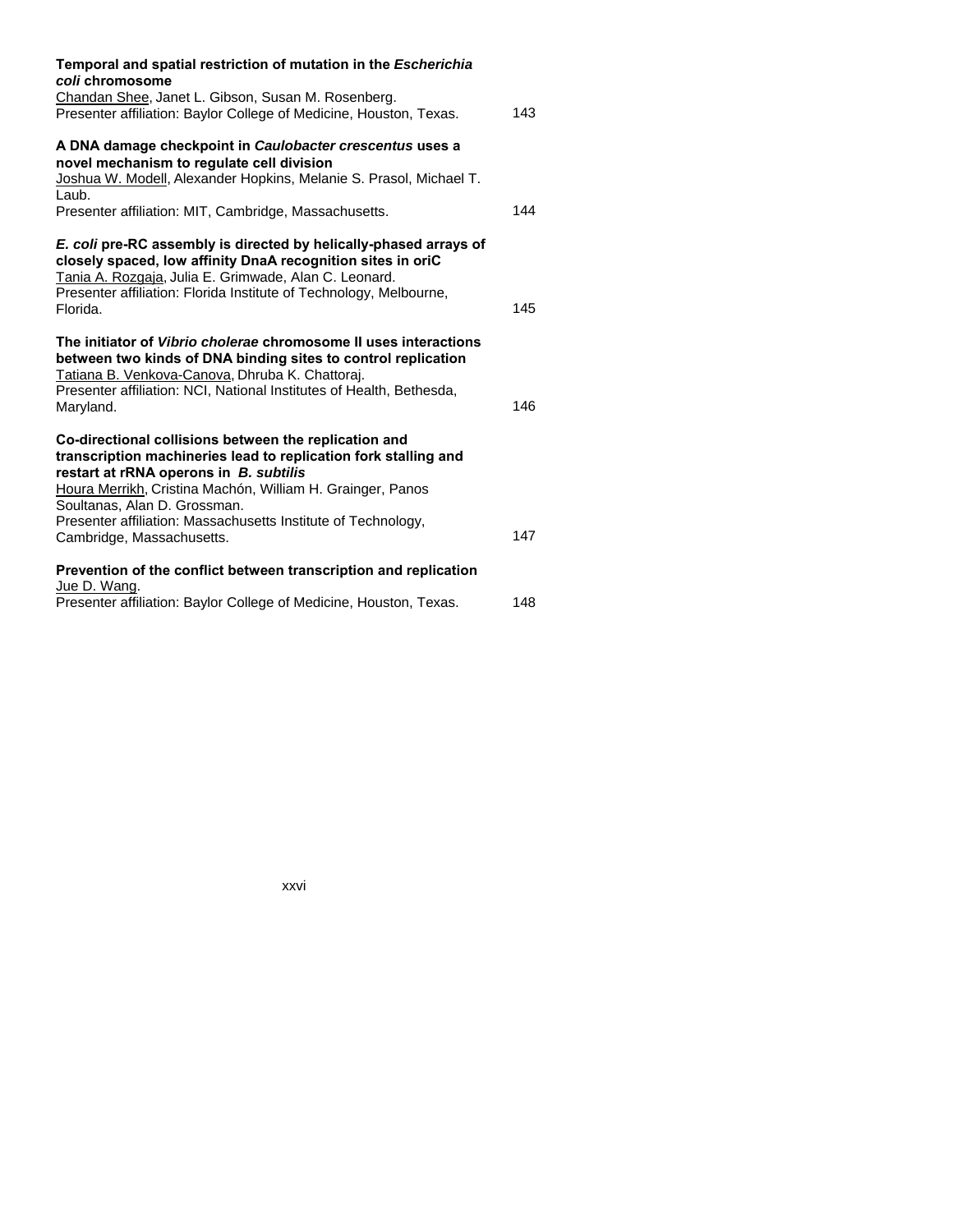**Temporal and spatial restriction of mutation in the *Escherichia coli* chromosome**
Chandan Shee, Janet L. Gibson, Susan M. Rosenberg.
Presenter affiliation: Baylor College of Medicine, Houston, Texas. 143

**A DNA damage checkpoint in *Caulobacter crescentus* uses a novel mechanism to regulate cell division**
Joshua W. Modell, Alexander Hopkins, Melanie S. Prasol, Michael T. Laub.
Presenter affiliation: MIT, Cambridge, Massachusetts. 144

***E. coli* pre-RC assembly is directed by helically-phased arrays of closely spaced, low affinity DnaA recognition sites in oriC**
Tania A. Rozgaja, Julia E. Grimwade, Alan C. Leonard.
Presenter affiliation: Florida Institute of Technology, Melbourne, Florida. 145

**The initiator of *Vibrio cholerae* chromosome II uses interactions between two kinds of DNA binding sites to control replication**
Tatiana B. Venkova-Canova, Dhruba K. Chattoraj.
Presenter affiliation: NCI, National Institutes of Health, Bethesda, Maryland. 146

**Co-directional collisions between the replication and transcription machineries lead to replication fork stalling and restart at rRNA operons in *B. subtilis***
Houra Merrikh, Cristina Machón, William H. Grainger, Panos Soultanas, Alan D. Grossman.
Presenter affiliation: Massachusetts Institute of Technology, Cambridge, Massachusetts. 147

**Prevention of the conflict between transcription and replication**
Jue D. Wang.
Presenter affiliation: Baylor College of Medicine, Houston, Texas. 148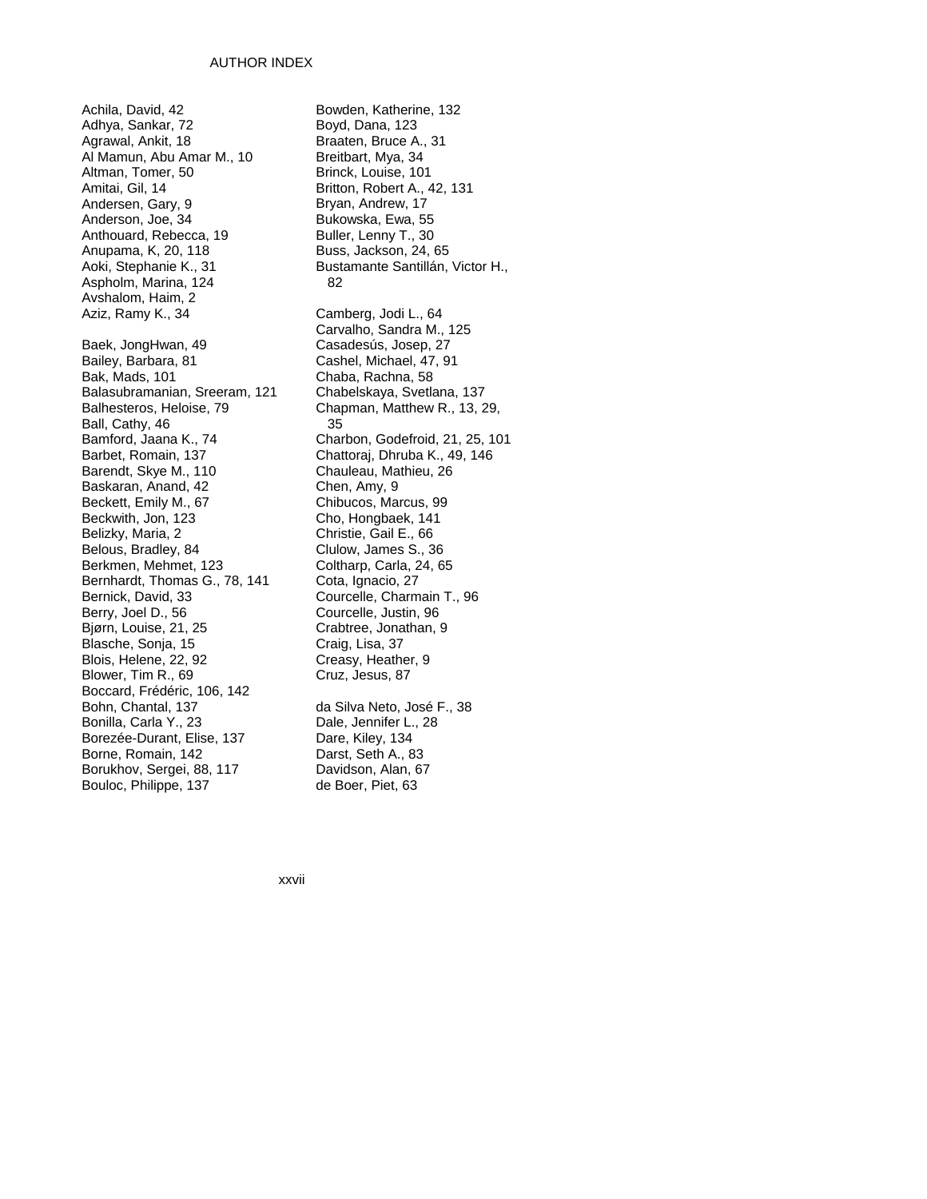# AUTHOR INDEX

Achila, David, 42
Adhya, Sankar, 72
Agrawal, Ankit, 18
Al Mamun, Abu Amar M., 10
Altman, Tomer, 50
Amitai, Gil, 14
Andersen, Gary, 9
Anderson, Joe, 34
Anthouard, Rebecca, 19
Anupama, K, 20, 118
Aoki, Stephanie K., 31
Aspholm, Marina, 124
Avshalom, Haim, 2
Aziz, Ramy K., 34

Baek, JongHwan, 49
Bailey, Barbara, 81
Bak, Mads, 101
Balasubramanian, Sreeram, 121
Balhesteros, Heloise, 79
Ball, Cathy, 46
Bamford, Jaana K., 74
Barbet, Romain, 137
Barendt, Skye M., 110
Baskaran, Anand, 42
Beckett, Emily M., 67
Beckwith, Jon, 123
Belizky, Maria, 2
Belous, Bradley, 84
Berkmen, Mehmet, 123
Bernhardt, Thomas G., 78, 141
Bernick, David, 33
Berry, Joel D., 56
Bjørn, Louise, 21, 25
Blasche, Sonja, 15
Blois, Helene, 22, 92
Blower, Tim R., 69
Boccard, Frédéric, 106, 142
Bohn, Chantal, 137
Bonilla, Carla Y., 23
Borezée-Durant, Elise, 137
Borne, Romain, 142
Borukhov, Sergei, 88, 117
Bouloc, Philippe, 137
Bowden, Katherine, 132
Boyd, Dana, 123
Braaten, Bruce A., 31
Breitbart, Mya, 34
Brinck, Louise, 101
Britton, Robert A., 42, 131
Bryan, Andrew, 17
Bukowska, Ewa, 55
Buller, Lenny T., 30
Buss, Jackson, 24, 65
Bustamante Santillán, Victor H., 82

Camberg, Jodi L., 64
Carvalho, Sandra M., 125
Casadesús, Josep, 27
Cashel, Michael, 47, 91
Chaba, Rachna, 58
Chabelskaya, Svetlana, 137
Chapman, Matthew R., 13, 29, 35
Charbon, Godefroid, 21, 25, 101
Chattoraj, Dhruba K., 49, 146
Chauleau, Mathieu, 26
Chen, Amy, 9
Chibucos, Marcus, 99
Cho, Hongbaek, 141
Christie, Gail E., 66
Clulow, James S., 36
Coltharp, Carla, 24, 65
Cota, Ignacio, 27
Courcelle, Charmain T., 96
Courcelle, Justin, 96
Crabtree, Jonathan, 9
Craig, Lisa, 37
Creasy, Heather, 9
Cruz, Jesus, 87

da Silva Neto, José F., 38
Dale, Jennifer L., 28
Dare, Kiley, 134
Darst, Seth A., 83
Davidson, Alan, 67
de Boer, Piet, 63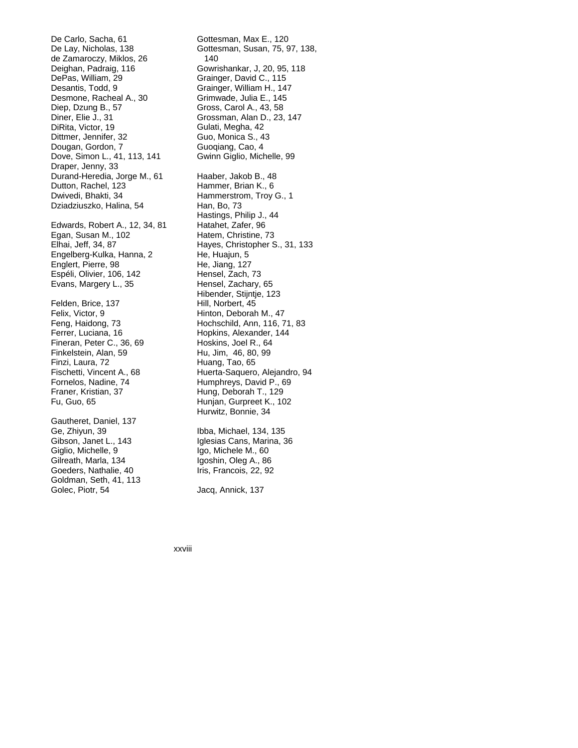De Carlo, Sacha, 61
De Lay, Nicholas, 138
de Zamaroczy, Miklos, 26
Deighan, Padraig, 116
DePas, William, 29
Desantis, Todd, 9
Desmone, Racheal A., 30
Diep, Dzung B., 57
Diner, Elie J., 31
DiRita, Victor, 19
Dittmer, Jennifer, 32
Dougan, Gordon, 7
Dove, Simon L., 41, 113, 141
Draper, Jenny, 33
Durand-Heredia, Jorge M., 61
Dutton, Rachel, 123
Dwivedi, Bhakti, 34
Dziadziuszko, Halina, 54

Edwards, Robert A., 12, 34, 81
Egan, Susan M., 102
Elhai, Jeff, 34, 87
Engelberg-Kulka, Hanna, 2
Englert, Pierre, 98
Espéli, Olivier, 106, 142
Evans, Margery L., 35

Felden, Brice, 137
Felix, Victor, 9
Feng, Haidong, 73
Ferrer, Luciana, 16
Fineran, Peter C., 36, 69
Finkelstein, Alan, 59
Finzi, Laura, 72
Fischetti, Vincent A., 68
Fornelos, Nadine, 74
Franer, Kristian, 37
Fu, Guo, 65

Gautheret, Daniel, 137
Ge, Zhiyun, 39
Gibson, Janet L., 143
Giglio, Michelle, 9
Gilreath, Marla, 134
Goeders, Nathalie, 40
Goldman, Seth, 41, 113
Golec, Piotr, 54
Gottesman, Max E., 120
Gottesman, Susan, 75, 97, 138, 140
Gowrishankar, J, 20, 95, 118
Grainger, David C., 115
Grainger, William H., 147
Grimwade, Julia E., 145
Gross, Carol A., 43, 58
Grossman, Alan D., 23, 147
Gulati, Megha, 42
Guo, Monica S., 43
Guoqiang, Cao, 4
Gwinn Giglio, Michelle, 99

Haaber, Jakob B., 48
Hammer, Brian K., 6
Hammerstrom, Troy G., 1
Han, Bo, 73
Hastings, Philip J., 44
Hatahet, Zafer, 96
Hatem, Christine, 73
Hayes, Christopher S., 31, 133
He, Huajun, 5
He, Jiang, 127
Hensel, Zach, 73
Hensel, Zachary, 65
Hibender, Stijntje, 123
Hill, Norbert, 45
Hinton, Deborah M., 47
Hochschild, Ann, 116, 71, 83
Hopkins, Alexander, 144
Hoskins, Joel R., 64
Hu, Jim, 46, 80, 99
Huang, Tao, 65
Huerta-Saquero, Alejandro, 94
Humphreys, David P., 69
Hung, Deborah T., 129
Hunjan, Gurpreet K., 102
Hurwitz, Bonnie, 34

Ibba, Michael, 134, 135
Iglesias Cans, Marina, 36
Igo, Michele M., 60
Igoshin, Oleg A., 86
Iris, Francois, 22, 92

Jacq, Annick, 137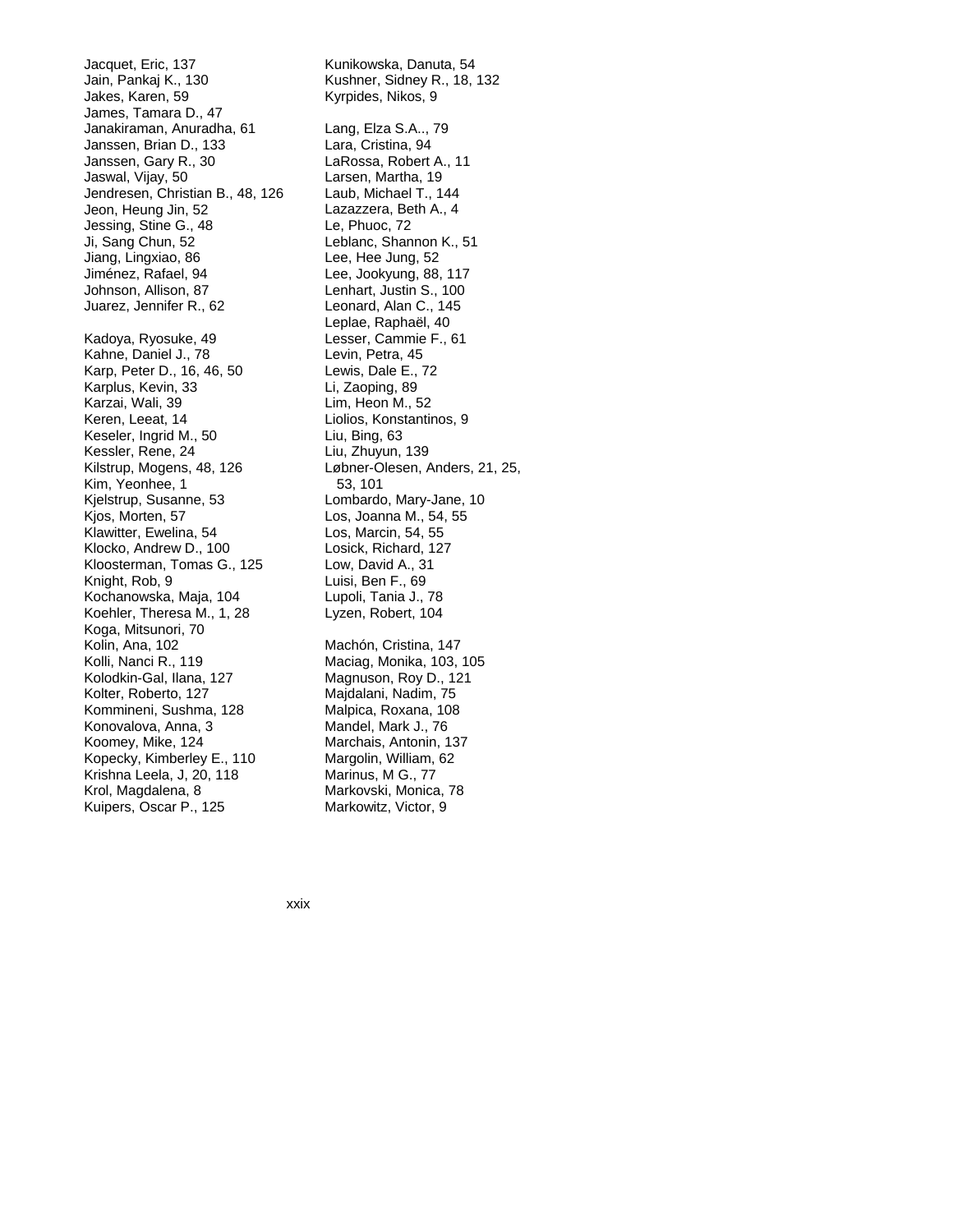Jacquet, Eric, 137
Jain, Pankaj K., 130
Jakes, Karen, 59
James, Tamara D., 47
Janakiraman, Anuradha, 61
Janssen, Brian D., 133
Janssen, Gary R., 30
Jaswal, Vijay, 50
Jendresen, Christian B., 48, 126
Jeon, Heung Jin, 52
Jessing, Stine G., 48
Ji, Sang Chun, 52
Jiang, Lingxiao, 86
Jiménez, Rafael, 94
Johnson, Allison, 87
Juarez, Jennifer R., 62

Kadoya, Ryosuke, 49
Kahne, Daniel J., 78
Karp, Peter D., 16, 46, 50
Karplus, Kevin, 33
Karzai, Wali, 39
Keren, Leeat, 14
Keseler, Ingrid M., 50
Kessler, Rene, 24
Kilstrup, Mogens, 48, 126
Kim, Yeonhee, 1
Kjelstrup, Susanne, 53
Kjos, Morten, 57
Klawitter, Ewelina, 54
Klocko, Andrew D., 100
Kloosterman, Tomas G., 125
Knight, Rob, 9
Kochanowska, Maja, 104
Koehler, Theresa M., 1, 28
Koga, Mitsunori, 70
Kolin, Ana, 102
Kolli, Nanci R., 119
Kolodkin-Gal, Ilana, 127
Kolter, Roberto, 127
Kommineni, Sushma, 128
Konovalova, Anna, 3
Koomey, Mike, 124
Kopecky, Kimberley E., 110
Krishna Leela, J, 20, 118
Krol, Magdalena, 8
Kuipers, Oscar P., 125
Kunikowska, Danuta, 54
Kushner, Sidney R., 18, 132
Kyrpides, Nikos, 9

Lang, Elza S.A.., 79
Lara, Cristina, 94
LaRossa, Robert A., 11
Larsen, Martha, 19
Laub, Michael T., 144
Lazazzera, Beth A., 4
Le, Phuoc, 72
Leblanc, Shannon K., 51
Lee, Hee Jung, 52
Lee, Jookyung, 88, 117
Lenhart, Justin S., 100
Leonard, Alan C., 145
Leplae, Raphaël, 40
Lesser, Cammie F., 61
Levin, Petra, 45
Lewis, Dale E., 72
Li, Zaoping, 89
Lim, Heon M., 52
Liolios, Konstantinos, 9
Liu, Bing, 63
Liu, Zhuyun, 139
Løbner-Olesen, Anders, 21, 25, 53, 101
Lombardo, Mary-Jane, 10
Los, Joanna M., 54, 55
Los, Marcin, 54, 55
Losick, Richard, 127
Low, David A., 31
Luisi, Ben F., 69
Lupoli, Tania J., 78
Lyzen, Robert, 104

Machón, Cristina, 147
Maciag, Monika, 103, 105
Magnuson, Roy D., 121
Majdalani, Nadim, 75
Malpica, Roxana, 108
Mandel, Mark J., 76
Marchais, Antonin, 137
Margolin, William, 62
Marinus, M G., 77
Markovski, Monica, 78
Markowitz, Victor, 9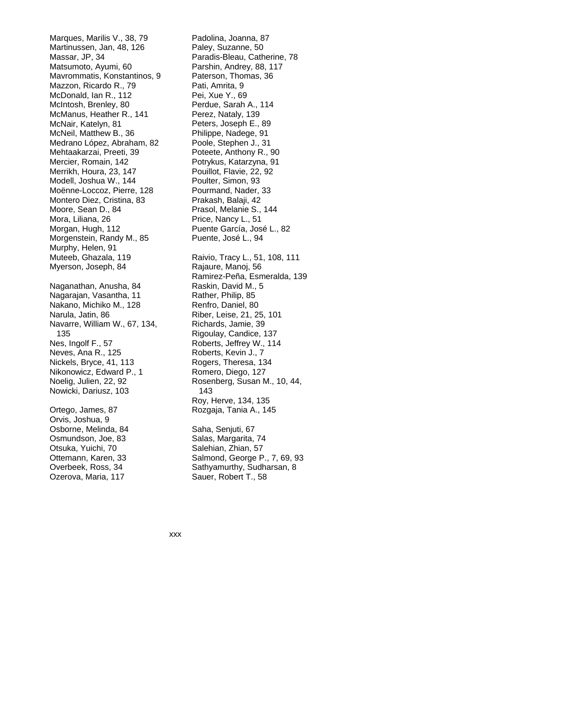Marques, Marilis V., 38, 79
Martinussen, Jan, 48, 126
Massar, JP, 34
Matsumoto, Ayumi, 60
Mavrommatis, Konstantinos, 9
Mazzon, Ricardo R., 79
McDonald, Ian R., 112
McIntosh, Brenley, 80
McManus, Heather R., 141
McNair, Katelyn, 81
McNeil, Matthew B., 36
Medrano López, Abraham, 82
Mehtaakarzai, Preeti, 39
Mercier, Romain, 142
Merrikh, Houra, 23, 147
Modell, Joshua W., 144
Moënne-Loccoz, Pierre, 128
Montero Diez, Cristina, 83
Moore, Sean D., 84
Mora, Liliana, 26
Morgan, Hugh, 112
Morgenstein, Randy M., 85
Murphy, Helen, 91
Muteeb, Ghazala, 119
Myerson, Joseph, 84

Naganathan, Anusha, 84
Nagarajan, Vasantha, 11
Nakano, Michiko M., 128
Narula, Jatin, 86
Navarre, William W., 67, 134, 135
Nes, Ingolf F., 57
Neves, Ana R., 125
Nickels, Bryce, 41, 113
Nikonowicz, Edward P., 1
Noelig, Julien, 22, 92
Nowicki, Dariusz, 103

Ortego, James, 87
Orvis, Joshua, 9
Osborne, Melinda, 84
Osmundson, Joe, 83
Otsuka, Yuichi, 70
Ottemann, Karen, 33
Overbeek, Ross, 34
Ozerova, Maria, 117

Padolina, Joanna, 87
Paley, Suzanne, 50
Paradis-Bleau, Catherine, 78
Parshin, Andrey, 88, 117
Paterson, Thomas, 36
Pati, Amrita, 9
Pei, Xue Y., 69
Perdue, Sarah A., 114
Perez, Nataly, 139
Peters, Joseph E., 89
Philippe, Nadege, 91
Poole, Stephen J., 31
Poteete, Anthony R., 90
Potrykus, Katarzyna, 91
Pouillot, Flavie, 22, 92
Poulter, Simon, 93
Pourmand, Nader, 33
Prakash, Balaji, 42
Prasol, Melanie S., 144
Price, Nancy L., 51
Puente García, José L., 82
Puente, José L., 94

Raivio, Tracy L., 51, 108, 111
Rajaure, Manoj, 56
Ramirez-Peña, Esmeralda, 139
Raskin, David M., 5
Rather, Philip, 85
Renfro, Daniel, 80
Riber, Leise, 21, 25, 101
Richards, Jamie, 39
Rigoulay, Candice, 137
Roberts, Jeffrey W., 114
Roberts, Kevin J., 7
Rogers, Theresa, 134
Romero, Diego, 127
Rosenberg, Susan M., 10, 44, 143
Roy, Herve, 134, 135
Rozgaja, Tania A., 145

Saha, Senjuti, 67
Salas, Margarita, 74
Salehian, Zhian, 57
Salmond, George P., 7, 69, 93
Sathyamurthy, Sudharsan, 8
Sauer, Robert T., 58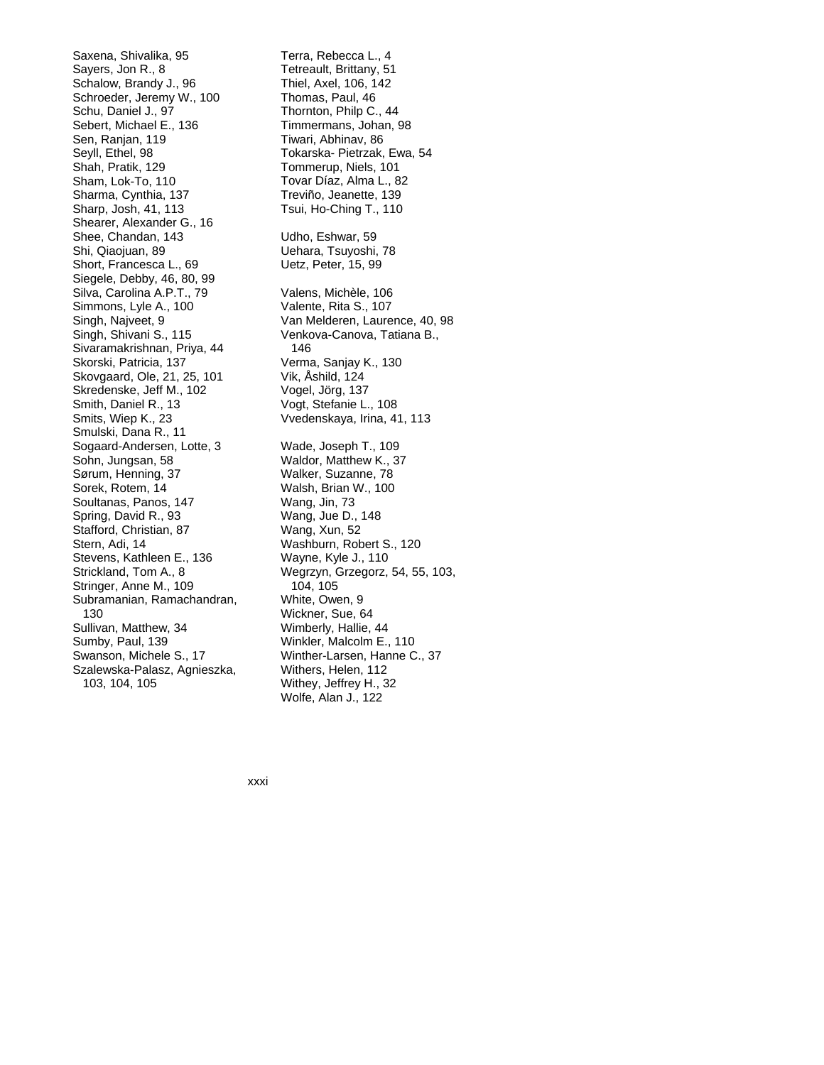Saxena, Shivalika, 95
Sayers, Jon R., 8
Schalow, Brandy J., 96
Schroeder, Jeremy W., 100
Schu, Daniel J., 97
Sebert, Michael E., 136
Sen, Ranjan, 119
Seyll, Ethel, 98
Shah, Pratik, 129
Sham, Lok-To, 110
Sharma, Cynthia, 137
Sharp, Josh, 41, 113
Shearer, Alexander G., 16
Shee, Chandan, 143
Shi, Qiaojuan, 89
Short, Francesca L., 69
Siegele, Debby, 46, 80, 99
Silva, Carolina A.P.T., 79
Simmons, Lyle A., 100
Singh, Najveet, 9
Singh, Shivani S., 115
Sivaramakrishnan, Priya, 44
Skorski, Patricia, 137
Skovgaard, Ole, 21, 25, 101
Skredenske, Jeff M., 102
Smith, Daniel R., 13
Smits, Wiep K., 23
Smulski, Dana R., 11
Sogaard-Andersen, Lotte, 3
Sohn, Jungsan, 58
Sørum, Henning, 37
Sorek, Rotem, 14
Soultanas, Panos, 147
Spring, David R., 93
Stafford, Christian, 87
Stern, Adi, 14
Stevens, Kathleen E., 136
Strickland, Tom A., 8
Stringer, Anne M., 109
Subramanian, Ramachandran, 130
Sullivan, Matthew, 34
Sumby, Paul, 139
Swanson, Michele S., 17
Szalewska-Palasz, Agnieszka, 103, 104, 105

Terra, Rebecca L., 4
Tetreault, Brittany, 51
Thiel, Axel, 106, 142
Thomas, Paul, 46
Thornton, Philp C., 44
Timmermans, Johan, 98
Tiwari, Abhinav, 86
Tokarska- Pietrzak, Ewa, 54
Tommerup, Niels, 101
Tovar Díaz, Alma L., 82
Treviño, Jeanette, 139
Tsui, Ho-Ching T., 110

Udho, Eshwar, 59
Uehara, Tsuyoshi, 78
Uetz, Peter, 15, 99

Valens, Michèle, 106
Valente, Rita S., 107
Van Melderen, Laurence, 40, 98
Venkova-Canova, Tatiana B., 146
Verma, Sanjay K., 130
Vik, Åshild, 124
Vogel, Jörg, 137
Vogt, Stefanie L., 108
Vvedenskaya, Irina, 41, 113

Wade, Joseph T., 109
Waldor, Matthew K., 37
Walker, Suzanne, 78
Walsh, Brian W., 100
Wang, Jin, 73
Wang, Jue D., 148
Wang, Xun, 52
Washburn, Robert S., 120
Wayne, Kyle J., 110
Wegrzyn, Grzegorz, 54, 55, 103, 104, 105
White, Owen, 9
Wickner, Sue, 64
Wimberly, Hallie, 44
Winkler, Malcolm E., 110
Winther-Larsen, Hanne C., 37
Withers, Helen, 112
Withey, Jeffrey H., 32
Wolfe, Alan J., 122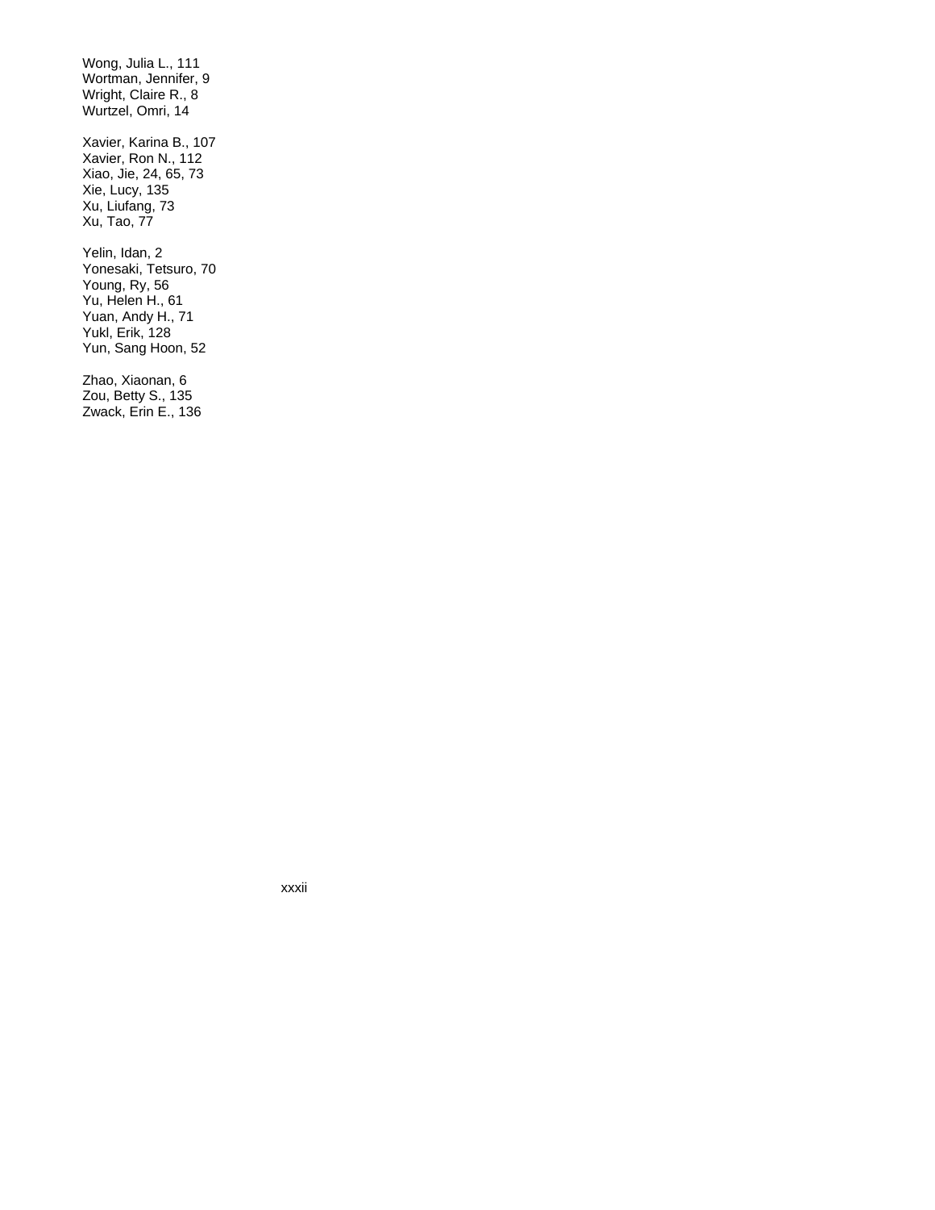Wong, Julia L., 111  
Wortman, Jennifer, 9  
Wright, Claire R., 8  
Wurtzel, Omri, 14

Xavier, Karina B., 107  
Xavier, Ron N., 112  
Xiao, Jie, 24, 65, 73  
Xie, Lucy, 135  
Xu, Liufang, 73  
Xu, Tao, 77

Yelin, Idan, 2  
Yonesaki, Tetsuro, 70  
Young, Ry, 56  
Yu, Helen H., 61  
Yuan, Andy H., 71  
Yukl, Erik, 128  
Yun, Sang Hoon, 52

Zhao, Xiaonan, 6  
Zou, Betty S., 135  
Zwack, Erin E., 136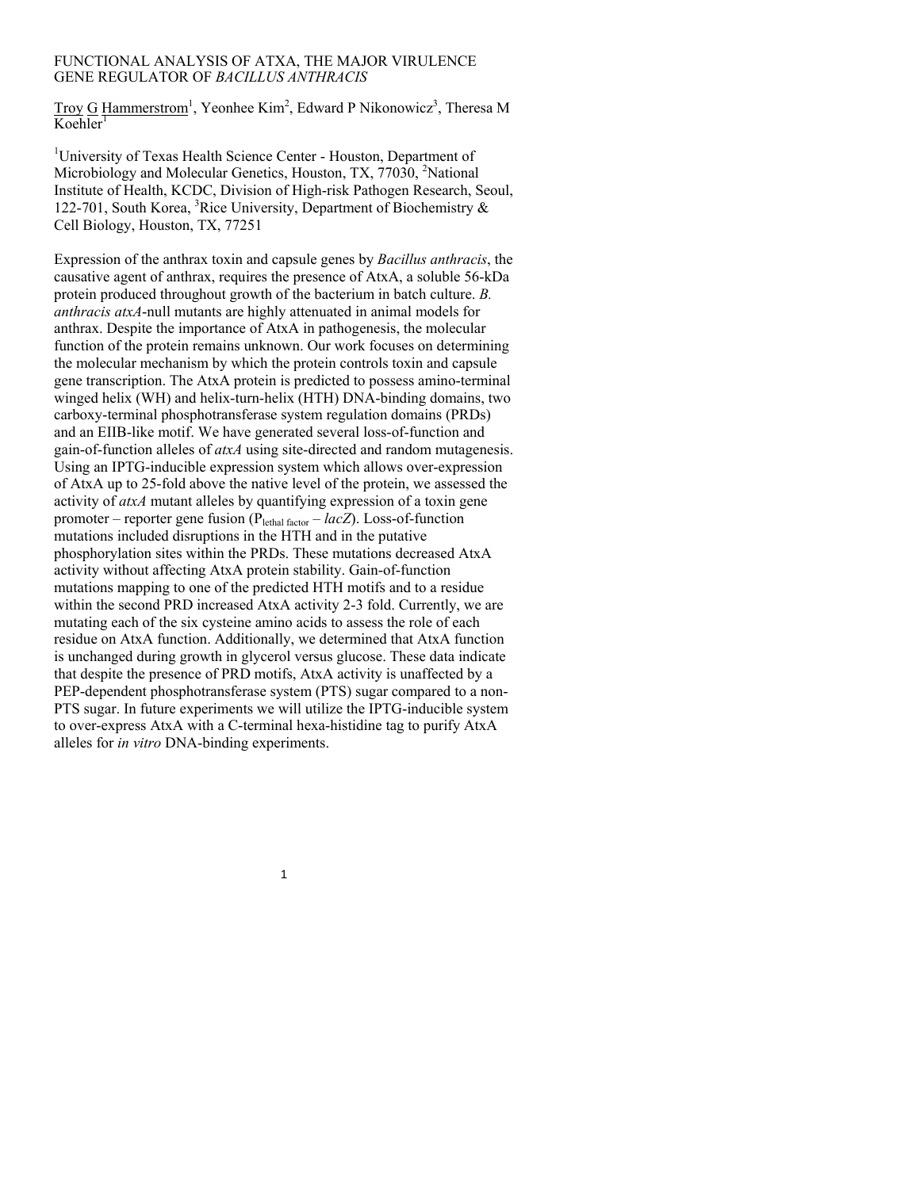# FUNCTIONAL ANALYSIS OF ATXA, THE MAJOR VIRULENCE GENE REGULATOR OF *BACILLUS ANTHRACIS*

Troy G Hammerstrom[1], Yeonhee Kim[2], Edward P Nikonowicz[3], Theresa M Koehler[1]

[1]University of Texas Health Science Center - Houston, Department of Microbiology and Molecular Genetics, Houston, TX, 77030, [2]National Institute of Health, KCDC, Division of High-risk Pathogen Research, Seoul, 122-701, South Korea, [3]Rice University, Department of Biochemistry & Cell Biology, Houston, TX, 77251

Expression of the anthrax toxin and capsule genes by *Bacillus anthracis*, the causative agent of anthrax, requires the presence of AtxA, a soluble 56-kDa protein produced throughout growth of the bacterium in batch culture. *B. anthracis atxA*-null mutants are highly attenuated in animal models for anthrax. Despite the importance of AtxA in pathogenesis, the molecular function of the protein remains unknown. Our work focuses on determining the molecular mechanism by which the protein controls toxin and capsule gene transcription. The AtxA protein is predicted to possess amino-terminal winged helix (WH) and helix-turn-helix (HTH) DNA-binding domains, two carboxy-terminal phosphotransferase system regulation domains (PRDs) and an EIIB-like motif. We have generated several loss-of-function and gain-of-function alleles of *atxA* using site-directed and random mutagenesis. Using an IPTG-inducible expression system which allows over-expression of AtxA up to 25-fold above the native level of the protein, we assessed the activity of *atxA* mutant alleles by quantifying expression of a toxin gene promoter – reporter gene fusion ($P_{\text{lethal factor}}$ – *lacZ*). Loss-of-function mutations included disruptions in the HTH and in the putative phosphorylation sites within the PRDs. These mutations decreased AtxA activity without affecting AtxA protein stability. Gain-of-function mutations mapping to one of the predicted HTH motifs and to a residue within the second PRD increased AtxA activity 2-3 fold. Currently, we are mutating each of the six cysteine amino acids to assess the role of each residue on AtxA function. Additionally, we determined that AtxA function is unchanged during growth in glycerol versus glucose. These data indicate that despite the presence of PRD motifs, AtxA activity is unaffected by a PEP-dependent phosphotransferase system (PTS) sugar compared to a non-PTS sugar. In future experiments we will utilize the IPTG-inducible system to over-express AtxA with a C-terminal hexa-histidine tag to purify AtxA alleles for *in vitro* DNA-binding experiments.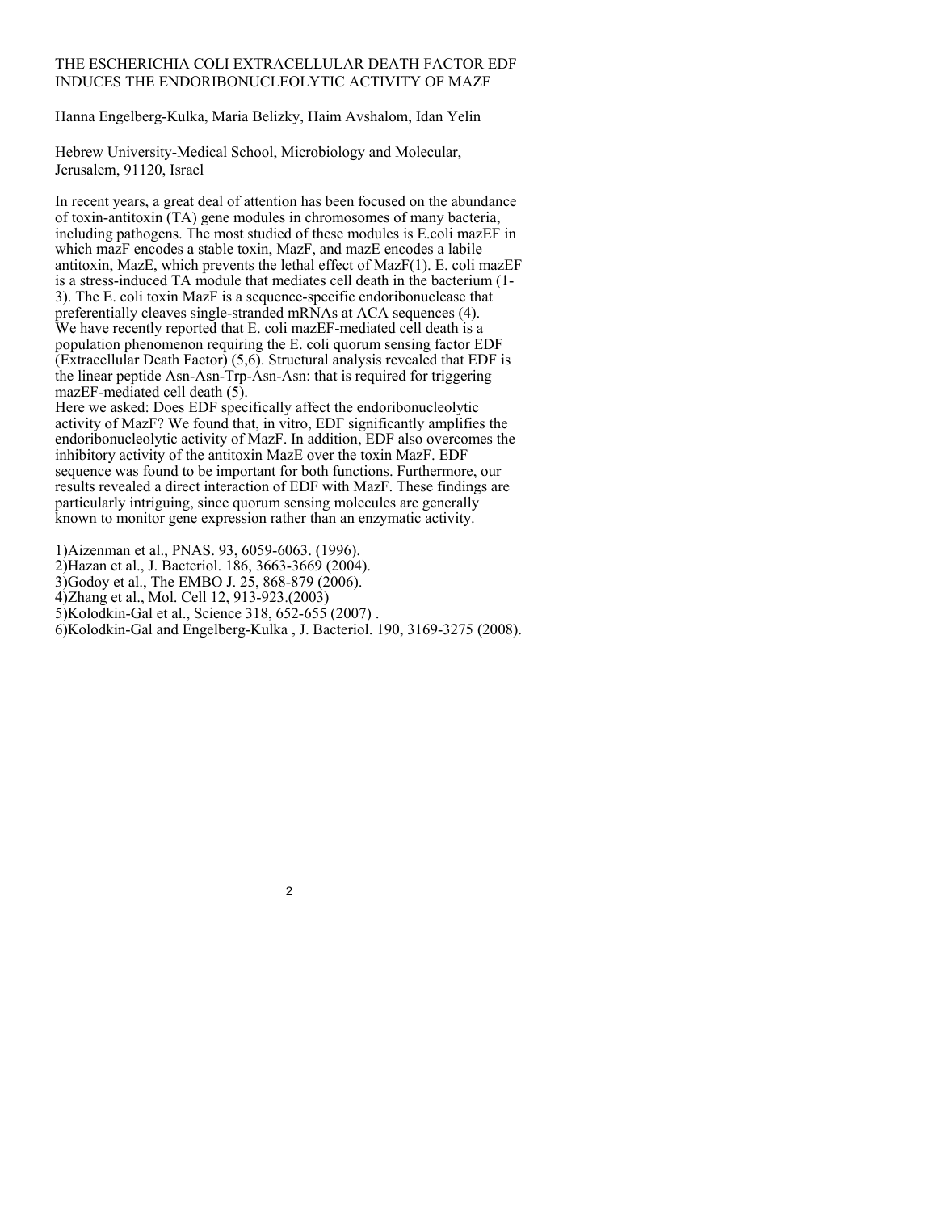# THE ESCHERICHIA COLI EXTRACELLULAR DEATH FACTOR EDF INDUCES THE ENDORIBONUCLEOLYTIC ACTIVITY OF MAZF

<u>Hanna Engelberg-Kulka</u>, Maria Belizky, Haim Avshalom, Idan Yelin

Hebrew University-Medical School, Microbiology and Molecular, Jerusalem, 91120, Israel

In recent years, a great deal of attention has been focused on the abundance of toxin-antitoxin (TA) gene modules in chromosomes of many bacteria, including pathogens. The most studied of these modules is E.coli mazEF in which mazF encodes a stable toxin, MazF, and mazE encodes a labile antitoxin, MazE, which prevents the lethal effect of MazF(1). E. coli mazEF is a stress-induced TA module that mediates cell death in the bacterium (1-3). The E. coli toxin MazF is a sequence-specific endoribonuclease that preferentially cleaves single-stranded mRNAs at ACA sequences (4).
We have recently reported that E. coli mazEF-mediated cell death is a population phenomenon requiring the E. coli quorum sensing factor EDF (Extracellular Death Factor) (5,6). Structural analysis revealed that EDF is the linear peptide Asn-Asn-Trp-Asn-Asn: that is required for triggering mazEF-mediated cell death (5).
Here we asked: Does EDF specifically affect the endoribonucleolytic activity of MazF? We found that, in vitro, EDF significantly amplifies the endoribonucleolytic activity of MazF. In addition, EDF also overcomes the inhibitory activity of the antitoxin MazE over the toxin MazF. EDF sequence was found to be important for both functions. Furthermore, our results revealed a direct interaction of EDF with MazF. These findings are particularly intriguing, since quorum sensing molecules are generally known to monitor gene expression rather than an enzymatic activity.

1)Aizenman et al., PNAS. 93, 6059-6063. (1996).
2)Hazan et al., J. Bacteriol. 186, 3663-3669 (2004).
3)Godoy et al., The EMBO J. 25, 868-879 (2006).
4)Zhang et al., Mol. Cell 12, 913-923.(2003)
5)Kolodkin-Gal et al., Science 318, 652-655 (2007) .
6)Kolodkin-Gal and Engelberg-Kulka , J. Bacteriol. 190, 3169-3275 (2008).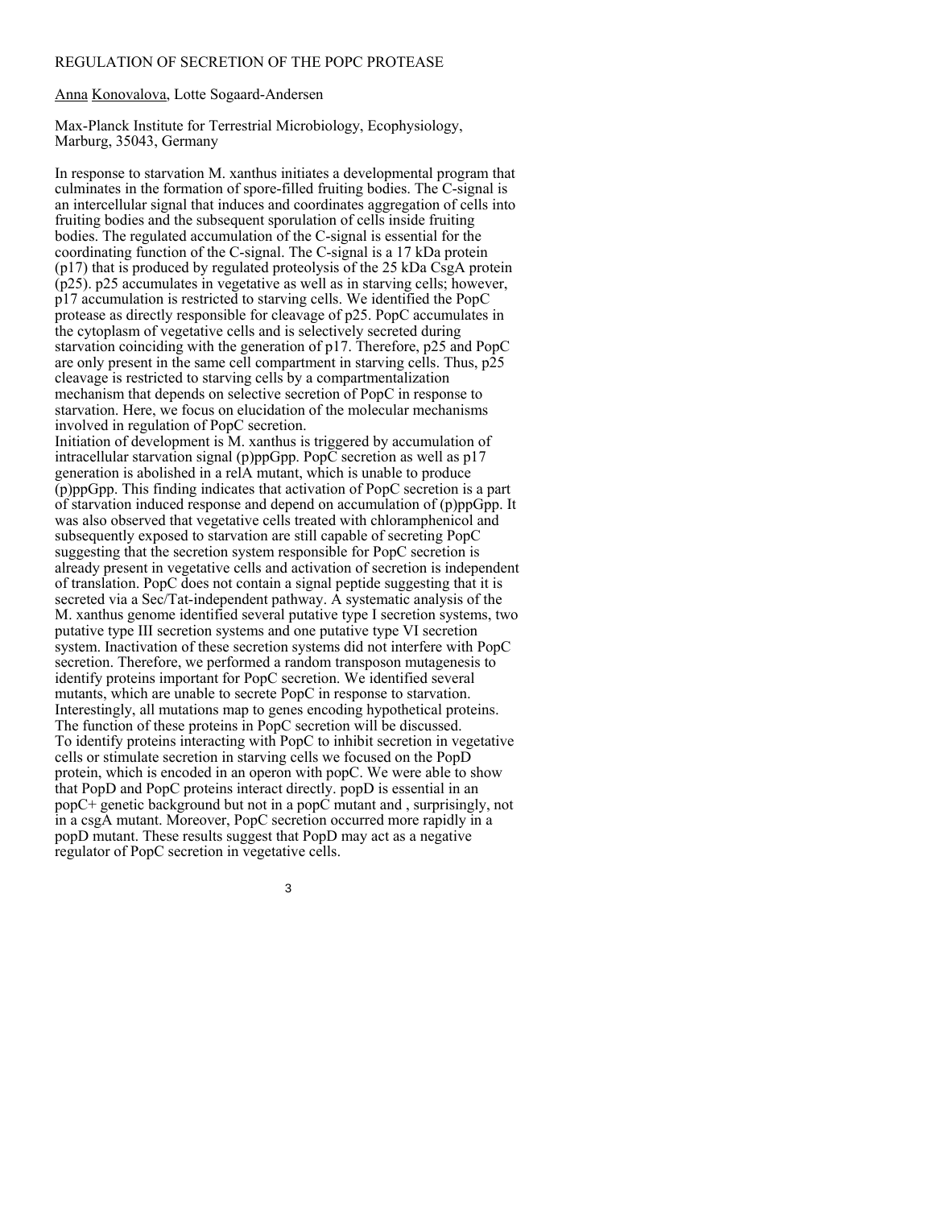# REGULATION OF SECRETION OF THE POPC PROTEASE

Anna Konovalova, Lotte Sogaard-Andersen

Max-Planck Institute for Terrestrial Microbiology, Ecophysiology, Marburg, 35043, Germany

In response to starvation M. xanthus initiates a developmental program that culminates in the formation of spore-filled fruiting bodies. The C-signal is an intercellular signal that induces and coordinates aggregation of cells into fruiting bodies and the subsequent sporulation of cells inside fruiting bodies. The regulated accumulation of the C-signal is essential for the coordinating function of the C-signal. The C-signal is a 17 kDa protein (p17) that is produced by regulated proteolysis of the 25 kDa CsgA protein (p25). p25 accumulates in vegetative as well as in starving cells; however, p17 accumulation is restricted to starving cells. We identified the PopC protease as directly responsible for cleavage of p25. PopC accumulates in the cytoplasm of vegetative cells and is selectively secreted during starvation coinciding with the generation of p17. Therefore, p25 and PopC are only present in the same cell compartment in starving cells. Thus, p25 cleavage is restricted to starving cells by a compartmentalization mechanism that depends on selective secretion of PopC in response to starvation. Here, we focus on elucidation of the molecular mechanisms involved in regulation of PopC secretion.

Initiation of development is M. xanthus is triggered by accumulation of intracellular starvation signal (p)ppGpp. PopC secretion as well as p17 generation is abolished in a relA mutant, which is unable to produce (p)ppGpp. This finding indicates that activation of PopC secretion is a part of starvation induced response and depend on accumulation of (p)ppGpp. It was also observed that vegetative cells treated with chloramphenicol and subsequently exposed to starvation are still capable of secreting PopC suggesting that the secretion system responsible for PopC secretion is already present in vegetative cells and activation of secretion is independent of translation. PopC does not contain a signal peptide suggesting that it is secreted via a Sec/Tat-independent pathway. A systematic analysis of the M. xanthus genome identified several putative type I secretion systems, two putative type III secretion systems and one putative type VI secretion system. Inactivation of these secretion systems did not interfere with PopC secretion. Therefore, we performed a random transposon mutagenesis to identify proteins important for PopC secretion. We identified several mutants, which are unable to secrete PopC in response to starvation. Interestingly, all mutations map to genes encoding hypothetical proteins. The function of these proteins in PopC secretion will be discussed.

To identify proteins interacting with PopC to inhibit secretion in vegetative cells or stimulate secretion in starving cells we focused on the PopD protein, which is encoded in an operon with popC. We were able to show that PopD and PopC proteins interact directly. popD is essential in an popC+ genetic background but not in a popC mutant and , surprisingly, not in a csgA mutant. Moreover, PopC secretion occurred more rapidly in a popD mutant. These results suggest that PopD may act as a negative regulator of PopC secretion in vegetative cells.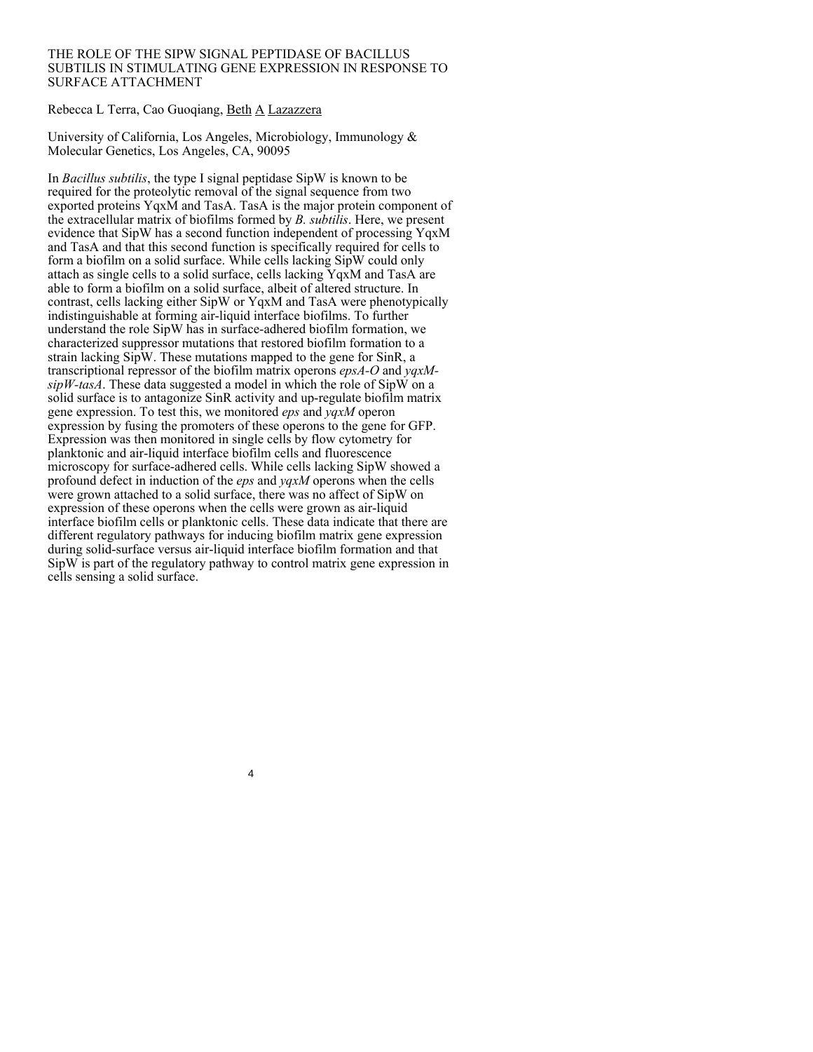# THE ROLE OF THE SIPW SIGNAL PEPTIDASE OF BACILLUS SUBTILIS IN STIMULATING GENE EXPRESSION IN RESPONSE TO SURFACE ATTACHMENT

Rebecca L Terra, Cao Guoqiang, Beth A Lazazzera

University of California, Los Angeles, Microbiology, Immunology & Molecular Genetics, Los Angeles, CA, 90095

In *Bacillus subtilis*, the type I signal peptidase SipW is known to be required for the proteolytic removal of the signal sequence from two exported proteins YqxM and TasA. TasA is the major protein component of the extracellular matrix of biofilms formed by *B. subtilis*. Here, we present evidence that SipW has a second function independent of processing YqxM and TasA and that this second function is specifically required for cells to form a biofilm on a solid surface. While cells lacking SipW could only attach as single cells to a solid surface, cells lacking YqxM and TasA are able to form a biofilm on a solid surface, albeit of altered structure. In contrast, cells lacking either SipW or YqxM and TasA were phenotypically indistinguishable at forming air-liquid interface biofilms. To further understand the role SipW has in surface-adhered biofilm formation, we characterized suppressor mutations that restored biofilm formation to a strain lacking SipW. These mutations mapped to the gene for SinR, a transcriptional repressor of the biofilm matrix operons *epsA-O* and *yqxM-sipW-tasA*. These data suggested a model in which the role of SipW on a solid surface is to antagonize SinR activity and up-regulate biofilm matrix gene expression. To test this, we monitored *eps* and *yqxM* operon expression by fusing the promoters of these operons to the gene for GFP. Expression was then monitored in single cells by flow cytometry for planktonic and air-liquid interface biofilm cells and fluorescence microscopy for surface-adhered cells. While cells lacking SipW showed a profound defect in induction of the *eps* and *yqxM* operons when the cells were grown attached to a solid surface, there was no affect of SipW on expression of these operons when the cells were grown as air-liquid interface biofilm cells or planktonic cells. These data indicate that there are different regulatory pathways for inducing biofilm matrix gene expression during solid-surface versus air-liquid interface biofilm formation and that SipW is part of the regulatory pathway to control matrix gene expression in cells sensing a solid surface.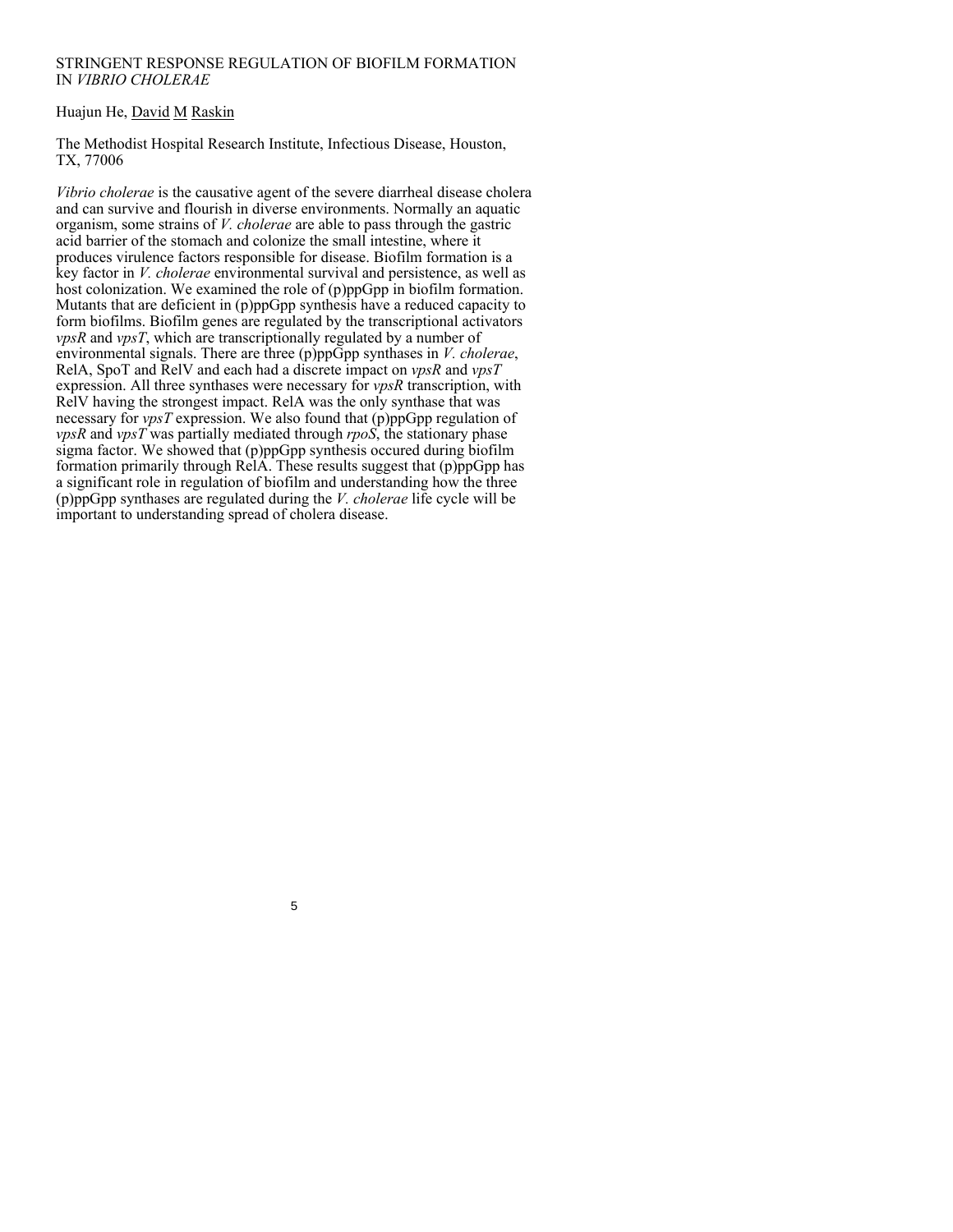# STRINGENT RESPONSE REGULATION OF BIOFILM FORMATION IN *VIBRIO CHOLERAE*

Huajun He, David M Raskin

The Methodist Hospital Research Institute, Infectious Disease, Houston, TX, 77006

*Vibrio cholerae* is the causative agent of the severe diarrheal disease cholera and can survive and flourish in diverse environments. Normally an aquatic organism, some strains of *V. cholerae* are able to pass through the gastric acid barrier of the stomach and colonize the small intestine, where it produces virulence factors responsible for disease. Biofilm formation is a key factor in *V. cholerae* environmental survival and persistence, as well as host colonization. We examined the role of (p)ppGpp in biofilm formation. Mutants that are deficient in (p)ppGpp synthesis have a reduced capacity to form biofilms. Biofilm genes are regulated by the transcriptional activators *vpsR* and *vpsT*, which are transcriptionally regulated by a number of environmental signals. There are three (p)ppGpp synthases in *V. cholerae*, RelA, SpoT and RelV and each had a discrete impact on *vpsR* and *vpsT* expression. All three synthases were necessary for *vpsR* transcription, with RelV having the strongest impact. RelA was the only synthase that was necessary for *vpsT* expression. We also found that (p)ppGpp regulation of *vpsR* and *vpsT* was partially mediated through *rpoS*, the stationary phase sigma factor. We showed that (p)ppGpp synthesis occured during biofilm formation primarily through RelA. These results suggest that (p)ppGpp has a significant role in regulation of biofilm and understanding how the three (p)ppGpp synthases are regulated during the *V. cholerae* life cycle will be important to understanding spread of cholera disease.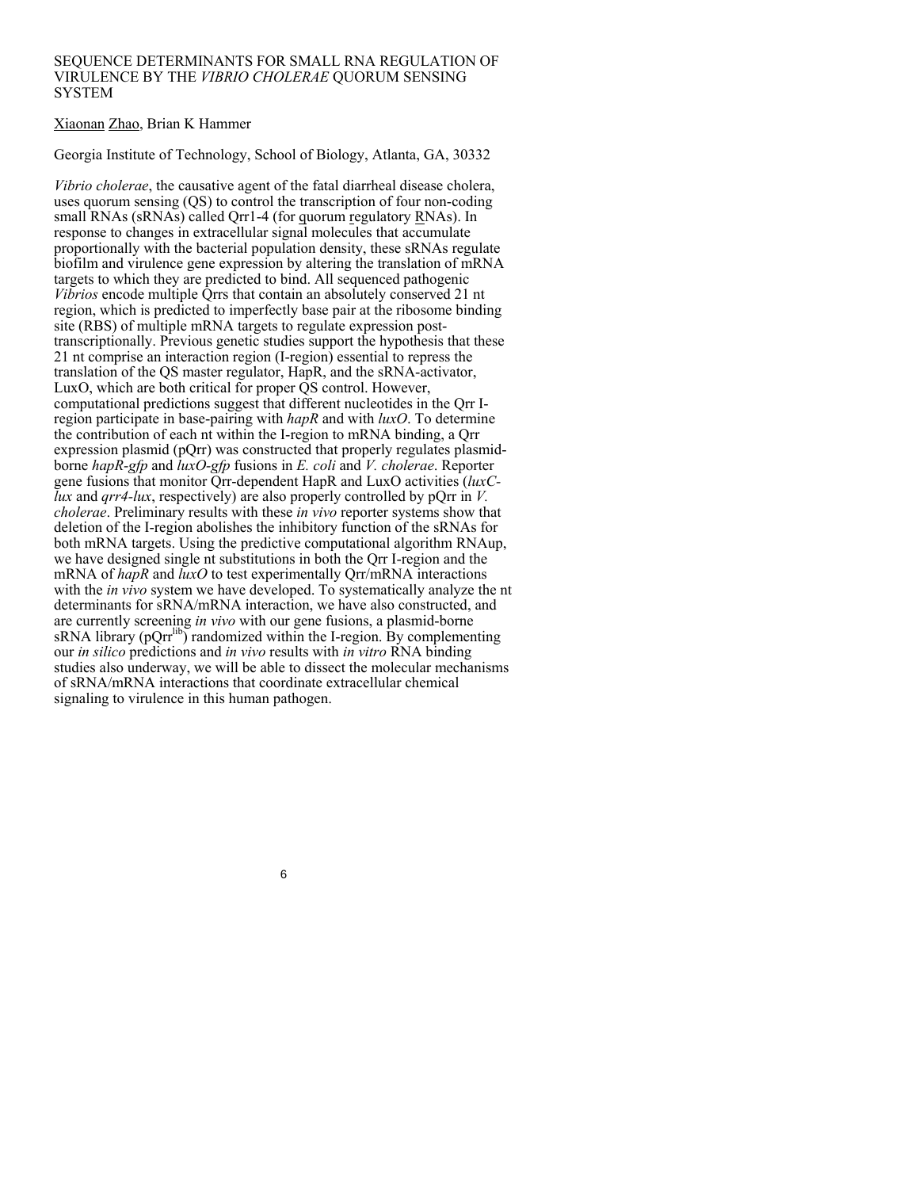# SEQUENCE DETERMINANTS FOR SMALL RNA REGULATION OF VIRULENCE BY THE *VIBRIO CHOLERAE* QUORUM SENSING SYSTEM

Xiaonan Zhao, Brian K Hammer

Georgia Institute of Technology, School of Biology, Atlanta, GA, 30332

*Vibrio cholerae*, the causative agent of the fatal diarrheal disease cholera, uses quorum sensing (QS) to control the transcription of four non-coding small RNAs (sRNAs) called Qrr1-4 (for quorum regulatory RNAs). In response to changes in extracellular signal molecules that accumulate proportionally with the bacterial population density, these sRNAs regulate biofilm and virulence gene expression by altering the translation of mRNA targets to which they are predicted to bind. All sequenced pathogenic *Vibrios* encode multiple Qrrs that contain an absolutely conserved 21 nt region, which is predicted to imperfectly base pair at the ribosome binding site (RBS) of multiple mRNA targets to regulate expression post-transcriptionally. Previous genetic studies support the hypothesis that these 21 nt comprise an interaction region (I-region) essential to repress the translation of the QS master regulator, HapR, and the sRNA-activator, LuxO, which are both critical for proper QS control. However, computational predictions suggest that different nucleotides in the Qrr I-region participate in base-pairing with *hapR* and with *luxO*. To determine the contribution of each nt within the I-region to mRNA binding, a Qrr expression plasmid (pQrr) was constructed that properly regulates plasmid-borne *hapR-gfp* and *luxO-gfp* fusions in *E. coli* and *V. cholerae*. Reporter gene fusions that monitor Qrr-dependent HapR and LuxO activities (*luxC-lux* and *qrr4-lux*, respectively) are also properly controlled by pQrr in *V. cholerae*. Preliminary results with these *in vivo* reporter systems show that deletion of the I-region abolishes the inhibitory function of the sRNAs for both mRNA targets. Using the predictive computational algorithm RNAup, we have designed single nt substitutions in both the Qrr I-region and the mRNA of *hapR* and *luxO* to test experimentally Qrr/mRNA interactions with the *in vivo* system we have developed. To systematically analyze the nt determinants for sRNA/mRNA interaction, we have also constructed, and are currently screening *in vivo* with our gene fusions, a plasmid-borne sRNA library ($pQrr^{lib}$) randomized within the I-region. By complementing our *in silico* predictions and *in vivo* results with *in vitro* RNA binding studies also underway, we will be able to dissect the molecular mechanisms of sRNA/mRNA interactions that coordinate extracellular chemical signaling to virulence in this human pathogen.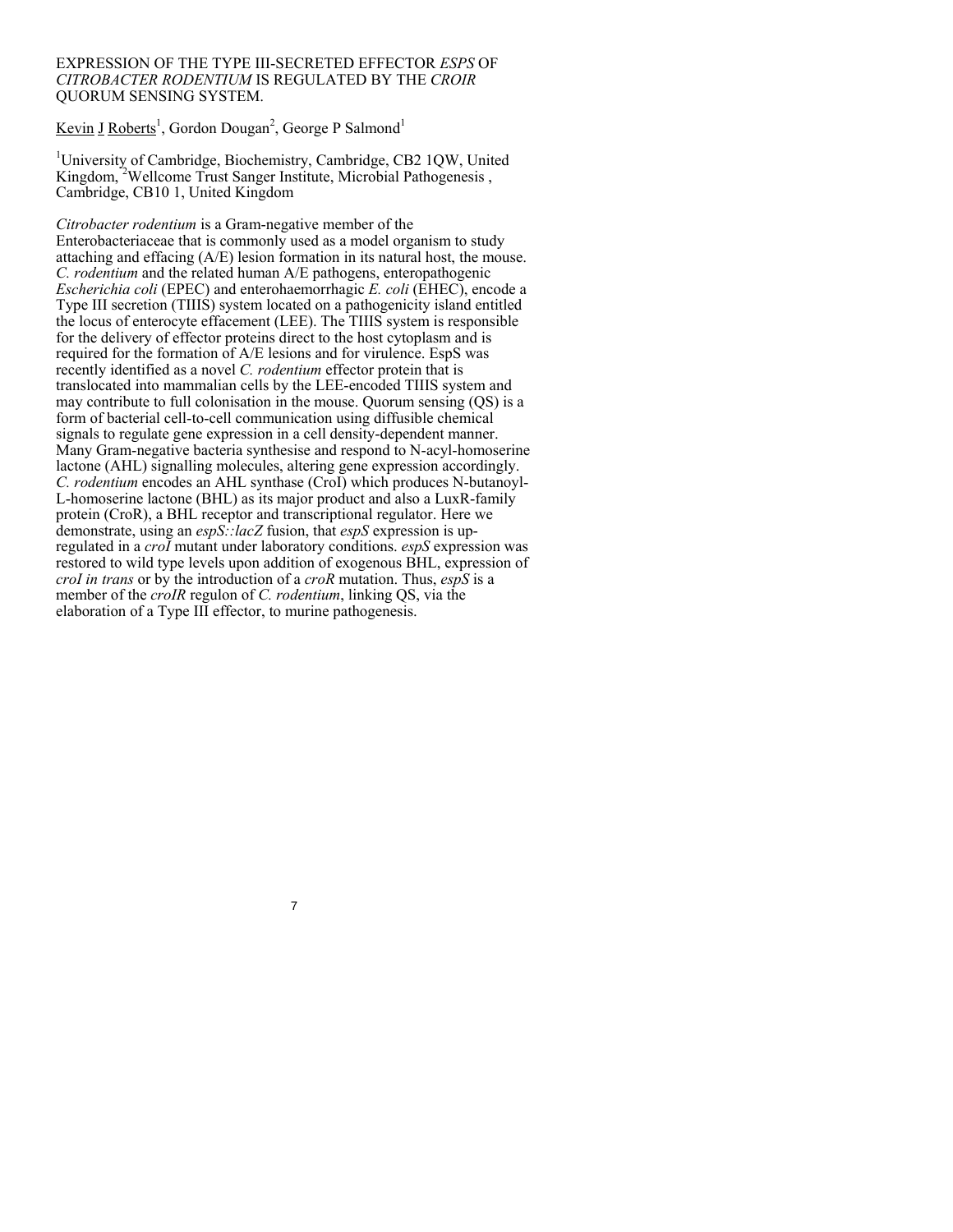EXPRESSION OF THE TYPE III-SECRETED EFFECTOR *ESPS* OF *CITROBACTER RODENTIUM* IS REGULATED BY THE *CROIR* QUORUM SENSING SYSTEM.

Kevin J Roberts[1], Gordon Dougan[2], George P Salmond[1]

[1]University of Cambridge, Biochemistry, Cambridge, CB2 1QW, United Kingdom, [2]Wellcome Trust Sanger Institute, Microbial Pathogenesis , Cambridge, CB10 1, United Kingdom

*Citrobacter rodentium* is a Gram-negative member of the Enterobacteriaceae that is commonly used as a model organism to study attaching and effacing (A/E) lesion formation in its natural host, the mouse. *C. rodentium* and the related human A/E pathogens, enteropathogenic *Escherichia coli* (EPEC) and enterohaemorrhagic *E. coli* (EHEC), encode a Type III secretion (TIIIS) system located on a pathogenicity island entitled the locus of enterocyte effacement (LEE). The TIIIS system is responsible for the delivery of effector proteins direct to the host cytoplasm and is required for the formation of A/E lesions and for virulence. EspS was recently identified as a novel *C. rodentium* effector protein that is translocated into mammalian cells by the LEE-encoded TIIIS system and may contribute to full colonisation in the mouse. Quorum sensing (QS) is a form of bacterial cell-to-cell communication using diffusible chemical signals to regulate gene expression in a cell density-dependent manner. Many Gram-negative bacteria synthesise and respond to N-acyl-homoserine lactone (AHL) signalling molecules, altering gene expression accordingly. *C. rodentium* encodes an AHL synthase (CroI) which produces N-butanoyl-L-homoserine lactone (BHL) as its major product and also a LuxR-family protein (CroR), a BHL receptor and transcriptional regulator. Here we demonstrate, using an *espS::lacZ* fusion, that *espS* expression is up-regulated in a *croI* mutant under laboratory conditions. *espS* expression was restored to wild type levels upon addition of exogenous BHL, expression of *croI in trans* or by the introduction of a *croR* mutation. Thus, *espS* is a member of the *croIR* regulon of *C. rodentium*, linking QS, via the elaboration of a Type III effector, to murine pathogenesis.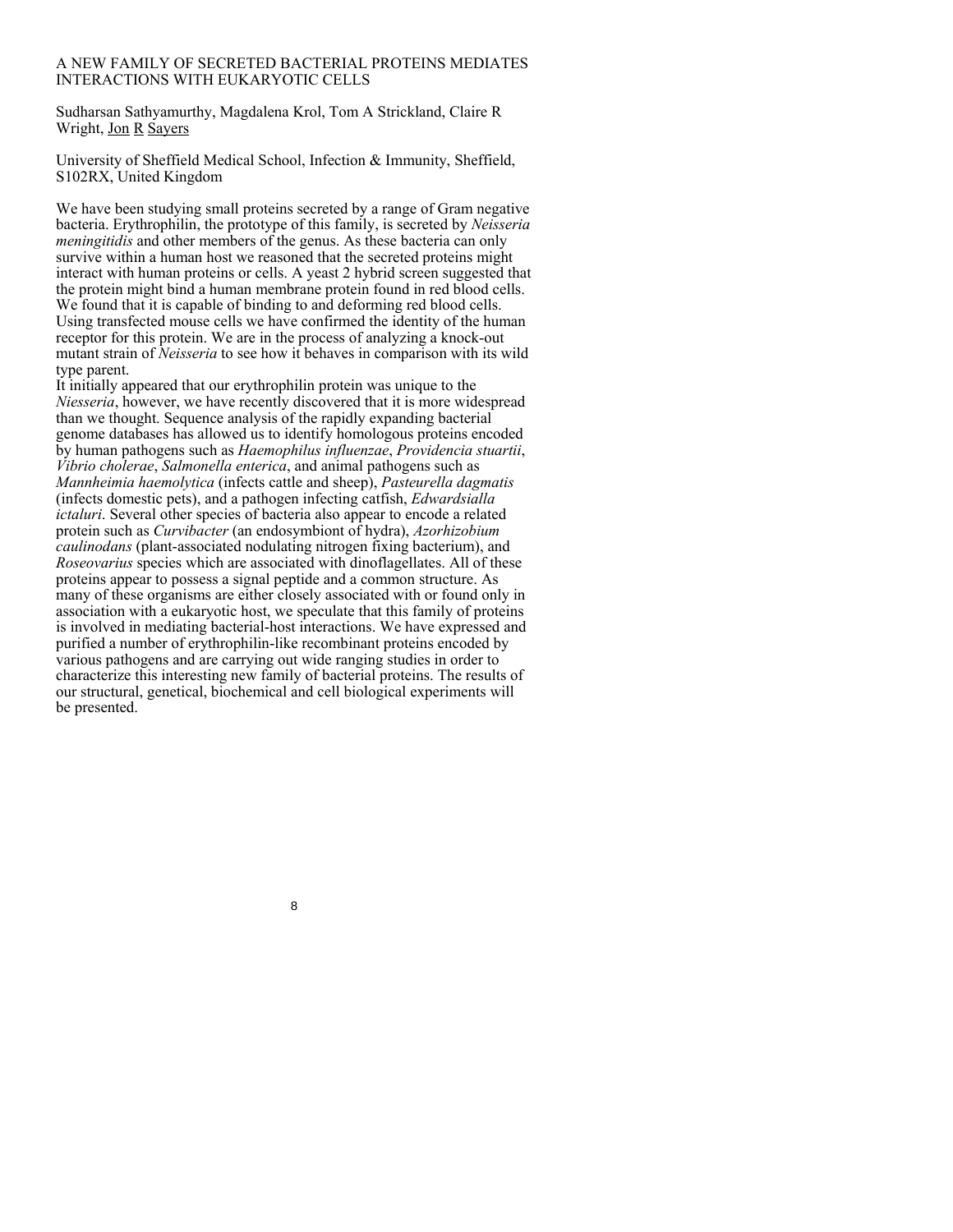# A NEW FAMILY OF SECRETED BACTERIAL PROTEINS MEDIATES INTERACTIONS WITH EUKARYOTIC CELLS

Sudharsan Sathyamurthy, Magdalena Krol, Tom A Strickland, Claire R Wright, Jon R Sayers

University of Sheffield Medical School, Infection & Immunity, Sheffield, S102RX, United Kingdom

We have been studying small proteins secreted by a range of Gram negative bacteria. Erythrophilin, the prototype of this family, is secreted by *Neisseria meningitidis* and other members of the genus. As these bacteria can only survive within a human host we reasoned that the secreted proteins might interact with human proteins or cells. A yeast 2 hybrid screen suggested that the protein might bind a human membrane protein found in red blood cells. We found that it is capable of binding to and deforming red blood cells. Using transfected mouse cells we have confirmed the identity of the human receptor for this protein. We are in the process of analyzing a knock-out mutant strain of *Neisseria* to see how it behaves in comparison with its wild type parent.

It initially appeared that our erythrophilin protein was unique to the *Niesseria*, however, we have recently discovered that it is more widespread than we thought. Sequence analysis of the rapidly expanding bacterial genome databases has allowed us to identify homologous proteins encoded by human pathogens such as *Haemophilus influenzae*, *Providencia stuartii*, *Vibrio cholerae*, *Salmonella enterica*, and animal pathogens such as *Mannheimia haemolytica* (infects cattle and sheep), *Pasteurella dagmatis* (infects domestic pets), and a pathogen infecting catfish, *Edwardsialla ictaluri*. Several other species of bacteria also appear to encode a related protein such as *Curvibacter* (an endosymbiont of hydra), *Azorhizobium caulinodans* (plant-associated nodulating nitrogen fixing bacterium), and *Roseovarius* species which are associated with dinoflagellates. All of these proteins appear to possess a signal peptide and a common structure. As many of these organisms are either closely associated with or found only in association with a eukaryotic host, we speculate that this family of proteins is involved in mediating bacterial-host interactions. We have expressed and purified a number of erythrophilin-like recombinant proteins encoded by various pathogens and are carrying out wide ranging studies in order to characterize this interesting new family of bacterial proteins. The results of our structural, genetical, biochemical and cell biological experiments will be presented.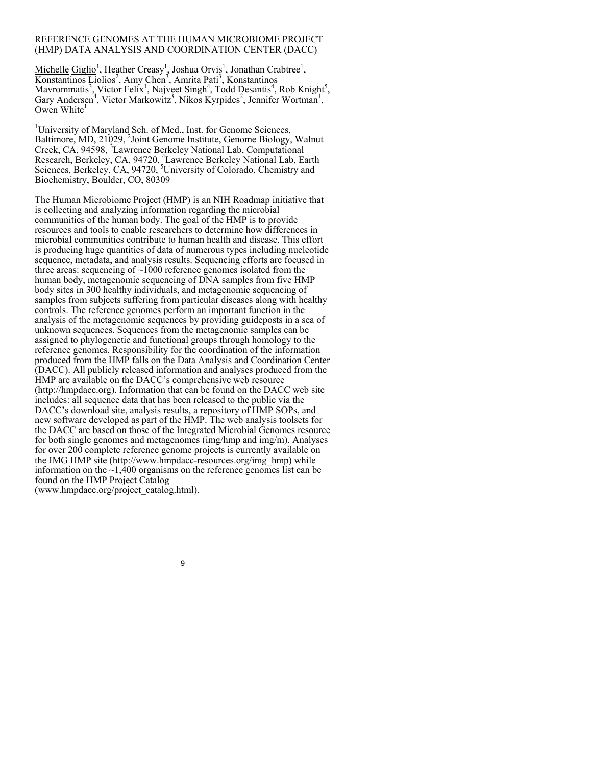# REFERENCE GENOMES AT THE HUMAN MICROBIOME PROJECT (HMP) DATA ANALYSIS AND COORDINATION CENTER (DACC)

Michelle Giglio[1], Heather Creasy[1], Joshua Orvis[1], Jonathan Crabtree[1], Konstantinos Liolios[2], Amy Chen[3], Amrita Pati[3], Konstantinos Mavrommatis[3], Victor Felix[1], Najveet Singh[4], Todd Desantis[4], Rob Knight[5], Gary Andersen[4], Victor Markowitz[3], Nikos Kyrpides[2], Jennifer Wortman[1], Owen White[1]

[1]University of Maryland Sch. of Med., Inst. for Genome Sciences, Baltimore, MD, 21029, [2]Joint Genome Institute, Genome Biology, Walnut Creek, CA, 94598, [3]Lawrence Berkeley National Lab, Computational Research, Berkeley, CA, 94720, [4]Lawrence Berkeley National Lab, Earth Sciences, Berkeley, CA, 94720, [5]University of Colorado, Chemistry and Biochemistry, Boulder, CO, 80309

The Human Microbiome Project (HMP) is an NIH Roadmap initiative that is collecting and analyzing information regarding the microbial communities of the human body. The goal of the HMP is to provide resources and tools to enable researchers to determine how differences in microbial communities contribute to human health and disease. This effort is producing huge quantities of data of numerous types including nucleotide sequence, metadata, and analysis results. Sequencing efforts are focused in three areas: sequencing of ~1000 reference genomes isolated from the human body, metagenomic sequencing of DNA samples from five HMP body sites in 300 healthy individuals, and metagenomic sequencing of samples from subjects suffering from particular diseases along with healthy controls. The reference genomes perform an important function in the analysis of the metagenomic sequences by providing guideposts in a sea of unknown sequences. Sequences from the metagenomic samples can be assigned to phylogenetic and functional groups through homology to the reference genomes. Responsibility for the coordination of the information produced from the HMP falls on the Data Analysis and Coordination Center (DACC). All publicly released information and analyses produced from the HMP are available on the DACC's comprehensive web resource (http://hmpdacc.org). Information that can be found on the DACC web site includes: all sequence data that has been released to the public via the DACC's download site, analysis results, a repository of HMP SOPs, and new software developed as part of the HMP. The web analysis toolsets for the DACC are based on those of the Integrated Microbial Genomes resource for both single genomes and metagenomes (img/hmp and img/m). Analyses for over 200 complete reference genome projects is currently available on the IMG HMP site (http://www.hmpdacc-resources.org/img_hmp) while information on the ~1,400 organisms on the reference genomes list can be found on the HMP Project Catalog (www.hmpdacc.org/project_catalog.html).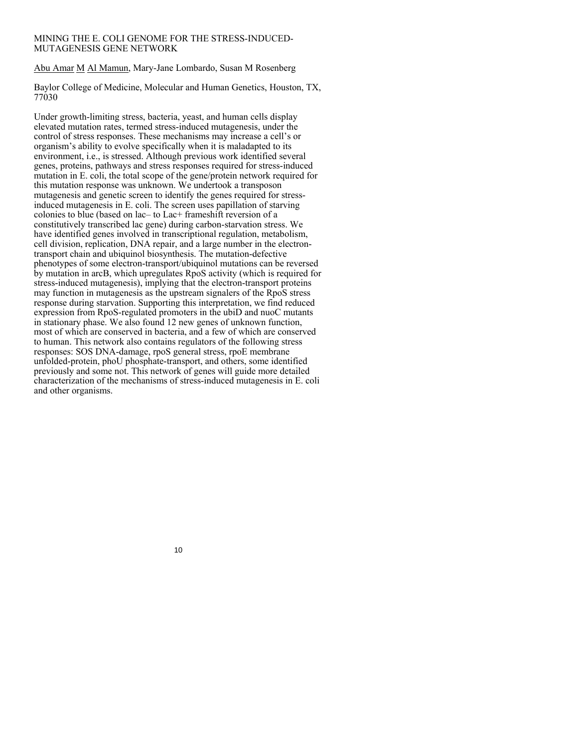# MINING THE E. COLI GENOME FOR THE STRESS-INDUCED-MUTAGENESIS GENE NETWORK

Abu Amar M Al Mamun, Mary-Jane Lombardo, Susan M Rosenberg

Baylor College of Medicine, Molecular and Human Genetics, Houston, TX, 77030

Under growth-limiting stress, bacteria, yeast, and human cells display elevated mutation rates, termed stress-induced mutagenesis, under the control of stress responses. These mechanisms may increase a cell's or organism's ability to evolve specifically when it is maladapted to its environment, i.e., is stressed. Although previous work identified several genes, proteins, pathways and stress responses required for stress-induced mutation in E. coli, the total scope of the gene/protein network required for this mutation response was unknown. We undertook a transposon mutagenesis and genetic screen to identify the genes required for stress-induced mutagenesis in E. coli. The screen uses papillation of starving colonies to blue (based on lac– to Lac+ frameshift reversion of a constitutively transcribed lac gene) during carbon-starvation stress. We have identified genes involved in transcriptional regulation, metabolism, cell division, replication, DNA repair, and a large number in the electron-transport chain and ubiquinol biosynthesis. The mutation-defective phenotypes of some electron-transport/ubiquinol mutations can be reversed by mutation in arcB, which upregulates RpoS activity (which is required for stress-induced mutagenesis), implying that the electron-transport proteins may function in mutagenesis as the upstream signalers of the RpoS stress response during starvation. Supporting this interpretation, we find reduced expression from RpoS-regulated promoters in the ubiD and nuoC mutants in stationary phase. We also found 12 new genes of unknown function, most of which are conserved in bacteria, and a few of which are conserved to human. This network also contains regulators of the following stress responses: SOS DNA-damage, rpoS general stress, rpoE membrane unfolded-protein, phoU phosphate-transport, and others, some identified previously and some not. This network of genes will guide more detailed characterization of the mechanisms of stress-induced mutagenesis in E. coli and other organisms.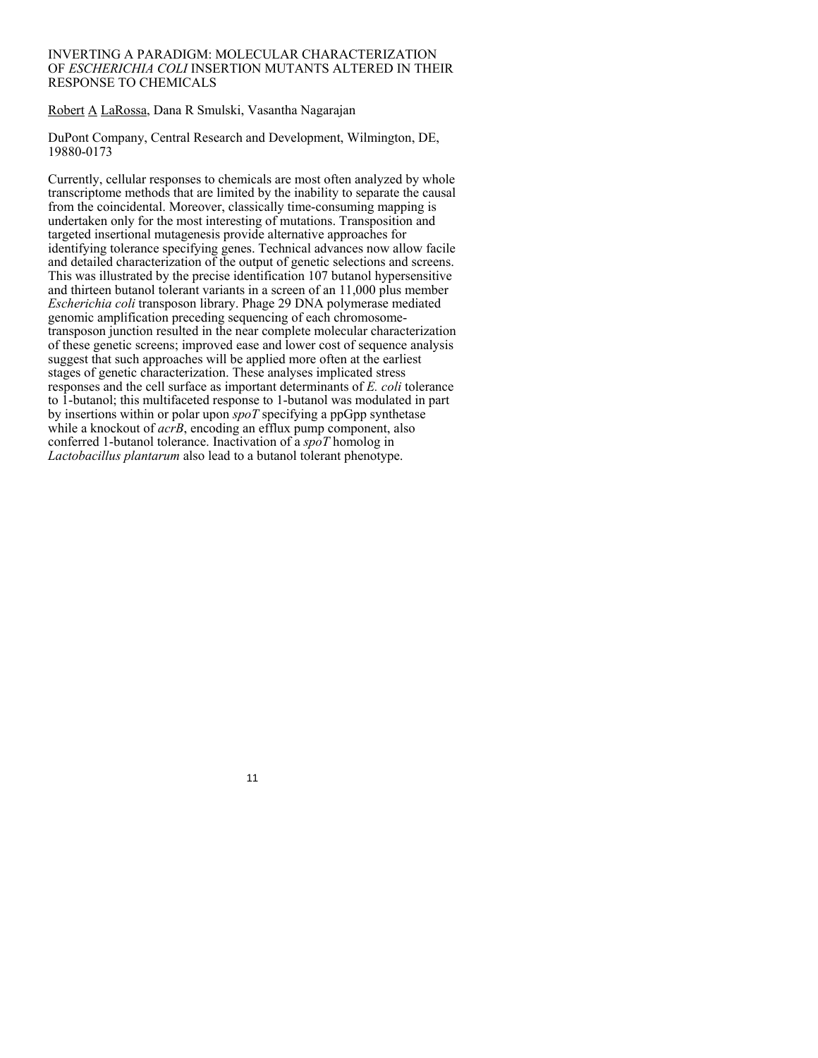# INVERTING A PARADIGM: MOLECULAR CHARACTERIZATION OF *ESCHERICHIA COLI* INSERTION MUTANTS ALTERED IN THEIR RESPONSE TO CHEMICALS

Robert A LaRossa, Dana R Smulski, Vasantha Nagarajan

DuPont Company, Central Research and Development, Wilmington, DE, 19880-0173

Currently, cellular responses to chemicals are most often analyzed by whole transcriptome methods that are limited by the inability to separate the causal from the coincidental. Moreover, classically time-consuming mapping is undertaken only for the most interesting of mutations. Transposition and targeted insertional mutagenesis provide alternative approaches for identifying tolerance specifying genes. Technical advances now allow facile and detailed characterization of the output of genetic selections and screens. This was illustrated by the precise identification 107 butanol hypersensitive and thirteen butanol tolerant variants in a screen of an 11,000 plus member *Escherichia coli* transposon library. Phage 29 DNA polymerase mediated genomic amplification preceding sequencing of each chromosome-transposon junction resulted in the near complete molecular characterization of these genetic screens; improved ease and lower cost of sequence analysis suggest that such approaches will be applied more often at the earliest stages of genetic characterization. These analyses implicated stress responses and the cell surface as important determinants of *E. coli* tolerance to 1-butanol; this multifaceted response to 1-butanol was modulated in part by insertions within or polar upon *spoT* specifying a ppGpp synthetase while a knockout of *acrB*, encoding an efflux pump component, also conferred 1-butanol tolerance. Inactivation of a *spoT* homolog in *Lactobacillus plantarum* also lead to a butanol tolerant phenotype.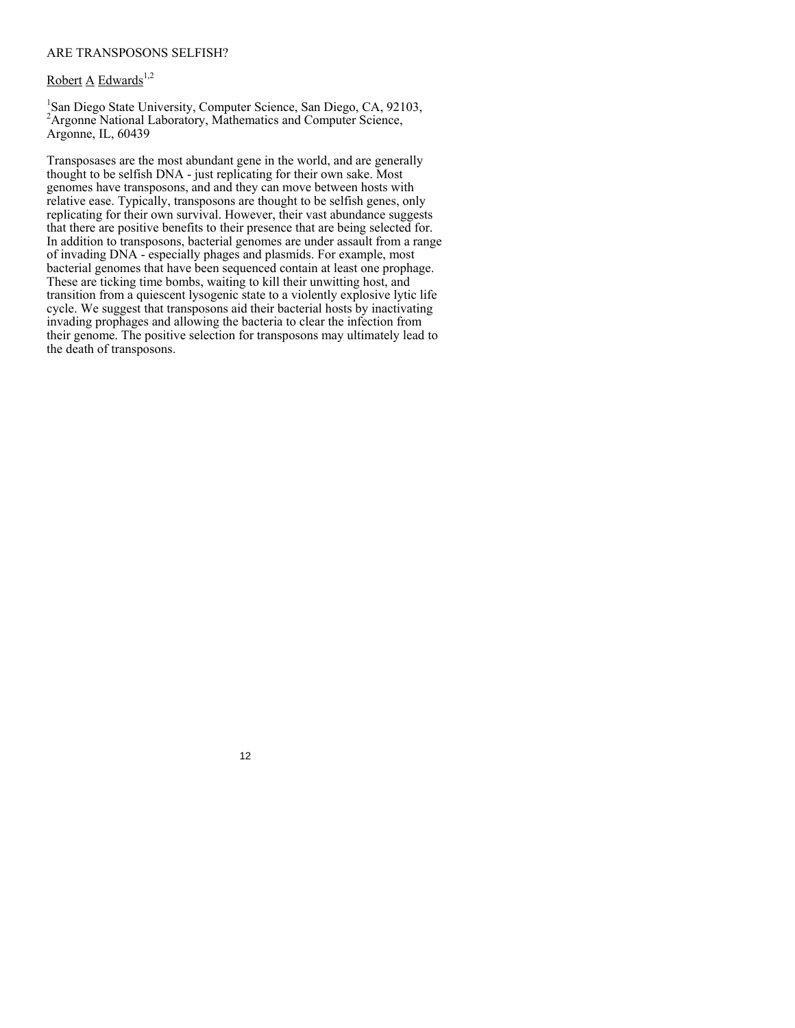ARE TRANSPOSONS SELFISH?

Robert A Edwards[1,2]

[1]San Diego State University, Computer Science, San Diego, CA, 92103, [2]Argonne National Laboratory, Mathematics and Computer Science, Argonne, IL, 60439

Transposases are the most abundant gene in the world, and are generally thought to be selfish DNA - just replicating for their own sake. Most genomes have transposons, and and they can move between hosts with relative ease. Typically, transposons are thought to be selfish genes, only replicating for their own survival. However, their vast abundance suggests that there are positive benefits to their presence that are being selected for. In addition to transposons, bacterial genomes are under assault from a range of invading DNA - especially phages and plasmids. For example, most bacterial genomes that have been sequenced contain at least one prophage. These are ticking time bombs, waiting to kill their unwitting host, and transition from a quiescent lysogenic state to a violently explosive lytic life cycle. We suggest that transposons aid their bacterial hosts by inactivating invading prophages and allowing the bacteria to clear the infection from their genome. The positive selection for transposons may ultimately lead to the death of transposons.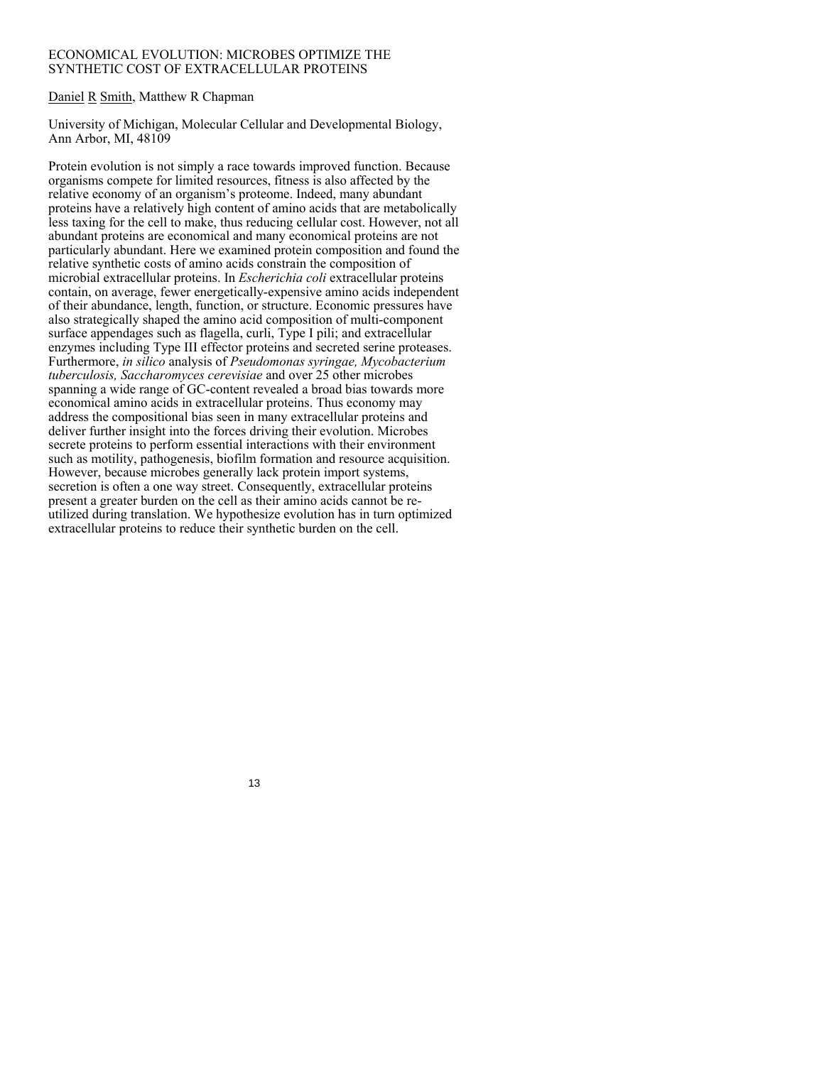# ECONOMICAL EVOLUTION: MICROBES OPTIMIZE THE SYNTHETIC COST OF EXTRACELLULAR PROTEINS

Daniel R Smith, Matthew R Chapman

University of Michigan, Molecular Cellular and Developmental Biology, Ann Arbor, MI, 48109

Protein evolution is not simply a race towards improved function. Because organisms compete for limited resources, fitness is also affected by the relative economy of an organism's proteome. Indeed, many abundant proteins have a relatively high content of amino acids that are metabolically less taxing for the cell to make, thus reducing cellular cost. However, not all abundant proteins are economical and many economical proteins are not particularly abundant. Here we examined protein composition and found the relative synthetic costs of amino acids constrain the composition of microbial extracellular proteins. In *Escherichia coli* extracellular proteins contain, on average, fewer energetically-expensive amino acids independent of their abundance, length, function, or structure. Economic pressures have also strategically shaped the amino acid composition of multi-component surface appendages such as flagella, curli, Type I pili; and extracellular enzymes including Type III effector proteins and secreted serine proteases. Furthermore, *in silico* analysis of *Pseudomonas syringae, Mycobacterium tuberculosis, Saccharomyces cerevisiae* and over 25 other microbes spanning a wide range of GC-content revealed a broad bias towards more economical amino acids in extracellular proteins. Thus economy may address the compositional bias seen in many extracellular proteins and deliver further insight into the forces driving their evolution. Microbes secrete proteins to perform essential interactions with their environment such as motility, pathogenesis, biofilm formation and resource acquisition. However, because microbes generally lack protein import systems, secretion is often a one way street. Consequently, extracellular proteins present a greater burden on the cell as their amino acids cannot be re-utilized during translation. We hypothesize evolution has in turn optimized extracellular proteins to reduce their synthetic burden on the cell.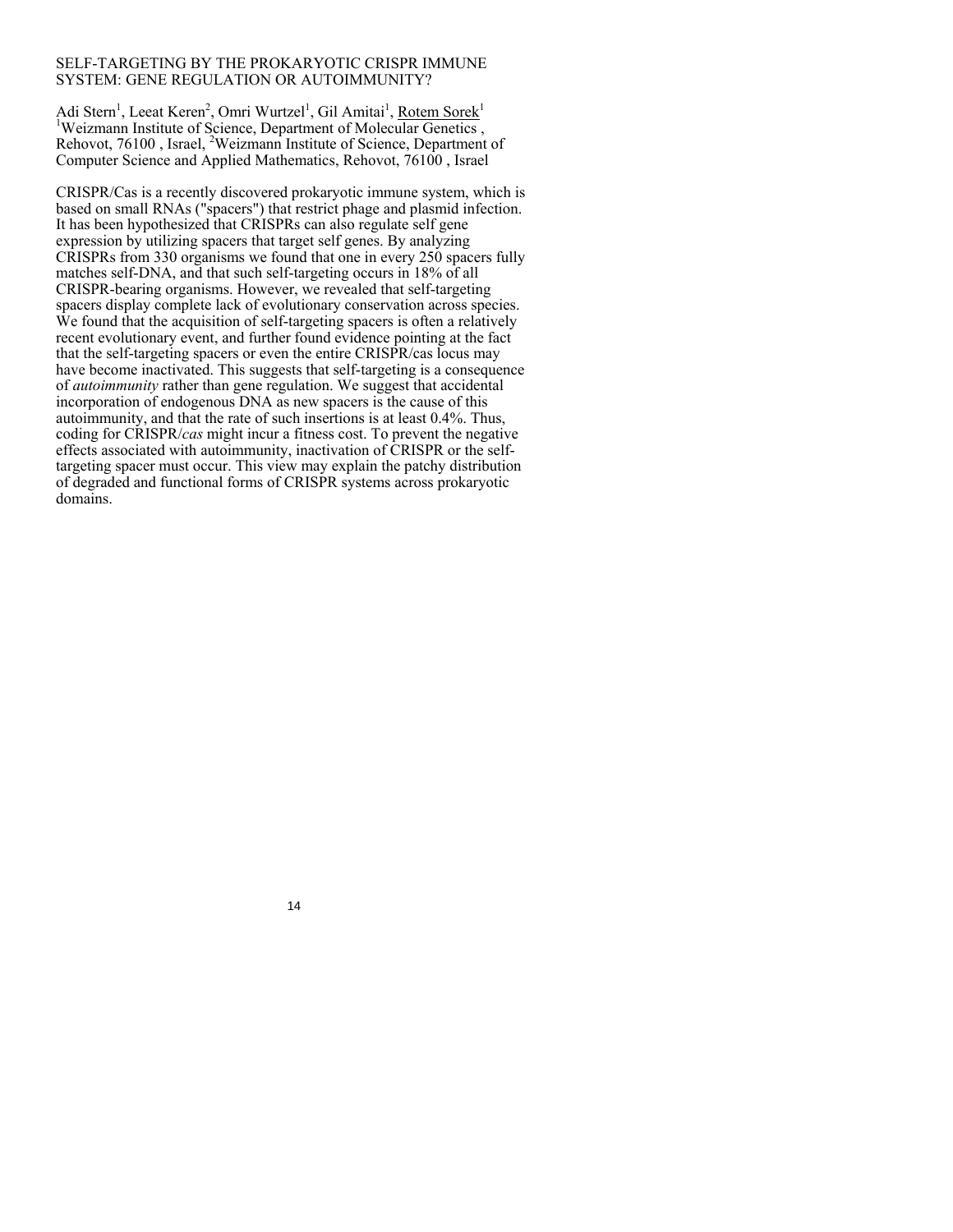## SELF-TARGETING BY THE PROKARYOTIC CRISPR IMMUNE SYSTEM: GENE REGULATION OR AUTOIMMUNITY?

Adi Stern[1], Leeat Keren[2], Omri Wurtzel[1], Gil Amitai[1], Rotem Sorek[1]
[1]Weizmann Institute of Science, Department of Molecular Genetics , Rehovot, 76100 , Israel, [2]Weizmann Institute of Science, Department of Computer Science and Applied Mathematics, Rehovot, 76100 , Israel

CRISPR/Cas is a recently discovered prokaryotic immune system, which is based on small RNAs ("spacers") that restrict phage and plasmid infection. It has been hypothesized that CRISPRs can also regulate self gene expression by utilizing spacers that target self genes. By analyzing CRISPRs from 330 organisms we found that one in every 250 spacers fully matches self-DNA, and that such self-targeting occurs in 18% of all CRISPR-bearing organisms. However, we revealed that self-targeting spacers display complete lack of evolutionary conservation across species. We found that the acquisition of self-targeting spacers is often a relatively recent evolutionary event, and further found evidence pointing at the fact that the self-targeting spacers or even the entire CRISPR/cas locus may have become inactivated. This suggests that self-targeting is a consequence of *autoimmunity* rather than gene regulation. We suggest that accidental incorporation of endogenous DNA as new spacers is the cause of this autoimmunity, and that the rate of such insertions is at least 0.4%. Thus, coding for CRISPR/*cas* might incur a fitness cost. To prevent the negative effects associated with autoimmunity, inactivation of CRISPR or the self-targeting spacer must occur. This view may explain the patchy distribution of degraded and functional forms of CRISPR systems across prokaryotic domains.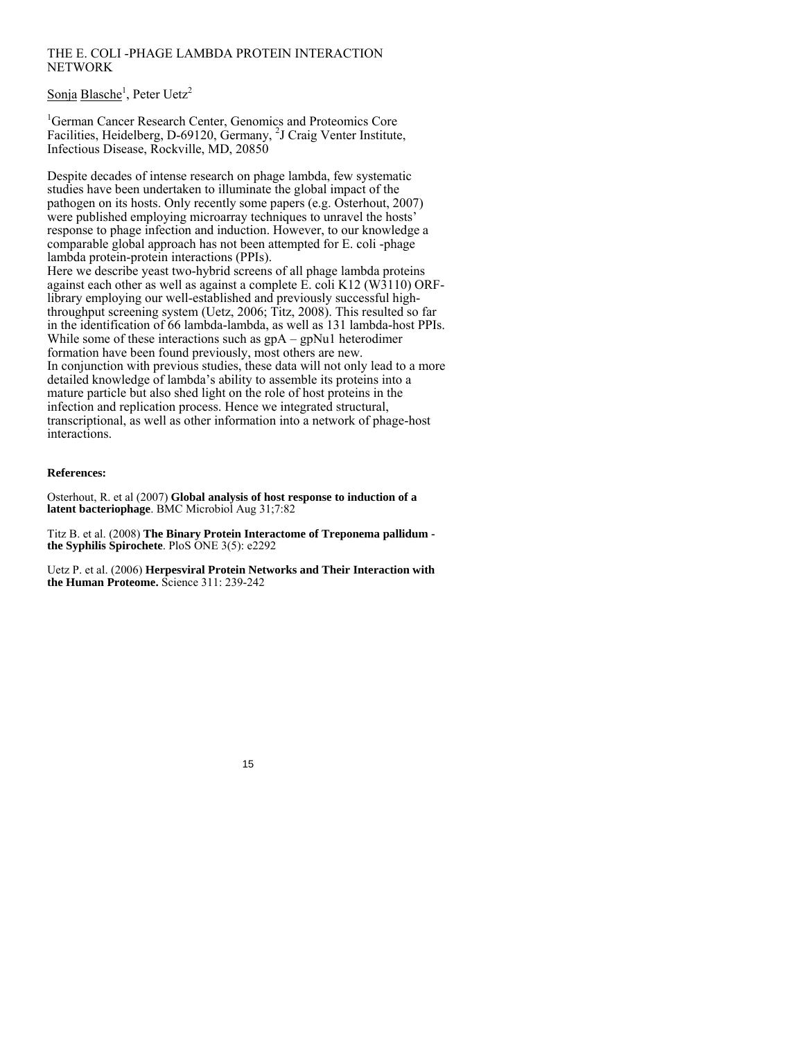# THE E. COLI -PHAGE LAMBDA PROTEIN INTERACTION NETWORK

Sonja Blasche[1], Peter Uetz[2]

[1]German Cancer Research Center, Genomics and Proteomics Core Facilities, Heidelberg, D-69120, Germany, [2]J Craig Venter Institute, Infectious Disease, Rockville, MD, 20850

Despite decades of intense research on phage lambda, few systematic studies have been undertaken to illuminate the global impact of the pathogen on its hosts. Only recently some papers (e.g. Osterhout, 2007) were published employing microarray techniques to unravel the hosts' response to phage infection and induction. However, to our knowledge a comparable global approach has not been attempted for E. coli -phage lambda protein-protein interactions (PPIs).

Here we describe yeast two-hybrid screens of all phage lambda proteins against each other as well as against a complete E. coli K12 (W3110) ORF-library employing our well-established and previously successful high-throughput screening system (Uetz, 2006; Titz, 2008). This resulted so far in the identification of 66 lambda-lambda, as well as 131 lambda-host PPIs. While some of these interactions such as gpA – gpNu1 heterodimer formation have been found previously, most others are new.

In conjunction with previous studies, these data will not only lead to a more detailed knowledge of lambda's ability to assemble its proteins into a mature particle but also shed light on the role of host proteins in the infection and replication process. Hence we integrated structural, transcriptional, as well as other information into a network of phage-host interactions.

**References:**

Osterhout, R. et al (2007) **Global analysis of host response to induction of a latent bacteriophage**. BMC Microbiol Aug 31;7:82

Titz B. et al. (2008) **The Binary Protein Interactome of Treponema pallidum - the Syphilis Spirochete**. PloS ONE 3(5): e2292

Uetz P. et al. (2006) **Herpesviral Protein Networks and Their Interaction with the Human Proteome.** Science 311: 239-242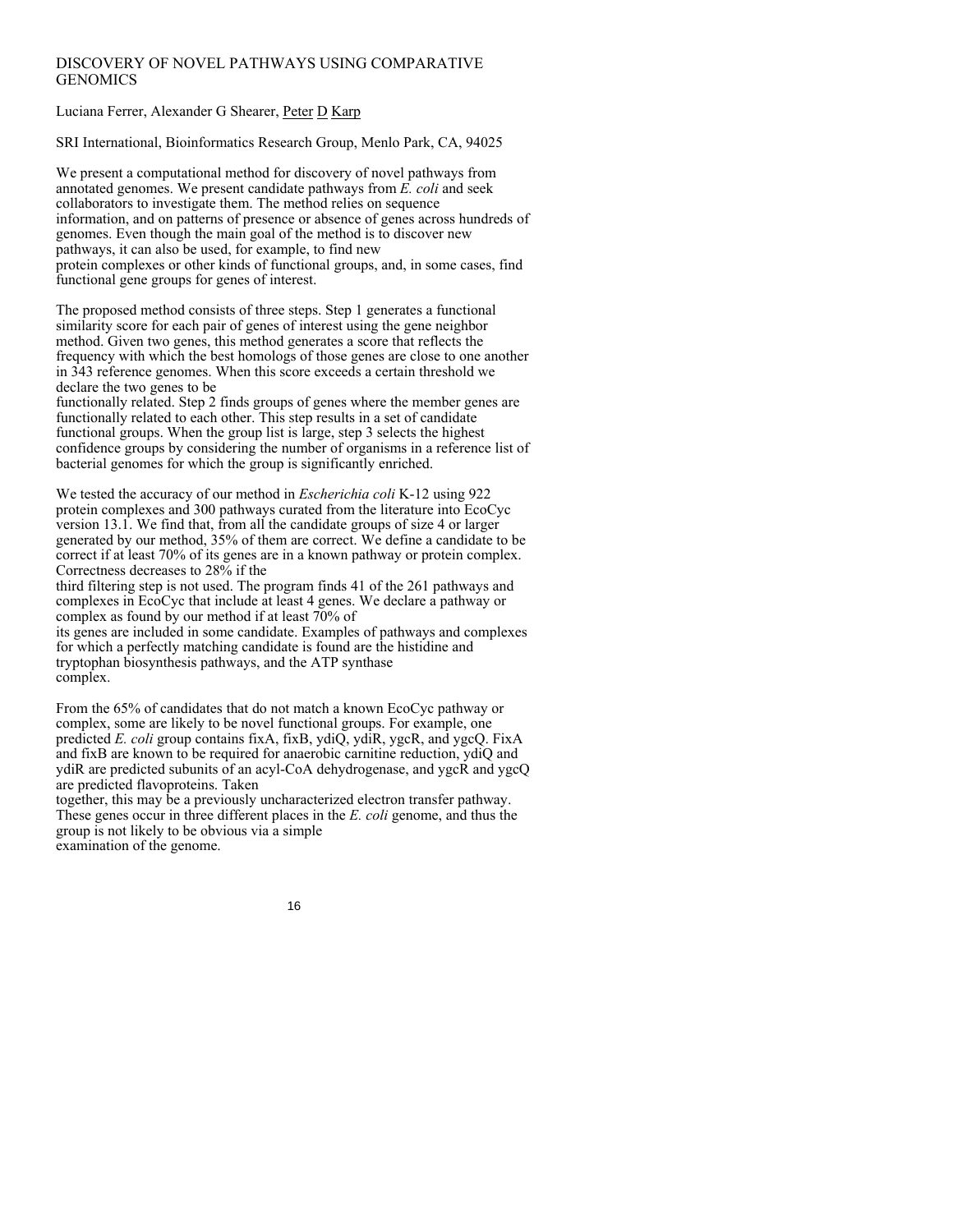# DISCOVERY OF NOVEL PATHWAYS USING COMPARATIVE GENOMICS

Luciana Ferrer, Alexander G Shearer, Peter D Karp

SRI International, Bioinformatics Research Group, Menlo Park, CA, 94025

We present a computational method for discovery of novel pathways from annotated genomes. We present candidate pathways from *E. coli* and seek collaborators to investigate them. The method relies on sequence information, and on patterns of presence or absence of genes across hundreds of genomes. Even though the main goal of the method is to discover new pathways, it can also be used, for example, to find new protein complexes or other kinds of functional groups, and, in some cases, find functional gene groups for genes of interest.

The proposed method consists of three steps. Step 1 generates a functional similarity score for each pair of genes of interest using the gene neighbor method. Given two genes, this method generates a score that reflects the frequency with which the best homologs of those genes are close to one another in 343 reference genomes. When this score exceeds a certain threshold we declare the two genes to be functionally related. Step 2 finds groups of genes where the member genes are functionally related to each other. This step results in a set of candidate functional groups. When the group list is large, step 3 selects the highest confidence groups by considering the number of organisms in a reference list of bacterial genomes for which the group is significantly enriched.

We tested the accuracy of our method in *Escherichia coli* K-12 using 922 protein complexes and 300 pathways curated from the literature into EcoCyc version 13.1. We find that, from all the candidate groups of size 4 or larger generated by our method, 35% of them are correct. We define a candidate to be correct if at least 70% of its genes are in a known pathway or protein complex. Correctness decreases to 28% if the third filtering step is not used. The program finds 41 of the 261 pathways and complexes in EcoCyc that include at least 4 genes. We declare a pathway or complex as found by our method if at least 70% of its genes are included in some candidate. Examples of pathways and complexes for which a perfectly matching candidate is found are the histidine and tryptophan biosynthesis pathways, and the ATP synthase complex.

From the 65% of candidates that do not match a known EcoCyc pathway or complex, some are likely to be novel functional groups. For example, one predicted *E. coli* group contains fixA, fixB, ydiQ, ydiR, ygcR, and ygcQ. FixA and fixB are known to be required for anaerobic carnitine reduction, ydiQ and ydiR are predicted subunits of an acyl-CoA dehydrogenase, and ygcR and ygcQ are predicted flavoproteins. Taken together, this may be a previously uncharacterized electron transfer pathway. These genes occur in three different places in the *E. coli* genome, and thus the group is not likely to be obvious via a simple examination of the genome.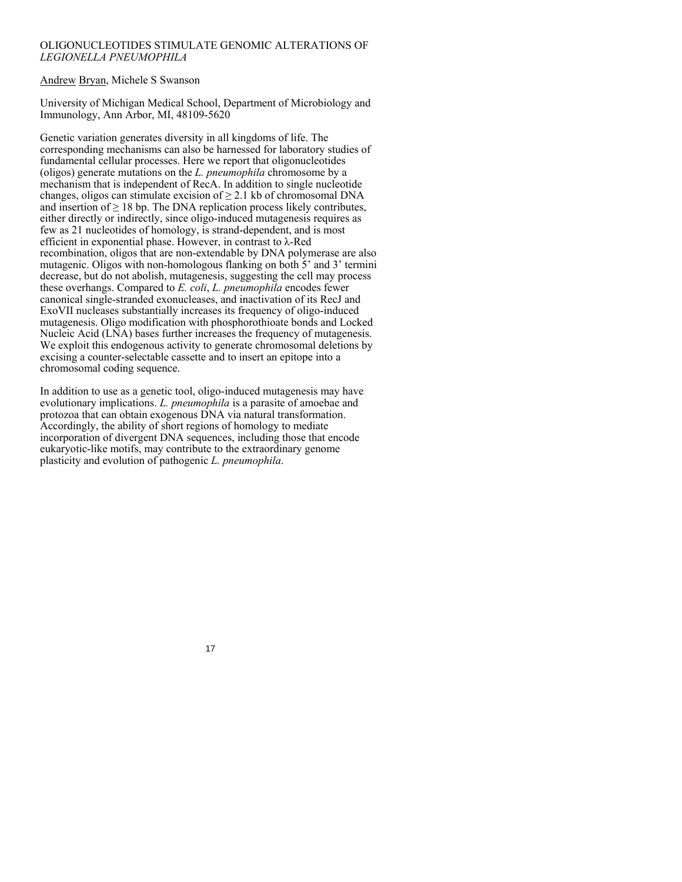# OLIGONUCLEOTIDES STIMULATE GENOMIC ALTERATIONS OF *LEGIONELLA PNEUMOPHILA*

Andrew Bryan, Michele S Swanson

University of Michigan Medical School, Department of Microbiology and Immunology, Ann Arbor, MI, 48109-5620

Genetic variation generates diversity in all kingdoms of life. The corresponding mechanisms can also be harnessed for laboratory studies of fundamental cellular processes. Here we report that oligonucleotides (oligos) generate mutations on the *L. pneumophila* chromosome by a mechanism that is independent of RecA. In addition to single nucleotide changes, oligos can stimulate excision of $\geq 2.1$ kb of chromosomal DNA and insertion of $\geq 18$ bp. The DNA replication process likely contributes, either directly or indirectly, since oligo-induced mutagenesis requires as few as 21 nucleotides of homology, is strand-dependent, and is most efficient in exponential phase. However, in contrast to $\lambda$-Red recombination, oligos that are non-extendable by DNA polymerase are also mutagenic. Oligos with non-homologous flanking on both 5' and 3' termini decrease, but do not abolish, mutagenesis, suggesting the cell may process these overhangs. Compared to *E. coli*, *L. pneumophila* encodes fewer canonical single-stranded exonucleases, and inactivation of its RecJ and ExoVII nucleases substantially increases its frequency of oligo-induced mutagenesis. Oligo modification with phosphorothioate bonds and Locked Nucleic Acid (LNA) bases further increases the frequency of mutagenesis. We exploit this endogenous activity to generate chromosomal deletions by excising a counter-selectable cassette and to insert an epitope into a chromosomal coding sequence.

In addition to use as a genetic tool, oligo-induced mutagenesis may have evolutionary implications. *L. pneumophila* is a parasite of amoebae and protozoa that can obtain exogenous DNA via natural transformation. Accordingly, the ability of short regions of homology to mediate incorporation of divergent DNA sequences, including those that encode eukaryotic-like motifs, may contribute to the extraordinary genome plasticity and evolution of pathogenic *L. pneumophila*.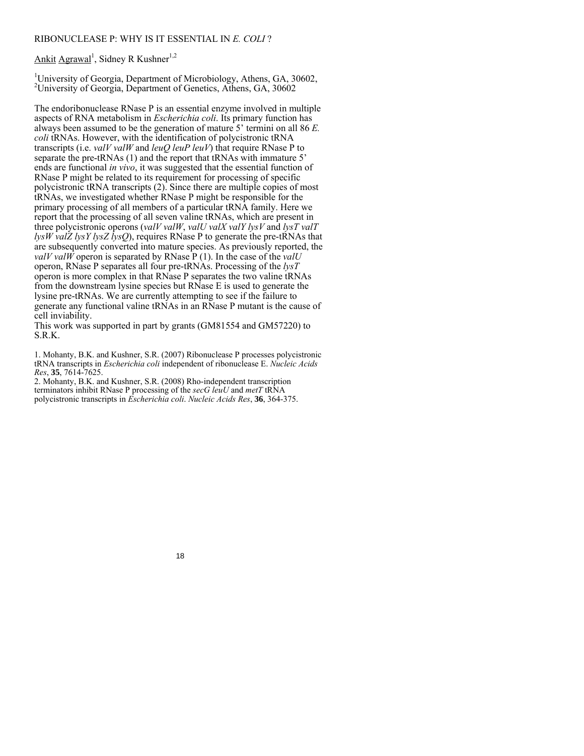# RIBONUCLEASE P: WHY IS IT ESSENTIAL IN *E. COLI* ?

<u>Ankit Agrawal</u>[1], Sidney R Kushner[1,2]

[1]University of Georgia, Department of Microbiology, Athens, GA, 30602,
[2]University of Georgia, Department of Genetics, Athens, GA, 30602

The endoribonuclease RNase P is an essential enzyme involved in multiple aspects of RNA metabolism in *Escherichia coli*. Its primary function has always been assumed to be the generation of mature 5' termini on all 86 *E. coli* tRNAs. However, with the identification of polycistronic tRNA transcripts (i.e. *valV valW* and *leuQ leuP leuV*) that require RNase P to separate the pre-tRNAs (1) and the report that tRNAs with immature 5' ends are functional *in vivo*, it was suggested that the essential function of RNase P might be related to its requirement for processing of specific polycistronic tRNA transcripts (2). Since there are multiple copies of most tRNAs, we investigated whether RNase P might be responsible for the primary processing of all members of a particular tRNA family. Here we report that the processing of all seven valine tRNAs, which are present in three polycistronic operons (*valV valW*, *valU valX valY lysV* and *lysT valT lysW valZ lysY lysZ lysQ*), requires RNase P to generate the pre-tRNAs that are subsequently converted into mature species. As previously reported, the *valV valW* operon is separated by RNase P (1). In the case of the *valU* operon, RNase P separates all four pre-tRNAs. Processing of the *lysT* operon is more complex in that RNase P separates the two valine tRNAs from the downstream lysine species but RNase E is used to generate the lysine pre-tRNAs. We are currently attempting to see if the failure to generate any functional valine tRNAs in an RNase P mutant is the cause of cell inviability.
This work was supported in part by grants (GM81554 and GM57220) to S.R.K.

1. Mohanty, B.K. and Kushner, S.R. (2007) Ribonuclease P processes polycistronic tRNA transcripts in *Escherichia coli* independent of ribonuclease E. *Nucleic Acids Res*, **35**, 7614-7625.
2. Mohanty, B.K. and Kushner, S.R. (2008) Rho-independent transcription terminators inhibit RNase P processing of the *secG leuU* and *metT* tRNA polycistronic transcripts in *Escherichia coli*. *Nucleic Acids Res*, **36**, 364-375.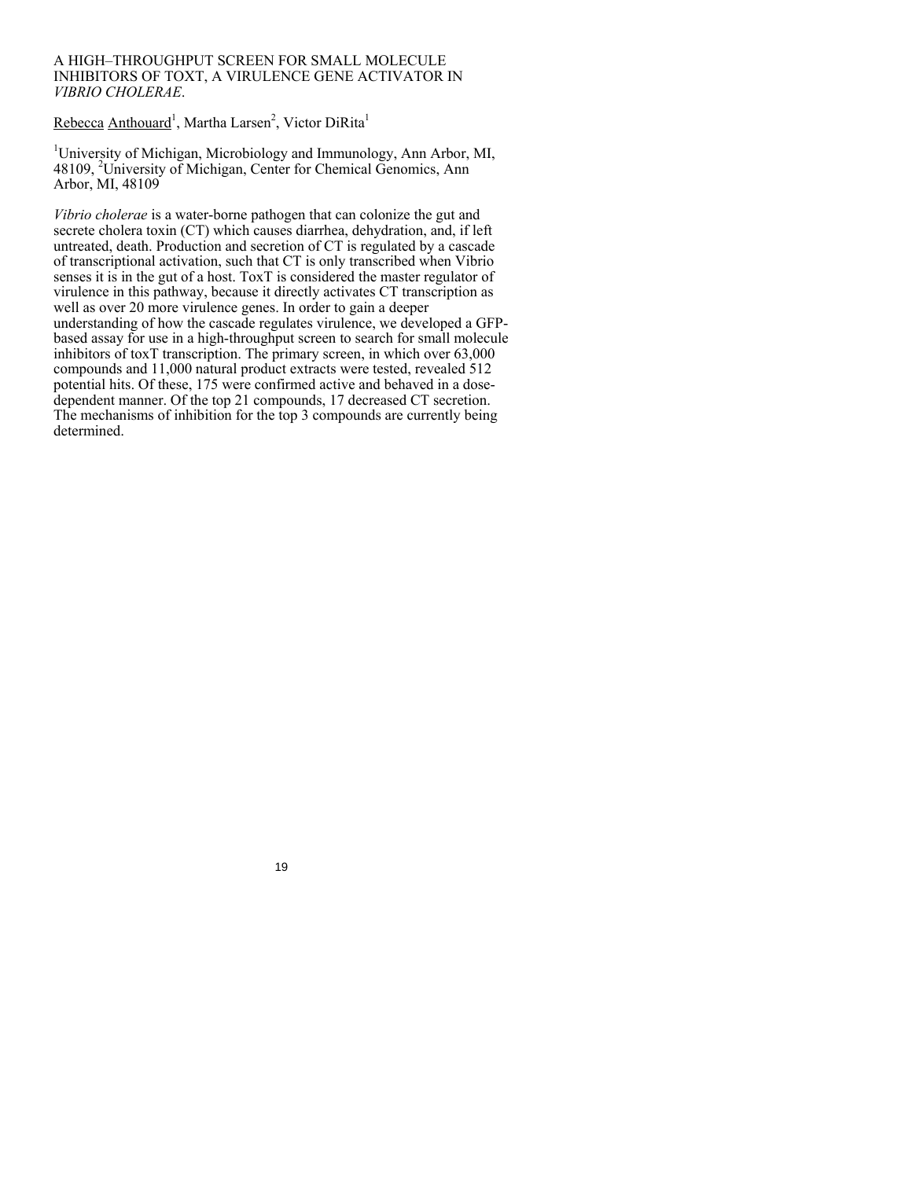# A HIGH–THROUGHPUT SCREEN FOR SMALL MOLECULE INHIBITORS OF TOXT, A VIRULENCE GENE ACTIVATOR IN *VIBRIO CHOLERAE*.

Rebecca Anthouard[1], Martha Larsen[2], Victor DiRita[1]

[1]University of Michigan, Microbiology and Immunology, Ann Arbor, MI, 48109, [2]University of Michigan, Center for Chemical Genomics, Ann Arbor, MI, 48109

*Vibrio cholerae* is a water-borne pathogen that can colonize the gut and secrete cholera toxin (CT) which causes diarrhea, dehydration, and, if left untreated, death. Production and secretion of CT is regulated by a cascade of transcriptional activation, such that CT is only transcribed when Vibrio senses it is in the gut of a host. ToxT is considered the master regulator of virulence in this pathway, because it directly activates CT transcription as well as over 20 more virulence genes. In order to gain a deeper understanding of how the cascade regulates virulence, we developed a GFP-based assay for use in a high-throughput screen to search for small molecule inhibitors of toxT transcription. The primary screen, in which over 63,000 compounds and 11,000 natural product extracts were tested, revealed 512 potential hits. Of these, 175 were confirmed active and behaved in a dose-dependent manner. Of the top 21 compounds, 17 decreased CT secretion. The mechanisms of inhibition for the top 3 compounds are currently being determined.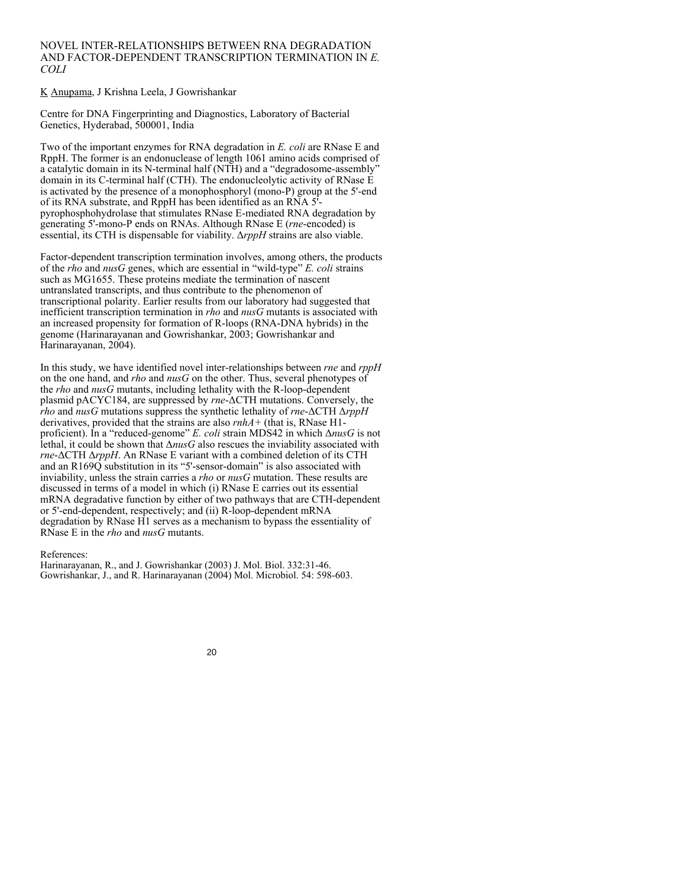# NOVEL INTER-RELATIONSHIPS BETWEEN RNA DEGRADATION AND FACTOR-DEPENDENT TRANSCRIPTION TERMINATION IN *E. COLI*

K Anupama, J Krishna Leela, J Gowrishankar

Centre for DNA Fingerprinting and Diagnostics, Laboratory of Bacterial Genetics, Hyderabad, 500001, India

Two of the important enzymes for RNA degradation in *E. coli* are RNase E and RppH. The former is an endonuclease of length 1061 amino acids comprised of a catalytic domain in its N-terminal half (NTH) and a "degradosome-assembly" domain in its C-terminal half (CTH). The endonucleolytic activity of RNase E is activated by the presence of a monophosphoryl (mono-P) group at the 5'-end of its RNA substrate, and RppH has been identified as an RNA 5'-pyrophosphohydrolase that stimulates RNase E-mediated RNA degradation by generating 5'-mono-P ends on RNAs. Although RNase E (*rne*-encoded) is essential, its CTH is dispensable for viability. Δ*rppH* strains are also viable.

Factor-dependent transcription termination involves, among others, the products of the *rho* and *nusG* genes, which are essential in "wild-type" *E. coli* strains such as MG1655. These proteins mediate the termination of nascent untranslated transcripts, and thus contribute to the phenomenon of transcriptional polarity. Earlier results from our laboratory had suggested that inefficient transcription termination in *rho* and *nusG* mutants is associated with an increased propensity for formation of R-loops (RNA-DNA hybrids) in the genome (Harinarayanan and Gowrishankar, 2003; Gowrishankar and Harinarayanan, 2004).

In this study, we have identified novel inter-relationships between *rne* and *rppH* on the one hand, and *rho* and *nusG* on the other. Thus, several phenotypes of the *rho* and *nusG* mutants, including lethality with the R-loop-dependent plasmid pACYC184, are suppressed by *rne*-ΔCTH mutations. Conversely, the *rho* and *nusG* mutations suppress the synthetic lethality of *rne*-ΔCTH Δ*rppH* derivatives, provided that the strains are also *rnhA+* (that is, RNase H1-proficient). In a "reduced-genome" *E. coli* strain MDS42 in which Δ*nusG* is not lethal, it could be shown that Δ*nusG* also rescues the inviability associated with *rne*-ΔCTH Δ*rppH*. An RNase E variant with a combined deletion of its CTH and an R169Q substitution in its "5'-sensor-domain" is also associated with inviability, unless the strain carries a *rho* or *nusG* mutation. These results are discussed in terms of a model in which (i) RNase E carries out its essential mRNA degradative function by either of two pathways that are CTH-dependent or 5'-end-dependent, respectively; and (ii) R-loop-dependent mRNA degradation by RNase H1 serves as a mechanism to bypass the essentiality of RNase E in the *rho* and *nusG* mutants.

References:
Harinarayanan, R., and J. Gowrishankar (2003) J. Mol. Biol. 332:31-46.
Gowrishankar, J., and R. Harinarayanan (2004) Mol. Microbiol. 54: 598-603.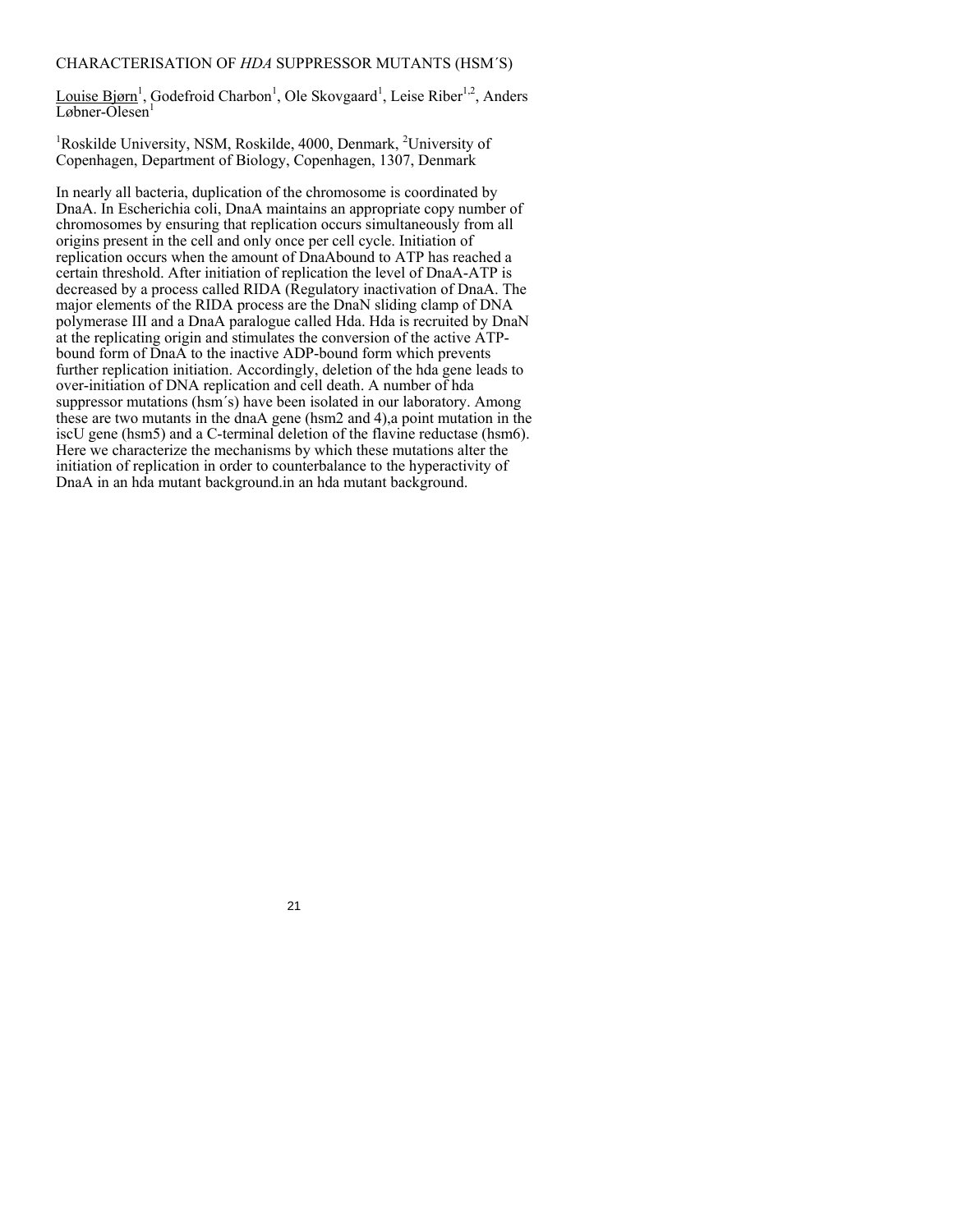# CHARACTERISATION OF *HDA* SUPPRESSOR MUTANTS (HSM´S)

Louise Bjørn[1], Godefroid Charbon[1], Ole Skovgaard[1], Leise Riber[1,2], Anders Løbner-Olesen[1]

[1]Roskilde University, NSM, Roskilde, 4000, Denmark, [2]University of Copenhagen, Department of Biology, Copenhagen, 1307, Denmark

In nearly all bacteria, duplication of the chromosome is coordinated by DnaA. In Escherichia coli, DnaA maintains an appropriate copy number of chromosomes by ensuring that replication occurs simultaneously from all origins present in the cell and only once per cell cycle. Initiation of replication occurs when the amount of DnaAbound to ATP has reached a certain threshold. After initiation of replication the level of DnaA-ATP is decreased by a process called RIDA (Regulatory inactivation of DnaA. The major elements of the RIDA process are the DnaN sliding clamp of DNA polymerase III and a DnaA paralogue called Hda. Hda is recruited by DnaN at the replicating origin and stimulates the conversion of the active ATP-bound form of DnaA to the inactive ADP-bound form which prevents further replication initiation. Accordingly, deletion of the hda gene leads to over-initiation of DNA replication and cell death. A number of hda suppressor mutations (hsm´s) have been isolated in our laboratory. Among these are two mutants in the dnaA gene (hsm2 and 4),a point mutation in the iscU gene (hsm5) and a C-terminal deletion of the flavine reductase (hsm6). Here we characterize the mechanisms by which these mutations alter the initiation of replication in order to counterbalance to the hyperactivity of DnaA in an hda mutant background.in an hda mutant background.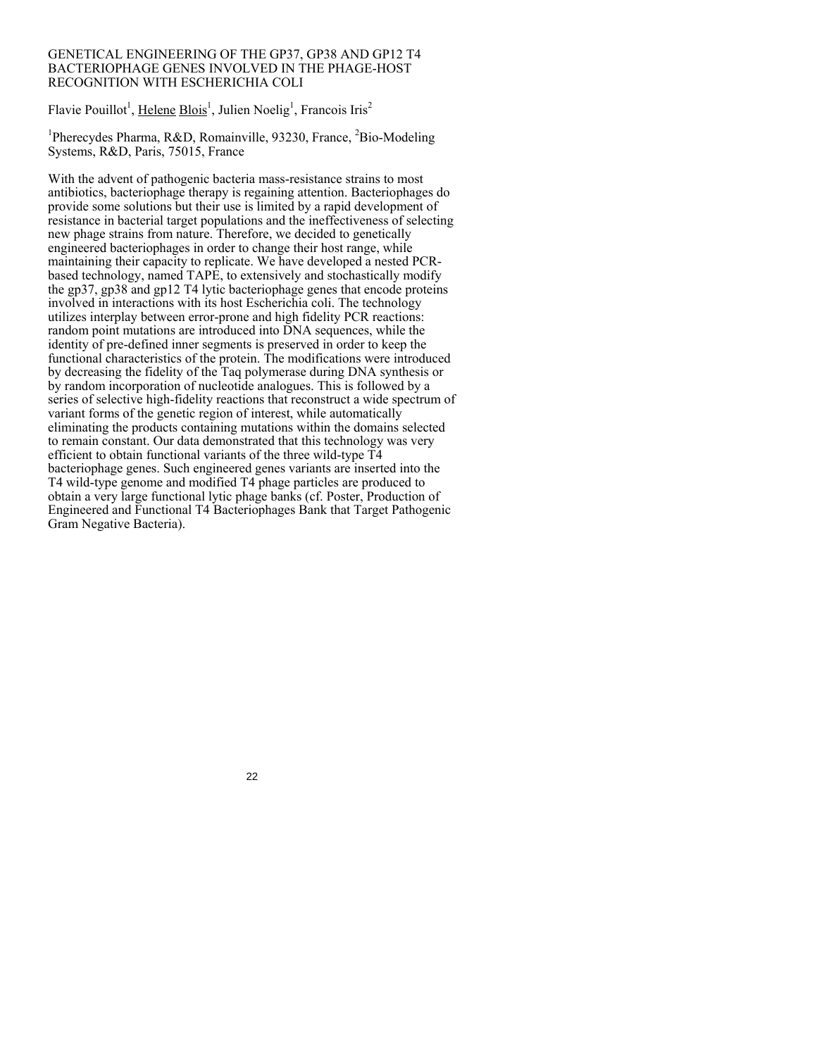# GENETICAL ENGINEERING OF THE GP37, GP38 AND GP12 T4 BACTERIOPHAGE GENES INVOLVED IN THE PHAGE-HOST RECOGNITION WITH ESCHERICHIA COLI

Flavie Pouillot[1], Helene Blois[1], Julien Noelig[1], Francois Iris[2]

[1]Pherecydes Pharma, R&D, Romainville, 93230, France, [2]Bio-Modeling Systems, R&D, Paris, 75015, France

With the advent of pathogenic bacteria mass-resistance strains to most antibiotics, bacteriophage therapy is regaining attention. Bacteriophages do provide some solutions but their use is limited by a rapid development of resistance in bacterial target populations and the ineffectiveness of selecting new phage strains from nature. Therefore, we decided to genetically engineered bacteriophages in order to change their host range, while maintaining their capacity to replicate. We have developed a nested PCR-based technology, named TAPE, to extensively and stochastically modify the gp37, gp38 and gp12 T4 lytic bacteriophage genes that encode proteins involved in interactions with its host Escherichia coli. The technology utilizes interplay between error-prone and high fidelity PCR reactions: random point mutations are introduced into DNA sequences, while the identity of pre-defined inner segments is preserved in order to keep the functional characteristics of the protein. The modifications were introduced by decreasing the fidelity of the Taq polymerase during DNA synthesis or by random incorporation of nucleotide analogues. This is followed by a series of selective high-fidelity reactions that reconstruct a wide spectrum of variant forms of the genetic region of interest, while automatically eliminating the products containing mutations within the domains selected to remain constant. Our data demonstrated that this technology was very efficient to obtain functional variants of the three wild-type T4 bacteriophage genes. Such engineered genes variants are inserted into the T4 wild-type genome and modified T4 phage particles are produced to obtain a very large functional lytic phage banks (cf. Poster, Production of Engineered and Functional T4 Bacteriophages Bank that Target Pathogenic Gram Negative Bacteria).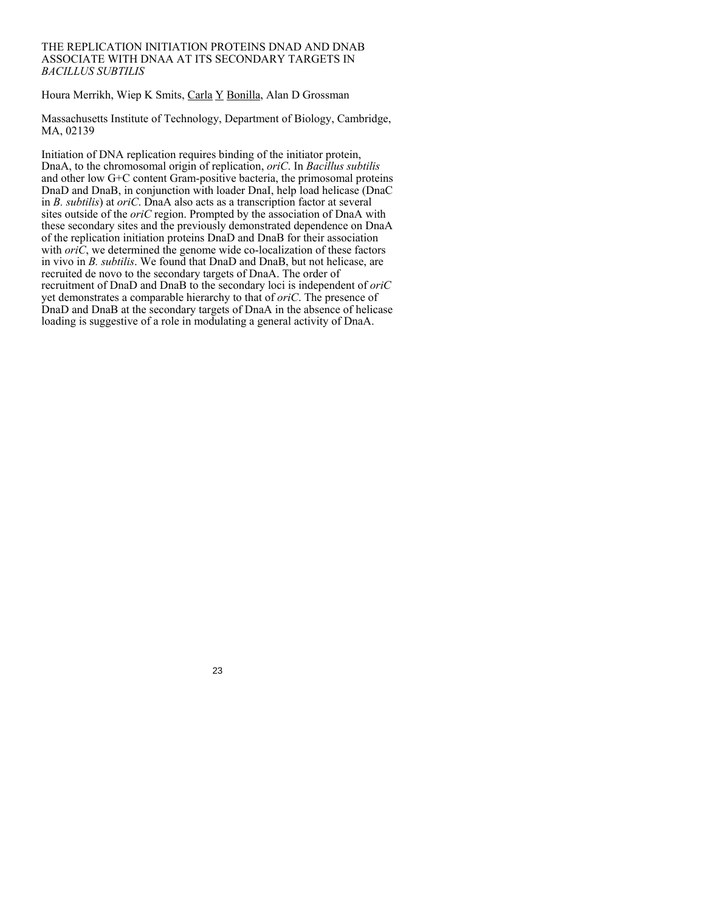# THE REPLICATION INITIATION PROTEINS DNAD AND DNAB ASSOCIATE WITH DNAA AT ITS SECONDARY TARGETS IN *BACILLUS SUBTILIS*

Houra Merrikh, Wiep K Smits, Carla Y Bonilla, Alan D Grossman

Massachusetts Institute of Technology, Department of Biology, Cambridge, MA, 02139

Initiation of DNA replication requires binding of the initiator protein, DnaA, to the chromosomal origin of replication, *oriC*. In *Bacillus subtilis* and other low G+C content Gram-positive bacteria, the primosomal proteins DnaD and DnaB, in conjunction with loader DnaI, help load helicase (DnaC in *B. subtilis*) at *oriC*. DnaA also acts as a transcription factor at several sites outside of the *oriC* region. Prompted by the association of DnaA with these secondary sites and the previously demonstrated dependence on DnaA of the replication initiation proteins DnaD and DnaB for their association with *oriC*, we determined the genome wide co-localization of these factors in vivo in *B. subtilis*. We found that DnaD and DnaB, but not helicase, are recruited de novo to the secondary targets of DnaA. The order of recruitment of DnaD and DnaB to the secondary loci is independent of *oriC* yet demonstrates a comparable hierarchy to that of *oriC*. The presence of DnaD and DnaB at the secondary targets of DnaA in the absence of helicase loading is suggestive of a role in modulating a general activity of DnaA.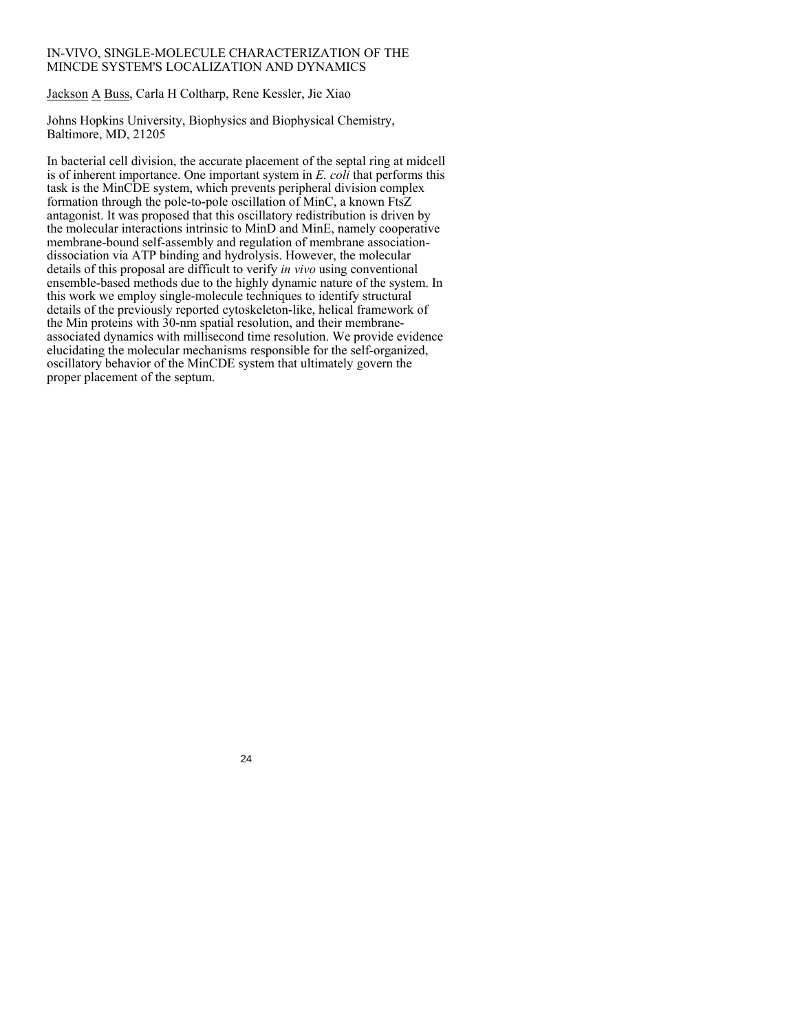# IN-VIVO, SINGLE-MOLECULE CHARACTERIZATION OF THE MINCDE SYSTEM'S LOCALIZATION AND DYNAMICS

Jackson A Buss, Carla H Coltharp, Rene Kessler, Jie Xiao

Johns Hopkins University, Biophysics and Biophysical Chemistry, Baltimore, MD, 21205

In bacterial cell division, the accurate placement of the septal ring at midcell is of inherent importance. One important system in *E. coli* that performs this task is the MinCDE system, which prevents peripheral division complex formation through the pole-to-pole oscillation of MinC, a known FtsZ antagonist. It was proposed that this oscillatory redistribution is driven by the molecular interactions intrinsic to MinD and MinE, namely cooperative membrane-bound self-assembly and regulation of membrane association-dissociation via ATP binding and hydrolysis. However, the molecular details of this proposal are difficult to verify *in vivo* using conventional ensemble-based methods due to the highly dynamic nature of the system. In this work we employ single-molecule techniques to identify structural details of the previously reported cytoskeleton-like, helical framework of the Min proteins with 30-nm spatial resolution, and their membrane-associated dynamics with millisecond time resolution. We provide evidence elucidating the molecular mechanisms responsible for the self-organized, oscillatory behavior of the MinCDE system that ultimately govern the proper placement of the septum.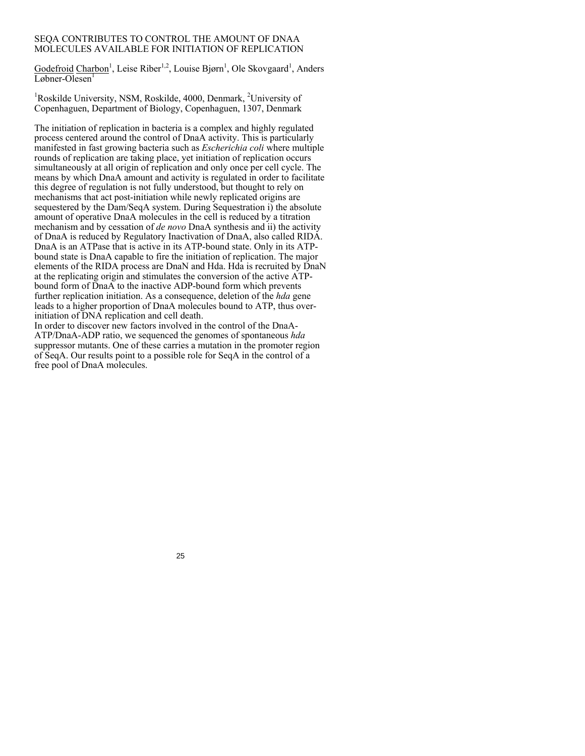# SEQA CONTRIBUTES TO CONTROL THE AMOUNT OF DNAA MOLECULES AVAILABLE FOR INITIATION OF REPLICATION

Godefroid Charbon[1], Leise Riber[1,2], Louise Bjørn[1], Ole Skovgaard[1], Anders Løbner-Olesen[1]

[1]Roskilde University, NSM, Roskilde, 4000, Denmark, [2]University of Copenhagen, Department of Biology, Copenhagen, 1307, Denmark

The initiation of replication in bacteria is a complex and highly regulated process centered around the control of DnaA activity. This is particularly manifested in fast growing bacteria such as *Escherichia coli* where multiple rounds of replication are taking place, yet initiation of replication occurs simultaneously at all origin of replication and only once per cell cycle. The means by which DnaA amount and activity is regulated in order to facilitate this degree of regulation is not fully understood, but thought to rely on mechanisms that act post-initiation while newly replicated origins are sequestered by the Dam/SeqA system. During Sequestration i) the absolute amount of operative DnaA molecules in the cell is reduced by a titration mechanism and by cessation of *de novo* DnaA synthesis and ii) the activity of DnaA is reduced by Regulatory Inactivation of DnaA, also called RIDA. DnaA is an ATPase that is active in its ATP-bound state. Only in its ATP-bound state is DnaA capable to fire the initiation of replication. The major elements of the RIDA process are DnaN and Hda. Hda is recruited by DnaN at the replicating origin and stimulates the conversion of the active ATP-bound form of DnaA to the inactive ADP-bound form which prevents further replication initiation. As a consequence, deletion of the *hda* gene leads to a higher proportion of DnaA molecules bound to ATP, thus over-initiation of DNA replication and cell death.

In order to discover new factors involved in the control of the DnaA-ATP/DnaA-ADP ratio, we sequenced the genomes of spontaneous *hda* suppressor mutants. One of these carries a mutation in the promoter region of SeqA. Our results point to a possible role for SeqA in the control of a free pool of DnaA molecules.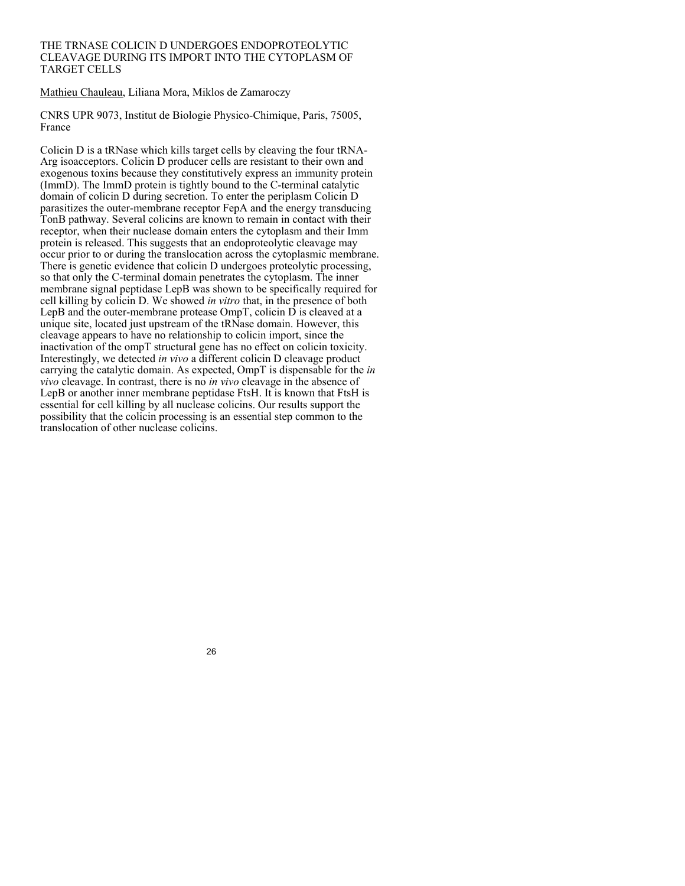# THE TRNASE COLICIN D UNDERGOES ENDOPROTEOLYTIC CLEAVAGE DURING ITS IMPORT INTO THE CYTOPLASM OF TARGET CELLS

Mathieu Chauleau, Liliana Mora, Miklos de Zamaroczy

CNRS UPR 9073, Institut de Biologie Physico-Chimique, Paris, 75005, France

Colicin D is a tRNase which kills target cells by cleaving the four tRNA-Arg isoacceptors. Colicin D producer cells are resistant to their own and exogenous toxins because they constitutively express an immunity protein (ImmD). The ImmD protein is tightly bound to the C-terminal catalytic domain of colicin D during secretion. To enter the periplasm Colicin D parasitizes the outer-membrane receptor FepA and the energy transducing TonB pathway. Several colicins are known to remain in contact with their receptor, when their nuclease domain enters the cytoplasm and their Imm protein is released. This suggests that an endoproteolytic cleavage may occur prior to or during the translocation across the cytoplasmic membrane. There is genetic evidence that colicin D undergoes proteolytic processing, so that only the C-terminal domain penetrates the cytoplasm. The inner membrane signal peptidase LepB was shown to be specifically required for cell killing by colicin D. We showed *in vitro* that, in the presence of both LepB and the outer-membrane protease OmpT, colicin D is cleaved at a unique site, located just upstream of the tRNase domain. However, this cleavage appears to have no relationship to colicin import, since the inactivation of the ompT structural gene has no effect on colicin toxicity. Interestingly, we detected *in vivo* a different colicin D cleavage product carrying the catalytic domain. As expected, OmpT is dispensable for the *in vivo* cleavage. In contrast, there is no *in vivo* cleavage in the absence of LepB or another inner membrane peptidase FtsH. It is known that FtsH is essential for cell killing by all nuclease colicins. Our results support the possibility that the colicin processing is an essential step common to the translocation of other nuclease colicins.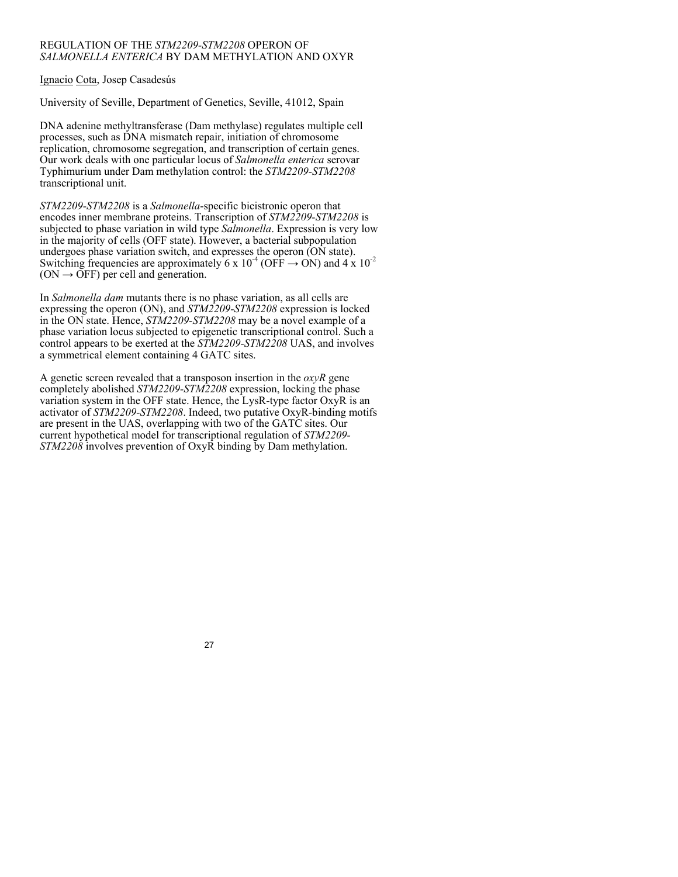# REGULATION OF THE *STM2209-STM2208* OPERON OF *SALMONELLA ENTERICA* BY DAM METHYLATION AND OXYR

Ignacio Cota, Josep Casadesús

University of Seville, Department of Genetics, Seville, 41012, Spain

DNA adenine methyltransferase (Dam methylase) regulates multiple cell processes, such as DNA mismatch repair, initiation of chromosome replication, chromosome segregation, and transcription of certain genes. Our work deals with one particular locus of *Salmonella enterica* serovar Typhimurium under Dam methylation control: the *STM2209-STM2208* transcriptional unit.

*STM2209-STM2208* is a *Salmonella*-specific bicistronic operon that encodes inner membrane proteins. Transcription of *STM2209-STM2208* is subjected to phase variation in wild type *Salmonella*. Expression is very low in the majority of cells (OFF state). However, a bacterial subpopulation undergoes phase variation switch, and expresses the operon (ON state). Switching frequencies are approximately $6 \times 10^{-4}$ (OFF → ON) and $4 \times 10^{-2}$ (ON → OFF) per cell and generation.

In *Salmonella dam* mutants there is no phase variation, as all cells are expressing the operon (ON), and *STM2209-STM2208* expression is locked in the ON state. Hence, *STM2209-STM2208* may be a novel example of a phase variation locus subjected to epigenetic transcriptional control. Such a control appears to be exerted at the *STM2209-STM2208* UAS, and involves a symmetrical element containing 4 GATC sites.

A genetic screen revealed that a transposon insertion in the *oxyR* gene completely abolished *STM2209-STM2208* expression, locking the phase variation system in the OFF state. Hence, the LysR-type factor OxyR is an activator of *STM2209-STM2208*. Indeed, two putative OxyR-binding motifs are present in the UAS, overlapping with two of the GATC sites. Our current hypothetical model for transcriptional regulation of *STM2209-STM2208* involves prevention of OxyR binding by Dam methylation.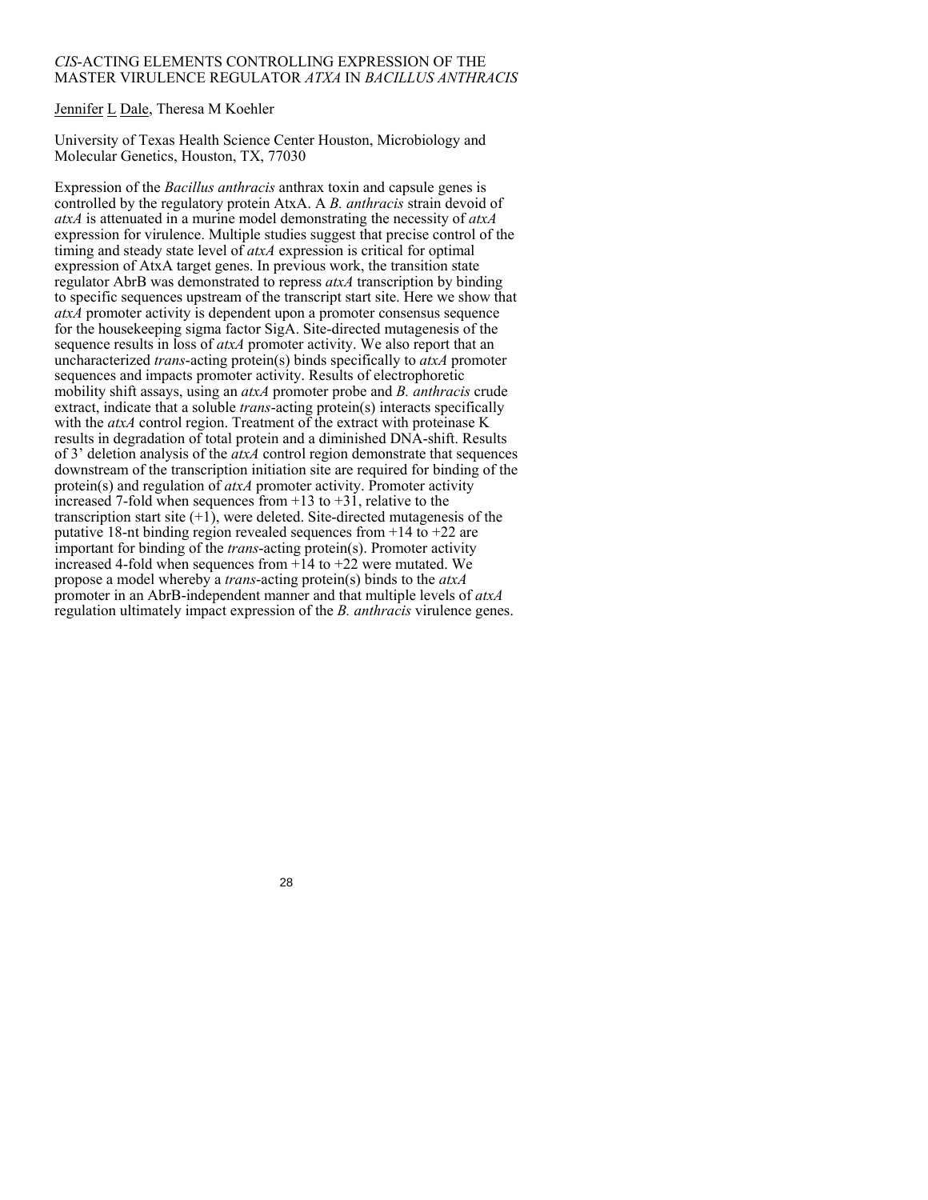# *CIS*-ACTING ELEMENTS CONTROLLING EXPRESSION OF THE MASTER VIRULENCE REGULATOR *ATXA* IN *BACILLUS ANTHRACIS*

Jennifer L Dale, Theresa M Koehler

University of Texas Health Science Center Houston, Microbiology and Molecular Genetics, Houston, TX, 77030

Expression of the *Bacillus anthracis* anthrax toxin and capsule genes is controlled by the regulatory protein AtxA. A *B. anthracis* strain devoid of *atxA* is attenuated in a murine model demonstrating the necessity of *atxA* expression for virulence. Multiple studies suggest that precise control of the timing and steady state level of *atxA* expression is critical for optimal expression of AtxA target genes. In previous work, the transition state regulator AbrB was demonstrated to repress *atxA* transcription by binding to specific sequences upstream of the transcript start site. Here we show that *atxA* promoter activity is dependent upon a promoter consensus sequence for the housekeeping sigma factor SigA. Site-directed mutagenesis of the sequence results in loss of *atxA* promoter activity. We also report that an uncharacterized *trans*-acting protein(s) binds specifically to *atxA* promoter sequences and impacts promoter activity. Results of electrophoretic mobility shift assays, using an *atxA* promoter probe and *B. anthracis* crude extract, indicate that a soluble *trans*-acting protein(s) interacts specifically with the *atxA* control region. Treatment of the extract with proteinase K results in degradation of total protein and a diminished DNA-shift. Results of 3' deletion analysis of the *atxA* control region demonstrate that sequences downstream of the transcription initiation site are required for binding of the protein(s) and regulation of *atxA* promoter activity. Promoter activity increased 7-fold when sequences from +13 to +31, relative to the transcription start site (+1), were deleted. Site-directed mutagenesis of the putative 18-nt binding region revealed sequences from +14 to +22 are important for binding of the *trans*-acting protein(s). Promoter activity increased 4-fold when sequences from +14 to +22 were mutated. We propose a model whereby a *trans*-acting protein(s) binds to the *atxA* promoter in an AbrB-independent manner and that multiple levels of *atxA* regulation ultimately impact expression of the *B. anthracis* virulence genes.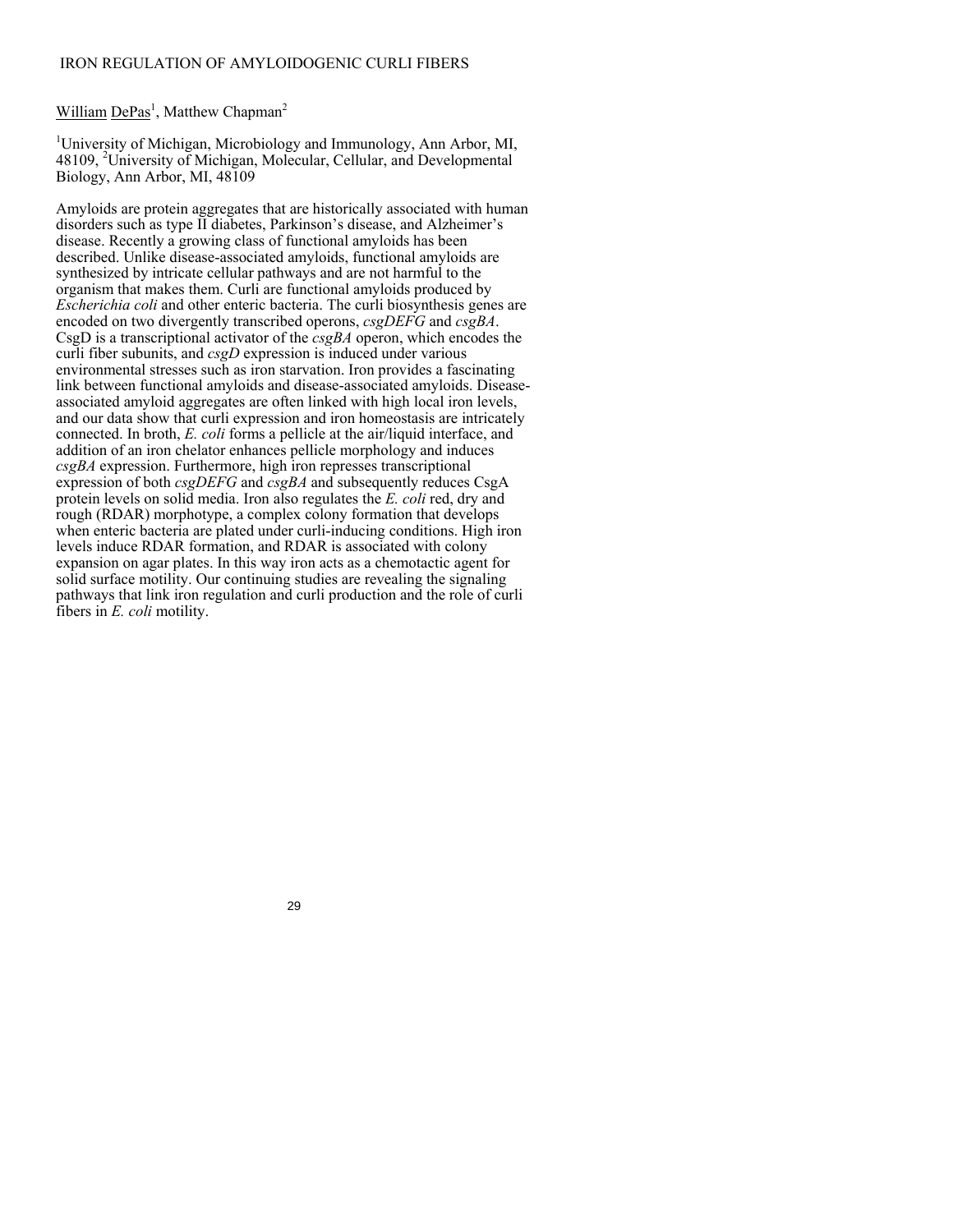# IRON REGULATION OF AMYLOIDOGENIC CURLI FIBERS

William DePas[1], Matthew Chapman[2]

[1]University of Michigan, Microbiology and Immunology, Ann Arbor, MI, 48109, [2]University of Michigan, Molecular, Cellular, and Developmental Biology, Ann Arbor, MI, 48109

Amyloids are protein aggregates that are historically associated with human disorders such as type II diabetes, Parkinson's disease, and Alzheimer's disease. Recently a growing class of functional amyloids has been described. Unlike disease-associated amyloids, functional amyloids are synthesized by intricate cellular pathways and are not harmful to the organism that makes them. Curli are functional amyloids produced by *Escherichia coli* and other enteric bacteria. The curli biosynthesis genes are encoded on two divergently transcribed operons, *csgDEFG* and *csgBA*. CsgD is a transcriptional activator of the *csgBA* operon, which encodes the curli fiber subunits, and *csgD* expression is induced under various environmental stresses such as iron starvation. Iron provides a fascinating link between functional amyloids and disease-associated amyloids. Disease-associated amyloid aggregates are often linked with high local iron levels, and our data show that curli expression and iron homeostasis are intricately connected. In broth, *E. coli* forms a pellicle at the air/liquid interface, and addition of an iron chelator enhances pellicle morphology and induces *csgBA* expression. Furthermore, high iron represses transcriptional expression of both *csgDEFG* and *csgBA* and subsequently reduces CsgA protein levels on solid media. Iron also regulates the *E. coli* red, dry and rough (RDAR) morphotype, a complex colony formation that develops when enteric bacteria are plated under curli-inducing conditions. High iron levels induce RDAR formation, and RDAR is associated with colony expansion on agar plates. In this way iron acts as a chemotactic agent for solid surface motility. Our continuing studies are revealing the signaling pathways that link iron regulation and curli production and the role of curli fibers in *E. coli* motility.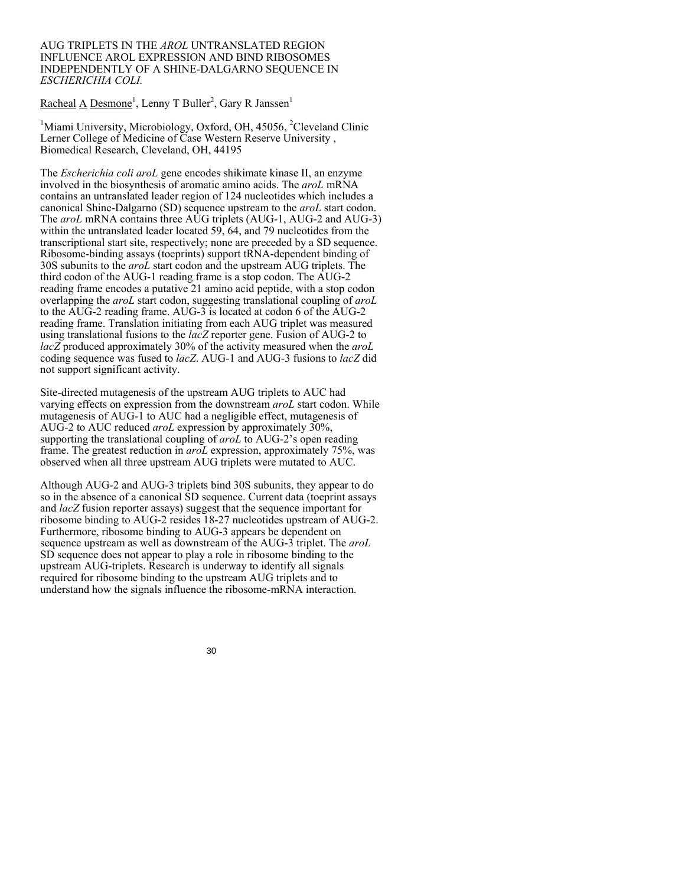# AUG TRIPLETS IN THE *AROL* UNTRANSLATED REGION INFLUENCE AROL EXPRESSION AND BIND RIBOSOMES INDEPENDENTLY OF A SHINE-DALGARNO SEQUENCE IN *ESCHERICHIA COLI.*

Racheal A Desmone[1], Lenny T Buller[2], Gary R Janssen[1]

[1]Miami University, Microbiology, Oxford, OH, 45056, [2]Cleveland Clinic Lerner College of Medicine of Case Western Reserve University , Biomedical Research, Cleveland, OH, 44195

The *Escherichia coli aroL* gene encodes shikimate kinase II, an enzyme involved in the biosynthesis of aromatic amino acids. The *aroL* mRNA contains an untranslated leader region of 124 nucleotides which includes a canonical Shine-Dalgarno (SD) sequence upstream to the *aroL* start codon. The *aroL* mRNA contains three AUG triplets (AUG-1, AUG-2 and AUG-3) within the untranslated leader located 59, 64, and 79 nucleotides from the transcriptional start site, respectively; none are preceded by a SD sequence. Ribosome-binding assays (toeprints) support tRNA-dependent binding of 30S subunits to the *aroL* start codon and the upstream AUG triplets. The third codon of the AUG-1 reading frame is a stop codon. The AUG-2 reading frame encodes a putative 21 amino acid peptide, with a stop codon overlapping the *aroL* start codon, suggesting translational coupling of *aroL* to the AUG-2 reading frame. AUG-3 is located at codon 6 of the AUG-2 reading frame. Translation initiating from each AUG triplet was measured using translational fusions to the *lacZ* reporter gene. Fusion of AUG-2 to *lacZ* produced approximately 30% of the activity measured when the *aroL* coding sequence was fused to *lacZ*. AUG-1 and AUG-3 fusions to *lacZ* did not support significant activity.

Site-directed mutagenesis of the upstream AUG triplets to AUC had varying effects on expression from the downstream *aroL* start codon. While mutagenesis of AUG-1 to AUC had a negligible effect, mutagenesis of AUG-2 to AUC reduced *aroL* expression by approximately 30%, supporting the translational coupling of *aroL* to AUG-2's open reading frame. The greatest reduction in *aroL* expression, approximately 75%, was observed when all three upstream AUG triplets were mutated to AUC.

Although AUG-2 and AUG-3 triplets bind 30S subunits, they appear to do so in the absence of a canonical SD sequence. Current data (toeprint assays and *lacZ* fusion reporter assays) suggest that the sequence important for ribosome binding to AUG-2 resides 18-27 nucleotides upstream of AUG-2. Furthermore, ribosome binding to AUG-3 appears be dependent on sequence upstream as well as downstream of the AUG-3 triplet. The *aroL* SD sequence does not appear to play a role in ribosome binding to the upstream AUG-triplets. Research is underway to identify all signals required for ribosome binding to the upstream AUG triplets and to understand how the signals influence the ribosome-mRNA interaction.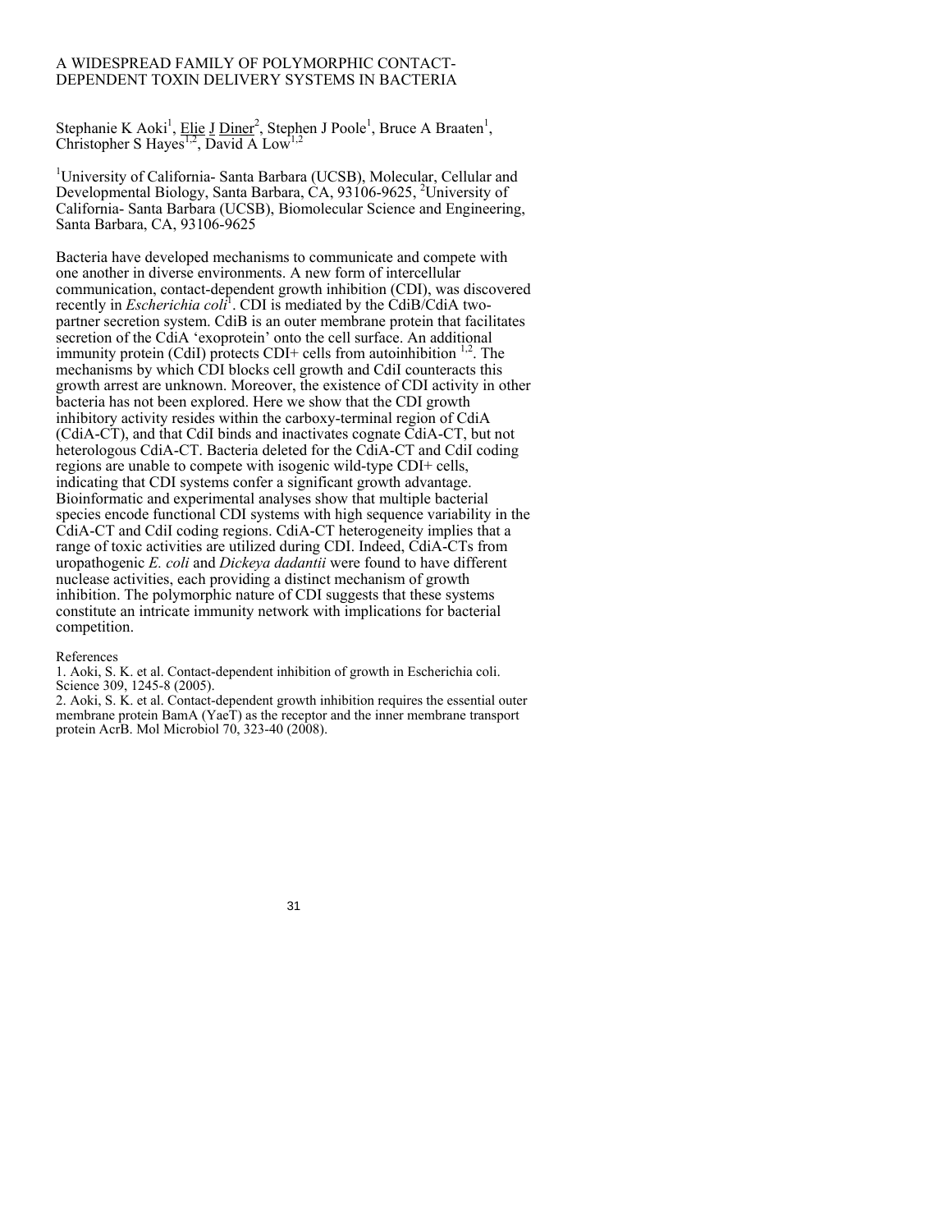# A WIDESPREAD FAMILY OF POLYMORPHIC CONTACT-DEPENDENT TOXIN DELIVERY SYSTEMS IN BACTERIA

Stephanie K Aoki[1], Elie J Diner[2], Stephen J Poole[1], Bruce A Braaten[1], Christopher S Hayes[1,2], David A Low[1,2]

[1]University of California- Santa Barbara (UCSB), Molecular, Cellular and Developmental Biology, Santa Barbara, CA, 93106-9625, [2]University of California- Santa Barbara (UCSB), Biomolecular Science and Engineering, Santa Barbara, CA, 93106-9625

Bacteria have developed mechanisms to communicate and compete with one another in diverse environments. A new form of intercellular communication, contact-dependent growth inhibition (CDI), was discovered recently in *Escherichia coli*[1]. CDI is mediated by the CdiB/CdiA two-partner secretion system. CdiB is an outer membrane protein that facilitates secretion of the CdiA 'exoprotein' onto the cell surface. An additional immunity protein (CdiI) protects CDI+ cells from autoinhibition [1,2]. The mechanisms by which CDI blocks cell growth and CdiI counteracts this growth arrest are unknown. Moreover, the existence of CDI activity in other bacteria has not been explored. Here we show that the CDI growth inhibitory activity resides within the carboxy-terminal region of CdiA (CdiA-CT), and that CdiI binds and inactivates cognate CdiA-CT, but not heterologous CdiA-CT. Bacteria deleted for the CdiA-CT and CdiI coding regions are unable to compete with isogenic wild-type CDI+ cells, indicating that CDI systems confer a significant growth advantage. Bioinformatic and experimental analyses show that multiple bacterial species encode functional CDI systems with high sequence variability in the CdiA-CT and CdiI coding regions. CdiA-CT heterogeneity implies that a range of toxic activities are utilized during CDI. Indeed, CdiA-CTs from uropathogenic *E. coli* and *Dickeya dadantii* were found to have different nuclease activities, each providing a distinct mechanism of growth inhibition. The polymorphic nature of CDI suggests that these systems constitute an intricate immunity network with implications for bacterial competition.

References

1. Aoki, S. K. et al. Contact-dependent inhibition of growth in Escherichia coli. Science 309, 1245-8 (2005).
2. Aoki, S. K. et al. Contact-dependent growth inhibition requires the essential outer membrane protein BamA (YaeT) as the receptor and the inner membrane transport protein AcrB. Mol Microbiol 70, 323-40 (2008).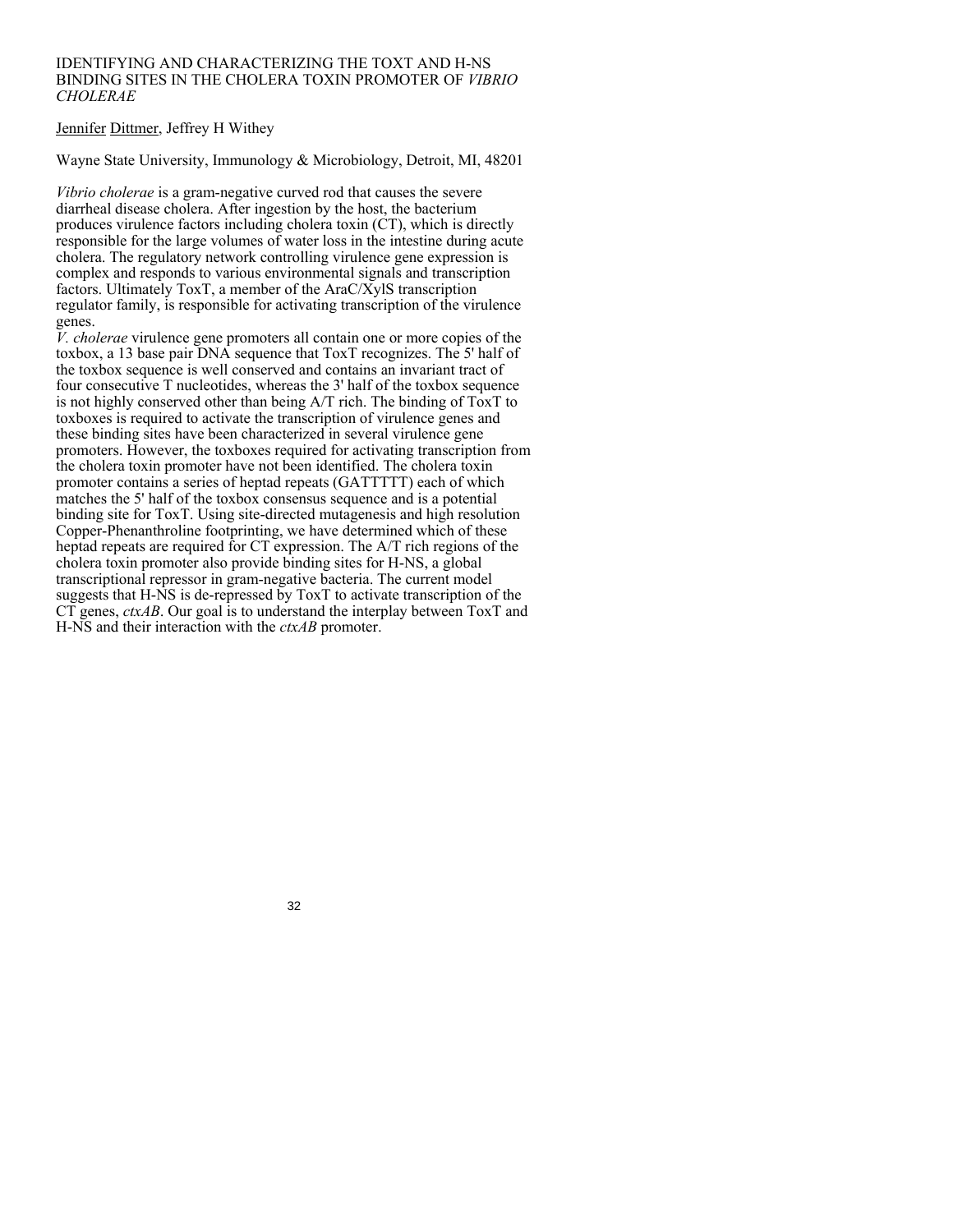# IDENTIFYING AND CHARACTERIZING THE TOXT AND H-NS BINDING SITES IN THE CHOLERA TOXIN PROMOTER OF *VIBRIO CHOLERAE*

Jennifer Dittmer, Jeffrey H Withey

Wayne State University, Immunology & Microbiology, Detroit, MI, 48201

*Vibrio cholerae* is a gram-negative curved rod that causes the severe diarrheal disease cholera. After ingestion by the host, the bacterium produces virulence factors including cholera toxin (CT), which is directly responsible for the large volumes of water loss in the intestine during acute cholera. The regulatory network controlling virulence gene expression is complex and responds to various environmental signals and transcription factors. Ultimately ToxT, a member of the AraC/XylS transcription regulator family, is responsible for activating transcription of the virulence genes.

*V. cholerae* virulence gene promoters all contain one or more copies of the toxbox, a 13 base pair DNA sequence that ToxT recognizes. The 5' half of the toxbox sequence is well conserved and contains an invariant tract of four consecutive T nucleotides, whereas the 3' half of the toxbox sequence is not highly conserved other than being A/T rich. The binding of ToxT to toxboxes is required to activate the transcription of virulence genes and these binding sites have been characterized in several virulence gene promoters. However, the toxboxes required for activating transcription from the cholera toxin promoter have not been identified. The cholera toxin promoter contains a series of heptad repeats (GATTTTT) each of which matches the 5' half of the toxbox consensus sequence and is a potential binding site for ToxT. Using site-directed mutagenesis and high resolution Copper-Phenanthroline footprinting, we have determined which of these heptad repeats are required for CT expression. The A/T rich regions of the cholera toxin promoter also provide binding sites for H-NS, a global transcriptional repressor in gram-negative bacteria. The current model suggests that H-NS is de-repressed by ToxT to activate transcription of the CT genes, *ctxAB*. Our goal is to understand the interplay between ToxT and H-NS and their interaction with the *ctxAB* promoter.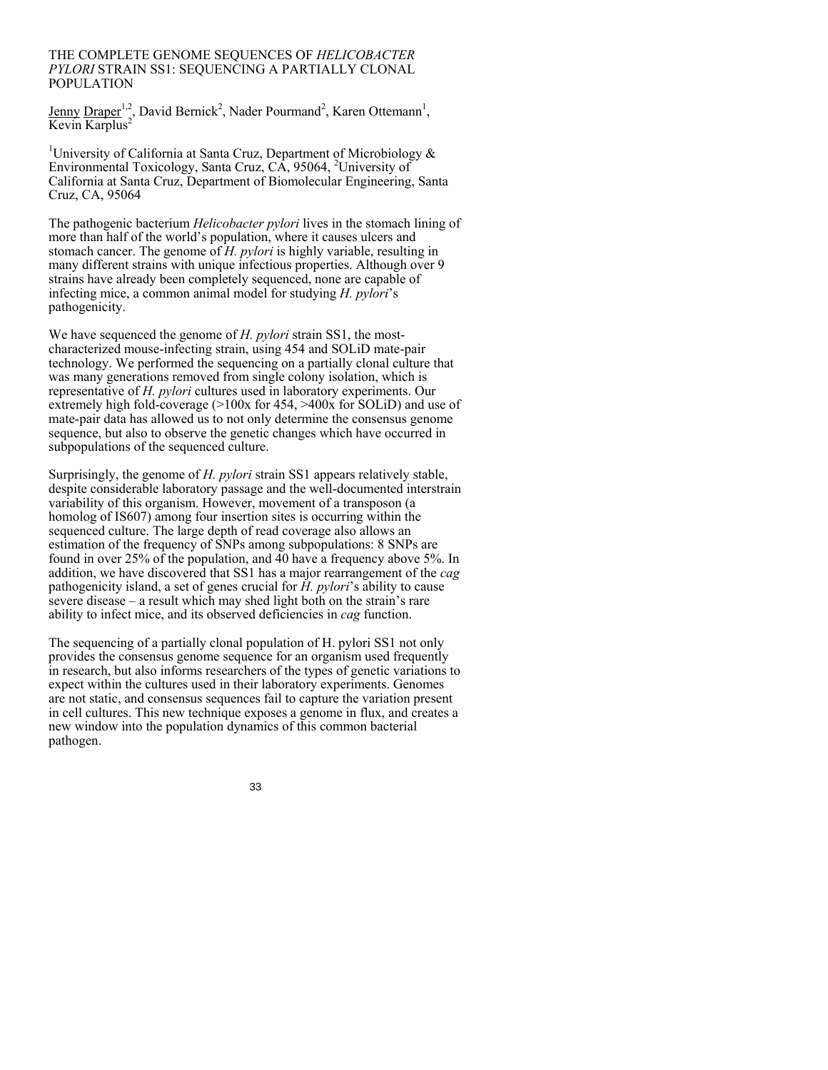# THE COMPLETE GENOME SEQUENCES OF *HELICOBACTER PYLORI* STRAIN SS1: SEQUENCING A PARTIALLY CLONAL POPULATION

Jenny Draper[1,2], David Bernick[2], Nader Pourmand[2], Karen Ottemann[1], Kevin Karplus[2]

[1]University of California at Santa Cruz, Department of Microbiology & Environmental Toxicology, Santa Cruz, CA, 95064, [2]University of California at Santa Cruz, Department of Biomolecular Engineering, Santa Cruz, CA, 95064

The pathogenic bacterium *Helicobacter pylori* lives in the stomach lining of more than half of the world's population, where it causes ulcers and stomach cancer. The genome of *H. pylori* is highly variable, resulting in many different strains with unique infectious properties. Although over 9 strains have already been completely sequenced, none are capable of infecting mice, a common animal model for studying *H. pylori*'s pathogenicity.

We have sequenced the genome of *H. pylori* strain SS1, the most-characterized mouse-infecting strain, using 454 and SOLiD mate-pair technology. We performed the sequencing on a partially clonal culture that was many generations removed from single colony isolation, which is representative of *H. pylori* cultures used in laboratory experiments. Our extremely high fold-coverage (>100x for 454, >400x for SOLiD) and use of mate-pair data has allowed us to not only determine the consensus genome sequence, but also to observe the genetic changes which have occurred in subpopulations of the sequenced culture.

Surprisingly, the genome of *H. pylori* strain SS1 appears relatively stable, despite considerable laboratory passage and the well-documented interstrain variability of this organism. However, movement of a transposon (a homolog of IS607) among four insertion sites is occurring within the sequenced culture. The large depth of read coverage also allows an estimation of the frequency of SNPs among subpopulations: 8 SNPs are found in over 25% of the population, and 40 have a frequency above 5%. In addition, we have discovered that SS1 has a major rearrangement of the *cag* pathogenicity island, a set of genes crucial for *H. pylori*'s ability to cause severe disease – a result which may shed light both on the strain's rare ability to infect mice, and its observed deficiencies in *cag* function.

The sequencing of a partially clonal population of H. pylori SS1 not only provides the consensus genome sequence for an organism used frequently in research, but also informs researchers of the types of genetic variations to expect within the cultures used in their laboratory experiments. Genomes are not static, and consensus sequences fail to capture the variation present in cell cultures. This new technique exposes a genome in flux, and creates a new window into the population dynamics of this common bacterial pathogen.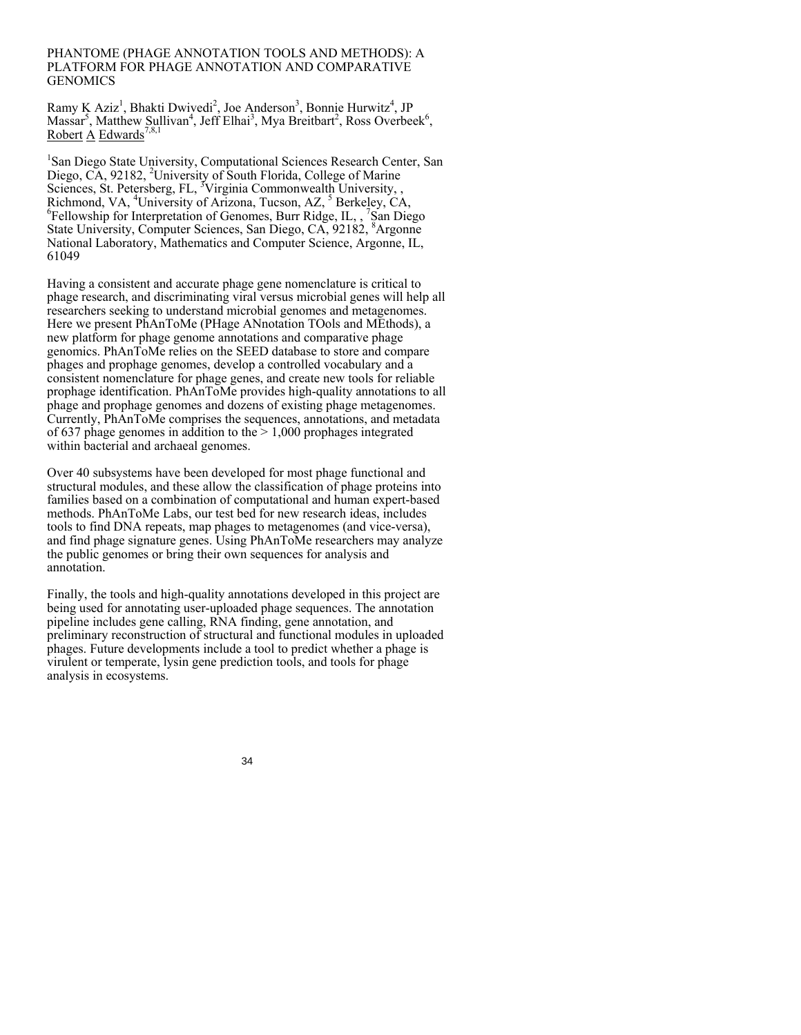# PHANTOME (PHAGE ANNOTATION TOOLS AND METHODS): A PLATFORM FOR PHAGE ANNOTATION AND COMPARATIVE GENOMICS

Ramy K Aziz[1], Bhakti Dwivedi[2], Joe Anderson[3], Bonnie Hurwitz[4], JP Massar[5], Matthew Sullivan[4], Jeff Elhai[3], Mya Breitbart[2], Ross Overbeek[6], Robert A Edwards[7,8,1]

[1]San Diego State University, Computational Sciences Research Center, San Diego, CA, 92182, [2]University of South Florida, College of Marine Sciences, St. Petersberg, FL, [3]Virginia Commonwealth University, , Richmond, VA, [4]University of Arizona, Tucson, AZ, [5] Berkeley, CA, [6]Fellowship for Interpretation of Genomes, Burr Ridge, IL, , [7]San Diego State University, Computer Sciences, San Diego, CA, 92182, [8]Argonne National Laboratory, Mathematics and Computer Science, Argonne, IL, 61049

Having a consistent and accurate phage gene nomenclature is critical to phage research, and discriminating viral versus microbial genes will help all researchers seeking to understand microbial genomes and metagenomes. Here we present PhAnToMe (PHage ANnotation TOols and MEthods), a new platform for phage genome annotations and comparative phage genomics. PhAnToMe relies on the SEED database to store and compare phages and prophage genomes, develop a controlled vocabulary and a consistent nomenclature for phage genes, and create new tools for reliable prophage identification. PhAnToMe provides high-quality annotations to all phage and prophage genomes and dozens of existing phage metagenomes. Currently, PhAnToMe comprises the sequences, annotations, and metadata of 637 phage genomes in addition to the > 1,000 prophages integrated within bacterial and archaeal genomes.

Over 40 subsystems have been developed for most phage functional and structural modules, and these allow the classification of phage proteins into families based on a combination of computational and human expert-based methods. PhAnToMe Labs, our test bed for new research ideas, includes tools to find DNA repeats, map phages to metagenomes (and vice-versa), and find phage signature genes. Using PhAnToMe researchers may analyze the public genomes or bring their own sequences for analysis and annotation.

Finally, the tools and high-quality annotations developed in this project are being used for annotating user-uploaded phage sequences. The annotation pipeline includes gene calling, RNA finding, gene annotation, and preliminary reconstruction of structural and functional modules in uploaded phages. Future developments include a tool to predict whether a phage is virulent or temperate, lysin gene prediction tools, and tools for phage analysis in ecosystems.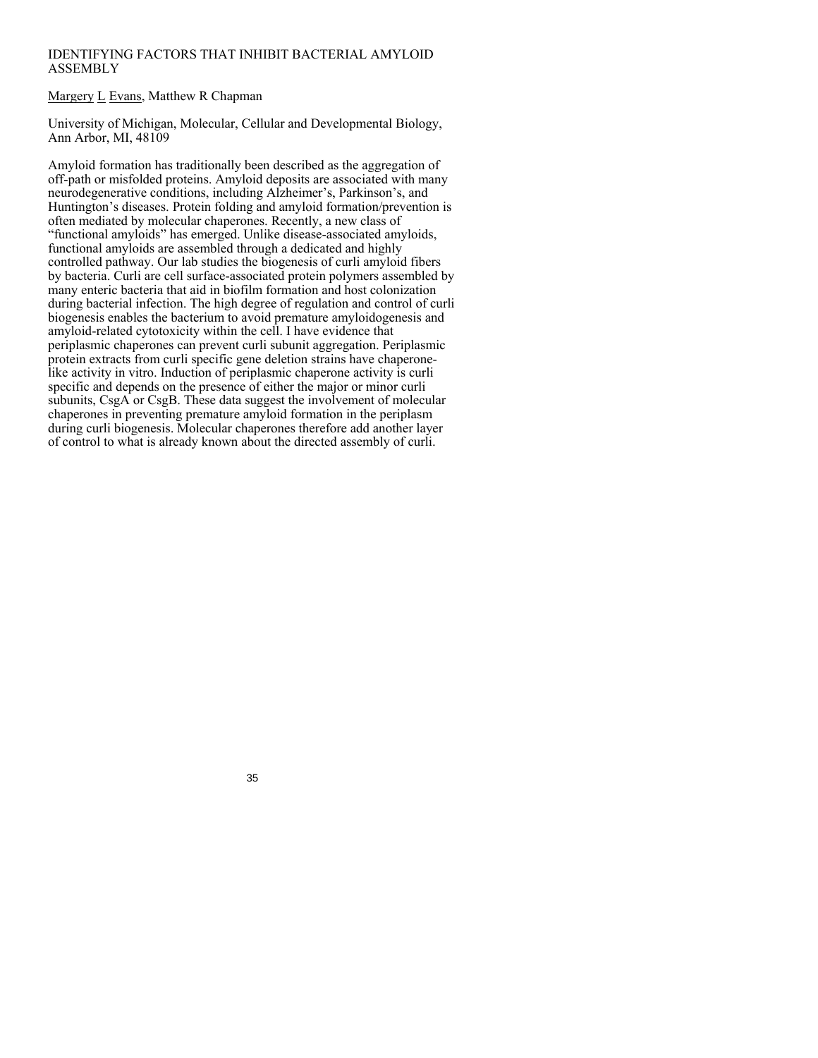# IDENTIFYING FACTORS THAT INHIBIT BACTERIAL AMYLOID ASSEMBLY

Margery L Evans, Matthew R Chapman

University of Michigan, Molecular, Cellular and Developmental Biology, Ann Arbor, MI, 48109

Amyloid formation has traditionally been described as the aggregation of off-path or misfolded proteins. Amyloid deposits are associated with many neurodegenerative conditions, including Alzheimer's, Parkinson's, and Huntington's diseases. Protein folding and amyloid formation/prevention is often mediated by molecular chaperones. Recently, a new class of "functional amyloids" has emerged. Unlike disease-associated amyloids, functional amyloids are assembled through a dedicated and highly controlled pathway. Our lab studies the biogenesis of curli amyloid fibers by bacteria. Curli are cell surface-associated protein polymers assembled by many enteric bacteria that aid in biofilm formation and host colonization during bacterial infection. The high degree of regulation and control of curli biogenesis enables the bacterium to avoid premature amyloidogenesis and amyloid-related cytotoxicity within the cell. I have evidence that periplasmic chaperones can prevent curli subunit aggregation. Periplasmic protein extracts from curli specific gene deletion strains have chaperone-like activity in vitro. Induction of periplasmic chaperone activity is curli specific and depends on the presence of either the major or minor curli subunits, CsgA or CsgB. These data suggest the involvement of molecular chaperones in preventing premature amyloid formation in the periplasm during curli biogenesis. Molecular chaperones therefore add another layer of control to what is already known about the directed assembly of curli.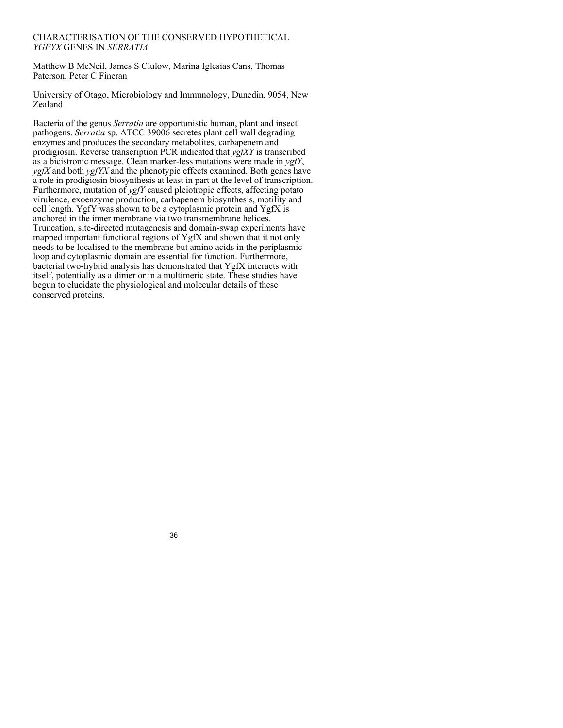# CHARACTERISATION OF THE CONSERVED HYPOTHETICAL *YGFYX* GENES IN *SERRATIA*

Matthew B McNeil, James S Clulow, Marina Iglesias Cans, Thomas Paterson, Peter C Fineran

University of Otago, Microbiology and Immunology, Dunedin, 9054, New Zealand

Bacteria of the genus *Serratia* are opportunistic human, plant and insect pathogens. *Serratia* sp. ATCC 39006 secretes plant cell wall degrading enzymes and produces the secondary metabolites, carbapenem and prodigiosin. Reverse transcription PCR indicated that *ygfXY* is transcribed as a bicistronic message. Clean marker-less mutations were made in *ygfY*, *ygfX* and both *ygfYX* and the phenotypic effects examined. Both genes have a role in prodigiosin biosynthesis at least in part at the level of transcription. Furthermore, mutation of *ygfY* caused pleiotropic effects, affecting potato virulence, exoenzyme production, carbapenem biosynthesis, motility and cell length. YgfY was shown to be a cytoplasmic protein and YgfX is anchored in the inner membrane via two transmembrane helices. Truncation, site-directed mutagenesis and domain-swap experiments have mapped important functional regions of YgfX and shown that it not only needs to be localised to the membrane but amino acids in the periplasmic loop and cytoplasmic domain are essential for function. Furthermore, bacterial two-hybrid analysis has demonstrated that YgfX interacts with itself, potentially as a dimer or in a multimeric state. These studies have begun to elucidate the physiological and molecular details of these conserved proteins.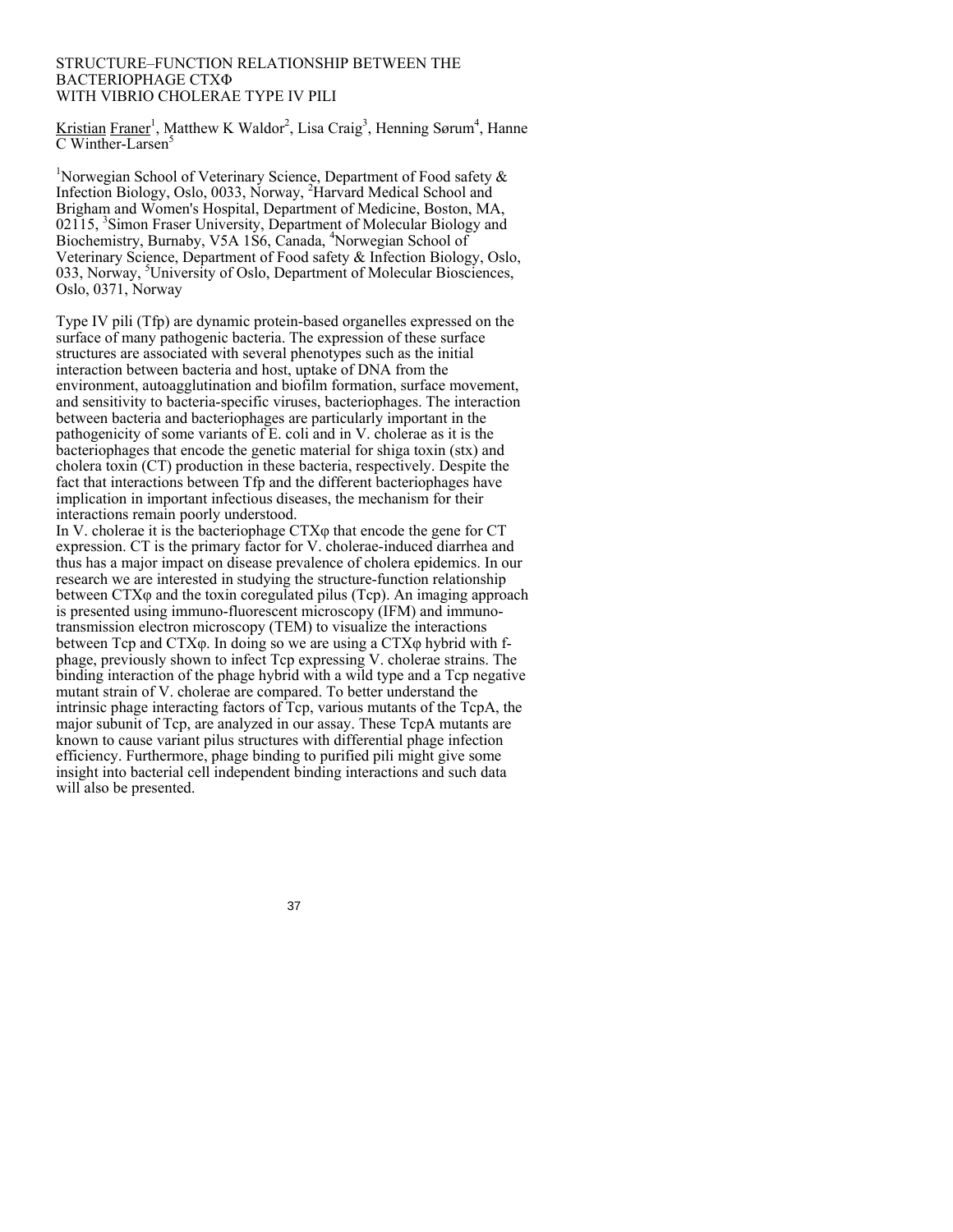# STRUCTURE–FUNCTION RELATIONSHIP BETWEEN THE BACTERIOPHAGE CTXΦ WITH VIBRIO CHOLERAE TYPE IV PILI

Kristian Franer[1], Matthew K Waldor[2], Lisa Craig[3], Henning Sørum[4], Hanne C Winther-Larsen[5]

[1]Norwegian School of Veterinary Science, Department of Food safety & Infection Biology, Oslo, 0033, Norway, [2]Harvard Medical School and Brigham and Women's Hospital, Department of Medicine, Boston, MA, 02115, [3]Simon Fraser University, Department of Molecular Biology and Biochemistry, Burnaby, V5A 1S6, Canada, [4]Norwegian School of Veterinary Science, Department of Food safety & Infection Biology, Oslo, 033, Norway, [5]University of Oslo, Department of Molecular Biosciences, Oslo, 0371, Norway

Type IV pili (Tfp) are dynamic protein-based organelles expressed on the surface of many pathogenic bacteria. The expression of these surface structures are associated with several phenotypes such as the initial interaction between bacteria and host, uptake of DNA from the environment, autoagglutination and biofilm formation, surface movement, and sensitivity to bacteria-specific viruses, bacteriophages. The interaction between bacteria and bacteriophages are particularly important in the pathogenicity of some variants of E. coli and in V. cholerae as it is the bacteriophages that encode the genetic material for shiga toxin (stx) and cholera toxin (CT) production in these bacteria, respectively. Despite the fact that interactions between Tfp and the different bacteriophages have implication in important infectious diseases, the mechanism for their interactions remain poorly understood.

In V. cholerae it is the bacteriophage CTXφ that encode the gene for CT expression. CT is the primary factor for V. cholerae-induced diarrhea and thus has a major impact on disease prevalence of cholera epidemics. In our research we are interested in studying the structure-function relationship between CTXφ and the toxin coregulated pilus (Tcp). An imaging approach is presented using immuno-fluorescent microscopy (IFM) and immuno-transmission electron microscopy (TEM) to visualize the interactions between Tcp and CTXφ. In doing so we are using a CTXφ hybrid with f-phage, previously shown to infect Tcp expressing V. cholerae strains. The binding interaction of the phage hybrid with a wild type and a Tcp negative mutant strain of V. cholerae are compared. To better understand the intrinsic phage interacting factors of Tcp, various mutants of the TcpA, the major subunit of Tcp, are analyzed in our assay. These TcpA mutants are known to cause variant pilus structures with differential phage infection efficiency. Furthermore, phage binding to purified pili might give some insight into bacterial cell independent binding interactions and such data will also be presented.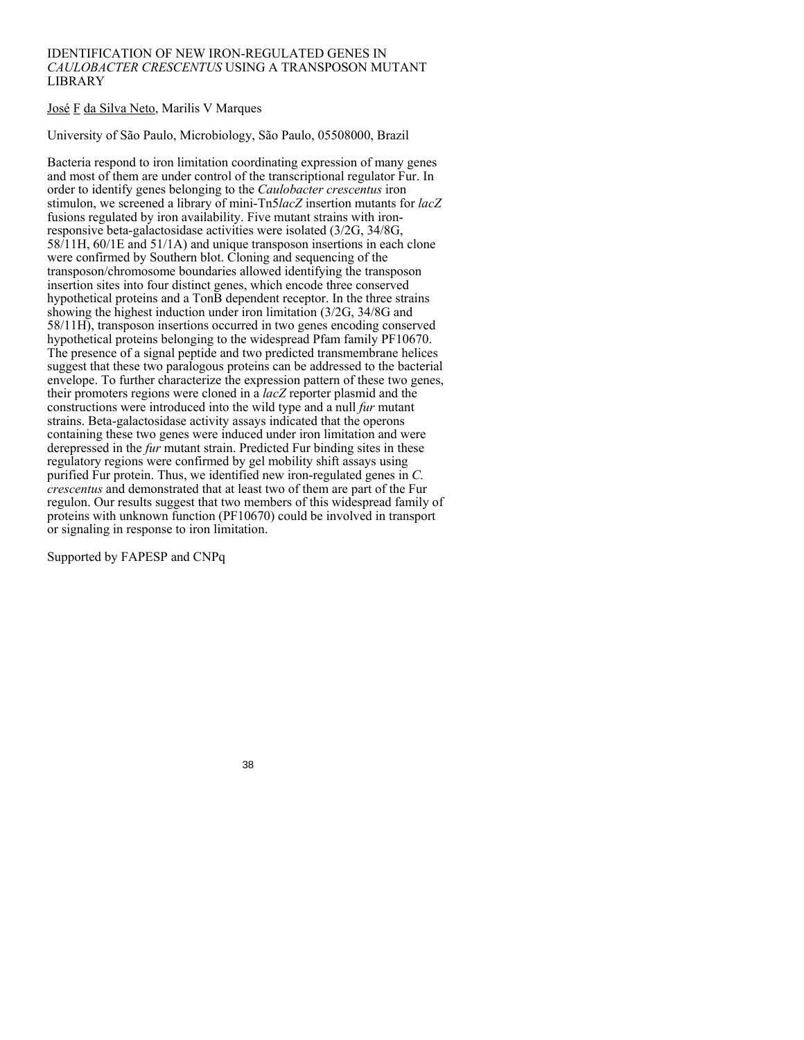# IDENTIFICATION OF NEW IRON-REGULATED GENES IN *CAULOBACTER CRESCENTUS* USING A TRANSPOSON MUTANT LIBRARY

José F da Silva Neto, Marilis V Marques

University of São Paulo, Microbiology, São Paulo, 05508000, Brazil

Bacteria respond to iron limitation coordinating expression of many genes and most of them are under control of the transcriptional regulator Fur. In order to identify genes belonging to the *Caulobacter crescentus* iron stimulon, we screened a library of mini-Tn5*lacZ* insertion mutants for *lacZ* fusions regulated by iron availability. Five mutant strains with iron-responsive beta-galactosidase activities were isolated (3/2G, 34/8G, 58/11H, 60/1E and 51/1A) and unique transposon insertions in each clone were confirmed by Southern blot. Cloning and sequencing of the transposon/chromosome boundaries allowed identifying the transposon insertion sites into four distinct genes, which encode three conserved hypothetical proteins and a TonB dependent receptor. In the three strains showing the highest induction under iron limitation (3/2G, 34/8G and 58/11H), transposon insertions occurred in two genes encoding conserved hypothetical proteins belonging to the widespread Pfam family PF10670. The presence of a signal peptide and two predicted transmembrane helices suggest that these two paralogous proteins can be addressed to the bacterial envelope. To further characterize the expression pattern of these two genes, their promoters regions were cloned in a *lacZ* reporter plasmid and the constructions were introduced into the wild type and a null *fur* mutant strains. Beta-galactosidase activity assays indicated that the operons containing these two genes were induced under iron limitation and were derepressed in the *fur* mutant strain. Predicted Fur binding sites in these regulatory regions were confirmed by gel mobility shift assays using purified Fur protein. Thus, we identified new iron-regulated genes in *C. crescentus* and demonstrated that at least two of them are part of the Fur regulon. Our results suggest that two members of this widespread family of proteins with unknown function (PF10670) could be involved in transport or signaling in response to iron limitation.

Supported by FAPESP and CNPq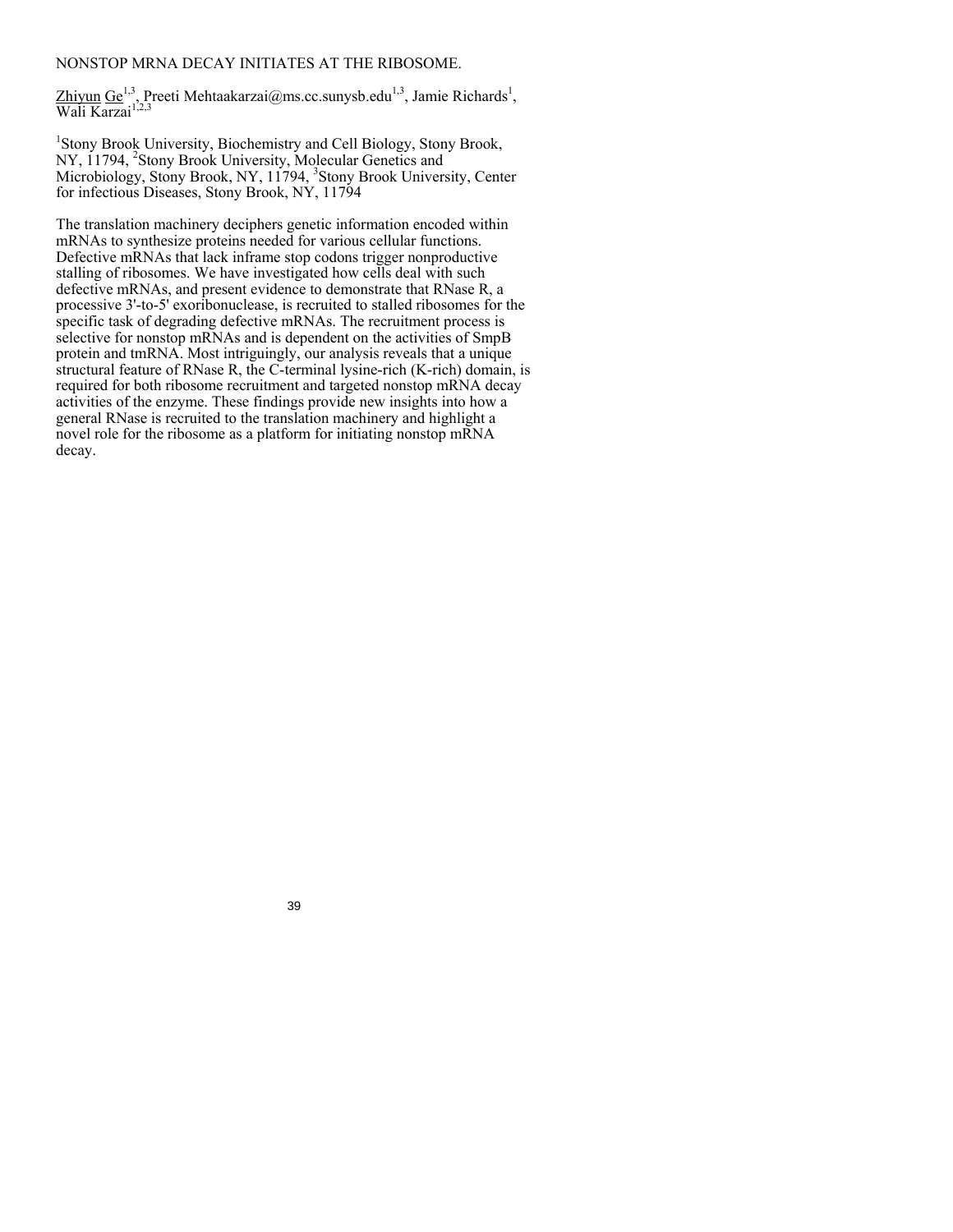# NONSTOP MRNA DECAY INITIATES AT THE RIBOSOME.

Zhiyun Ge[1,3], Preeti Mehtaakarzai@ms.cc.sunysb.edu[1,3], Jamie Richards[1], Wali Karzai[1,2,3]

[1]Stony Brook University, Biochemistry and Cell Biology, Stony Brook, NY, 11794, [2]Stony Brook University, Molecular Genetics and Microbiology, Stony Brook, NY, 11794, [3]Stony Brook University, Center for infectious Diseases, Stony Brook, NY, 11794

The translation machinery deciphers genetic information encoded within mRNAs to synthesize proteins needed for various cellular functions. Defective mRNAs that lack inframe stop codons trigger nonproductive stalling of ribosomes. We have investigated how cells deal with such defective mRNAs, and present evidence to demonstrate that RNase R, a processive 3'-to-5' exoribonuclease, is recruited to stalled ribosomes for the specific task of degrading defective mRNAs. The recruitment process is selective for nonstop mRNAs and is dependent on the activities of SmpB protein and tmRNA. Most intriguingly, our analysis reveals that a unique structural feature of RNase R, the C-terminal lysine-rich (K-rich) domain, is required for both ribosome recruitment and targeted nonstop mRNA decay activities of the enzyme. These findings provide new insights into how a general RNase is recruited to the translation machinery and highlight a novel role for the ribosome as a platform for initiating nonstop mRNA decay.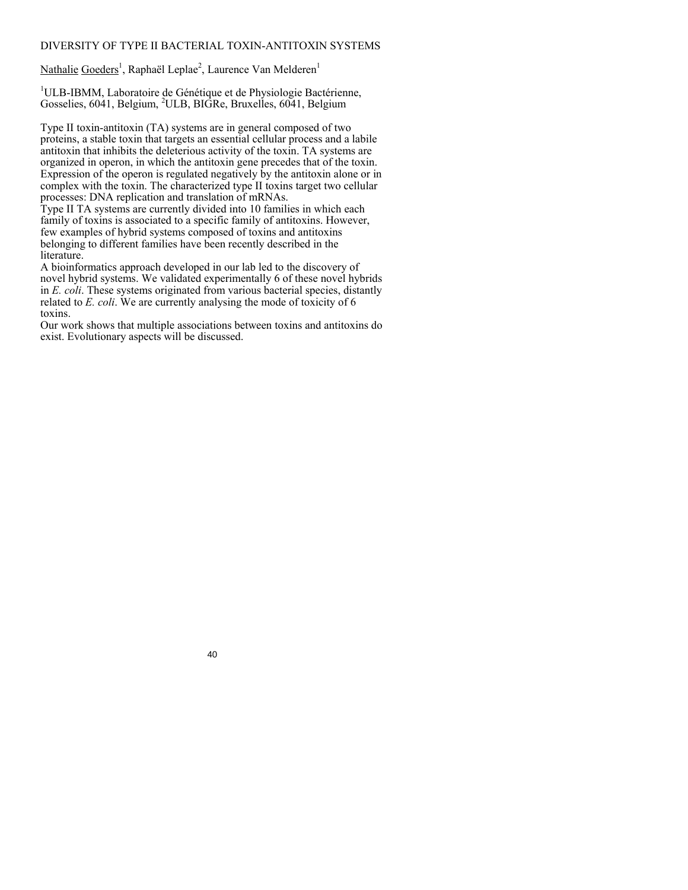# DIVERSITY OF TYPE II BACTERIAL TOXIN-ANTITOXIN SYSTEMS

Nathalie Goeders[1], Raphaël Leplae[2], Laurence Van Melderen[1]

[1]ULB-IBMM, Laboratoire de Génétique et de Physiologie Bactérienne, Gosselies, 6041, Belgium, [2]ULB, BIGRe, Bruxelles, 6041, Belgium

Type II toxin-antitoxin (TA) systems are in general composed of two proteins, a stable toxin that targets an essential cellular process and a labile antitoxin that inhibits the deleterious activity of the toxin. TA systems are organized in operon, in which the antitoxin gene precedes that of the toxin. Expression of the operon is regulated negatively by the antitoxin alone or in complex with the toxin. The characterized type II toxins target two cellular processes: DNA replication and translation of mRNAs.

Type II TA systems are currently divided into 10 families in which each family of toxins is associated to a specific family of antitoxins. However, few examples of hybrid systems composed of toxins and antitoxins belonging to different families have been recently described in the literature.

A bioinformatics approach developed in our lab led to the discovery of novel hybrid systems. We validated experimentally 6 of these novel hybrids in *E. coli*. These systems originated from various bacterial species, distantly related to *E. coli*. We are currently analysing the mode of toxicity of 6 toxins.

Our work shows that multiple associations between toxins and antitoxins do exist. Evolutionary aspects will be discussed.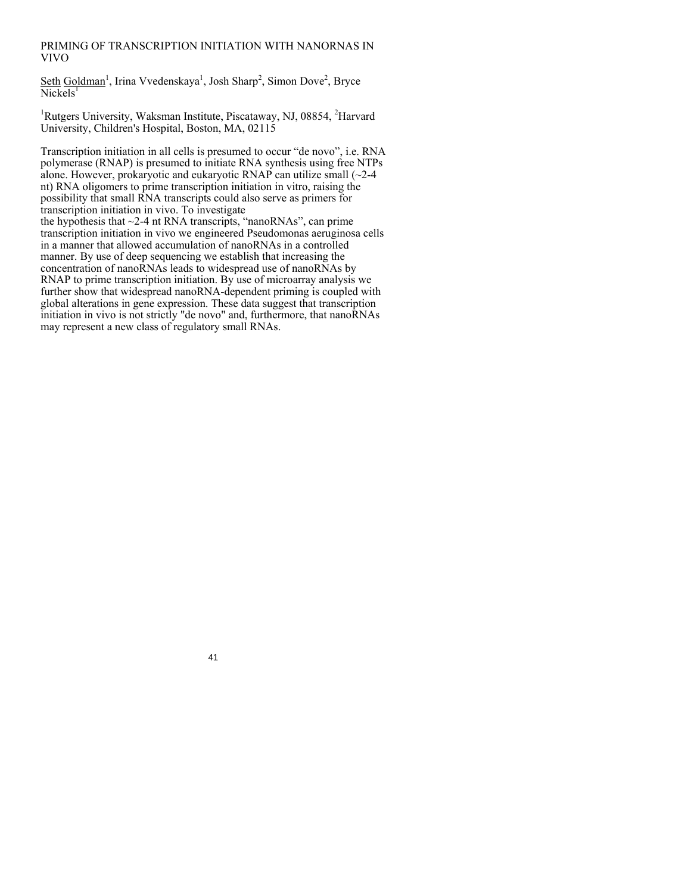# PRIMING OF TRANSCRIPTION INITIATION WITH NANORNAS IN VIVO

Seth Goldman[1], Irina Vvedenskaya[1], Josh Sharp[2], Simon Dove[2], Bryce Nickels[1]

[1]Rutgers University, Waksman Institute, Piscataway, NJ, 08854, [2]Harvard University, Children's Hospital, Boston, MA, 02115

Transcription initiation in all cells is presumed to occur "de novo", i.e. RNA polymerase (RNAP) is presumed to initiate RNA synthesis using free NTPs alone. However, prokaryotic and eukaryotic RNAP can utilize small (~2-4 nt) RNA oligomers to prime transcription initiation in vitro, raising the possibility that small RNA transcripts could also serve as primers for transcription initiation in vivo. To investigate the hypothesis that ~2-4 nt RNA transcripts, "nanoRNAs", can prime transcription initiation in vivo we engineered Pseudomonas aeruginosa cells in a manner that allowed accumulation of nanoRNAs in a controlled manner. By use of deep sequencing we establish that increasing the concentration of nanoRNAs leads to widespread use of nanoRNAs by RNAP to prime transcription initiation. By use of microarray analysis we further show that widespread nanoRNA-dependent priming is coupled with global alterations in gene expression. These data suggest that transcription initiation in vivo is not strictly "de novo" and, furthermore, that nanoRNAs may represent a new class of regulatory small RNAs.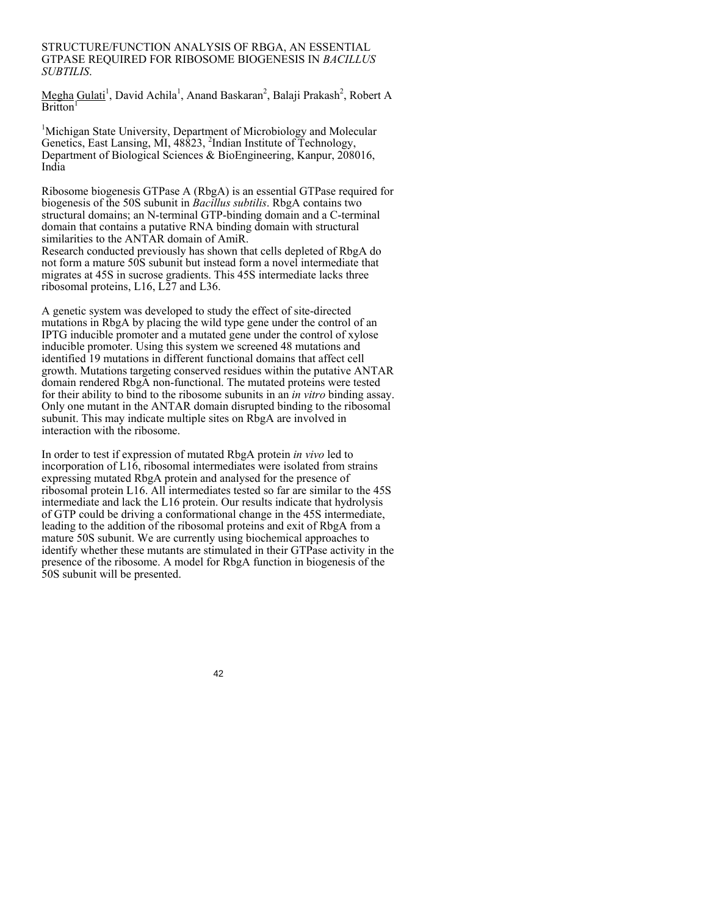# STRUCTURE/FUNCTION ANALYSIS OF RBGA, AN ESSENTIAL GTPASE REQUIRED FOR RIBOSOME BIOGENESIS IN *BACILLUS SUBTILIS*.

Megha Gulati[1], David Achila[1], Anand Baskaran[2], Balaji Prakash[2], Robert A Britton[1]

[1]Michigan State University, Department of Microbiology and Molecular Genetics, East Lansing, MI, 48823, [2]Indian Institute of Technology, Department of Biological Sciences & BioEngineering, Kanpur, 208016, India

Ribosome biogenesis GTPase A (RbgA) is an essential GTPase required for biogenesis of the 50S subunit in *Bacillus subtilis*. RbgA contains two structural domains; an N-terminal GTP-binding domain and a C-terminal domain that contains a putative RNA binding domain with structural similarities to the ANTAR domain of AmiR.
Research conducted previously has shown that cells depleted of RbgA do not form a mature 50S subunit but instead form a novel intermediate that migrates at 45S in sucrose gradients. This 45S intermediate lacks three ribosomal proteins, L16, L27 and L36.

A genetic system was developed to study the effect of site-directed mutations in RbgA by placing the wild type gene under the control of an IPTG inducible promoter and a mutated gene under the control of xylose inducible promoter. Using this system we screened 48 mutations and identified 19 mutations in different functional domains that affect cell growth. Mutations targeting conserved residues within the putative ANTAR domain rendered RbgA non-functional. The mutated proteins were tested for their ability to bind to the ribosome subunits in an *in vitro* binding assay. Only one mutant in the ANTAR domain disrupted binding to the ribosomal subunit. This may indicate multiple sites on RbgA are involved in interaction with the ribosome.

In order to test if expression of mutated RbgA protein *in vivo* led to incorporation of L16, ribosomal intermediates were isolated from strains expressing mutated RbgA protein and analysed for the presence of ribosomal protein L16. All intermediates tested so far are similar to the 45S intermediate and lack the L16 protein. Our results indicate that hydrolysis of GTP could be driving a conformational change in the 45S intermediate, leading to the addition of the ribosomal proteins and exit of RbgA from a mature 50S subunit. We are currently using biochemical approaches to identify whether these mutants are stimulated in their GTPase activity in the presence of the ribosome. A model for RbgA function in biogenesis of the 50S subunit will be presented.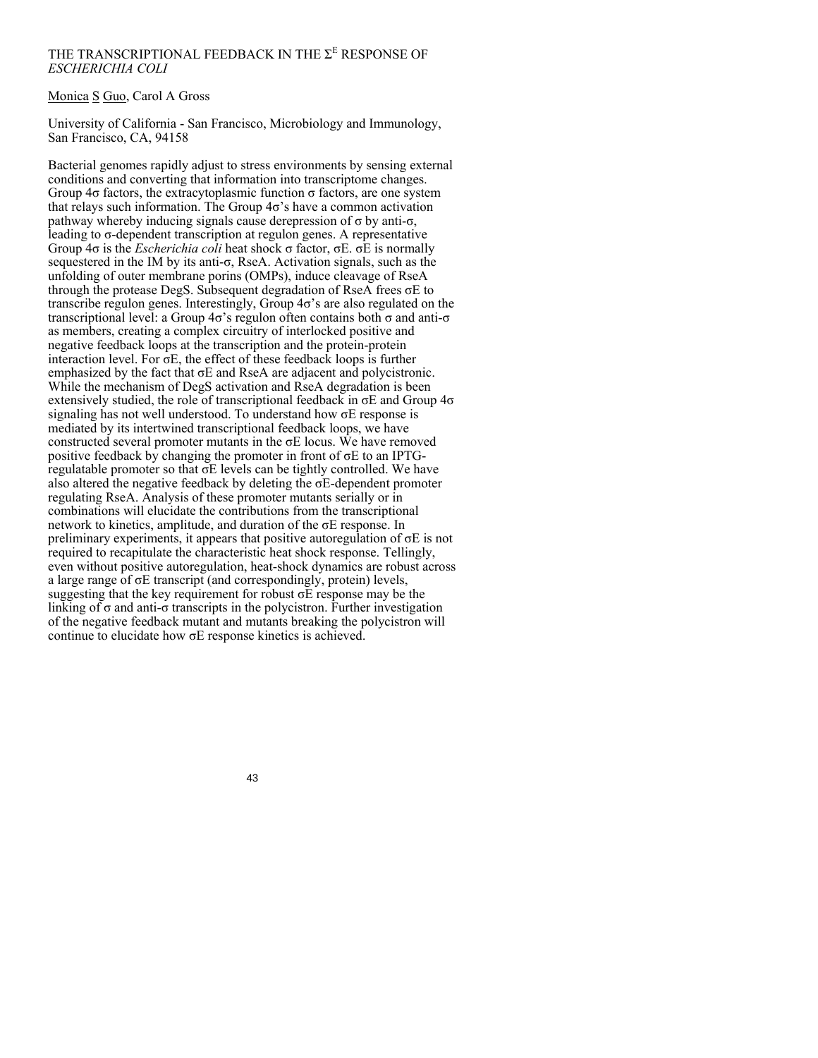# THE TRANSCRIPTIONAL FEEDBACK IN THE $\Sigma^E$ RESPONSE OF *ESCHERICHIA COLI*

Monica S Guo, Carol A Gross

University of California - San Francisco, Microbiology and Immunology, San Francisco, CA, 94158

Bacterial genomes rapidly adjust to stress environments by sensing external conditions and converting that information into transcriptome changes. Group 4σ factors, the extracytoplasmic function σ factors, are one system that relays such information. The Group 4σ's have a common activation pathway whereby inducing signals cause derepression of σ by anti-σ, leading to σ-dependent transcription at regulon genes. A representative Group 4σ is the *Escherichia coli* heat shock σ factor, σE. σE is normally sequestered in the IM by its anti-σ, RseA. Activation signals, such as the unfolding of outer membrane porins (OMPs), induce cleavage of RseA through the protease DegS. Subsequent degradation of RseA frees σE to transcribe regulon genes. Interestingly, Group 4σ's are also regulated on the transcriptional level: a Group 4σ's regulon often contains both σ and anti-σ as members, creating a complex circuitry of interlocked positive and negative feedback loops at the transcription and the protein-protein interaction level. For σE, the effect of these feedback loops is further emphasized by the fact that σE and RseA are adjacent and polycistronic. While the mechanism of DegS activation and RseA degradation is been extensively studied, the role of transcriptional feedback in σE and Group 4σ signaling has not well understood. To understand how σE response is mediated by its intertwined transcriptional feedback loops, we have constructed several promoter mutants in the σE locus. We have removed positive feedback by changing the promoter in front of σE to an IPTG-regulatable promoter so that σE levels can be tightly controlled. We have also altered the negative feedback by deleting the σE-dependent promoter regulating RseA. Analysis of these promoter mutants serially or in combinations will elucidate the contributions from the transcriptional network to kinetics, amplitude, and duration of the σE response. In preliminary experiments, it appears that positive autoregulation of σE is not required to recapitulate the characteristic heat shock response. Tellingly, even without positive autoregulation, heat-shock dynamics are robust across a large range of σE transcript (and correspondingly, protein) levels, suggesting that the key requirement for robust σE response may be the linking of σ and anti-σ transcripts in the polycistron. Further investigation of the negative feedback mutant and mutants breaking the polycistron will continue to elucidate how σE response kinetics is achieved.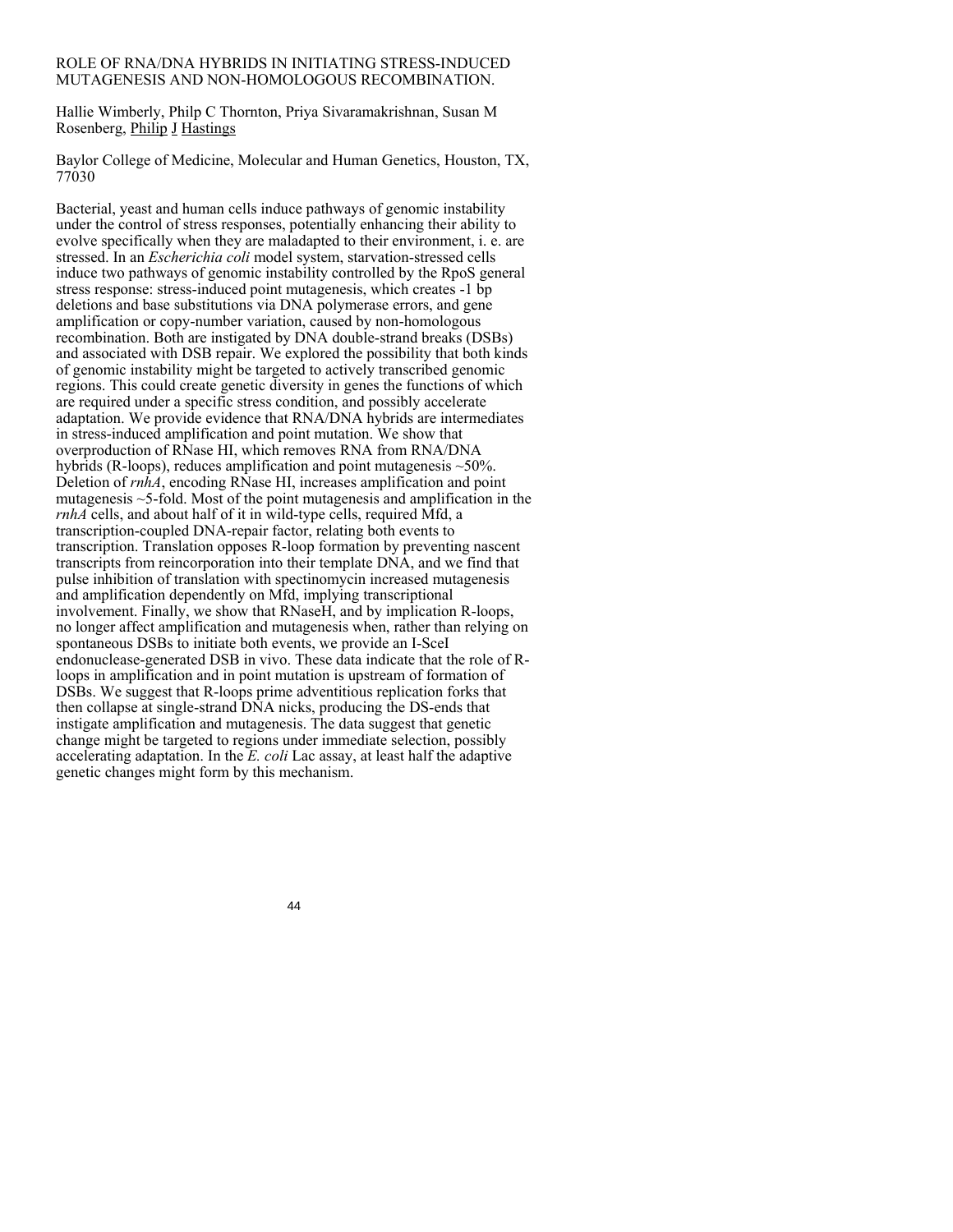# ROLE OF RNA/DNA HYBRIDS IN INITIATING STRESS-INDUCED MUTAGENESIS AND NON-HOMOLOGOUS RECOMBINATION.

Hallie Wimberly, Philp C Thornton, Priya Sivaramakrishnan, Susan M Rosenberg, Philip J Hastings

Baylor College of Medicine, Molecular and Human Genetics, Houston, TX, 77030

Bacterial, yeast and human cells induce pathways of genomic instability under the control of stress responses, potentially enhancing their ability to evolve specifically when they are maladapted to their environment, i. e. are stressed. In an *Escherichia coli* model system, starvation-stressed cells induce two pathways of genomic instability controlled by the RpoS general stress response: stress-induced point mutagenesis, which creates -1 bp deletions and base substitutions via DNA polymerase errors, and gene amplification or copy-number variation, caused by non-homologous recombination. Both are instigated by DNA double-strand breaks (DSBs) and associated with DSB repair. We explored the possibility that both kinds of genomic instability might be targeted to actively transcribed genomic regions. This could create genetic diversity in genes the functions of which are required under a specific stress condition, and possibly accelerate adaptation. We provide evidence that RNA/DNA hybrids are intermediates in stress-induced amplification and point mutation. We show that overproduction of RNase HI, which removes RNA from RNA/DNA hybrids (R-loops), reduces amplification and point mutagenesis ~50%. Deletion of *rnhA*, encoding RNase HI, increases amplification and point mutagenesis ~5-fold. Most of the point mutagenesis and amplification in the *rnhA* cells, and about half of it in wild-type cells, required Mfd, a transcription-coupled DNA-repair factor, relating both events to transcription. Translation opposes R-loop formation by preventing nascent transcripts from reincorporation into their template DNA, and we find that pulse inhibition of translation with spectinomycin increased mutagenesis and amplification dependently on Mfd, implying transcriptional involvement. Finally, we show that RNaseH, and by implication R-loops, no longer affect amplification and mutagenesis when, rather than relying on spontaneous DSBs to initiate both events, we provide an I-SceI endonuclease-generated DSB in vivo. These data indicate that the role of R-loops in amplification and in point mutation is upstream of formation of DSBs. We suggest that R-loops prime adventitious replication forks that then collapse at single-strand DNA nicks, producing the DS-ends that instigate amplification and mutagenesis. The data suggest that genetic change might be targeted to regions under immediate selection, possibly accelerating adaptation. In the *E. coli* Lac assay, at least half the adaptive genetic changes might form by this mechanism.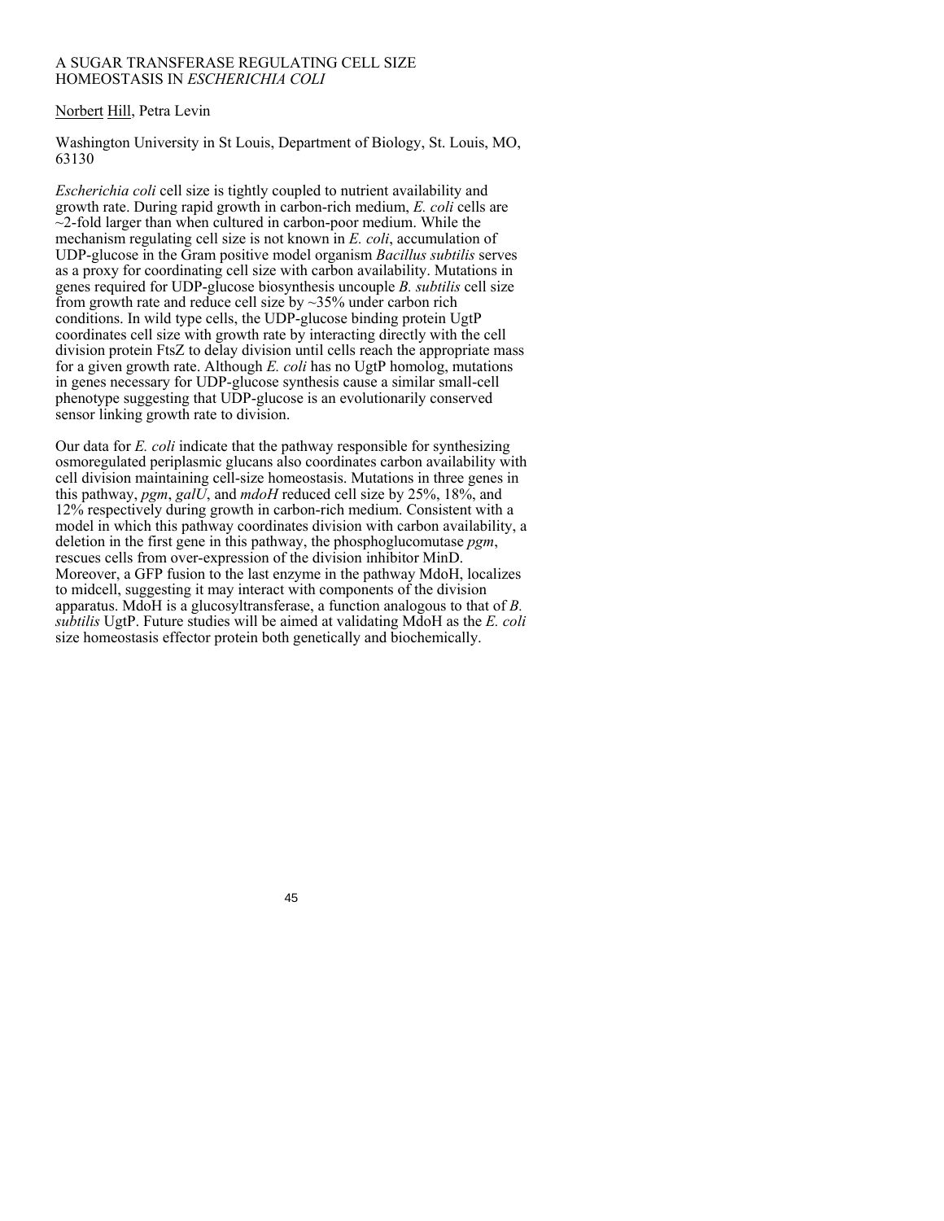# A SUGAR TRANSFERASE REGULATING CELL SIZE HOMEOSTASIS IN *ESCHERICHIA COLI*

Norbert Hill, Petra Levin

Washington University in St Louis, Department of Biology, St. Louis, MO, 63130

*Escherichia coli* cell size is tightly coupled to nutrient availability and growth rate. During rapid growth in carbon-rich medium, *E. coli* cells are ~2-fold larger than when cultured in carbon-poor medium. While the mechanism regulating cell size is not known in *E. coli*, accumulation of UDP-glucose in the Gram positive model organism *Bacillus subtilis* serves as a proxy for coordinating cell size with carbon availability. Mutations in genes required for UDP-glucose biosynthesis uncouple *B. subtilis* cell size from growth rate and reduce cell size by ~35% under carbon rich conditions. In wild type cells, the UDP-glucose binding protein UgtP coordinates cell size with growth rate by interacting directly with the cell division protein FtsZ to delay division until cells reach the appropriate mass for a given growth rate. Although *E. coli* has no UgtP homolog, mutations in genes necessary for UDP-glucose synthesis cause a similar small-cell phenotype suggesting that UDP-glucose is an evolutionarily conserved sensor linking growth rate to division.

Our data for *E. coli* indicate that the pathway responsible for synthesizing osmoregulated periplasmic glucans also coordinates carbon availability with cell division maintaining cell-size homeostasis. Mutations in three genes in this pathway, *pgm*, *galU*, and *mdoH* reduced cell size by 25%, 18%, and 12% respectively during growth in carbon-rich medium. Consistent with a model in which this pathway coordinates division with carbon availability, a deletion in the first gene in this pathway, the phosphoglucomutase *pgm*, rescues cells from over-expression of the division inhibitor MinD. Moreover, a GFP fusion to the last enzyme in the pathway MdoH, localizes to midcell, suggesting it may interact with components of the division apparatus. MdoH is a glucosyltransferase, a function analogous to that of *B. subtilis* UgtP. Future studies will be aimed at validating MdoH as the *E. coli* size homeostasis effector protein both genetically and biochemically.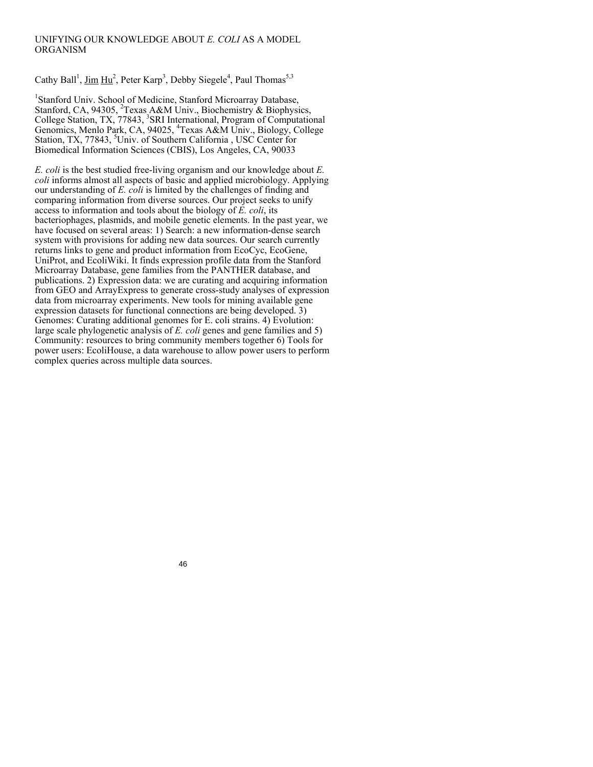# UNIFYING OUR KNOWLEDGE ABOUT *E. COLI* AS A MODEL ORGANISM

Cathy Ball[1], Jim Hu[2], Peter Karp[3], Debby Siegele[4], Paul Thomas[5,3]

[1]Stanford Univ. School of Medicine, Stanford Microarray Database, Stanford, CA, 94305, [2]Texas A&M Univ., Biochemistry & Biophysics, College Station, TX, 77843, [3]SRI International, Program of Computational Genomics, Menlo Park, CA, 94025, [4]Texas A&M Univ., Biology, College Station, TX, 77843, [5]Univ. of Southern California , USC Center for Biomedical Information Sciences (CBIS), Los Angeles, CA, 90033

*E. coli* is the best studied free-living organism and our knowledge about *E. coli* informs almost all aspects of basic and applied microbiology. Applying our understanding of *E. coli* is limited by the challenges of finding and comparing information from diverse sources. Our project seeks to unify access to information and tools about the biology of *E. coli*, its bacteriophages, plasmids, and mobile genetic elements. In the past year, we have focused on several areas: 1) Search: a new information-dense search system with provisions for adding new data sources. Our search currently returns links to gene and product information from EcoCyc, EcoGene, UniProt, and EcoliWiki. It finds expression profile data from the Stanford Microarray Database, gene families from the PANTHER database, and publications. 2) Expression data: we are curating and acquiring information from GEO and ArrayExpress to generate cross-study analyses of expression data from microarray experiments. New tools for mining available gene expression datasets for functional connections are being developed. 3) Genomes: Curating additional genomes for E. coli strains. 4) Evolution: large scale phylogenetic analysis of *E. coli* genes and gene families and 5) Community: resources to bring community members together 6) Tools for power users: EcoliHouse, a data warehouse to allow power users to perform complex queries across multiple data sources.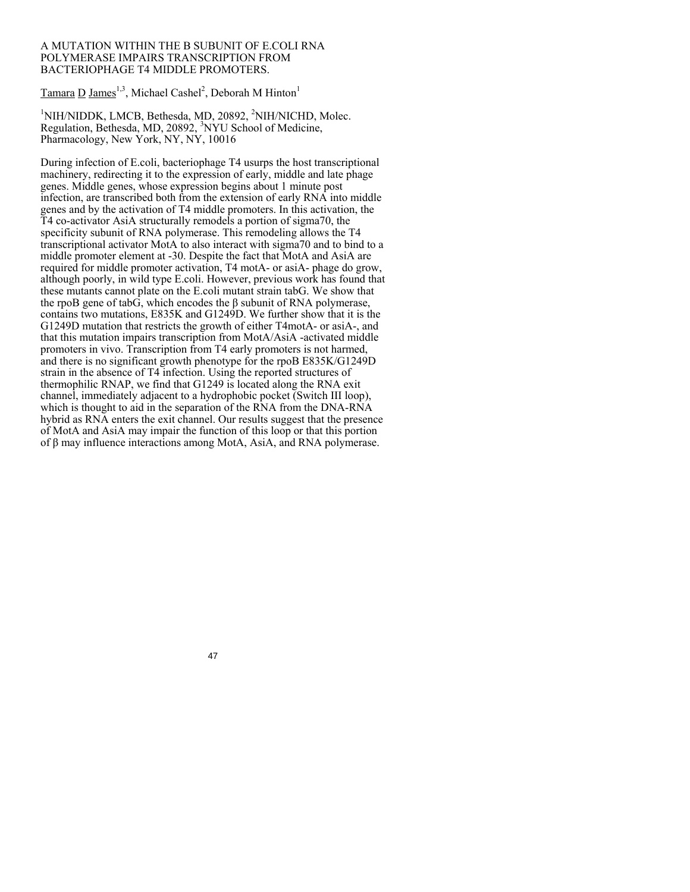# A MUTATION WITHIN THE B SUBUNIT OF E.COLI RNA POLYMERASE IMPAIRS TRANSCRIPTION FROM BACTERIOPHAGE T4 MIDDLE PROMOTERS.

Tamara D James[1,3], Michael Cashel[2], Deborah M Hinton[1]

[1]NIH/NIDDK, LMCB, Bethesda, MD, 20892, [2]NIH/NICHD, Molec. Regulation, Bethesda, MD, 20892, [3]NYU School of Medicine, Pharmacology, New York, NY, NY, 10016

During infection of E.coli, bacteriophage T4 usurps the host transcriptional machinery, redirecting it to the expression of early, middle and late phage genes. Middle genes, whose expression begins about 1 minute post infection, are transcribed both from the extension of early RNA into middle genes and by the activation of T4 middle promoters. In this activation, the T4 co-activator AsiA structurally remodels a portion of sigma70, the specificity subunit of RNA polymerase. This remodeling allows the T4 transcriptional activator MotA to also interact with sigma70 and to bind to a middle promoter element at -30. Despite the fact that MotA and AsiA are required for middle promoter activation, T4 motA- or asiA- phage do grow, although poorly, in wild type E.coli. However, previous work has found that these mutants cannot plate on the E.coli mutant strain tabG. We show that the rpoB gene of tabG, which encodes the β subunit of RNA polymerase, contains two mutations, E835K and G1249D. We further show that it is the G1249D mutation that restricts the growth of either T4motA- or asiA-, and that this mutation impairs transcription from MotA/AsiA -activated middle promoters in vivo. Transcription from T4 early promoters is not harmed, and there is no significant growth phenotype for the rpoB E835K/G1249D strain in the absence of T4 infection. Using the reported structures of thermophilic RNAP, we find that G1249 is located along the RNA exit channel, immediately adjacent to a hydrophobic pocket (Switch III loop), which is thought to aid in the separation of the RNA from the DNA-RNA hybrid as RNA enters the exit channel. Our results suggest that the presence of MotA and AsiA may impair the function of this loop or that this portion of β may influence interactions among MotA, AsiA, and RNA polymerase.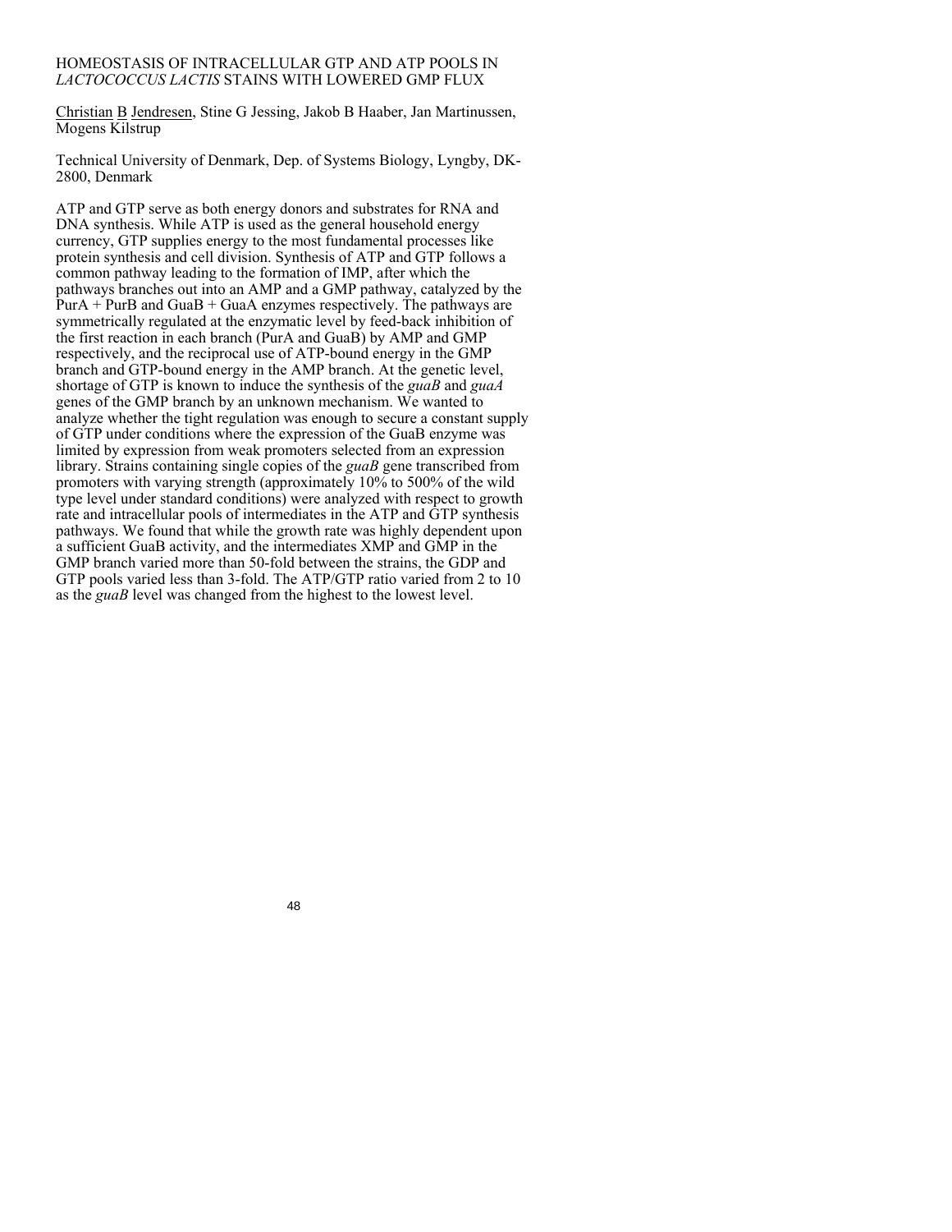# HOMEOSTASIS OF INTRACELLULAR GTP AND ATP POOLS IN *LACTOCOCCUS LACTIS* STAINS WITH LOWERED GMP FLUX

Christian B Jendresen, Stine G Jessing, Jakob B Haaber, Jan Martinussen, Mogens Kilstrup

Technical University of Denmark, Dep. of Systems Biology, Lyngby, DK-2800, Denmark

ATP and GTP serve as both energy donors and substrates for RNA and DNA synthesis. While ATP is used as the general household energy currency, GTP supplies energy to the most fundamental processes like protein synthesis and cell division. Synthesis of ATP and GTP follows a common pathway leading to the formation of IMP, after which the pathways branches out into an AMP and a GMP pathway, catalyzed by the PurA + PurB and GuaB + GuaA enzymes respectively. The pathways are symmetrically regulated at the enzymatic level by feed-back inhibition of the first reaction in each branch (PurA and GuaB) by AMP and GMP respectively, and the reciprocal use of ATP-bound energy in the GMP branch and GTP-bound energy in the AMP branch. At the genetic level, shortage of GTP is known to induce the synthesis of the *guaB* and *guaA* genes of the GMP branch by an unknown mechanism. We wanted to analyze whether the tight regulation was enough to secure a constant supply of GTP under conditions where the expression of the GuaB enzyme was limited by expression from weak promoters selected from an expression library. Strains containing single copies of the *guaB* gene transcribed from promoters with varying strength (approximately 10% to 500% of the wild type level under standard conditions) were analyzed with respect to growth rate and intracellular pools of intermediates in the ATP and GTP synthesis pathways. We found that while the growth rate was highly dependent upon a sufficient GuaB activity, and the intermediates XMP and GMP in the GMP branch varied more than 50-fold between the strains, the GDP and GTP pools varied less than 3-fold. The ATP/GTP ratio varied from 2 to 10 as the *guaB* level was changed from the highest to the lowest level.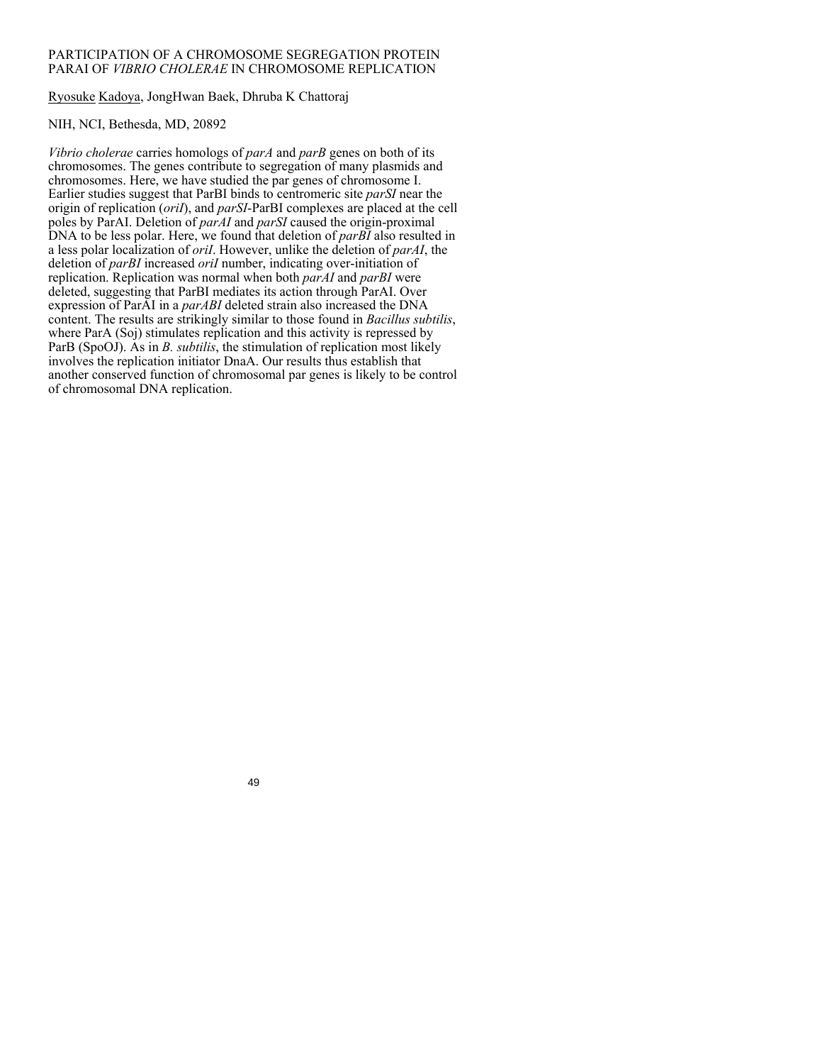# PARTICIPATION OF A CHROMOSOME SEGREGATION PROTEIN PARAI OF *VIBRIO CHOLERAE* IN CHROMOSOME REPLICATION

Ryosuke Kadoya, JongHwan Baek, Dhruba K Chattoraj

NIH, NCI, Bethesda, MD, 20892

*Vibrio cholerae* carries homologs of *parA* and *parB* genes on both of its chromosomes. The genes contribute to segregation of many plasmids and chromosomes. Here, we have studied the par genes of chromosome I. Earlier studies suggest that ParBI binds to centromeric site *parSI* near the origin of replication (*oriI*), and *parSI*-ParBI complexes are placed at the cell poles by ParAI. Deletion of *parAI* and *parSI* caused the origin-proximal DNA to be less polar. Here, we found that deletion of *parBI* also resulted in a less polar localization of *oriI*. However, unlike the deletion of *parAI*, the deletion of *parBI* increased *oriI* number, indicating over-initiation of replication. Replication was normal when both *parAI* and *parBI* were deleted, suggesting that ParBI mediates its action through ParAI. Over expression of ParAI in a *parABI* deleted strain also increased the DNA content. The results are strikingly similar to those found in *Bacillus subtilis*, where ParA (Soj) stimulates replication and this activity is repressed by ParB (SpoOJ). As in *B. subtilis*, the stimulation of replication most likely involves the replication initiator DnaA. Our results thus establish that another conserved function of chromosomal par genes is likely to be control of chromosomal DNA replication.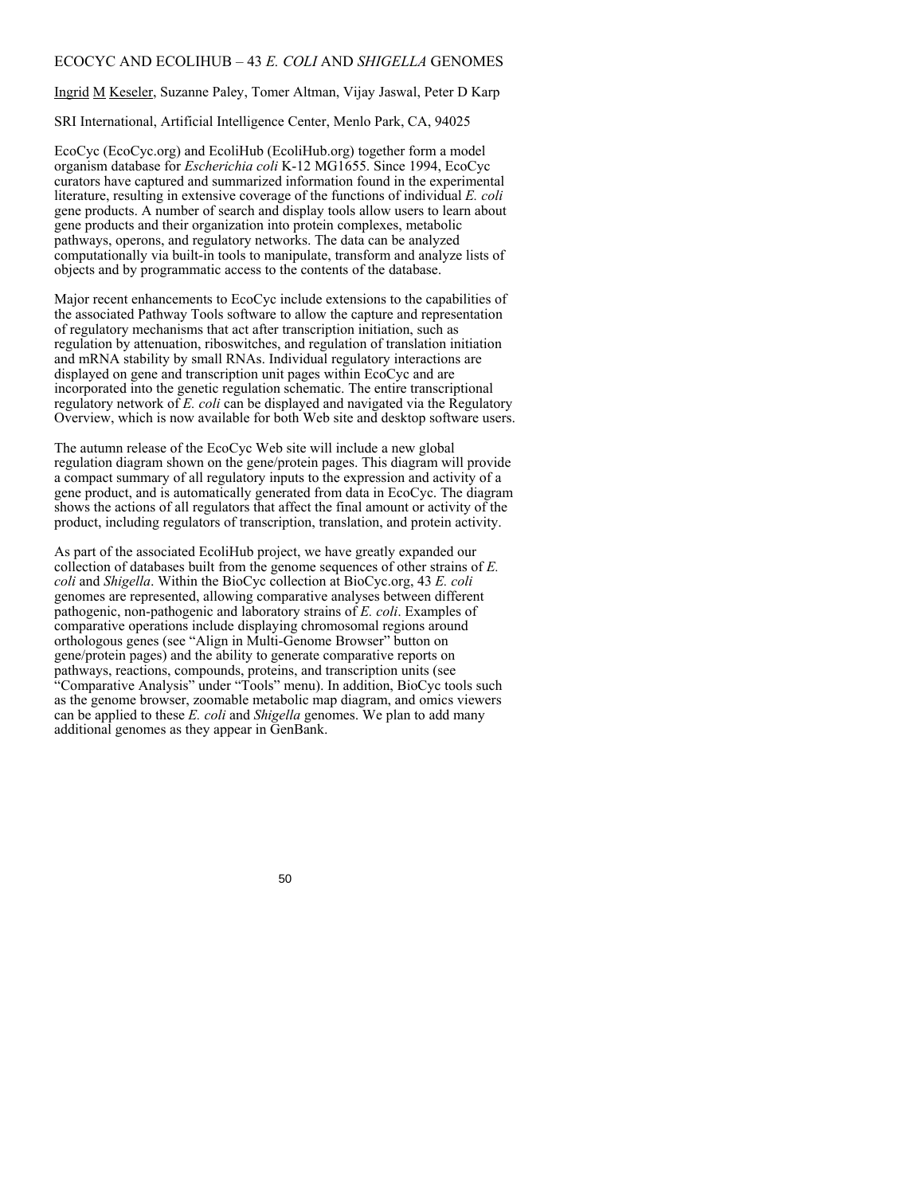# ECOCYC AND ECOLIHUB – 43 *E. COLI* AND *SHIGELLA* GENOMES

Ingrid M Keseler, Suzanne Paley, Tomer Altman, Vijay Jaswal, Peter D Karp

SRI International, Artificial Intelligence Center, Menlo Park, CA, 94025

EcoCyc (EcoCyc.org) and EcoliHub (EcoliHub.org) together form a model organism database for *Escherichia coli* K-12 MG1655. Since 1994, EcoCyc curators have captured and summarized information found in the experimental literature, resulting in extensive coverage of the functions of individual *E. coli* gene products. A number of search and display tools allow users to learn about gene products and their organization into protein complexes, metabolic pathways, operons, and regulatory networks. The data can be analyzed computationally via built-in tools to manipulate, transform and analyze lists of objects and by programmatic access to the contents of the database.

Major recent enhancements to EcoCyc include extensions to the capabilities of the associated Pathway Tools software to allow the capture and representation of regulatory mechanisms that act after transcription initiation, such as regulation by attenuation, riboswitches, and regulation of translation initiation and mRNA stability by small RNAs. Individual regulatory interactions are displayed on gene and transcription unit pages within EcoCyc and are incorporated into the genetic regulation schematic. The entire transcriptional regulatory network of *E. coli* can be displayed and navigated via the Regulatory Overview, which is now available for both Web site and desktop software users.

The autumn release of the EcoCyc Web site will include a new global regulation diagram shown on the gene/protein pages. This diagram will provide a compact summary of all regulatory inputs to the expression and activity of a gene product, and is automatically generated from data in EcoCyc. The diagram shows the actions of all regulators that affect the final amount or activity of the product, including regulators of transcription, translation, and protein activity.

As part of the associated EcoliHub project, we have greatly expanded our collection of databases built from the genome sequences of other strains of *E. coli* and *Shigella*. Within the BioCyc collection at BioCyc.org, 43 *E. coli* genomes are represented, allowing comparative analyses between different pathogenic, non-pathogenic and laboratory strains of *E. coli*. Examples of comparative operations include displaying chromosomal regions around orthologous genes (see "Align in Multi-Genome Browser" button on gene/protein pages) and the ability to generate comparative reports on pathways, reactions, compounds, proteins, and transcription units (see "Comparative Analysis" under "Tools" menu). In addition, BioCyc tools such as the genome browser, zoomable metabolic map diagram, and omics viewers can be applied to these *E. coli* and *Shigella* genomes. We plan to add many additional genomes as they appear in GenBank.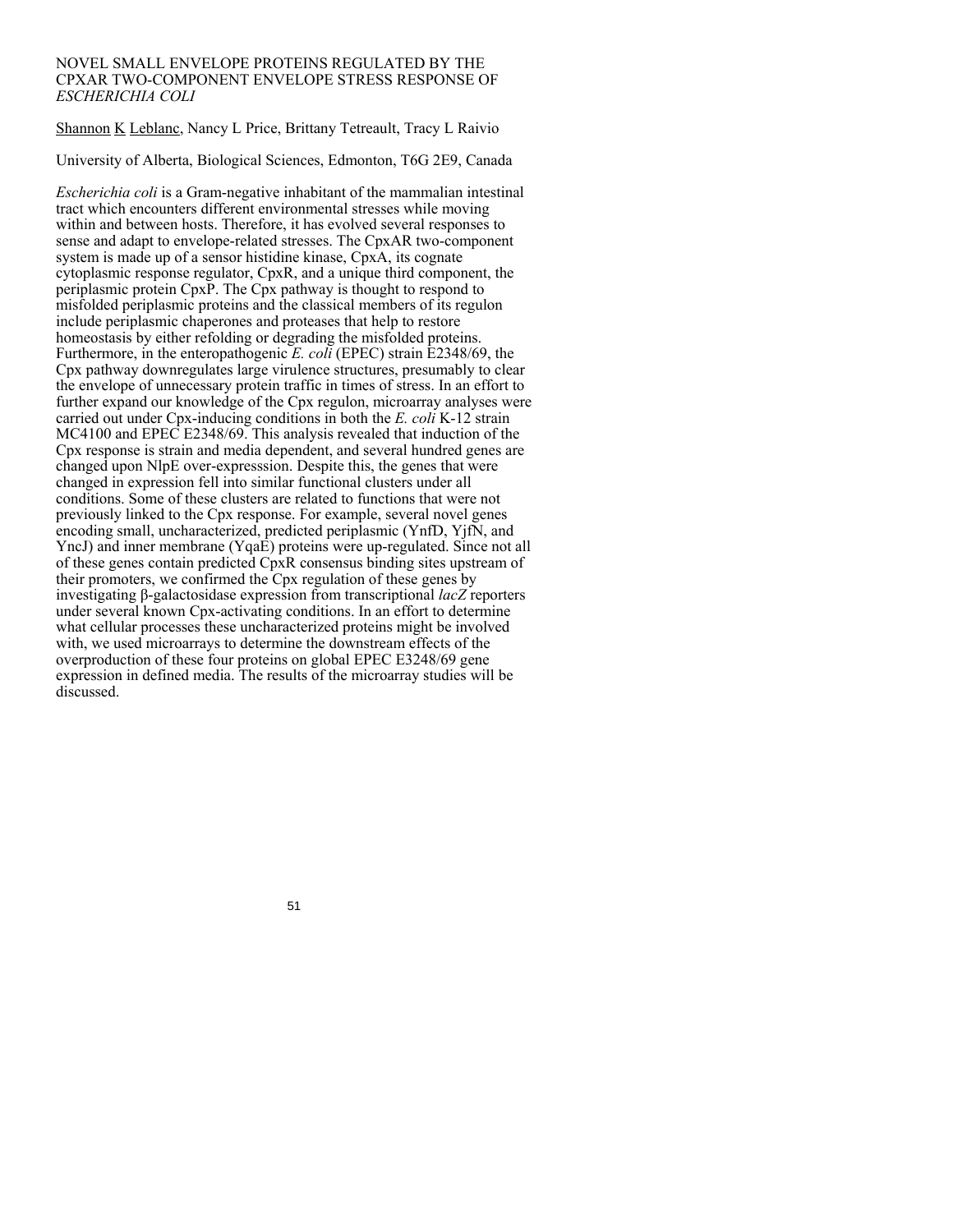# NOVEL SMALL ENVELOPE PROTEINS REGULATED BY THE CPXAR TWO-COMPONENT ENVELOPE STRESS RESPONSE OF *ESCHERICHIA COLI*

Shannon K Leblanc, Nancy L Price, Brittany Tetreault, Tracy L Raivio

University of Alberta, Biological Sciences, Edmonton, T6G 2E9, Canada

*Escherichia coli* is a Gram-negative inhabitant of the mammalian intestinal tract which encounters different environmental stresses while moving within and between hosts. Therefore, it has evolved several responses to sense and adapt to envelope-related stresses. The CpxAR two-component system is made up of a sensor histidine kinase, CpxA, its cognate cytoplasmic response regulator, CpxR, and a unique third component, the periplasmic protein CpxP. The Cpx pathway is thought to respond to misfolded periplasmic proteins and the classical members of its regulon include periplasmic chaperones and proteases that help to restore homeostasis by either refolding or degrading the misfolded proteins. Furthermore, in the enteropathogenic *E. coli* (EPEC) strain E2348/69, the Cpx pathway downregulates large virulence structures, presumably to clear the envelope of unnecessary protein traffic in times of stress. In an effort to further expand our knowledge of the Cpx regulon, microarray analyses were carried out under Cpx-inducing conditions in both the *E. coli* K-12 strain MC4100 and EPEC E2348/69. This analysis revealed that induction of the Cpx response is strain and media dependent, and several hundred genes are changed upon NlpE over-expresssion. Despite this, the genes that were changed in expression fell into similar functional clusters under all conditions. Some of these clusters are related to functions that were not previously linked to the Cpx response. For example, several novel genes encoding small, uncharacterized, predicted periplasmic (YnfD, YjfN, and YncJ) and inner membrane (YqaE) proteins were up-regulated. Since not all of these genes contain predicted CpxR consensus binding sites upstream of their promoters, we confirmed the Cpx regulation of these genes by investigating β-galactosidase expression from transcriptional *lacZ* reporters under several known Cpx-activating conditions. In an effort to determine what cellular processes these uncharacterized proteins might be involved with, we used microarrays to determine the downstream effects of the overproduction of these four proteins on global EPEC E3248/69 gene expression in defined media. The results of the microarray studies will be discussed.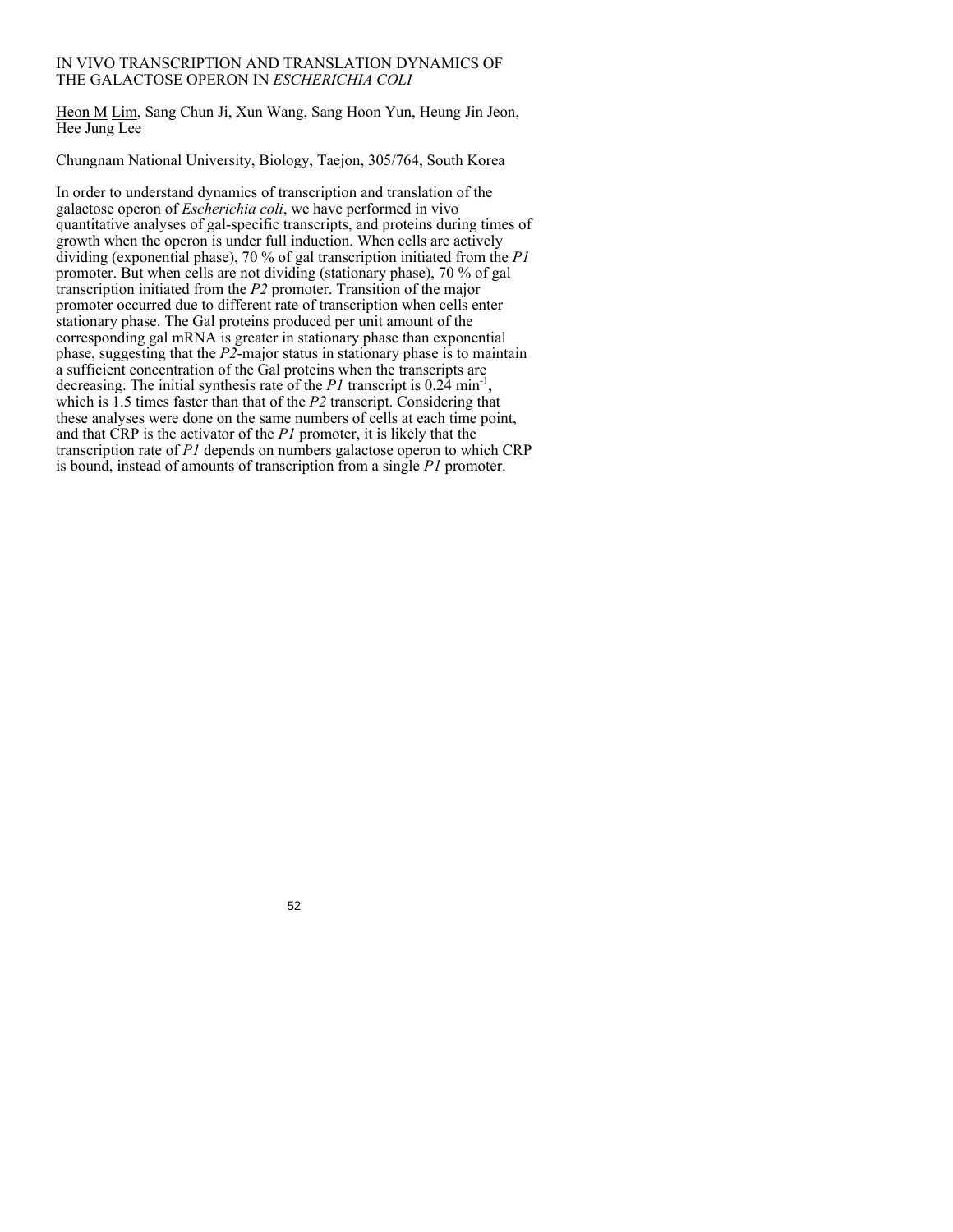# IN VIVO TRANSCRIPTION AND TRANSLATION DYNAMICS OF THE GALACTOSE OPERON IN *ESCHERICHIA COLI*

Heon M Lim, Sang Chun Ji, Xun Wang, Sang Hoon Yun, Heung Jin Jeon, Hee Jung Lee

Chungnam National University, Biology, Taejon, 305/764, South Korea

In order to understand dynamics of transcription and translation of the galactose operon of *Escherichia coli*, we have performed in vivo quantitative analyses of gal-specific transcripts, and proteins during times of growth when the operon is under full induction. When cells are actively dividing (exponential phase), 70 % of gal transcription initiated from the *P1* promoter. But when cells are not dividing (stationary phase), 70 % of gal transcription initiated from the *P2* promoter. Transition of the major promoter occurred due to different rate of transcription when cells enter stationary phase. The Gal proteins produced per unit amount of the corresponding gal mRNA is greater in stationary phase than exponential phase, suggesting that the *P2*-major status in stationary phase is to maintain a sufficient concentration of the Gal proteins when the transcripts are decreasing. The initial synthesis rate of the *P1* transcript is 0.24 $min^{-1}$, which is 1.5 times faster than that of the *P2* transcript. Considering that these analyses were done on the same numbers of cells at each time point, and that CRP is the activator of the *P1* promoter, it is likely that the transcription rate of *P1* depends on numbers galactose operon to which CRP is bound, instead of amounts of transcription from a single *P1* promoter.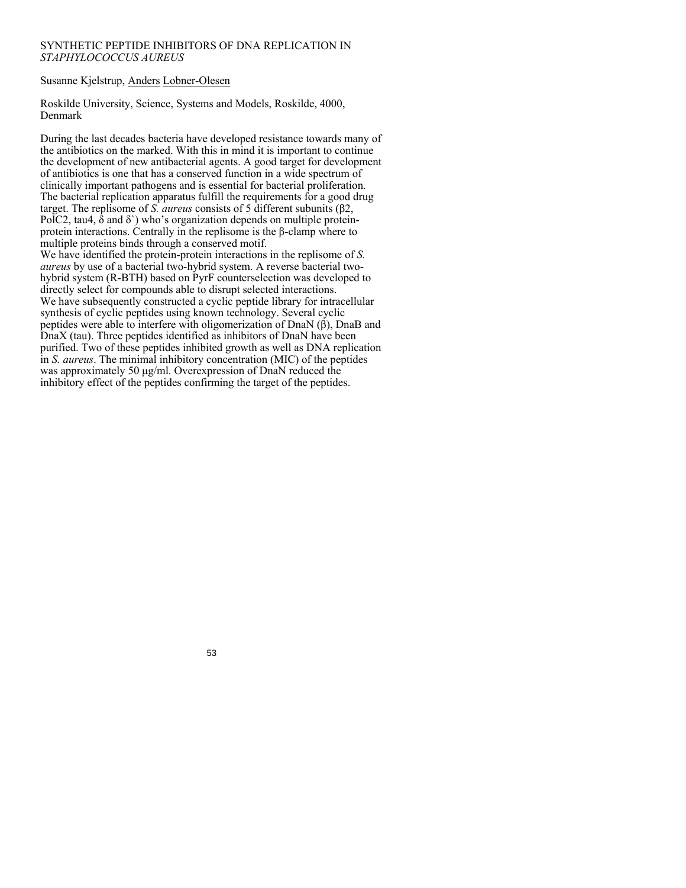# SYNTHETIC PEPTIDE INHIBITORS OF DNA REPLICATION IN *STAPHYLOCOCCUS AUREUS*

Susanne Kjelstrup, Anders Lobner-Olesen

Roskilde University, Science, Systems and Models, Roskilde, 4000, Denmark

During the last decades bacteria have developed resistance towards many of the antibiotics on the marked. With this in mind it is important to continue the development of new antibacterial agents. A good target for development of antibiotics is one that has a conserved function in a wide spectrum of clinically important pathogens and is essential for bacterial proliferation. The bacterial replication apparatus fulfill the requirements for a good drug target. The replisome of *S. aureus* consists of 5 different subunits ($\beta 2$, PolC2, tau4, $\delta$ and $\delta$`) who's organization depends on multiple protein-protein interactions. Centrally in the replisome is the $\beta$-clamp where to multiple proteins binds through a conserved motif.

We have identified the protein-protein interactions in the replisome of *S. aureus* by use of a bacterial two-hybrid system. A reverse bacterial two-hybrid system (R-BTH) based on PyrF counterselection was developed to directly select for compounds able to disrupt selected interactions.

We have subsequently constructed a cyclic peptide library for intracellular synthesis of cyclic peptides using known technology. Several cyclic peptides were able to interfere with oligomerization of DnaN ($\beta$), DnaB and DnaX (tau). Three peptides identified as inhibitors of DnaN have been purified. Two of these peptides inhibited growth as well as DNA replication in *S. aureus*. The minimal inhibitory concentration (MIC) of the peptides was approximately 50 µg/ml. Overexpression of DnaN reduced the inhibitory effect of the peptides confirming the target of the peptides.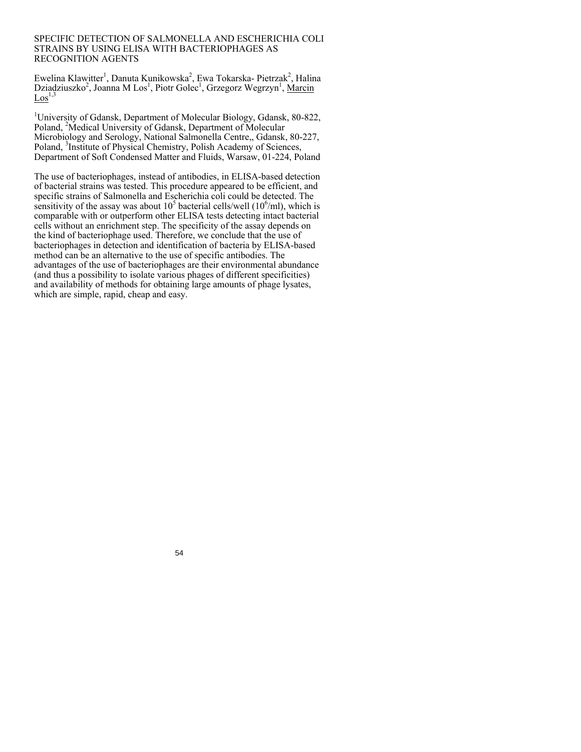# SPECIFIC DETECTION OF SALMONELLA AND ESCHERICHIA COLI STRAINS BY USING ELISA WITH BACTERIOPHAGES AS RECOGNITION AGENTS

Ewelina Klawitter[1], Danuta Kunikowska[2], Ewa Tokarska- Pietrzak[2], Halina Dziadziuszko[2], Joanna M Los[1], Piotr Golec[1], Grzegorz Wegrzyn[1], <u>Marcin Los</u>[1,3]

[1]University of Gdansk, Department of Molecular Biology, Gdansk, 80-822, Poland, [2]Medical University of Gdansk, Department of Molecular Microbiology and Serology, National Salmonella Centre,, Gdansk, 80-227, Poland, [3]Institute of Physical Chemistry, Polish Academy of Sciences, Department of Soft Condensed Matter and Fluids, Warsaw, 01-224, Poland

The use of bacteriophages, instead of antibodies, in ELISA-based detection of bacterial strains was tested. This procedure appeared to be efficient, and specific strains of Salmonella and Escherichia coli could be detected. The sensitivity of the assay was about $10^5$ bacterial cells/well ($10^6$/ml), which is comparable with or outperform other ELISA tests detecting intact bacterial cells without an enrichment step. The specificity of the assay depends on the kind of bacteriophage used. Therefore, we conclude that the use of bacteriophages in detection and identification of bacteria by ELISA-based method can be an alternative to the use of specific antibodies. The advantages of the use of bacteriophages are their environmental abundance (and thus a possibility to isolate various phages of different specificities) and availability of methods for obtaining large amounts of phage lysates, which are simple, rapid, cheap and easy.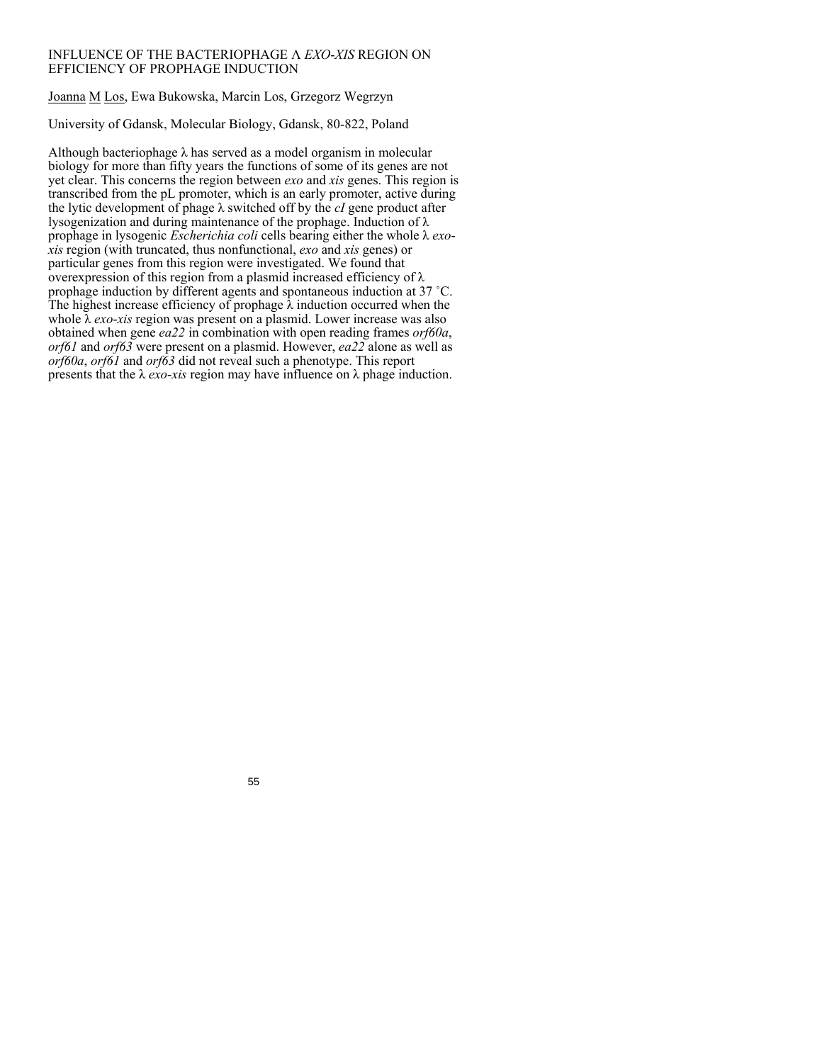# INFLUENCE OF THE BACTERIOPHAGE Λ *EXO-XIS* REGION ON EFFICIENCY OF PROPHAGE INDUCTION

Joanna M Los, Ewa Bukowska, Marcin Los, Grzegorz Wegrzyn

University of Gdansk, Molecular Biology, Gdansk, 80-822, Poland

Although bacteriophage λ has served as a model organism in molecular biology for more than fifty years the functions of some of its genes are not yet clear. This concerns the region between *exo* and *xis* genes. This region is transcribed from the pL promoter, which is an early promoter, active during the lytic development of phage λ switched off by the *cI* gene product after lysogenization and during maintenance of the prophage. Induction of λ prophage in lysogenic *Escherichia coli* cells bearing either the whole λ *exo-xis* region (with truncated, thus nonfunctional, *exo* and *xis* genes) or particular genes from this region were investigated. We found that overexpression of this region from a plasmid increased efficiency of λ prophage induction by different agents and spontaneous induction at 37 ˚C. The highest increase efficiency of prophage λ induction occurred when the whole λ *exo-xis* region was present on a plasmid. Lower increase was also obtained when gene *ea22* in combination with open reading frames *orf60a*, *orf61* and *orf63* were present on a plasmid. However, *ea22* alone as well as *orf60a*, *orf61* and *orf63* did not reveal such a phenotype. This report presents that the λ *exo-xis* region may have influence on λ phage induction.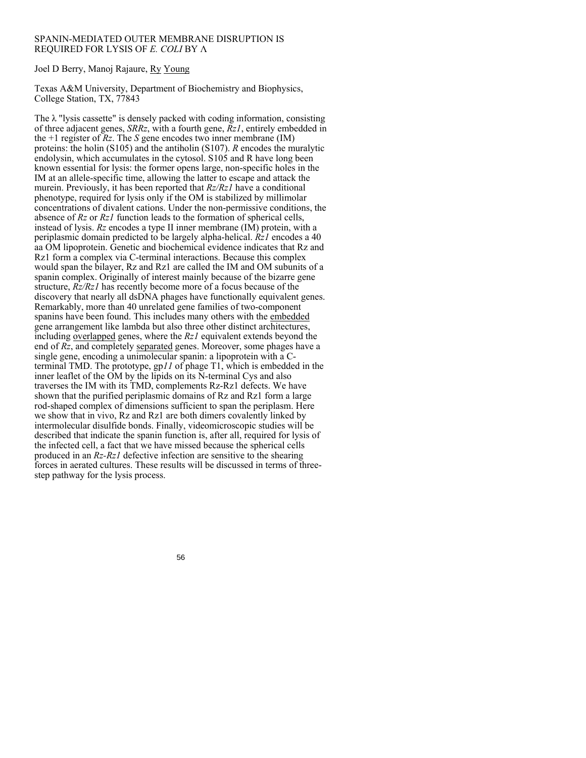# SPANIN-MEDIATED OUTER MEMBRANE DISRUPTION IS REQUIRED FOR LYSIS OF *E. COLI* BY Λ

Joel D Berry, Manoj Rajaure, Ry Young

Texas A&M University, Department of Biochemistry and Biophysics, College Station, TX, 77843

The λ "lysis cassette" is densely packed with coding information, consisting of three adjacent genes, *SRRz*, with a fourth gene, *Rz1*, entirely embedded in the +1 register of *Rz*. The *S* gene encodes two inner membrane (IM) proteins: the holin (S105) and the antiholin (S107). *R* encodes the muralytic endolysin, which accumulates in the cytosol. S105 and R have long been known essential for lysis: the former opens large, non-specific holes in the IM at an allele-specific time, allowing the latter to escape and attack the murein. Previously, it has been reported that *Rz/Rz1* have a conditional phenotype, required for lysis only if the OM is stabilized by millimolar concentrations of divalent cations. Under the non-permissive conditions, the absence of *Rz* or *Rz1* function leads to the formation of spherical cells, instead of lysis. *Rz* encodes a type II inner membrane (IM) protein, with a periplasmic domain predicted to be largely alpha-helical. *Rz1* encodes a 40 aa OM lipoprotein. Genetic and biochemical evidence indicates that Rz and Rz1 form a complex via C-terminal interactions. Because this complex would span the bilayer, Rz and Rz1 are called the IM and OM subunits of a spanin complex. Originally of interest mainly because of the bizarre gene structure, *Rz/Rz1* has recently become more of a focus because of the discovery that nearly all dsDNA phages have functionally equivalent genes. Remarkably, more than 40 unrelated gene families of two-component spanins have been found. This includes many others with the embedded gene arrangement like lambda but also three other distinct architectures, including overlapped genes, where the *Rz1* equivalent extends beyond the end of *Rz*, and completely separated genes. Moreover, some phages have a single gene, encoding a unimolecular spanin: a lipoprotein with a C-terminal TMD. The prototype, gp*11* of phage T1, which is embedded in the inner leaflet of the OM by the lipids on its N-terminal Cys and also traverses the IM with its TMD, complements Rz-Rz1 defects. We have shown that the purified periplasmic domains of Rz and Rz1 form a large rod-shaped complex of dimensions sufficient to span the periplasm. Here we show that in vivo, Rz and Rz1 are both dimers covalently linked by intermolecular disulfide bonds. Finally, videomicroscopic studies will be described that indicate the spanin function is, after all, required for lysis of the infected cell, a fact that we have missed because the spherical cells produced in an *Rz-Rz1* defective infection are sensitive to the shearing forces in aerated cultures. These results will be discussed in terms of three-step pathway for the lysis process.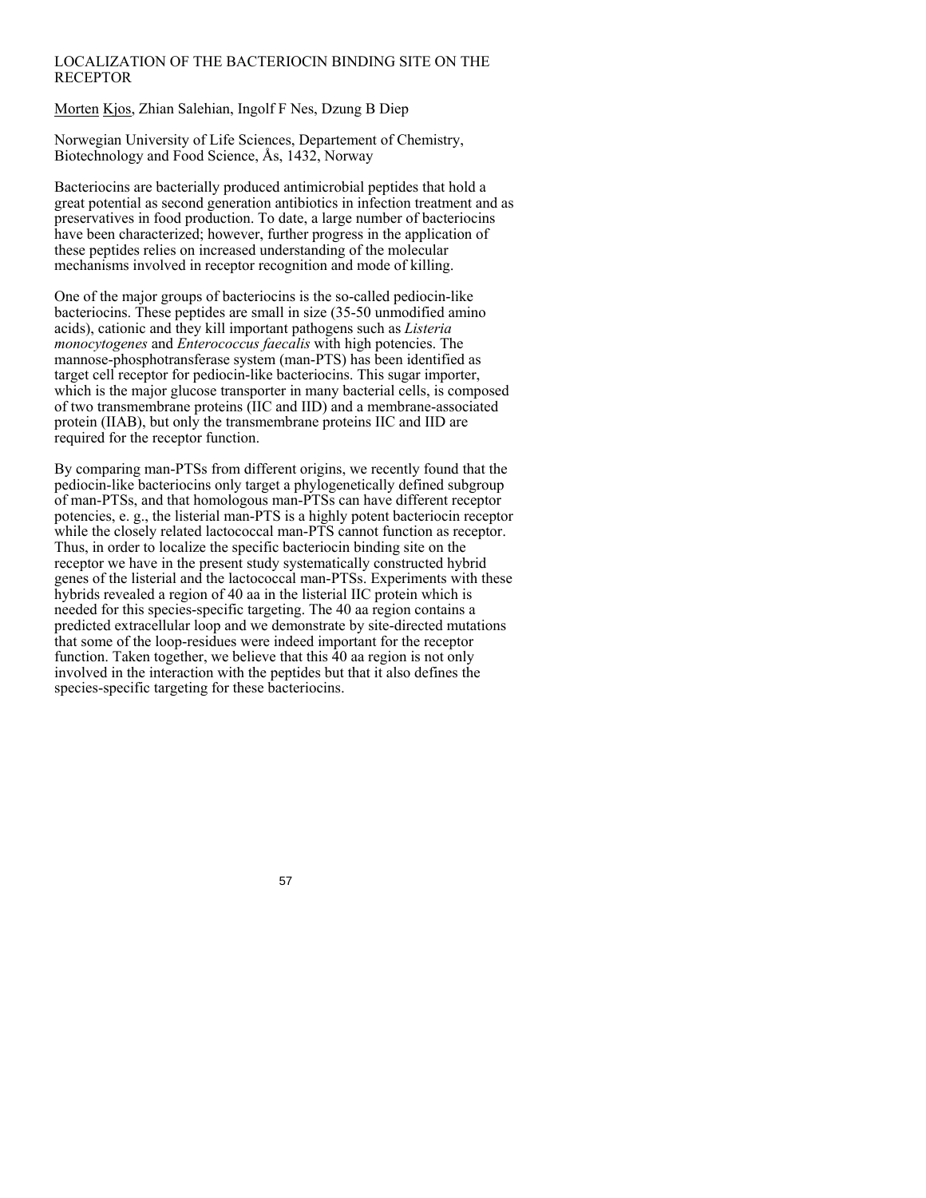# LOCALIZATION OF THE BACTERIOCIN BINDING SITE ON THE RECEPTOR

Morten Kjos, Zhian Salehian, Ingolf F Nes, Dzung B Diep

Norwegian University of Life Sciences, Departement of Chemistry, Biotechnology and Food Science, Ås, 1432, Norway

Bacteriocins are bacterially produced antimicrobial peptides that hold a great potential as second generation antibiotics in infection treatment and as preservatives in food production. To date, a large number of bacteriocins have been characterized; however, further progress in the application of these peptides relies on increased understanding of the molecular mechanisms involved in receptor recognition and mode of killing.

One of the major groups of bacteriocins is the so-called pediocin-like bacteriocins. These peptides are small in size (35-50 unmodified amino acids), cationic and they kill important pathogens such as *Listeria monocytogenes* and *Enterococcus faecalis* with high potencies. The mannose-phosphotransferase system (man-PTS) has been identified as target cell receptor for pediocin-like bacteriocins. This sugar importer, which is the major glucose transporter in many bacterial cells, is composed of two transmembrane proteins (IIC and IID) and a membrane-associated protein (IIAB), but only the transmembrane proteins IIC and IID are required for the receptor function.

By comparing man-PTSs from different origins, we recently found that the pediocin-like bacteriocins only target a phylogenetically defined subgroup of man-PTSs, and that homologous man-PTSs can have different receptor potencies, e. g., the listerial man-PTS is a highly potent bacteriocin receptor while the closely related lactococcal man-PTS cannot function as receptor. Thus, in order to localize the specific bacteriocin binding site on the receptor we have in the present study systematically constructed hybrid genes of the listerial and the lactococcal man-PTSs. Experiments with these hybrids revealed a region of 40 aa in the listerial IIC protein which is needed for this species-specific targeting. The 40 aa region contains a predicted extracellular loop and we demonstrate by site-directed mutations that some of the loop-residues were indeed important for the receptor function. Taken together, we believe that this 40 aa region is not only involved in the interaction with the peptides but that it also defines the species-specific targeting for these bacteriocins.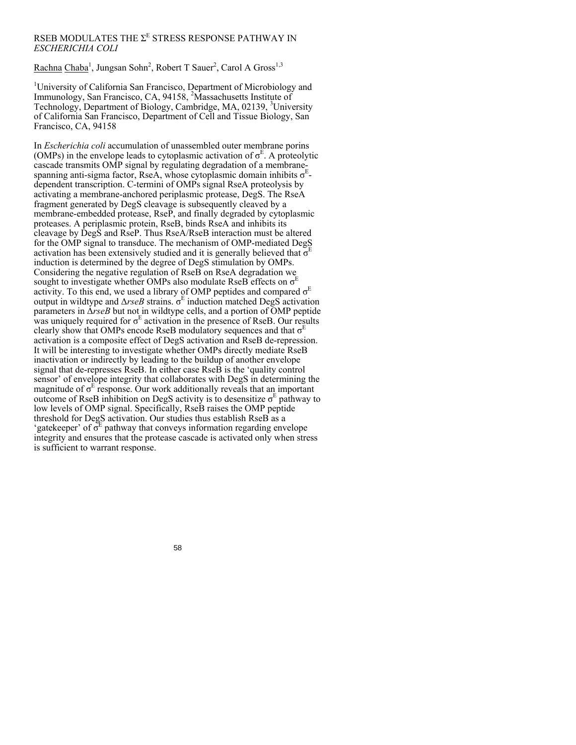# RSEB MODULATES THE $\Sigma^E$ STRESS RESPONSE PATHWAY IN *ESCHERICHIA COLI*

Rachna Chaba[1], Jungsan Sohn[2], Robert T Sauer[2], Carol A Gross[1,3]

[1]University of California San Francisco, Department of Microbiology and Immunology, San Francisco, CA, 94158, [2]Massachusetts Institute of Technology, Department of Biology, Cambridge, MA, 02139, [3]University of California San Francisco, Department of Cell and Tissue Biology, San Francisco, CA, 94158

In *Escherichia coli* accumulation of unassembled outer membrane porins (OMPs) in the envelope leads to cytoplasmic activation of $\sigma^E$. A proteolytic cascade transmits OMP signal by regulating degradation of a membrane-spanning anti-sigma factor, RseA, whose cytoplasmic domain inhibits $\sigma^E$-dependent transcription. C-termini of OMPs signal RseA proteolysis by activating a membrane-anchored periplasmic protease, DegS. The RseA fragment generated by DegS cleavage is subsequently cleaved by a membrane-embedded protease, RseP, and finally degraded by cytoplasmic proteases. A periplasmic protein, RseB, binds RseA and inhibits its cleavage by DegS and RseP. Thus RseA/RseB interaction must be altered for the OMP signal to transduce. The mechanism of OMP-mediated DegS activation has been extensively studied and it is generally believed that $\sigma^E$ induction is determined by the degree of DegS stimulation by OMPs. Considering the negative regulation of RseB on RseA degradation we sought to investigate whether OMPs also modulate RseB effects on $\sigma^E$ activity. To this end, we used a library of OMP peptides and compared $\sigma^E$ output in wildtype and Δ*rseB* strains. $\sigma^E$ induction matched DegS activation parameters in Δ*rseB* but not in wildtype cells, and a portion of OMP peptide was uniquely required for $\sigma^E$ activation in the presence of RseB. Our results clearly show that OMPs encode RseB modulatory sequences and that $\sigma^E$ activation is a composite effect of DegS activation and RseB de-repression. It will be interesting to investigate whether OMPs directly mediate RseB inactivation or indirectly by leading to the buildup of another envelope signal that de-represses RseB. In either case RseB is the 'quality control sensor' of envelope integrity that collaborates with DegS in determining the magnitude of $\sigma^E$ response. Our work additionally reveals that an important outcome of RseB inhibition on DegS activity is to desensitize $\sigma^E$ pathway to low levels of OMP signal. Specifically, RseB raises the OMP peptide threshold for DegS activation. Our studies thus establish RseB as a 'gatekeeper' of $\sigma^E$ pathway that conveys information regarding envelope integrity and ensures that the protease cascade is activated only when stress is sufficient to warrant response.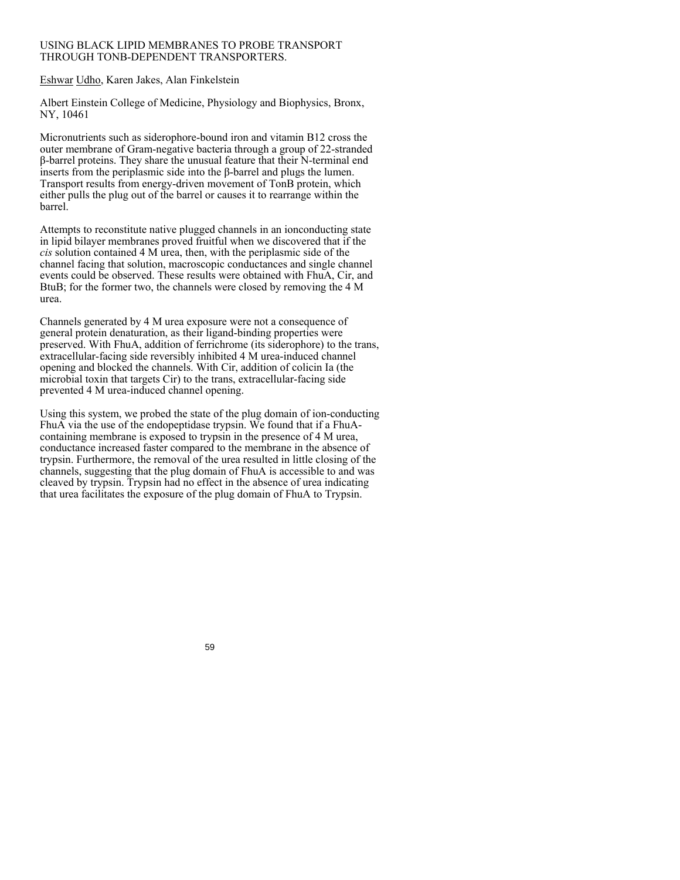# USING BLACK LIPID MEMBRANES TO PROBE TRANSPORT THROUGH TONB-DEPENDENT TRANSPORTERS.

Eshwar Udho, Karen Jakes, Alan Finkelstein

Albert Einstein College of Medicine, Physiology and Biophysics, Bronx, NY, 10461

Micronutrients such as siderophore-bound iron and vitamin B12 cross the outer membrane of Gram-negative bacteria through a group of 22-stranded β-barrel proteins. They share the unusual feature that their N-terminal end inserts from the periplasmic side into the β-barrel and plugs the lumen. Transport results from energy-driven movement of TonB protein, which either pulls the plug out of the barrel or causes it to rearrange within the barrel.

Attempts to reconstitute native plugged channels in an ionconducting state in lipid bilayer membranes proved fruitful when we discovered that if the *cis* solution contained 4 M urea, then, with the periplasmic side of the channel facing that solution, macroscopic conductances and single channel events could be observed. These results were obtained with FhuA, Cir, and BtuB; for the former two, the channels were closed by removing the 4 M urea.

Channels generated by 4 M urea exposure were not a consequence of general protein denaturation, as their ligand-binding properties were preserved. With FhuA, addition of ferrichrome (its siderophore) to the trans, extracellular-facing side reversibly inhibited 4 M urea-induced channel opening and blocked the channels. With Cir, addition of colicin Ia (the microbial toxin that targets Cir) to the trans, extracellular-facing side prevented 4 M urea-induced channel opening.

Using this system, we probed the state of the plug domain of ion-conducting FhuA via the use of the endopeptidase trypsin. We found that if a FhuA-containing membrane is exposed to trypsin in the presence of 4 M urea, conductance increased faster compared to the membrane in the absence of trypsin. Furthermore, the removal of the urea resulted in little closing of the channels, suggesting that the plug domain of FhuA is accessible to and was cleaved by trypsin. Trypsin had no effect in the absence of urea indicating that urea facilitates the exposure of the plug domain of FhuA to Trypsin.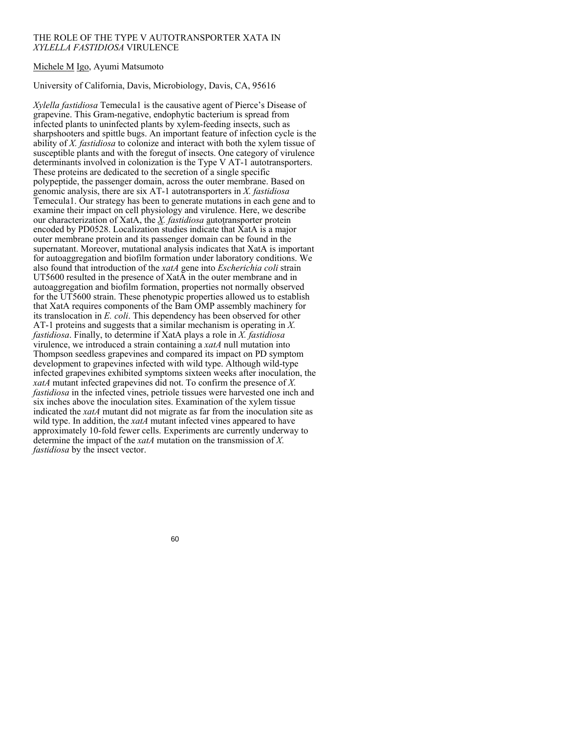# THE ROLE OF THE TYPE V AUTOTRANSPORTER XATA IN *XYLELLA FASTIDIOSA* VIRULENCE

Michele M Igo, Ayumi Matsumoto

University of California, Davis, Microbiology, Davis, CA, 95616

*Xylella fastidiosa* Temecula1 is the causative agent of Pierce's Disease of grapevine. This Gram-negative, endophytic bacterium is spread from infected plants to uninfected plants by xylem-feeding insects, such as sharpshooters and spittle bugs. An important feature of infection cycle is the ability of *X. fastidiosa* to colonize and interact with both the xylem tissue of susceptible plants and with the foregut of insects. One category of virulence determinants involved in colonization is the Type V AT-1 autotransporters. These proteins are dedicated to the secretion of a single specific polypeptide, the passenger domain, across the outer membrane. Based on genomic analysis, there are six AT-1 autotransporters in *X. fastidiosa* Temecula1. Our strategy has been to generate mutations in each gene and to examine their impact on cell physiology and virulence. Here, we describe our characterization of XatA, the *X. fastidiosa* autotransporter protein encoded by PD0528. Localization studies indicate that XatA is a major outer membrane protein and its passenger domain can be found in the supernatant. Moreover, mutational analysis indicates that XatA is important for autoaggregation and biofilm formation under laboratory conditions. We also found that introduction of the *xatA* gene into *Escherichia coli* strain UT5600 resulted in the presence of XatA in the outer membrane and in autoaggregation and biofilm formation, properties not normally observed for the UT5600 strain. These phenotypic properties allowed us to establish that XatA requires components of the Bam OMP assembly machinery for its translocation in *E. coli*. This dependency has been observed for other AT-1 proteins and suggests that a similar mechanism is operating in *X. fastidiosa*. Finally, to determine if XatA plays a role in *X. fastidiosa* virulence, we introduced a strain containing a *xatA* null mutation into Thompson seedless grapevines and compared its impact on PD symptom development to grapevines infected with wild type. Although wild-type infected grapevines exhibited symptoms sixteen weeks after inoculation, the *xatA* mutant infected grapevines did not. To confirm the presence of *X. fastidiosa* in the infected vines, petriole tissues were harvested one inch and six inches above the inoculation sites. Examination of the xylem tissue indicated the *xatA* mutant did not migrate as far from the inoculation site as wild type. In addition, the *xatA* mutant infected vines appeared to have approximately 10-fold fewer cells. Experiments are currently underway to determine the impact of the *xatA* mutation on the transmission of *X. fastidiosa* by the insect vector.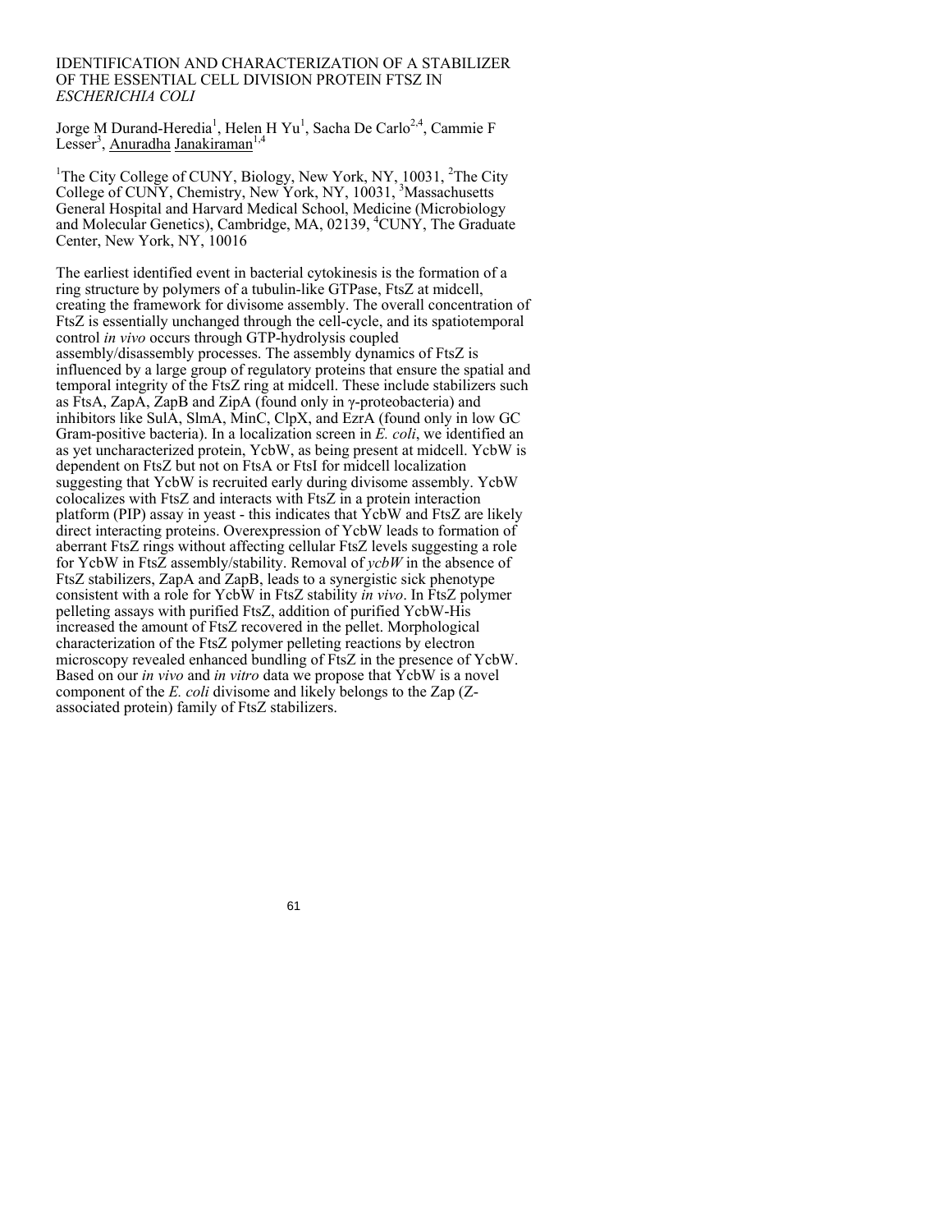# IDENTIFICATION AND CHARACTERIZATION OF A STABILIZER OF THE ESSENTIAL CELL DIVISION PROTEIN FTSZ IN *ESCHERICHIA COLI*

Jorge M Durand-Heredia[1], Helen H Yu[1], Sacha De Carlo[2,4], Cammie F Lesser[3], Anuradha Janakiraman[1,4]

[1]The City College of CUNY, Biology, New York, NY, 10031, [2]The City College of CUNY, Chemistry, New York, NY, 10031, [3]Massachusetts General Hospital and Harvard Medical School, Medicine (Microbiology and Molecular Genetics), Cambridge, MA, 02139, [4]CUNY, The Graduate Center, New York, NY, 10016

The earliest identified event in bacterial cytokinesis is the formation of a ring structure by polymers of a tubulin-like GTPase, FtsZ at midcell, creating the framework for divisome assembly. The overall concentration of FtsZ is essentially unchanged through the cell-cycle, and its spatiotemporal control *in vivo* occurs through GTP-hydrolysis coupled assembly/disassembly processes. The assembly dynamics of FtsZ is influenced by a large group of regulatory proteins that ensure the spatial and temporal integrity of the FtsZ ring at midcell. These include stabilizers such as FtsA, ZapA, ZapB and ZipA (found only in γ-proteobacteria) and inhibitors like SulA, SlmA, MinC, ClpX, and EzrA (found only in low GC Gram-positive bacteria). In a localization screen in *E. coli*, we identified an as yet uncharacterized protein, YcbW, as being present at midcell. YcbW is dependent on FtsZ but not on FtsA or FtsI for midcell localization suggesting that YcbW is recruited early during divisome assembly. YcbW colocalizes with FtsZ and interacts with FtsZ in a protein interaction platform (PIP) assay in yeast - this indicates that YcbW and FtsZ are likely direct interacting proteins. Overexpression of YcbW leads to formation of aberrant FtsZ rings without affecting cellular FtsZ levels suggesting a role for YcbW in FtsZ assembly/stability. Removal of *ycbW* in the absence of FtsZ stabilizers, ZapA and ZapB, leads to a synergistic sick phenotype consistent with a role for YcbW in FtsZ stability *in vivo*. In FtsZ polymer pelleting assays with purified FtsZ, addition of purified YcbW-His increased the amount of FtsZ recovered in the pellet. Morphological characterization of the FtsZ polymer pelleting reactions by electron microscopy revealed enhanced bundling of FtsZ in the presence of YcbW. Based on our *in vivo* and *in vitro* data we propose that YcbW is a novel component of the *E. coli* divisome and likely belongs to the Zap (Z-associated protein) family of FtsZ stabilizers.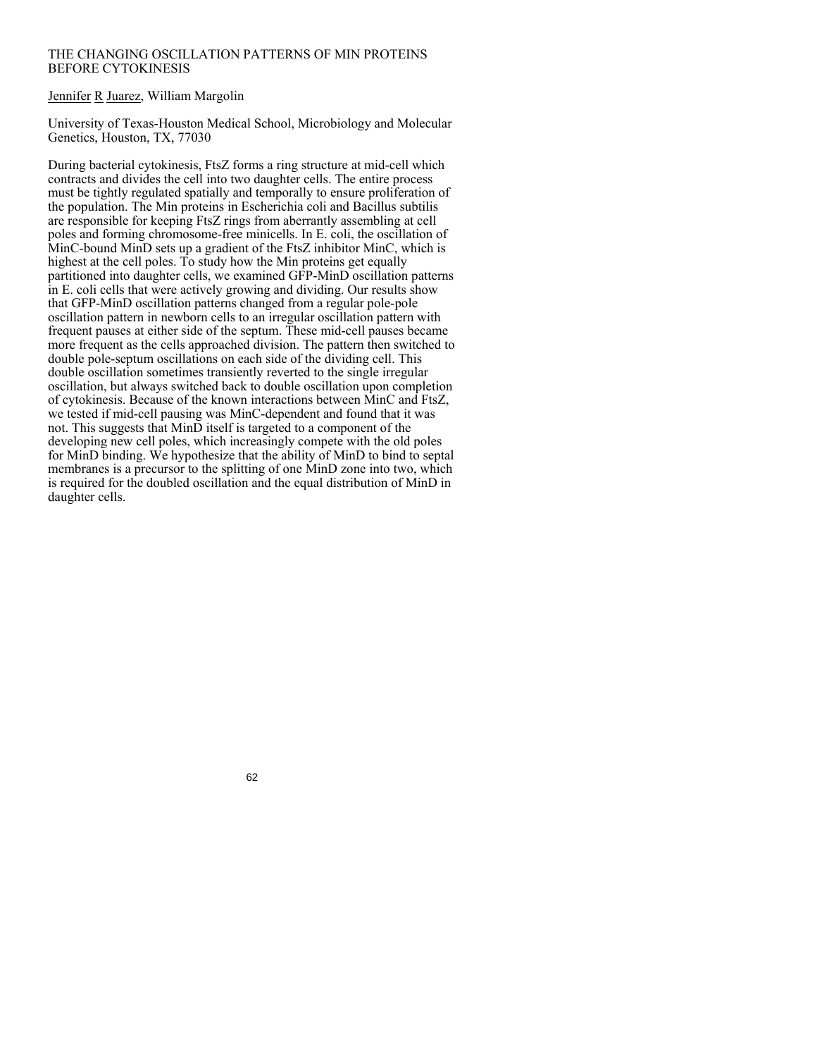# THE CHANGING OSCILLATION PATTERNS OF MIN PROTEINS BEFORE CYTOKINESIS

Jennifer R Juarez, William Margolin

University of Texas-Houston Medical School, Microbiology and Molecular Genetics, Houston, TX, 77030

During bacterial cytokinesis, FtsZ forms a ring structure at mid-cell which contracts and divides the cell into two daughter cells. The entire process must be tightly regulated spatially and temporally to ensure proliferation of the population. The Min proteins in Escherichia coli and Bacillus subtilis are responsible for keeping FtsZ rings from aberrantly assembling at cell poles and forming chromosome-free minicells. In E. coli, the oscillation of MinC-bound MinD sets up a gradient of the FtsZ inhibitor MinC, which is highest at the cell poles. To study how the Min proteins get equally partitioned into daughter cells, we examined GFP-MinD oscillation patterns in E. coli cells that were actively growing and dividing. Our results show that GFP-MinD oscillation patterns changed from a regular pole-pole oscillation pattern in newborn cells to an irregular oscillation pattern with frequent pauses at either side of the septum. These mid-cell pauses became more frequent as the cells approached division. The pattern then switched to double pole-septum oscillations on each side of the dividing cell. This double oscillation sometimes transiently reverted to the single irregular oscillation, but always switched back to double oscillation upon completion of cytokinesis. Because of the known interactions between MinC and FtsZ, we tested if mid-cell pausing was MinC-dependent and found that it was not. This suggests that MinD itself is targeted to a component of the developing new cell poles, which increasingly compete with the old poles for MinD binding. We hypothesize that the ability of MinD to bind to septal membranes is a precursor to the splitting of one MinD zone into two, which is required for the doubled oscillation and the equal distribution of MinD in daughter cells.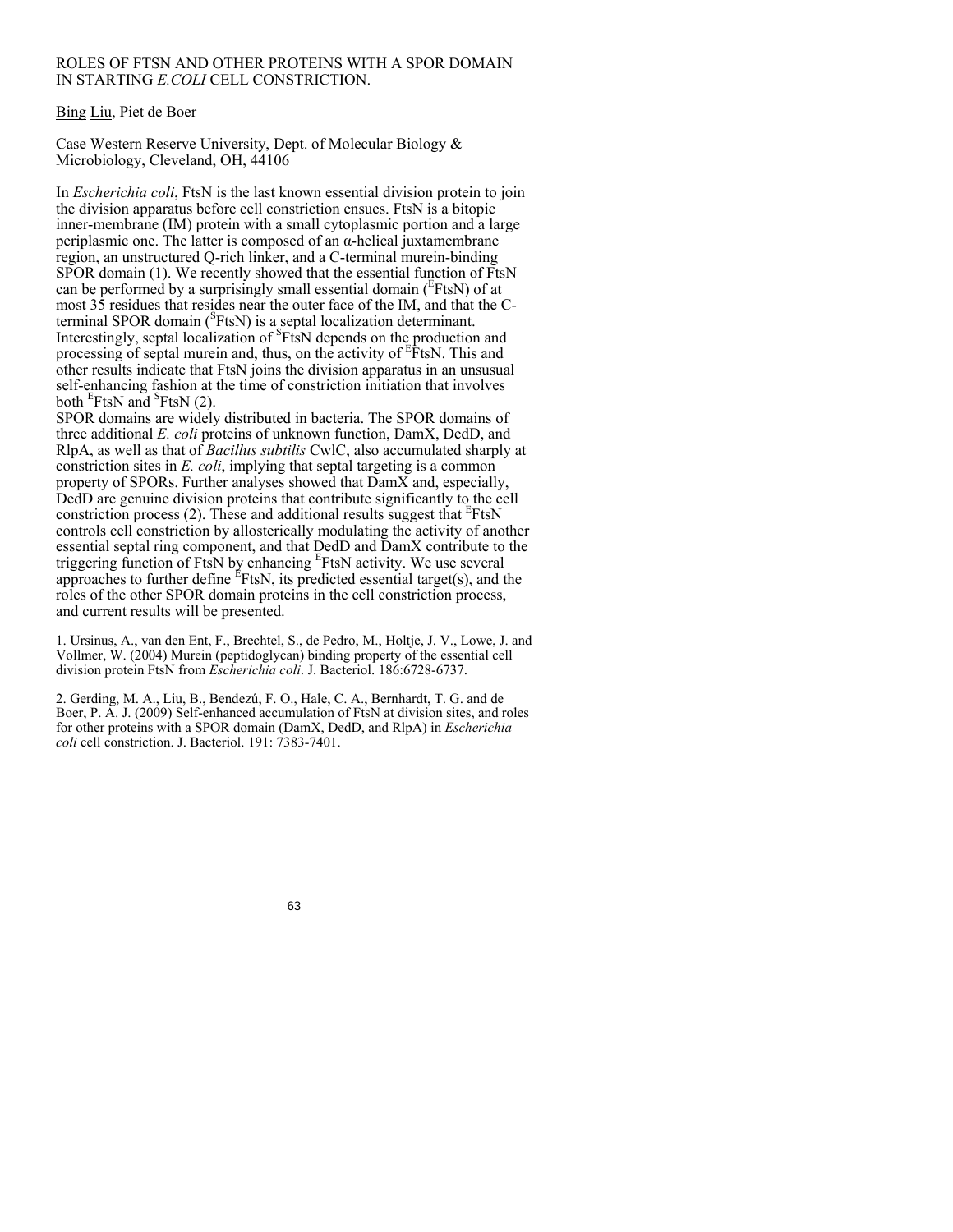# ROLES OF FTSN AND OTHER PROTEINS WITH A SPOR DOMAIN IN STARTING *E.COLI* CELL CONSTRICTION.

Bing Liu, Piet de Boer

Case Western Reserve University, Dept. of Molecular Biology & Microbiology, Cleveland, OH, 44106

In *Escherichia coli*, FtsN is the last known essential division protein to join the division apparatus before cell constriction ensues. FtsN is a bitopic inner-membrane (IM) protein with a small cytoplasmic portion and a large periplasmic one. The latter is composed of an α-helical juxtamembrane region, an unstructured Q-rich linker, and a C-terminal murein-binding SPOR domain (1). We recently showed that the essential function of FtsN can be performed by a surprisingly small essential domain ($^{E}$FtsN) of at most 35 residues that resides near the outer face of the IM, and that the C-terminal SPOR domain ($^{S}$FtsN) is a septal localization determinant. Interestingly, septal localization of $^{S}$FtsN depends on the production and processing of septal murein and, thus, on the activity of $^{E}$FtsN. This and other results indicate that FtsN joins the division apparatus in an unusual self-enhancing fashion at the time of constriction initiation that involves both $^{E}$FtsN and $^{S}$FtsN (2).

SPOR domains are widely distributed in bacteria. The SPOR domains of three additional *E. coli* proteins of unknown function, DamX, DedD, and RlpA, as well as that of *Bacillus subtilis* CwlC, also accumulated sharply at constriction sites in *E. coli*, implying that septal targeting is a common property of SPORs. Further analyses showed that DamX and, especially, DedD are genuine division proteins that contribute significantly to the cell constriction process (2). These and additional results suggest that $^{E}$FtsN controls cell constriction by allosterically modulating the activity of another essential septal ring component, and that DedD and DamX contribute to the triggering function of FtsN by enhancing $^{E}$FtsN activity. We use several approaches to further define $^{E}$FtsN, its predicted essential target(s), and the roles of the other SPOR domain proteins in the cell constriction process, and current results will be presented.

1. Ursinus, A., van den Ent, F., Brechtel, S., de Pedro, M., Holtje, J. V., Lowe, J. and Vollmer, W. (2004) Murein (peptidoglycan) binding property of the essential cell division protein FtsN from *Escherichia coli*. J. Bacteriol. 186:6728-6737.

2. Gerding, M. A., Liu, B., Bendezú, F. O., Hale, C. A., Bernhardt, T. G. and de Boer, P. A. J. (2009) Self-enhanced accumulation of FtsN at division sites, and roles for other proteins with a SPOR domain (DamX, DedD, and RlpA) in *Escherichia coli* cell constriction. J. Bacteriol. 191: 7383-7401.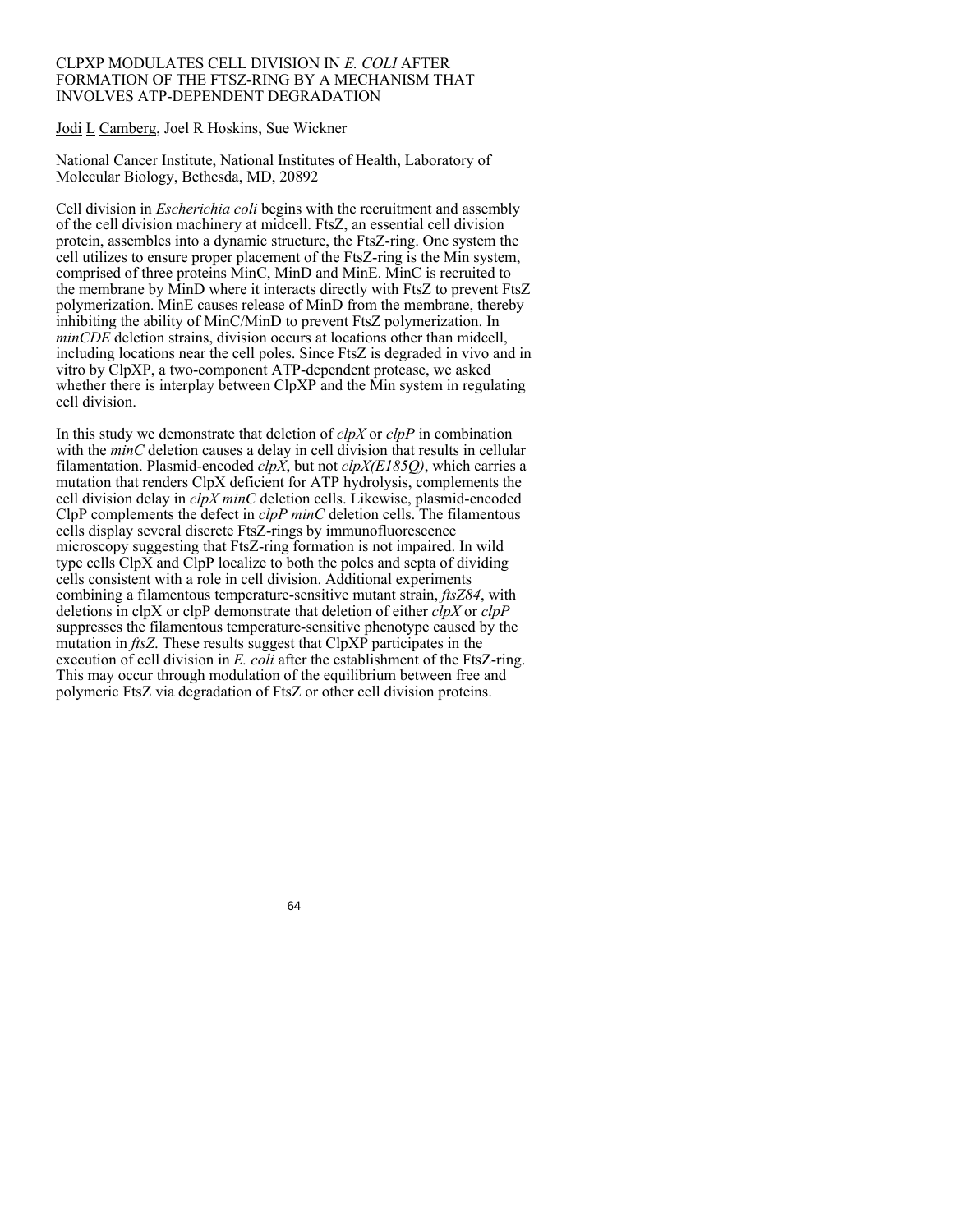# CLPXP MODULATES CELL DIVISION IN *E. COLI* AFTER FORMATION OF THE FTSZ-RING BY A MECHANISM THAT INVOLVES ATP-DEPENDENT DEGRADATION

Jodi L Camberg, Joel R Hoskins, Sue Wickner

National Cancer Institute, National Institutes of Health, Laboratory of Molecular Biology, Bethesda, MD, 20892

Cell division in *Escherichia coli* begins with the recruitment and assembly of the cell division machinery at midcell. FtsZ, an essential cell division protein, assembles into a dynamic structure, the FtsZ-ring. One system the cell utilizes to ensure proper placement of the FtsZ-ring is the Min system, comprised of three proteins MinC, MinD and MinE. MinC is recruited to the membrane by MinD where it interacts directly with FtsZ to prevent FtsZ polymerization. MinE causes release of MinD from the membrane, thereby inhibiting the ability of MinC/MinD to prevent FtsZ polymerization. In *minCDE* deletion strains, division occurs at locations other than midcell, including locations near the cell poles. Since FtsZ is degraded in vivo and in vitro by ClpXP, a two-component ATP-dependent protease, we asked whether there is interplay between ClpXP and the Min system in regulating cell division.

In this study we demonstrate that deletion of *clpX* or *clpP* in combination with the *minC* deletion causes a delay in cell division that results in cellular filamentation. Plasmid-encoded *clpX*, but not *clpX(E185Q)*, which carries a mutation that renders ClpX deficient for ATP hydrolysis, complements the cell division delay in *clpX minC* deletion cells. Likewise, plasmid-encoded ClpP complements the defect in *clpP minC* deletion cells. The filamentous cells display several discrete FtsZ-rings by immunofluorescence microscopy suggesting that FtsZ-ring formation is not impaired. In wild type cells ClpX and ClpP localize to both the poles and septa of dividing cells consistent with a role in cell division. Additional experiments combining a filamentous temperature-sensitive mutant strain, *ftsZ84*, with deletions in clpX or clpP demonstrate that deletion of either *clpX* or *clpP* suppresses the filamentous temperature-sensitive phenotype caused by the mutation in *ftsZ*. These results suggest that ClpXP participates in the execution of cell division in *E. coli* after the establishment of the FtsZ-ring. This may occur through modulation of the equilibrium between free and polymeric FtsZ via degradation of FtsZ or other cell division proteins.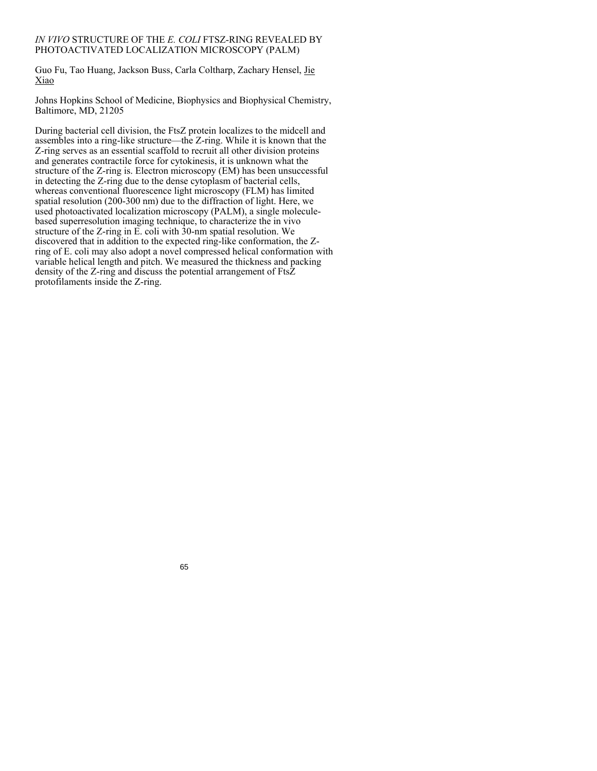# *IN VIVO* STRUCTURE OF THE *E. COLI* FTSZ-RING REVEALED BY PHOTOACTIVATED LOCALIZATION MICROSCOPY (PALM)

Guo Fu, Tao Huang, Jackson Buss, Carla Coltharp, Zachary Hensel, Jie Xiao

Johns Hopkins School of Medicine, Biophysics and Biophysical Chemistry, Baltimore, MD, 21205

During bacterial cell division, the FtsZ protein localizes to the midcell and assembles into a ring-like structure—the Z-ring. While it is known that the Z-ring serves as an essential scaffold to recruit all other division proteins and generates contractile force for cytokinesis, it is unknown what the structure of the Z-ring is. Electron microscopy (EM) has been unsuccessful in detecting the Z-ring due to the dense cytoplasm of bacterial cells, whereas conventional fluorescence light microscopy (FLM) has limited spatial resolution (200-300 nm) due to the diffraction of light. Here, we used photoactivated localization microscopy (PALM), a single molecule-based superresolution imaging technique, to characterize the in vivo structure of the Z-ring in E. coli with 30-nm spatial resolution. We discovered that in addition to the expected ring-like conformation, the Z-ring of E. coli may also adopt a novel compressed helical conformation with variable helical length and pitch. We measured the thickness and packing density of the Z-ring and discuss the potential arrangement of FtsZ protofilaments inside the Z-ring.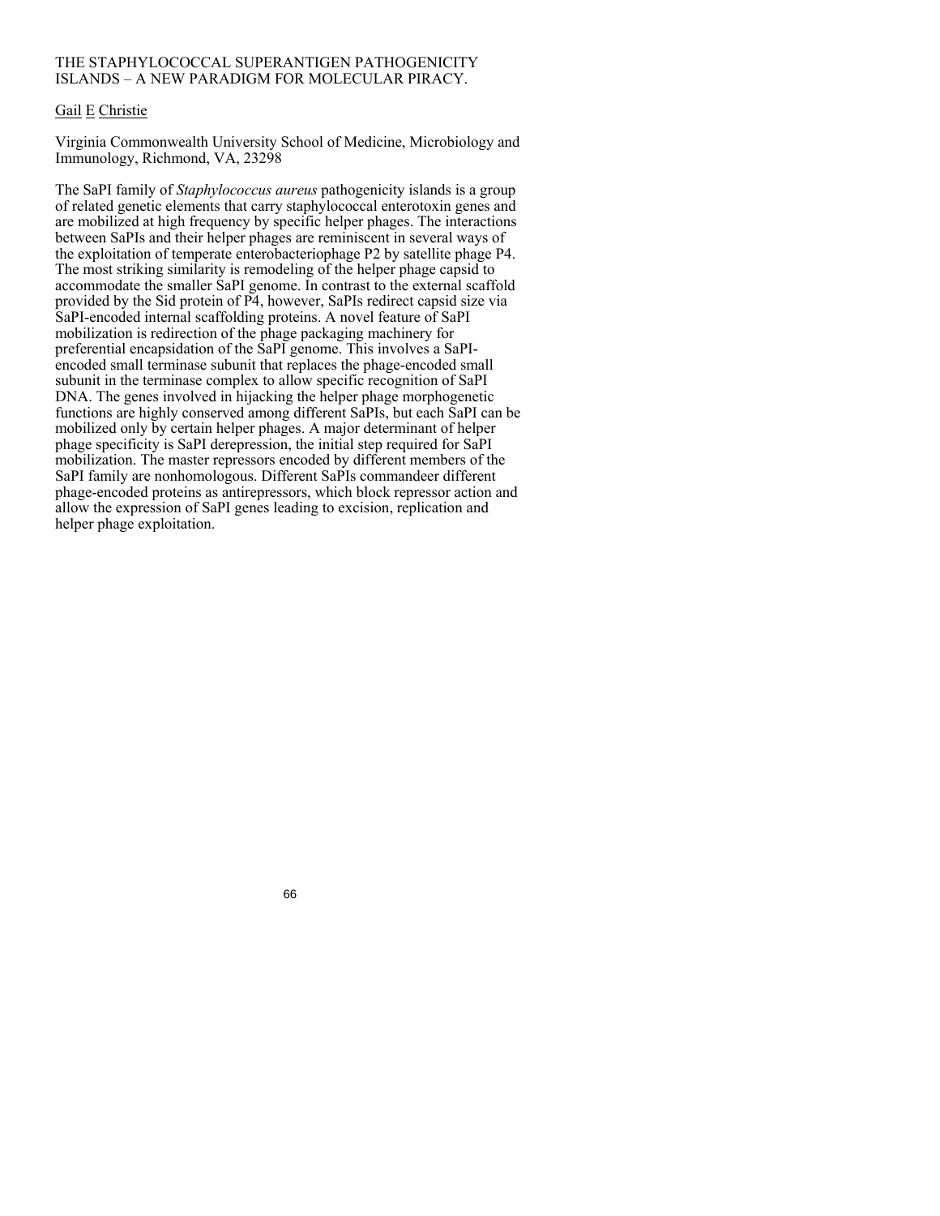# THE STAPHYLOCOCCAL SUPERANTIGEN PATHOGENICITY ISLANDS – A NEW PARADIGM FOR MOLECULAR PIRACY.

Gail E Christie

Virginia Commonwealth University School of Medicine, Microbiology and Immunology, Richmond, VA, 23298

The SaPI family of *Staphylococcus aureus* pathogenicity islands is a group of related genetic elements that carry staphylococcal enterotoxin genes and are mobilized at high frequency by specific helper phages. The interactions between SaPIs and their helper phages are reminiscent in several ways of the exploitation of temperate enterobacteriophage P2 by satellite phage P4. The most striking similarity is remodeling of the helper phage capsid to accommodate the smaller SaPI genome. In contrast to the external scaffold provided by the Sid protein of P4, however, SaPIs redirect capsid size via SaPI-encoded internal scaffolding proteins. A novel feature of SaPI mobilization is redirection of the phage packaging machinery for preferential encapsidation of the SaPI genome. This involves a SaPI-encoded small terminase subunit that replaces the phage-encoded small subunit in the terminase complex to allow specific recognition of SaPI DNA. The genes involved in hijacking the helper phage morphogenetic functions are highly conserved among different SaPIs, but each SaPI can be mobilized only by certain helper phages. A major determinant of helper phage specificity is SaPI derepression, the initial step required for SaPI mobilization. The master repressors encoded by different members of the SaPI family are nonhomologous. Different SaPIs commandeer different phage-encoded proteins as antirepressors, which block repressor action and allow the expression of SaPI genes leading to excision, replication and helper phage exploitation.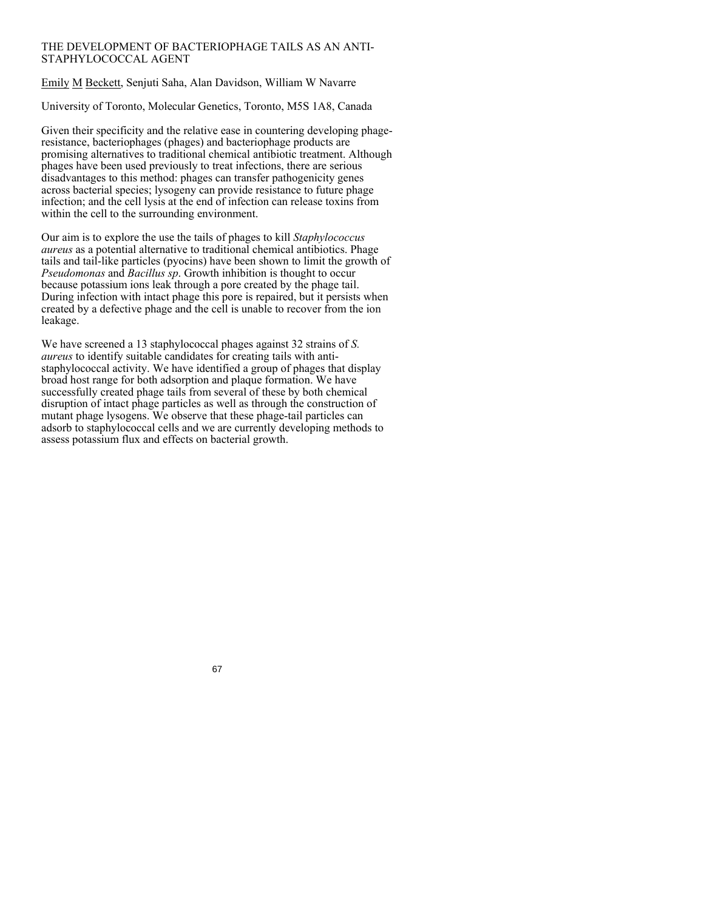# THE DEVELOPMENT OF BACTERIOPHAGE TAILS AS AN ANTI-STAPHYLOCOCCAL AGENT

Emily M Beckett, Senjuti Saha, Alan Davidson, William W Navarre

University of Toronto, Molecular Genetics, Toronto, M5S 1A8, Canada

Given their specificity and the relative ease in countering developing phage-resistance, bacteriophages (phages) and bacteriophage products are promising alternatives to traditional chemical antibiotic treatment. Although phages have been used previously to treat infections, there are serious disadvantages to this method: phages can transfer pathogenicity genes across bacterial species; lysogeny can provide resistance to future phage infection; and the cell lysis at the end of infection can release toxins from within the cell to the surrounding environment.

Our aim is to explore the use the tails of phages to kill *Staphylococcus aureus* as a potential alternative to traditional chemical antibiotics. Phage tails and tail-like particles (pyocins) have been shown to limit the growth of *Pseudomonas* and *Bacillus sp*. Growth inhibition is thought to occur because potassium ions leak through a pore created by the phage tail. During infection with intact phage this pore is repaired, but it persists when created by a defective phage and the cell is unable to recover from the ion leakage.

We have screened a 13 staphylococcal phages against 32 strains of *S. aureus* to identify suitable candidates for creating tails with anti-staphylococcal activity. We have identified a group of phages that display broad host range for both adsorption and plaque formation. We have successfully created phage tails from several of these by both chemical disruption of intact phage particles as well as through the construction of mutant phage lysogens. We observe that these phage-tail particles can adsorb to staphylococcal cells and we are currently developing methods to assess potassium flux and effects on bacterial growth.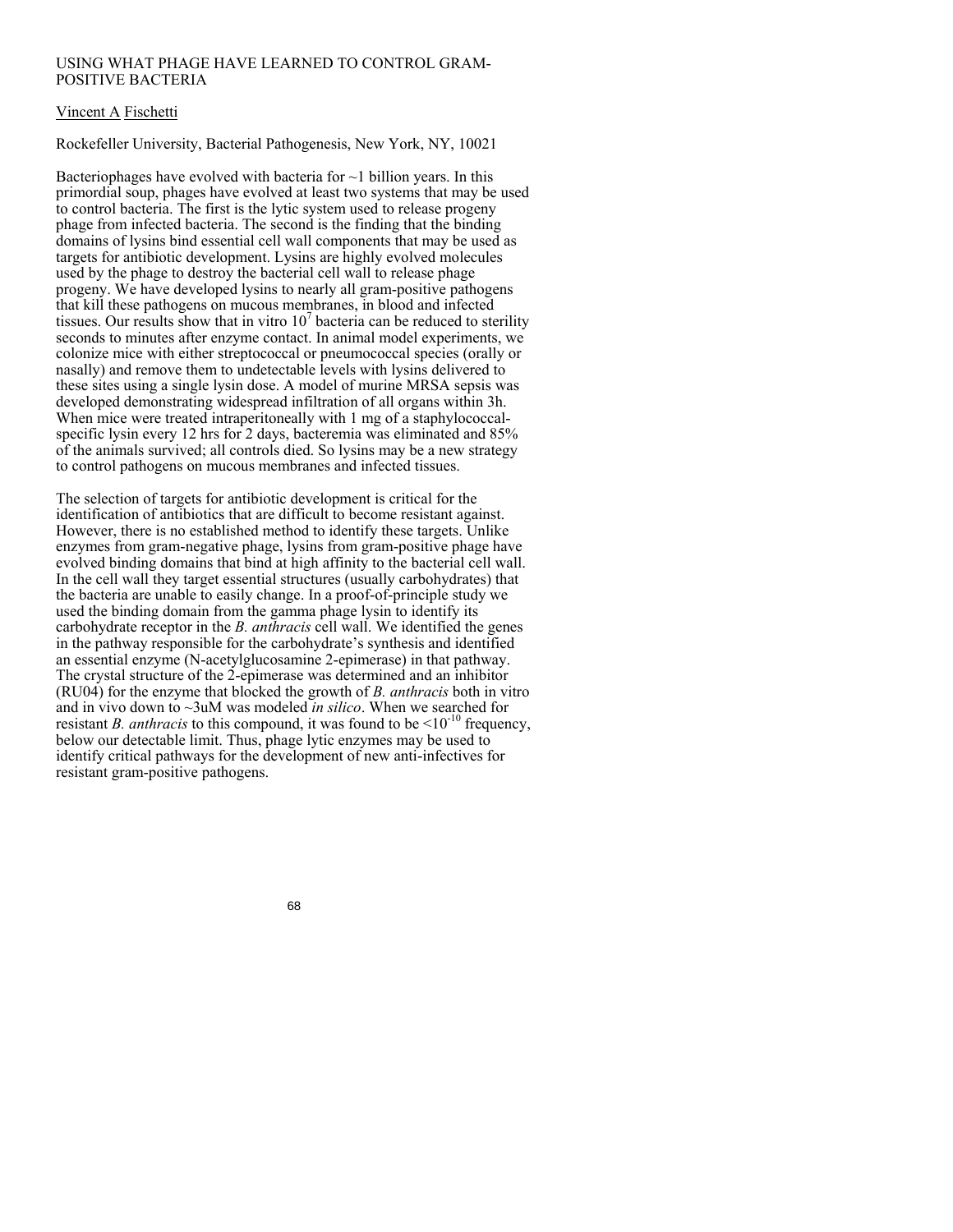# USING WHAT PHAGE HAVE LEARNED TO CONTROL GRAM-POSITIVE BACTERIA

Vincent A Fischetti

Rockefeller University, Bacterial Pathogenesis, New York, NY, 10021

Bacteriophages have evolved with bacteria for ~1 billion years. In this primordial soup, phages have evolved at least two systems that may be used to control bacteria. The first is the lytic system used to release progeny phage from infected bacteria. The second is the finding that the binding domains of lysins bind essential cell wall components that may be used as targets for antibiotic development. Lysins are highly evolved molecules used by the phage to destroy the bacterial cell wall to release phage progeny. We have developed lysins to nearly all gram-positive pathogens that kill these pathogens on mucous membranes, in blood and infected tissues. Our results show that in vitro $10^7$ bacteria can be reduced to sterility seconds to minutes after enzyme contact. In animal model experiments, we colonize mice with either streptococcal or pneumococcal species (orally or nasally) and remove them to undetectable levels with lysins delivered to these sites using a single lysin dose. A model of murine MRSA sepsis was developed demonstrating widespread infiltration of all organs within 3h. When mice were treated intraperitoneally with 1 mg of a staphylococcal-specific lysin every 12 hrs for 2 days, bacteremia was eliminated and 85% of the animals survived; all controls died. So lysins may be a new strategy to control pathogens on mucous membranes and infected tissues.

The selection of targets for antibiotic development is critical for the identification of antibiotics that are difficult to become resistant against. However, there is no established method to identify these targets. Unlike enzymes from gram-negative phage, lysins from gram-positive phage have evolved binding domains that bind at high affinity to the bacterial cell wall. In the cell wall they target essential structures (usually carbohydrates) that the bacteria are unable to easily change. In a proof-of-principle study we used the binding domain from the gamma phage lysin to identify its carbohydrate receptor in the *B. anthracis* cell wall. We identified the genes in the pathway responsible for the carbohydrate's synthesis and identified an essential enzyme (N-acetylglucosamine 2-epimerase) in that pathway. The crystal structure of the 2-epimerase was determined and an inhibitor (RU04) for the enzyme that blocked the growth of *B. anthracis* both in vitro and in vivo down to ~3uM was modeled *in silico*. When we searched for resistant *B. anthracis* to this compound, it was found to be $<10^{-10}$ frequency, below our detectable limit. Thus, phage lytic enzymes may be used to identify critical pathways for the development of new anti-infectives for resistant gram-positive pathogens.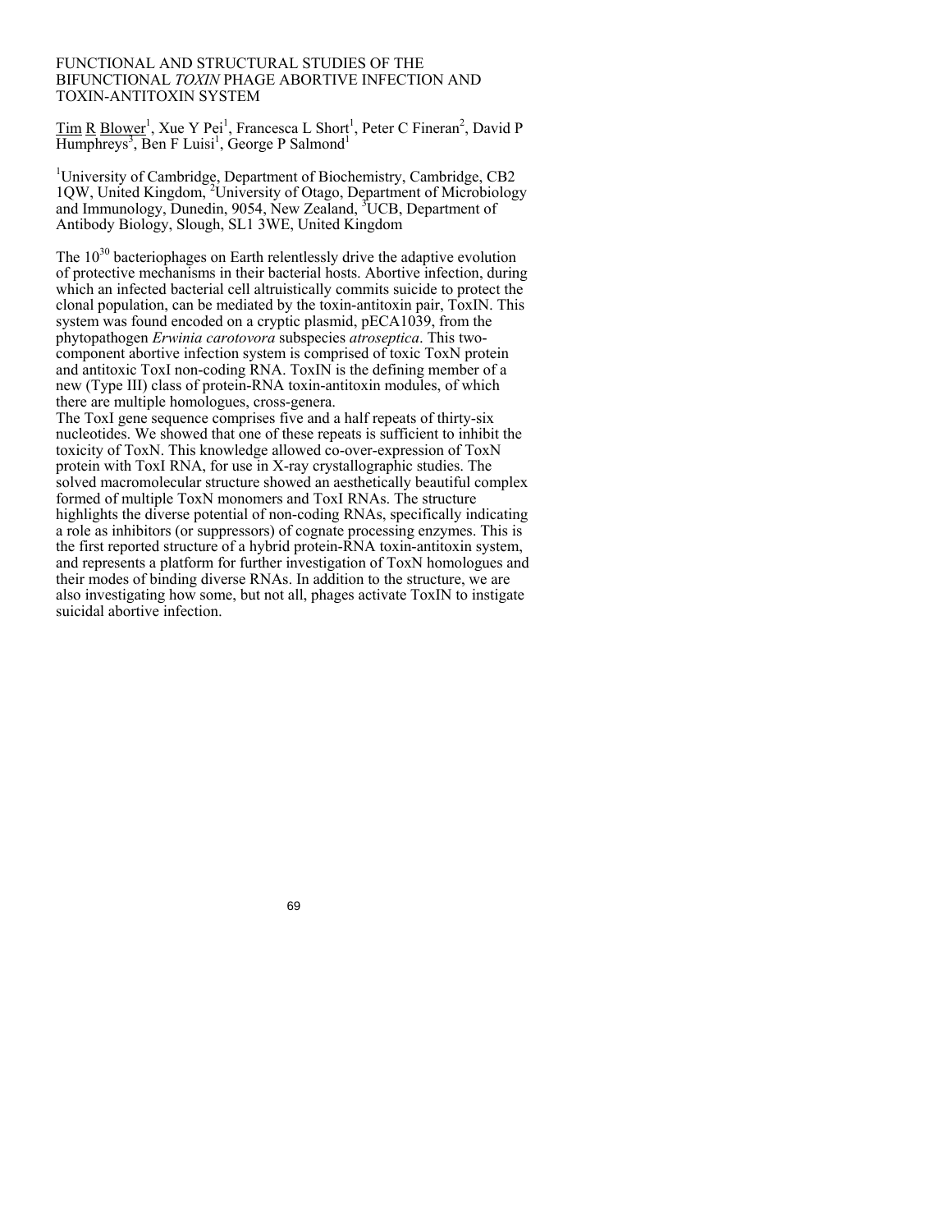# FUNCTIONAL AND STRUCTURAL STUDIES OF THE BIFUNCTIONAL *TOXIN* PHAGE ABORTIVE INFECTION AND TOXIN-ANTITOXIN SYSTEM

Tim R Blower[1], Xue Y Pei[1], Francesca L Short[1], Peter C Fineran[2], David P Humphreys[3], Ben F Luisi[1], George P Salmond[1]

[1]University of Cambridge, Department of Biochemistry, Cambridge, CB2 1QW, United Kingdom, [2]University of Otago, Department of Microbiology and Immunology, Dunedin, 9054, New Zealand, [3]UCB, Department of Antibody Biology, Slough, SL1 3WE, United Kingdom

The $10^{30}$ bacteriophages on Earth relentlessly drive the adaptive evolution of protective mechanisms in their bacterial hosts. Abortive infection, during which an infected bacterial cell altruistically commits suicide to protect the clonal population, can be mediated by the toxin-antitoxin pair, ToxIN. This system was found encoded on a cryptic plasmid, pECA1039, from the phytopathogen *Erwinia carotovora* subspecies *atroseptica*. This two-component abortive infection system is comprised of toxic ToxN protein and antitoxic ToxI non-coding RNA. ToxIN is the defining member of a new (Type III) class of protein-RNA toxin-antitoxin modules, of which there are multiple homologues, cross-genera.

The ToxI gene sequence comprises five and a half repeats of thirty-six nucleotides. We showed that one of these repeats is sufficient to inhibit the toxicity of ToxN. This knowledge allowed co-over-expression of ToxN protein with ToxI RNA, for use in X-ray crystallographic studies. The solved macromolecular structure showed an aesthetically beautiful complex formed of multiple ToxN monomers and ToxI RNAs. The structure highlights the diverse potential of non-coding RNAs, specifically indicating a role as inhibitors (or suppressors) of cognate processing enzymes. This is the first reported structure of a hybrid protein-RNA toxin-antitoxin system, and represents a platform for further investigation of ToxN homologues and their modes of binding diverse RNAs. In addition to the structure, we are also investigating how some, but not all, phages activate ToxIN to instigate suicidal abortive infection.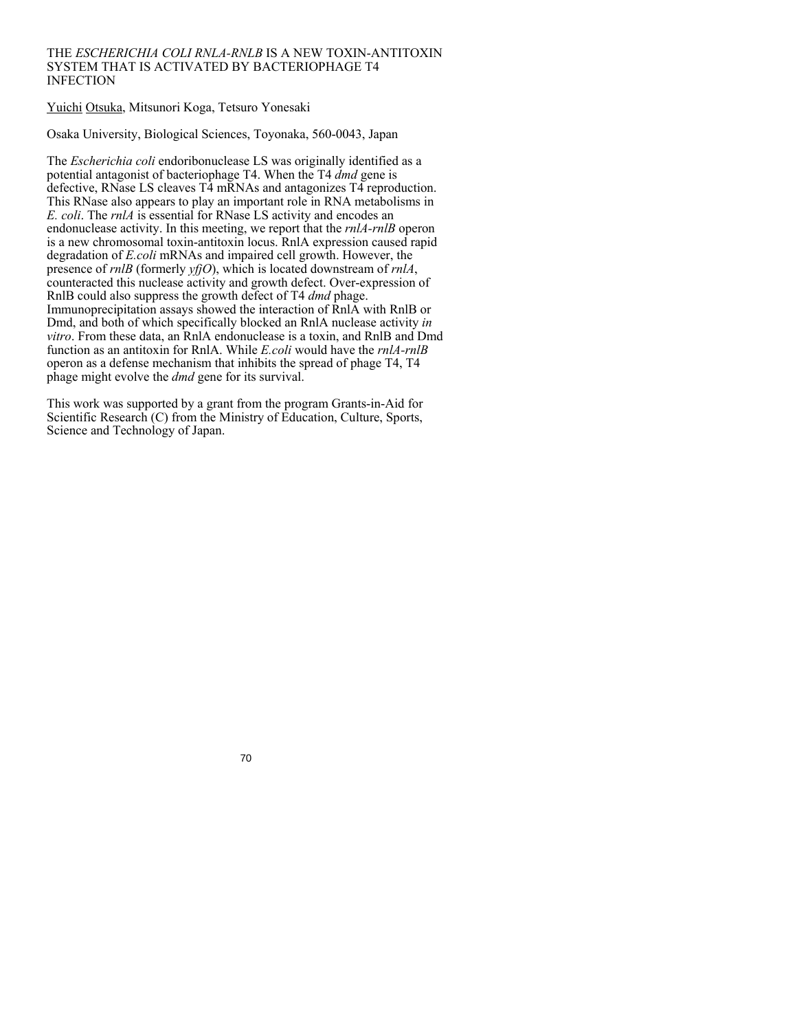# THE *ESCHERICHIA COLI RNLA-RNLB* IS A NEW TOXIN-ANTITOXIN SYSTEM THAT IS ACTIVATED BY BACTERIOPHAGE T4 INFECTION

Yuichi Otsuka, Mitsunori Koga, Tetsuro Yonesaki

Osaka University, Biological Sciences, Toyonaka, 560-0043, Japan

The *Escherichia coli* endoribonuclease LS was originally identified as a potential antagonist of bacteriophage T4. When the T4 *dmd* gene is defective, RNase LS cleaves T4 mRNAs and antagonizes T4 reproduction. This RNase also appears to play an important role in RNA metabolisms in *E. coli*. The *rnlA* is essential for RNase LS activity and encodes an endonuclease activity. In this meeting, we report that the *rnlA-rnlB* operon is a new chromosomal toxin-antitoxin locus. RnlA expression caused rapid degradation of *E.coli* mRNAs and impaired cell growth. However, the presence of *rnlB* (formerly *yfjO*), which is located downstream of *rnlA*, counteracted this nuclease activity and growth defect. Over-expression of RnlB could also suppress the growth defect of T4 *dmd* phage. Immunoprecipitation assays showed the interaction of RnlA with RnlB or Dmd, and both of which specifically blocked an RnlA nuclease activity *in vitro*. From these data, an RnlA endonuclease is a toxin, and RnlB and Dmd function as an antitoxin for RnlA. While *E.coli* would have the *rnlA-rnlB* operon as a defense mechanism that inhibits the spread of phage T4, T4 phage might evolve the *dmd* gene for its survival.

This work was supported by a grant from the program Grants-in-Aid for Scientific Research (C) from the Ministry of Education, Culture, Sports, Science and Technology of Japan.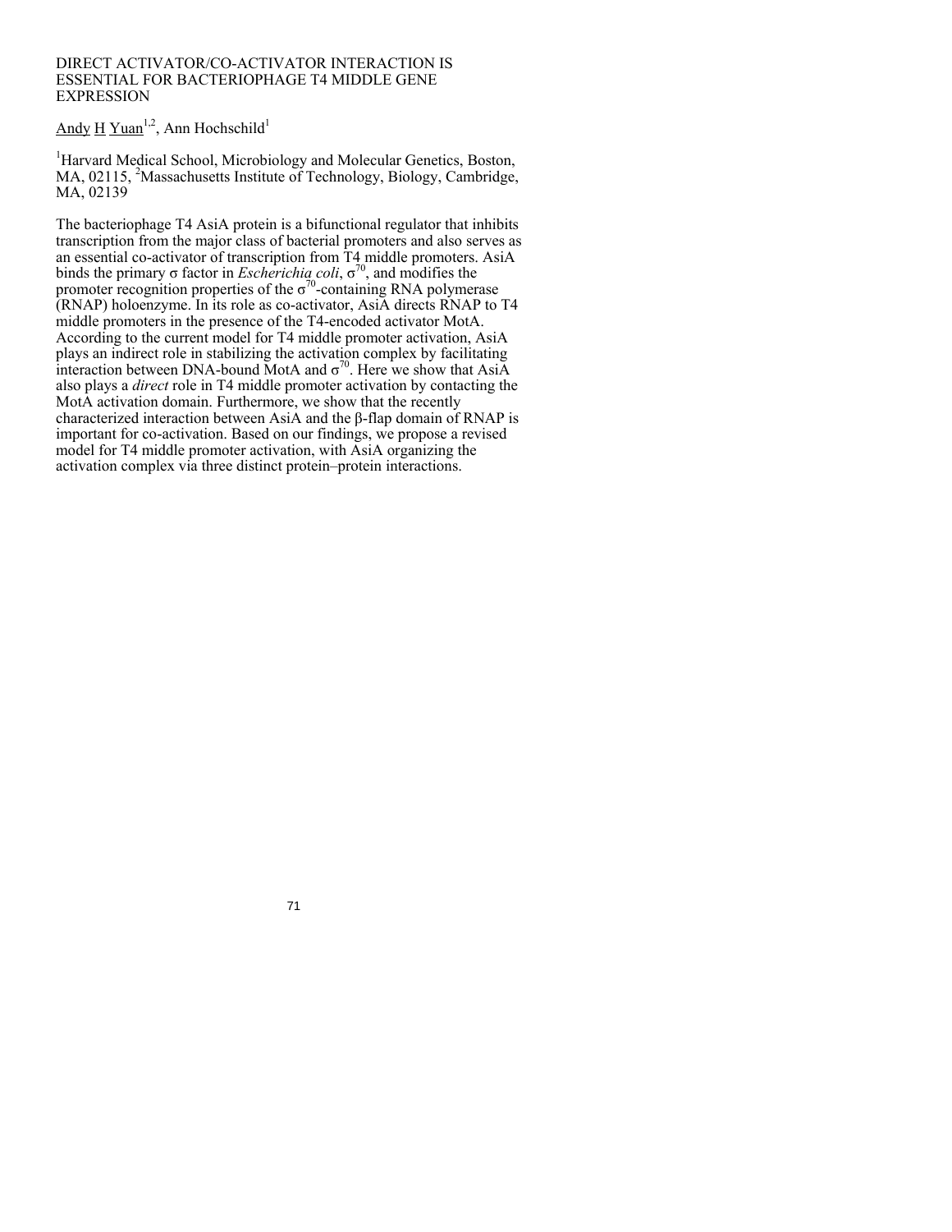# DIRECT ACTIVATOR/CO-ACTIVATOR INTERACTION IS ESSENTIAL FOR BACTERIOPHAGE T4 MIDDLE GENE EXPRESSION

Andy H Yuan[1,2], Ann Hochschild[1]

[1]Harvard Medical School, Microbiology and Molecular Genetics, Boston, MA, 02115, [2]Massachusetts Institute of Technology, Biology, Cambridge, MA, 02139

The bacteriophage T4 AsiA protein is a bifunctional regulator that inhibits transcription from the major class of bacterial promoters and also serves as an essential co-activator of transcription from T4 middle promoters. AsiA binds the primary σ factor in *Escherichia coli*, $\sigma^{70}$, and modifies the promoter recognition properties of the $\sigma^{70}$-containing RNA polymerase (RNAP) holoenzyme. In its role as co-activator, AsiA directs RNAP to T4 middle promoters in the presence of the T4-encoded activator MotA. According to the current model for T4 middle promoter activation, AsiA plays an indirect role in stabilizing the activation complex by facilitating interaction between DNA-bound MotA and $\sigma^{70}$. Here we show that AsiA also plays a *direct* role in T4 middle promoter activation by contacting the MotA activation domain. Furthermore, we show that the recently characterized interaction between AsiA and the β-flap domain of RNAP is important for co-activation. Based on our findings, we propose a revised model for T4 middle promoter activation, with AsiA organizing the activation complex via three distinct protein–protein interactions.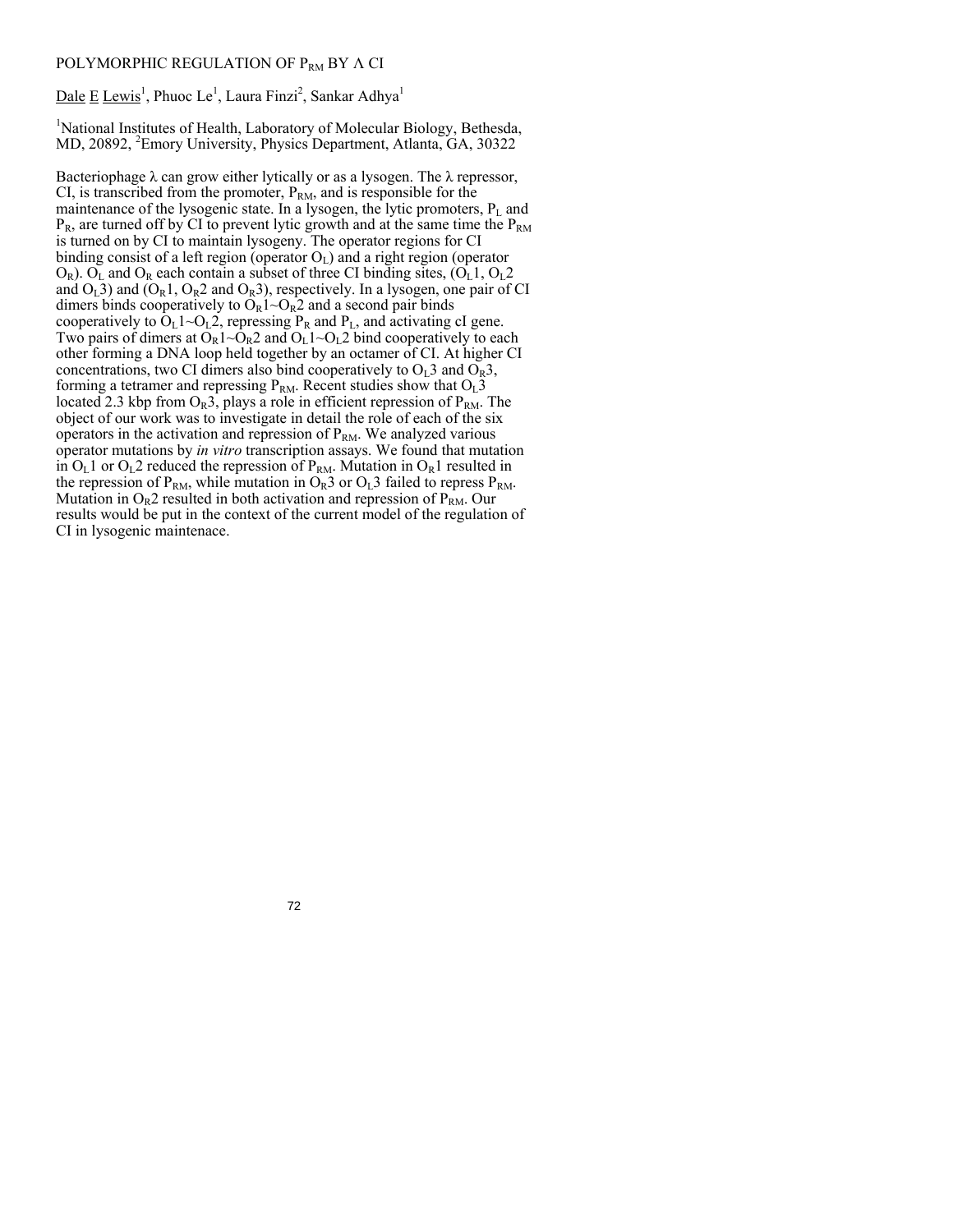# POLYMORPHIC REGULATION OF $P_{RM}$ BY Λ CI

Dale E Lewis[1], Phuoc Le[1], Laura Finzi[2], Sankar Adhya[1]

[1]National Institutes of Health, Laboratory of Molecular Biology, Bethesda, MD, 20892, [2]Emory University, Physics Department, Atlanta, GA, 30322

Bacteriophage λ can grow either lytically or as a lysogen. The λ repressor, CI, is transcribed from the promoter, $P_{RM}$, and is responsible for the maintenance of the lysogenic state. In a lysogen, the lytic promoters, $P_L$ and $P_R$, are turned off by CI to prevent lytic growth and at the same time the $P_{RM}$ is turned on by CI to maintain lysogeny. The operator regions for CI binding consist of a left region (operator $O_L$) and a right region (operator $O_R$). $O_L$ and $O_R$ each contain a subset of three CI binding sites, ($O_L1$, $O_L2$ and $O_L3$) and ($O_R1$, $O_R2$ and $O_R3$), respectively. In a lysogen, one pair of CI dimers binds cooperatively to $O_R1$~$O_R2$ and a second pair binds cooperatively to $O_L1$~$O_L2$, repressing $P_R$ and $P_L$, and activating cI gene. Two pairs of dimers at $O_R1$~$O_R2$ and $O_L1$~$O_L2$ bind cooperatively to each other forming a DNA loop held together by an octamer of CI. At higher CI concentrations, two CI dimers also bind cooperatively to $O_L3$ and $O_R3$, forming a tetramer and repressing $P_{RM}$. Recent studies show that $O_L3$ located 2.3 kbp from $O_R3$, plays a role in efficient repression of $P_{RM}$. The object of our work was to investigate in detail the role of each of the six operators in the activation and repression of $P_{RM}$. We analyzed various operator mutations by *in vitro* transcription assays. We found that mutation in $O_L1$ or $O_L2$ reduced the repression of $P_{RM}$. Mutation in $O_R1$ resulted in the repression of $P_{RM}$, while mutation in $O_R3$ or $O_L3$ failed to repress $P_{RM}$. Mutation in $O_R2$ resulted in both activation and repression of $P_{RM}$. Our results would be put in the context of the current model of the regulation of CI in lysogenic maintenace.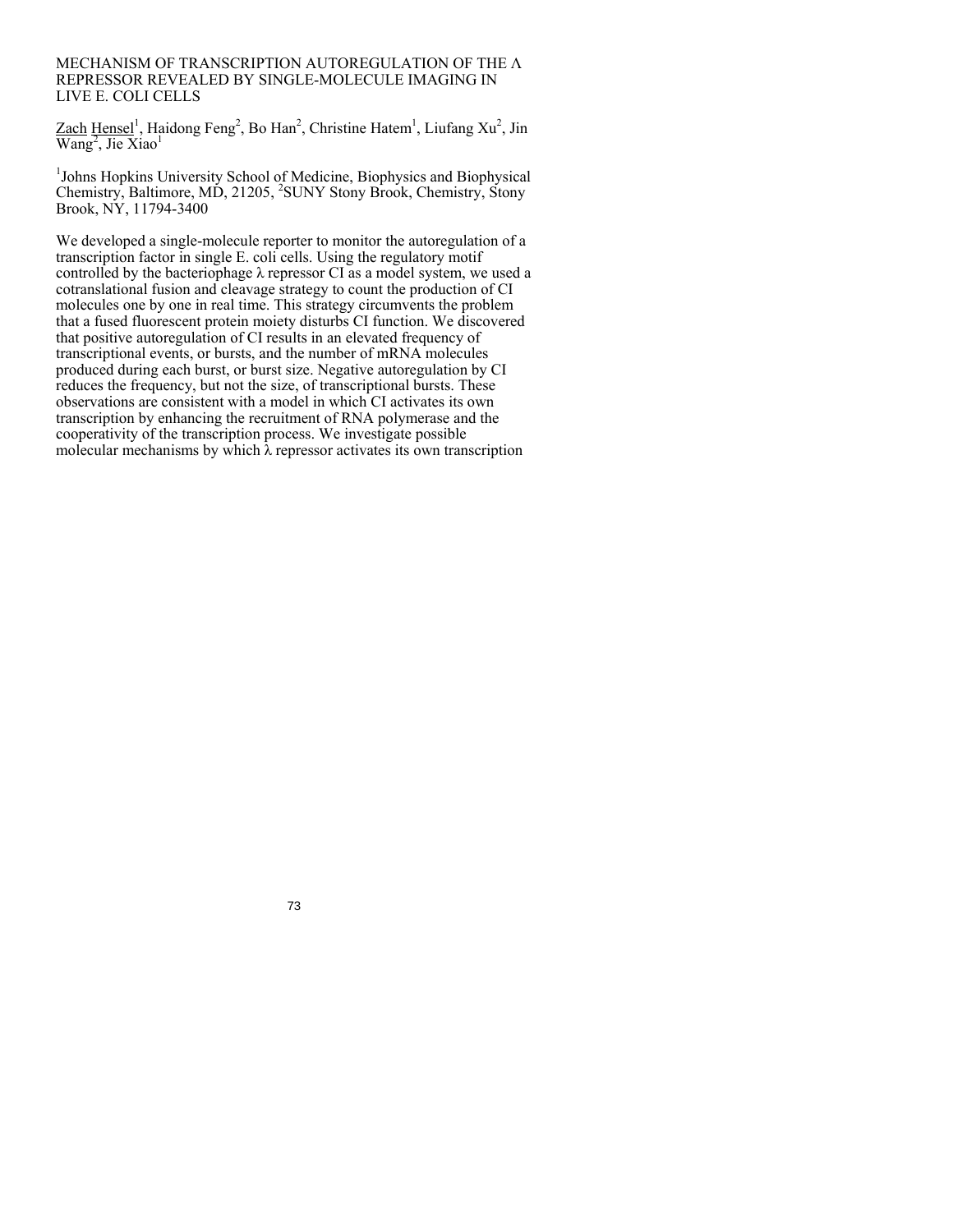# MECHANISM OF TRANSCRIPTION AUTOREGULATION OF THE Λ REPRESSOR REVEALED BY SINGLE-MOLECULE IMAGING IN LIVE E. COLI CELLS

Zach Hensel[1], Haidong Feng[2], Bo Han[2], Christine Hatem[1], Liufang Xu[2], Jin Wang[2], Jie Xiao[1]

[1]Johns Hopkins University School of Medicine, Biophysics and Biophysical Chemistry, Baltimore, MD, 21205, [2]SUNY Stony Brook, Chemistry, Stony Brook, NY, 11794-3400

We developed a single-molecule reporter to monitor the autoregulation of a transcription factor in single E. coli cells. Using the regulatory motif controlled by the bacteriophage λ repressor CI as a model system, we used a cotranslational fusion and cleavage strategy to count the production of CI molecules one by one in real time. This strategy circumvents the problem that a fused fluorescent protein moiety disturbs CI function. We discovered that positive autoregulation of CI results in an elevated frequency of transcriptional events, or bursts, and the number of mRNA molecules produced during each burst, or burst size. Negative autoregulation by CI reduces the frequency, but not the size, of transcriptional bursts. These observations are consistent with a model in which CI activates its own transcription by enhancing the recruitment of RNA polymerase and the cooperativity of the transcription process. We investigate possible molecular mechanisms by which λ repressor activates its own transcription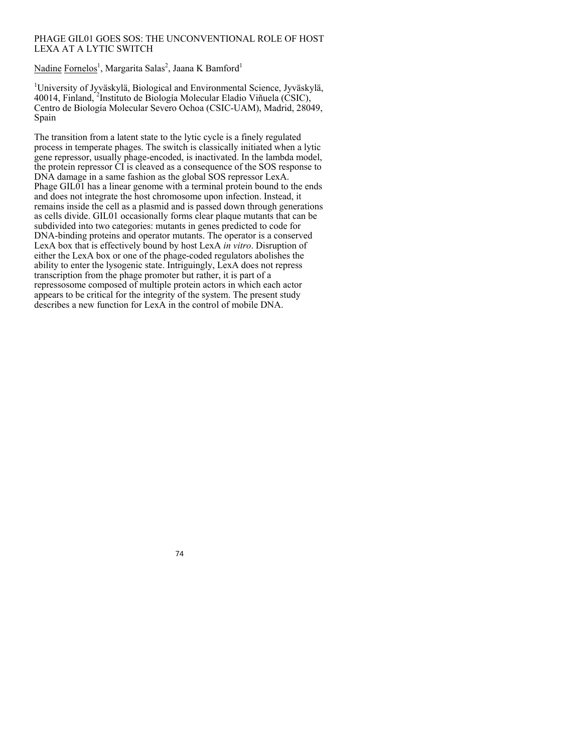# PHAGE GIL01 GOES SOS: THE UNCONVENTIONAL ROLE OF HOST LEXA AT A LYTIC SWITCH

Nadine Fornelos[1], Margarita Salas[2], Jaana K Bamford[1]

[1]University of Jyväskylä, Biological and Environmental Science, Jyväskylä, 40014, Finland, [2]Instituto de Biología Molecular Eladio Viñuela (CSIC), Centro de Biología Molecular Severo Ochoa (CSIC-UAM), Madrid, 28049, Spain

The transition from a latent state to the lytic cycle is a finely regulated process in temperate phages. The switch is classically initiated when a lytic gene repressor, usually phage-encoded, is inactivated. In the lambda model, the protein repressor CI is cleaved as a consequence of the SOS response to DNA damage in a same fashion as the global SOS repressor LexA. Phage GIL01 has a linear genome with a terminal protein bound to the ends and does not integrate the host chromosome upon infection. Instead, it remains inside the cell as a plasmid and is passed down through generations as cells divide. GIL01 occasionally forms clear plaque mutants that can be subdivided into two categories: mutants in genes predicted to code for DNA-binding proteins and operator mutants. The operator is a conserved LexA box that is effectively bound by host LexA *in vitro*. Disruption of either the LexA box or one of the phage-coded regulators abolishes the ability to enter the lysogenic state. Intriguingly, LexA does not repress transcription from the phage promoter but rather, it is part of a repressosome composed of multiple protein actors in which each actor appears to be critical for the integrity of the system. The present study describes a new function for LexA in the control of mobile DNA.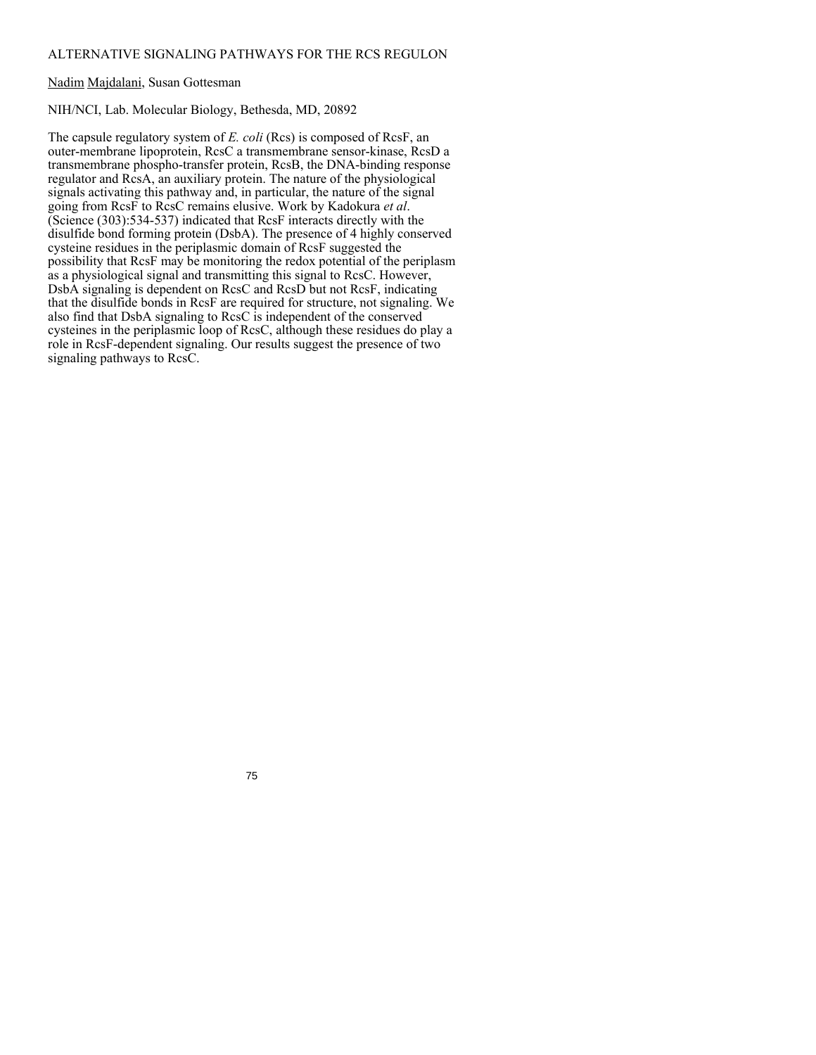# ALTERNATIVE SIGNALING PATHWAYS FOR THE RCS REGULON

Nadim Majdalani, Susan Gottesman

NIH/NCI, Lab. Molecular Biology, Bethesda, MD, 20892

The capsule regulatory system of *E. coli* (Rcs) is composed of RcsF, an outer-membrane lipoprotein, RcsC a transmembrane sensor-kinase, RcsD a transmembrane phospho-transfer protein, RcsB, the DNA-binding response regulator and RcsA, an auxiliary protein. The nature of the physiological signals activating this pathway and, in particular, the nature of the signal going from RcsF to RcsC remains elusive. Work by Kadokura *et al*. (Science (303):534-537) indicated that RcsF interacts directly with the disulfide bond forming protein (DsbA). The presence of 4 highly conserved cysteine residues in the periplasmic domain of RcsF suggested the possibility that RcsF may be monitoring the redox potential of the periplasm as a physiological signal and transmitting this signal to RcsC. However, DsbA signaling is dependent on RcsC and RcsD but not RcsF, indicating that the disulfide bonds in RcsF are required for structure, not signaling. We also find that DsbA signaling to RcsC is independent of the conserved cysteines in the periplasmic loop of RcsC, although these residues do play a role in RcsF-dependent signaling. Our results suggest the presence of two signaling pathways to RcsC.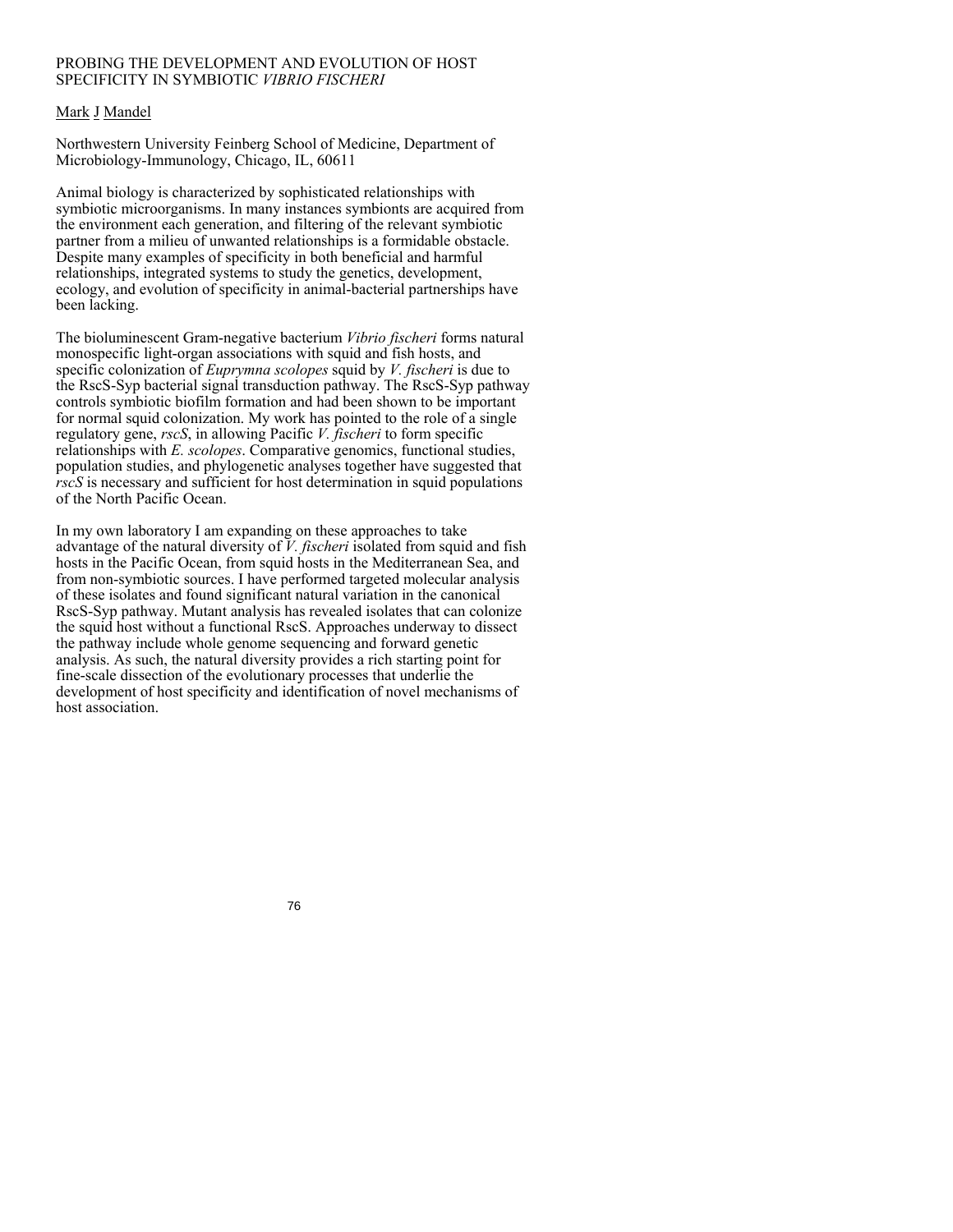# PROBING THE DEVELOPMENT AND EVOLUTION OF HOST SPECIFICITY IN SYMBIOTIC *VIBRIO FISCHERI*

Mark J Mandel

Northwestern University Feinberg School of Medicine, Department of Microbiology-Immunology, Chicago, IL, 60611

Animal biology is characterized by sophisticated relationships with symbiotic microorganisms. In many instances symbionts are acquired from the environment each generation, and filtering of the relevant symbiotic partner from a milieu of unwanted relationships is a formidable obstacle. Despite many examples of specificity in both beneficial and harmful relationships, integrated systems to study the genetics, development, ecology, and evolution of specificity in animal-bacterial partnerships have been lacking.

The bioluminescent Gram-negative bacterium *Vibrio fischeri* forms natural monospecific light-organ associations with squid and fish hosts, and specific colonization of *Euprymna scolopes* squid by *V. fischeri* is due to the RscS-Syp bacterial signal transduction pathway. The RscS-Syp pathway controls symbiotic biofilm formation and had been shown to be important for normal squid colonization. My work has pointed to the role of a single regulatory gene, *rscS*, in allowing Pacific *V. fischeri* to form specific relationships with *E. scolopes*. Comparative genomics, functional studies, population studies, and phylogenetic analyses together have suggested that *rscS* is necessary and sufficient for host determination in squid populations of the North Pacific Ocean.

In my own laboratory I am expanding on these approaches to take advantage of the natural diversity of *V. fischeri* isolated from squid and fish hosts in the Pacific Ocean, from squid hosts in the Mediterranean Sea, and from non-symbiotic sources. I have performed targeted molecular analysis of these isolates and found significant natural variation in the canonical RscS-Syp pathway. Mutant analysis has revealed isolates that can colonize the squid host without a functional RscS. Approaches underway to dissect the pathway include whole genome sequencing and forward genetic analysis. As such, the natural diversity provides a rich starting point for fine-scale dissection of the evolutionary processes that underlie the development of host specificity and identification of novel mechanisms of host association.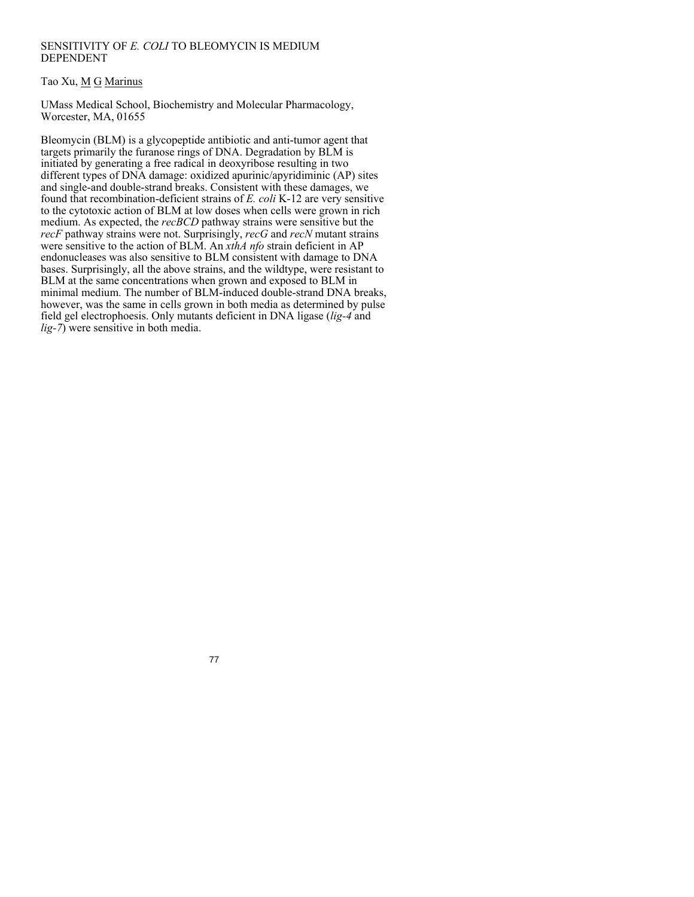# SENSITIVITY OF *E. COLI* TO BLEOMYCIN IS MEDIUM DEPENDENT

Tao Xu, M G Marinus

UMass Medical School, Biochemistry and Molecular Pharmacology, Worcester, MA, 01655

Bleomycin (BLM) is a glycopeptide antibiotic and anti-tumor agent that targets primarily the furanose rings of DNA. Degradation by BLM is initiated by generating a free radical in deoxyribose resulting in two different types of DNA damage: oxidized apurinic/apyridiminic (AP) sites and single-and double-strand breaks. Consistent with these damages, we found that recombination-deficient strains of *E. coli* K-12 are very sensitive to the cytotoxic action of BLM at low doses when cells were grown in rich medium. As expected, the *recBCD* pathway strains were sensitive but the *recF* pathway strains were not. Surprisingly, *recG* and *recN* mutant strains were sensitive to the action of BLM. An *xthA nfo* strain deficient in AP endonucleases was also sensitive to BLM consistent with damage to DNA bases. Surprisingly, all the above strains, and the wildtype, were resistant to BLM at the same concentrations when grown and exposed to BLM in minimal medium. The number of BLM-induced double-strand DNA breaks, however, was the same in cells grown in both media as determined by pulse field gel electrophoesis. Only mutants deficient in DNA ligase (*lig-4* and *lig-7*) were sensitive in both media.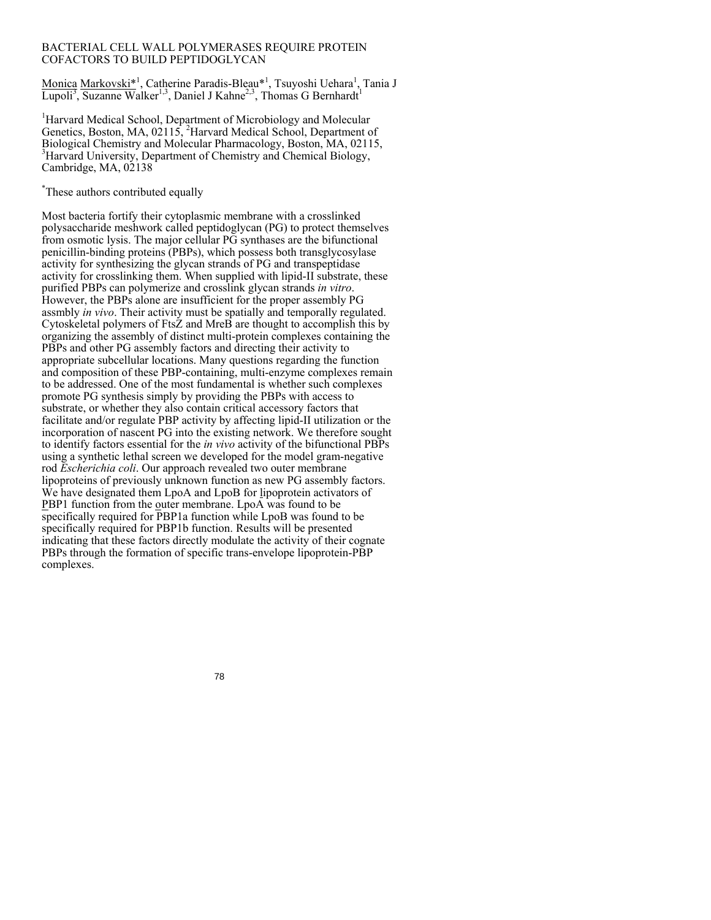# BACTERIAL CELL WALL POLYMERASES REQUIRE PROTEIN COFACTORS TO BUILD PEPTIDOGLYCAN

Monica Markovski*[1], Catherine Paradis-Bleau*[1], Tsuyoshi Uehara[1], Tania J Lupoli[3], Suzanne Walker[1,3], Daniel J Kahne[2,3], Thomas G Bernhardt[1]

[1]Harvard Medical School, Department of Microbiology and Molecular Genetics, Boston, MA, 02115, [2]Harvard Medical School, Department of Biological Chemistry and Molecular Pharmacology, Boston, MA, 02115, [3]Harvard University, Department of Chemistry and Chemical Biology, Cambridge, MA, 02138

*These authors contributed equally

Most bacteria fortify their cytoplasmic membrane with a crosslinked polysaccharide meshwork called peptidoglycan (PG) to protect themselves from osmotic lysis. The major cellular PG synthases are the bifunctional penicillin-binding proteins (PBPs), which possess both transglycosylase activity for synthesizing the glycan strands of PG and transpeptidase activity for crosslinking them. When supplied with lipid-II substrate, these purified PBPs can polymerize and crosslink glycan strands *in vitro*. However, the PBPs alone are insufficient for the proper assembly PG assmbly *in vivo*. Their activity must be spatially and temporally regulated. Cytoskeletal polymers of FtsZ and MreB are thought to accomplish this by organizing the assembly of distinct multi-protein complexes containing the PBPs and other PG assembly factors and directing their activity to appropriate subcellular locations. Many questions regarding the function and composition of these PBP-containing, multi-enzyme complexes remain to be addressed. One of the most fundamental is whether such complexes promote PG synthesis simply by providing the PBPs with access to substrate, or whether they also contain critical accessory factors that facilitate and/or regulate PBP activity by affecting lipid-II utilization or the incorporation of nascent PG into the existing network. We therefore sought to identify factors essential for the *in vivo* activity of the bifunctional PBPs using a synthetic lethal screen we developed for the model gram-negative rod *Escherichia coli*. Our approach revealed two outer membrane lipoproteins of previously unknown function as new PG assembly factors. We have designated them LpoA and LpoB for lipoprotein activators of PBP1 function from the outer membrane. LpoA was found to be specifically required for PBP1a function while LpoB was found to be specifically required for PBP1b function. Results will be presented indicating that these factors directly modulate the activity of their cognate PBPs through the formation of specific trans-envelope lipoprotein-PBP complexes.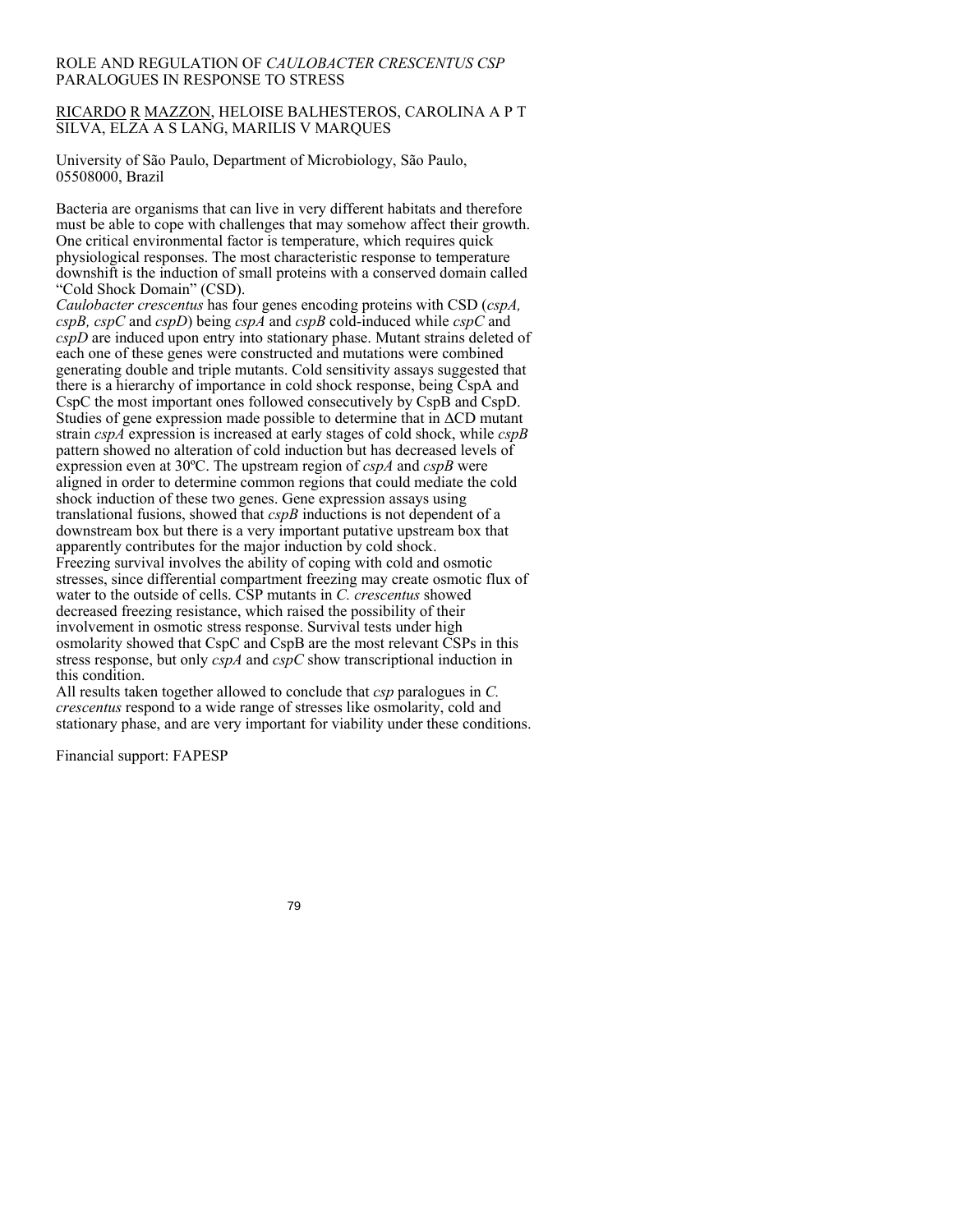# ROLE AND REGULATION OF *CAULOBACTER CRESCENTUS CSP* PARALOGUES IN RESPONSE TO STRESS

RICARDO R MAZZON, HELOISE BALHESTEROS, CAROLINA A P T SILVA, ELZA A S LANG, MARILIS V MARQUES

University of São Paulo, Department of Microbiology, São Paulo, 05508000, Brazil

Bacteria are organisms that can live in very different habitats and therefore must be able to cope with challenges that may somehow affect their growth. One critical environmental factor is temperature, which requires quick physiological responses. The most characteristic response to temperature downshift is the induction of small proteins with a conserved domain called "Cold Shock Domain" (CSD).

*Caulobacter crescentus* has four genes encoding proteins with CSD (*cspA, cspB, cspC* and *cspD*) being *cspA* and *cspB* cold-induced while *cspC* and *cspD* are induced upon entry into stationary phase. Mutant strains deleted of each one of these genes were constructed and mutations were combined generating double and triple mutants. Cold sensitivity assays suggested that there is a hierarchy of importance in cold shock response, being CspA and CspC the most important ones followed consecutively by CspB and CspD. Studies of gene expression made possible to determine that in ΔCD mutant strain *cspA* expression is increased at early stages of cold shock, while *cspB* pattern showed no alteration of cold induction but has decreased levels of expression even at 30ºC. The upstream region of *cspA* and *cspB* were aligned in order to determine common regions that could mediate the cold shock induction of these two genes. Gene expression assays using translational fusions, showed that *cspB* inductions is not dependent of a downstream box but there is a very important putative upstream box that apparently contributes for the major induction by cold shock.

Freezing survival involves the ability of coping with cold and osmotic stresses, since differential compartment freezing may create osmotic flux of water to the outside of cells. CSP mutants in *C. crescentus* showed decreased freezing resistance, which raised the possibility of their involvement in osmotic stress response. Survival tests under high osmolarity showed that CspC and CspB are the most relevant CSPs in this stress response, but only *cspA* and *cspC* show transcriptional induction in this condition.

All results taken together allowed to conclude that *csp* paralogues in *C. crescentus* respond to a wide range of stresses like osmolarity, cold and stationary phase, and are very important for viability under these conditions.

Financial support: FAPESP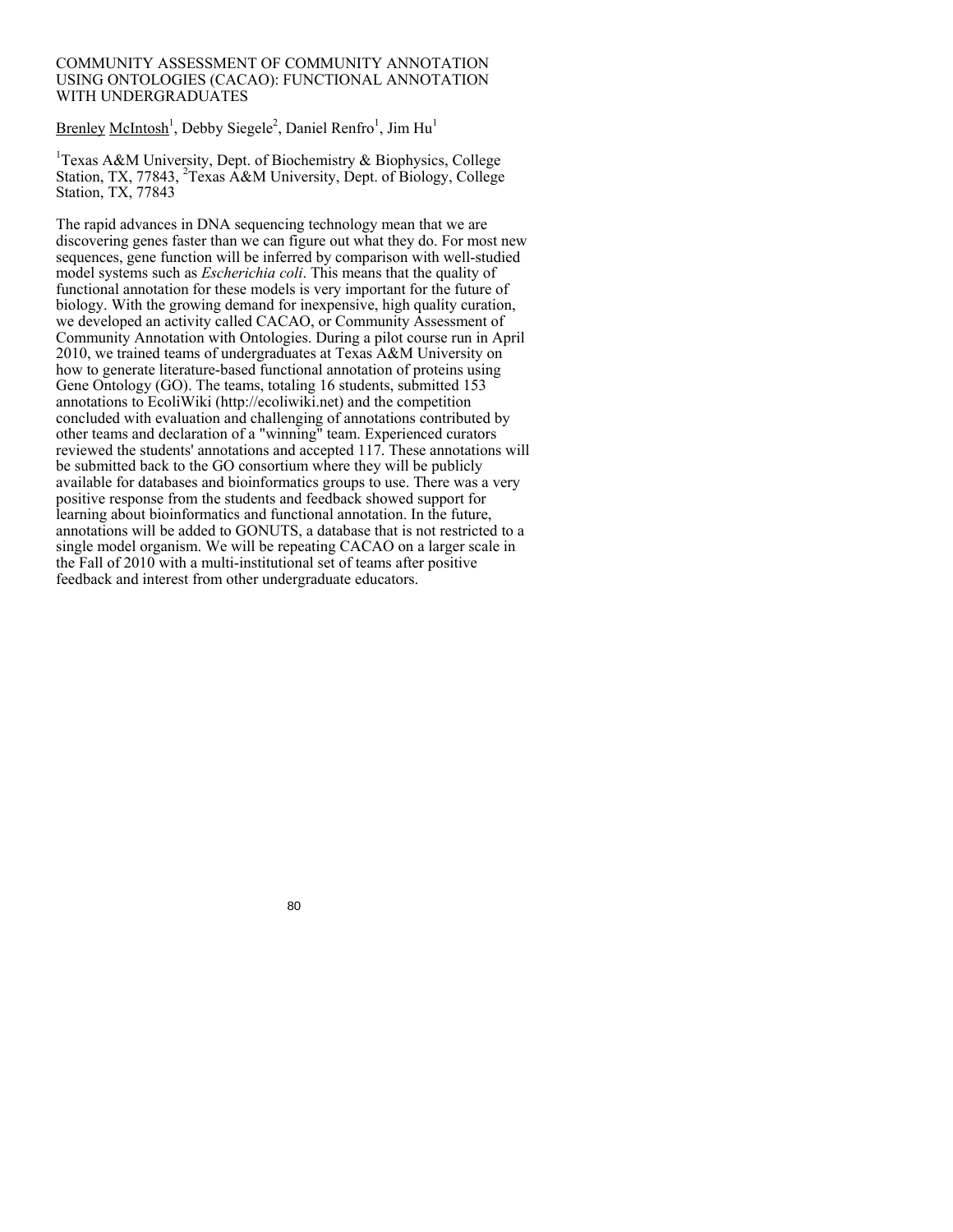# COMMUNITY ASSESSMENT OF COMMUNITY ANNOTATION USING ONTOLOGIES (CACAO): FUNCTIONAL ANNOTATION WITH UNDERGRADUATES

Brenley McIntosh[1], Debby Siegele[2], Daniel Renfro[1], Jim Hu[1]

[1]Texas A&M University, Dept. of Biochemistry & Biophysics, College Station, TX, 77843, [2]Texas A&M University, Dept. of Biology, College Station, TX, 77843

The rapid advances in DNA sequencing technology mean that we are discovering genes faster than we can figure out what they do. For most new sequences, gene function will be inferred by comparison with well-studied model systems such as *Escherichia coli*. This means that the quality of functional annotation for these models is very important for the future of biology. With the growing demand for inexpensive, high quality curation, we developed an activity called CACAO, or Community Assessment of Community Annotation with Ontologies. During a pilot course run in April 2010, we trained teams of undergraduates at Texas A&M University on how to generate literature-based functional annotation of proteins using Gene Ontology (GO). The teams, totaling 16 students, submitted 153 annotations to EcoliWiki (http://ecoliwiki.net) and the competition concluded with evaluation and challenging of annotations contributed by other teams and declaration of a "winning" team. Experienced curators reviewed the students' annotations and accepted 117. These annotations will be submitted back to the GO consortium where they will be publicly available for databases and bioinformatics groups to use. There was a very positive response from the students and feedback showed support for learning about bioinformatics and functional annotation. In the future, annotations will be added to GONUTS, a database that is not restricted to a single model organism. We will be repeating CACAO on a larger scale in the Fall of 2010 with a multi-institutional set of teams after positive feedback and interest from other undergraduate educators.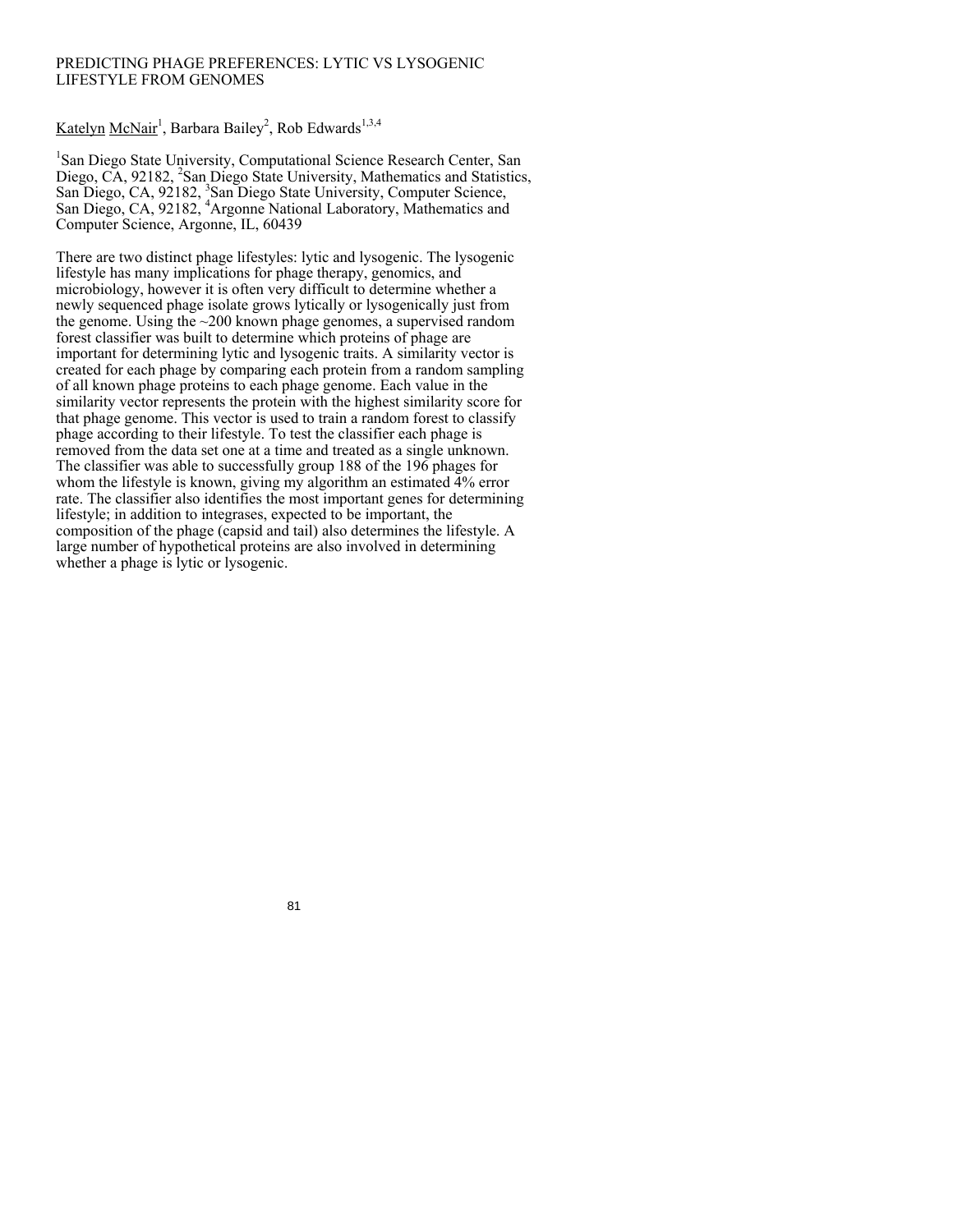# PREDICTING PHAGE PREFERENCES: LYTIC VS LYSOGENIC LIFESTYLE FROM GENOMES

Katelyn McNair[1], Barbara Bailey[2], Rob Edwards[1,3,4]

[1]San Diego State University, Computational Science Research Center, San Diego, CA, 92182, [2]San Diego State University, Mathematics and Statistics, San Diego, CA, 92182, [3]San Diego State University, Computer Science, San Diego, CA, 92182, [4]Argonne National Laboratory, Mathematics and Computer Science, Argonne, IL, 60439

There are two distinct phage lifestyles: lytic and lysogenic. The lysogenic lifestyle has many implications for phage therapy, genomics, and microbiology, however it is often very difficult to determine whether a newly sequenced phage isolate grows lytically or lysogenically just from the genome. Using the ~200 known phage genomes, a supervised random forest classifier was built to determine which proteins of phage are important for determining lytic and lysogenic traits. A similarity vector is created for each phage by comparing each protein from a random sampling of all known phage proteins to each phage genome. Each value in the similarity vector represents the protein with the highest similarity score for that phage genome. This vector is used to train a random forest to classify phage according to their lifestyle. To test the classifier each phage is removed from the data set one at a time and treated as a single unknown. The classifier was able to successfully group 188 of the 196 phages for whom the lifestyle is known, giving my algorithm an estimated 4% error rate. The classifier also identifies the most important genes for determining lifestyle; in addition to integrases, expected to be important, the composition of the phage (capsid and tail) also determines the lifestyle. A large number of hypothetical proteins are also involved in determining whether a phage is lytic or lysogenic.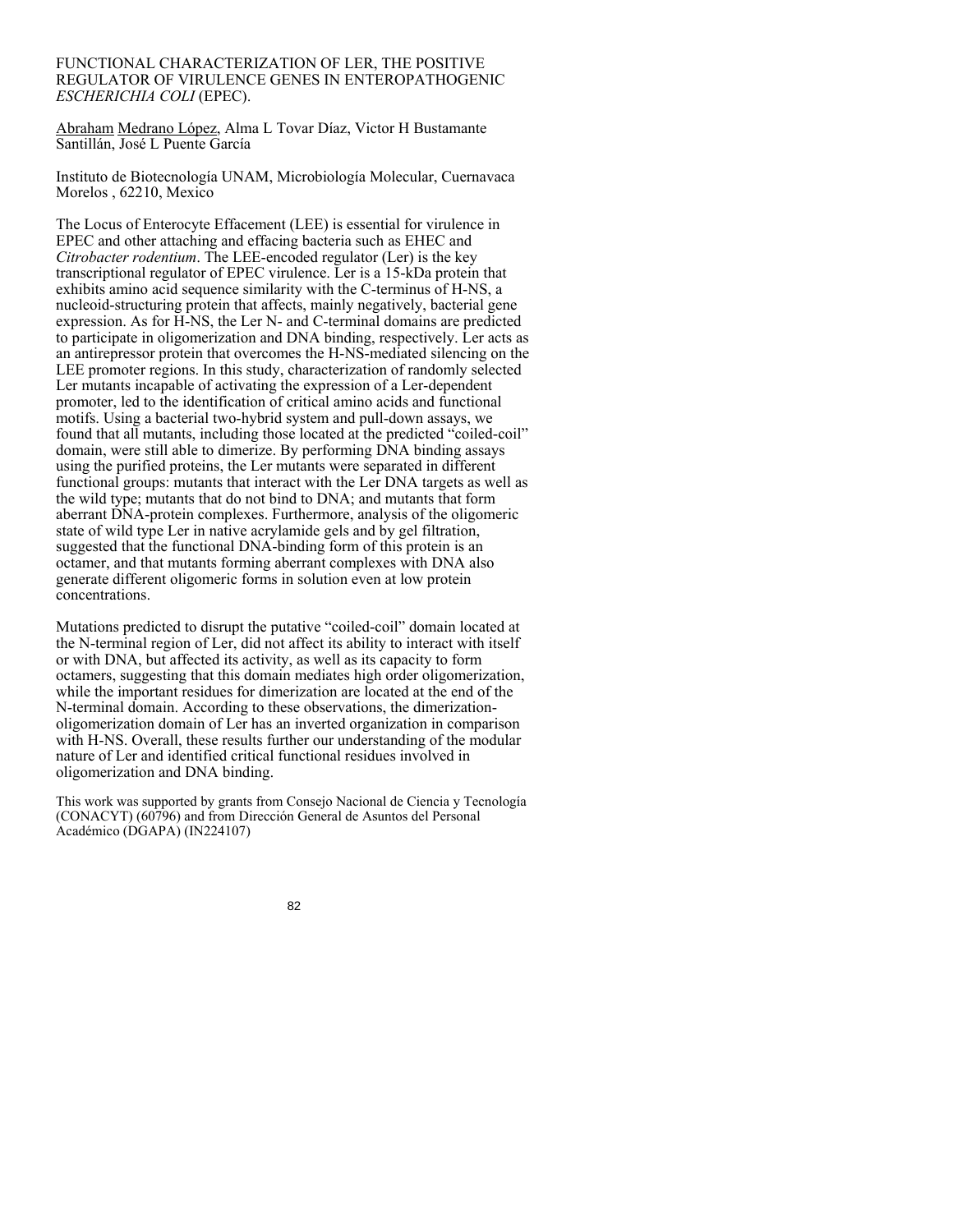# FUNCTIONAL CHARACTERIZATION OF LER, THE POSITIVE REGULATOR OF VIRULENCE GENES IN ENTEROPATHOGENIC *ESCHERICHIA COLI* (EPEC).

Abraham Medrano López, Alma L Tovar Díaz, Victor H Bustamante Santillán, José L Puente García

Instituto de Biotecnología UNAM, Microbiología Molecular, Cuernavaca Morelos , 62210, Mexico

The Locus of Enterocyte Effacement (LEE) is essential for virulence in EPEC and other attaching and effacing bacteria such as EHEC and *Citrobacter rodentium*. The LEE-encoded regulator (Ler) is the key transcriptional regulator of EPEC virulence. Ler is a 15-kDa protein that exhibits amino acid sequence similarity with the C-terminus of H-NS, a nucleoid-structuring protein that affects, mainly negatively, bacterial gene expression. As for H-NS, the Ler N- and C-terminal domains are predicted to participate in oligomerization and DNA binding, respectively. Ler acts as an antirepressor protein that overcomes the H-NS-mediated silencing on the LEE promoter regions. In this study, characterization of randomly selected Ler mutants incapable of activating the expression of a Ler-dependent promoter, led to the identification of critical amino acids and functional motifs. Using a bacterial two-hybrid system and pull-down assays, we found that all mutants, including those located at the predicted "coiled-coil" domain, were still able to dimerize. By performing DNA binding assays using the purified proteins, the Ler mutants were separated in different functional groups: mutants that interact with the Ler DNA targets as well as the wild type; mutants that do not bind to DNA; and mutants that form aberrant DNA-protein complexes. Furthermore, analysis of the oligomeric state of wild type Ler in native acrylamide gels and by gel filtration, suggested that the functional DNA-binding form of this protein is an octamer, and that mutants forming aberrant complexes with DNA also generate different oligomeric forms in solution even at low protein concentrations.

Mutations predicted to disrupt the putative "coiled-coil" domain located at the N-terminal region of Ler, did not affect its ability to interact with itself or with DNA, but affected its activity, as well as its capacity to form octamers, suggesting that this domain mediates high order oligomerization, while the important residues for dimerization are located at the end of the N-terminal domain. According to these observations, the dimerization-oligomerization domain of Ler has an inverted organization in comparison with H-NS. Overall, these results further our understanding of the modular nature of Ler and identified critical functional residues involved in oligomerization and DNA binding.

This work was supported by grants from Consejo Nacional de Ciencia y Tecnología (CONACYT) (60796) and from Dirección General de Asuntos del Personal Académico (DGAPA) (IN224107)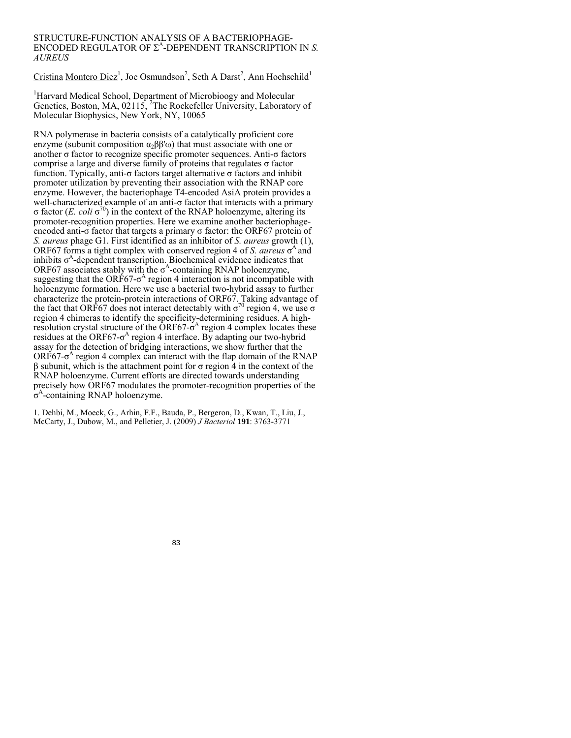# STRUCTURE-FUNCTION ANALYSIS OF A BACTERIOPHAGE-ENCODED REGULATOR OF $\Sigma^A$-DEPENDENT TRANSCRIPTION IN *S. AUREUS*

Cristina Montero Diez[1], Joe Osmundson[2], Seth A Darst[2], Ann Hochschild[1]

[1]Harvard Medical School, Department of Microbioogy and Molecular Genetics, Boston, MA, 02115, [2]The Rockefeller University, Laboratory of Molecular Biophysics, New York, NY, 10065

RNA polymerase in bacteria consists of a catalytically proficient core enzyme (subunit composition $\alpha_2\beta\beta'\omega$) that must associate with one or another σ factor to recognize specific promoter sequences. Anti-σ factors comprise a large and diverse family of proteins that regulates σ factor function. Typically, anti-σ factors target alternative σ factors and inhibit promoter utilization by preventing their association with the RNAP core enzyme. However, the bacteriophage T4-encoded AsiA protein provides a well-characterized example of an anti-σ factor that interacts with a primary σ factor (*E. coli* $\sigma^{70}$) in the context of the RNAP holoenzyme, altering its promoter-recognition properties. Here we examine another bacteriophage-encoded anti-σ factor that targets a primary σ factor: the ORF67 protein of *S. aureus* phage G1. First identified as an inhibitor of *S. aureus* growth (1), ORF67 forms a tight complex with conserved region 4 of *S. aureus* $\sigma^A$ and inhibits $\sigma^A$-dependent transcription. Biochemical evidence indicates that ORF67 associates stably with the $\sigma^A$-containing RNAP holoenzyme, suggesting that the ORF67-$\sigma^A$ region 4 interaction is not incompatible with holoenzyme formation. Here we use a bacterial two-hybrid assay to further characterize the protein-protein interactions of ORF67. Taking advantage of the fact that ORF67 does not interact detectably with $\sigma^{70}$ region 4, we use σ region 4 chimeras to identify the specificity-determining residues. A high-resolution crystal structure of the ORF67-$\sigma^A$ region 4 complex locates these residues at the ORF67-$\sigma^A$ region 4 interface. By adapting our two-hybrid assay for the detection of bridging interactions, we show further that the ORF67-$\sigma^A$ region 4 complex can interact with the flap domain of the RNAP β subunit, which is the attachment point for σ region 4 in the context of the RNAP holoenzyme. Current efforts are directed towards understanding precisely how ORF67 modulates the promoter-recognition properties of the $\sigma^A$-containing RNAP holoenzyme.

1. Dehbi, M., Moeck, G., Arhin, F.F., Bauda, P., Bergeron, D., Kwan, T., Liu, J., McCarty, J., Dubow, M., and Pelletier, J. (2009) *J Bacteriol* **191**: 3763-3771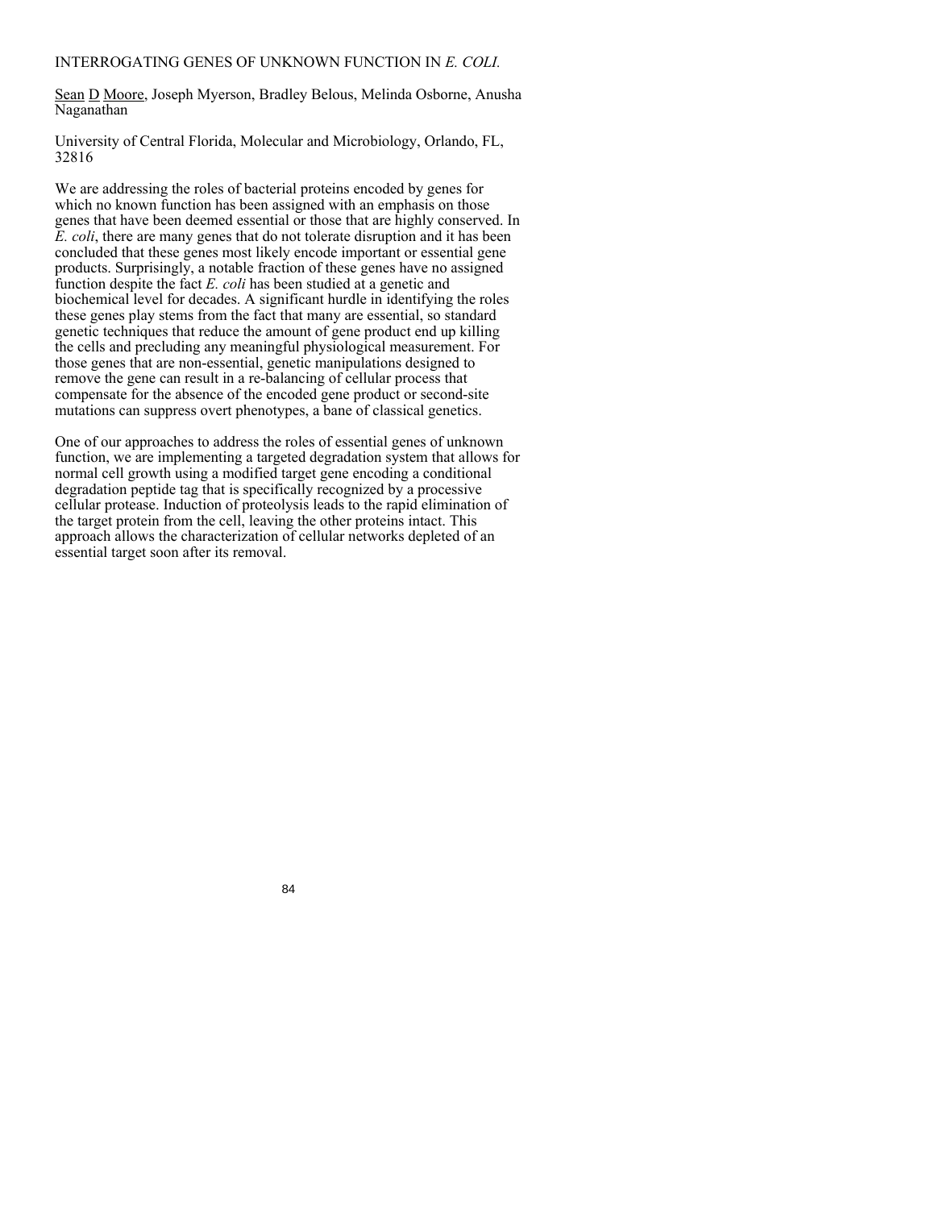# INTERROGATING GENES OF UNKNOWN FUNCTION IN *E. COLI.*

Sean D Moore, Joseph Myerson, Bradley Belous, Melinda Osborne, Anusha Naganathan

University of Central Florida, Molecular and Microbiology, Orlando, FL, 32816

We are addressing the roles of bacterial proteins encoded by genes for which no known function has been assigned with an emphasis on those genes that have been deemed essential or those that are highly conserved. In *E. coli*, there are many genes that do not tolerate disruption and it has been concluded that these genes most likely encode important or essential gene products. Surprisingly, a notable fraction of these genes have no assigned function despite the fact *E. coli* has been studied at a genetic and biochemical level for decades. A significant hurdle in identifying the roles these genes play stems from the fact that many are essential, so standard genetic techniques that reduce the amount of gene product end up killing the cells and precluding any meaningful physiological measurement. For those genes that are non-essential, genetic manipulations designed to remove the gene can result in a re-balancing of cellular process that compensate for the absence of the encoded gene product or second-site mutations can suppress overt phenotypes, a bane of classical genetics.

One of our approaches to address the roles of essential genes of unknown function, we are implementing a targeted degradation system that allows for normal cell growth using a modified target gene encoding a conditional degradation peptide tag that is specifically recognized by a processive cellular protease. Induction of proteolysis leads to the rapid elimination of the target protein from the cell, leaving the other proteins intact. This approach allows the characterization of cellular networks depleted of an essential target soon after its removal.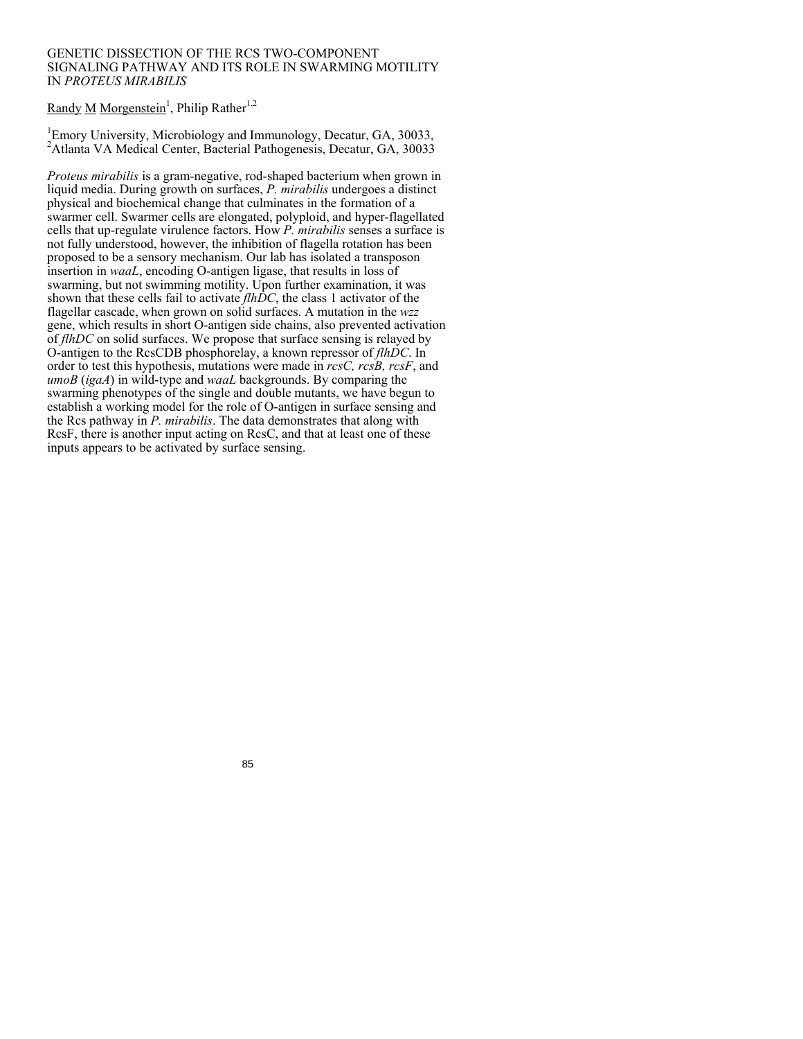# GENETIC DISSECTION OF THE RCS TWO-COMPONENT SIGNALING PATHWAY AND ITS ROLE IN SWARMING MOTILITY IN *PROTEUS MIRABILIS*

Randy M Morgenstein[1], Philip Rather[1,2]

[1]Emory University, Microbiology and Immunology, Decatur, GA, 30033,
[2]Atlanta VA Medical Center, Bacterial Pathogenesis, Decatur, GA, 30033

*Proteus mirabilis* is a gram-negative, rod-shaped bacterium when grown in liquid media. During growth on surfaces, *P. mirabilis* undergoes a distinct physical and biochemical change that culminates in the formation of a swarmer cell. Swarmer cells are elongated, polyploid, and hyper-flagellated cells that up-regulate virulence factors. How *P. mirabilis* senses a surface is not fully understood, however, the inhibition of flagella rotation has been proposed to be a sensory mechanism. Our lab has isolated a transposon insertion in *waaL*, encoding O-antigen ligase, that results in loss of swarming, but not swimming motility. Upon further examination, it was shown that these cells fail to activate *flhDC*, the class 1 activator of the flagellar cascade, when grown on solid surfaces. A mutation in the *wzz* gene, which results in short O-antigen side chains, also prevented activation of *flhDC* on solid surfaces. We propose that surface sensing is relayed by O-antigen to the RcsCDB phosphorelay, a known repressor of *flhDC*. In order to test this hypothesis, mutations were made in *rcsC, rcsB, rcsF*, and *umoB* (*igaA*) in wild-type and *waaL* backgrounds. By comparing the swarming phenotypes of the single and double mutants, we have begun to establish a working model for the role of O-antigen in surface sensing and the Rcs pathway in *P. mirabilis*. The data demonstrates that along with RcsF, there is another input acting on RcsC, and that at least one of these inputs appears to be activated by surface sensing.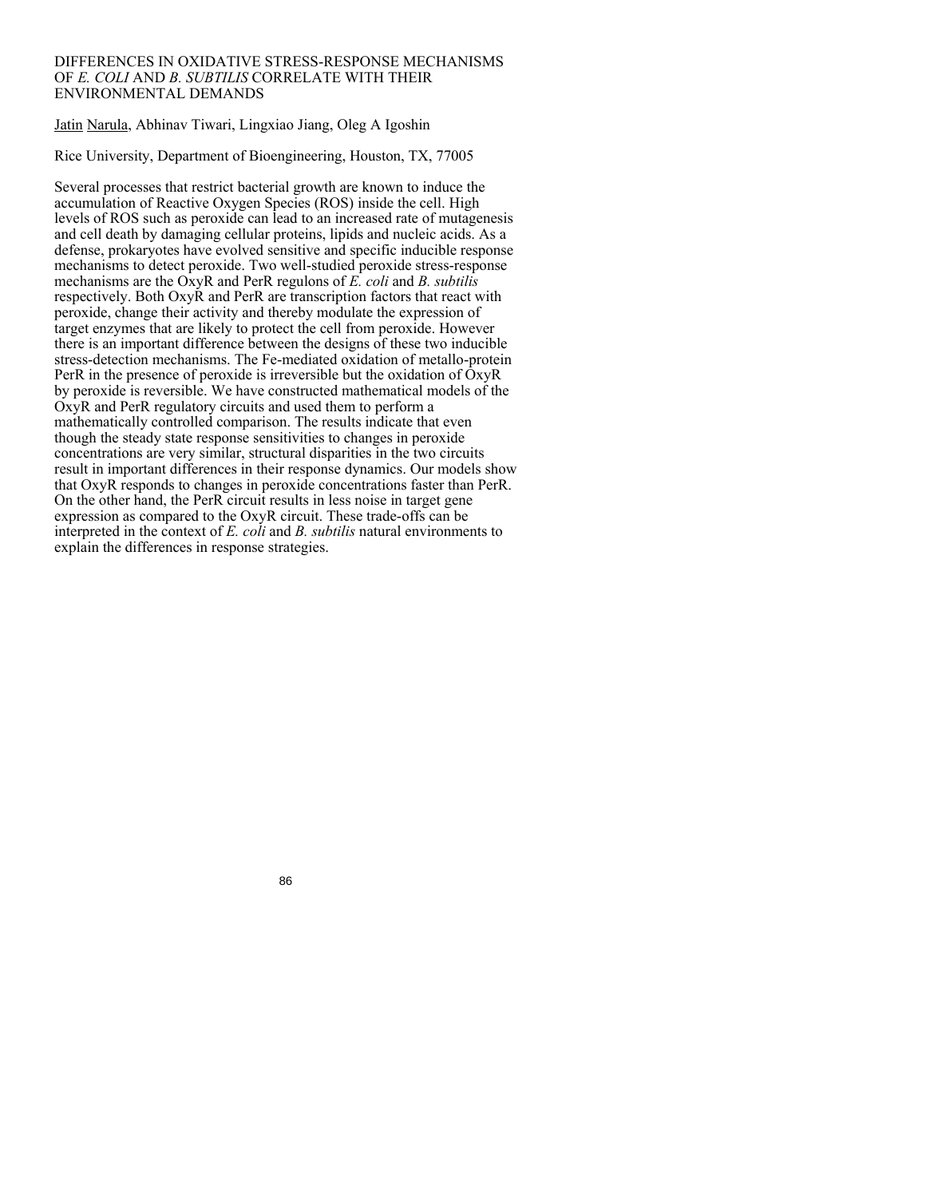# DIFFERENCES IN OXIDATIVE STRESS-RESPONSE MECHANISMS OF *E. COLI* AND *B. SUBTILIS* CORRELATE WITH THEIR ENVIRONMENTAL DEMANDS

Jatin Narula, Abhinav Tiwari, Lingxiao Jiang, Oleg A Igoshin

Rice University, Department of Bioengineering, Houston, TX, 77005

Several processes that restrict bacterial growth are known to induce the accumulation of Reactive Oxygen Species (ROS) inside the cell. High levels of ROS such as peroxide can lead to an increased rate of mutagenesis and cell death by damaging cellular proteins, lipids and nucleic acids. As a defense, prokaryotes have evolved sensitive and specific inducible response mechanisms to detect peroxide. Two well-studied peroxide stress-response mechanisms are the OxyR and PerR regulons of *E. coli* and *B. subtilis* respectively. Both OxyR and PerR are transcription factors that react with peroxide, change their activity and thereby modulate the expression of target enzymes that are likely to protect the cell from peroxide. However there is an important difference between the designs of these two inducible stress-detection mechanisms. The Fe-mediated oxidation of metallo-protein PerR in the presence of peroxide is irreversible but the oxidation of OxyR by peroxide is reversible. We have constructed mathematical models of the OxyR and PerR regulatory circuits and used them to perform a mathematically controlled comparison. The results indicate that even though the steady state response sensitivities to changes in peroxide concentrations are very similar, structural disparities in the two circuits result in important differences in their response dynamics. Our models show that OxyR responds to changes in peroxide concentrations faster than PerR. On the other hand, the PerR circuit results in less noise in target gene expression as compared to the OxyR circuit. These trade-offs can be interpreted in the context of *E. coli* and *B. subtilis* natural environments to explain the differences in response strategies.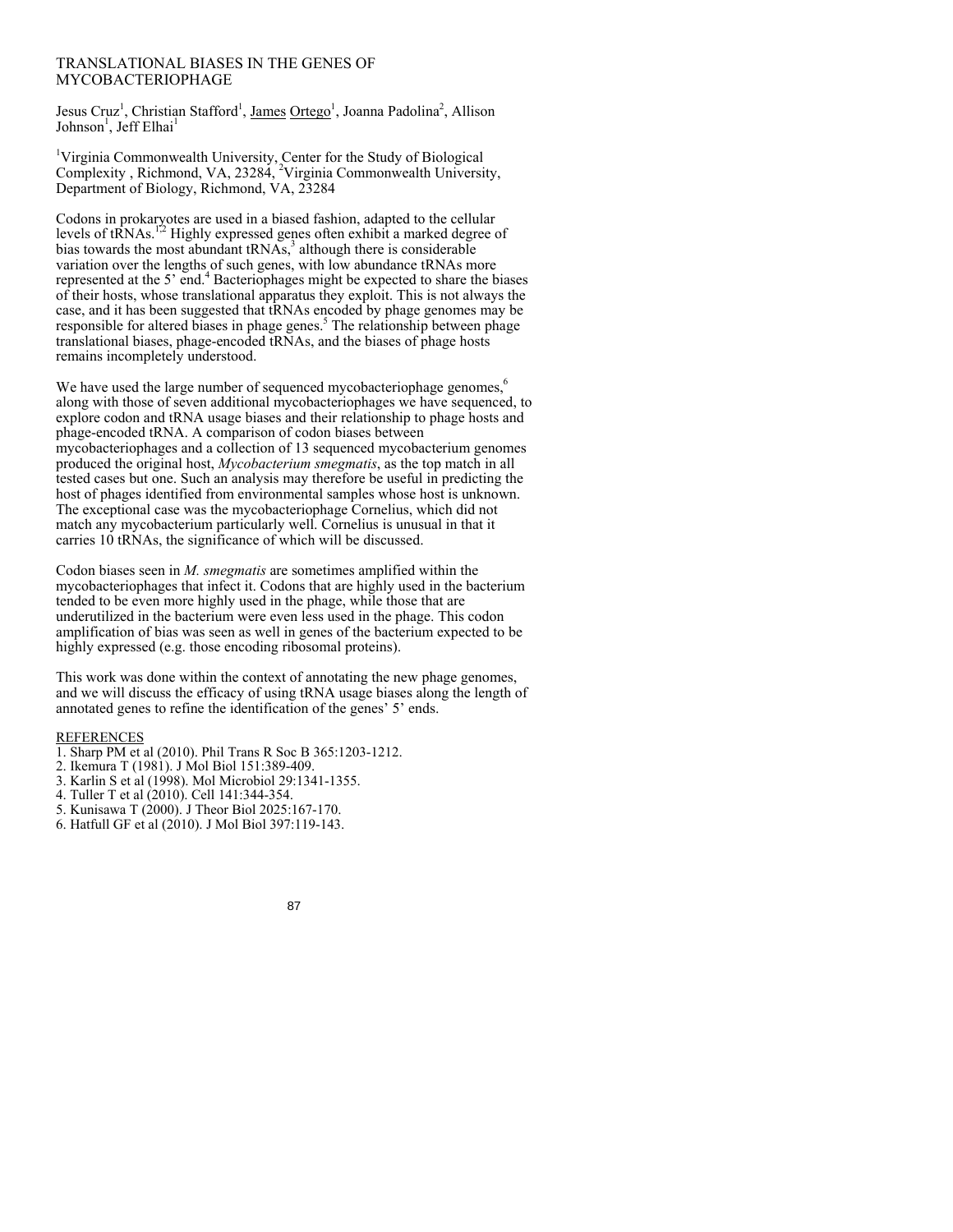# TRANSLATIONAL BIASES IN THE GENES OF MYCOBACTERIOPHAGE

Jesus Cruz[1], Christian Stafford[1], James Ortego[1], Joanna Padolina[2], Allison Johnson[1], Jeff Elhai[1]

[1]Virginia Commonwealth University, Center for the Study of Biological Complexity , Richmond, VA, 23284, [2]Virginia Commonwealth University, Department of Biology, Richmond, VA, 23284

Codons in prokaryotes are used in a biased fashion, adapted to the cellular levels of tRNAs.[1,2] Highly expressed genes often exhibit a marked degree of bias towards the most abundant tRNAs,[3] although there is considerable variation over the lengths of such genes, with low abundance tRNAs more represented at the 5' end.[4] Bacteriophages might be expected to share the biases of their hosts, whose translational apparatus they exploit. This is not always the case, and it has been suggested that tRNAs encoded by phage genomes may be responsible for altered biases in phage genes.[5] The relationship between phage translational biases, phage-encoded tRNAs, and the biases of phage hosts remains incompletely understood.

We have used the large number of sequenced mycobacteriophage genomes,[6] along with those of seven additional mycobacteriophages we have sequenced, to explore codon and tRNA usage biases and their relationship to phage hosts and phage-encoded tRNA. A comparison of codon biases between mycobacteriophages and a collection of 13 sequenced mycobacterium genomes produced the original host, *Mycobacterium smegmatis*, as the top match in all tested cases but one. Such an analysis may therefore be useful in predicting the host of phages identified from environmental samples whose host is unknown. The exceptional case was the mycobacteriophage Cornelius, which did not match any mycobacterium particularly well. Cornelius is unusual in that it carries 10 tRNAs, the significance of which will be discussed.

Codon biases seen in *M. smegmatis* are sometimes amplified within the mycobacteriophages that infect it. Codons that are highly used in the bacterium tended to be even more highly used in the phage, while those that are underutilized in the bacterium were even less used in the phage. This codon amplification of bias was seen as well in genes of the bacterium expected to be highly expressed (e.g. those encoding ribosomal proteins).

This work was done within the context of annotating the new phage genomes, and we will discuss the efficacy of using tRNA usage biases along the length of annotated genes to refine the identification of the genes' 5' ends.

REFERENCES

1. Sharp PM et al (2010). Phil Trans R Soc B 365:1203-1212.
2. Ikemura T (1981). J Mol Biol 151:389-409.
3. Karlin S et al (1998). Mol Microbiol 29:1341-1355.
4. Tuller T et al (2010). Cell 141:344-354.
5. Kunisawa T (2000). J Theor Biol 2025:167-170.
6. Hatfull GF et al (2010). J Mol Biol 397:119-143.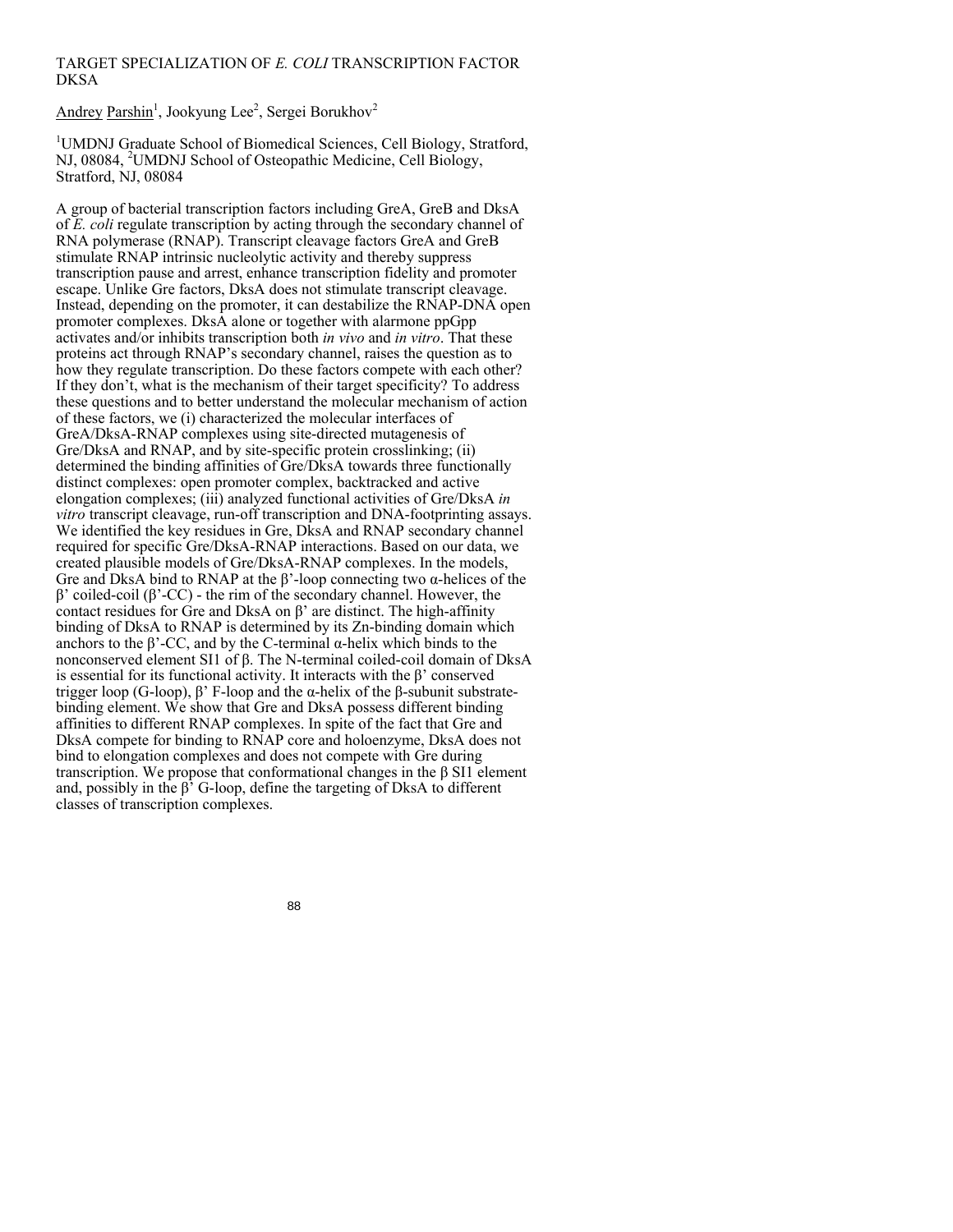# TARGET SPECIALIZATION OF *E. COLI* TRANSCRIPTION FACTOR DKSA

Andrey Parshin[1], Jookyung Lee[2], Sergei Borukhov[2]

[1]UMDNJ Graduate School of Biomedical Sciences, Cell Biology, Stratford, NJ, 08084, [2]UMDNJ School of Osteopathic Medicine, Cell Biology, Stratford, NJ, 08084

A group of bacterial transcription factors including GreA, GreB and DksA of *E. coli* regulate transcription by acting through the secondary channel of RNA polymerase (RNAP). Transcript cleavage factors GreA and GreB stimulate RNAP intrinsic nucleolytic activity and thereby suppress transcription pause and arrest, enhance transcription fidelity and promoter escape. Unlike Gre factors, DksA does not stimulate transcript cleavage. Instead, depending on the promoter, it can destabilize the RNAP-DNA open promoter complexes. DksA alone or together with alarmone ppGpp activates and/or inhibits transcription both *in vivo* and *in vitro*. That these proteins act through RNAP's secondary channel, raises the question as to how they regulate transcription. Do these factors compete with each other? If they don't, what is the mechanism of their target specificity? To address these questions and to better understand the molecular mechanism of action of these factors, we (i) characterized the molecular interfaces of GreA/DksA-RNAP complexes using site-directed mutagenesis of Gre/DksA and RNAP, and by site-specific protein crosslinking; (ii) determined the binding affinities of Gre/DksA towards three functionally distinct complexes: open promoter complex, backtracked and active elongation complexes; (iii) analyzed functional activities of Gre/DksA *in vitro* transcript cleavage, run-off transcription and DNA-footprinting assays. We identified the key residues in Gre, DksA and RNAP secondary channel required for specific Gre/DksA-RNAP interactions. Based on our data, we created plausible models of Gre/DksA-RNAP complexes. In the models, Gre and DksA bind to RNAP at the β'-loop connecting two α-helices of the β' coiled-coil (β'-CC) - the rim of the secondary channel. However, the contact residues for Gre and DksA on β' are distinct. The high-affinity binding of DksA to RNAP is determined by its Zn-binding domain which anchors to the β'-CC, and by the C-terminal α-helix which binds to the nonconserved element SI1 of β. The N-terminal coiled-coil domain of DksA is essential for its functional activity. It interacts with the β' conserved trigger loop (G-loop), β' F-loop and the α-helix of the β-subunit substrate-binding element. We show that Gre and DksA possess different binding affinities to different RNAP complexes. In spite of the fact that Gre and DksA compete for binding to RNAP core and holoenzyme, DksA does not bind to elongation complexes and does not compete with Gre during transcription. We propose that conformational changes in the β SI1 element and, possibly in the β' G-loop, define the targeting of DksA to different classes of transcription complexes.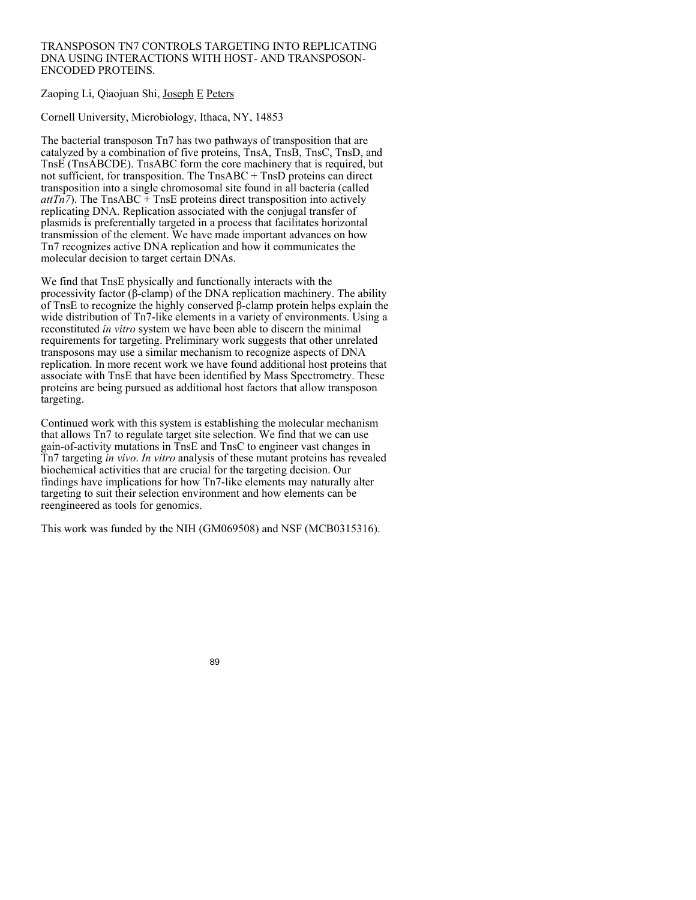# TRANSPOSON TN7 CONTROLS TARGETING INTO REPLICATING DNA USING INTERACTIONS WITH HOST- AND TRANSPOSON-ENCODED PROTEINS.

Zaoping Li, Qiaojuan Shi, Joseph E Peters

Cornell University, Microbiology, Ithaca, NY, 14853

The bacterial transposon Tn7 has two pathways of transposition that are catalyzed by a combination of five proteins, TnsA, TnsB, TnsC, TnsD, and TnsE (TnsABCDE). TnsABC form the core machinery that is required, but not sufficient, for transposition. The TnsABC + TnsD proteins can direct transposition into a single chromosomal site found in all bacteria (called *attTn7*). The TnsABC + TnsE proteins direct transposition into actively replicating DNA. Replication associated with the conjugal transfer of plasmids is preferentially targeted in a process that facilitates horizontal transmission of the element. We have made important advances on how Tn7 recognizes active DNA replication and how it communicates the molecular decision to target certain DNAs.

We find that TnsE physically and functionally interacts with the processivity factor (β-clamp) of the DNA replication machinery. The ability of TnsE to recognize the highly conserved β-clamp protein helps explain the wide distribution of Tn7-like elements in a variety of environments. Using a reconstituted *in vitro* system we have been able to discern the minimal requirements for targeting. Preliminary work suggests that other unrelated transposons may use a similar mechanism to recognize aspects of DNA replication. In more recent work we have found additional host proteins that associate with TnsE that have been identified by Mass Spectrometry. These proteins are being pursued as additional host factors that allow transposon targeting.

Continued work with this system is establishing the molecular mechanism that allows Tn7 to regulate target site selection. We find that we can use gain-of-activity mutations in TnsE and TnsC to engineer vast changes in Tn7 targeting *in vivo*. *In vitro* analysis of these mutant proteins has revealed biochemical activities that are crucial for the targeting decision. Our findings have implications for how Tn7-like elements may naturally alter targeting to suit their selection environment and how elements can be reengineered as tools for genomics.

This work was funded by the NIH (GM069508) and NSF (MCB0315316).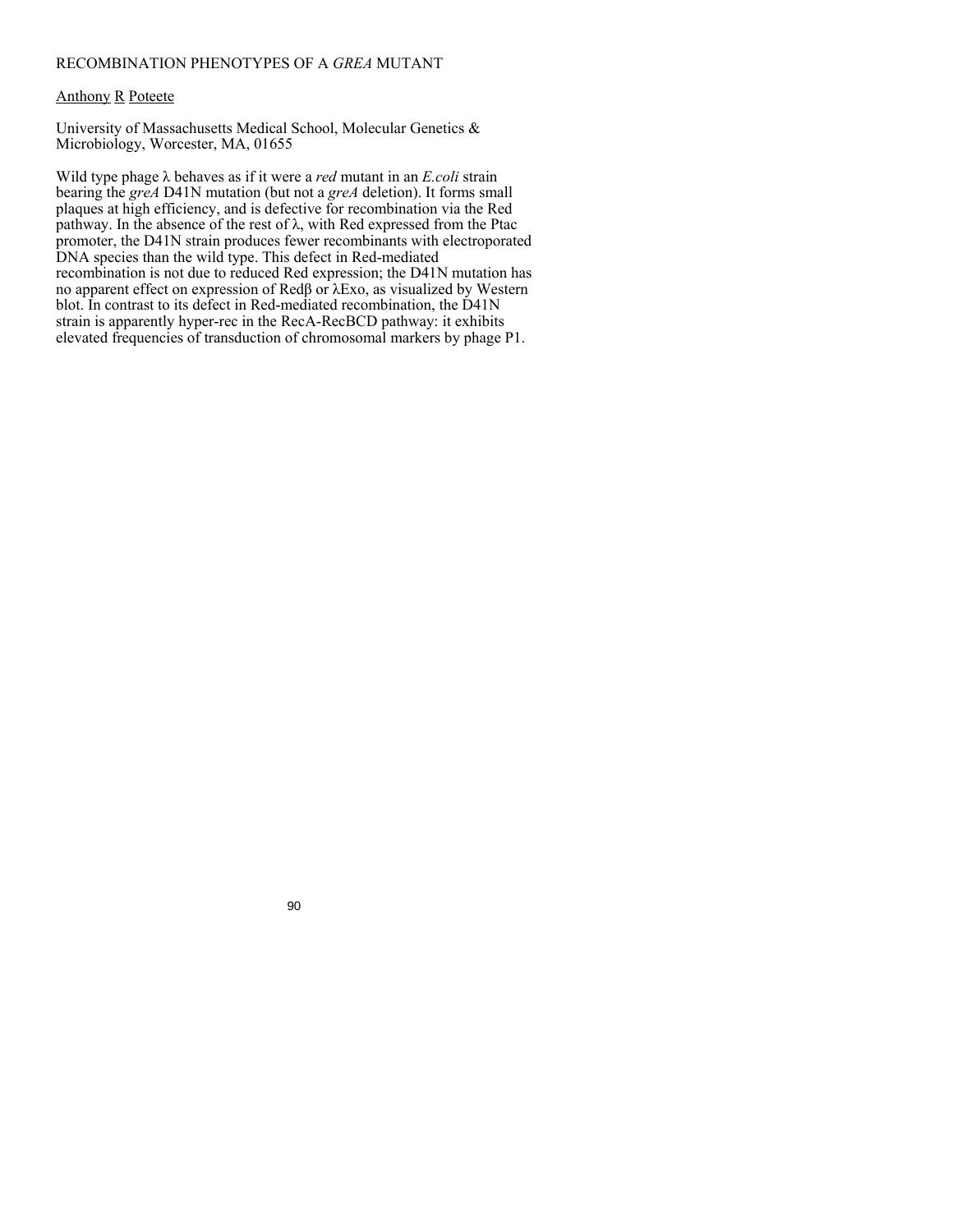# RECOMBINATION PHENOTYPES OF A *GREA* MUTANT

Anthony R Poteete

University of Massachusetts Medical School, Molecular Genetics & Microbiology, Worcester, MA, 01655

Wild type phage λ behaves as if it were a *red* mutant in an *E.coli* strain bearing the *greA* D41N mutation (but not a *greA* deletion). It forms small plaques at high efficiency, and is defective for recombination via the Red pathway. In the absence of the rest of λ, with Red expressed from the Ptac promoter, the D41N strain produces fewer recombinants with electroporated DNA species than the wild type. This defect in Red-mediated recombination is not due to reduced Red expression; the D41N mutation has no apparent effect on expression of Redβ or λExo, as visualized by Western blot. In contrast to its defect in Red-mediated recombination, the D41N strain is apparently hyper-rec in the RecA-RecBCD pathway: it exhibits elevated frequencies of transduction of chromosomal markers by phage P1.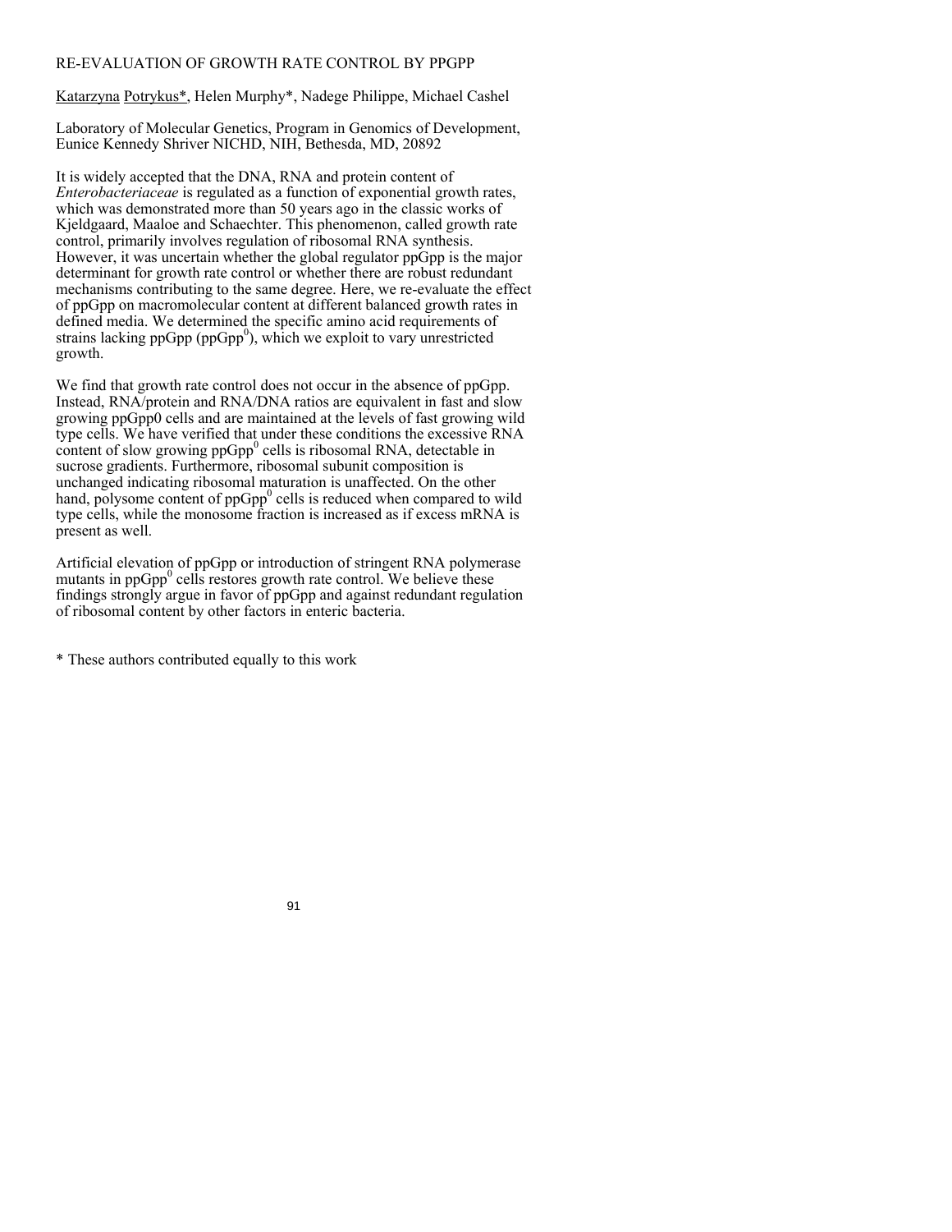# RE-EVALUATION OF GROWTH RATE CONTROL BY PPGPP

Katarzyna Potrykus*, Helen Murphy*, Nadege Philippe, Michael Cashel

Laboratory of Molecular Genetics, Program in Genomics of Development, Eunice Kennedy Shriver NICHD, NIH, Bethesda, MD, 20892

It is widely accepted that the DNA, RNA and protein content of *Enterobacteriaceae* is regulated as a function of exponential growth rates, which was demonstrated more than 50 years ago in the classic works of Kjeldgaard, Maaloe and Schaechter. This phenomenon, called growth rate control, primarily involves regulation of ribosomal RNA synthesis. However, it was uncertain whether the global regulator ppGpp is the major determinant for growth rate control or whether there are robust redundant mechanisms contributing to the same degree. Here, we re-evaluate the effect of ppGpp on macromolecular content at different balanced growth rates in defined media. We determined the specific amino acid requirements of strains lacking ppGpp (ppGpp$^0$), which we exploit to vary unrestricted growth.

We find that growth rate control does not occur in the absence of ppGpp. Instead, RNA/protein and RNA/DNA ratios are equivalent in fast and slow growing ppGpp0 cells and are maintained at the levels of fast growing wild type cells. We have verified that under these conditions the excessive RNA content of slow growing ppGpp$^0$ cells is ribosomal RNA, detectable in sucrose gradients. Furthermore, ribosomal subunit composition is unchanged indicating ribosomal maturation is unaffected. On the other hand, polysome content of ppGpp$^0$ cells is reduced when compared to wild type cells, while the monosome fraction is increased as if excess mRNA is present as well.

Artificial elevation of ppGpp or introduction of stringent RNA polymerase mutants in ppGpp$^0$ cells restores growth rate control. We believe these findings strongly argue in favor of ppGpp and against redundant regulation of ribosomal content by other factors in enteric bacteria.

* These authors contributed equally to this work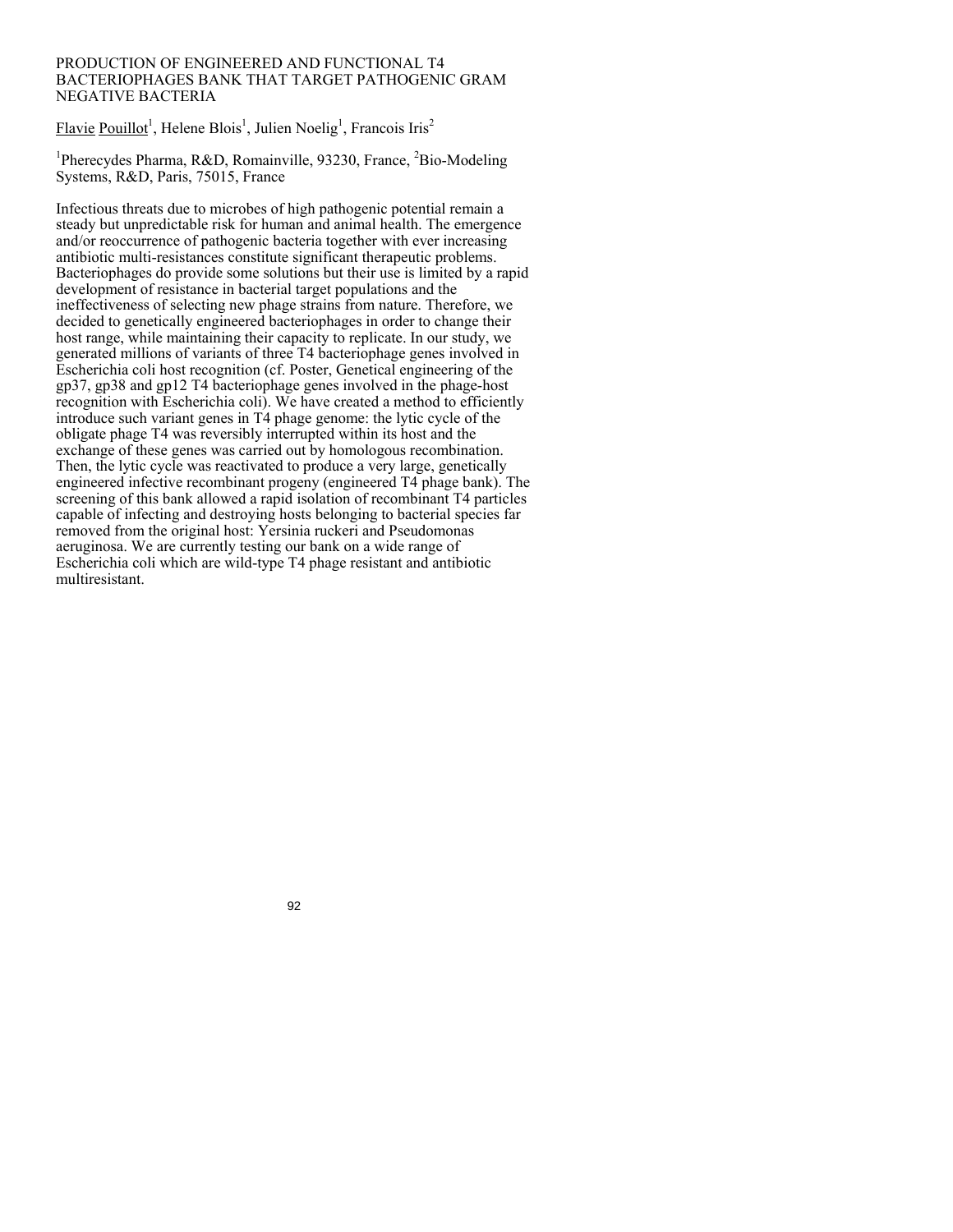# PRODUCTION OF ENGINEERED AND FUNCTIONAL T4 BACTERIOPHAGES BANK THAT TARGET PATHOGENIC GRAM NEGATIVE BACTERIA

Flavie Pouillot[1], Helene Blois[1], Julien Noelig[1], Francois Iris[2]

[1]Pherecydes Pharma, R&D, Romainville, 93230, France, [2]Bio-Modeling Systems, R&D, Paris, 75015, France

Infectious threats due to microbes of high pathogenic potential remain a steady but unpredictable risk for human and animal health. The emergence and/or reoccurrence of pathogenic bacteria together with ever increasing antibiotic multi-resistances constitute significant therapeutic problems. Bacteriophages do provide some solutions but their use is limited by a rapid development of resistance in bacterial target populations and the ineffectiveness of selecting new phage strains from nature. Therefore, we decided to genetically engineered bacteriophages in order to change their host range, while maintaining their capacity to replicate. In our study, we generated millions of variants of three T4 bacteriophage genes involved in Escherichia coli host recognition (cf. Poster, Genetical engineering of the gp37, gp38 and gp12 T4 bacteriophage genes involved in the phage-host recognition with Escherichia coli). We have created a method to efficiently introduce such variant genes in T4 phage genome: the lytic cycle of the obligate phage T4 was reversibly interrupted within its host and the exchange of these genes was carried out by homologous recombination. Then, the lytic cycle was reactivated to produce a very large, genetically engineered infective recombinant progeny (engineered T4 phage bank). The screening of this bank allowed a rapid isolation of recombinant T4 particles capable of infecting and destroying hosts belonging to bacterial species far removed from the original host: Yersinia ruckeri and Pseudomonas aeruginosa. We are currently testing our bank on a wide range of Escherichia coli which are wild-type T4 phage resistant and antibiotic multiresistant.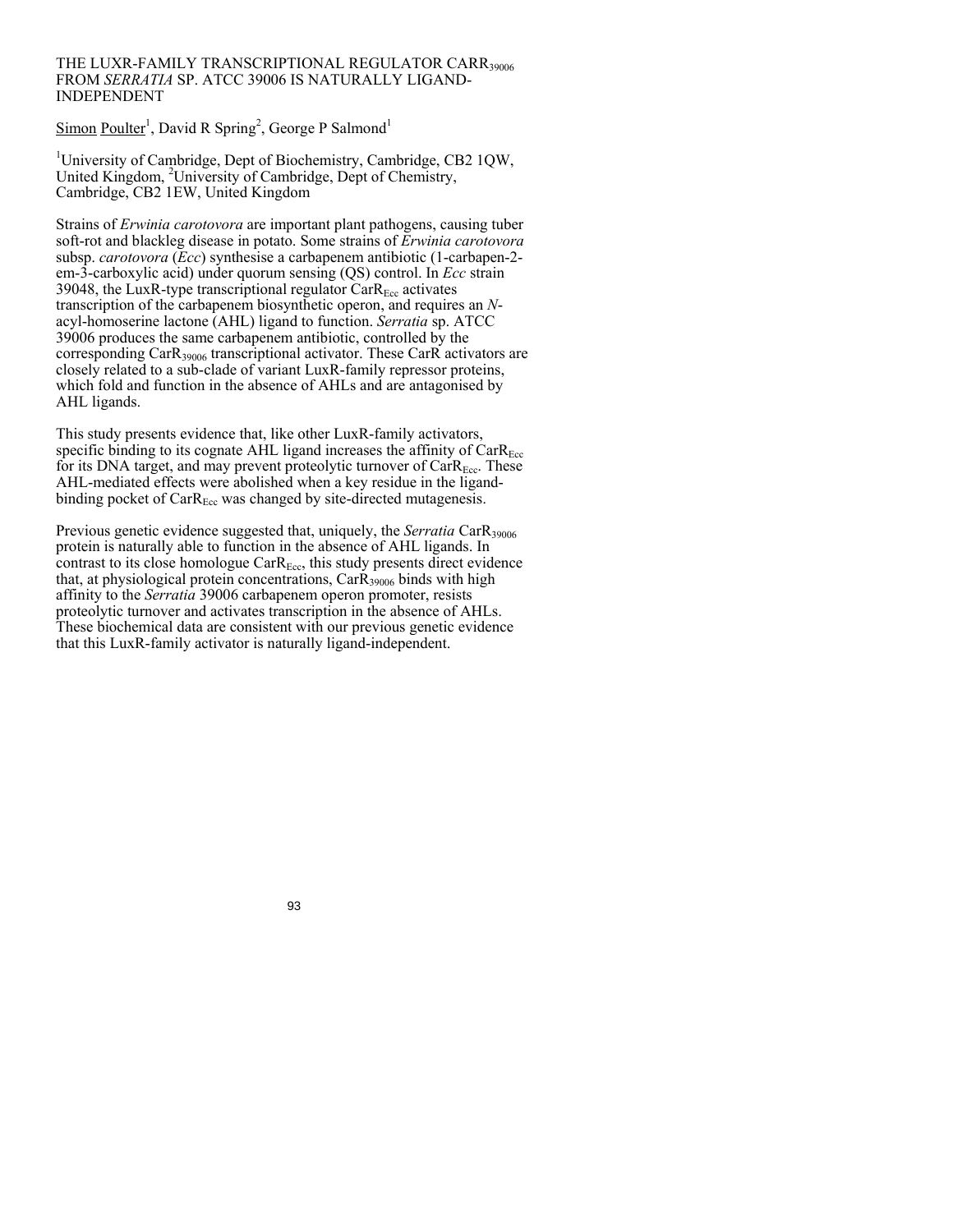# THE LUXR-FAMILY TRANSCRIPTIONAL REGULATOR CARR$_{39006}$ FROM *SERRATIA* SP. ATCC 39006 IS NATURALLY LIGAND-INDEPENDENT

Simon Poulter[1], David R Spring[2], George P Salmond[1]

[1]University of Cambridge, Dept of Biochemistry, Cambridge, CB2 1QW, United Kingdom, [2]University of Cambridge, Dept of Chemistry, Cambridge, CB2 1EW, United Kingdom

Strains of *Erwinia carotovora* are important plant pathogens, causing tuber soft-rot and blackleg disease in potato. Some strains of *Erwinia carotovora* subsp. *carotovora* (*Ecc*) synthesise a carbapenem antibiotic (1-carbapen-2-em-3-carboxylic acid) under quorum sensing (QS) control. In *Ecc* strain 39048, the LuxR-type transcriptional regulator CarR$_{Ecc}$ activates transcription of the carbapenem biosynthetic operon, and requires an *N*-acyl-homoserine lactone (AHL) ligand to function. *Serratia* sp. ATCC 39006 produces the same carbapenem antibiotic, controlled by the corresponding CarR$_{39006}$ transcriptional activator. These CarR activators are closely related to a sub-clade of variant LuxR-family repressor proteins, which fold and function in the absence of AHLs and are antagonised by AHL ligands.

This study presents evidence that, like other LuxR-family activators, specific binding to its cognate AHL ligand increases the affinity of CarR$_{Ecc}$ for its DNA target, and may prevent proteolytic turnover of CarR$_{Ecc}$. These AHL-mediated effects were abolished when a key residue in the ligand-binding pocket of CarR$_{Ecc}$ was changed by site-directed mutagenesis.

Previous genetic evidence suggested that, uniquely, the *Serratia* CarR$_{39006}$ protein is naturally able to function in the absence of AHL ligands. In contrast to its close homologue CarR$_{Ecc}$, this study presents direct evidence that, at physiological protein concentrations, CarR$_{39006}$ binds with high affinity to the *Serratia* 39006 carbapenem operon promoter, resists proteolytic turnover and activates transcription in the absence of AHLs. These biochemical data are consistent with our previous genetic evidence that this LuxR-family activator is naturally ligand-independent.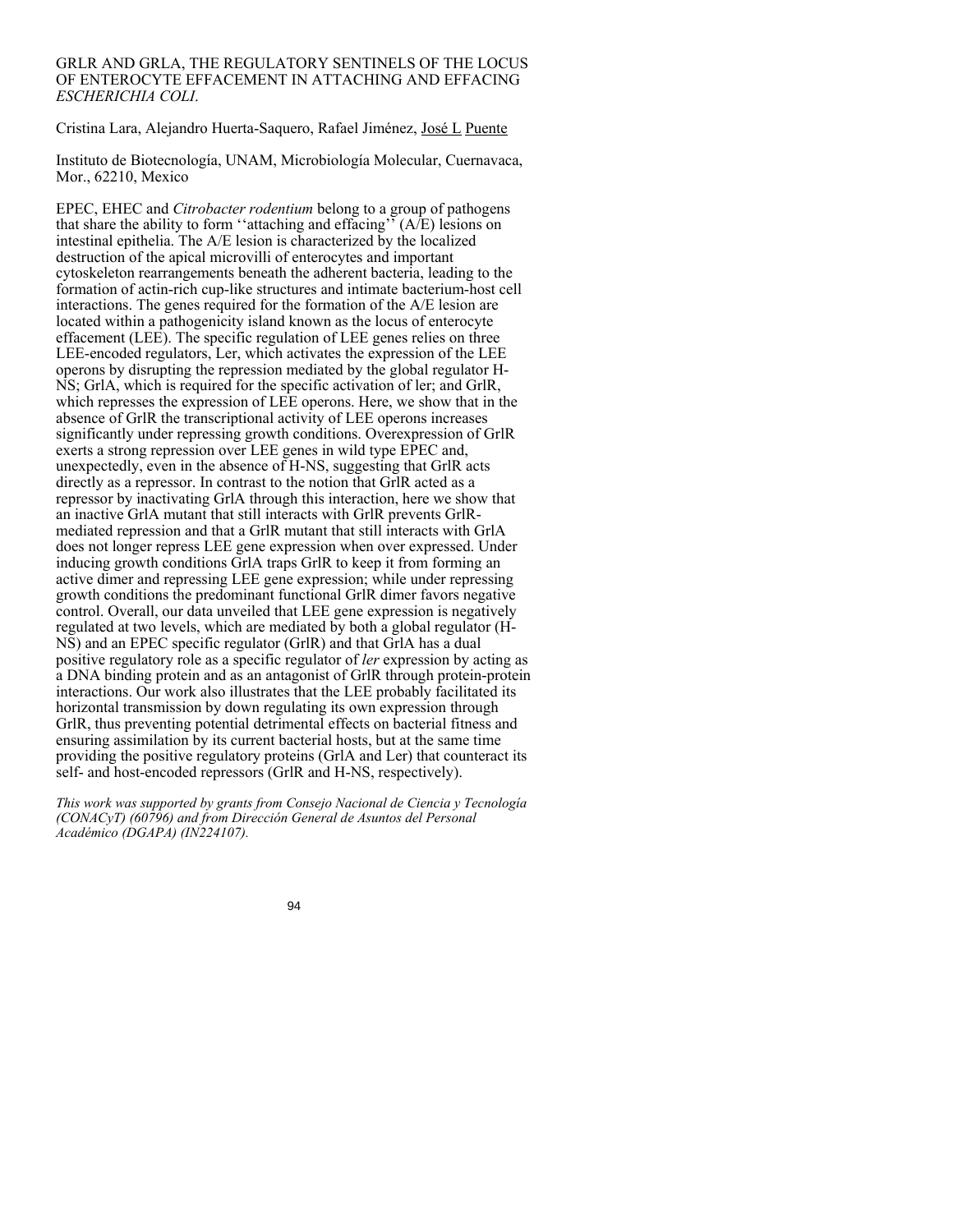# GRLR AND GRLA, THE REGULATORY SENTINELS OF THE LOCUS OF ENTEROCYTE EFFACEMENT IN ATTACHING AND EFFACING *ESCHERICHIA COLI*.

Cristina Lara, Alejandro Huerta-Saquero, Rafael Jiménez, José L Puente

Instituto de Biotecnología, UNAM, Microbiología Molecular, Cuernavaca, Mor., 62210, Mexico

EPEC, EHEC and *Citrobacter rodentium* belong to a group of pathogens that share the ability to form ''attaching and effacing'' (A/E) lesions on intestinal epithelia. The A/E lesion is characterized by the localized destruction of the apical microvilli of enterocytes and important cytoskeleton rearrangements beneath the adherent bacteria, leading to the formation of actin-rich cup-like structures and intimate bacterium-host cell interactions. The genes required for the formation of the A/E lesion are located within a pathogenicity island known as the locus of enterocyte effacement (LEE). The specific regulation of LEE genes relies on three LEE-encoded regulators, Ler, which activates the expression of the LEE operons by disrupting the repression mediated by the global regulator H-NS; GrlA, which is required for the specific activation of ler; and GrlR, which represses the expression of LEE operons. Here, we show that in the absence of GrlR the transcriptional activity of LEE operons increases significantly under repressing growth conditions. Overexpression of GrlR exerts a strong repression over LEE genes in wild type EPEC and, unexpectedly, even in the absence of H-NS, suggesting that GrlR acts directly as a repressor. In contrast to the notion that GrlR acted as a repressor by inactivating GrlA through this interaction, here we show that an inactive GrlA mutant that still interacts with GrlR prevents GrlR-mediated repression and that a GrlR mutant that still interacts with GrlA does not longer repress LEE gene expression when over expressed. Under inducing growth conditions GrlA traps GrlR to keep it from forming an active dimer and repressing LEE gene expression; while under repressing growth conditions the predominant functional GrlR dimer favors negative control. Overall, our data unveiled that LEE gene expression is negatively regulated at two levels, which are mediated by both a global regulator (H-NS) and an EPEC specific regulator (GrlR) and that GrlA has a dual positive regulatory role as a specific regulator of *ler* expression by acting as a DNA binding protein and as an antagonist of GrlR through protein-protein interactions. Our work also illustrates that the LEE probably facilitated its horizontal transmission by down regulating its own expression through GrlR, thus preventing potential detrimental effects on bacterial fitness and ensuring assimilation by its current bacterial hosts, but at the same time providing the positive regulatory proteins (GrlA and Ler) that counteract its self- and host-encoded repressors (GrlR and H-NS, respectively).

*This work was supported by grants from Consejo Nacional de Ciencia y Tecnología (CONACyT) (60796) and from Dirección General de Asuntos del Personal Académico (DGAPA) (IN224107).*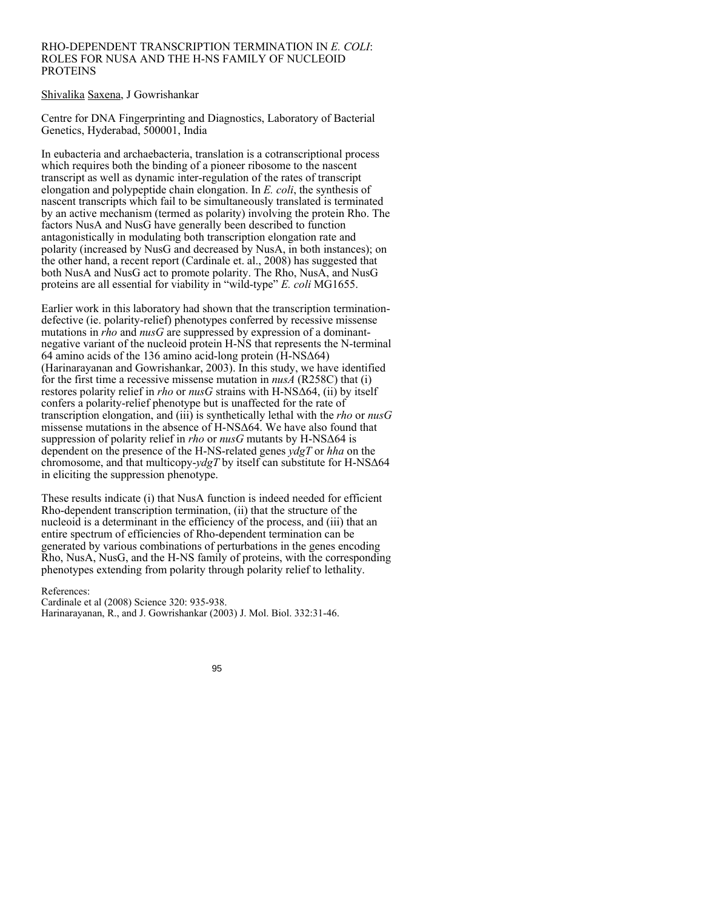# RHO-DEPENDENT TRANSCRIPTION TERMINATION IN *E. COLI*: ROLES FOR NUSA AND THE H-NS FAMILY OF NUCLEOID PROTEINS

Shivalika Saxena, J Gowrishankar

Centre for DNA Fingerprinting and Diagnostics, Laboratory of Bacterial Genetics, Hyderabad, 500001, India

In eubacteria and archaebacteria, translation is a cotranscriptional process which requires both the binding of a pioneer ribosome to the nascent transcript as well as dynamic inter-regulation of the rates of transcript elongation and polypeptide chain elongation. In *E. coli*, the synthesis of nascent transcripts which fail to be simultaneously translated is terminated by an active mechanism (termed as polarity) involving the protein Rho. The factors NusA and NusG have generally been described to function antagonistically in modulating both transcription elongation rate and polarity (increased by NusG and decreased by NusA, in both instances); on the other hand, a recent report (Cardinale et. al., 2008) has suggested that both NusA and NusG act to promote polarity. The Rho, NusA, and NusG proteins are all essential for viability in "wild-type" *E. coli* MG1655.

Earlier work in this laboratory had shown that the transcription termination-defective (ie. polarity-relief) phenotypes conferred by recessive missense mutations in *rho* and *nusG* are suppressed by expression of a dominant-negative variant of the nucleoid protein H-NS that represents the N-terminal 64 amino acids of the 136 amino acid-long protein (H-NSΔ64) (Harinarayanan and Gowrishankar, 2003). In this study, we have identified for the first time a recessive missense mutation in *nusA* (R258C) that (i) restores polarity relief in *rho* or *nusG* strains with H-NSΔ64, (ii) by itself confers a polarity-relief phenotype but is unaffected for the rate of transcription elongation, and (iii) is synthetically lethal with the *rho* or *nusG* missense mutations in the absence of H-NSΔ64. We have also found that suppression of polarity relief in *rho* or *nusG* mutants by H-NSΔ64 is dependent on the presence of the H-NS-related genes *ydgT* or *hha* on the chromosome, and that multicopy-*ydgT* by itself can substitute for H-NSΔ64 in eliciting the suppression phenotype.

These results indicate (i) that NusA function is indeed needed for efficient Rho-dependent transcription termination, (ii) that the structure of the nucleoid is a determinant in the efficiency of the process, and (iii) that an entire spectrum of efficiencies of Rho-dependent termination can be generated by various combinations of perturbations in the genes encoding Rho, NusA, NusG, and the H-NS family of proteins, with the corresponding phenotypes extending from polarity through polarity relief to lethality.

References:
Cardinale et al (2008) Science 320: 935-938.
Harinarayanan, R., and J. Gowrishankar (2003) J. Mol. Biol. 332:31-46.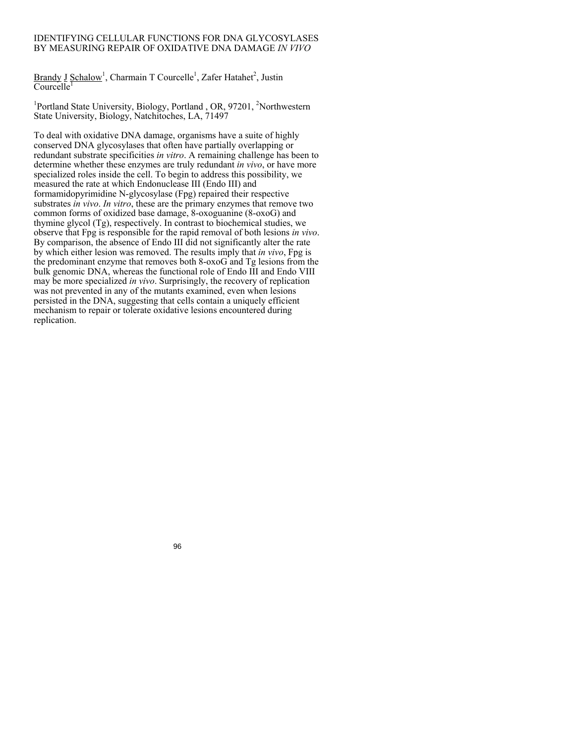# IDENTIFYING CELLULAR FUNCTIONS FOR DNA GLYCOSYLASES BY MEASURING REPAIR OF OXIDATIVE DNA DAMAGE *IN VIVO*

Brandy J Schalow[1], Charmain T Courcelle[1], Zafer Hatahet[2], Justin Courcelle[1]

[1]Portland State University, Biology, Portland , OR, 97201, [2]Northwestern State University, Biology, Natchitoches, LA, 71497

To deal with oxidative DNA damage, organisms have a suite of highly conserved DNA glycosylases that often have partially overlapping or redundant substrate specificities *in vitro*. A remaining challenge has been to determine whether these enzymes are truly redundant *in vivo*, or have more specialized roles inside the cell. To begin to address this possibility, we measured the rate at which Endonuclease III (Endo III) and formamidopyrimidine N-glycosylase (Fpg) repaired their respective substrates *in vivo*. *In vitro*, these are the primary enzymes that remove two common forms of oxidized base damage, 8-oxoguanine (8-oxoG) and thymine glycol (Tg), respectively. In contrast to biochemical studies, we observe that Fpg is responsible for the rapid removal of both lesions *in vivo*. By comparison, the absence of Endo III did not significantly alter the rate by which either lesion was removed. The results imply that *in vivo*, Fpg is the predominant enzyme that removes both 8-oxoG and Tg lesions from the bulk genomic DNA, whereas the functional role of Endo III and Endo VIII may be more specialized *in vivo*. Surprisingly, the recovery of replication was not prevented in any of the mutants examined, even when lesions persisted in the DNA, suggesting that cells contain a uniquely efficient mechanism to repair or tolerate oxidative lesions encountered during replication.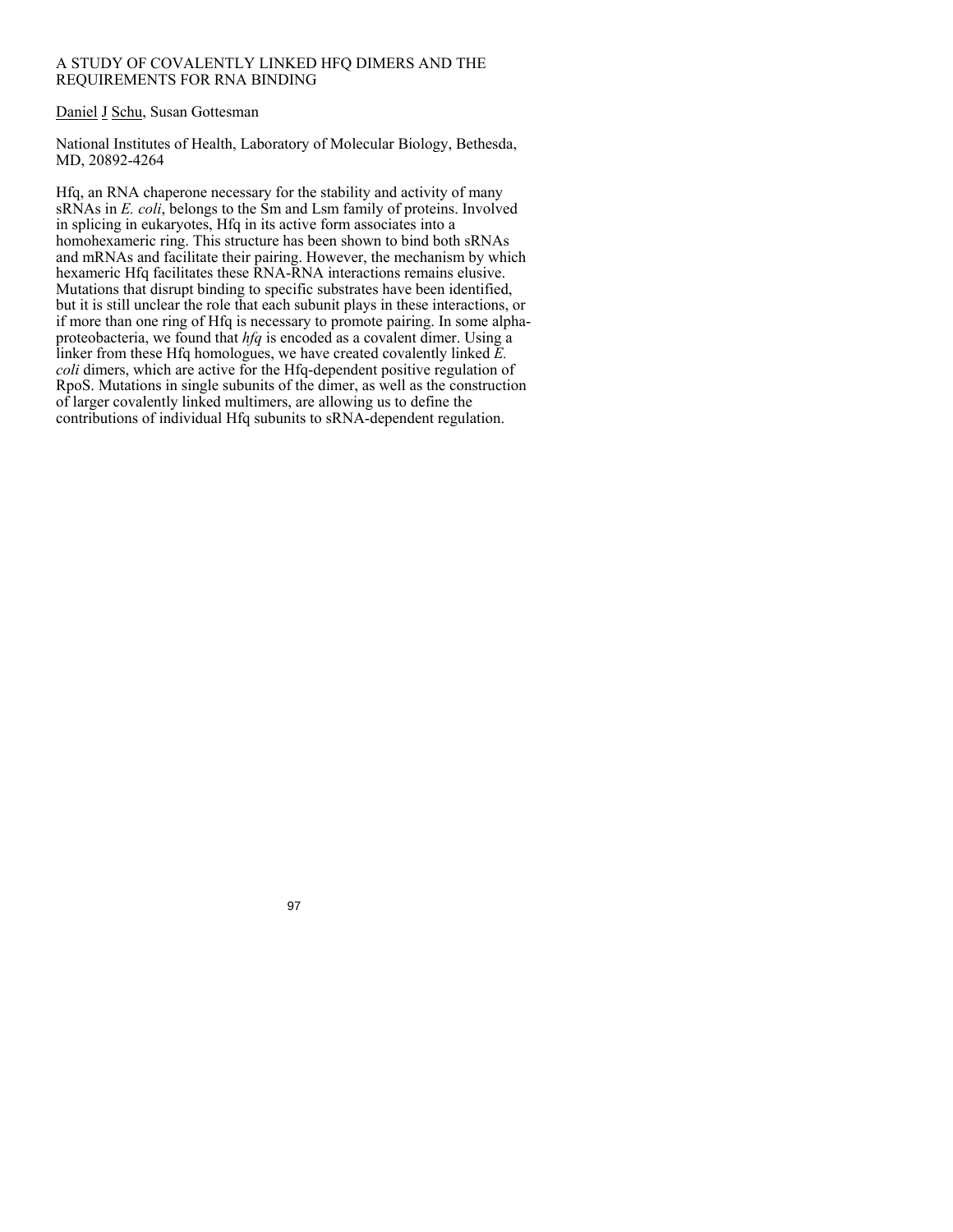# A STUDY OF COVALENTLY LINKED HFQ DIMERS AND THE REQUIREMENTS FOR RNA BINDING

Daniel J Schu, Susan Gottesman

National Institutes of Health, Laboratory of Molecular Biology, Bethesda, MD, 20892-4264

Hfq, an RNA chaperone necessary for the stability and activity of many sRNAs in *E. coli*, belongs to the Sm and Lsm family of proteins. Involved in splicing in eukaryotes, Hfq in its active form associates into a homohexameric ring. This structure has been shown to bind both sRNAs and mRNAs and facilitate their pairing. However, the mechanism by which hexameric Hfq facilitates these RNA-RNA interactions remains elusive. Mutations that disrupt binding to specific substrates have been identified, but it is still unclear the role that each subunit plays in these interactions, or if more than one ring of Hfq is necessary to promote pairing. In some alpha-proteobacteria, we found that *hfq* is encoded as a covalent dimer. Using a linker from these Hfq homologues, we have created covalently linked *E. coli* dimers, which are active for the Hfq-dependent positive regulation of RpoS. Mutations in single subunits of the dimer, as well as the construction of larger covalently linked multimers, are allowing us to define the contributions of individual Hfq subunits to sRNA-dependent regulation.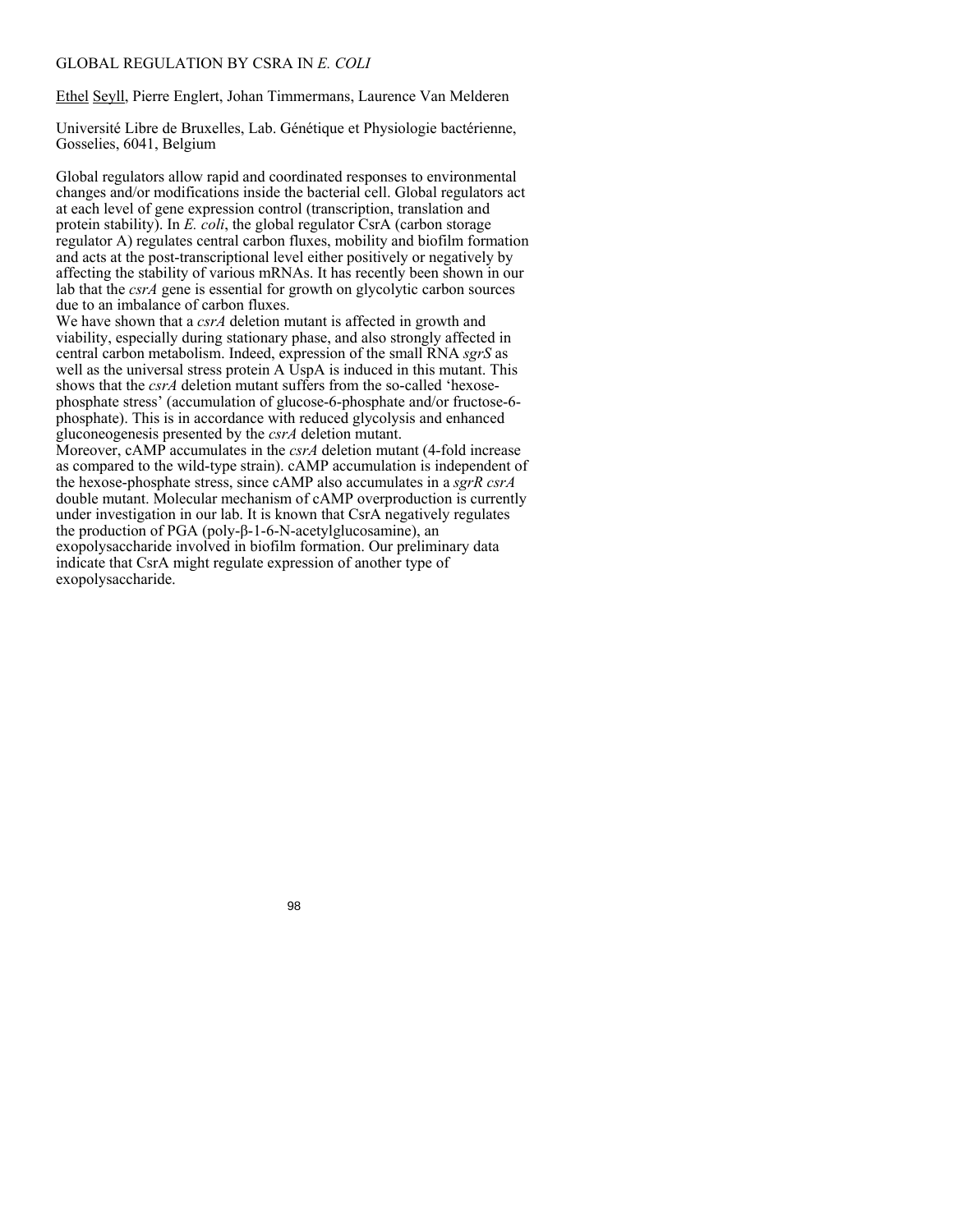# GLOBAL REGULATION BY CSRA IN *E. COLI*

<u>Ethel Seyll</u>, Pierre Englert, Johan Timmermans, Laurence Van Melderen

Université Libre de Bruxelles, Lab. Génétique et Physiologie bactérienne, Gosselies, 6041, Belgium

Global regulators allow rapid and coordinated responses to environmental changes and/or modifications inside the bacterial cell. Global regulators act at each level of gene expression control (transcription, translation and protein stability). In *E. coli*, the global regulator CsrA (carbon storage regulator A) regulates central carbon fluxes, mobility and biofilm formation and acts at the post-transcriptional level either positively or negatively by affecting the stability of various mRNAs. It has recently been shown in our lab that the *csrA* gene is essential for growth on glycolytic carbon sources due to an imbalance of carbon fluxes.

We have shown that a *csrA* deletion mutant is affected in growth and viability, especially during stationary phase, and also strongly affected in central carbon metabolism. Indeed, expression of the small RNA *sgrS* as well as the universal stress protein A UspA is induced in this mutant. This shows that the *csrA* deletion mutant suffers from the so-called 'hexose-phosphate stress' (accumulation of glucose-6-phosphate and/or fructose-6-phosphate). This is in accordance with reduced glycolysis and enhanced gluconeogenesis presented by the *csrA* deletion mutant.

Moreover, cAMP accumulates in the *csrA* deletion mutant (4-fold increase as compared to the wild-type strain). cAMP accumulation is independent of the hexose-phosphate stress, since cAMP also accumulates in a *sgrR csrA* double mutant. Molecular mechanism of cAMP overproduction is currently under investigation in our lab. It is known that CsrA negatively regulates the production of PGA (poly-β-1-6-N-acetylglucosamine), an exopolysaccharide involved in biofilm formation. Our preliminary data indicate that CsrA might regulate expression of another type of exopolysaccharide.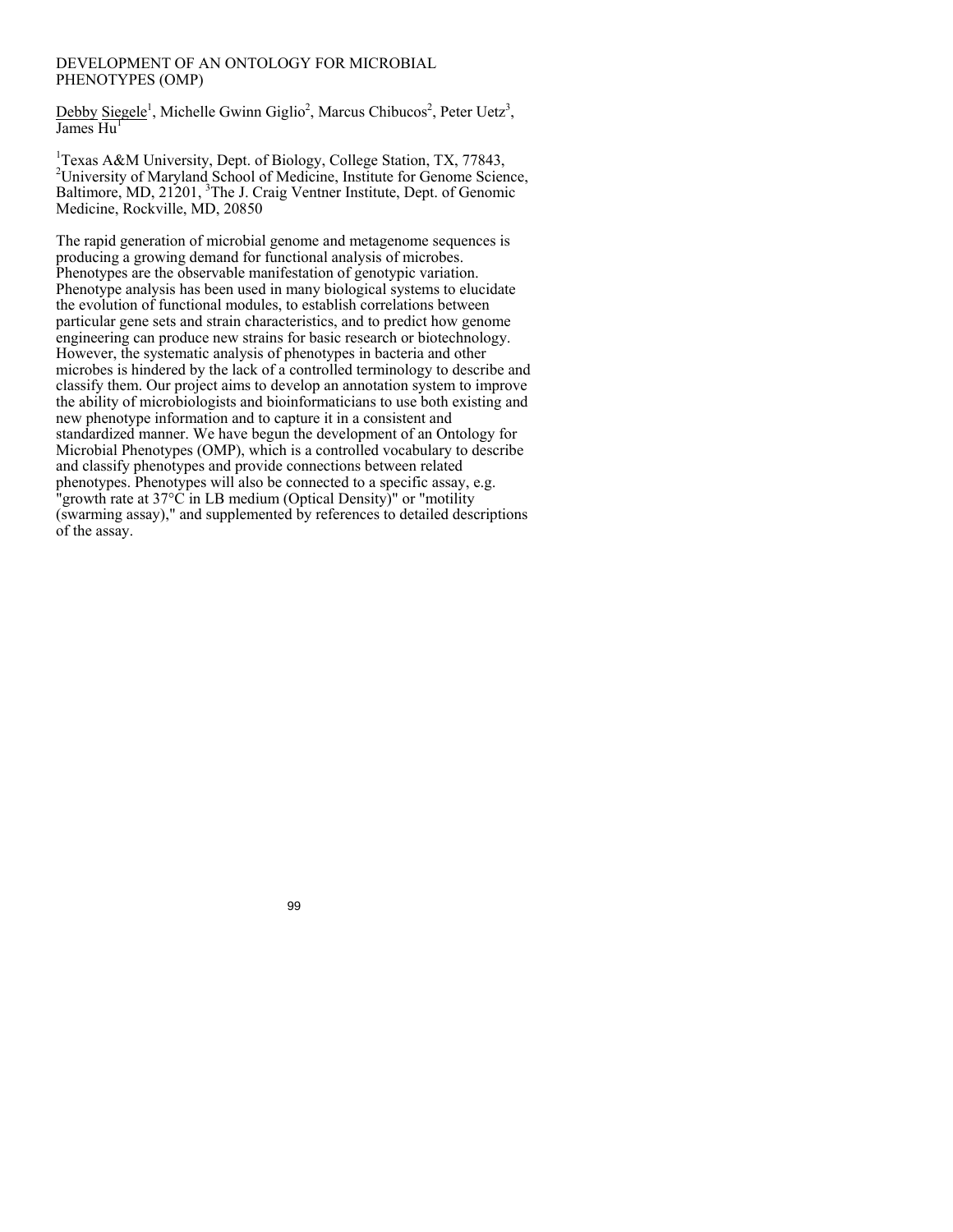# DEVELOPMENT OF AN ONTOLOGY FOR MICROBIAL PHENOTYPES (OMP)

Debby Siegele[1], Michelle Gwinn Giglio[2], Marcus Chibucos[2], Peter Uetz[3], James Hu[1]

[1]Texas A&M University, Dept. of Biology, College Station, TX, 77843, [2]University of Maryland School of Medicine, Institute for Genome Science, Baltimore, MD, 21201, [3]The J. Craig Ventner Institute, Dept. of Genomic Medicine, Rockville, MD, 20850

The rapid generation of microbial genome and metagenome sequences is producing a growing demand for functional analysis of microbes. Phenotypes are the observable manifestation of genotypic variation. Phenotype analysis has been used in many biological systems to elucidate the evolution of functional modules, to establish correlations between particular gene sets and strain characteristics, and to predict how genome engineering can produce new strains for basic research or biotechnology. However, the systematic analysis of phenotypes in bacteria and other microbes is hindered by the lack of a controlled terminology to describe and classify them. Our project aims to develop an annotation system to improve the ability of microbiologists and bioinformaticians to use both existing and new phenotype information and to capture it in a consistent and standardized manner. We have begun the development of an Ontology for Microbial Phenotypes (OMP), which is a controlled vocabulary to describe and classify phenotypes and provide connections between related phenotypes. Phenotypes will also be connected to a specific assay, e.g. "growth rate at 37°C in LB medium (Optical Density)" or "motility (swarming assay)," and supplemented by references to detailed descriptions of the assay.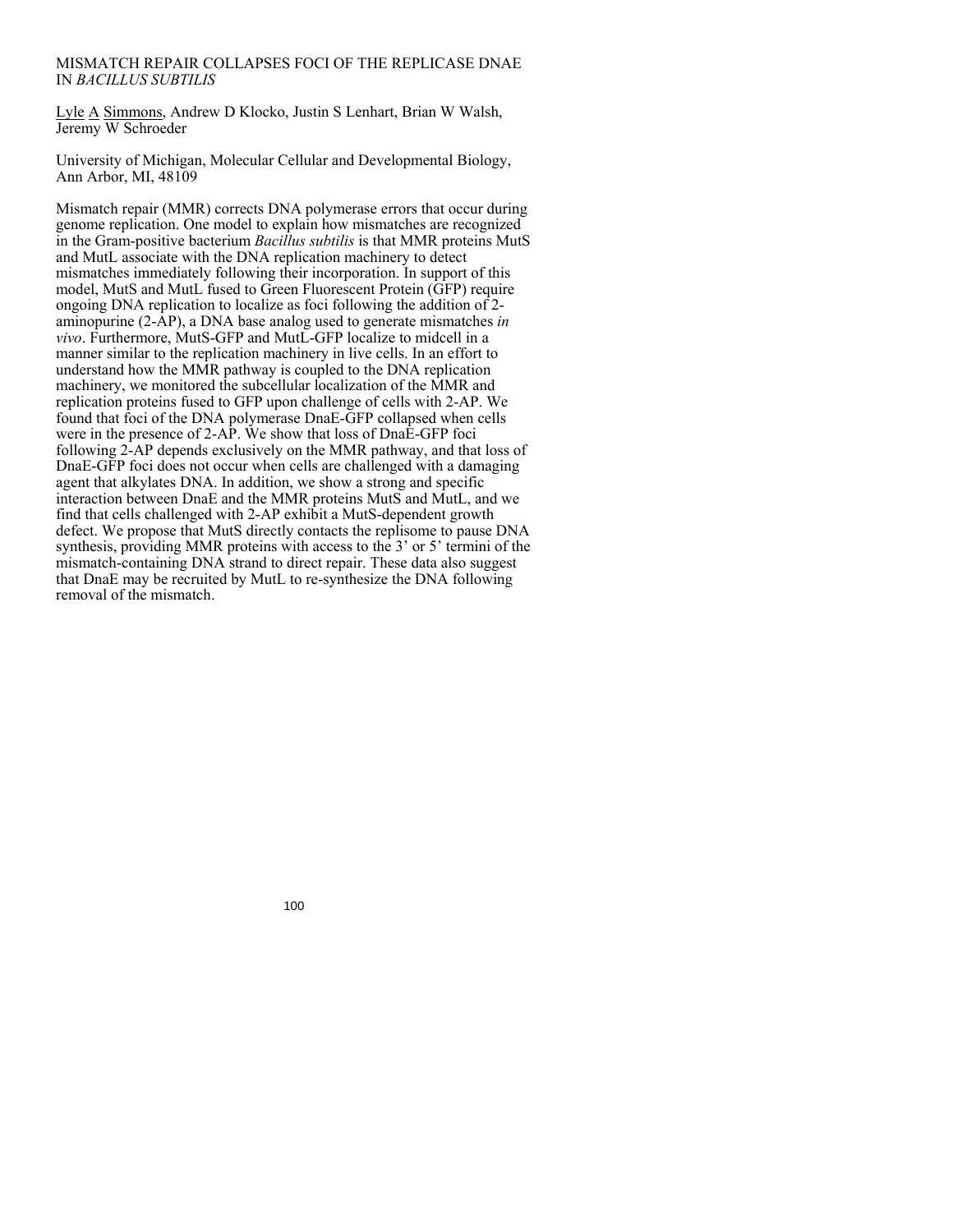# MISMATCH REPAIR COLLAPSES FOCI OF THE REPLICASE DNAE IN *BACILLUS SUBTILIS*

Lyle A Simmons, Andrew D Klocko, Justin S Lenhart, Brian W Walsh, Jeremy W Schroeder

University of Michigan, Molecular Cellular and Developmental Biology, Ann Arbor, MI, 48109

Mismatch repair (MMR) corrects DNA polymerase errors that occur during genome replication. One model to explain how mismatches are recognized in the Gram-positive bacterium *Bacillus subtilis* is that MMR proteins MutS and MutL associate with the DNA replication machinery to detect mismatches immediately following their incorporation. In support of this model, MutS and MutL fused to Green Fluorescent Protein (GFP) require ongoing DNA replication to localize as foci following the addition of 2-aminopurine (2-AP), a DNA base analog used to generate mismatches *in vivo*. Furthermore, MutS-GFP and MutL-GFP localize to midcell in a manner similar to the replication machinery in live cells. In an effort to understand how the MMR pathway is coupled to the DNA replication machinery, we monitored the subcellular localization of the MMR and replication proteins fused to GFP upon challenge of cells with 2-AP. We found that foci of the DNA polymerase DnaE-GFP collapsed when cells were in the presence of 2-AP. We show that loss of DnaE-GFP foci following 2-AP depends exclusively on the MMR pathway, and that loss of DnaE-GFP foci does not occur when cells are challenged with a damaging agent that alkylates DNA. In addition, we show a strong and specific interaction between DnaE and the MMR proteins MutS and MutL, and we find that cells challenged with 2-AP exhibit a MutS-dependent growth defect. We propose that MutS directly contacts the replisome to pause DNA synthesis, providing MMR proteins with access to the 3' or 5' termini of the mismatch-containing DNA strand to direct repair. These data also suggest that DnaE may be recruited by MutL to re-synthesize the DNA following removal of the mismatch.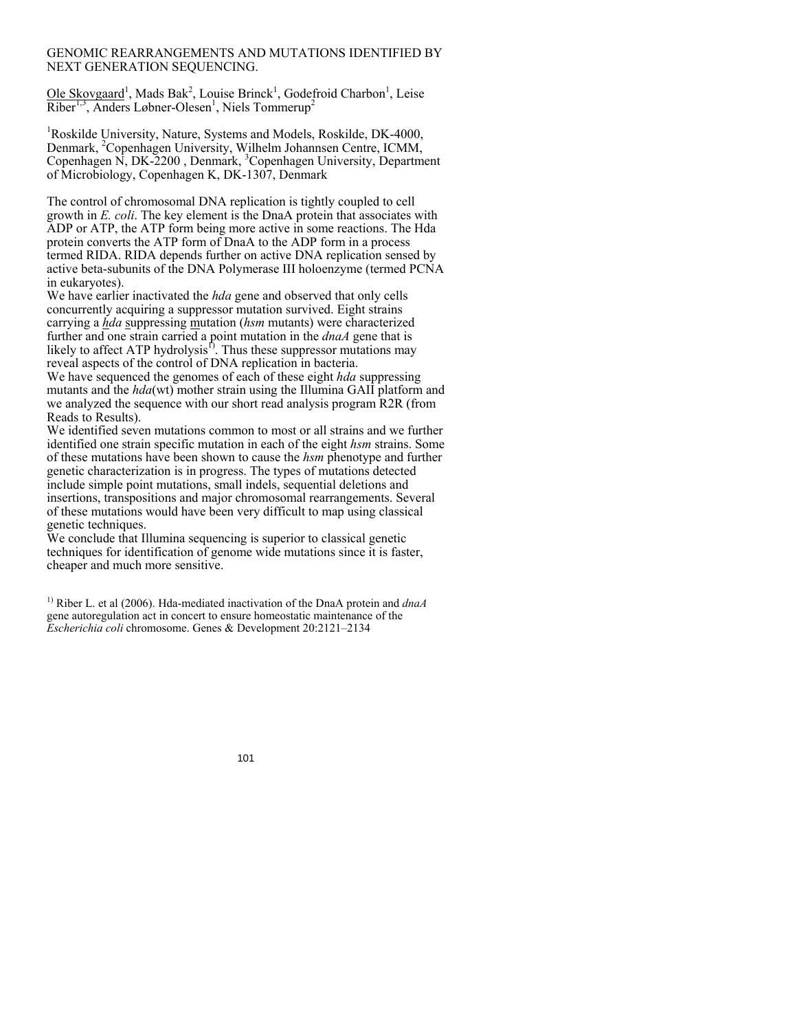# GENOMIC REARRANGEMENTS AND MUTATIONS IDENTIFIED BY NEXT GENERATION SEQUENCING.

Ole Skovgaard[1], Mads Bak[2], Louise Brinck[1], Godefroid Charbon[1], Leise Riber[1,3], Anders Løbner-Olesen[1], Niels Tommerup[2]

[1]Roskilde University, Nature, Systems and Models, Roskilde, DK-4000, Denmark, [2]Copenhagen University, Wilhelm Johannsen Centre, ICMM, Copenhagen N, DK-2200 , Denmark, [3]Copenhagen University, Department of Microbiology, Copenhagen K, DK-1307, Denmark

The control of chromosomal DNA replication is tightly coupled to cell growth in *E. coli*. The key element is the DnaA protein that associates with ADP or ATP, the ATP form being more active in some reactions. The Hda protein converts the ATP form of DnaA to the ADP form in a process termed RIDA. RIDA depends further on active DNA replication sensed by active beta-subunits of the DNA Polymerase III holoenzyme (termed PCNA in eukaryotes).

We have earlier inactivated the *hda* gene and observed that only cells concurrently acquiring a suppressor mutation survived. Eight strains carrying a hda suppressing mutation (*hsm* mutants) were characterized further and one strain carried a point mutation in the *dnaA* gene that is likely to affect ATP hydrolysis[1)]. Thus these suppressor mutations may reveal aspects of the control of DNA replication in bacteria.

We have sequenced the genomes of each of these eight *hda* suppressing mutants and the *hda*(wt) mother strain using the Illumina GAII platform and we analyzed the sequence with our short read analysis program R2R (from Reads to Results).

We identified seven mutations common to most or all strains and we further identified one strain specific mutation in each of the eight *hsm* strains. Some of these mutations have been shown to cause the *hsm* phenotype and further genetic characterization is in progress. The types of mutations detected include simple point mutations, small indels, sequential deletions and insertions, transpositions and major chromosomal rearrangements. Several of these mutations would have been very difficult to map using classical genetic techniques.

We conclude that Illumina sequencing is superior to classical genetic techniques for identification of genome wide mutations since it is faster, cheaper and much more sensitive.

[1)] Riber L. et al (2006). Hda-mediated inactivation of the DnaA protein and *dnaA* gene autoregulation act in concert to ensure homeostatic maintenance of the *Escherichia coli* chromosome. Genes & Development 20:2121–2134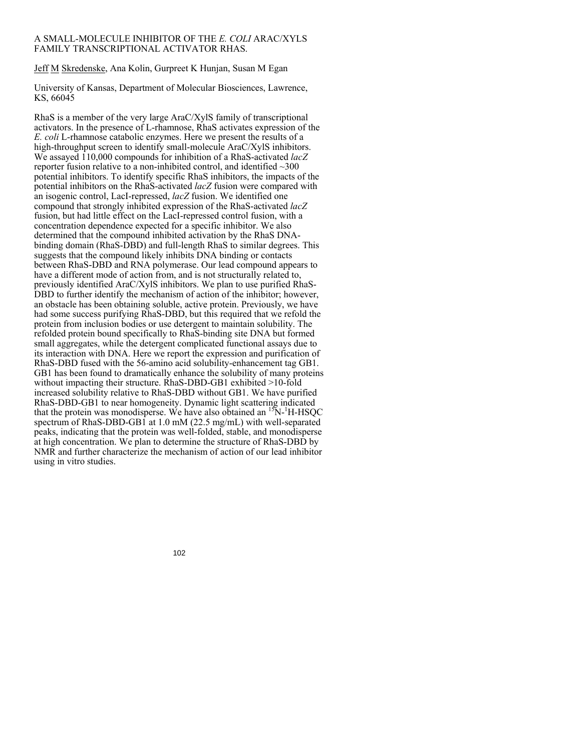# A SMALL-MOLECULE INHIBITOR OF THE *E. COLI* ARAC/XYLS FAMILY TRANSCRIPTIONAL ACTIVATOR RHAS.

Jeff M Skredenske, Ana Kolin, Gurpreet K Hunjan, Susan M Egan

University of Kansas, Department of Molecular Biosciences, Lawrence, KS, 66045

RhaS is a member of the very large AraC/XylS family of transcriptional activators. In the presence of L-rhamnose, RhaS activates expression of the *E. coli* L-rhamnose catabolic enzymes. Here we present the results of a high-throughput screen to identify small-molecule AraC/XylS inhibitors. We assayed 110,000 compounds for inhibition of a RhaS-activated *lacZ* reporter fusion relative to a non-inhibited control, and identified ~300 potential inhibitors. To identify specific RhaS inhibitors, the impacts of the potential inhibitors on the RhaS-activated *lacZ* fusion were compared with an isogenic control, LacI-repressed, *lacZ* fusion. We identified one compound that strongly inhibited expression of the RhaS-activated *lacZ* fusion, but had little effect on the LacI-repressed control fusion, with a concentration dependence expected for a specific inhibitor. We also determined that the compound inhibited activation by the RhaS DNA-binding domain (RhaS-DBD) and full-length RhaS to similar degrees. This suggests that the compound likely inhibits DNA binding or contacts between RhaS-DBD and RNA polymerase. Our lead compound appears to have a different mode of action from, and is not structurally related to, previously identified AraC/XylS inhibitors. We plan to use purified RhaS-DBD to further identify the mechanism of action of the inhibitor; however, an obstacle has been obtaining soluble, active protein. Previously, we have had some success purifying RhaS-DBD, but this required that we refold the protein from inclusion bodies or use detergent to maintain solubility. The refolded protein bound specifically to RhaS-binding site DNA but formed small aggregates, while the detergent complicated functional assays due to its interaction with DNA. Here we report the expression and purification of RhaS-DBD fused with the 56-amino acid solubility-enhancement tag GB1. GB1 has been found to dramatically enhance the solubility of many proteins without impacting their structure. RhaS-DBD-GB1 exhibited >10-fold increased solubility relative to RhaS-DBD without GB1. We have purified RhaS-DBD-GB1 to near homogeneity. Dynamic light scattering indicated that the protein was monodisperse. We have also obtained an $^{15}$N-$^{1}$H-HSQC spectrum of RhaS-DBD-GB1 at 1.0 mM (22.5 mg/mL) with well-separated peaks, indicating that the protein was well-folded, stable, and monodisperse at high concentration. We plan to determine the structure of RhaS-DBD by NMR and further characterize the mechanism of action of our lead inhibitor using in vitro studies.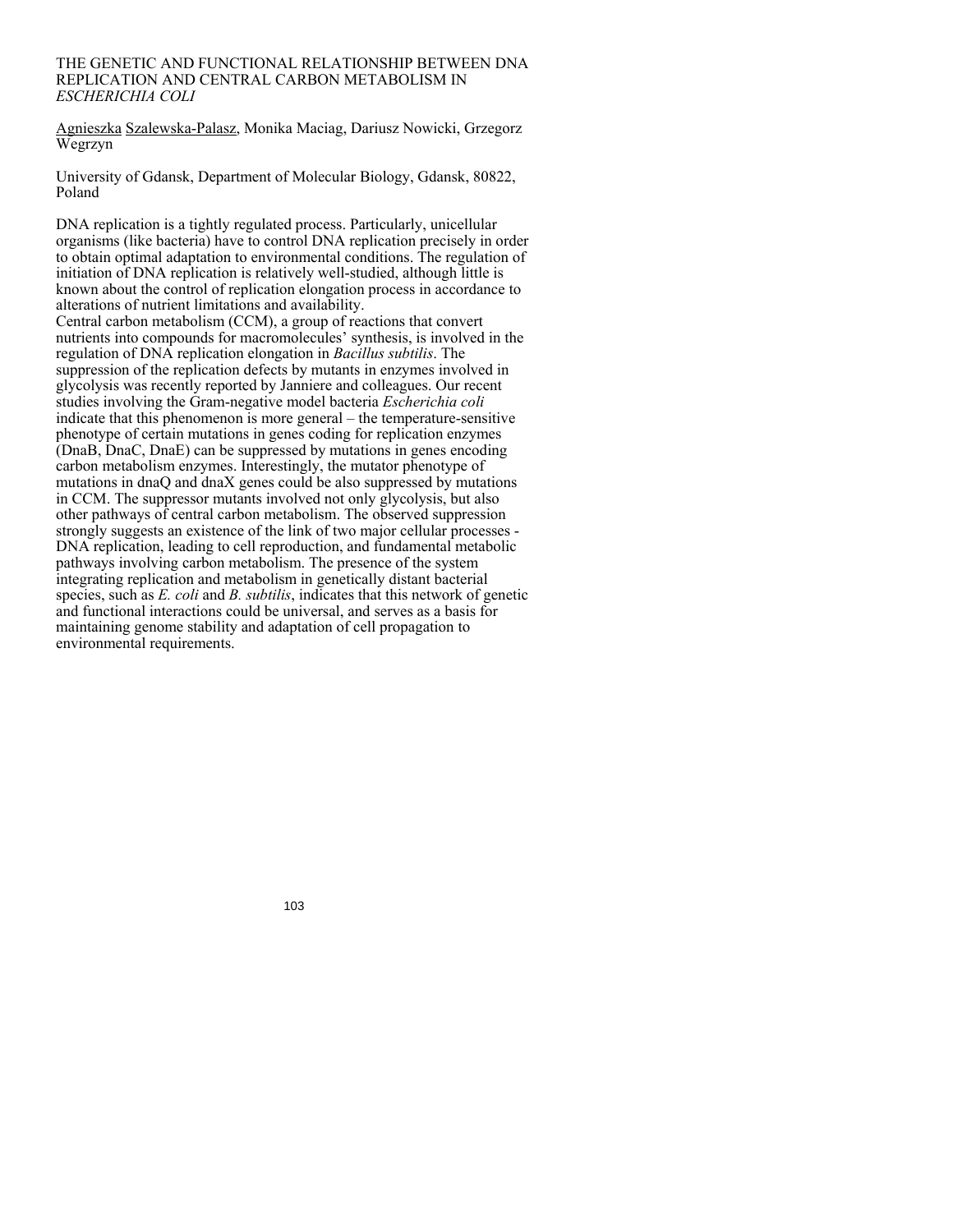# THE GENETIC AND FUNCTIONAL RELATIONSHIP BETWEEN DNA REPLICATION AND CENTRAL CARBON METABOLISM IN *ESCHERICHIA COLI*

Agnieszka Szalewska-Palasz, Monika Maciag, Dariusz Nowicki, Grzegorz Wegrzyn

University of Gdansk, Department of Molecular Biology, Gdansk, 80822, Poland

DNA replication is a tightly regulated process. Particularly, unicellular organisms (like bacteria) have to control DNA replication precisely in order to obtain optimal adaptation to environmental conditions. The regulation of initiation of DNA replication is relatively well-studied, although little is known about the control of replication elongation process in accordance to alterations of nutrient limitations and availability.

Central carbon metabolism (CCM), a group of reactions that convert nutrients into compounds for macromolecules' synthesis, is involved in the regulation of DNA replication elongation in *Bacillus subtilis*. The suppression of the replication defects by mutants in enzymes involved in glycolysis was recently reported by Janniere and colleagues. Our recent studies involving the Gram-negative model bacteria *Escherichia coli* indicate that this phenomenon is more general – the temperature-sensitive phenotype of certain mutations in genes coding for replication enzymes (DnaB, DnaC, DnaE) can be suppressed by mutations in genes encoding carbon metabolism enzymes. Interestingly, the mutator phenotype of mutations in dnaQ and dnaX genes could be also suppressed by mutations in CCM. The suppressor mutants involved not only glycolysis, but also other pathways of central carbon metabolism. The observed suppression strongly suggests an existence of the link of two major cellular processes - DNA replication, leading to cell reproduction, and fundamental metabolic pathways involving carbon metabolism. The presence of the system integrating replication and metabolism in genetically distant bacterial species, such as *E. coli* and *B. subtilis*, indicates that this network of genetic and functional interactions could be universal, and serves as a basis for maintaining genome stability and adaptation of cell propagation to environmental requirements.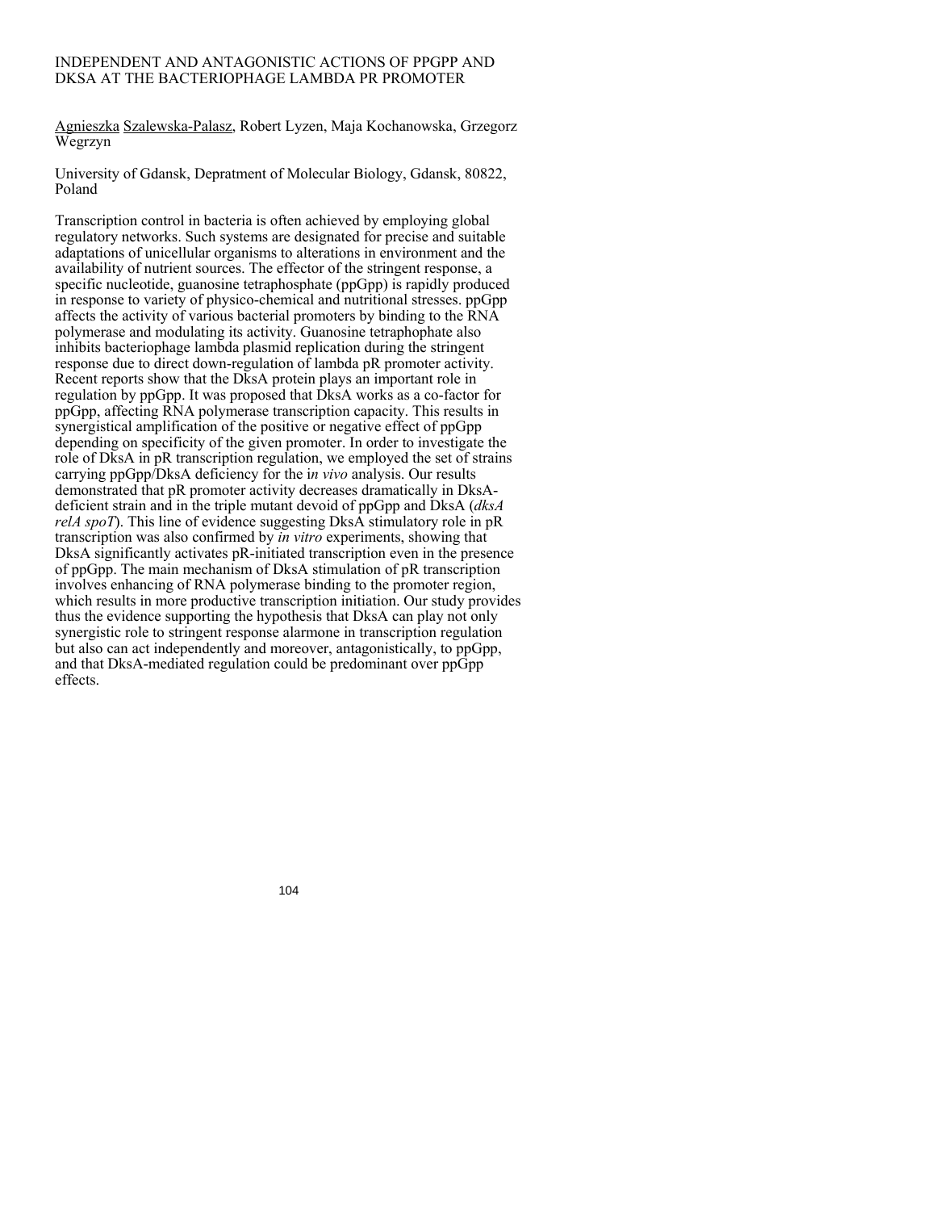# INDEPENDENT AND ANTAGONISTIC ACTIONS OF PPGPP AND DKSA AT THE BACTERIOPHAGE LAMBDA PR PROMOTER

Agnieszka Szalewska-Palasz, Robert Lyzen, Maja Kochanowska, Grzegorz Wegrzyn

University of Gdansk, Depratment of Molecular Biology, Gdansk, 80822, Poland

Transcription control in bacteria is often achieved by employing global regulatory networks. Such systems are designated for precise and suitable adaptations of unicellular organisms to alterations in environment and the availability of nutrient sources. The effector of the stringent response, a specific nucleotide, guanosine tetraphosphate (ppGpp) is rapidly produced in response to variety of physico-chemical and nutritional stresses. ppGpp affects the activity of various bacterial promoters by binding to the RNA polymerase and modulating its activity. Guanosine tetraphophate also inhibits bacteriophage lambda plasmid replication during the stringent response due to direct down-regulation of lambda pR promoter activity. Recent reports show that the DksA protein plays an important role in regulation by ppGpp. It was proposed that DksA works as a co-factor for ppGpp, affecting RNA polymerase transcription capacity. This results in synergistical amplification of the positive or negative effect of ppGpp depending on specificity of the given promoter. In order to investigate the role of DksA in pR transcription regulation, we employed the set of strains carrying ppGpp/DksA deficiency for the i*n vivo* analysis. Our results demonstrated that pR promoter activity decreases dramatically in DksA-deficient strain and in the triple mutant devoid of ppGpp and DksA (*dksA relA spoT*). This line of evidence suggesting DksA stimulatory role in pR transcription was also confirmed by *in vitro* experiments, showing that DksA significantly activates pR-initiated transcription even in the presence of ppGpp. The main mechanism of DksA stimulation of pR transcription involves enhancing of RNA polymerase binding to the promoter region, which results in more productive transcription initiation. Our study provides thus the evidence supporting the hypothesis that DksA can play not only synergistic role to stringent response alarmone in transcription regulation but also can act independently and moreover, antagonistically, to ppGpp, and that DksA-mediated regulation could be predominant over ppGpp effects.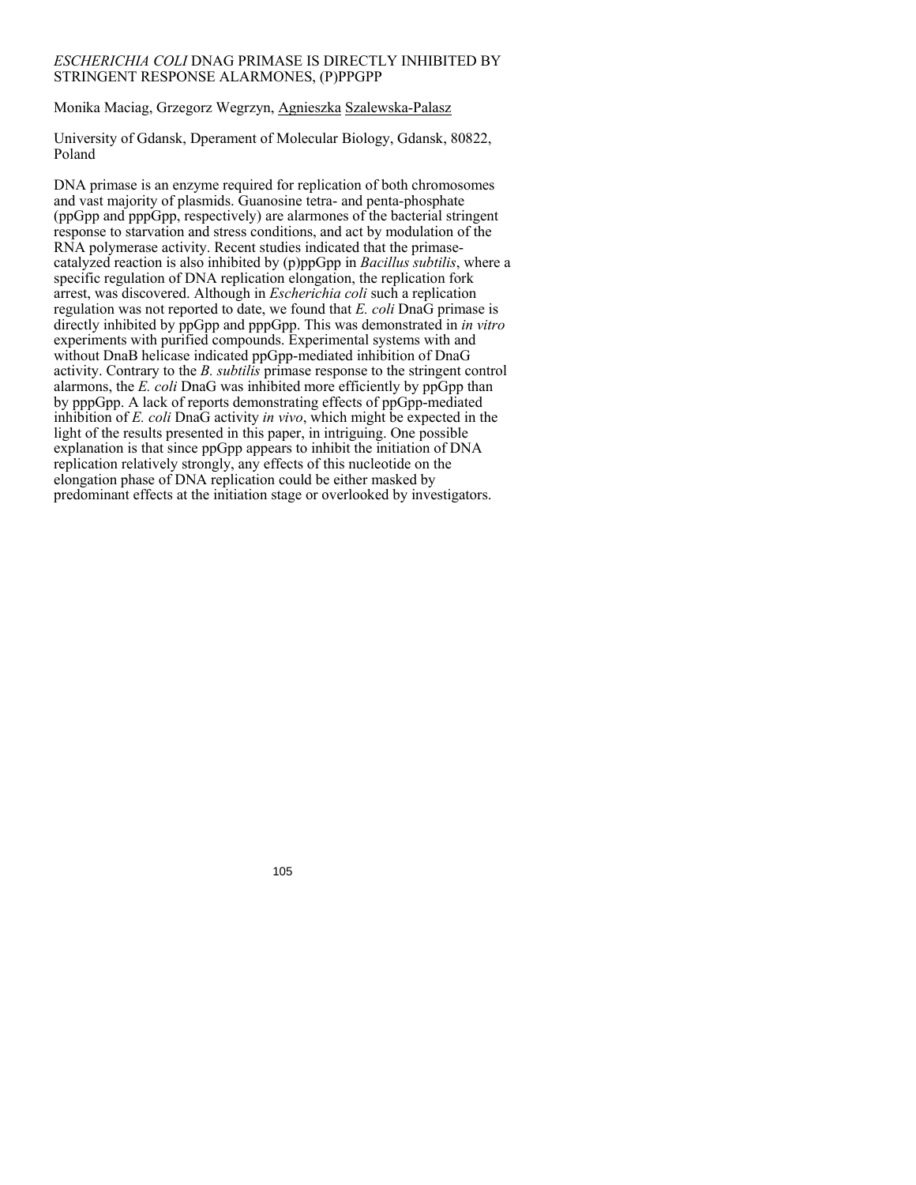# *ESCHERICHIA COLI* DNAG PRIMASE IS DIRECTLY INHIBITED BY STRINGENT RESPONSE ALARMONES, (P)PPGPP

Monika Maciag, Grzegorz Wegrzyn, Agnieszka Szalewska-Palasz

University of Gdansk, Dperament of Molecular Biology, Gdansk, 80822, Poland

DNA primase is an enzyme required for replication of both chromosomes and vast majority of plasmids. Guanosine tetra- and penta-phosphate (ppGpp and pppGpp, respectively) are alarmones of the bacterial stringent response to starvation and stress conditions, and act by modulation of the RNA polymerase activity. Recent studies indicated that the primase-catalyzed reaction is also inhibited by (p)ppGpp in *Bacillus subtilis*, where a specific regulation of DNA replication elongation, the replication fork arrest, was discovered. Although in *Escherichia coli* such a replication regulation was not reported to date, we found that *E. coli* DnaG primase is directly inhibited by ppGpp and pppGpp. This was demonstrated in *in vitro* experiments with purified compounds. Experimental systems with and without DnaB helicase indicated ppGpp-mediated inhibition of DnaG activity. Contrary to the *B. subtilis* primase response to the stringent control alarmons, the *E. coli* DnaG was inhibited more efficiently by ppGpp than by pppGpp. A lack of reports demonstrating effects of ppGpp-mediated inhibition of *E. coli* DnaG activity *in vivo*, which might be expected in the light of the results presented in this paper, in intriguing. One possible explanation is that since ppGpp appears to inhibit the initiation of DNA replication relatively strongly, any effects of this nucleotide on the elongation phase of DNA replication could be either masked by predominant effects at the initiation stage or overlooked by investigators.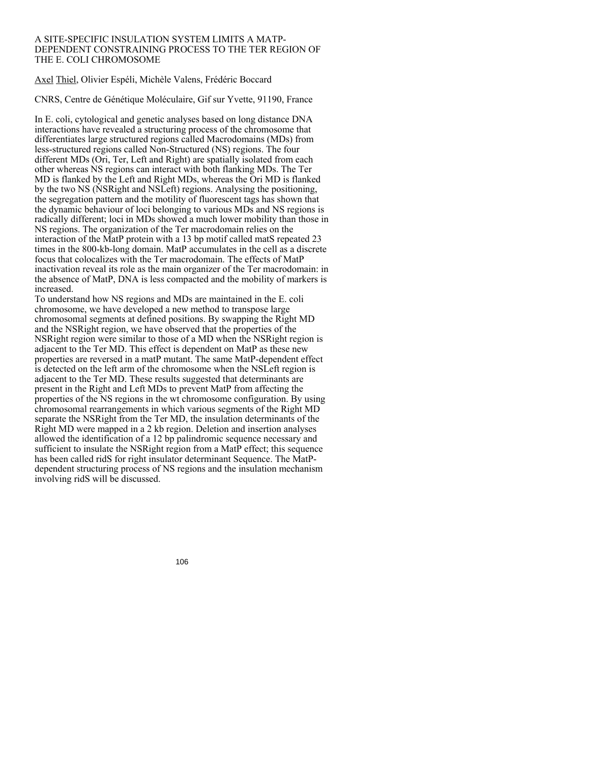# A SITE-SPECIFIC INSULATION SYSTEM LIMITS A MATP-DEPENDENT CONSTRAINING PROCESS TO THE TER REGION OF THE E. COLI CHROMOSOME

Axel Thiel, Olivier Espéli, Michèle Valens, Frédéric Boccard

CNRS, Centre de Génétique Moléculaire, Gif sur Yvette, 91190, France

In E. coli, cytological and genetic analyses based on long distance DNA interactions have revealed a structuring process of the chromosome that differentiates large structured regions called Macrodomains (MDs) from less-structured regions called Non-Structured (NS) regions. The four different MDs (Ori, Ter, Left and Right) are spatially isolated from each other whereas NS regions can interact with both flanking MDs. The Ter MD is flanked by the Left and Right MDs, whereas the Ori MD is flanked by the two NS (NSRight and NSLeft) regions. Analysing the positioning, the segregation pattern and the motility of fluorescent tags has shown that the dynamic behaviour of loci belonging to various MDs and NS regions is radically different; loci in MDs showed a much lower mobility than those in NS regions. The organization of the Ter macrodomain relies on the interaction of the MatP protein with a 13 bp motif called matS repeated 23 times in the 800-kb-long domain. MatP accumulates in the cell as a discrete focus that colocalizes with the Ter macrodomain. The effects of MatP inactivation reveal its role as the main organizer of the Ter macrodomain: in the absence of MatP, DNA is less compacted and the mobility of markers is increased.

To understand how NS regions and MDs are maintained in the E. coli chromosome, we have developed a new method to transpose large chromosomal segments at defined positions. By swapping the Right MD and the NSRight region, we have observed that the properties of the NSRight region were similar to those of a MD when the NSRight region is adjacent to the Ter MD. This effect is dependent on MatP as these new properties are reversed in a matP mutant. The same MatP-dependent effect is detected on the left arm of the chromosome when the NSLeft region is adjacent to the Ter MD. These results suggested that determinants are present in the Right and Left MDs to prevent MatP from affecting the properties of the NS regions in the wt chromosome configuration. By using chromosomal rearrangements in which various segments of the Right MD separate the NSRight from the Ter MD, the insulation determinants of the Right MD were mapped in a 2 kb region. Deletion and insertion analyses allowed the identification of a 12 bp palindromic sequence necessary and sufficient to insulate the NSRight region from a MatP effect; this sequence has been called ridS for right insulator determinant Sequence. The MatP-dependent structuring process of NS regions and the insulation mechanism involving ridS will be discussed.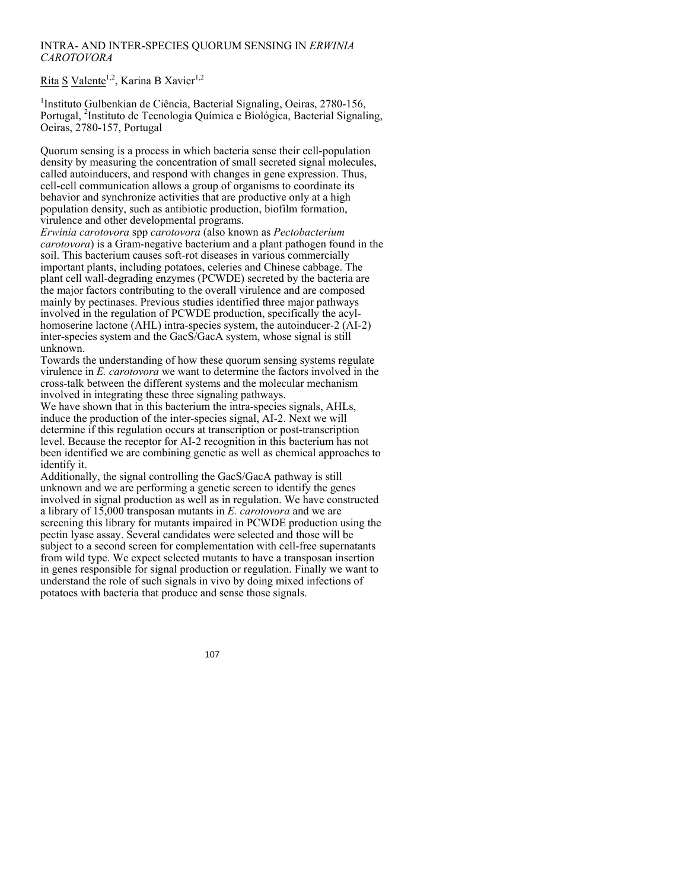# INTRA- AND INTER-SPECIES QUORUM SENSING IN *ERWINIA CAROTOVORA*

Rita S Valente[1,2], Karina B Xavier[1,2]

[1]Instituto Gulbenkian de Ciência, Bacterial Signaling, Oeiras, 2780-156, Portugal, [2]Instituto de Tecnologia Química e Biológica, Bacterial Signaling, Oeiras, 2780-157, Portugal

Quorum sensing is a process in which bacteria sense their cell-population density by measuring the concentration of small secreted signal molecules, called autoinducers, and respond with changes in gene expression. Thus, cell-cell communication allows a group of organisms to coordinate its behavior and synchronize activities that are productive only at a high population density, such as antibiotic production, biofilm formation, virulence and other developmental programs.

*Erwinia carotovora* spp *carotovora* (also known as *Pectobacterium carotovora*) is a Gram-negative bacterium and a plant pathogen found in the soil. This bacterium causes soft-rot diseases in various commercially important plants, including potatoes, celeries and Chinese cabbage. The plant cell wall-degrading enzymes (PCWDE) secreted by the bacteria are the major factors contributing to the overall virulence and are composed mainly by pectinases. Previous studies identified three major pathways involved in the regulation of PCWDE production, specifically the acyl-homoserine lactone (AHL) intra-species system, the autoinducer-2 (AI-2) inter-species system and the GacS/GacA system, whose signal is still unknown.

Towards the understanding of how these quorum sensing systems regulate virulence in *E. carotovora* we want to determine the factors involved in the cross-talk between the different systems and the molecular mechanism involved in integrating these three signaling pathways.

We have shown that in this bacterium the intra-species signals, AHLs, induce the production of the inter-species signal, AI-2. Next we will determine if this regulation occurs at transcription or post-transcription level. Because the receptor for AI-2 recognition in this bacterium has not been identified we are combining genetic as well as chemical approaches to identify it.

Additionally, the signal controlling the GacS/GacA pathway is still unknown and we are performing a genetic screen to identify the genes involved in signal production as well as in regulation. We have constructed a library of 15,000 transposan mutants in *E. carotovora* and we are screening this library for mutants impaired in PCWDE production using the pectin lyase assay. Several candidates were selected and those will be subject to a second screen for complementation with cell-free supernatants from wild type. We expect selected mutants to have a transposan insertion in genes responsible for signal production or regulation. Finally we want to understand the role of such signals in vivo by doing mixed infections of potatoes with bacteria that produce and sense those signals.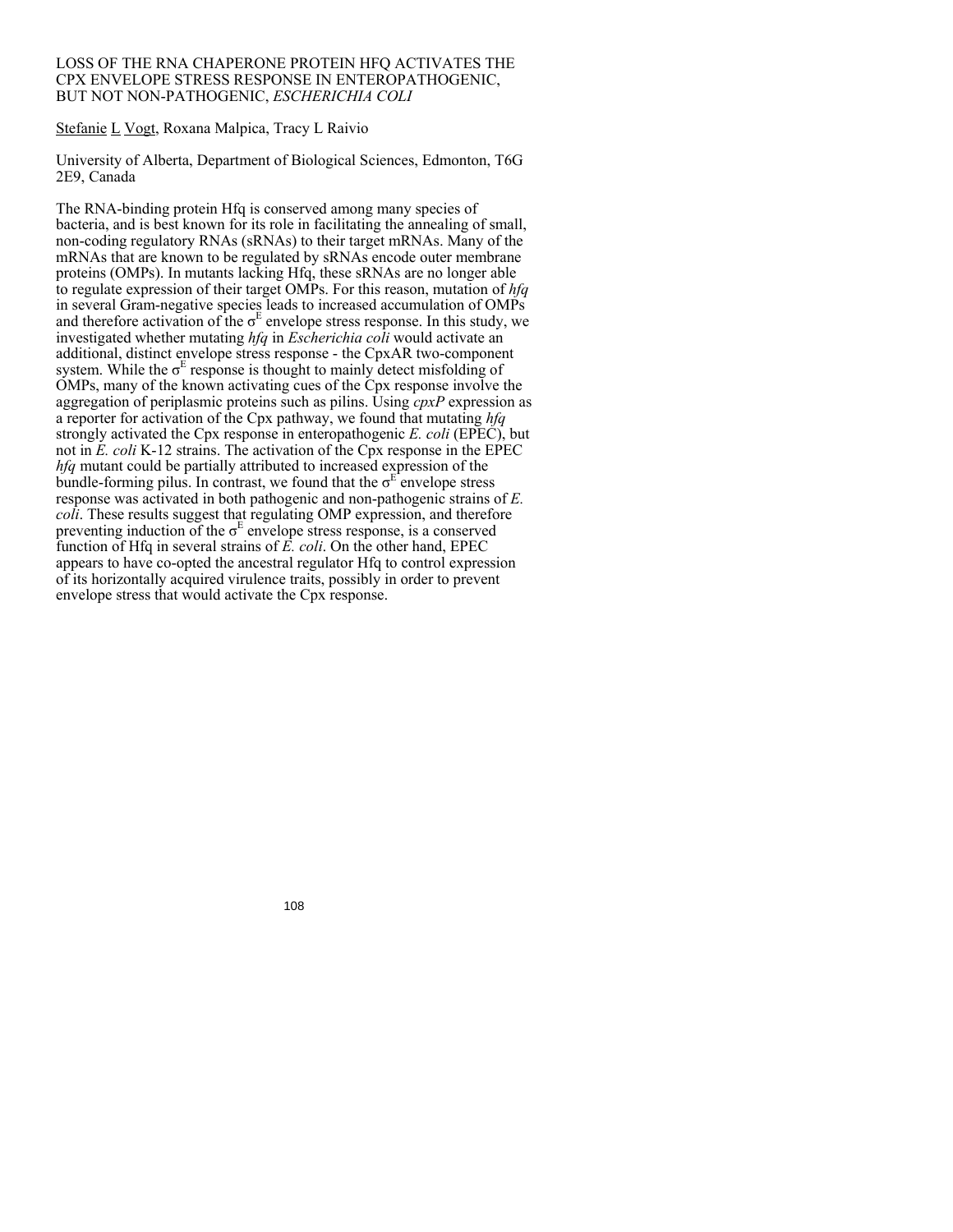# LOSS OF THE RNA CHAPERONE PROTEIN HFQ ACTIVATES THE CPX ENVELOPE STRESS RESPONSE IN ENTEROPATHOGENIC, BUT NOT NON-PATHOGENIC, *ESCHERICHIA COLI*

Stefanie L Vogt, Roxana Malpica, Tracy L Raivio

University of Alberta, Department of Biological Sciences, Edmonton, T6G 2E9, Canada

The RNA-binding protein Hfq is conserved among many species of bacteria, and is best known for its role in facilitating the annealing of small, non-coding regulatory RNAs (sRNAs) to their target mRNAs. Many of the mRNAs that are known to be regulated by sRNAs encode outer membrane proteins (OMPs). In mutants lacking Hfq, these sRNAs are no longer able to regulate expression of their target OMPs. For this reason, mutation of *hfq* in several Gram-negative species leads to increased accumulation of OMPs and therefore activation of the $\sigma^E$ envelope stress response. In this study, we investigated whether mutating *hfq* in *Escherichia coli* would activate an additional, distinct envelope stress response - the CpxAR two-component system. While the $\sigma^E$ response is thought to mainly detect misfolding of OMPs, many of the known activating cues of the Cpx response involve the aggregation of periplasmic proteins such as pilins. Using *cpxP* expression as a reporter for activation of the Cpx pathway, we found that mutating *hfq* strongly activated the Cpx response in enteropathogenic *E. coli* (EPEC), but not in *E. coli* K-12 strains. The activation of the Cpx response in the EPEC *hfq* mutant could be partially attributed to increased expression of the bundle-forming pilus. In contrast, we found that the $\sigma^E$ envelope stress response was activated in both pathogenic and non-pathogenic strains of *E. coli*. These results suggest that regulating OMP expression, and therefore preventing induction of the $\sigma^E$ envelope stress response, is a conserved function of Hfq in several strains of *E. coli*. On the other hand, EPEC appears to have co-opted the ancestral regulator Hfq to control expression of its horizontally acquired virulence traits, possibly in order to prevent envelope stress that would activate the Cpx response.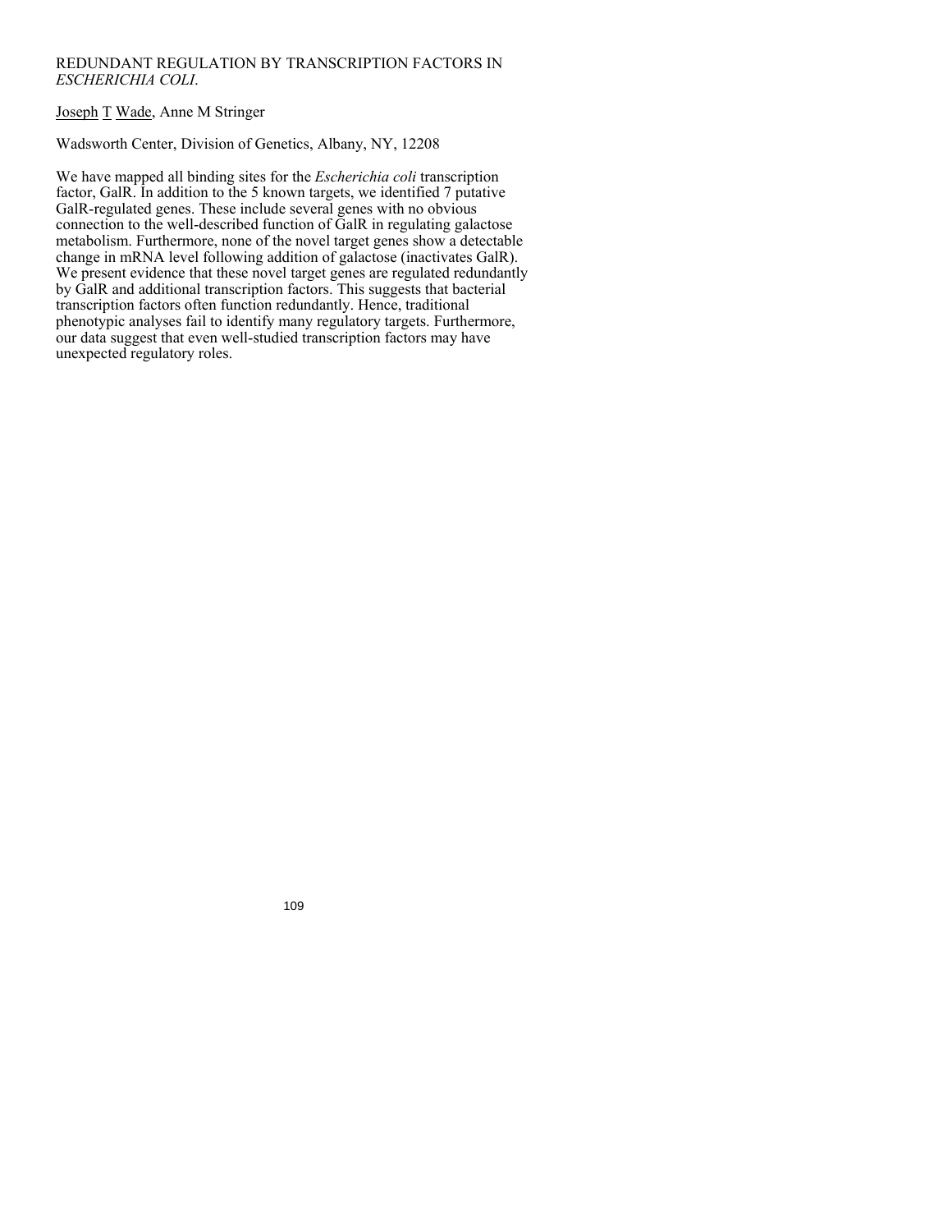# REDUNDANT REGULATION BY TRANSCRIPTION FACTORS IN *ESCHERICHIA COLI*.

Joseph T Wade, Anne M Stringer

Wadsworth Center, Division of Genetics, Albany, NY, 12208

We have mapped all binding sites for the *Escherichia coli* transcription factor, GalR. In addition to the 5 known targets, we identified 7 putative GalR-regulated genes. These include several genes with no obvious connection to the well-described function of GalR in regulating galactose metabolism. Furthermore, none of the novel target genes show a detectable change in mRNA level following addition of galactose (inactivates GalR). We present evidence that these novel target genes are regulated redundantly by GalR and additional transcription factors. This suggests that bacterial transcription factors often function redundantly. Hence, traditional phenotypic analyses fail to identify many regulatory targets. Furthermore, our data suggest that even well-studied transcription factors may have unexpected regulatory roles.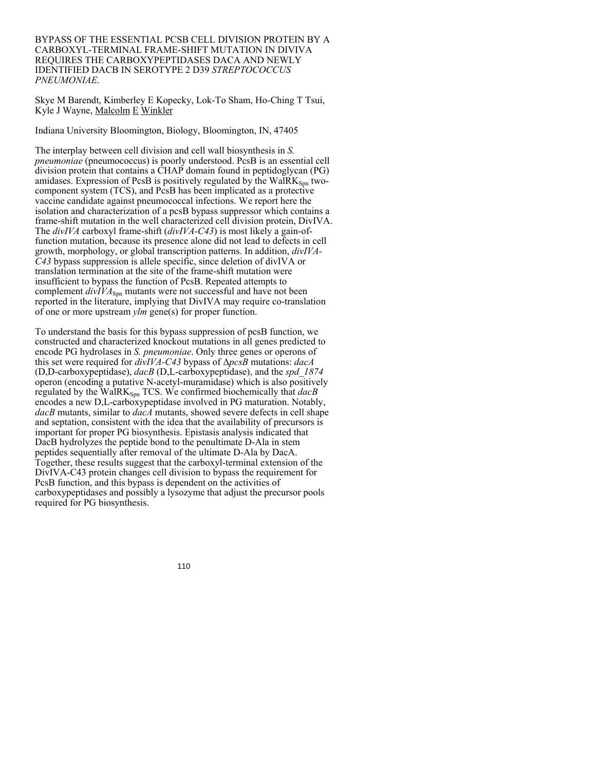# BYPASS OF THE ESSENTIAL PCSB CELL DIVISION PROTEIN BY A CARBOXYL-TERMINAL FRAME-SHIFT MUTATION IN DIVIVA REQUIRES THE CARBOXYPEPTIDASES DACA AND NEWLY IDENTIFIED DACB IN SEROTYPE 2 D39 *STREPTOCOCCUS PNEUMONIAE*.

Skye M Barendt, Kimberley E Kopecky, Lok-To Sham, Ho-Ching T Tsui, Kyle J Wayne, Malcolm E Winkler

Indiana University Bloomington, Biology, Bloomington, IN, 47405

The interplay between cell division and cell wall biosynthesis in *S. pneumoniae* (pneumococcus) is poorly understood. PcsB is an essential cell division protein that contains a CHAP domain found in peptidoglycan (PG) amidases. Expression of PcsB is positively regulated by the $WalRK_{Spn}$ two-component system (TCS), and PcsB has been implicated as a protective vaccine candidate against pneumococcal infections. We report here the isolation and characterization of a pcsB bypass suppressor which contains a frame-shift mutation in the well characterized cell division protein, DivIVA. The *divIVA* carboxyl frame-shift (*divIVA-C43*) is most likely a gain-of-function mutation, because its presence alone did not lead to defects in cell growth, morphology, or global transcription patterns. In addition, *divIVA-C43* bypass suppression is allele specific, since deletion of divIVA or translation termination at the site of the frame-shift mutation were insufficient to bypass the function of PcsB. Repeated attempts to complement *divIVA*$_{Spn}$ mutants were not successful and have not been reported in the literature, implying that DivIVA may require co-translation of one or more upstream *ylm* gene(s) for proper function.

To understand the basis for this bypass suppression of pcsB function, we constructed and characterized knockout mutations in all genes predicted to encode PG hydrolases in *S. pneumoniae*. Only three genes or operons of this set were required for *divIVA-C43* bypass of Δ*pcsB* mutations: *dacA* (D,D-carboxypeptidase), *dacB* (D,L-carboxypeptidase), and the *spd_1874* operon (encoding a putative N-acetyl-muramidase) which is also positively regulated by the $WalRK_{Spn}$ TCS. We confirmed biochemically that *dacB* encodes a new D,L-carboxypeptidase involved in PG maturation. Notably, *dacB* mutants, similar to *dacA* mutants, showed severe defects in cell shape and septation, consistent with the idea that the availability of precursors is important for proper PG biosynthesis. Epistasis analysis indicated that DacB hydrolyzes the peptide bond to the penultimate D-Ala in stem peptides sequentially after removal of the ultimate D-Ala by DacA. Together, these results suggest that the carboxyl-terminal extension of the DivIVA-C43 protein changes cell division to bypass the requirement for PcsB function, and this bypass is dependent on the activities of carboxypeptidases and possibly a lysozyme that adjust the precursor pools required for PG biosynthesis.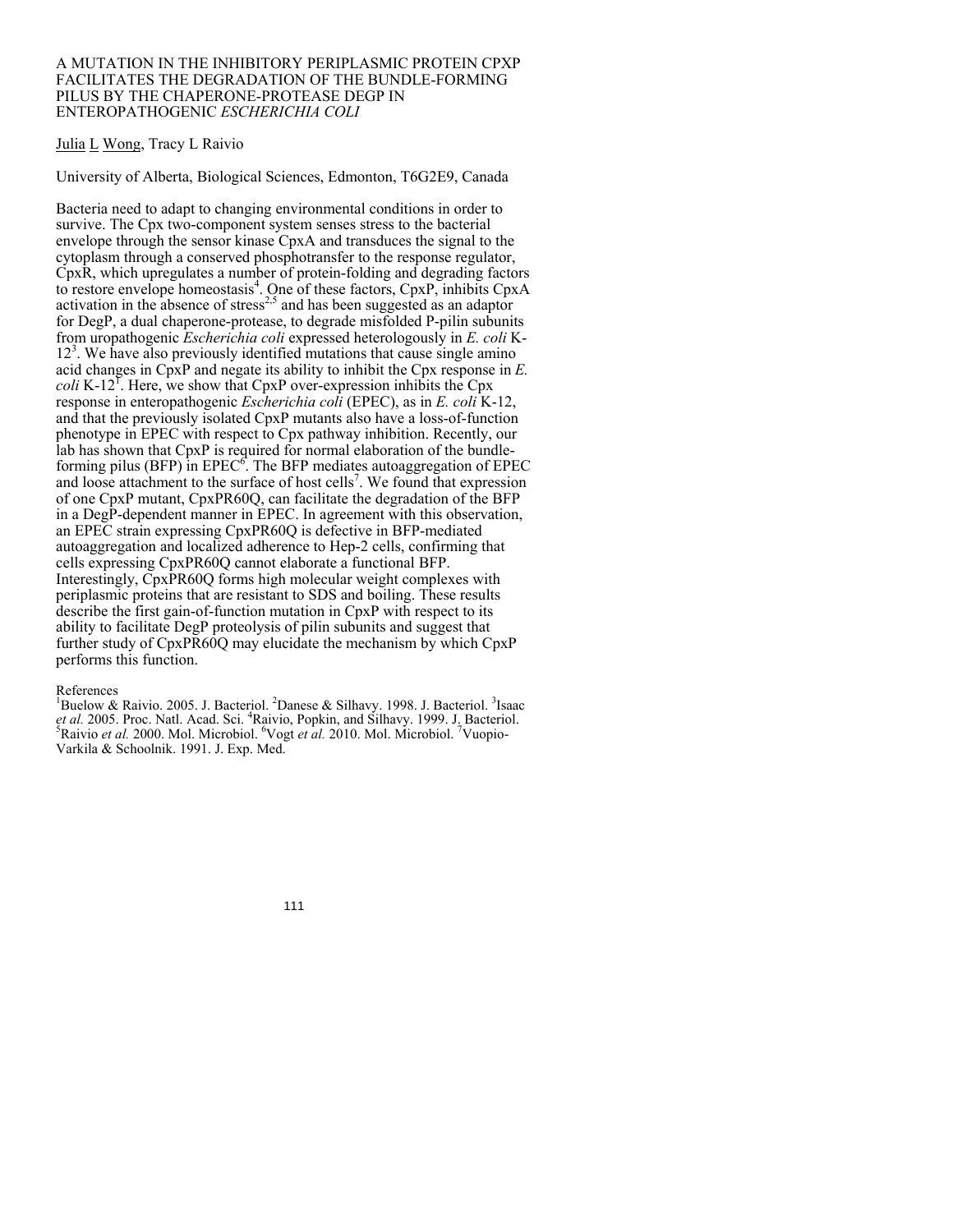# A MUTATION IN THE INHIBITORY PERIPLASMIC PROTEIN CPXP FACILITATES THE DEGRADATION OF THE BUNDLE-FORMING PILUS BY THE CHAPERONE-PROTEASE DEGP IN ENTEROPATHOGENIC *ESCHERICHIA COLI*

Julia L Wong, Tracy L Raivio

University of Alberta, Biological Sciences, Edmonton, T6G2E9, Canada

Bacteria need to adapt to changing environmental conditions in order to survive. The Cpx two-component system senses stress to the bacterial envelope through the sensor kinase CpxA and transduces the signal to the cytoplasm through a conserved phosphotransfer to the response regulator, CpxR, which upregulates a number of protein-folding and degrading factors to restore envelope homeostasis[4]. One of these factors, CpxP, inhibits CpxA activation in the absence of stress[2,5] and has been suggested as an adaptor for DegP, a dual chaperone-protease, to degrade misfolded P-pilin subunits from uropathogenic *Escherichia coli* expressed heterologously in *E. coli* K-12[3]. We have also previously identified mutations that cause single amino acid changes in CpxP and negate its ability to inhibit the Cpx response in *E. coli* K-12[1]. Here, we show that CpxP over-expression inhibits the Cpx response in enteropathogenic *Escherichia coli* (EPEC), as in *E. coli* K-12, and that the previously isolated CpxP mutants also have a loss-of-function phenotype in EPEC with respect to Cpx pathway inhibition. Recently, our lab has shown that CpxP is required for normal elaboration of the bundle-forming pilus (BFP) in EPEC[6]. The BFP mediates autoaggregation of EPEC and loose attachment to the surface of host cells[7]. We found that expression of one CpxP mutant, CpxPR60Q, can facilitate the degradation of the BFP in a DegP-dependent manner in EPEC. In agreement with this observation, an EPEC strain expressing CpxPR60Q is defective in BFP-mediated autoaggregation and localized adherence to Hep-2 cells, confirming that cells expressing CpxPR60Q cannot elaborate a functional BFP. Interestingly, CpxPR60Q forms high molecular weight complexes with periplasmic proteins that are resistant to SDS and boiling. These results describe the first gain-of-function mutation in CpxP with respect to its ability to facilitate DegP proteolysis of pilin subunits and suggest that further study of CpxPR60Q may elucidate the mechanism by which CpxP performs this function.

References
[1]Buelow & Raivio. 2005. J. Bacteriol. [2]Danese & Silhavy. 1998. J. Bacteriol. [3]Isaac *et al.* 2005. Proc. Natl. Acad. Sci. [4]Raivio, Popkin, and Silhavy. 1999. J. Bacteriol. [5]Raivio *et al.* 2000. Mol. Microbiol. [6]Vogt *et al.* 2010. Mol. Microbiol. [7]Vuopio-Varkila & Schoolnik. 1991. J. Exp. Med.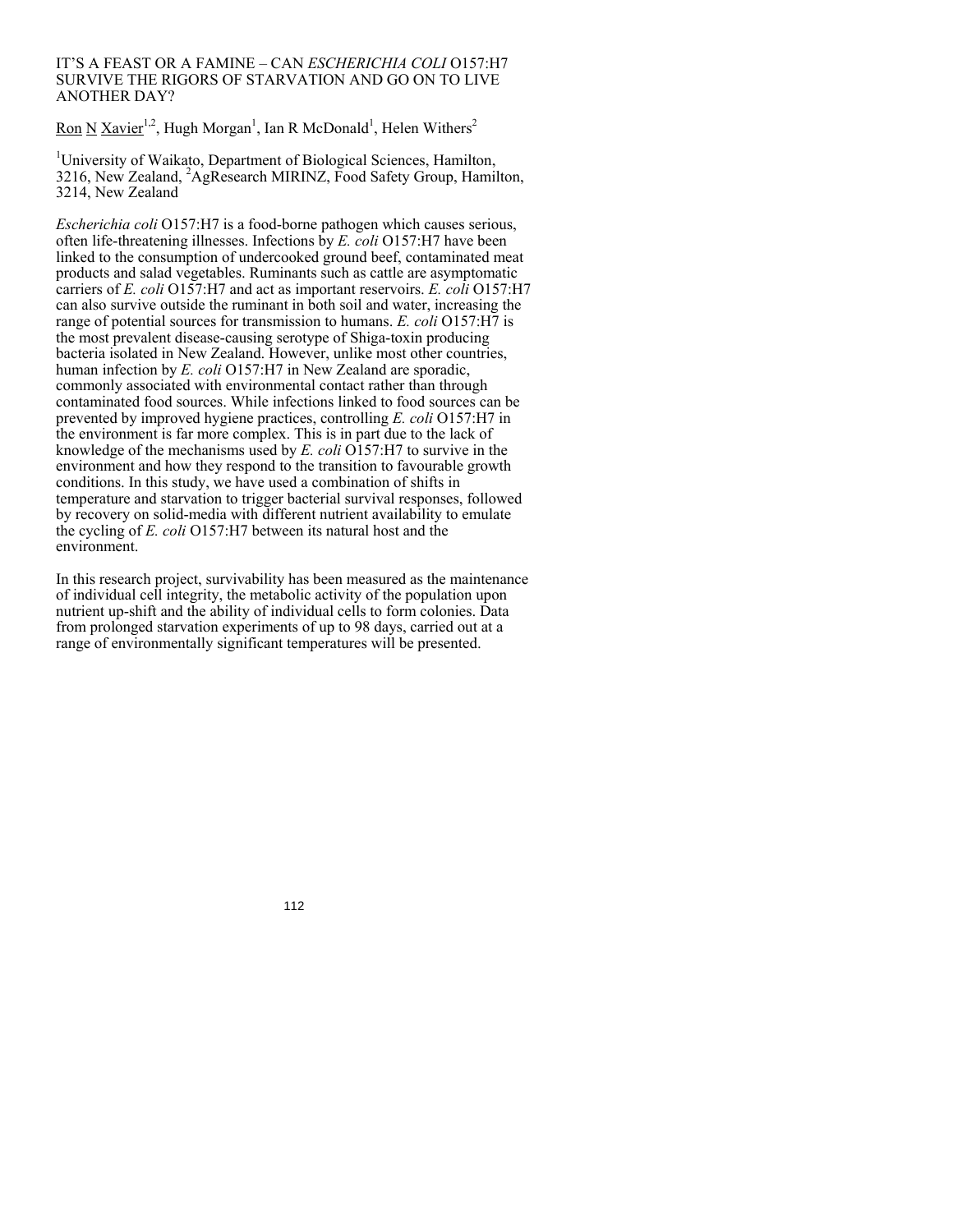# IT'S A FEAST OR A FAMINE – CAN *ESCHERICHIA COLI* O157:H7 SURVIVE THE RIGORS OF STARVATION AND GO ON TO LIVE ANOTHER DAY?

Ron N Xavier[1,2], Hugh Morgan[1], Ian R McDonald[1], Helen Withers[2]

[1]University of Waikato, Department of Biological Sciences, Hamilton, 3216, New Zealand, [2]AgResearch MIRINZ, Food Safety Group, Hamilton, 3214, New Zealand

*Escherichia coli* O157:H7 is a food-borne pathogen which causes serious, often life-threatening illnesses. Infections by *E. coli* O157:H7 have been linked to the consumption of undercooked ground beef, contaminated meat products and salad vegetables. Ruminants such as cattle are asymptomatic carriers of *E. coli* O157:H7 and act as important reservoirs. *E. coli* O157:H7 can also survive outside the ruminant in both soil and water, increasing the range of potential sources for transmission to humans. *E. coli* O157:H7 is the most prevalent disease-causing serotype of Shiga-toxin producing bacteria isolated in New Zealand. However, unlike most other countries, human infection by *E. coli* O157:H7 in New Zealand are sporadic, commonly associated with environmental contact rather than through contaminated food sources. While infections linked to food sources can be prevented by improved hygiene practices, controlling *E. coli* O157:H7 in the environment is far more complex. This is in part due to the lack of knowledge of the mechanisms used by *E. coli* O157:H7 to survive in the environment and how they respond to the transition to favourable growth conditions. In this study, we have used a combination of shifts in temperature and starvation to trigger bacterial survival responses, followed by recovery on solid-media with different nutrient availability to emulate the cycling of *E. coli* O157:H7 between its natural host and the environment.

In this research project, survivability has been measured as the maintenance of individual cell integrity, the metabolic activity of the population upon nutrient up-shift and the ability of individual cells to form colonies. Data from prolonged starvation experiments of up to 98 days, carried out at a range of environmentally significant temperatures will be presented.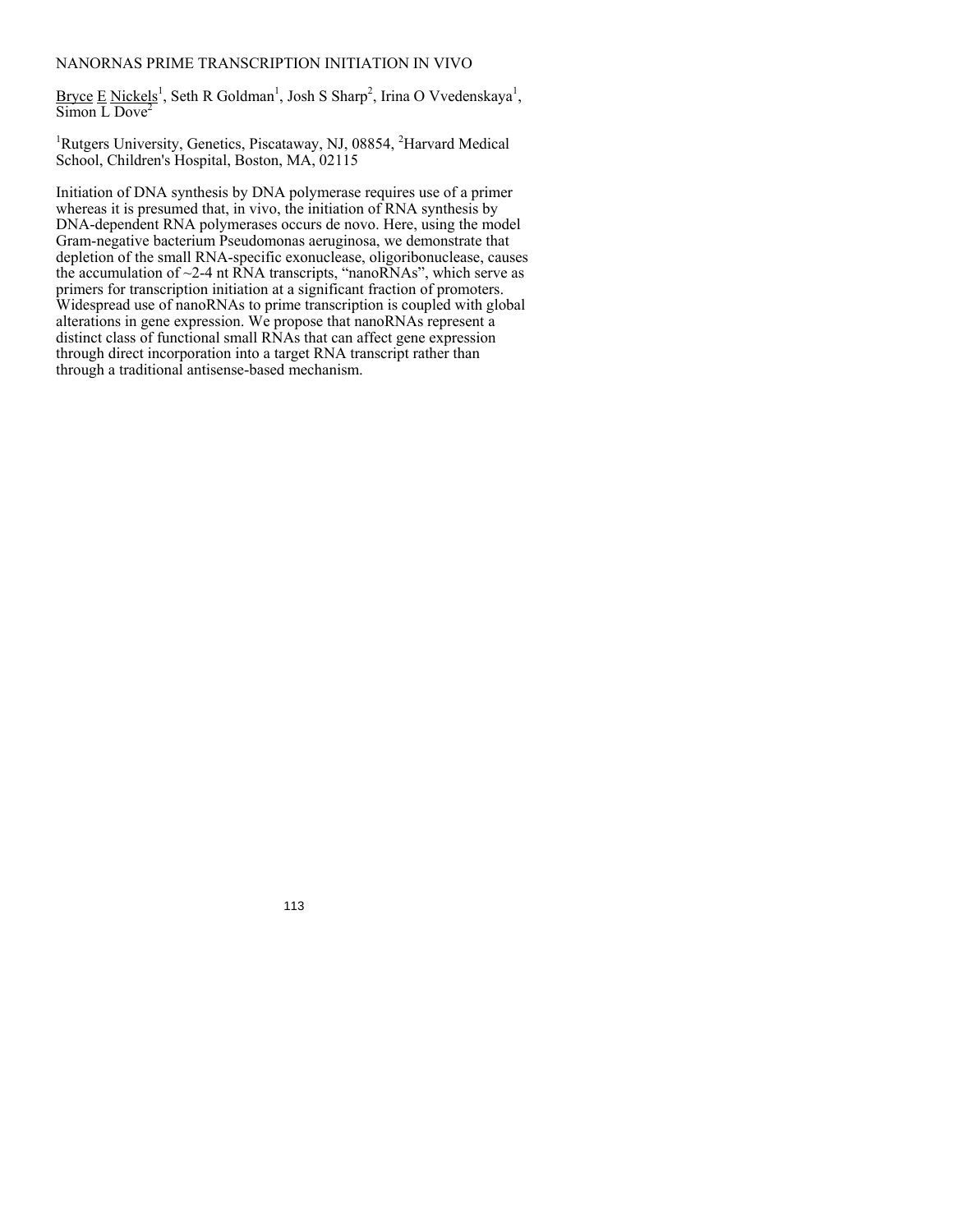# NANORNAS PRIME TRANSCRIPTION INITIATION IN VIVO

Bryce E Nickels[1], Seth R Goldman[1], Josh S Sharp[2], Irina O Vvedenskaya[1], Simon L Dove[2]

[1]Rutgers University, Genetics, Piscataway, NJ, 08854, [2]Harvard Medical School, Children's Hospital, Boston, MA, 02115

Initiation of DNA synthesis by DNA polymerase requires use of a primer whereas it is presumed that, in vivo, the initiation of RNA synthesis by DNA-dependent RNA polymerases occurs de novo. Here, using the model Gram-negative bacterium Pseudomonas aeruginosa, we demonstrate that depletion of the small RNA-specific exonuclease, oligoribonuclease, causes the accumulation of ~2-4 nt RNA transcripts, "nanoRNAs", which serve as primers for transcription initiation at a significant fraction of promoters. Widespread use of nanoRNAs to prime transcription is coupled with global alterations in gene expression. We propose that nanoRNAs represent a distinct class of functional small RNAs that can affect gene expression through direct incorporation into a target RNA transcript rather than through a traditional antisense-based mechanism.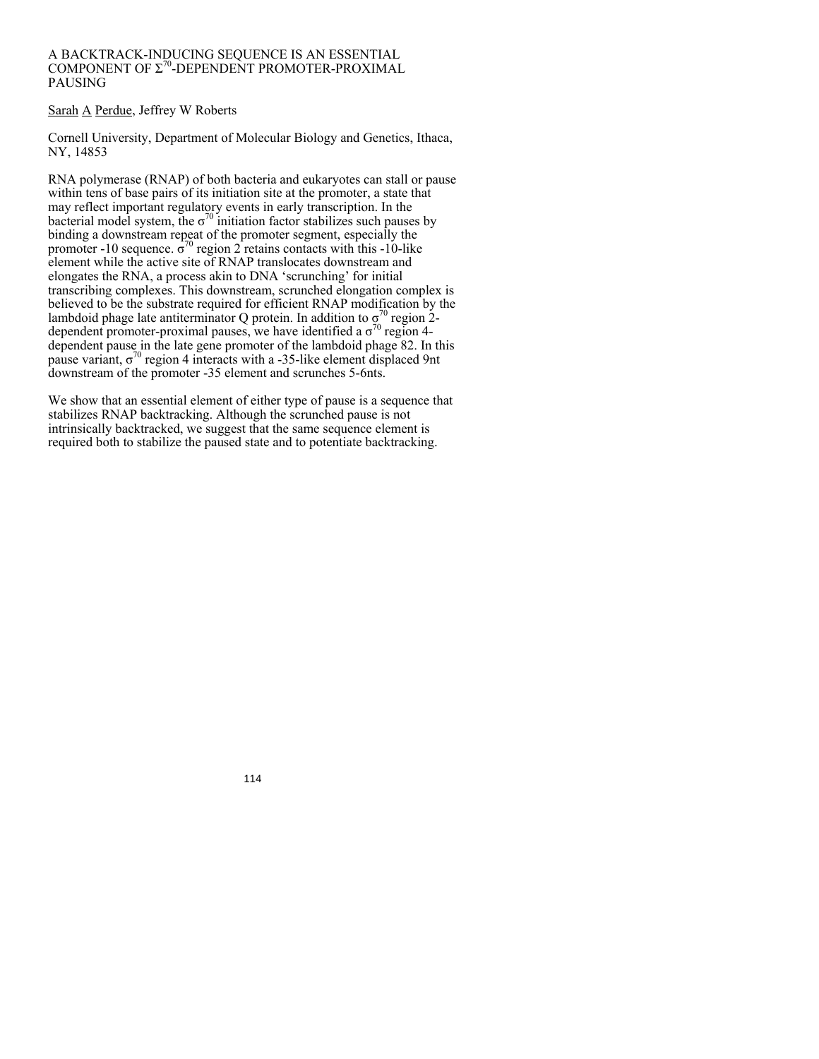# A BACKTRACK-INDUCING SEQUENCE IS AN ESSENTIAL COMPONENT OF $\Sigma^{70}$-DEPENDENT PROMOTER-PROXIMAL PAUSING

Sarah A Perdue, Jeffrey W Roberts

Cornell University, Department of Molecular Biology and Genetics, Ithaca, NY, 14853

RNA polymerase (RNAP) of both bacteria and eukaryotes can stall or pause within tens of base pairs of its initiation site at the promoter, a state that may reflect important regulatory events in early transcription. In the bacterial model system, the $\sigma^{70}$ initiation factor stabilizes such pauses by binding a downstream repeat of the promoter segment, especially the promoter -10 sequence. $\sigma^{70}$ region 2 retains contacts with this -10-like element while the active site of RNAP translocates downstream and elongates the RNA, a process akin to DNA 'scrunching' for initial transcribing complexes. This downstream, scrunched elongation complex is believed to be the substrate required for efficient RNAP modification by the lambdoid phage late antiterminator Q protein. In addition to $\sigma^{70}$ region 2-dependent promoter-proximal pauses, we have identified a $\sigma^{70}$ region 4-dependent pause in the late gene promoter of the lambdoid phage 82. In this pause variant, $\sigma^{70}$ region 4 interacts with a -35-like element displaced 9nt downstream of the promoter -35 element and scrunches 5-6nts.

We show that an essential element of either type of pause is a sequence that stabilizes RNAP backtracking. Although the scrunched pause is not intrinsically backtracked, we suggest that the same sequence element is required both to stabilize the paused state and to potentiate backtracking.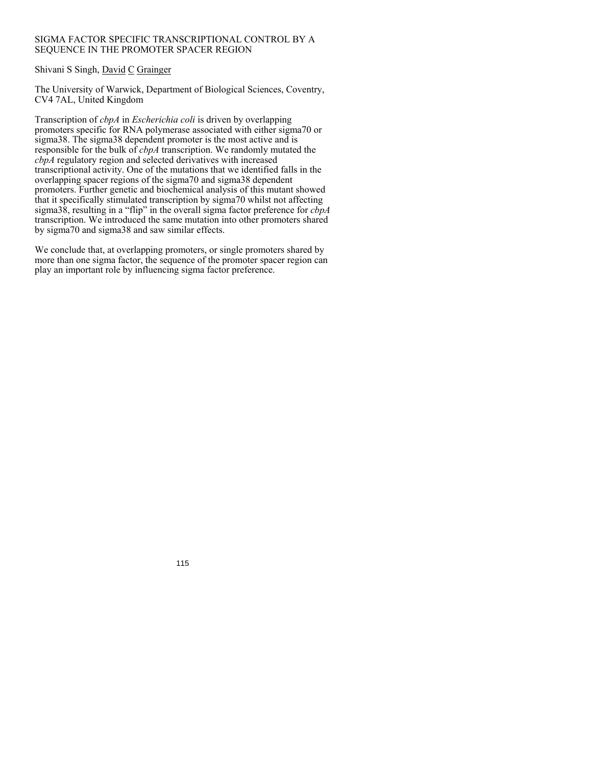# SIGMA FACTOR SPECIFIC TRANSCRIPTIONAL CONTROL BY A SEQUENCE IN THE PROMOTER SPACER REGION

Shivani S Singh, David C Grainger

The University of Warwick, Department of Biological Sciences, Coventry, CV4 7AL, United Kingdom

Transcription of *cbpA* in *Escherichia coli* is driven by overlapping promoters specific for RNA polymerase associated with either sigma70 or sigma38. The sigma38 dependent promoter is the most active and is responsible for the bulk of *cbpA* transcription. We randomly mutated the *cbpA* regulatory region and selected derivatives with increased transcriptional activity. One of the mutations that we identified falls in the overlapping spacer regions of the sigma70 and sigma38 dependent promoters. Further genetic and biochemical analysis of this mutant showed that it specifically stimulated transcription by sigma70 whilst not affecting sigma38, resulting in a "flip" in the overall sigma factor preference for *cbpA* transcription. We introduced the same mutation into other promoters shared by sigma70 and sigma38 and saw similar effects.

We conclude that, at overlapping promoters, or single promoters shared by more than one sigma factor, the sequence of the promoter spacer region can play an important role by influencing sigma factor preference.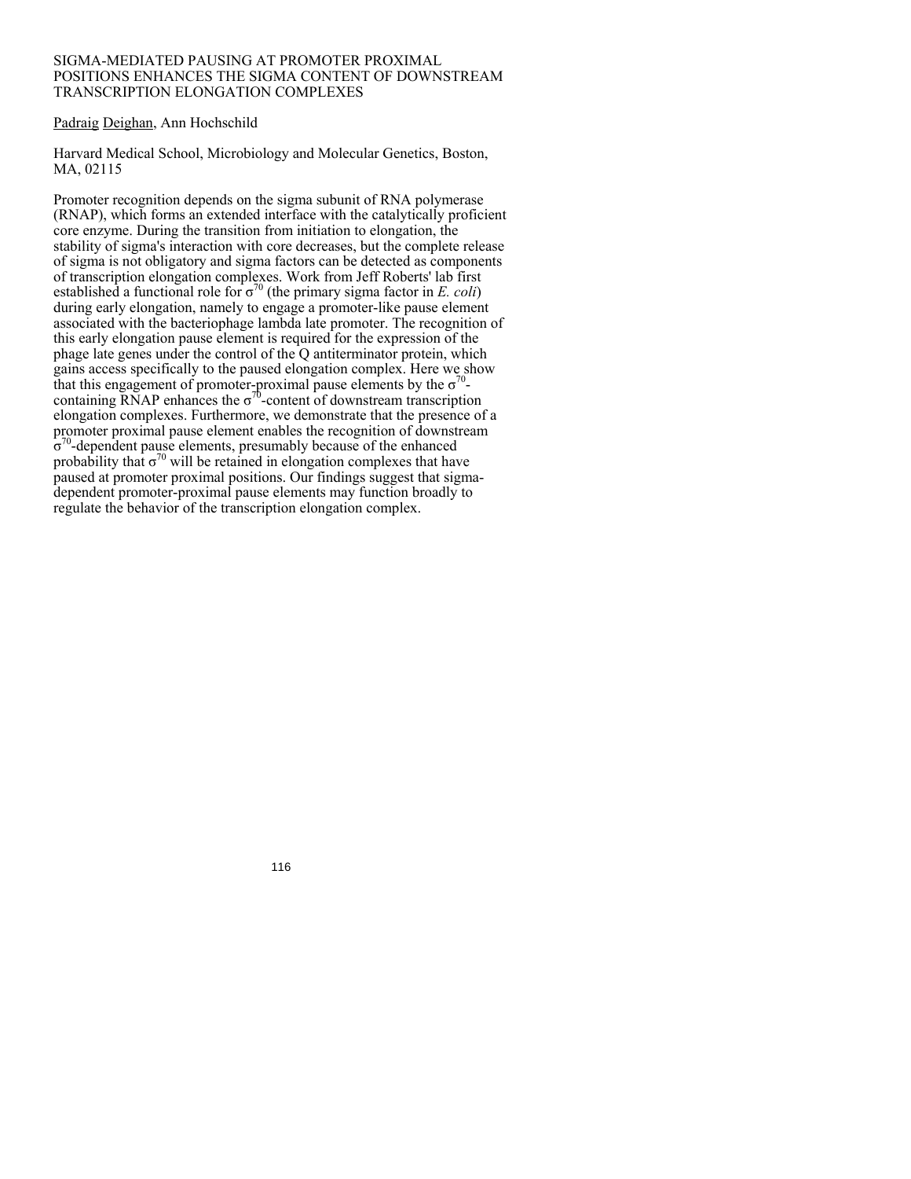# SIGMA-MEDIATED PAUSING AT PROMOTER PROXIMAL POSITIONS ENHANCES THE SIGMA CONTENT OF DOWNSTREAM TRANSCRIPTION ELONGATION COMPLEXES

Padraig Deighan, Ann Hochschild

Harvard Medical School, Microbiology and Molecular Genetics, Boston, MA, 02115

Promoter recognition depends on the sigma subunit of RNA polymerase (RNAP), which forms an extended interface with the catalytically proficient core enzyme. During the transition from initiation to elongation, the stability of sigma's interaction with core decreases, but the complete release of sigma is not obligatory and sigma factors can be detected as components of transcription elongation complexes. Work from Jeff Roberts' lab first established a functional role for $\sigma^{70}$ (the primary sigma factor in *E. coli*) during early elongation, namely to engage a promoter-like pause element associated with the bacteriophage lambda late promoter. The recognition of this early elongation pause element is required for the expression of the phage late genes under the control of the Q antiterminator protein, which gains access specifically to the paused elongation complex. Here we show that this engagement of promoter-proximal pause elements by the $\sigma^{70}$-containing RNAP enhances the $\sigma^{70}$-content of downstream transcription elongation complexes. Furthermore, we demonstrate that the presence of a promoter proximal pause element enables the recognition of downstream $\sigma^{70}$-dependent pause elements, presumably because of the enhanced probability that $\sigma^{70}$ will be retained in elongation complexes that have paused at promoter proximal positions. Our findings suggest that sigma-dependent promoter-proximal pause elements may function broadly to regulate the behavior of the transcription elongation complex.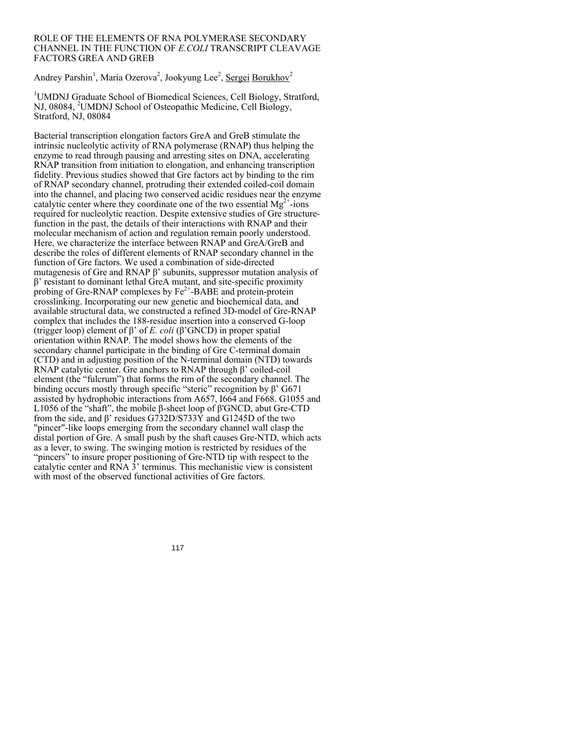# ROLE OF THE ELEMENTS OF RNA POLYMERASE SECONDARY CHANNEL IN THE FUNCTION OF *E.COLI* TRANSCRIPT CLEAVAGE FACTORS GREA AND GREB

Andrey Parshin[1], Maria Ozerova[2], Jookyung Lee[2], Sergei Borukhov[2]

[1]UMDNJ Graduate School of Biomedical Sciences, Cell Biology, Stratford, NJ, 08084, [2]UMDNJ School of Osteopathic Medicine, Cell Biology, Stratford, NJ, 08084

Bacterial transcription elongation factors GreA and GreB stimulate the intrinsic nucleolytic activity of RNA polymerase (RNAP) thus helping the enzyme to read through pausing and arresting sites on DNA, accelerating RNAP transition from initiation to elongation, and enhancing transcription fidelity. Previous studies showed that Gre factors act by binding to the rim of RNAP secondary channel, protruding their extended coiled-coil domain into the channel, and placing two conserved acidic residues near the enzyme catalytic center where they coordinate one of the two essential $Mg^{2+}$-ions required for nucleolytic reaction. Despite extensive studies of Gre structure-function in the past, the details of their interactions with RNAP and their molecular mechanism of action and regulation remain poorly understood. Here, we characterize the interface between RNAP and GreA/GreB and describe the roles of different elements of RNAP secondary channel in the function of Gre factors. We used a combination of side-directed mutagenesis of Gre and RNAP β' subunits, suppressor mutation analysis of β' resistant to dominant lethal GreA mutant, and site-specific proximity probing of Gre-RNAP complexes by $Fe^{2+}$-BABE and protein-protein crosslinking. Incorporating our new genetic and biochemical data, and available structural data, we constructed a refined 3D-model of Gre-RNAP complex that includes the 188-residue insertion into a conserved G-loop (trigger loop) element of β' of *E. coli* (β'GNCD) in proper spatial orientation within RNAP. The model shows how the elements of the secondary channel participate in the binding of Gre C-terminal domain (CTD) and in adjusting position of the N-terminal domain (NTD) towards RNAP catalytic center. Gre anchors to RNAP through β' coiled-coil element (the "fulcrum") that forms the rim of the secondary channel. The binding occurs mostly through specific "steric" recognition by β' G671 assisted by hydrophobic interactions from A657, I664 and F668. G1055 and L1056 of the "shaft", the mobile β-sheet loop of β'GNCD, abut Gre-CTD from the side, and β' residues G732D/S733Y and G1245D of the two "pincer"-like loops emerging from the secondary channel wall clasp the distal portion of Gre. A small push by the shaft causes Gre-NTD, which acts as a lever, to swing. The swinging motion is restricted by residues of the "pincers" to insure proper positioning of Gre-NTD tip with respect to the catalytic center and RNA 3' terminus. This mechanistic view is consistent with most of the observed functional activities of Gre factors.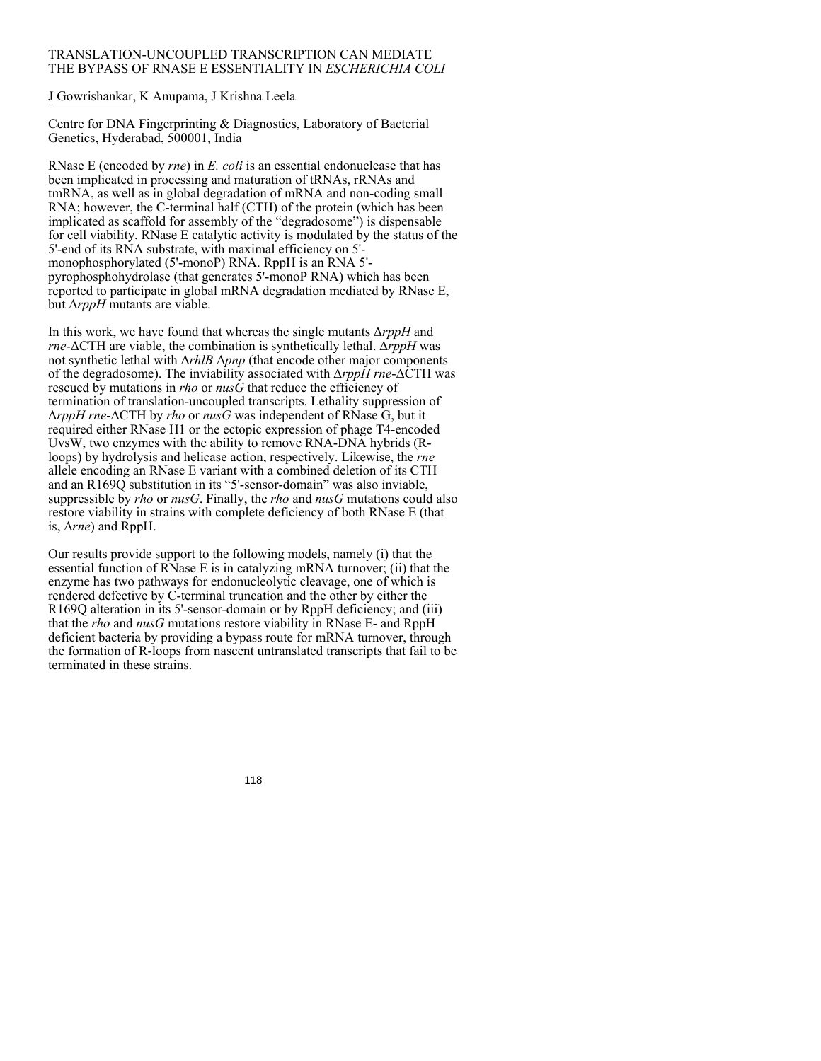# TRANSLATION-UNCOUPLED TRANSCRIPTION CAN MEDIATE THE BYPASS OF RNASE E ESSENTIALITY IN *ESCHERICHIA COLI*

J Gowrishankar, K Anupama, J Krishna Leela

Centre for DNA Fingerprinting & Diagnostics, Laboratory of Bacterial Genetics, Hyderabad, 500001, India

RNase E (encoded by *rne*) in *E. coli* is an essential endonuclease that has been implicated in processing and maturation of tRNAs, rRNAs and tmRNA, as well as in global degradation of mRNA and non-coding small RNA; however, the C-terminal half (CTH) of the protein (which has been implicated as scaffold for assembly of the "degradosome") is dispensable for cell viability. RNase E catalytic activity is modulated by the status of the 5'-end of its RNA substrate, with maximal efficiency on 5'-monophosphorylated (5'-monoP) RNA. RppH is an RNA 5'-pyrophosphohydrolase (that generates 5'-monoP RNA) which has been reported to participate in global mRNA degradation mediated by RNase E, but Δ*rppH* mutants are viable.

In this work, we have found that whereas the single mutants Δ*rppH* and *rne*-ΔCTH are viable, the combination is synthetically lethal. Δ*rppH* was not synthetic lethal with Δ*rhlB* Δ*pnp* (that encode other major components of the degradosome). The inviability associated with Δ*rppH rne*-ΔCTH was rescued by mutations in *rho* or *nusG* that reduce the efficiency of termination of translation-uncoupled transcripts. Lethality suppression of Δ*rppH rne*-ΔCTH by *rho* or *nusG* was independent of RNase G, but it required either RNase H1 or the ectopic expression of phage T4-encoded UvsW, two enzymes with the ability to remove RNA-DNA hybrids (R-loops) by hydrolysis and helicase action, respectively. Likewise, the *rne* allele encoding an RNase E variant with a combined deletion of its CTH and an R169Q substitution in its "5'-sensor-domain" was also inviable, suppressible by *rho* or *nusG*. Finally, the *rho* and *nusG* mutations could also restore viability in strains with complete deficiency of both RNase E (that is, Δ*rne*) and RppH.

Our results provide support to the following models, namely (i) that the essential function of RNase E is in catalyzing mRNA turnover; (ii) that the enzyme has two pathways for endonucleolytic cleavage, one of which is rendered defective by C-terminal truncation and the other by either the R169Q alteration in its 5'-sensor-domain or by RppH deficiency; and (iii) that the *rho* and *nusG* mutations restore viability in RNase E- and RppH deficient bacteria by providing a bypass route for mRNA turnover, through the formation of R-loops from nascent untranslated transcripts that fail to be terminated in these strains.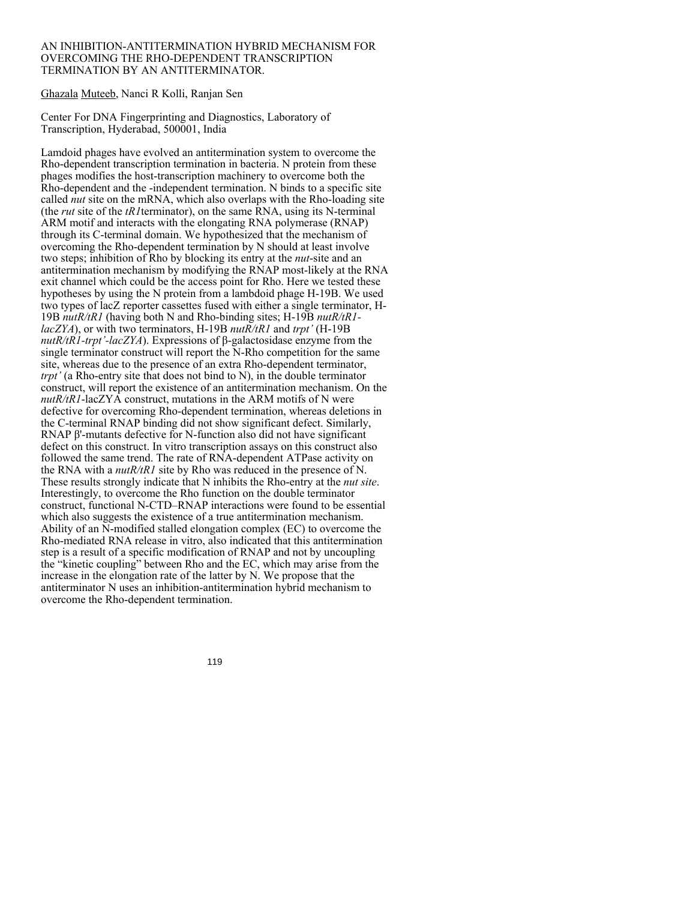# AN INHIBITION-ANTITERMINATION HYBRID MECHANISM FOR OVERCOMING THE RHO-DEPENDENT TRANSCRIPTION TERMINATION BY AN ANTITERMINATOR.

Ghazala Muteeb, Nanci R Kolli, Ranjan Sen

Center For DNA Fingerprinting and Diagnostics, Laboratory of Transcription, Hyderabad, 500001, India

Lamdoid phages have evolved an antitermination system to overcome the Rho-dependent transcription termination in bacteria. N protein from these phages modifies the host-transcription machinery to overcome both the Rho-dependent and the -independent termination. N binds to a specific site called *nut* site on the mRNA, which also overlaps with the Rho-loading site (the *rut* site of the *tR1* terminator), on the same RNA, using its N-terminal ARM motif and interacts with the elongating RNA polymerase (RNAP) through its C-terminal domain. We hypothesized that the mechanism of overcoming the Rho-dependent termination by N should at least involve two steps; inhibition of Rho by blocking its entry at the *nut*-site and an antitermination mechanism by modifying the RNAP most-likely at the RNA exit channel which could be the access point for Rho. Here we tested these hypotheses by using the N protein from a lambdoid phage H-19B. We used two types of lacZ reporter cassettes fused with either a single terminator, H-19B *nutR/tR1* (having both N and Rho-binding sites; H-19B *nutR/tR1-lacZYA*), or with two terminators, H-19B *nutR/tR1* and *trpt'* (H-19B *nutR/tR1-trpt'-lacZYA*). Expressions of β-galactosidase enzyme from the single terminator construct will report the N-Rho competition for the same site, whereas due to the presence of an extra Rho-dependent terminator, *trpt'* (a Rho-entry site that does not bind to N), in the double terminator construct, will report the existence of an antitermination mechanism. On the *nutR/tR1*-lacZYA construct, mutations in the ARM motifs of N were defective for overcoming Rho-dependent termination, whereas deletions in the C-terminal RNAP binding did not show significant defect. Similarly, RNAP β'-mutants defective for N-function also did not have significant defect on this construct. In vitro transcription assays on this construct also followed the same trend. The rate of RNA-dependent ATPase activity on the RNA with a *nutR/tR1* site by Rho was reduced in the presence of N. These results strongly indicate that N inhibits the Rho-entry at the *nut site*. Interestingly, to overcome the Rho function on the double terminator construct, functional N-CTD–RNAP interactions were found to be essential which also suggests the existence of a true antitermination mechanism. Ability of an N-modified stalled elongation complex (EC) to overcome the Rho-mediated RNA release in vitro, also indicated that this antitermination step is a result of a specific modification of RNAP and not by uncoupling the "kinetic coupling" between Rho and the EC, which may arise from the increase in the elongation rate of the latter by N. We propose that the antiterminator N uses an inhibition-antitermination hybrid mechanism to overcome the Rho-dependent termination.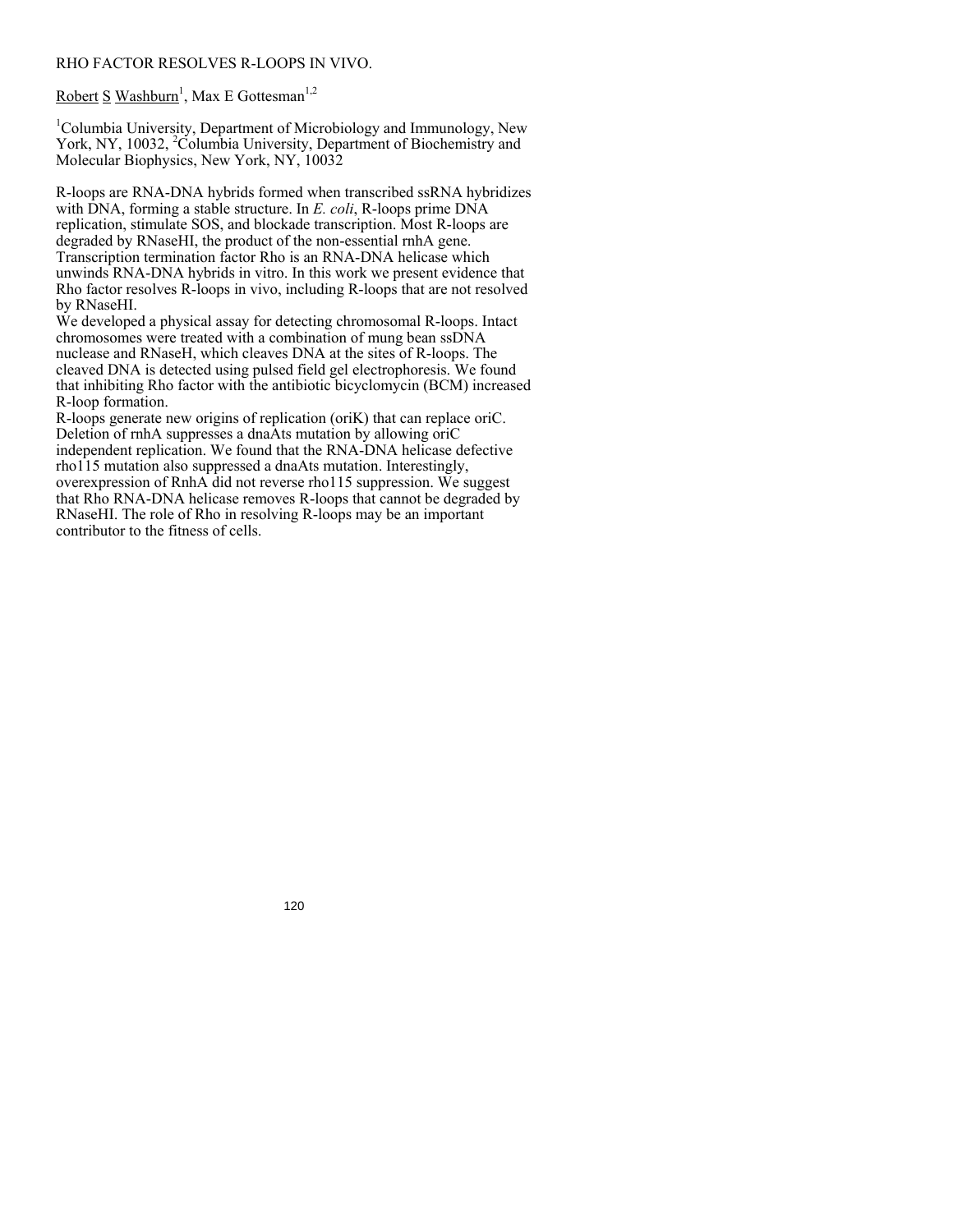# RHO FACTOR RESOLVES R-LOOPS IN VIVO.

Robert S Washburn[1], Max E Gottesman[1,2]

[1]Columbia University, Department of Microbiology and Immunology, New York, NY, 10032, [2]Columbia University, Department of Biochemistry and Molecular Biophysics, New York, NY, 10032

R-loops are RNA-DNA hybrids formed when transcribed ssRNA hybridizes with DNA, forming a stable structure. In *E. coli*, R-loops prime DNA replication, stimulate SOS, and blockade transcription. Most R-loops are degraded by RNaseHI, the product of the non-essential rnhA gene. Transcription termination factor Rho is an RNA-DNA helicase which unwinds RNA-DNA hybrids in vitro. In this work we present evidence that Rho factor resolves R-loops in vivo, including R-loops that are not resolved by RNaseHI.

We developed a physical assay for detecting chromosomal R-loops. Intact chromosomes were treated with a combination of mung bean ssDNA nuclease and RNaseH, which cleaves DNA at the sites of R-loops. The cleaved DNA is detected using pulsed field gel electrophoresis. We found that inhibiting Rho factor with the antibiotic bicyclomycin (BCM) increased R-loop formation.

R-loops generate new origins of replication (oriK) that can replace oriC. Deletion of rnhA suppresses a dnaAts mutation by allowing oriC independent replication. We found that the RNA-DNA helicase defective rho115 mutation also suppressed a dnaAts mutation. Interestingly, overexpression of RnhA did not reverse rho115 suppression. We suggest that Rho RNA-DNA helicase removes R-loops that cannot be degraded by RNaseHI. The role of Rho in resolving R-loops may be an important contributor to the fitness of cells.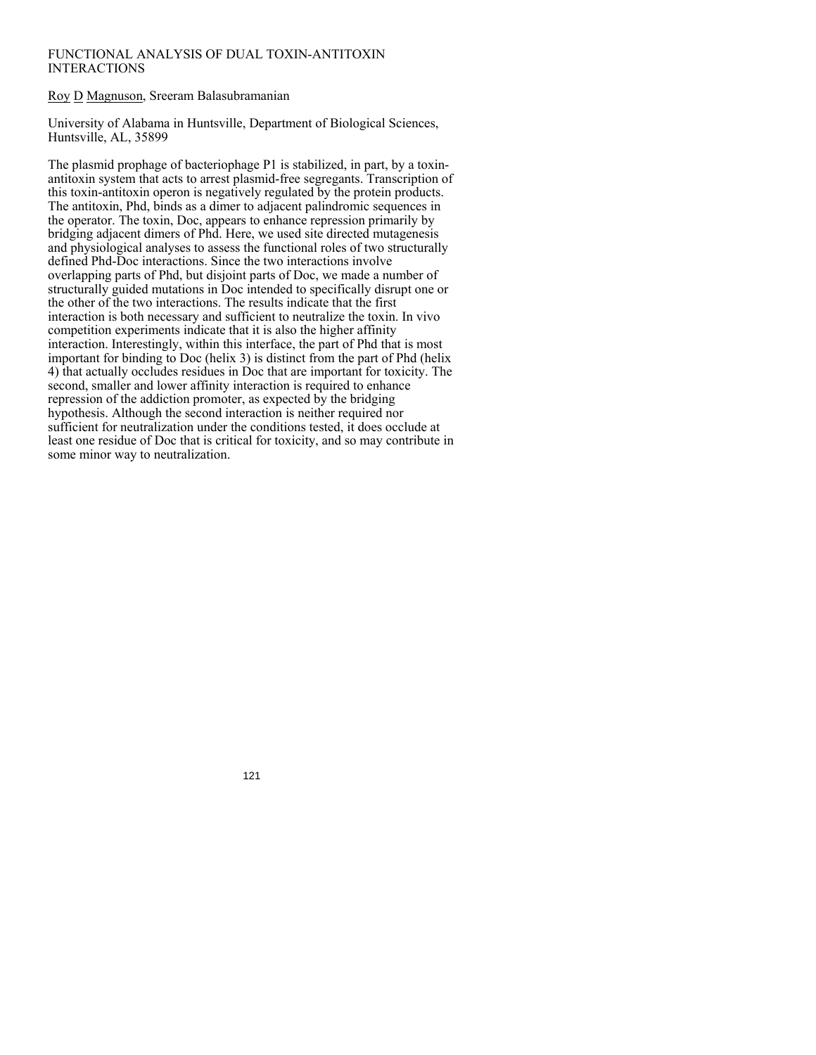# FUNCTIONAL ANALYSIS OF DUAL TOXIN-ANTITOXIN INTERACTIONS

Roy D Magnuson, Sreeram Balasubramanian

University of Alabama in Huntsville, Department of Biological Sciences, Huntsville, AL, 35899

The plasmid prophage of bacteriophage P1 is stabilized, in part, by a toxin-antitoxin system that acts to arrest plasmid-free segregants. Transcription of this toxin-antitoxin operon is negatively regulated by the protein products. The antitoxin, Phd, binds as a dimer to adjacent palindromic sequences in the operator. The toxin, Doc, appears to enhance repression primarily by bridging adjacent dimers of Phd. Here, we used site directed mutagenesis and physiological analyses to assess the functional roles of two structurally defined Phd-Doc interactions. Since the two interactions involve overlapping parts of Phd, but disjoint parts of Doc, we made a number of structurally guided mutations in Doc intended to specifically disrupt one or the other of the two interactions. The results indicate that the first interaction is both necessary and sufficient to neutralize the toxin. In vivo competition experiments indicate that it is also the higher affinity interaction. Interestingly, within this interface, the part of Phd that is most important for binding to Doc (helix 3) is distinct from the part of Phd (helix 4) that actually occludes residues in Doc that are important for toxicity. The second, smaller and lower affinity interaction is required to enhance repression of the addiction promoter, as expected by the bridging hypothesis. Although the second interaction is neither required nor sufficient for neutralization under the conditions tested, it does occlude at least one residue of Doc that is critical for toxicity, and so may contribute in some minor way to neutralization.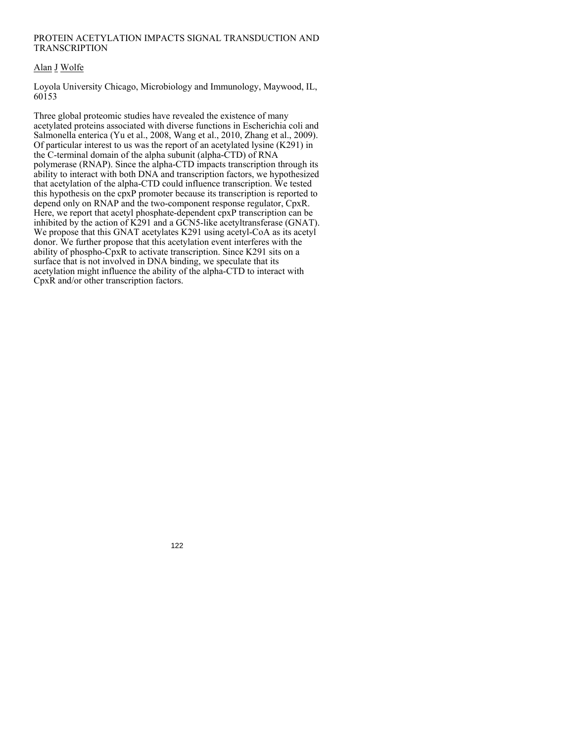# PROTEIN ACETYLATION IMPACTS SIGNAL TRANSDUCTION AND TRANSCRIPTION

Alan J Wolfe

Loyola University Chicago, Microbiology and Immunology, Maywood, IL, 60153

Three global proteomic studies have revealed the existence of many acetylated proteins associated with diverse functions in Escherichia coli and Salmonella enterica (Yu et al., 2008, Wang et al., 2010, Zhang et al., 2009). Of particular interest to us was the report of an acetylated lysine (K291) in the C-terminal domain of the alpha subunit (alpha-CTD) of RNA polymerase (RNAP). Since the alpha-CTD impacts transcription through its ability to interact with both DNA and transcription factors, we hypothesized that acetylation of the alpha-CTD could influence transcription. We tested this hypothesis on the cpxP promoter because its transcription is reported to depend only on RNAP and the two-component response regulator, CpxR. Here, we report that acetyl phosphate-dependent cpxP transcription can be inhibited by the action of K291 and a GCN5-like acetyltransferase (GNAT). We propose that this GNAT acetylates K291 using acetyl-CoA as its acetyl donor. We further propose that this acetylation event interferes with the ability of phospho-CpxR to activate transcription. Since K291 sits on a surface that is not involved in DNA binding, we speculate that its acetylation might influence the ability of the alpha-CTD to interact with CpxR and/or other transcription factors.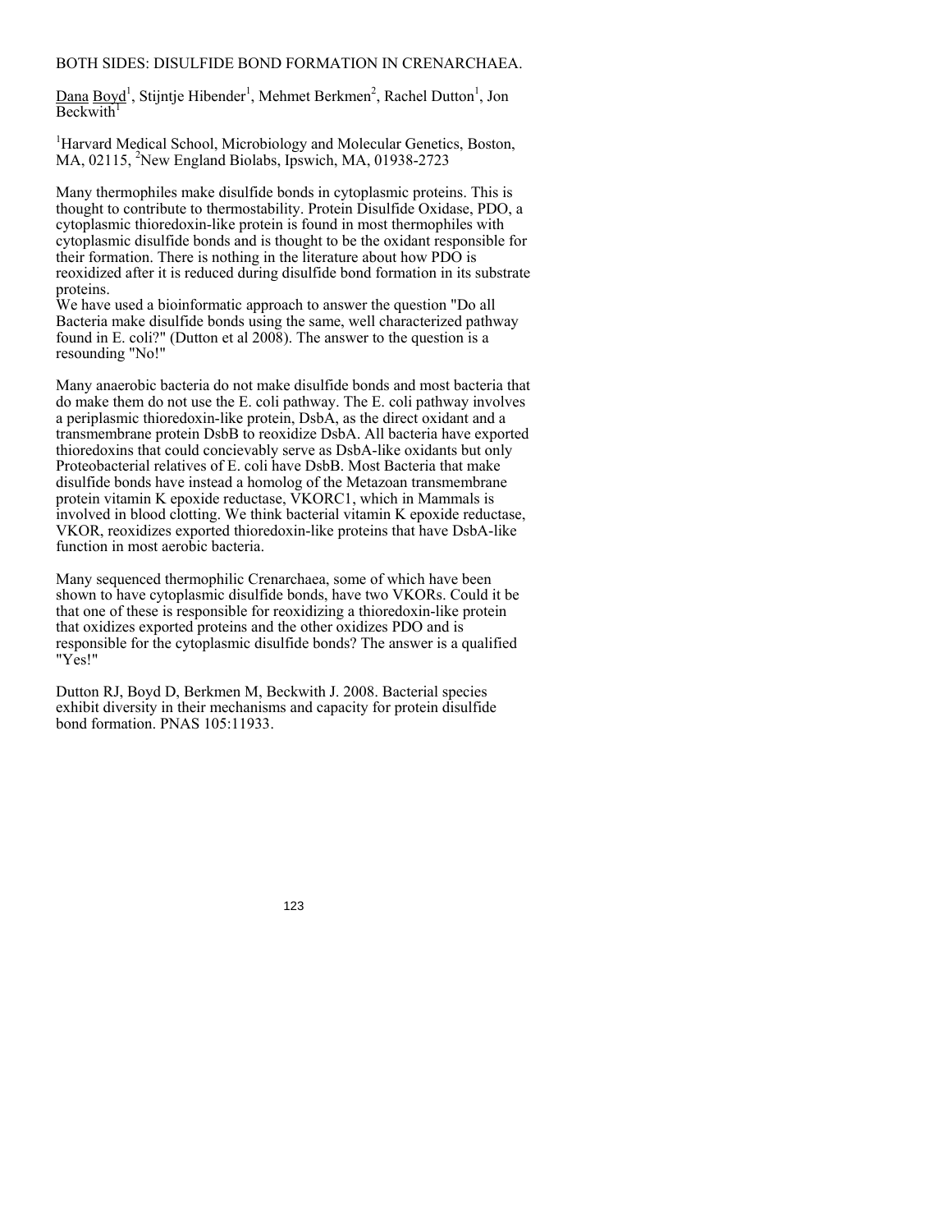BOTH SIDES: DISULFIDE BOND FORMATION IN CRENARCHAEA.

Dana Boyd[1], Stijntje Hibender[1], Mehmet Berkmen[2], Rachel Dutton[1], Jon Beckwith[1]

[1]Harvard Medical School, Microbiology and Molecular Genetics, Boston, MA, 02115, [2]New England Biolabs, Ipswich, MA, 01938-2723

Many thermophiles make disulfide bonds in cytoplasmic proteins. This is thought to contribute to thermostability. Protein Disulfide Oxidase, PDO, a cytoplasmic thioredoxin-like protein is found in most thermophiles with cytoplasmic disulfide bonds and is thought to be the oxidant responsible for their formation. There is nothing in the literature about how PDO is reoxidized after it is reduced during disulfide bond formation in its substrate proteins.
We have used a bioinformatic approach to answer the question "Do all Bacteria make disulfide bonds using the same, well characterized pathway found in E. coli?" (Dutton et al 2008). The answer to the question is a resounding "No!"

Many anaerobic bacteria do not make disulfide bonds and most bacteria that do make them do not use the E. coli pathway. The E. coli pathway involves a periplasmic thioredoxin-like protein, DsbA, as the direct oxidant and a transmembrane protein DsbB to reoxidize DsbA. All bacteria have exported thioredoxins that could concievably serve as DsbA-like oxidants but only Proteobacterial relatives of E. coli have DsbB. Most Bacteria that make disulfide bonds have instead a homolog of the Metazoan transmembrane protein vitamin K epoxide reductase, VKORC1, which in Mammals is involved in blood clotting. We think bacterial vitamin K epoxide reductase, VKOR, reoxidizes exported thioredoxin-like proteins that have DsbA-like function in most aerobic bacteria.

Many sequenced thermophilic Crenarchaea, some of which have been shown to have cytoplasmic disulfide bonds, have two VKORs. Could it be that one of these is responsible for reoxidizing a thioredoxin-like protein that oxidizes exported proteins and the other oxidizes PDO and is responsible for the cytoplasmic disulfide bonds? The answer is a qualified "Yes!"

Dutton RJ, Boyd D, Berkmen M, Beckwith J. 2008. Bacterial species exhibit diversity in their mechanisms and capacity for protein disulfide bond formation. PNAS 105:11933.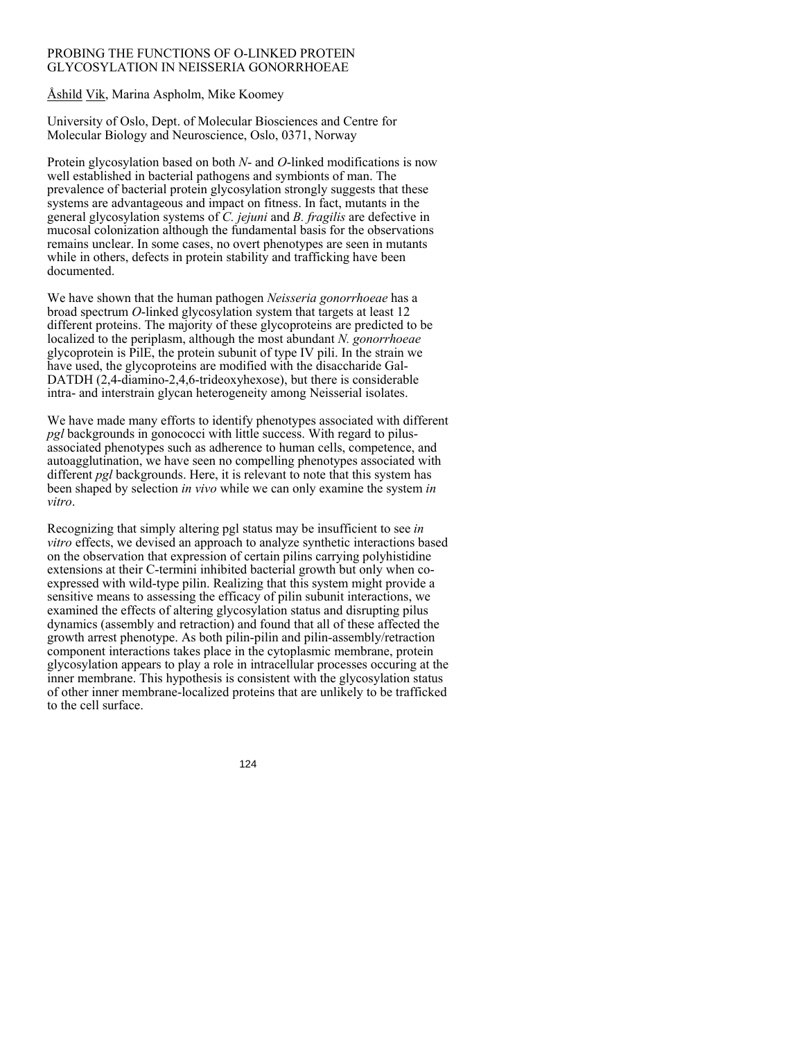# PROBING THE FUNCTIONS OF O-LINKED PROTEIN GLYCOSYLATION IN NEISSERIA GONORRHOEAE

Åshild Vik, Marina Aspholm, Mike Koomey

University of Oslo, Dept. of Molecular Biosciences and Centre for Molecular Biology and Neuroscience, Oslo, 0371, Norway

Protein glycosylation based on both *N*- and *O*-linked modifications is now well established in bacterial pathogens and symbionts of man. The prevalence of bacterial protein glycosylation strongly suggests that these systems are advantageous and impact on fitness. In fact, mutants in the general glycosylation systems of *C. jejuni* and *B. fragilis* are defective in mucosal colonization although the fundamental basis for the observations remains unclear. In some cases, no overt phenotypes are seen in mutants while in others, defects in protein stability and trafficking have been documented.

We have shown that the human pathogen *Neisseria gonorrhoeae* has a broad spectrum *O*-linked glycosylation system that targets at least 12 different proteins. The majority of these glycoproteins are predicted to be localized to the periplasm, although the most abundant *N. gonorrhoeae* glycoprotein is PilE, the protein subunit of type IV pili. In the strain we have used, the glycoproteins are modified with the disaccharide Gal-DATDH (2,4-diamino-2,4,6-trideoxyhexose), but there is considerable intra- and interstrain glycan heterogeneity among Neisserial isolates.

We have made many efforts to identify phenotypes associated with different *pgl* backgrounds in gonococci with little success. With regard to pilus-associated phenotypes such as adherence to human cells, competence, and autoagglutination, we have seen no compelling phenotypes associated with different *pgl* backgrounds. Here, it is relevant to note that this system has been shaped by selection *in vivo* while we can only examine the system *in vitro*.

Recognizing that simply altering pgl status may be insufficient to see *in vitro* effects, we devised an approach to analyze synthetic interactions based on the observation that expression of certain pilins carrying polyhistidine extensions at their C-termini inhibited bacterial growth but only when co-expressed with wild-type pilin. Realizing that this system might provide a sensitive means to assessing the efficacy of pilin subunit interactions, we examined the effects of altering glycosylation status and disrupting pilus dynamics (assembly and retraction) and found that all of these affected the growth arrest phenotype. As both pilin-pilin and pilin-assembly/retraction component interactions takes place in the cytoplasmic membrane, protein glycosylation appears to play a role in intracellular processes occuring at the inner membrane. This hypothesis is consistent with the glycosylation status of other inner membrane-localized proteins that are unlikely to be trafficked to the cell surface.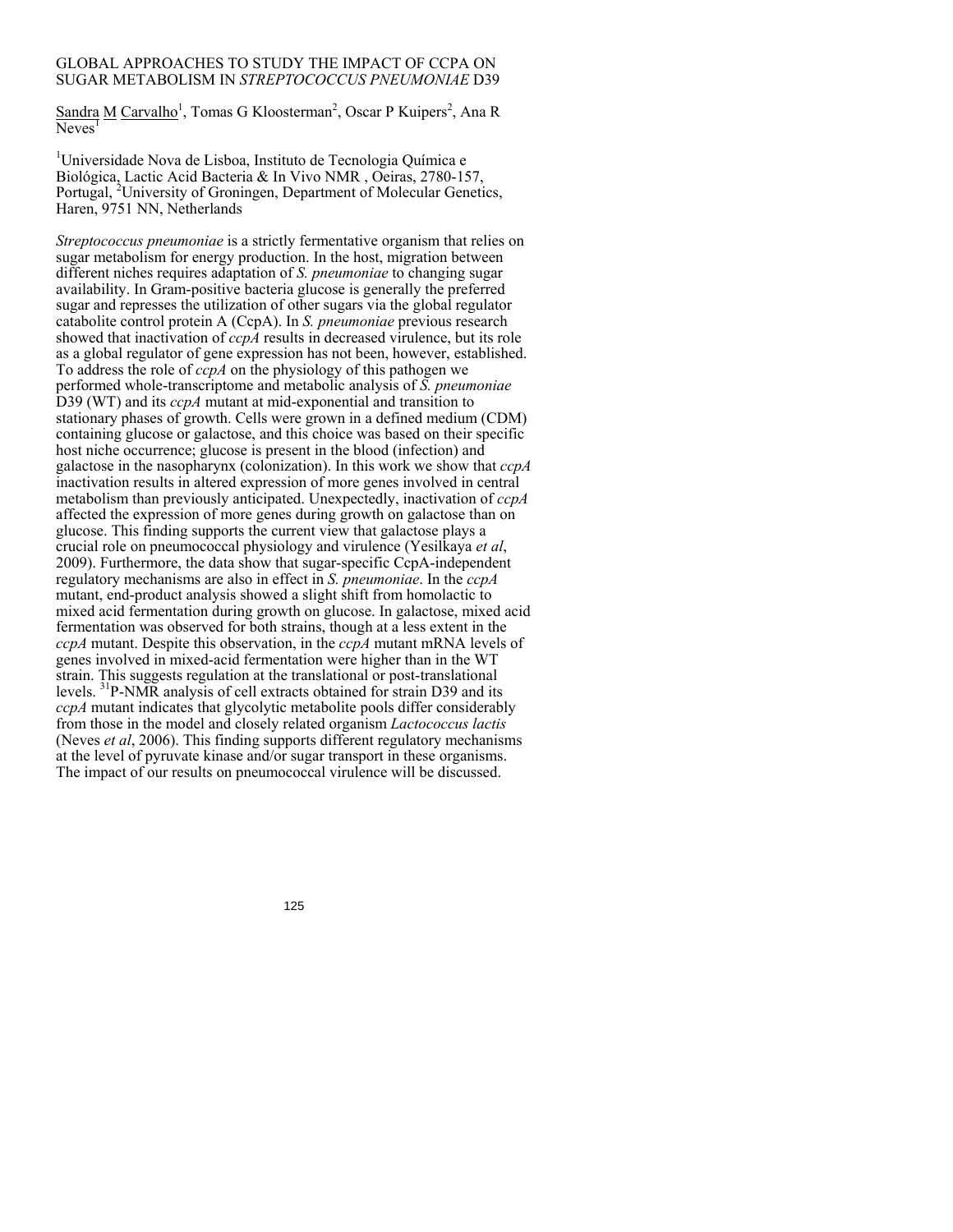# GLOBAL APPROACHES TO STUDY THE IMPACT OF CCPA ON SUGAR METABOLISM IN *STREPTOCOCCUS PNEUMONIAE* D39

Sandra M Carvalho[1], Tomas G Kloosterman[2], Oscar P Kuipers[2], Ana R Neves[1]

[1]Universidade Nova de Lisboa, Instituto de Tecnologia Química e Biológica, Lactic Acid Bacteria & In Vivo NMR , Oeiras, 2780-157, Portugal, [2]University of Groningen, Department of Molecular Genetics, Haren, 9751 NN, Netherlands

*Streptococcus pneumoniae* is a strictly fermentative organism that relies on sugar metabolism for energy production. In the host, migration between different niches requires adaptation of *S. pneumoniae* to changing sugar availability. In Gram-positive bacteria glucose is generally the preferred sugar and represses the utilization of other sugars via the global regulator catabolite control protein A (CcpA). In *S. pneumoniae* previous research showed that inactivation of *ccpA* results in decreased virulence, but its role as a global regulator of gene expression has not been, however, established. To address the role of *ccpA* on the physiology of this pathogen we performed whole-transcriptome and metabolic analysis of *S. pneumoniae* D39 (WT) and its *ccpA* mutant at mid-exponential and transition to stationary phases of growth. Cells were grown in a defined medium (CDM) containing glucose or galactose, and this choice was based on their specific host niche occurrence; glucose is present in the blood (infection) and galactose in the nasopharynx (colonization). In this work we show that *ccpA* inactivation results in altered expression of more genes involved in central metabolism than previously anticipated. Unexpectedly, inactivation of *ccpA* affected the expression of more genes during growth on galactose than on glucose. This finding supports the current view that galactose plays a crucial role on pneumococcal physiology and virulence (Yesilkaya *et al*, 2009). Furthermore, the data show that sugar-specific CcpA-independent regulatory mechanisms are also in effect in *S. pneumoniae*. In the *ccpA* mutant, end-product analysis showed a slight shift from homolactic to mixed acid fermentation during growth on glucose. In galactose, mixed acid fermentation was observed for both strains, though at a less extent in the *ccpA* mutant. Despite this observation, in the *ccpA* mutant mRNA levels of genes involved in mixed-acid fermentation were higher than in the WT strain. This suggests regulation at the translational or post-translational levels. $^{31}$P-NMR analysis of cell extracts obtained for strain D39 and its *ccpA* mutant indicates that glycolytic metabolite pools differ considerably from those in the model and closely related organism *Lactococcus lactis* (Neves *et al*, 2006). This finding supports different regulatory mechanisms at the level of pyruvate kinase and/or sugar transport in these organisms. The impact of our results on pneumococcal virulence will be discussed.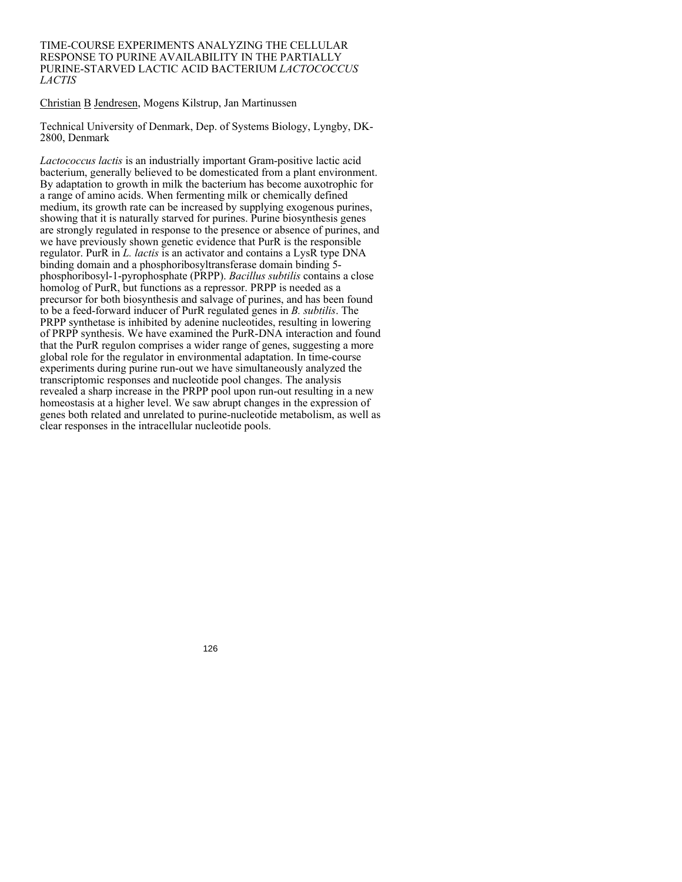# TIME-COURSE EXPERIMENTS ANALYZING THE CELLULAR RESPONSE TO PURINE AVAILABILITY IN THE PARTIALLY PURINE-STARVED LACTIC ACID BACTERIUM *LACTOCOCCUS LACTIS*

Christian B Jendresen, Mogens Kilstrup, Jan Martinussen

Technical University of Denmark, Dep. of Systems Biology, Lyngby, DK-2800, Denmark

*Lactococcus lactis* is an industrially important Gram-positive lactic acid bacterium, generally believed to be domesticated from a plant environment. By adaptation to growth in milk the bacterium has become auxotrophic for a range of amino acids. When fermenting milk or chemically defined medium, its growth rate can be increased by supplying exogenous purines, showing that it is naturally starved for purines. Purine biosynthesis genes are strongly regulated in response to the presence or absence of purines, and we have previously shown genetic evidence that PurR is the responsible regulator. PurR in *L. lactis* is an activator and contains a LysR type DNA binding domain and a phosphoribosyltransferase domain binding 5-phosphoribosyl-1-pyrophosphate (PRPP). *Bacillus subtilis* contains a close homolog of PurR, but functions as a repressor. PRPP is needed as a precursor for both biosynthesis and salvage of purines, and has been found to be a feed-forward inducer of PurR regulated genes in *B. subtilis*. The PRPP synthetase is inhibited by adenine nucleotides, resulting in lowering of PRPP synthesis. We have examined the PurR-DNA interaction and found that the PurR regulon comprises a wider range of genes, suggesting a more global role for the regulator in environmental adaptation. In time-course experiments during purine run-out we have simultaneously analyzed the transcriptomic responses and nucleotide pool changes. The analysis revealed a sharp increase in the PRPP pool upon run-out resulting in a new homeostasis at a higher level. We saw abrupt changes in the expression of genes both related and unrelated to purine-nucleotide metabolism, as well as clear responses in the intracellular nucleotide pools.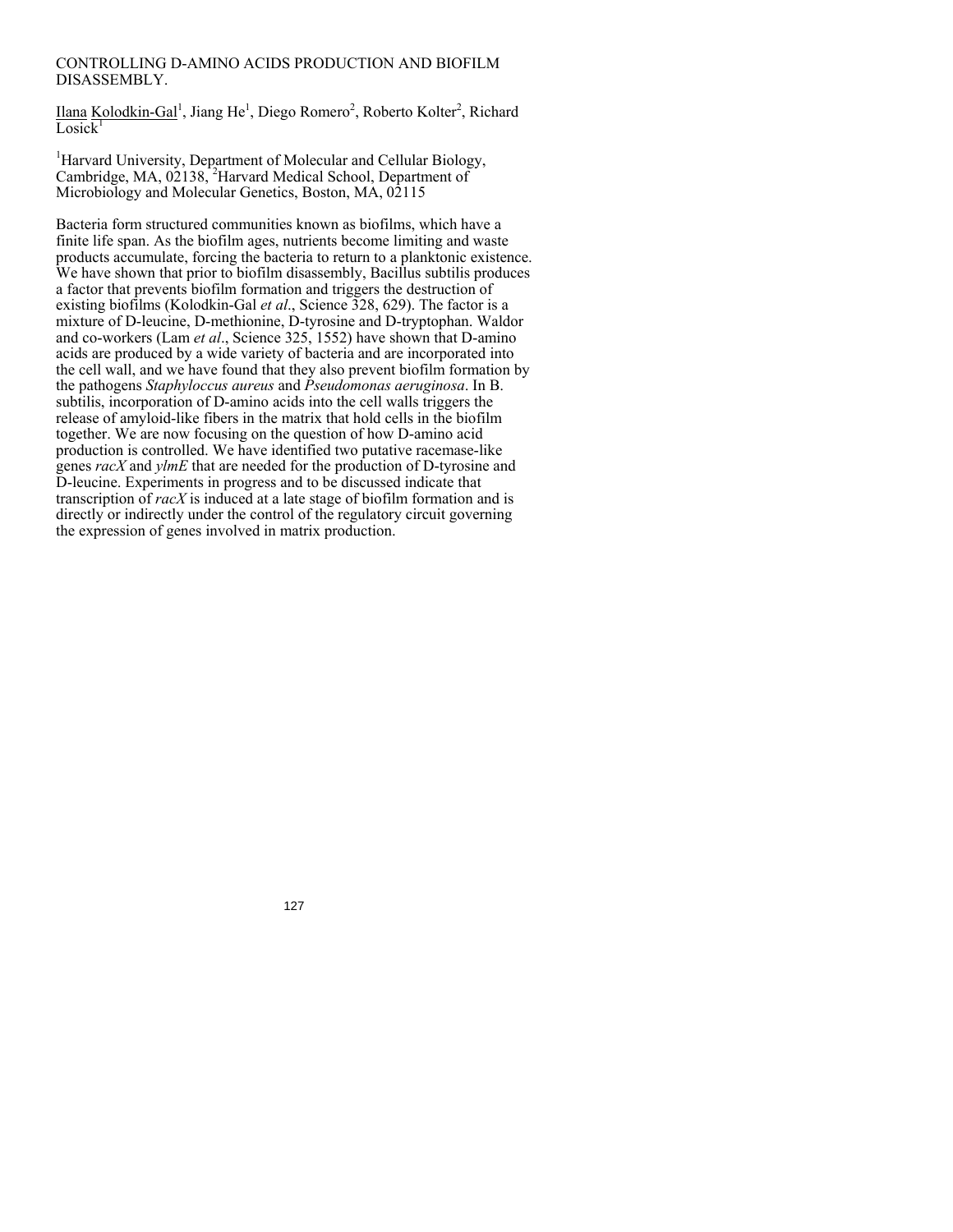# CONTROLLING D-AMINO ACIDS PRODUCTION AND BIOFILM DISASSEMBLY.

Ilana Kolodkin-Gal[1], Jiang He[1], Diego Romero[2], Roberto Kolter[2], Richard Losick[1]

[1]Harvard University, Department of Molecular and Cellular Biology, Cambridge, MA, 02138, [2]Harvard Medical School, Department of Microbiology and Molecular Genetics, Boston, MA, 02115

Bacteria form structured communities known as biofilms, which have a finite life span. As the biofilm ages, nutrients become limiting and waste products accumulate, forcing the bacteria to return to a planktonic existence. We have shown that prior to biofilm disassembly, Bacillus subtilis produces a factor that prevents biofilm formation and triggers the destruction of existing biofilms (Kolodkin-Gal *et al*., Science 328, 629). The factor is a mixture of D-leucine, D-methionine, D-tyrosine and D-tryptophan. Waldor and co-workers (Lam *et al*., Science 325, 1552) have shown that D-amino acids are produced by a wide variety of bacteria and are incorporated into the cell wall, and we have found that they also prevent biofilm formation by the pathogens *Staphyloccus aureus* and *Pseudomonas aeruginosa*. In B. subtilis, incorporation of D-amino acids into the cell walls triggers the release of amyloid-like fibers in the matrix that hold cells in the biofilm together. We are now focusing on the question of how D-amino acid production is controlled. We have identified two putative racemase-like genes *racX* and *ylmE* that are needed for the production of D-tyrosine and D-leucine. Experiments in progress and to be discussed indicate that transcription of *racX* is induced at a late stage of biofilm formation and is directly or indirectly under the control of the regulatory circuit governing the expression of genes involved in matrix production.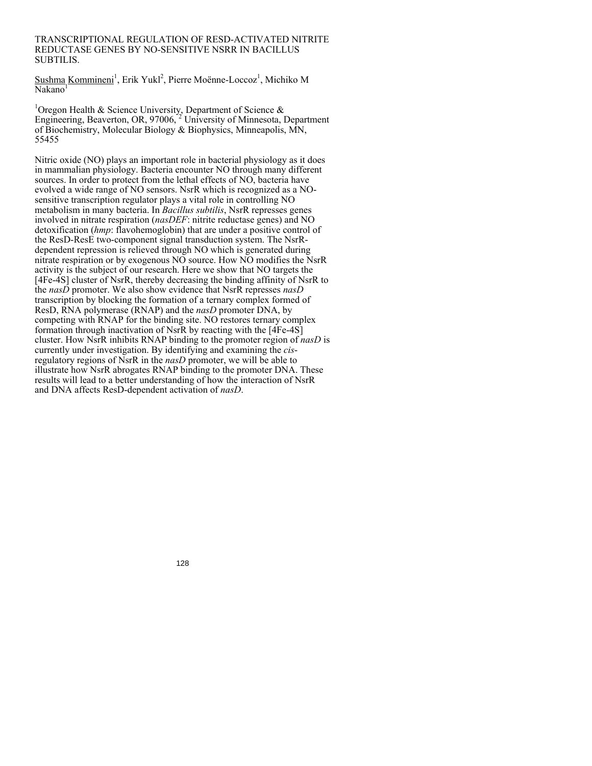# TRANSCRIPTIONAL REGULATION OF RESD-ACTIVATED NITRITE REDUCTASE GENES BY NO-SENSITIVE NSRR IN BACILLUS SUBTILIS.

Sushma Kommineni[1], Erik Yukl[2], Pierre Moënne-Loccoz[1], Michiko M Nakano[1]

[1]Oregon Health & Science University, Department of Science & Engineering, Beaverton, OR, 97006, [2] University of Minnesota, Department of Biochemistry, Molecular Biology & Biophysics, Minneapolis, MN, 55455

Nitric oxide (NO) plays an important role in bacterial physiology as it does in mammalian physiology. Bacteria encounter NO through many different sources. In order to protect from the lethal effects of NO, bacteria have evolved a wide range of NO sensors. NsrR which is recognized as a NO-sensitive transcription regulator plays a vital role in controlling NO metabolism in many bacteria. In *Bacillus subtilis*, NsrR represses genes involved in nitrate respiration (*nasDEF*: nitrite reductase genes) and NO detoxification (*hmp*: flavohemoglobin) that are under a positive control of the ResD-ResE two-component signal transduction system. The NsrR-dependent repression is relieved through NO which is generated during nitrate respiration or by exogenous NO source. How NO modifies the NsrR activity is the subject of our research. Here we show that NO targets the [4Fe-4S] cluster of NsrR, thereby decreasing the binding affinity of NsrR to the *nasD* promoter. We also show evidence that NsrR represses *nasD* transcription by blocking the formation of a ternary complex formed of ResD, RNA polymerase (RNAP) and the *nasD* promoter DNA, by competing with RNAP for the binding site. NO restores ternary complex formation through inactivation of NsrR by reacting with the [4Fe-4S] cluster. How NsrR inhibits RNAP binding to the promoter region of *nasD* is currently under investigation. By identifying and examining the *cis*-regulatory regions of NsrR in the *nasD* promoter, we will be able to illustrate how NsrR abrogates RNAP binding to the promoter DNA. These results will lead to a better understanding of how the interaction of NsrR and DNA affects ResD-dependent activation of *nasD*.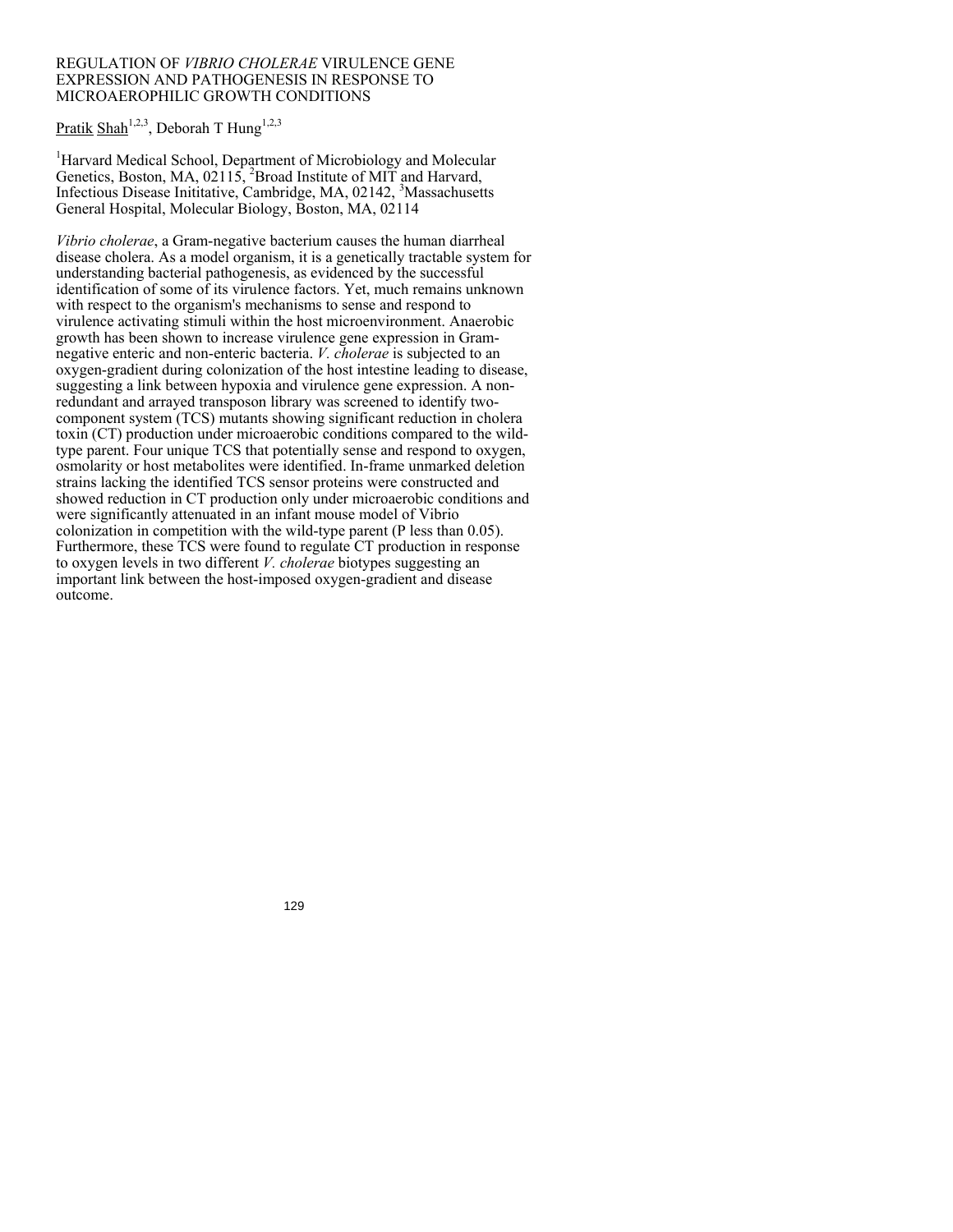# REGULATION OF *VIBRIO CHOLERAE* VIRULENCE GENE EXPRESSION AND PATHOGENESIS IN RESPONSE TO MICROAEROPHILIC GROWTH CONDITIONS

Pratik Shah[1,2,3], Deborah T Hung[1,2,3]

[1]Harvard Medical School, Department of Microbiology and Molecular Genetics, Boston, MA, 02115, [2]Broad Institute of MIT and Harvard, Infectious Disease Inititative, Cambridge, MA, 02142, [3]Massachusetts General Hospital, Molecular Biology, Boston, MA, 02114

*Vibrio cholerae*, a Gram-negative bacterium causes the human diarrheal disease cholera. As a model organism, it is a genetically tractable system for understanding bacterial pathogenesis, as evidenced by the successful identification of some of its virulence factors. Yet, much remains unknown with respect to the organism's mechanisms to sense and respond to virulence activating stimuli within the host microenvironment. Anaerobic growth has been shown to increase virulence gene expression in Gram-negative enteric and non-enteric bacteria. *V. cholerae* is subjected to an oxygen-gradient during colonization of the host intestine leading to disease, suggesting a link between hypoxia and virulence gene expression. A non-redundant and arrayed transposon library was screened to identify two-component system (TCS) mutants showing significant reduction in cholera toxin (CT) production under microaerobic conditions compared to the wild-type parent. Four unique TCS that potentially sense and respond to oxygen, osmolarity or host metabolites were identified. In-frame unmarked deletion strains lacking the identified TCS sensor proteins were constructed and showed reduction in CT production only under microaerobic conditions and were significantly attenuated in an infant mouse model of Vibrio colonization in competition with the wild-type parent (P less than 0.05). Furthermore, these TCS were found to regulate CT production in response to oxygen levels in two different *V. cholerae* biotypes suggesting an important link between the host-imposed oxygen-gradient and disease outcome.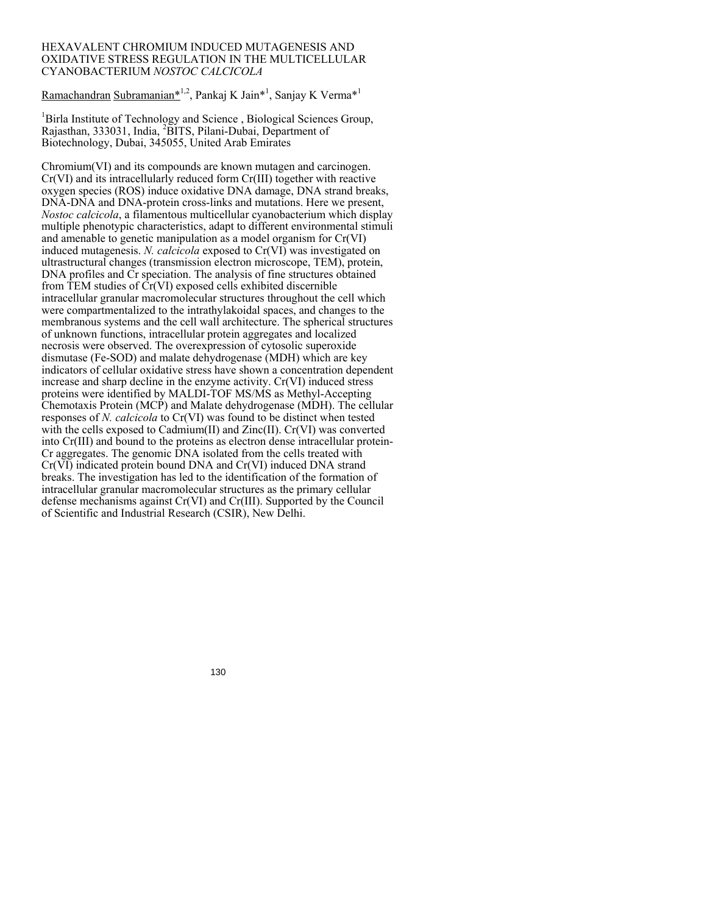# HEXAVALENT CHROMIUM INDUCED MUTAGENESIS AND OXIDATIVE STRESS REGULATION IN THE MULTICELLULAR CYANOBACTERIUM *NOSTOC CALCICOLA*

Ramachandran Subramanian*[1,2], Pankaj K Jain*[1], Sanjay K Verma*[1]

[1]Birla Institute of Technology and Science , Biological Sciences Group, Rajasthan, 333031, India, [2]BITS, Pilani-Dubai, Department of Biotechnology, Dubai, 345055, United Arab Emirates

Chromium(VI) and its compounds are known mutagen and carcinogen. Cr(VI) and its intracellularly reduced form Cr(III) together with reactive oxygen species (ROS) induce oxidative DNA damage, DNA strand breaks, DNA-DNA and DNA-protein cross-links and mutations. Here we present, *Nostoc calcicola*, a filamentous multicellular cyanobacterium which display multiple phenotypic characteristics, adapt to different environmental stimuli and amenable to genetic manipulation as a model organism for Cr(VI) induced mutagenesis. *N. calcicola* exposed to Cr(VI) was investigated on ultrastructural changes (transmission electron microscope, TEM), protein, DNA profiles and Cr speciation. The analysis of fine structures obtained from TEM studies of Cr(VI) exposed cells exhibited discernible intracellular granular macromolecular structures throughout the cell which were compartmentalized to the intrathylakoidal spaces, and changes to the membranous systems and the cell wall architecture. The spherical structures of unknown functions, intracellular protein aggregates and localized necrosis were observed. The overexpression of cytosolic superoxide dismutase (Fe-SOD) and malate dehydrogenase (MDH) which are key indicators of cellular oxidative stress have shown a concentration dependent increase and sharp decline in the enzyme activity. Cr(VI) induced stress proteins were identified by MALDI-TOF MS/MS as Methyl-Accepting Chemotaxis Protein (MCP) and Malate dehydrogenase (MDH). The cellular responses of *N. calcicola* to Cr(VI) was found to be distinct when tested with the cells exposed to Cadmium(II) and Zinc(II). Cr(VI) was converted into Cr(III) and bound to the proteins as electron dense intracellular protein-Cr aggregates. The genomic DNA isolated from the cells treated with Cr(VI) indicated protein bound DNA and Cr(VI) induced DNA strand breaks. The investigation has led to the identification of the formation of intracellular granular macromolecular structures as the primary cellular defense mechanisms against Cr(VI) and Cr(III). Supported by the Council of Scientific and Industrial Research (CSIR), New Delhi.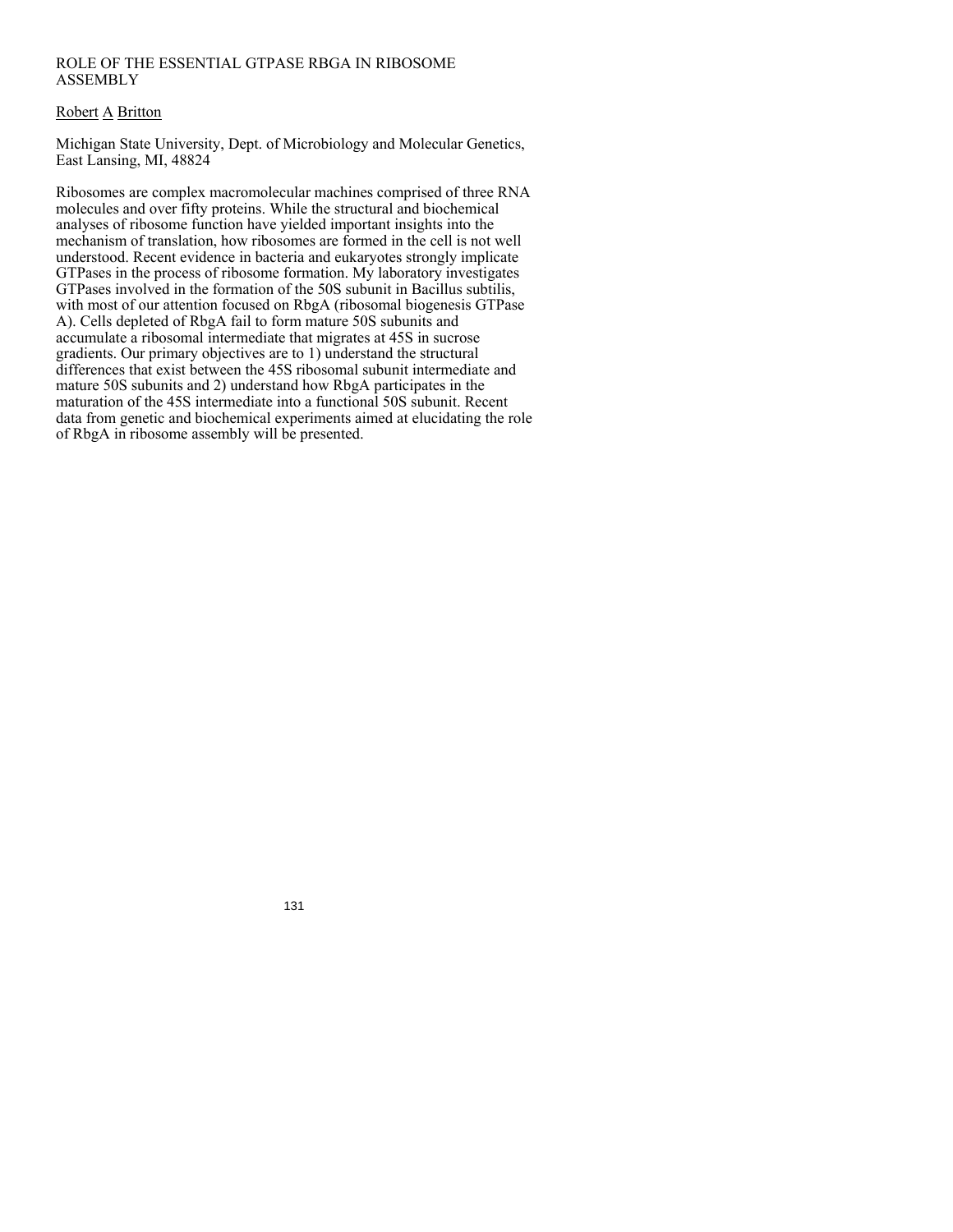# ROLE OF THE ESSENTIAL GTPASE RBGA IN RIBOSOME ASSEMBLY

Robert A Britton

Michigan State University, Dept. of Microbiology and Molecular Genetics, East Lansing, MI, 48824

Ribosomes are complex macromolecular machines comprised of three RNA molecules and over fifty proteins. While the structural and biochemical analyses of ribosome function have yielded important insights into the mechanism of translation, how ribosomes are formed in the cell is not well understood. Recent evidence in bacteria and eukaryotes strongly implicate GTPases in the process of ribosome formation. My laboratory investigates GTPases involved in the formation of the 50S subunit in Bacillus subtilis, with most of our attention focused on RbgA (ribosomal biogenesis GTPase A). Cells depleted of RbgA fail to form mature 50S subunits and accumulate a ribosomal intermediate that migrates at 45S in sucrose gradients. Our primary objectives are to 1) understand the structural differences that exist between the 45S ribosomal subunit intermediate and mature 50S subunits and 2) understand how RbgA participates in the maturation of the 45S intermediate into a functional 50S subunit. Recent data from genetic and biochemical experiments aimed at elucidating the role of RbgA in ribosome assembly will be presented.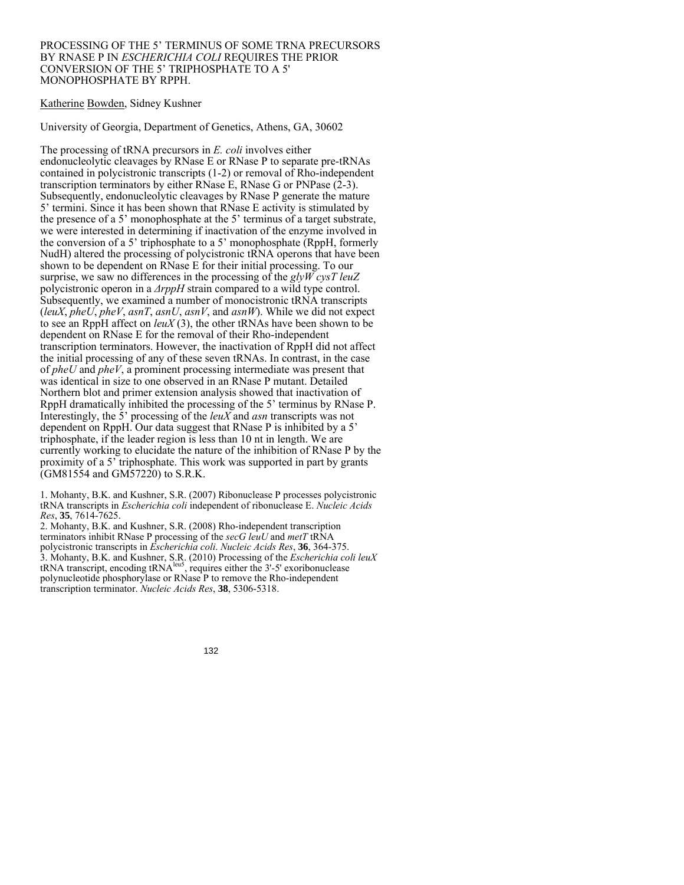# PROCESSING OF THE 5' TERMINUS OF SOME TRNA PRECURSORS BY RNASE P IN *ESCHERICHIA COLI* REQUIRES THE PRIOR CONVERSION OF THE 5' TRIPHOSPHATE TO A 5' MONOPHOSPHATE BY RPPH.

Katherine Bowden, Sidney Kushner

University of Georgia, Department of Genetics, Athens, GA, 30602

The processing of tRNA precursors in *E. coli* involves either endonucleolytic cleavages by RNase E or RNase P to separate pre-tRNAs contained in polycistronic transcripts (1-2) or removal of Rho-independent transcription terminators by either RNase E, RNase G or PNPase (2-3). Subsequently, endonucleolytic cleavages by RNase P generate the mature 5' termini. Since it has been shown that RNase E activity is stimulated by the presence of a 5' monophosphate at the 5' terminus of a target substrate, we were interested in determining if inactivation of the enzyme involved in the conversion of a 5' triphosphate to a 5' monophosphate (RppH, formerly NudH) altered the processing of polycistronic tRNA operons that have been shown to be dependent on RNase E for their initial processing. To our surprise, we saw no differences in the processing of the *glyW cysT leuZ* polycistronic operon in a *ΔrppH* strain compared to a wild type control. Subsequently, we examined a number of monocistronic tRNA transcripts (*leuX*, *pheU*, *pheV*, *asnT*, *asnU*, *asnV*, and *asnW*). While we did not expect to see an RppH affect on *leuX* (3), the other tRNAs have been shown to be dependent on RNase E for the removal of their Rho-independent transcription terminators. However, the inactivation of RppH did not affect the initial processing of any of these seven tRNAs. In contrast, in the case of *pheU* and *pheV*, a prominent processing intermediate was present that was identical in size to one observed in an RNase P mutant. Detailed Northern blot and primer extension analysis showed that inactivation of RppH dramatically inhibited the processing of the 5' terminus by RNase P. Interestingly, the 5' processing of the *leuX* and *asn* transcripts was not dependent on RppH. Our data suggest that RNase P is inhibited by a 5' triphosphate, if the leader region is less than 10 nt in length. We are currently working to elucidate the nature of the inhibition of RNase P by the proximity of a 5' triphosphate. This work was supported in part by grants (GM81554 and GM57220) to S.R.K.

1. Mohanty, B.K. and Kushner, S.R. (2007) Ribonuclease P processes polycistronic tRNA transcripts in *Escherichia coli* independent of ribonuclease E. *Nucleic Acids Res*, **35**, 7614-7625.
2. Mohanty, B.K. and Kushner, S.R. (2008) Rho-independent transcription terminators inhibit RNase P processing of the *secG leuU* and *metT* tRNA polycistronic transcripts in *Escherichia coli*. *Nucleic Acids Res*, **36**, 364-375.
3. Mohanty, B.K. and Kushner, S.R. (2010) Processing of the *Escherichia coli leuX* tRNA transcript, encoding $tRNA^{leu5}$, requires either the 3'-5' exoribonuclease polynucleotide phosphorylase or RNase P to remove the Rho-independent transcription terminator. *Nucleic Acids Res*, **38**, 5306-5318.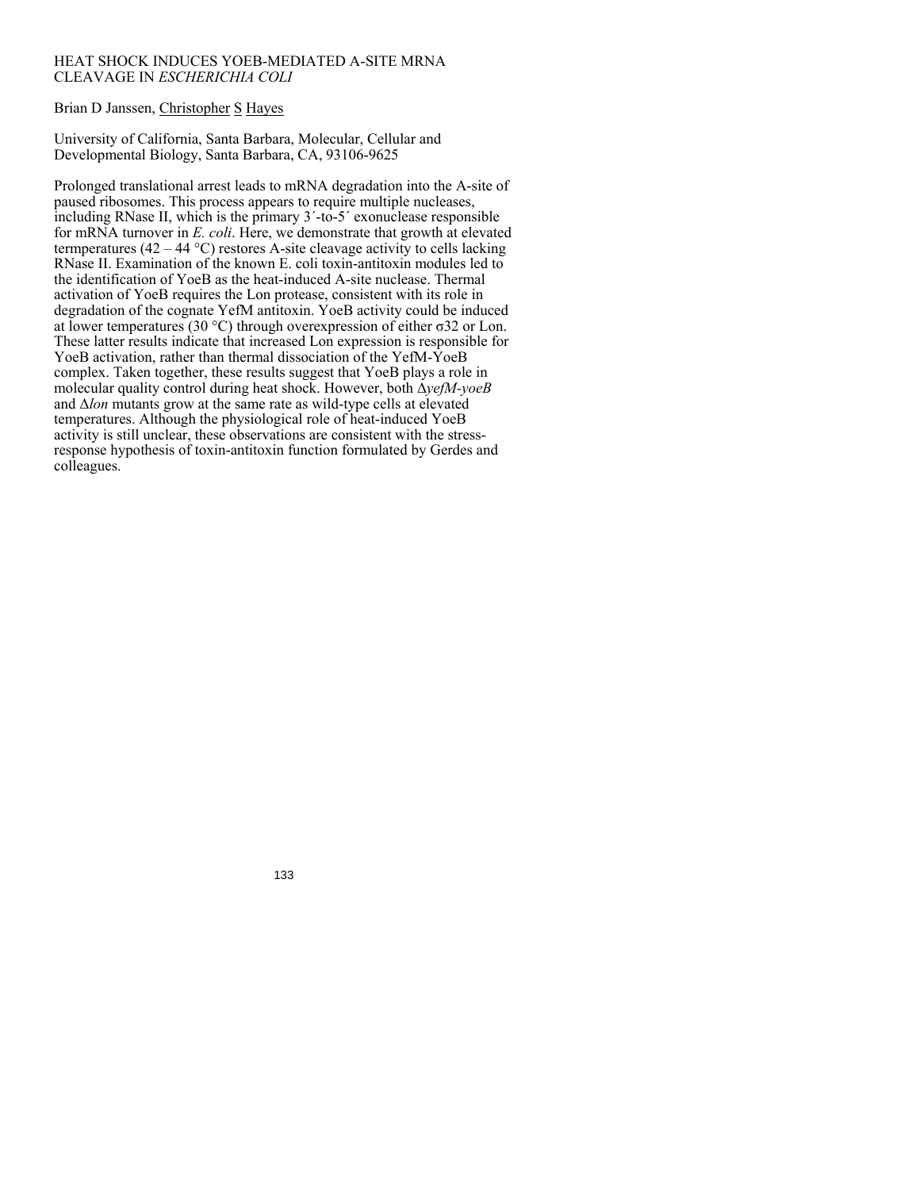# HEAT SHOCK INDUCES YOEB-MEDIATED A-SITE MRNA CLEAVAGE IN *ESCHERICHIA COLI*

Brian D Janssen, Christopher S Hayes

University of California, Santa Barbara, Molecular, Cellular and Developmental Biology, Santa Barbara, CA, 93106-9625

Prolonged translational arrest leads to mRNA degradation into the A-site of paused ribosomes. This process appears to require multiple nucleases, including RNase II, which is the primary 3´-to-5´ exonuclease responsible for mRNA turnover in *E. coli*. Here, we demonstrate that growth at elevated termperatures (42 – 44 °C) restores A-site cleavage activity to cells lacking RNase II. Examination of the known E. coli toxin-antitoxin modules led to the identification of YoeB as the heat-induced A-site nuclease. Thermal activation of YoeB requires the Lon protease, consistent with its role in degradation of the cognate YefM antitoxin. YoeB activity could be induced at lower temperatures (30 °C) through overexpression of either σ32 or Lon. These latter results indicate that increased Lon expression is responsible for YoeB activation, rather than thermal dissociation of the YefM-YoeB complex. Taken together, these results suggest that YoeB plays a role in molecular quality control during heat shock. However, both Δ*yefM-yoeB* and Δ*lon* mutants grow at the same rate as wild-type cells at elevated temperatures. Although the physiological role of heat-induced YoeB activity is still unclear, these observations are consistent with the stress-response hypothesis of toxin-antitoxin function formulated by Gerdes and colleagues.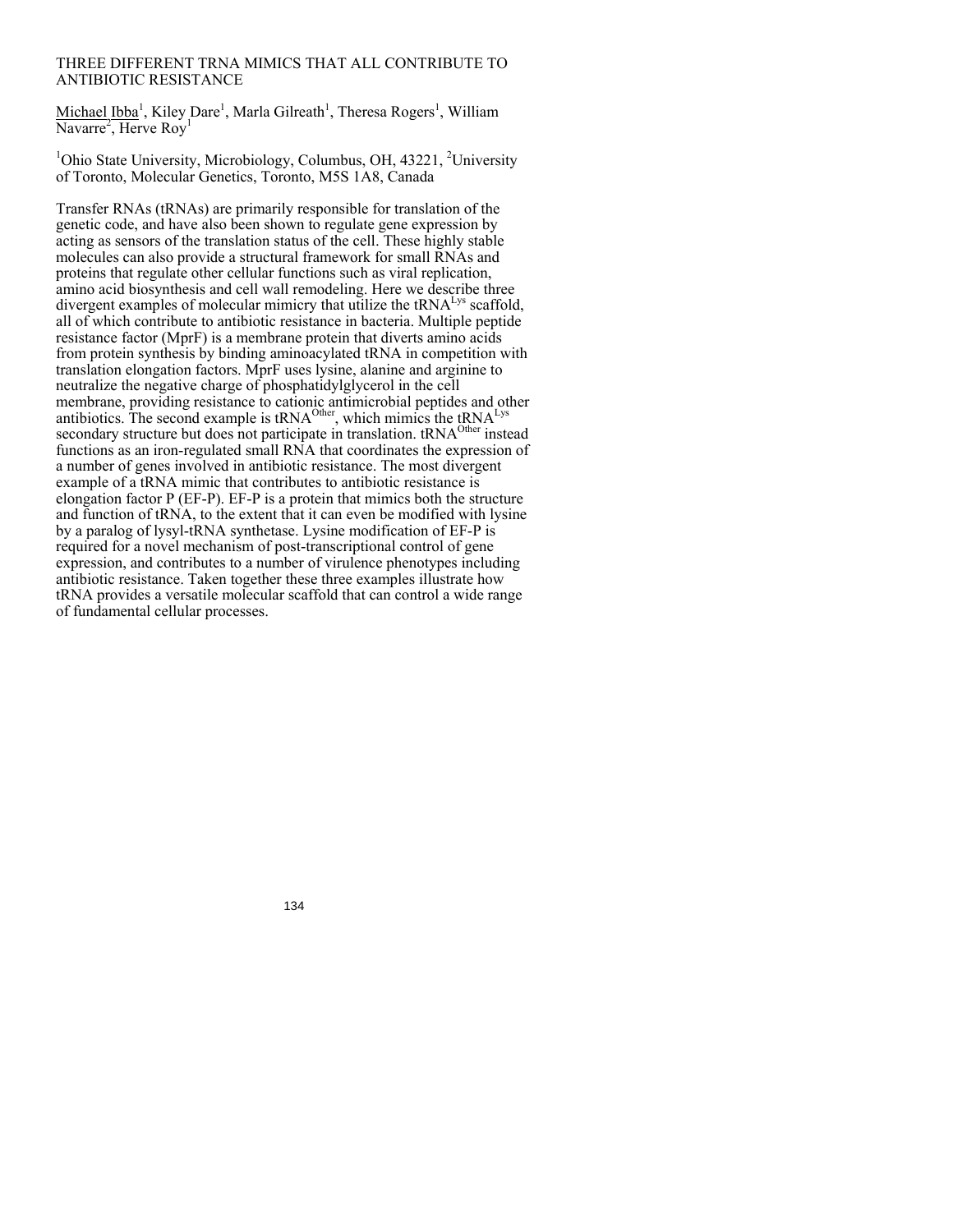# THREE DIFFERENT TRNA MIMICS THAT ALL CONTRIBUTE TO ANTIBIOTIC RESISTANCE

Michael Ibba[1], Kiley Dare[1], Marla Gilreath[1], Theresa Rogers[1], William Navarre[2], Herve Roy[1]

[1]Ohio State University, Microbiology, Columbus, OH, 43221, [2]University of Toronto, Molecular Genetics, Toronto, M5S 1A8, Canada

Transfer RNAs (tRNAs) are primarily responsible for translation of the genetic code, and have also been shown to regulate gene expression by acting as sensors of the translation status of the cell. These highly stable molecules can also provide a structural framework for small RNAs and proteins that regulate other cellular functions such as viral replication, amino acid biosynthesis and cell wall remodeling. Here we describe three divergent examples of molecular mimicry that utilize the $tRNA^{Lys}$ scaffold, all of which contribute to antibiotic resistance in bacteria. Multiple peptide resistance factor (MprF) is a membrane protein that diverts amino acids from protein synthesis by binding aminoacylated tRNA in competition with translation elongation factors. MprF uses lysine, alanine and arginine to neutralize the negative charge of phosphatidylglycerol in the cell membrane, providing resistance to cationic antimicrobial peptides and other antibiotics. The second example is $tRNA^{Other}$, which mimics the $tRNA^{Lys}$ secondary structure but does not participate in translation. $tRNA^{Other}$ instead functions as an iron-regulated small RNA that coordinates the expression of a number of genes involved in antibiotic resistance. The most divergent example of a tRNA mimic that contributes to antibiotic resistance is elongation factor P (EF-P). EF-P is a protein that mimics both the structure and function of tRNA, to the extent that it can even be modified with lysine by a paralog of lysyl-tRNA synthetase. Lysine modification of EF-P is required for a novel mechanism of post-transcriptional control of gene expression, and contributes to a number of virulence phenotypes including antibiotic resistance. Taken together these three examples illustrate how tRNA provides a versatile molecular scaffold that can control a wide range of fundamental cellular processes.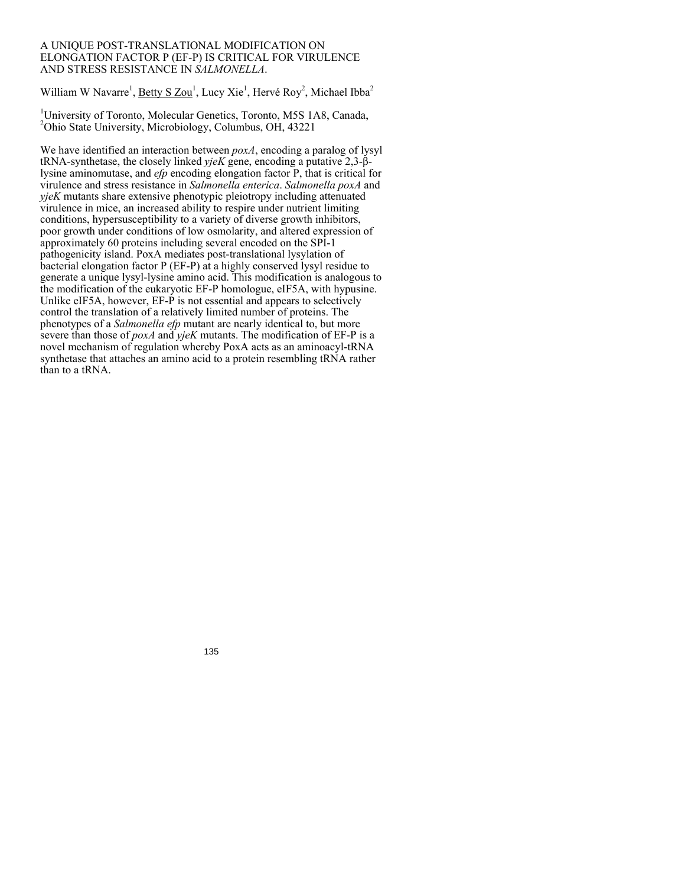# A UNIQUE POST-TRANSLATIONAL MODIFICATION ON ELONGATION FACTOR P (EF-P) IS CRITICAL FOR VIRULENCE AND STRESS RESISTANCE IN *SALMONELLA*.

William W Navarre[1], Betty S Zou[1], Lucy Xie[1], Hervé Roy[2], Michael Ibba[2]

[1]University of Toronto, Molecular Genetics, Toronto, M5S 1A8, Canada, [2]Ohio State University, Microbiology, Columbus, OH, 43221

We have identified an interaction between *poxA*, encoding a paralog of lysyl tRNA-synthetase, the closely linked *yjeK* gene, encoding a putative 2,3-β-lysine aminomutase, and *efp* encoding elongation factor P, that is critical for virulence and stress resistance in *Salmonella enterica*. *Salmonella poxA* and *yjeK* mutants share extensive phenotypic pleiotropy including attenuated virulence in mice, an increased ability to respire under nutrient limiting conditions, hypersusceptibility to a variety of diverse growth inhibitors, poor growth under conditions of low osmolarity, and altered expression of approximately 60 proteins including several encoded on the SPI-1 pathogenicity island. PoxA mediates post-translational lysylation of bacterial elongation factor P (EF-P) at a highly conserved lysyl residue to generate a unique lysyl-lysine amino acid. This modification is analogous to the modification of the eukaryotic EF-P homologue, eIF5A, with hypusine. Unlike eIF5A, however, EF-P is not essential and appears to selectively control the translation of a relatively limited number of proteins. The phenotypes of a *Salmonella efp* mutant are nearly identical to, but more severe than those of *poxA* and *yjeK* mutants. The modification of EF-P is a novel mechanism of regulation whereby PoxA acts as an aminoacyl-tRNA synthetase that attaches an amino acid to a protein resembling tRNA rather than to a tRNA.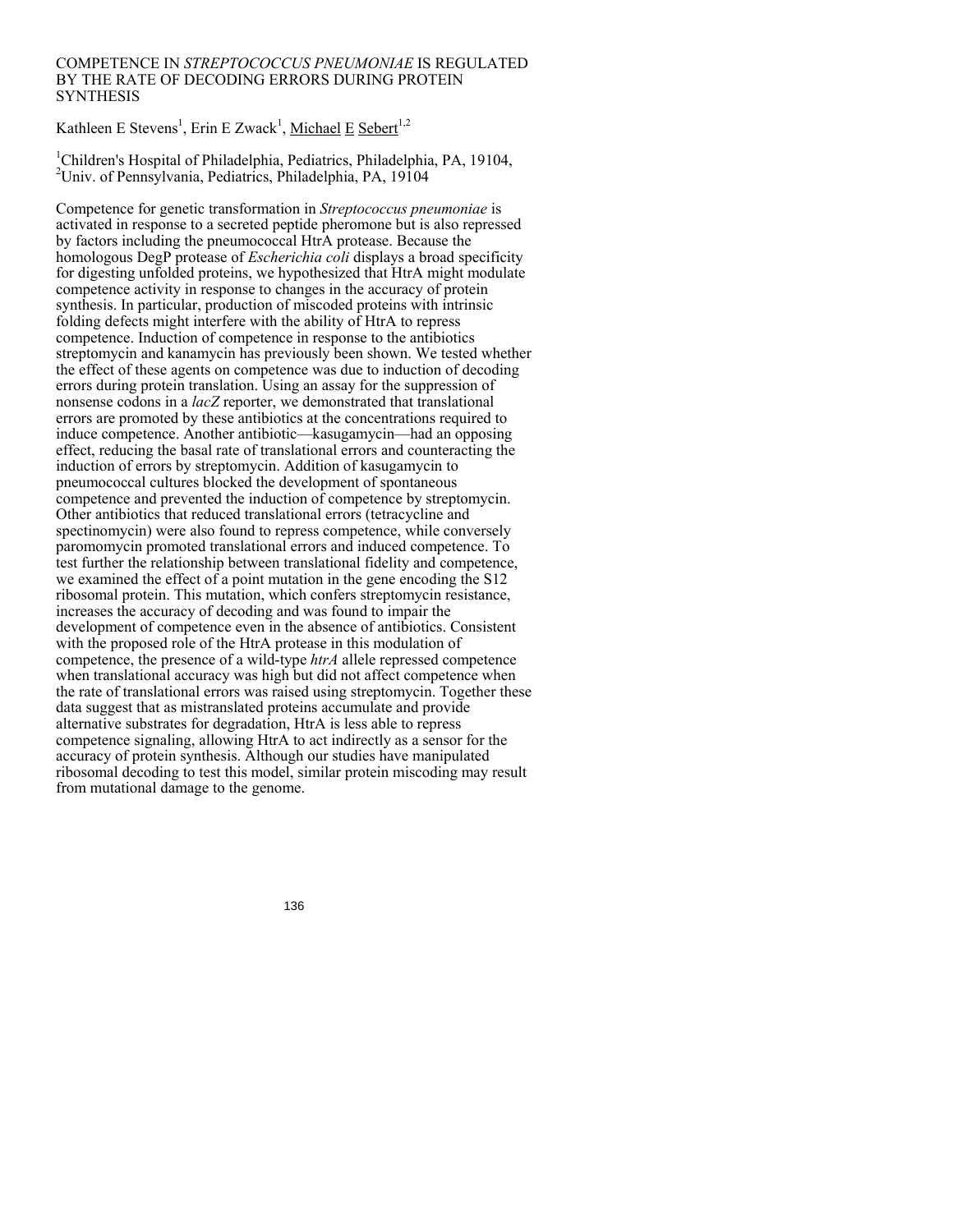# COMPETENCE IN *STREPTOCOCCUS PNEUMONIAE* IS REGULATED BY THE RATE OF DECODING ERRORS DURING PROTEIN SYNTHESIS

Kathleen E Stevens[1], Erin E Zwack[1], Michael E Sebert[1,2]

[1]Children's Hospital of Philadelphia, Pediatrics, Philadelphia, PA, 19104,
[2]Univ. of Pennsylvania, Pediatrics, Philadelphia, PA, 19104

Competence for genetic transformation in *Streptococcus pneumoniae* is activated in response to a secreted peptide pheromone but is also repressed by factors including the pneumococcal HtrA protease. Because the homologous DegP protease of *Escherichia coli* displays a broad specificity for digesting unfolded proteins, we hypothesized that HtrA might modulate competence activity in response to changes in the accuracy of protein synthesis. In particular, production of miscoded proteins with intrinsic folding defects might interfere with the ability of HtrA to repress competence. Induction of competence in response to the antibiotics streptomycin and kanamycin has previously been shown. We tested whether the effect of these agents on competence was due to induction of decoding errors during protein translation. Using an assay for the suppression of nonsense codons in a *lacZ* reporter, we demonstrated that translational errors are promoted by these antibiotics at the concentrations required to induce competence. Another antibiotic—kasugamycin—had an opposing effect, reducing the basal rate of translational errors and counteracting the induction of errors by streptomycin. Addition of kasugamycin to pneumococcal cultures blocked the development of spontaneous competence and prevented the induction of competence by streptomycin. Other antibiotics that reduced translational errors (tetracycline and spectinomycin) were also found to repress competence, while conversely paromomycin promoted translational errors and induced competence. To test further the relationship between translational fidelity and competence, we examined the effect of a point mutation in the gene encoding the S12 ribosomal protein. This mutation, which confers streptomycin resistance, increases the accuracy of decoding and was found to impair the development of competence even in the absence of antibiotics. Consistent with the proposed role of the HtrA protease in this modulation of competence, the presence of a wild-type *htrA* allele repressed competence when translational accuracy was high but did not affect competence when the rate of translational errors was raised using streptomycin. Together these data suggest that as mistranslated proteins accumulate and provide alternative substrates for degradation, HtrA is less able to repress competence signaling, allowing HtrA to act indirectly as a sensor for the accuracy of protein synthesis. Although our studies have manipulated ribosomal decoding to test this model, similar protein miscoding may result from mutational damage to the genome.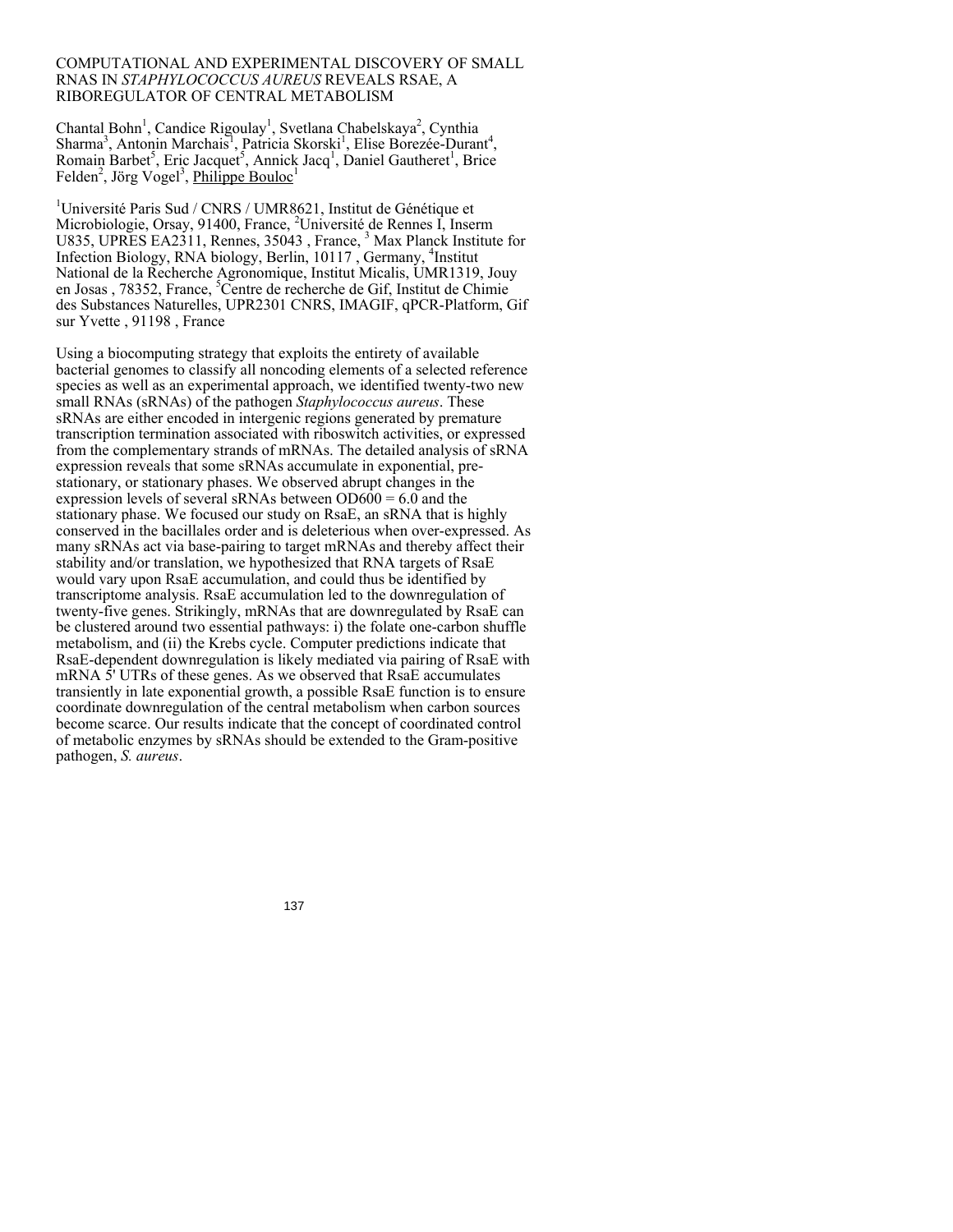# COMPUTATIONAL AND EXPERIMENTAL DISCOVERY OF SMALL RNAS IN *STAPHYLOCOCCUS AUREUS* REVEALS RSAE, A RIBOREGULATOR OF CENTRAL METABOLISM

Chantal Bohn[1], Candice Rigoulay[1], Svetlana Chabelskaya[2], Cynthia Sharma[3], Antonin Marchais[1], Patricia Skorski[1], Elise Borezée-Durant[4], Romain Barbet[5], Eric Jacquet[5], Annick Jacq[1], Daniel Gautheret[1], Brice Felden[2], Jörg Vogel[3], Philippe Bouloc[1]

[1]Université Paris Sud / CNRS / UMR8621, Institut de Génétique et Microbiologie, Orsay, 91400, France, [2]Université de Rennes I, Inserm U835, UPRES EA2311, Rennes, 35043 , France, [3] Max Planck Institute for Infection Biology, RNA biology, Berlin, 10117 , Germany, [4]Institut National de la Recherche Agronomique, Institut Micalis, UMR1319, Jouy en Josas , 78352, France, [5]Centre de recherche de Gif, Institut de Chimie des Substances Naturelles, UPR2301 CNRS, IMAGIF, qPCR-Platform, Gif sur Yvette , 91198 , France

Using a biocomputing strategy that exploits the entirety of available bacterial genomes to classify all noncoding elements of a selected reference species as well as an experimental approach, we identified twenty-two new small RNAs (sRNAs) of the pathogen *Staphylococcus aureus*. These sRNAs are either encoded in intergenic regions generated by premature transcription termination associated with riboswitch activities, or expressed from the complementary strands of mRNAs. The detailed analysis of sRNA expression reveals that some sRNAs accumulate in exponential, pre-stationary, or stationary phases. We observed abrupt changes in the expression levels of several sRNAs between $OD_{600} = 6.0$ and the stationary phase. We focused our study on RsaE, an sRNA that is highly conserved in the bacillales order and is deleterious when over-expressed. As many sRNAs act via base-pairing to target mRNAs and thereby affect their stability and/or translation, we hypothesized that RNA targets of RsaE would vary upon RsaE accumulation, and could thus be identified by transcriptome analysis. RsaE accumulation led to the downregulation of twenty-five genes. Strikingly, mRNAs that are downregulated by RsaE can be clustered around two essential pathways: i) the folate one-carbon shuffle metabolism, and (ii) the Krebs cycle. Computer predictions indicate that RsaE-dependent downregulation is likely mediated via pairing of RsaE with mRNA 5' UTRs of these genes. As we observed that RsaE accumulates transiently in late exponential growth, a possible RsaE function is to ensure coordinate downregulation of the central metabolism when carbon sources become scarce. Our results indicate that the concept of coordinated control of metabolic enzymes by sRNAs should be extended to the Gram-positive pathogen, *S. aureus*.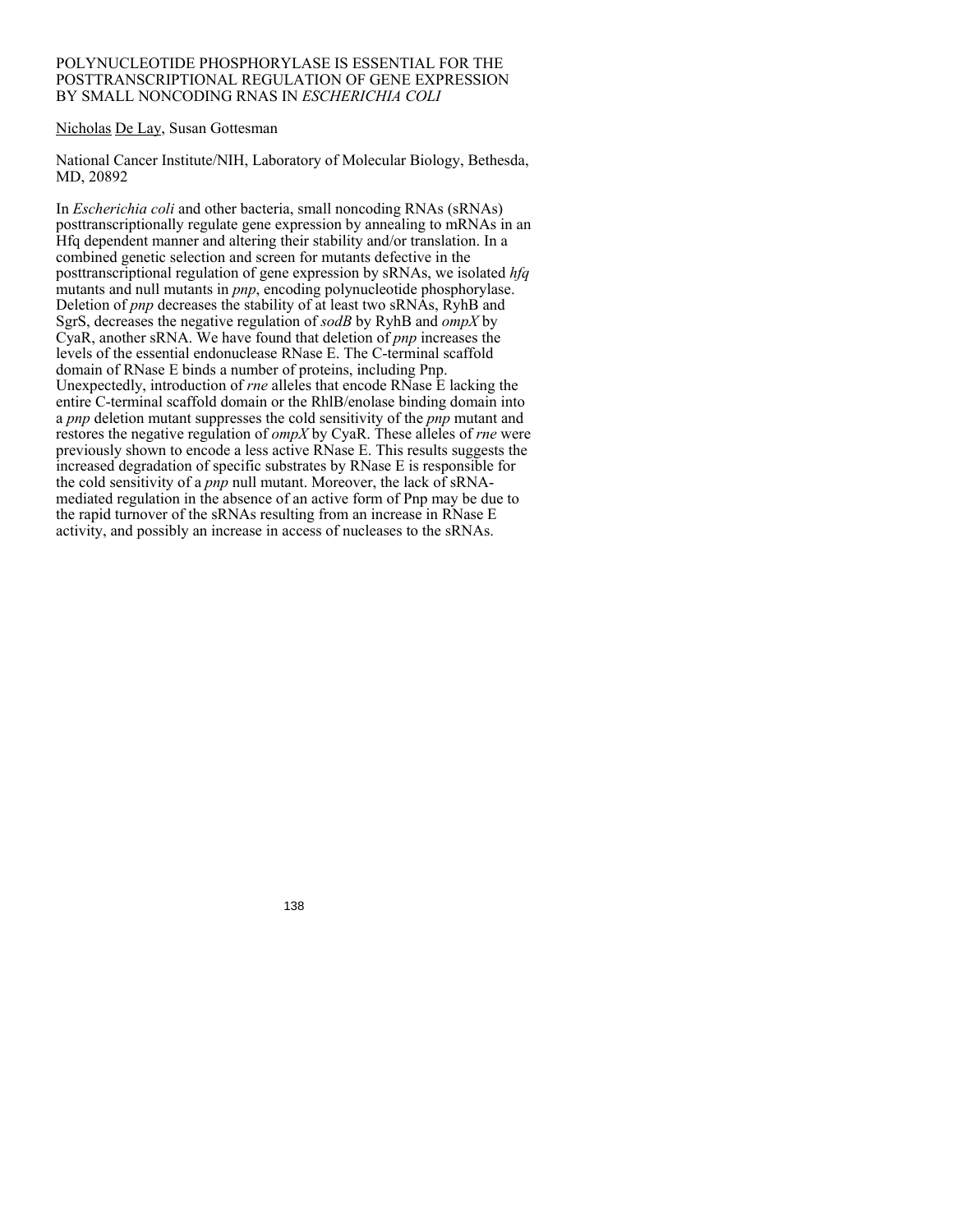# POLYNUCLEOTIDE PHOSPHORYLASE IS ESSENTIAL FOR THE POSTTRANSCRIPTIONAL REGULATION OF GENE EXPRESSION BY SMALL NONCODING RNAS IN *ESCHERICHIA COLI*

Nicholas De Lay, Susan Gottesman

National Cancer Institute/NIH, Laboratory of Molecular Biology, Bethesda, MD, 20892

In *Escherichia coli* and other bacteria, small noncoding RNAs (sRNAs) posttranscriptionally regulate gene expression by annealing to mRNAs in an Hfq dependent manner and altering their stability and/or translation. In a combined genetic selection and screen for mutants defective in the posttranscriptional regulation of gene expression by sRNAs, we isolated *hfq* mutants and null mutants in *pnp*, encoding polynucleotide phosphorylase. Deletion of *pnp* decreases the stability of at least two sRNAs, RyhB and SgrS, decreases the negative regulation of *sodB* by RyhB and *ompX* by CyaR, another sRNA. We have found that deletion of *pnp* increases the levels of the essential endonuclease RNase E. The C-terminal scaffold domain of RNase E binds a number of proteins, including Pnp. Unexpectedly, introduction of *rne* alleles that encode RNase E lacking the entire C-terminal scaffold domain or the RhlB/enolase binding domain into a *pnp* deletion mutant suppresses the cold sensitivity of the *pnp* mutant and restores the negative regulation of *ompX* by CyaR. These alleles of *rne* were previously shown to encode a less active RNase E. This results suggests the increased degradation of specific substrates by RNase E is responsible for the cold sensitivity of a *pnp* null mutant. Moreover, the lack of sRNA-mediated regulation in the absence of an active form of Pnp may be due to the rapid turnover of the sRNAs resulting from an increase in RNase E activity, and possibly an increase in access of nucleases to the sRNAs.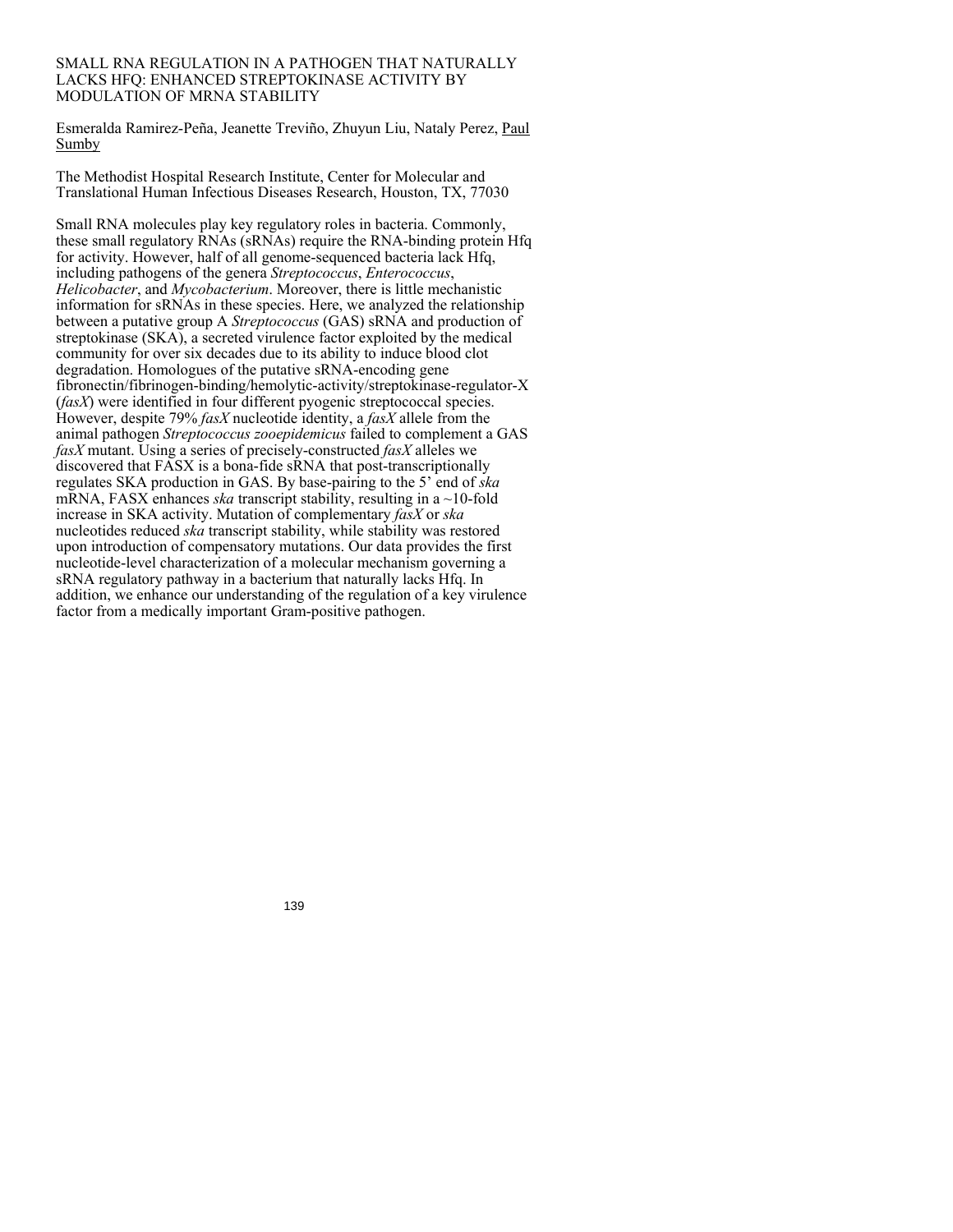# SMALL RNA REGULATION IN A PATHOGEN THAT NATURALLY LACKS HFQ: ENHANCED STREPTOKINASE ACTIVITY BY MODULATION OF MRNA STABILITY

Esmeralda Ramirez-Peña, Jeanette Treviño, Zhuyun Liu, Nataly Perez, Paul Sumby

The Methodist Hospital Research Institute, Center for Molecular and Translational Human Infectious Diseases Research, Houston, TX, 77030

Small RNA molecules play key regulatory roles in bacteria. Commonly, these small regulatory RNAs (sRNAs) require the RNA-binding protein Hfq for activity. However, half of all genome-sequenced bacteria lack Hfq, including pathogens of the genera *Streptococcus*, *Enterococcus*, *Helicobacter*, and *Mycobacterium*. Moreover, there is little mechanistic information for sRNAs in these species. Here, we analyzed the relationship between a putative group A *Streptococcus* (GAS) sRNA and production of streptokinase (SKA), a secreted virulence factor exploited by the medical community for over six decades due to its ability to induce blood clot degradation. Homologues of the putative sRNA-encoding gene fibronectin/fibrinogen-binding/hemolytic-activity/streptokinase-regulator-X (*fasX*) were identified in four different pyogenic streptococcal species. However, despite 79% *fasX* nucleotide identity, a *fasX* allele from the animal pathogen *Streptococcus zooepidemicus* failed to complement a GAS *fasX* mutant. Using a series of precisely-constructed *fasX* alleles we discovered that FASX is a bona-fide sRNA that post-transcriptionally regulates SKA production in GAS. By base-pairing to the 5' end of *ska* mRNA, FASX enhances *ska* transcript stability, resulting in a ~10-fold increase in SKA activity. Mutation of complementary *fasX* or *ska* nucleotides reduced *ska* transcript stability, while stability was restored upon introduction of compensatory mutations. Our data provides the first nucleotide-level characterization of a molecular mechanism governing a sRNA regulatory pathway in a bacterium that naturally lacks Hfq. In addition, we enhance our understanding of the regulation of a key virulence factor from a medically important Gram-positive pathogen.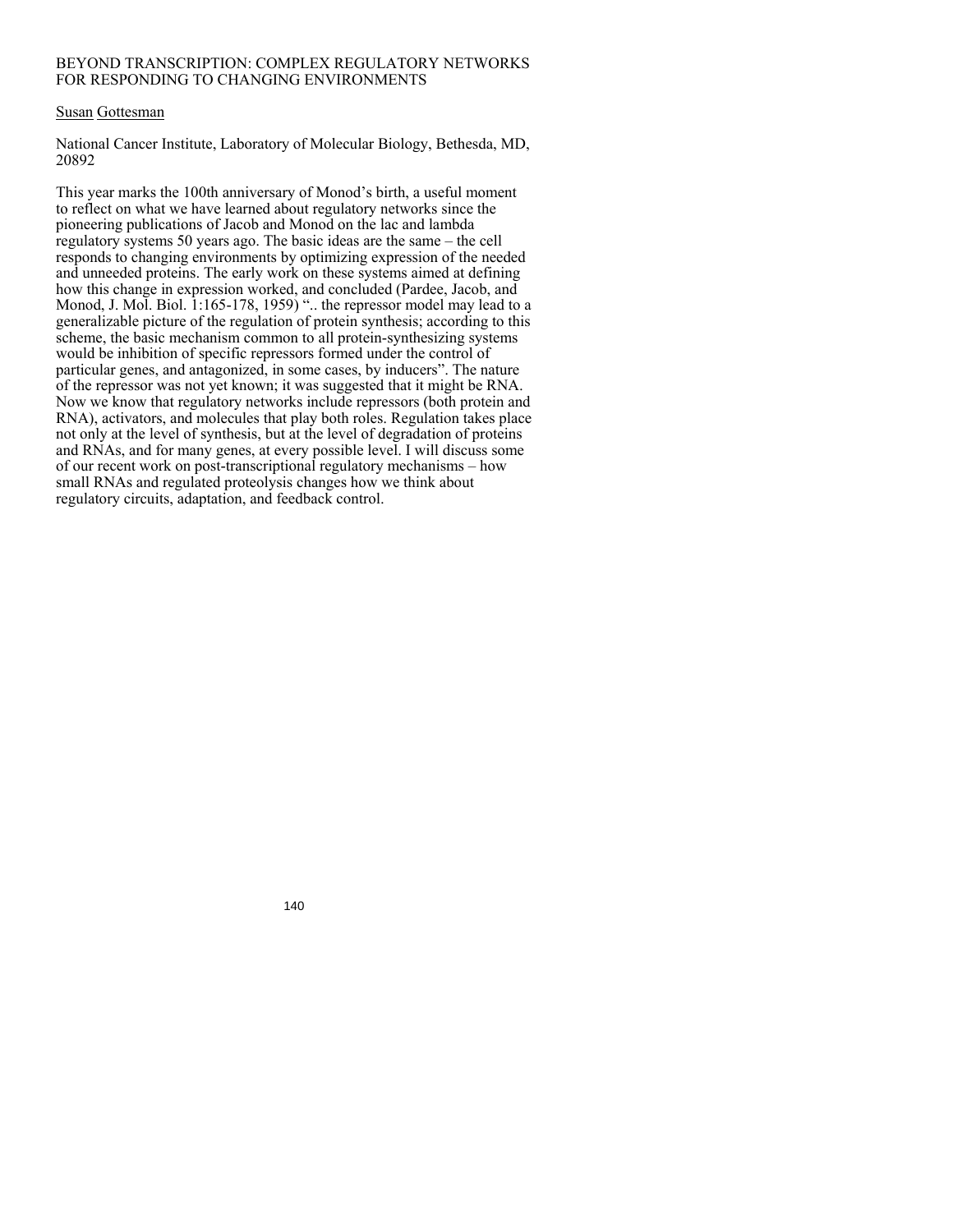# BEYOND TRANSCRIPTION: COMPLEX REGULATORY NETWORKS FOR RESPONDING TO CHANGING ENVIRONMENTS

Susan Gottesman

National Cancer Institute, Laboratory of Molecular Biology, Bethesda, MD, 20892

This year marks the 100th anniversary of Monod's birth, a useful moment to reflect on what we have learned about regulatory networks since the pioneering publications of Jacob and Monod on the lac and lambda regulatory systems 50 years ago. The basic ideas are the same – the cell responds to changing environments by optimizing expression of the needed and unneeded proteins. The early work on these systems aimed at defining how this change in expression worked, and concluded (Pardee, Jacob, and Monod, J. Mol. Biol. 1:165-178, 1959) ".. the repressor model may lead to a generalizable picture of the regulation of protein synthesis; according to this scheme, the basic mechanism common to all protein-synthesizing systems would be inhibition of specific repressors formed under the control of particular genes, and antagonized, in some cases, by inducers". The nature of the repressor was not yet known; it was suggested that it might be RNA. Now we know that regulatory networks include repressors (both protein and RNA), activators, and molecules that play both roles. Regulation takes place not only at the level of synthesis, but at the level of degradation of proteins and RNAs, and for many genes, at every possible level. I will discuss some of our recent work on post-transcriptional regulatory mechanisms – how small RNAs and regulated proteolysis changes how we think about regulatory circuits, adaptation, and feedback control.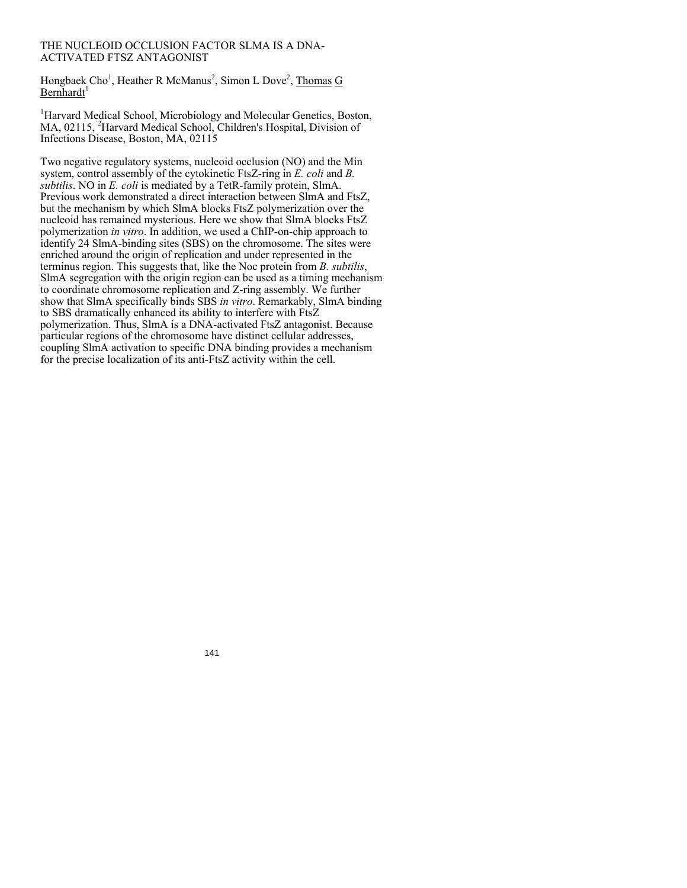# THE NUCLEOID OCCLUSION FACTOR SLMA IS A DNA-ACTIVATED FTSZ ANTAGONIST

Hongbaek Cho[1], Heather R McManus[2], Simon L Dove[2], Thomas G Bernhardt[1]

[1]Harvard Medical School, Microbiology and Molecular Genetics, Boston, MA, 02115, [2]Harvard Medical School, Children's Hospital, Division of Infections Disease, Boston, MA, 02115

Two negative regulatory systems, nucleoid occlusion (NO) and the Min system, control assembly of the cytokinetic FtsZ-ring in *E. coli* and *B. subtilis*. NO in *E. coli* is mediated by a TetR-family protein, SlmA. Previous work demonstrated a direct interaction between SlmA and FtsZ, but the mechanism by which SlmA blocks FtsZ polymerization over the nucleoid has remained mysterious. Here we show that SlmA blocks FtsZ polymerization *in vitro*. In addition, we used a ChIP-on-chip approach to identify 24 SlmA-binding sites (SBS) on the chromosome. The sites were enriched around the origin of replication and under represented in the terminus region. This suggests that, like the Noc protein from *B. subtilis*, SlmA segregation with the origin region can be used as a timing mechanism to coordinate chromosome replication and Z-ring assembly. We further show that SlmA specifically binds SBS *in vitro*. Remarkably, SlmA binding to SBS dramatically enhanced its ability to interfere with FtsZ polymerization. Thus, SlmA is a DNA-activated FtsZ antagonist. Because particular regions of the chromosome have distinct cellular addresses, coupling SlmA activation to specific DNA binding provides a mechanism for the precise localization of its anti-FtsZ activity within the cell.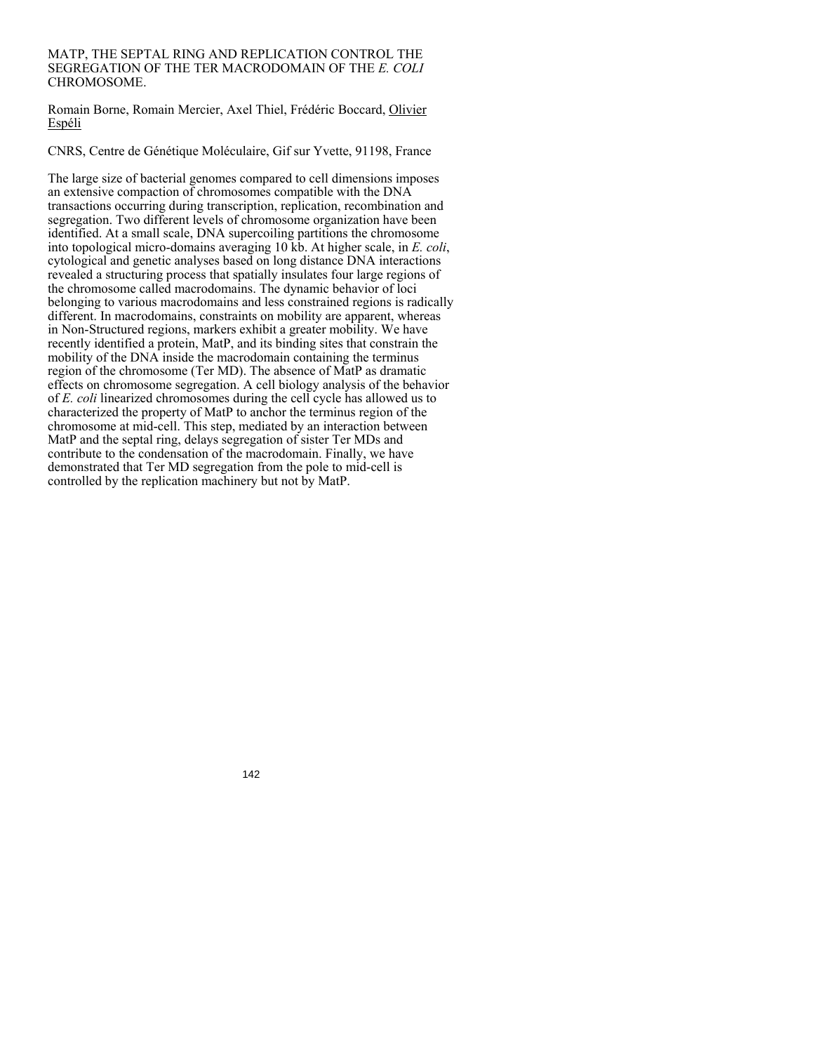# MATP, THE SEPTAL RING AND REPLICATION CONTROL THE SEGREGATION OF THE TER MACRODOMAIN OF THE *E. COLI* CHROMOSOME.

Romain Borne, Romain Mercier, Axel Thiel, Frédéric Boccard, Olivier Espéli

CNRS, Centre de Génétique Moléculaire, Gif sur Yvette, 91198, France

The large size of bacterial genomes compared to cell dimensions imposes an extensive compaction of chromosomes compatible with the DNA transactions occurring during transcription, replication, recombination and segregation. Two different levels of chromosome organization have been identified. At a small scale, DNA supercoiling partitions the chromosome into topological micro-domains averaging 10 kb. At higher scale, in *E. coli*, cytological and genetic analyses based on long distance DNA interactions revealed a structuring process that spatially insulates four large regions of the chromosome called macrodomains. The dynamic behavior of loci belonging to various macrodomains and less constrained regions is radically different. In macrodomains, constraints on mobility are apparent, whereas in Non-Structured regions, markers exhibit a greater mobility. We have recently identified a protein, MatP, and its binding sites that constrain the mobility of the DNA inside the macrodomain containing the terminus region of the chromosome (Ter MD). The absence of MatP as dramatic effects on chromosome segregation. A cell biology analysis of the behavior of *E. coli* linearized chromosomes during the cell cycle has allowed us to characterized the property of MatP to anchor the terminus region of the chromosome at mid-cell. This step, mediated by an interaction between MatP and the septal ring, delays segregation of sister Ter MDs and contribute to the condensation of the macrodomain. Finally, we have demonstrated that Ter MD segregation from the pole to mid-cell is controlled by the replication machinery but not by MatP.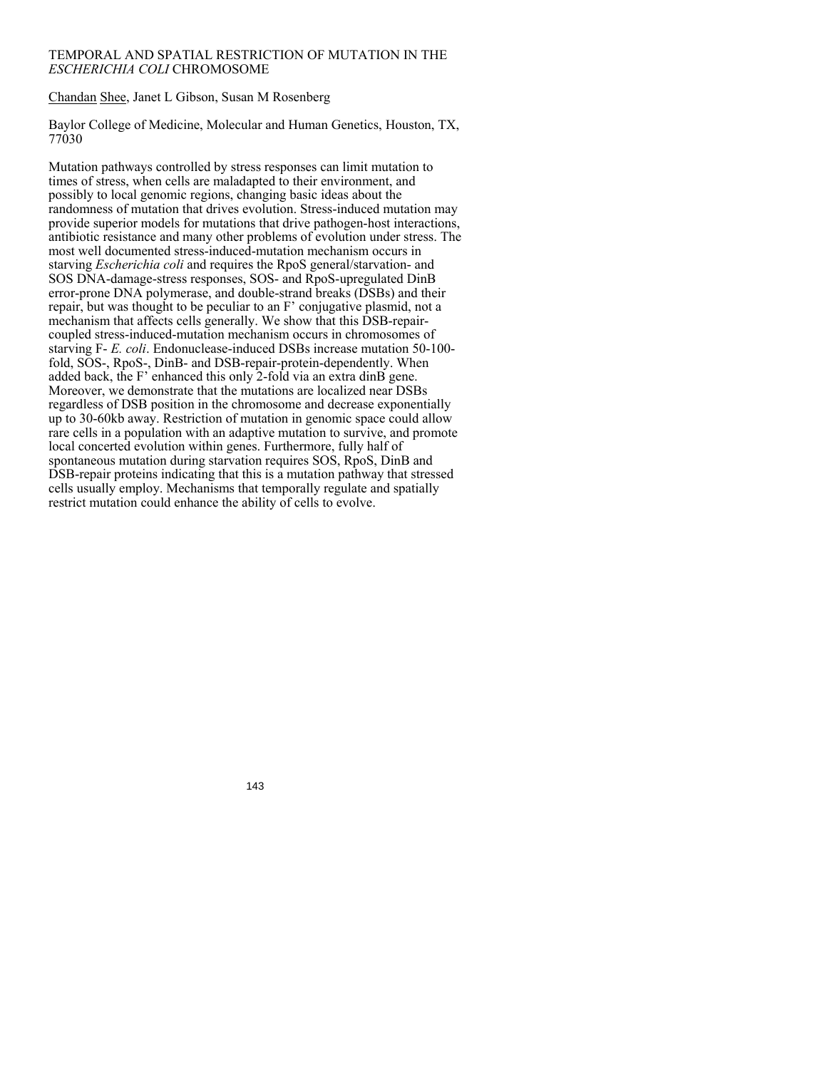# TEMPORAL AND SPATIAL RESTRICTION OF MUTATION IN THE *ESCHERICHIA COLI* CHROMOSOME

Chandan Shee, Janet L Gibson, Susan M Rosenberg

Baylor College of Medicine, Molecular and Human Genetics, Houston, TX, 77030

Mutation pathways controlled by stress responses can limit mutation to times of stress, when cells are maladapted to their environment, and possibly to local genomic regions, changing basic ideas about the randomness of mutation that drives evolution. Stress-induced mutation may provide superior models for mutations that drive pathogen-host interactions, antibiotic resistance and many other problems of evolution under stress. The most well documented stress-induced-mutation mechanism occurs in starving *Escherichia coli* and requires the RpoS general/starvation- and SOS DNA-damage-stress responses, SOS- and RpoS-upregulated DinB error-prone DNA polymerase, and double-strand breaks (DSBs) and their repair, but was thought to be peculiar to an F' conjugative plasmid, not a mechanism that affects cells generally. We show that this DSB-repair-coupled stress-induced-mutation mechanism occurs in chromosomes of starving F- *E. coli*. Endonuclease-induced DSBs increase mutation 50-100-fold, SOS-, RpoS-, DinB- and DSB-repair-protein-dependently. When added back, the F' enhanced this only 2-fold via an extra dinB gene. Moreover, we demonstrate that the mutations are localized near DSBs regardless of DSB position in the chromosome and decrease exponentially up to 30-60kb away. Restriction of mutation in genomic space could allow rare cells in a population with an adaptive mutation to survive, and promote local concerted evolution within genes. Furthermore, fully half of spontaneous mutation during starvation requires SOS, RpoS, DinB and DSB-repair proteins indicating that this is a mutation pathway that stressed cells usually employ. Mechanisms that temporally regulate and spatially restrict mutation could enhance the ability of cells to evolve.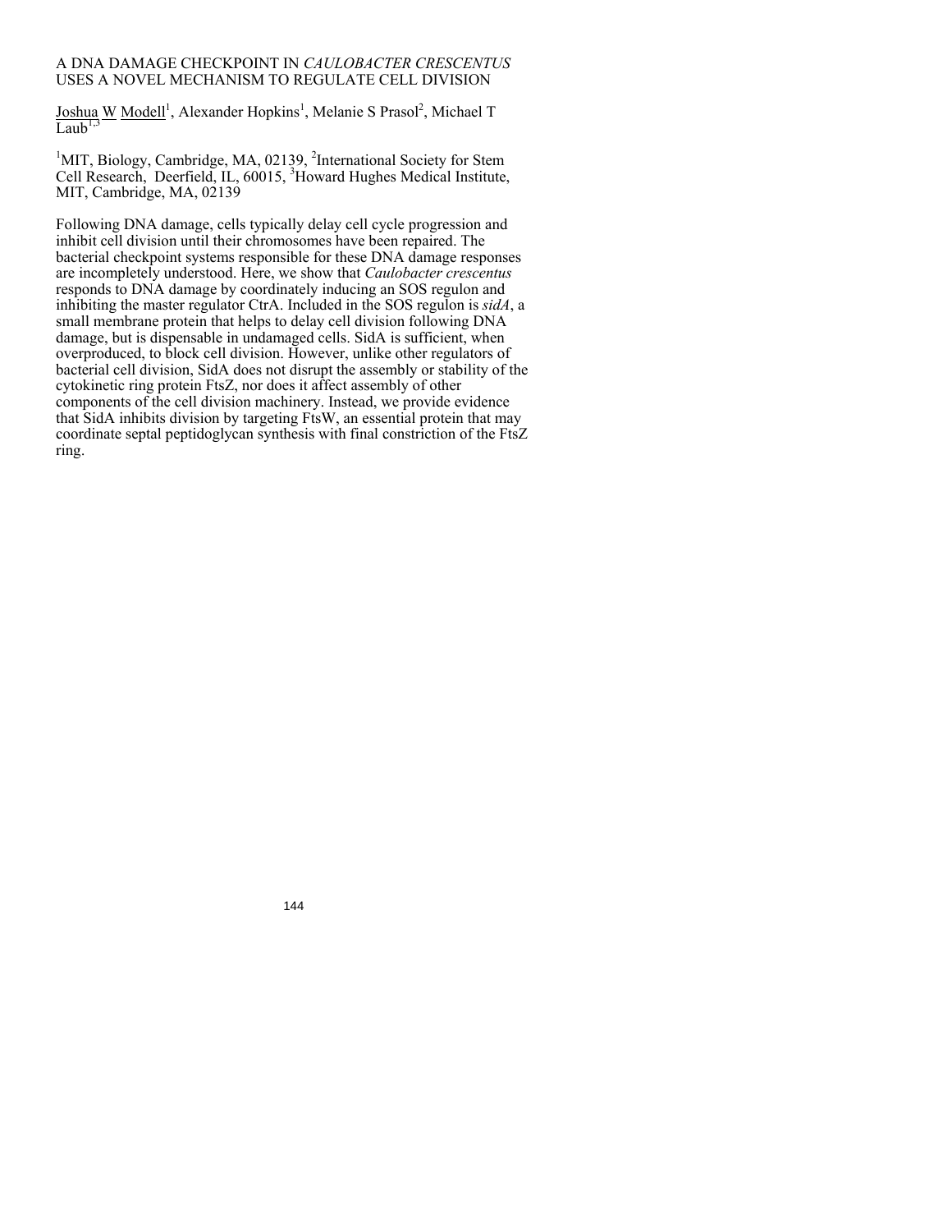# A DNA DAMAGE CHECKPOINT IN *CAULOBACTER CRESCENTUS* USES A NOVEL MECHANISM TO REGULATE CELL DIVISION

Joshua W Modell[1], Alexander Hopkins[1], Melanie S Prasol[2], Michael T Laub[1,3]

[1]MIT, Biology, Cambridge, MA, 02139, [2]International Society for Stem Cell Research, Deerfield, IL, 60015, [3]Howard Hughes Medical Institute, MIT, Cambridge, MA, 02139

Following DNA damage, cells typically delay cell cycle progression and inhibit cell division until their chromosomes have been repaired. The bacterial checkpoint systems responsible for these DNA damage responses are incompletely understood. Here, we show that *Caulobacter crescentus* responds to DNA damage by coordinately inducing an SOS regulon and inhibiting the master regulator CtrA. Included in the SOS regulon is *sidA*, a small membrane protein that helps to delay cell division following DNA damage, but is dispensable in undamaged cells. SidA is sufficient, when overproduced, to block cell division. However, unlike other regulators of bacterial cell division, SidA does not disrupt the assembly or stability of the cytokinetic ring protein FtsZ, nor does it affect assembly of other components of the cell division machinery. Instead, we provide evidence that SidA inhibits division by targeting FtsW, an essential protein that may coordinate septal peptidoglycan synthesis with final constriction of the FtsZ ring.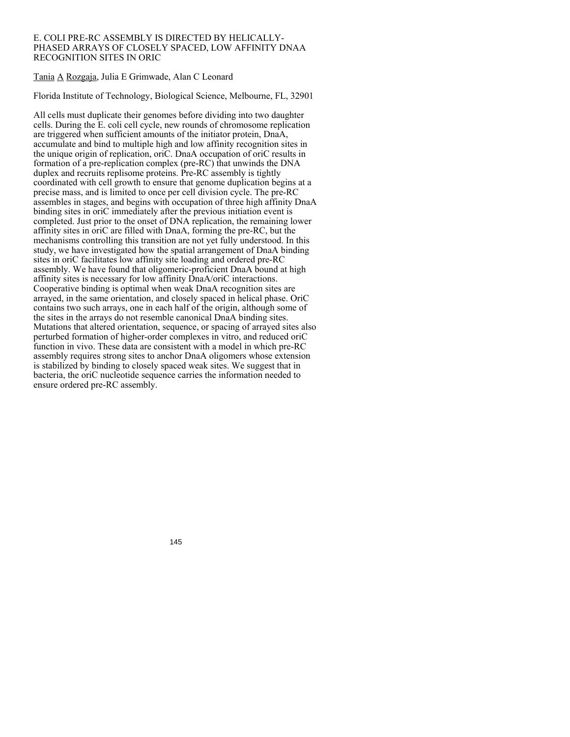# E. COLI PRE-RC ASSEMBLY IS DIRECTED BY HELICALLY-PHASED ARRAYS OF CLOSELY SPACED, LOW AFFINITY DNAA RECOGNITION SITES IN ORIC

Tania A Rozgaja, Julia E Grimwade, Alan C Leonard

Florida Institute of Technology, Biological Science, Melbourne, FL, 32901

All cells must duplicate their genomes before dividing into two daughter cells. During the E. coli cell cycle, new rounds of chromosome replication are triggered when sufficient amounts of the initiator protein, DnaA, accumulate and bind to multiple high and low affinity recognition sites in the unique origin of replication, oriC. DnaA occupation of oriC results in formation of a pre-replication complex (pre-RC) that unwinds the DNA duplex and recruits replisome proteins. Pre-RC assembly is tightly coordinated with cell growth to ensure that genome duplication begins at a precise mass, and is limited to once per cell division cycle. The pre-RC assembles in stages, and begins with occupation of three high affinity DnaA binding sites in oriC immediately after the previous initiation event is completed. Just prior to the onset of DNA replication, the remaining lower affinity sites in oriC are filled with DnaA, forming the pre-RC, but the mechanisms controlling this transition are not yet fully understood. In this study, we have investigated how the spatial arrangement of DnaA binding sites in oriC facilitates low affinity site loading and ordered pre-RC assembly. We have found that oligomeric-proficient DnaA bound at high affinity sites is necessary for low affinity DnaA/oriC interactions. Cooperative binding is optimal when weak DnaA recognition sites are arrayed, in the same orientation, and closely spaced in helical phase. OriC contains two such arrays, one in each half of the origin, although some of the sites in the arrays do not resemble canonical DnaA binding sites. Mutations that altered orientation, sequence, or spacing of arrayed sites also perturbed formation of higher-order complexes in vitro, and reduced oriC function in vivo. These data are consistent with a model in which pre-RC assembly requires strong sites to anchor DnaA oligomers whose extension is stabilized by binding to closely spaced weak sites. We suggest that in bacteria, the oriC nucleotide sequence carries the information needed to ensure ordered pre-RC assembly.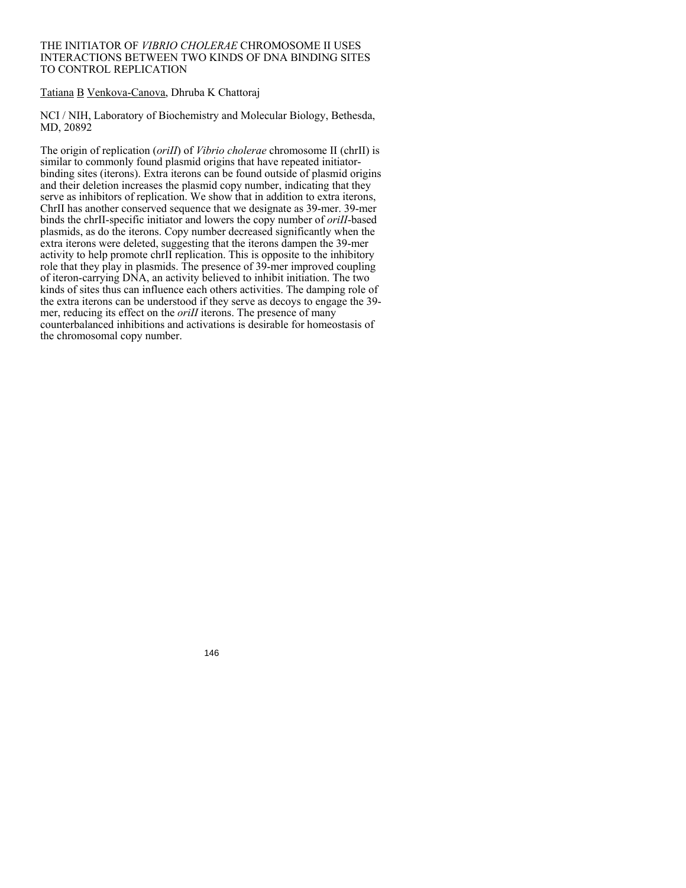# THE INITIATOR OF *VIBRIO CHOLERAE* CHROMOSOME II USES INTERACTIONS BETWEEN TWO KINDS OF DNA BINDING SITES TO CONTROL REPLICATION

Tatiana B Venkova-Canova, Dhruba K Chattoraj

NCI / NIH, Laboratory of Biochemistry and Molecular Biology, Bethesda, MD, 20892

The origin of replication (*oriII*) of *Vibrio cholerae* chromosome II (chrII) is similar to commonly found plasmid origins that have repeated initiator-binding sites (iterons). Extra iterons can be found outside of plasmid origins and their deletion increases the plasmid copy number, indicating that they serve as inhibitors of replication. We show that in addition to extra iterons, ChrII has another conserved sequence that we designate as 39-mer. 39-mer binds the chrII-specific initiator and lowers the copy number of *oriII*-based plasmids, as do the iterons. Copy number decreased significantly when the extra iterons were deleted, suggesting that the iterons dampen the 39-mer activity to help promote chrII replication. This is opposite to the inhibitory role that they play in plasmids. The presence of 39-mer improved coupling of iteron-carrying DNA, an activity believed to inhibit initiation. The two kinds of sites thus can influence each others activities. The damping role of the extra iterons can be understood if they serve as decoys to engage the 39-mer, reducing its effect on the *oriII* iterons. The presence of many counterbalanced inhibitions and activations is desirable for homeostasis of the chromosomal copy number.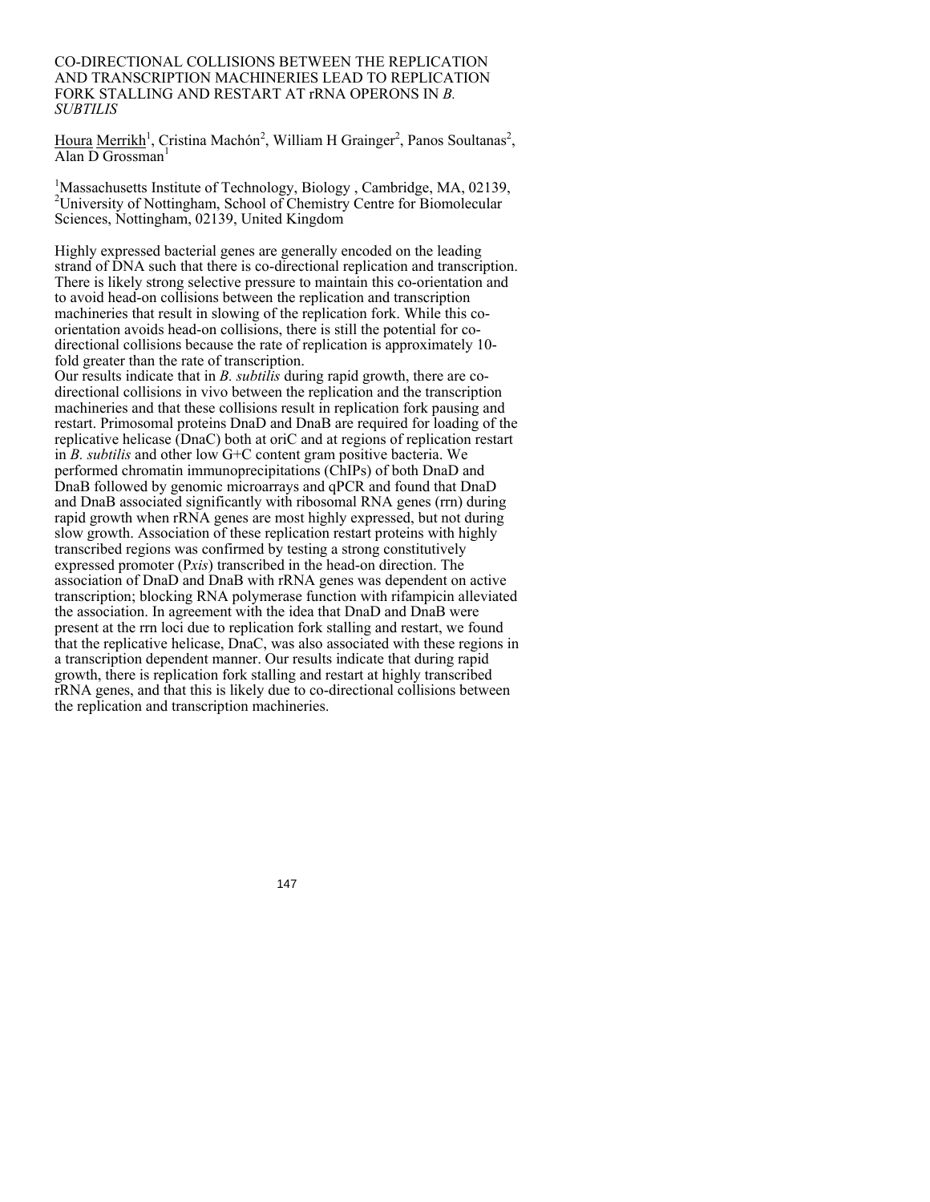# CO-DIRECTIONAL COLLISIONS BETWEEN THE REPLICATION AND TRANSCRIPTION MACHINERIES LEAD TO REPLICATION FORK STALLING AND RESTART AT rRNA OPERONS IN *B. SUBTILIS*

Houra Merrikh[1], Cristina Machón[2], William H Grainger[2], Panos Soultanas[2], Alan D Grossman[1]

[1]Massachusetts Institute of Technology, Biology , Cambridge, MA, 02139, [2]University of Nottingham, School of Chemistry Centre for Biomolecular Sciences, Nottingham, 02139, United Kingdom

Highly expressed bacterial genes are generally encoded on the leading strand of DNA such that there is co-directional replication and transcription. There is likely strong selective pressure to maintain this co-orientation and to avoid head-on collisions between the replication and transcription machineries that result in slowing of the replication fork. While this co-orientation avoids head-on collisions, there is still the potential for co-directional collisions because the rate of replication is approximately 10-fold greater than the rate of transcription.

Our results indicate that in *B. subtilis* during rapid growth, there are co-directional collisions in vivo between the replication and the transcription machineries and that these collisions result in replication fork pausing and restart. Primosomal proteins DnaD and DnaB are required for loading of the replicative helicase (DnaC) both at oriC and at regions of replication restart in *B. subtilis* and other low G+C content gram positive bacteria. We performed chromatin immunoprecipitations (ChIPs) of both DnaD and DnaB followed by genomic microarrays and qPCR and found that DnaD and DnaB associated significantly with ribosomal RNA genes (rrn) during rapid growth when rRNA genes are most highly expressed, but not during slow growth. Association of these replication restart proteins with highly transcribed regions was confirmed by testing a strong constitutively expressed promoter (P*xis*) transcribed in the head-on direction. The association of DnaD and DnaB with rRNA genes was dependent on active transcription; blocking RNA polymerase function with rifampicin alleviated the association. In agreement with the idea that DnaD and DnaB were present at the rrn loci due to replication fork stalling and restart, we found that the replicative helicase, DnaC, was also associated with these regions in a transcription dependent manner. Our results indicate that during rapid growth, there is replication fork stalling and restart at highly transcribed rRNA genes, and that this is likely due to co-directional collisions between the replication and transcription machineries.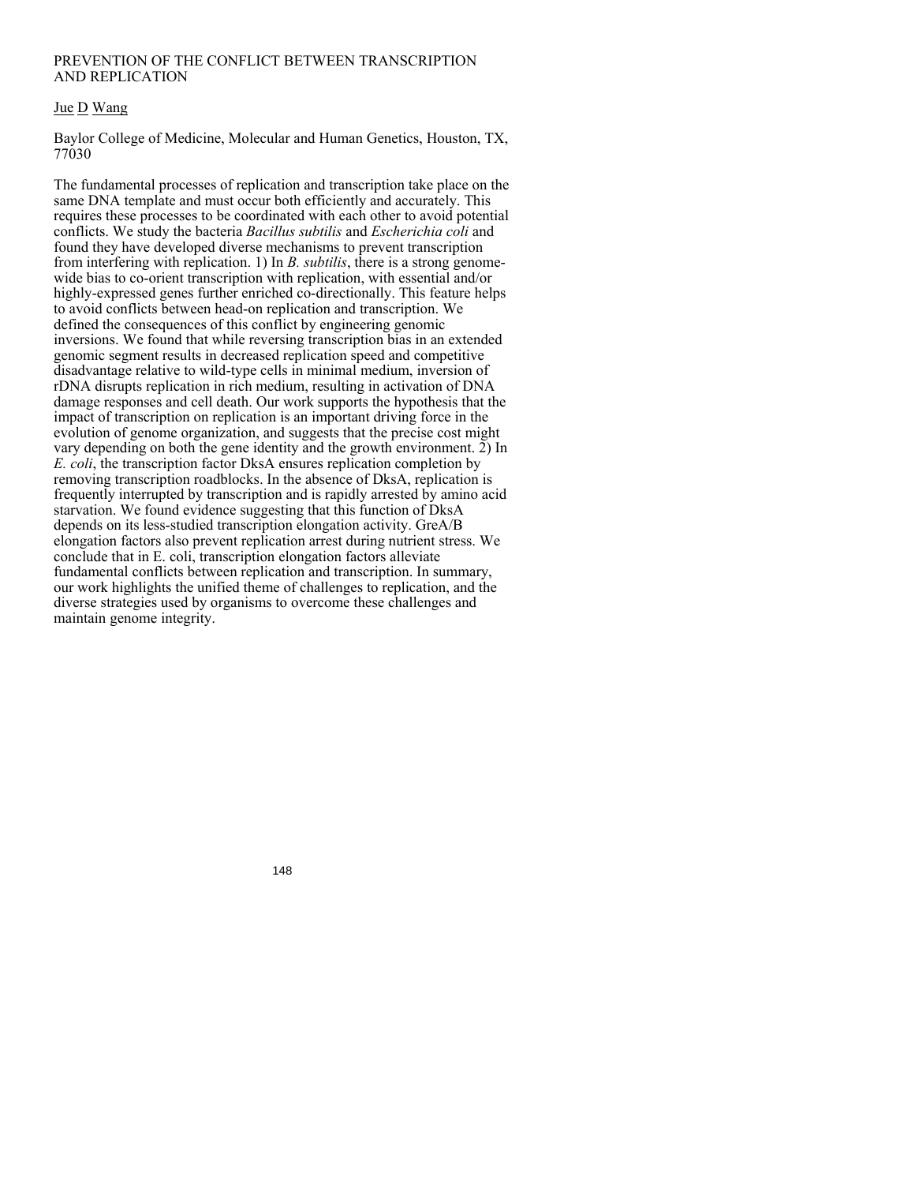# PREVENTION OF THE CONFLICT BETWEEN TRANSCRIPTION AND REPLICATION

Jue D Wang

Baylor College of Medicine, Molecular and Human Genetics, Houston, TX, 77030

The fundamental processes of replication and transcription take place on the same DNA template and must occur both efficiently and accurately. This requires these processes to be coordinated with each other to avoid potential conflicts. We study the bacteria *Bacillus subtilis* and *Escherichia coli* and found they have developed diverse mechanisms to prevent transcription from interfering with replication. 1) In *B. subtilis*, there is a strong genome-wide bias to co-orient transcription with replication, with essential and/or highly-expressed genes further enriched co-directionally. This feature helps to avoid conflicts between head-on replication and transcription. We defined the consequences of this conflict by engineering genomic inversions. We found that while reversing transcription bias in an extended genomic segment results in decreased replication speed and competitive disadvantage relative to wild-type cells in minimal medium, inversion of rDNA disrupts replication in rich medium, resulting in activation of DNA damage responses and cell death. Our work supports the hypothesis that the impact of transcription on replication is an important driving force in the evolution of genome organization, and suggests that the precise cost might vary depending on both the gene identity and the growth environment. 2) In *E. coli*, the transcription factor DksA ensures replication completion by removing transcription roadblocks. In the absence of DksA, replication is frequently interrupted by transcription and is rapidly arrested by amino acid starvation. We found evidence suggesting that this function of DksA depends on its less-studied transcription elongation activity. GreA/B elongation factors also prevent replication arrest during nutrient stress. We conclude that in E. coli, transcription elongation factors alleviate fundamental conflicts between replication and transcription. In summary, our work highlights the unified theme of challenges to replication, and the diverse strategies used by organisms to overcome these challenges and maintain genome integrity.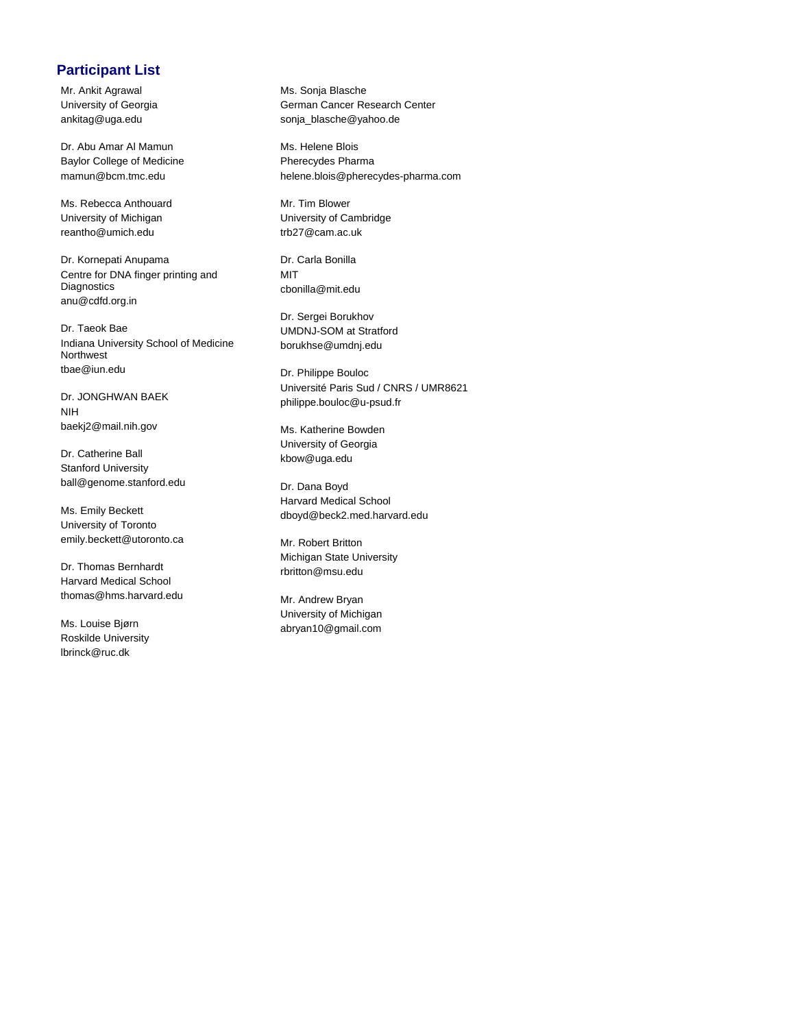## Participant List

Mr. Ankit Agrawal
University of Georgia
ankitag@uga.edu

Dr. Abu Amar Al Mamun
Baylor College of Medicine
mamun@bcm.tmc.edu

Ms. Rebecca Anthouard
University of Michigan
reantho@umich.edu

Dr. Kornepati Anupama
Centre for DNA finger printing and Diagnostics
anu@cdfd.org.in

Dr. Taeok Bae
Indiana University School of Medicine Northwest
tbae@iun.edu

Dr. JONGHWAN BAEK
NIH
baekj2@mail.nih.gov

Dr. Catherine Ball
Stanford University
ball@genome.stanford.edu

Ms. Emily Beckett
University of Toronto
emily.beckett@utoronto.ca

Dr. Thomas Bernhardt
Harvard Medical School
thomas@hms.harvard.edu

Ms. Louise Bjørn
Roskilde University
lbrinck@ruc.dk

Ms. Sonja Blasche
German Cancer Research Center
sonja_blasche@yahoo.de

Ms. Helene Blois
Pherecydes Pharma
helene.blois@pherecydes-pharma.com

Mr. Tim Blower
University of Cambridge
trb27@cam.ac.uk

Dr. Carla Bonilla
MIT
cbonilla@mit.edu

Dr. Sergei Borukhov
UMDNJ-SOM at Stratford
borukhse@umdnj.edu

Dr. Philippe Bouloc
Université Paris Sud / CNRS / UMR8621
philippe.bouloc@u-psud.fr

Ms. Katherine Bowden
University of Georgia
kbow@uga.edu

Dr. Dana Boyd
Harvard Medical School
dboyd@beck2.med.harvard.edu

Mr. Robert Britton
Michigan State University
rbritton@msu.edu

Mr. Andrew Bryan
University of Michigan
abryan10@gmail.com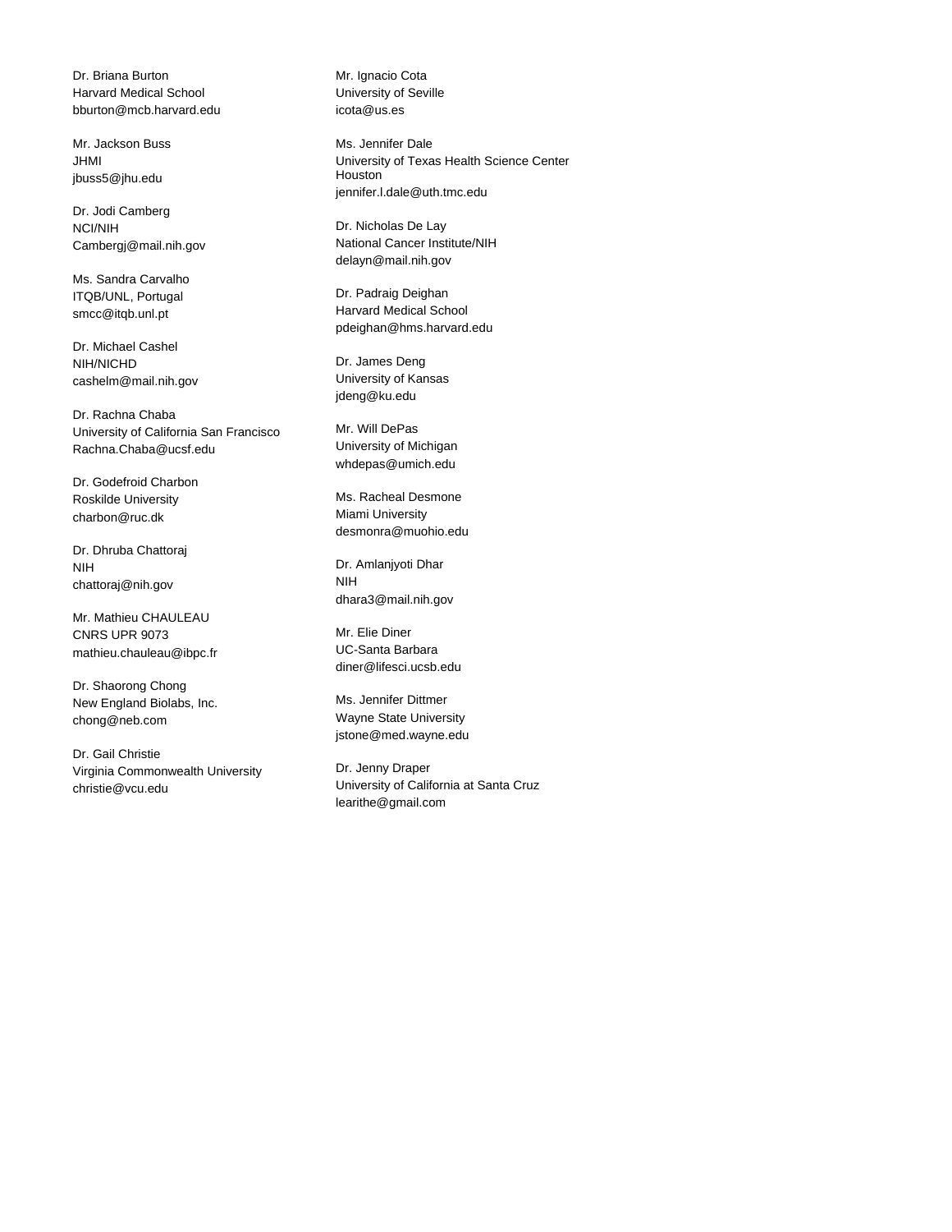Dr. Briana Burton
Harvard Medical School
bburton@mcb.harvard.edu

Mr. Jackson Buss
JHMI
jbuss5@jhu.edu

Dr. Jodi Camberg
NCI/NIH
Cambergj@mail.nih.gov

Ms. Sandra Carvalho
ITQB/UNL, Portugal
smcc@itqb.unl.pt

Dr. Michael Cashel
NIH/NICHD
cashelm@mail.nih.gov

Dr. Rachna Chaba
University of California San Francisco
Rachna.Chaba@ucsf.edu

Dr. Godefroid Charbon
Roskilde University
charbon@ruc.dk

Dr. Dhruba Chattoraj
NIH
chattoraj@nih.gov

Mr. Mathieu CHAULEAU
CNRS UPR 9073
mathieu.chauleau@ibpc.fr

Dr. Shaorong Chong
New England Biolabs, Inc.
chong@neb.com

Dr. Gail Christie
Virginia Commonwealth University
christie@vcu.edu

Mr. Ignacio Cota
University of Seville
icota@us.es

Ms. Jennifer Dale
University of Texas Health Science Center Houston
jennifer.l.dale@uth.tmc.edu

Dr. Nicholas De Lay
National Cancer Institute/NIH
delayn@mail.nih.gov

Dr. Padraig Deighan
Harvard Medical School
pdeighan@hms.harvard.edu

Dr. James Deng
University of Kansas
jdeng@ku.edu

Mr. Will DePas
University of Michigan
whdepas@umich.edu

Ms. Racheal Desmone
Miami University
desmonra@muohio.edu

Dr. Amlanjyoti Dhar
NIH
dhara3@mail.nih.gov

Mr. Elie Diner
UC-Santa Barbara
diner@lifesci.ucsb.edu

Ms. Jennifer Dittmer
Wayne State University
jstone@med.wayne.edu

Dr. Jenny Draper
University of California at Santa Cruz
learithe@gmail.com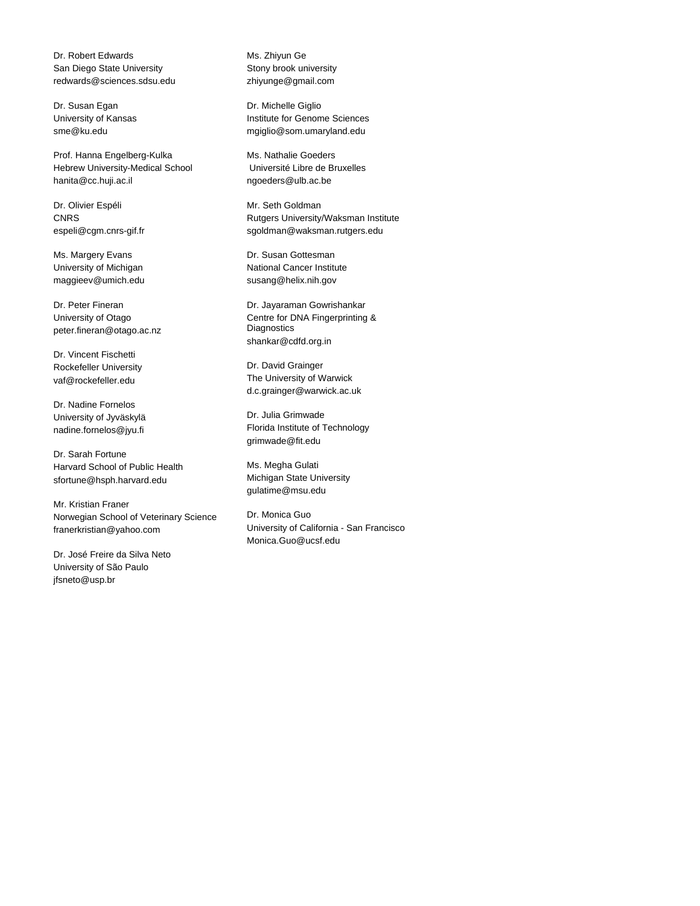Dr. Robert Edwards
San Diego State University
redwards@sciences.sdsu.edu

Dr. Susan Egan
University of Kansas
sme@ku.edu

Prof. Hanna Engelberg-Kulka
Hebrew University-Medical School
hanita@cc.huji.ac.il

Dr. Olivier Espéli
CNRS
espeli@cgm.cnrs-gif.fr

Ms. Margery Evans
University of Michigan
maggieev@umich.edu

Dr. Peter Fineran
University of Otago
peter.fineran@otago.ac.nz

Dr. Vincent Fischetti
Rockefeller University
vaf@rockefeller.edu

Dr. Nadine Fornelos
University of Jyväskylä
nadine.fornelos@jyu.fi

Dr. Sarah Fortune
Harvard School of Public Health
sfortune@hsph.harvard.edu

Mr. Kristian Franer
Norwegian School of Veterinary Science
franerkristian@yahoo.com

Dr. José Freire da Silva Neto
University of São Paulo
jfsneto@usp.br

Ms. Zhiyun Ge
Stony brook university
zhiyunge@gmail.com

Dr. Michelle Giglio
Institute for Genome Sciences
mgiglio@som.umaryland.edu

Ms. Nathalie Goeders
Université Libre de Bruxelles
ngoeders@ulb.ac.be

Mr. Seth Goldman
Rutgers University/Waksman Institute
sgoldman@waksman.rutgers.edu

Dr. Susan Gottesman
National Cancer Institute
susang@helix.nih.gov

Dr. Jayaraman Gowrishankar
Centre for DNA Fingerprinting & Diagnostics
shankar@cdfd.org.in

Dr. David Grainger
The University of Warwick
d.c.grainger@warwick.ac.uk

Dr. Julia Grimwade
Florida Institute of Technology
grimwade@fit.edu

Ms. Megha Gulati
Michigan State University
gulatime@msu.edu

Dr. Monica Guo
University of California - San Francisco
Monica.Guo@ucsf.edu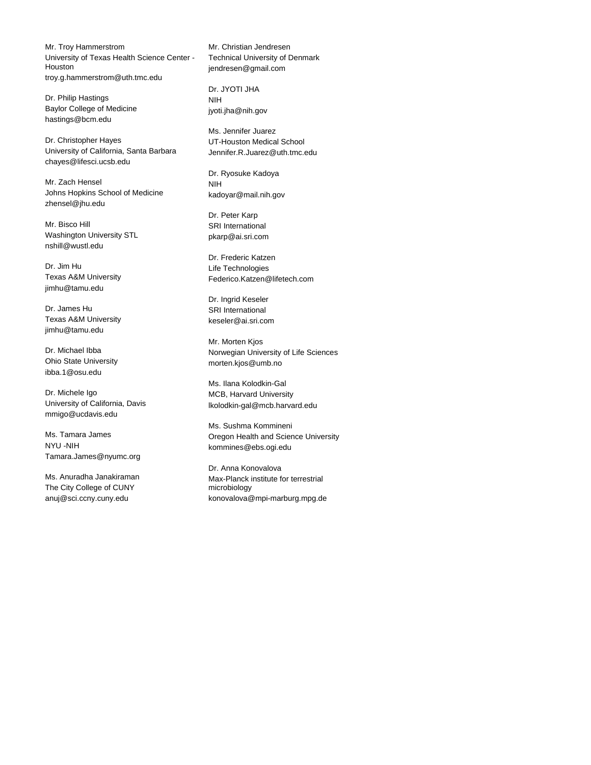Mr. Troy Hammerstrom
University of Texas Health Science Center - Houston
troy.g.hammerstrom@uth.tmc.edu

Dr. Philip Hastings
Baylor College of Medicine
hastings@bcm.edu

Dr. Christopher Hayes
University of California, Santa Barbara
chayes@lifesci.ucsb.edu

Mr. Zach Hensel
Johns Hopkins School of Medicine
zhensel@jhu.edu

Mr. Bisco Hill
Washington University STL
nshill@wustl.edu

Dr. Jim Hu
Texas A&M University
jimhu@tamu.edu

Dr. James Hu
Texas A&M University
jimhu@tamu.edu

Dr. Michael Ibba
Ohio State University
ibba.1@osu.edu

Dr. Michele Igo
University of California, Davis
mmigo@ucdavis.edu

Ms. Tamara James
NYU -NIH
Tamara.James@nyumc.org

Ms. Anuradha Janakiraman
The City College of CUNY
anuj@sci.ccny.cuny.edu

Mr. Christian Jendresen
Technical University of Denmark
jendresen@gmail.com

Dr. JYOTI JHA
NIH
jyoti.jha@nih.gov

Ms. Jennifer Juarez
UT-Houston Medical School
Jennifer.R.Juarez@uth.tmc.edu

Dr. Ryosuke Kadoya
NIH
kadoyar@mail.nih.gov

Dr. Peter Karp
SRI International
pkarp@ai.sri.com

Dr. Frederic Katzen
Life Technologies
Federico.Katzen@lifetech.com

Dr. Ingrid Keseler
SRI International
keseler@ai.sri.com

Mr. Morten Kjos
Norwegian University of Life Sciences
morten.kjos@umb.no

Ms. Ilana Kolodkin-Gal
MCB, Harvard University
lkolodkin-gal@mcb.harvard.edu

Ms. Sushma Kommineni
Oregon Health and Science University
kommines@ebs.ogi.edu

Dr. Anna Konovalova
Max-Planck institute for terrestrial microbiology
konovalova@mpi-marburg.mpg.de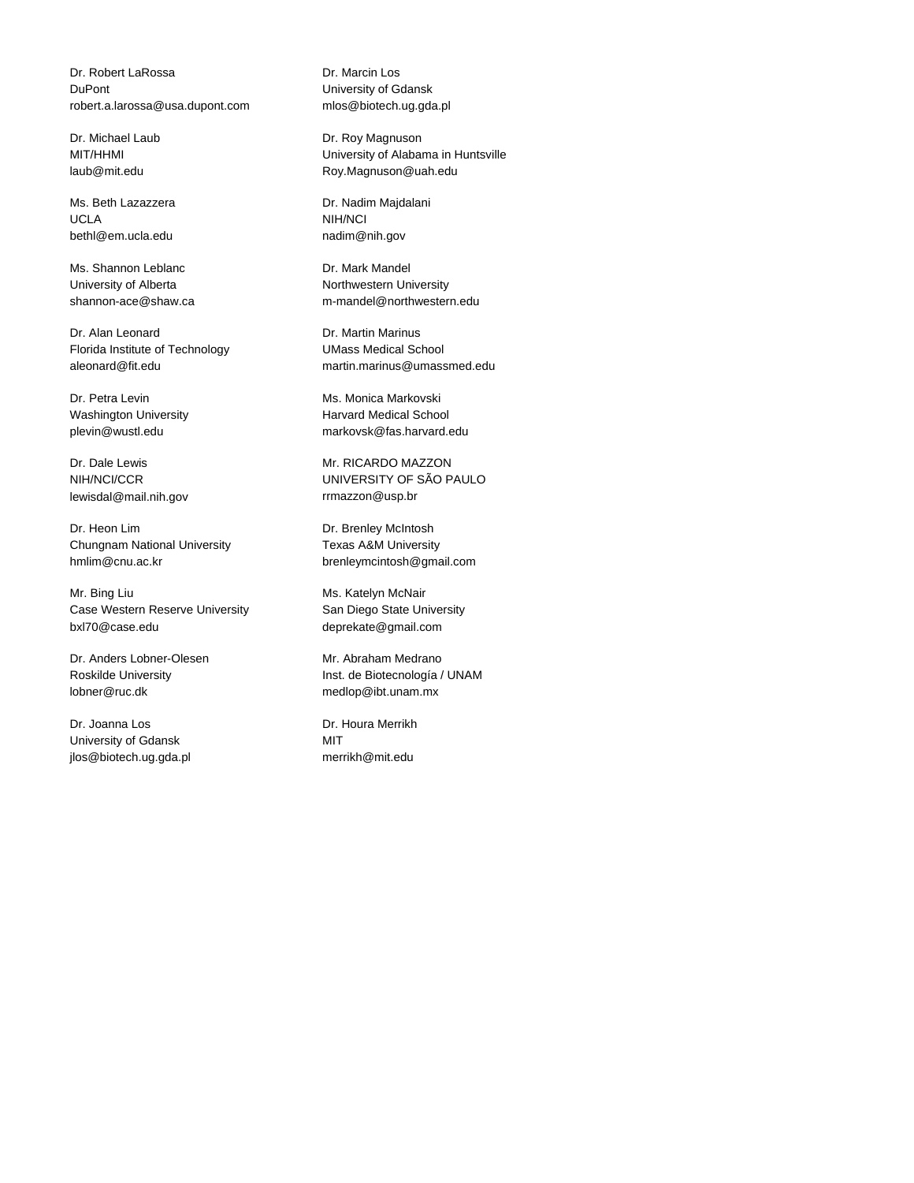Dr. Robert LaRossa
DuPont
robert.a.larossa@usa.dupont.com

Dr. Michael Laub
MIT/HHMI
laub@mit.edu

Ms. Beth Lazazzera
UCLA
bethl@em.ucla.edu

Ms. Shannon Leblanc
University of Alberta
shannon-ace@shaw.ca

Dr. Alan Leonard
Florida Institute of Technology
aleonard@fit.edu

Dr. Petra Levin
Washington University
plevin@wustl.edu

Dr. Dale Lewis
NIH/NCI/CCR
lewisdal@mail.nih.gov

Dr. Heon Lim
Chungnam National University
hmlim@cnu.ac.kr

Mr. Bing Liu
Case Western Reserve University
bxl70@case.edu

Dr. Anders Lobner-Olesen
Roskilde University
lobner@ruc.dk

Dr. Joanna Los
University of Gdansk
jlos@biotech.ug.gda.pl

Dr. Marcin Los
University of Gdansk
mlos@biotech.ug.gda.pl

Dr. Roy Magnuson
University of Alabama in Huntsville
Roy.Magnuson@uah.edu

Dr. Nadim Majdalani
NIH/NCI
nadim@nih.gov

Dr. Mark Mandel
Northwestern University
m-mandel@northwestern.edu

Dr. Martin Marinus
UMass Medical School
martin.marinus@umassmed.edu

Ms. Monica Markovski
Harvard Medical School
markovsk@fas.harvard.edu

Mr. RICARDO MAZZON
UNIVERSITY OF SÃO PAULO
rrmazzon@usp.br

Dr. Brenley McIntosh
Texas A&M University
brenleymcintosh@gmail.com

Ms. Katelyn McNair
San Diego State University
deprekate@gmail.com

Mr. Abraham Medrano
Inst. de Biotecnología / UNAM
medlop@ibt.unam.mx

Dr. Houra Merrikh
MIT
merrikh@mit.edu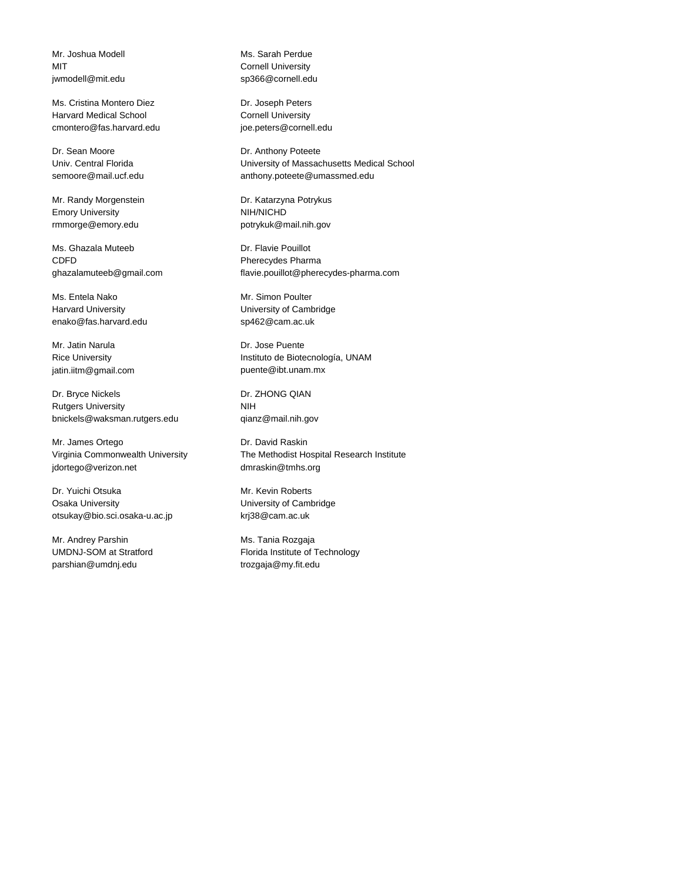Mr. Joshua Modell
MIT
jwmodell@mit.edu

Ms. Cristina Montero Diez
Harvard Medical School
cmontero@fas.harvard.edu

Dr. Sean Moore
Univ. Central Florida
semoore@mail.ucf.edu

Mr. Randy Morgenstein
Emory University
rmmorge@emory.edu

Ms. Ghazala Muteeb
CDFD
ghazalamuteeb@gmail.com

Ms. Entela Nako
Harvard University
enako@fas.harvard.edu

Mr. Jatin Narula
Rice University
jatin.iitm@gmail.com

Dr. Bryce Nickels
Rutgers University
bnickels@waksman.rutgers.edu

Mr. James Ortego
Virginia Commonwealth University
jdortego@verizon.net

Dr. Yuichi Otsuka
Osaka University
otsukay@bio.sci.osaka-u.ac.jp

Mr. Andrey Parshin
UMDNJ-SOM at Stratford
parshian@umdnj.edu

Ms. Sarah Perdue
Cornell University
sp366@cornell.edu

Dr. Joseph Peters
Cornell University
joe.peters@cornell.edu

Dr. Anthony Poteete
University of Massachusetts Medical School
anthony.poteete@umassmed.edu

Dr. Katarzyna Potrykus
NIH/NICHD
potrykuk@mail.nih.gov

Dr. Flavie Pouillot
Pherecydes Pharma
flavie.pouillot@pherecydes-pharma.com

Mr. Simon Poulter
University of Cambridge
sp462@cam.ac.uk

Dr. Jose Puente
Instituto de Biotecnología, UNAM
puente@ibt.unam.mx

Dr. ZHONG QIAN
NIH
qianz@mail.nih.gov

Dr. David Raskin
The Methodist Hospital Research Institute
dmraskin@tmhs.org

Mr. Kevin Roberts
University of Cambridge
krj38@cam.ac.uk

Ms. Tania Rozgaja
Florida Institute of Technology
trozgaja@my.fit.edu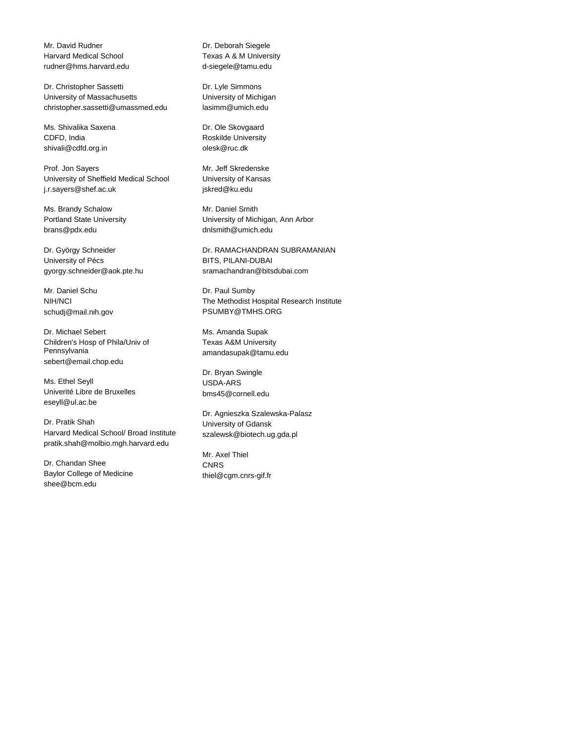Mr. David Rudner
Harvard Medical School
rudner@hms.harvard.edu

Dr. Christopher Sassetti
University of Massachusetts
christopher.sassetti@umassmed.edu

Ms. Shivalika Saxena
CDFD, India
shivali@cdfd.org.in

Prof. Jon Sayers
University of Sheffield Medical School
j.r.sayers@shef.ac.uk

Ms. Brandy Schalow
Portland State University
brans@pdx.edu

Dr. György Schneider
University of Pécs
gyorgy.schneider@aok.pte.hu

Mr. Daniel Schu
NIH/NCI
schudj@mail.nih.gov

Dr. Michael Sebert
Children's Hosp of Phila/Univ of Pennsylvania
sebert@email.chop.edu

Ms. Ethel Seyll
Univerité Libre de Bruxelles
eseyll@ul.ac.be

Dr. Pratik Shah
Harvard Medical School/ Broad Institute
pratik.shah@molbio.mgh.harvard.edu

Dr. Chandan Shee
Baylor College of Medicine
shee@bcm.edu

Dr. Deborah Siegele
Texas A & M University
d-siegele@tamu.edu

Dr. Lyle Simmons
University of Michigan
lasimm@umich.edu

Dr. Ole Skovgaard
Roskilde University
olesk@ruc.dk

Mr. Jeff Skredenske
University of Kansas
jskred@ku.edu

Mr. Daniel Smith
University of Michigan, Ann Arbor
dnlsmith@umich.edu

Dr. RAMACHANDRAN SUBRAMANIAN
BITS, PILANI-DUBAI
sramachandran@bitsdubai.com

Dr. Paul Sumby
The Methodist Hospital Research Institute
PSUMBY@TMHS.ORG

Ms. Amanda Supak
Texas A&M University
amandasupak@tamu.edu

Dr. Bryan Swingle
USDA-ARS
bms45@cornell.edu

Dr. Agnieszka Szalewska-Palasz
University of Gdansk
szalewsk@biotech.ug.gda.pl

Mr. Axel Thiel
CNRS
thiel@cgm.cnrs-gif.fr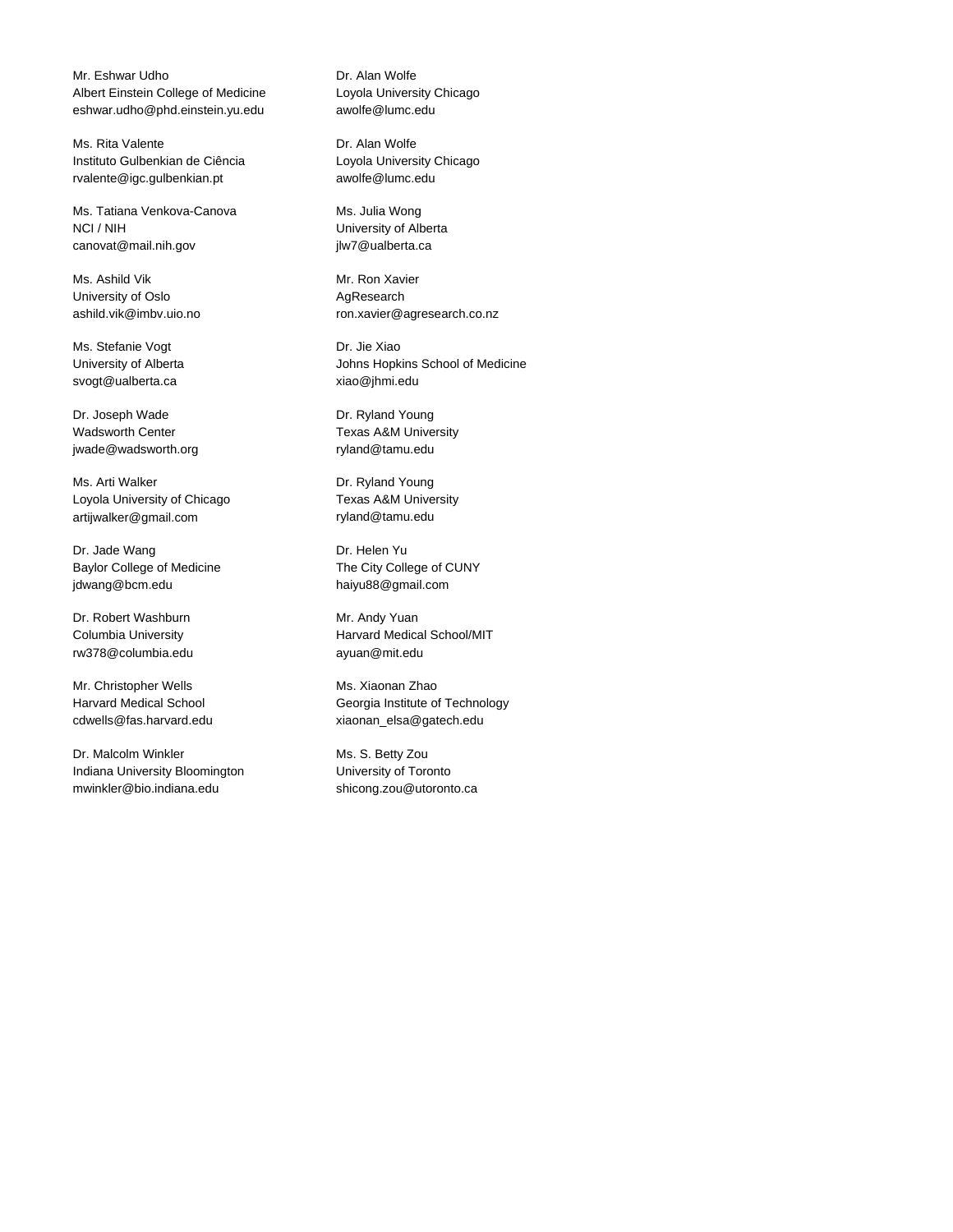Mr. Eshwar Udho
Albert Einstein College of Medicine
eshwar.udho@phd.einstein.yu.edu

Ms. Rita Valente
Instituto Gulbenkian de Ciência
rvalente@igc.gulbenkian.pt

Ms. Tatiana Venkova-Canova
NCI / NIH
canovat@mail.nih.gov

Ms. Ashild Vik
University of Oslo
ashild.vik@imbv.uio.no

Ms. Stefanie Vogt
University of Alberta
svogt@ualberta.ca

Dr. Joseph Wade
Wadsworth Center
jwade@wadsworth.org

Ms. Arti Walker
Loyola University of Chicago
artijwalker@gmail.com

Dr. Jade Wang
Baylor College of Medicine
jdwang@bcm.edu

Dr. Robert Washburn
Columbia University
rw378@columbia.edu

Mr. Christopher Wells
Harvard Medical School
cdwells@fas.harvard.edu

Dr. Malcolm Winkler
Indiana University Bloomington
mwinkler@bio.indiana.edu

Dr. Alan Wolfe
Loyola University Chicago
awolfe@lumc.edu

Dr. Alan Wolfe
Loyola University Chicago
awolfe@lumc.edu

Ms. Julia Wong
University of Alberta
jlw7@ualberta.ca

Mr. Ron Xavier
AgResearch
ron.xavier@agresearch.co.nz

Dr. Jie Xiao
Johns Hopkins School of Medicine
xiao@jhmi.edu

Dr. Ryland Young
Texas A&M University
ryland@tamu.edu

Dr. Ryland Young
Texas A&M University
ryland@tamu.edu

Dr. Helen Yu
The City College of CUNY
haiyu88@gmail.com

Mr. Andy Yuan
Harvard Medical School/MIT
ayuan@mit.edu

Ms. Xiaonan Zhao
Georgia Institute of Technology
xiaonan_elsa@gatech.edu

Ms. S. Betty Zou
University of Toronto
shicong.zou@utoronto.ca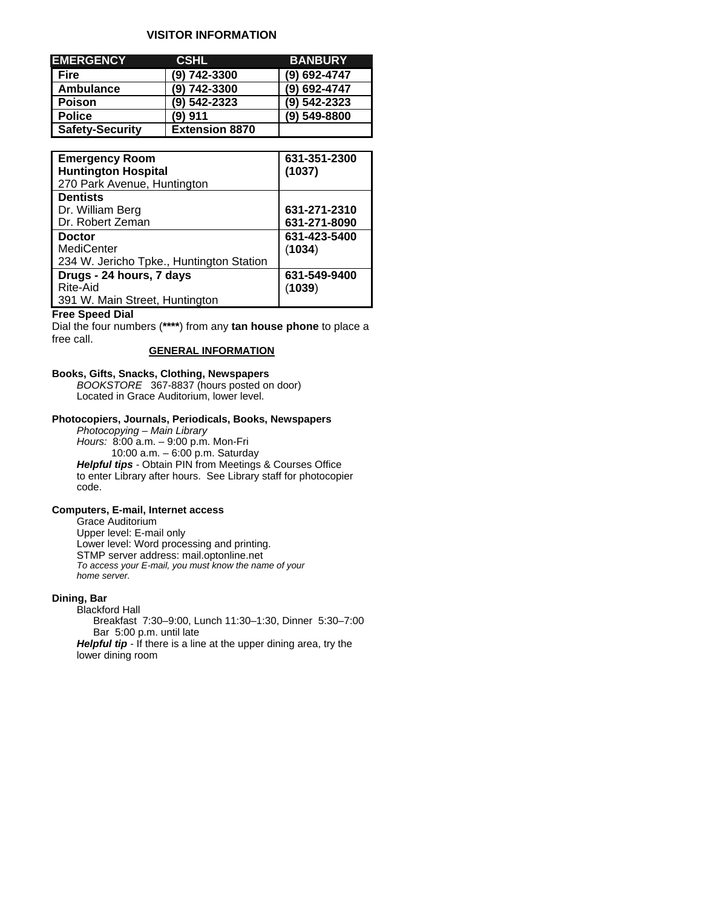## VISITOR INFORMATION

| EMERGENCY | CSHL | BANBURY |
| --- | --- | --- |
| **Fire** | **(9) 742-3300** | **(9) 692-4747** |
| **Ambulance** | **(9) 742-3300** | **(9) 692-4747** |
| **Poison** | **(9) 542-2323** | **(9) 542-2323** |
| **Police** | **(9) 911** | **(9) 549-8800** |
| **Safety-Security** | **Extension 8870** | |

| | |
| --- | --- |
| **Emergency Room**<br>**Huntington Hospital**<br>270 Park Avenue, Huntington | **631-351-2300**<br>**(1037)** |
| **Dentists**<br>Dr. William Berg<br>Dr. Robert Zeman | <br>**631-271-2310**<br>**631-271-8090** |
| **Doctor**<br>MediCenter<br>234 W. Jericho Tpke., Huntington Station | **631-423-5400**<br>(**1034**) |
| **Drugs - 24 hours, 7 days**<br>Rite-Aid<br>391 W. Main Street, Huntington | **631-549-9400**<br>(**1039**) |

**Free Speed Dial**

Dial the four numbers (**\*\*\*\***) from any **tan house phone** to place a free call.

## GENERAL INFORMATION

**Books, Gifts, Snacks, Clothing, Newspapers**

*BOOKSTORE* 367-8837 (hours posted on door)
Located in Grace Auditorium, lower level.

**Photocopiers, Journals, Periodicals, Books, Newspapers**

*Photocopying – Main Library*
*Hours:* 8:00 a.m. – 9:00 p.m. Mon-Fri
10:00 a.m. – 6:00 p.m. Saturday
***Helpful tips*** - Obtain PIN from Meetings & Courses Office to enter Library after hours. See Library staff for photocopier code.

**Computers, E-mail, Internet access**

Grace Auditorium
Upper level: E-mail only
Lower level: Word processing and printing.
STMP server address: mail.optonline.net
*To access your E-mail, you must know the name of your home server.*

**Dining, Bar**

Blackford Hall
Breakfast 7:30–9:00, Lunch 11:30–1:30, Dinner 5:30–7:00
Bar 5:00 p.m. until late
***Helpful tip*** - If there is a line at the upper dining area, try the lower dining room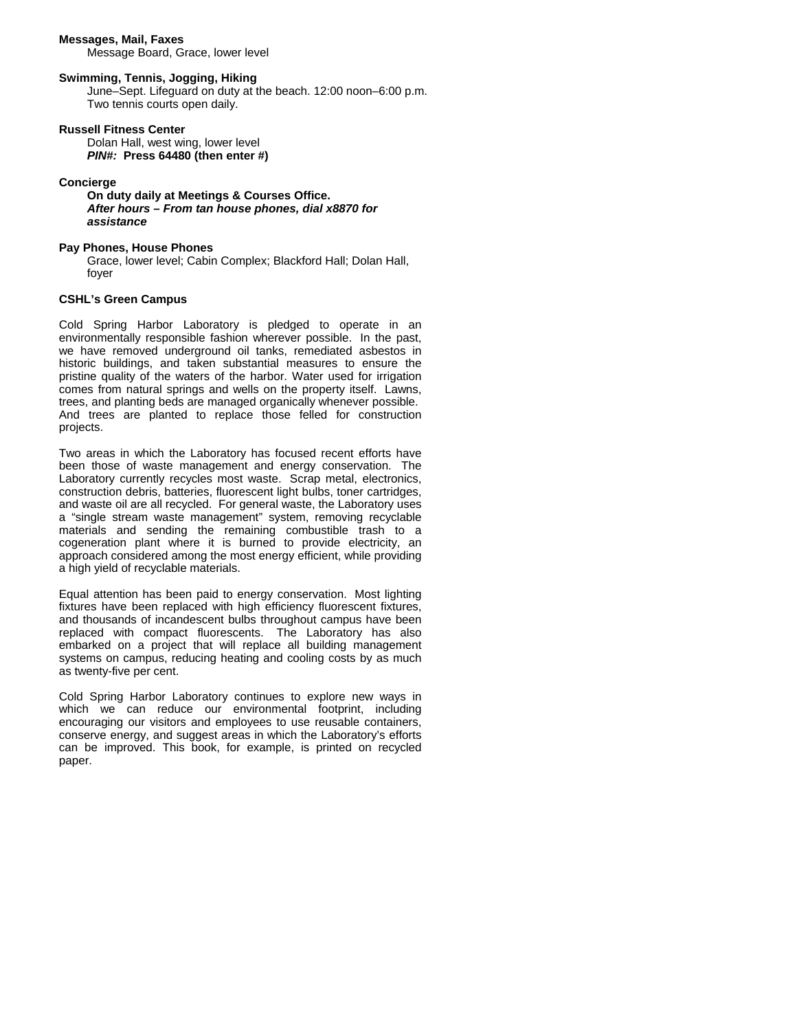**Messages, Mail, Faxes**

Message Board, Grace, lower level

**Swimming, Tennis, Jogging, Hiking**

June–Sept. Lifeguard on duty at the beach. 12:00 noon–6:00 p.m.
Two tennis courts open daily.

**Russell Fitness Center**

Dolan Hall, west wing, lower level
***PIN#:*** **Press 64480 (then enter #)**

**Concierge**

**On duty daily at Meetings & Courses Office.**
***After hours – From tan house phones, dial x8870 for assistance***

**Pay Phones, House Phones**

Grace, lower level; Cabin Complex; Blackford Hall; Dolan Hall, foyer

**CSHL's Green Campus**

Cold Spring Harbor Laboratory is pledged to operate in an environmentally responsible fashion wherever possible. In the past, we have removed underground oil tanks, remediated asbestos in historic buildings, and taken substantial measures to ensure the pristine quality of the waters of the harbor. Water used for irrigation comes from natural springs and wells on the property itself. Lawns, trees, and planting beds are managed organically whenever possible. And trees are planted to replace those felled for construction projects.

Two areas in which the Laboratory has focused recent efforts have been those of waste management and energy conservation. The Laboratory currently recycles most waste. Scrap metal, electronics, construction debris, batteries, fluorescent light bulbs, toner cartridges, and waste oil are all recycled. For general waste, the Laboratory uses a "single stream waste management" system, removing recyclable materials and sending the remaining combustible trash to a cogeneration plant where it is burned to provide electricity, an approach considered among the most energy efficient, while providing a high yield of recyclable materials.

Equal attention has been paid to energy conservation. Most lighting fixtures have been replaced with high efficiency fluorescent fixtures, and thousands of incandescent bulbs throughout campus have been replaced with compact fluorescents. The Laboratory has also embarked on a project that will replace all building management systems on campus, reducing heating and cooling costs by as much as twenty-five per cent.

Cold Spring Harbor Laboratory continues to explore new ways in which we can reduce our environmental footprint, including encouraging our visitors and employees to use reusable containers, conserve energy, and suggest areas in which the Laboratory's efforts can be improved. This book, for example, is printed on recycled paper.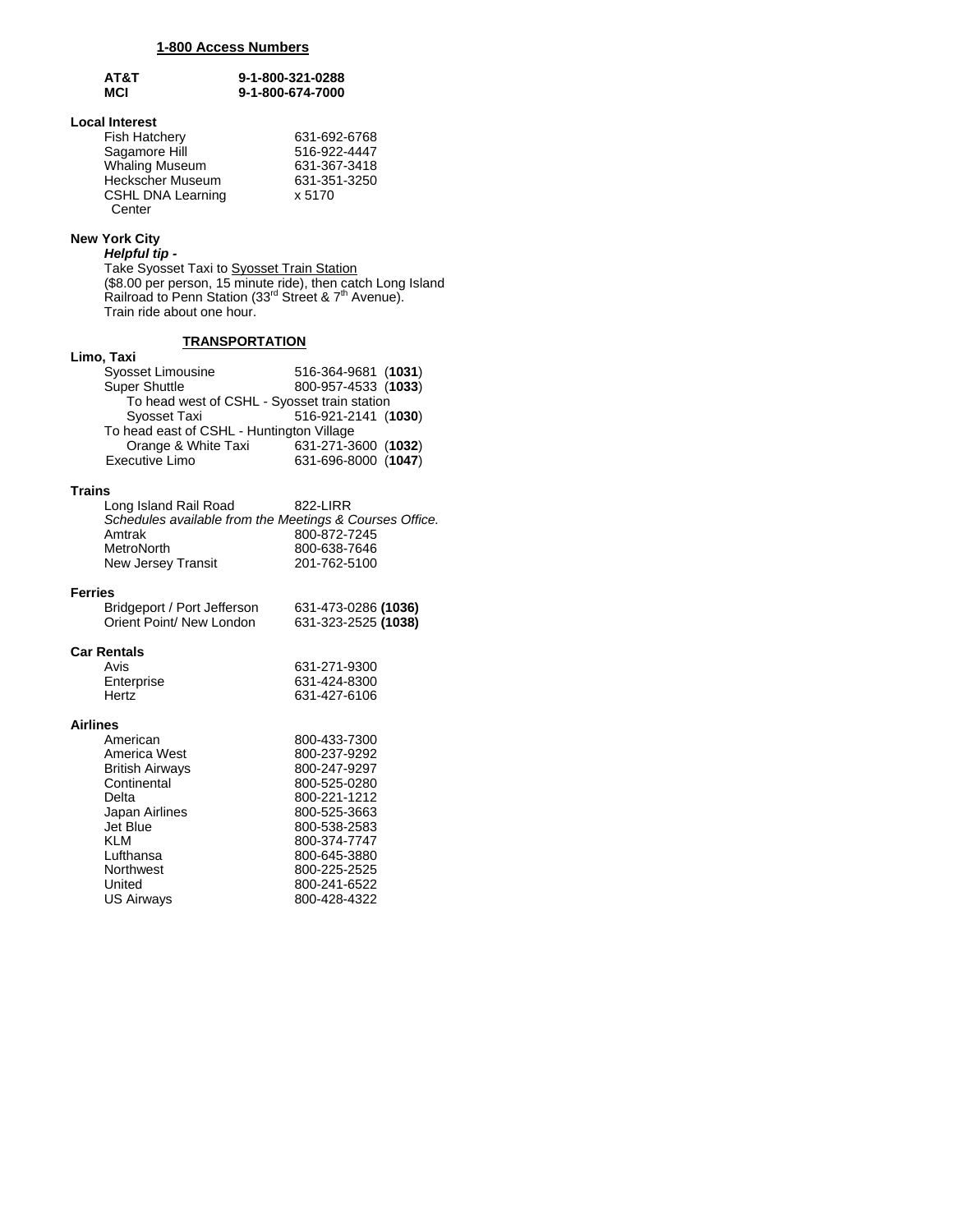## 1-800 Access Numbers

| | |
|---|---|
| **AT&T** | **9-1-800-321-0288** |
| **MCI** | **9-1-800-674-7000** |

**Local Interest**

| | |
|---|---|
| Fish Hatchery | 631-692-6768 |
| Sagamore Hill | 516-922-4447 |
| Whaling Museum | 631-367-3418 |
| Heckscher Museum | 631-351-3250 |
| CSHL DNA Learning Center | x 5170 |

**New York City**

***Helpful tip -***

Take Syosset Taxi to Syosset Train Station ($8.00 per person, 15 minute ride), then catch Long Island Railroad to Penn Station (33rd Street & 7th Avenue). Train ride about one hour.

## TRANSPORTATION

**Limo, Taxi**

| | |
|---|---|
| Syosset Limousine | 516-364-9681 (**1031**) |
| Super Shuttle | 800-957-4533 (**1033**) |
| To head west of CSHL - Syosset train station | |
| Syosset Taxi | 516-921-2141 (**1030**) |
| To head east of CSHL - Huntington Village | |
| Orange & White Taxi | 631-271-3600 (**1032**) |
| Executive Limo | 631-696-8000 (**1047**) |

**Trains**

| | |
|---|---|
| Long Island Rail Road | 822-LIRR |
| *Schedules available from the Meetings & Courses Office.* | |
| Amtrak | 800-872-7245 |
| MetroNorth | 800-638-7646 |
| New Jersey Transit | 201-762-5100 |

**Ferries**

| | |
|---|---|
| Bridgeport / Port Jefferson | 631-473-0286 **(1036)** |
| Orient Point/ New London | 631-323-2525 **(1038)** |

**Car Rentals**

| | |
|---|---|
| Avis | 631-271-9300 |
| Enterprise | 631-424-8300 |
| Hertz | 631-427-6106 |

**Airlines**

| | |
|---|---|
| American | 800-433-7300 |
| America West | 800-237-9292 |
| British Airways | 800-247-9297 |
| Continental | 800-525-0280 |
| Delta | 800-221-1212 |
| Japan Airlines | 800-525-3663 |
| Jet Blue | 800-538-2583 |
| KLM | 800-374-7747 |
| Lufthansa | 800-645-3880 |
| Northwest | 800-225-2525 |
| United | 800-241-6522 |
| US Airways | 800-428-4322 |